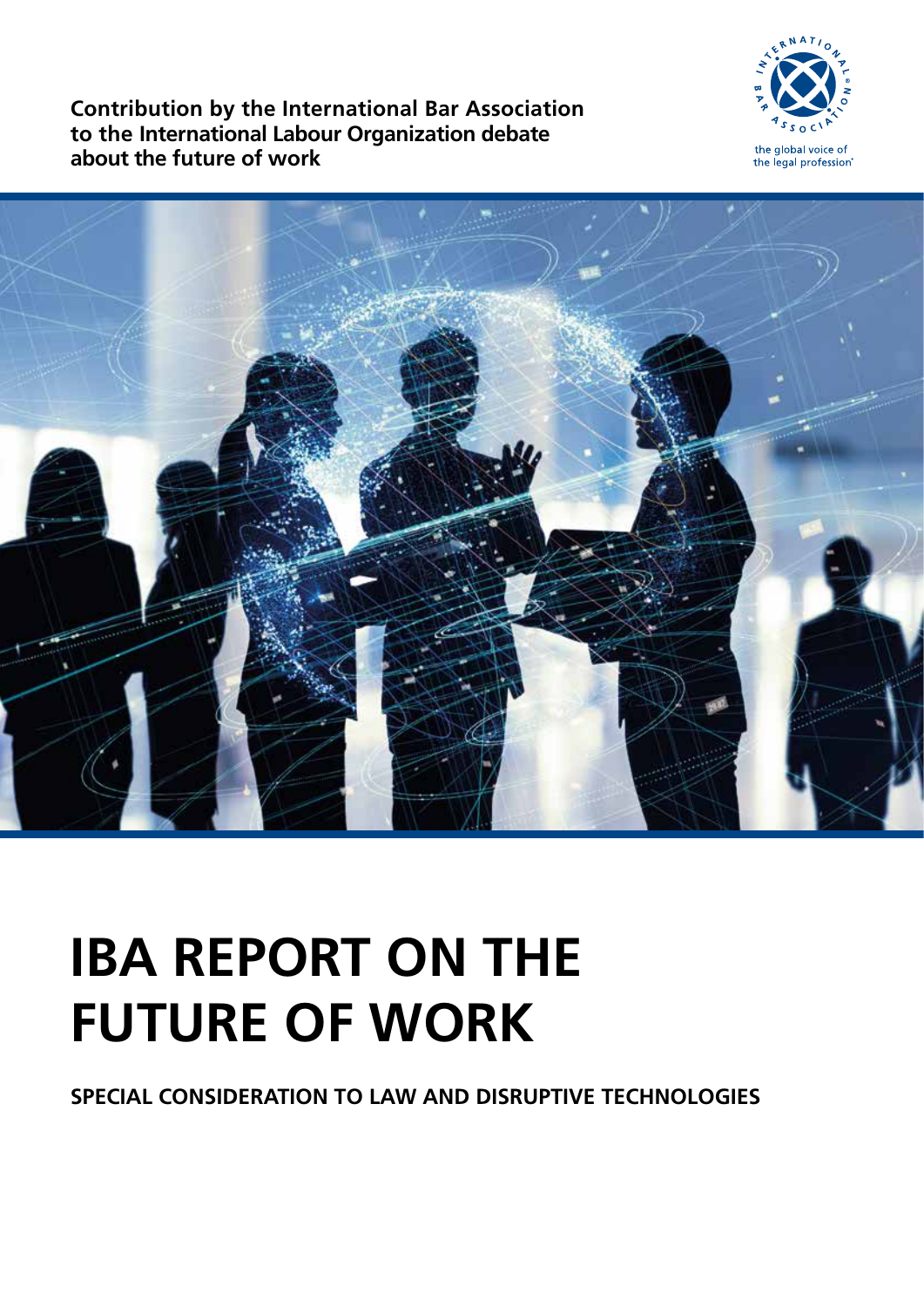**Contribution by the International Bar Association to the International Labour Organization debate about the future of work**

INTERNATIONAL BAR ASSOCIATION

the global voice of the legal profession

# IBA REPORT ON THE FUTURE OF WORK

## SPECIAL CONSIDERATION TO LAW AND DISRUPTIVE TECHNOLOGIES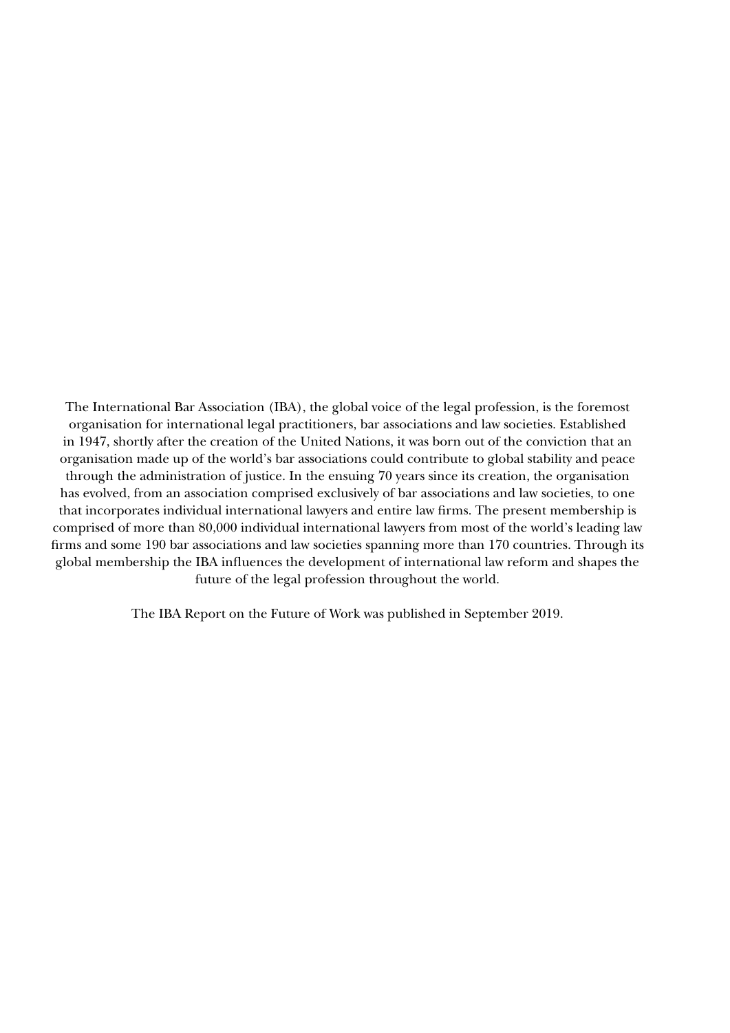The International Bar Association (IBA), the global voice of the legal profession, is the foremost organisation for international legal practitioners, bar associations and law societies. Established in 1947, shortly after the creation of the United Nations, it was born out of the conviction that an organisation made up of the world's bar associations could contribute to global stability and peace through the administration of justice. In the ensuing 70 years since its creation, the organisation has evolved, from an association comprised exclusively of bar associations and law societies, to one that incorporates individual international lawyers and entire law firms. The present membership is comprised of more than 80,000 individual international lawyers from most of the world's leading law firms and some 190 bar associations and law societies spanning more than 170 countries. Through its global membership the IBA influences the development of international law reform and shapes the future of the legal profession throughout the world.

The IBA Report on the Future of Work was published in September 2019.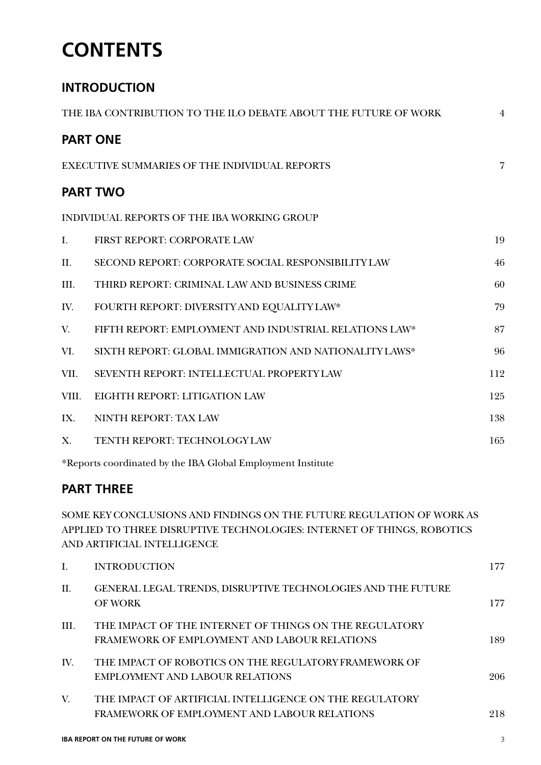# CONTENTS

## INTRODUCTION

THE IBA CONTRIBUTION TO THE ILO DEBATE ABOUT THE FUTURE OF WORK 4

## PART ONE

EXECUTIVE SUMMARIES OF THE INDIVIDUAL REPORTS 7

## PART TWO

INDIVIDUAL REPORTS OF THE IBA WORKING GROUP

| | | |
|---|---|---|
| I. | FIRST REPORT: CORPORATE LAW | 19 |
| II. | SECOND REPORT: CORPORATE SOCIAL RESPONSIBILITY LAW | 46 |
| III. | THIRD REPORT: CRIMINAL LAW AND BUSINESS CRIME | 60 |
| IV. | FOURTH REPORT: DIVERSITY AND EQUALITY LAW* | 79 |
| V. | FIFTH REPORT: EMPLOYMENT AND INDUSTRIAL RELATIONS LAW* | 87 |
| VI. | SIXTH REPORT: GLOBAL IMMIGRATION AND NATIONALITY LAWS* | 96 |
| VII. | SEVENTH REPORT: INTELLECTUAL PROPERTY LAW | 112 |
| VIII. | EIGHTH REPORT: LITIGATION LAW | 125 |
| IX. | NINTH REPORT: TAX LAW | 138 |
| X. | TENTH REPORT: TECHNOLOGY LAW | 165 |

*Reports coordinated by the IBA Global Employment Institute

## PART THREE

SOME KEY CONCLUSIONS AND FINDINGS ON THE FUTURE REGULATION OF WORK AS APPLIED TO THREE DISRUPTIVE TECHNOLOGIES: INTERNET OF THINGS, ROBOTICS AND ARTIFICIAL INTELLIGENCE

| | | |
|---|---|---|
| I. | INTRODUCTION | 177 |
| II. | GENERAL LEGAL TRENDS, DISRUPTIVE TECHNOLOGIES AND THE FUTURE OF WORK | 177 |
| III. | THE IMPACT OF THE INTERNET OF THINGS ON THE REGULATORY FRAMEWORK OF EMPLOYMENT AND LABOUR RELATIONS | 189 |
| IV. | THE IMPACT OF ROBOTICS ON THE REGULATORY FRAMEWORK OF EMPLOYMENT AND LABOUR RELATIONS | 206 |
| V. | THE IMPACT OF ARTIFICIAL INTELLIGENCE ON THE REGULATORY FRAMEWORK OF EMPLOYMENT AND LABOUR RELATIONS | 218 |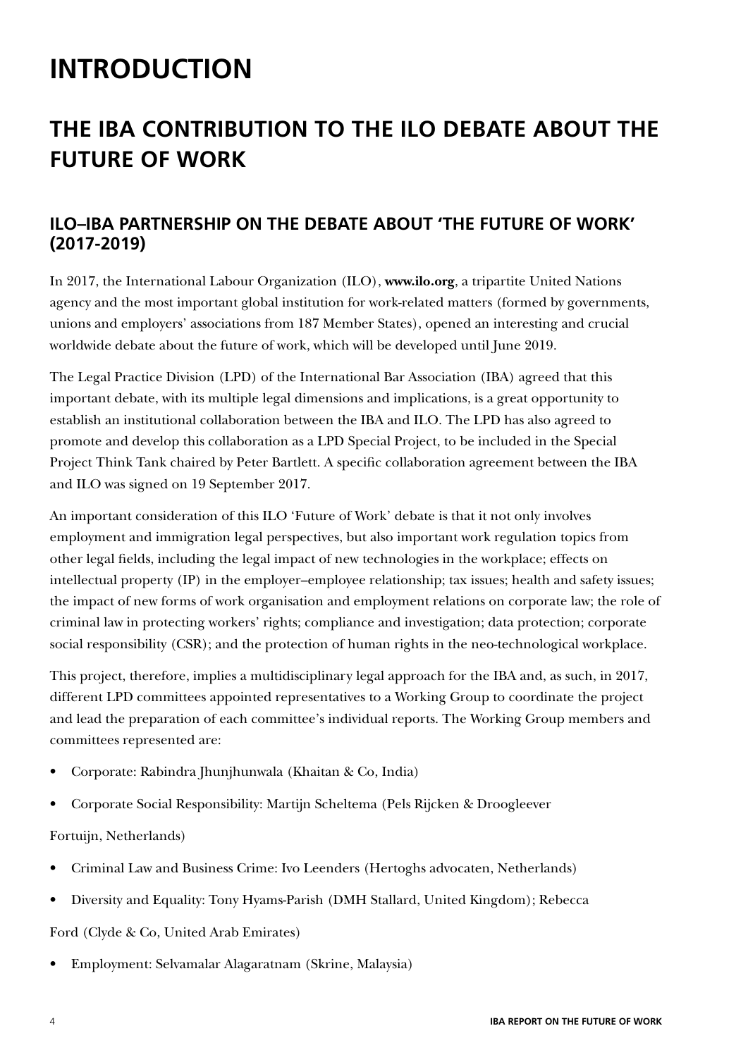# INTRODUCTION

## THE IBA CONTRIBUTION TO THE ILO DEBATE ABOUT THE FUTURE OF WORK

### ILO–IBA PARTNERSHIP ON THE DEBATE ABOUT 'THE FUTURE OF WORK' (2017-2019)

In 2017, the International Labour Organization (ILO), **www.ilo.org**, a tripartite United Nations agency and the most important global institution for work-related matters (formed by governments, unions and employers' associations from 187 Member States), opened an interesting and crucial worldwide debate about the future of work, which will be developed until June 2019.

The Legal Practice Division (LPD) of the International Bar Association (IBA) agreed that this important debate, with its multiple legal dimensions and implications, is a great opportunity to establish an institutional collaboration between the IBA and ILO. The LPD has also agreed to promote and develop this collaboration as a LPD Special Project, to be included in the Special Project Think Tank chaired by Peter Bartlett. A specific collaboration agreement between the IBA and ILO was signed on 19 September 2017.

An important consideration of this ILO 'Future of Work' debate is that it not only involves employment and immigration legal perspectives, but also important work regulation topics from other legal fields, including the legal impact of new technologies in the workplace; effects on intellectual property (IP) in the employer–employee relationship; tax issues; health and safety issues; the impact of new forms of work organisation and employment relations on corporate law; the role of criminal law in protecting workers' rights; compliance and investigation; data protection; corporate social responsibility (CSR); and the protection of human rights in the neo-technological workplace.

This project, therefore, implies a multidisciplinary legal approach for the IBA and, as such, in 2017, different LPD committees appointed representatives to a Working Group to coordinate the project and lead the preparation of each committee's individual reports. The Working Group members and committees represented are:

- Corporate: Rabindra Jhunjhunwala (Khaitan & Co, India)
- Corporate Social Responsibility: Martijn Scheltema (Pels Rijcken & Droogleever Fortuijn, Netherlands)
- Criminal Law and Business Crime: Ivo Leenders (Hertoghs advocaten, Netherlands)
- Diversity and Equality: Tony Hyams-Parish (DMH Stallard, United Kingdom); Rebecca Ford (Clyde & Co, United Arab Emirates)
- Employment: Selvamalar Alagaratnam (Skrine, Malaysia)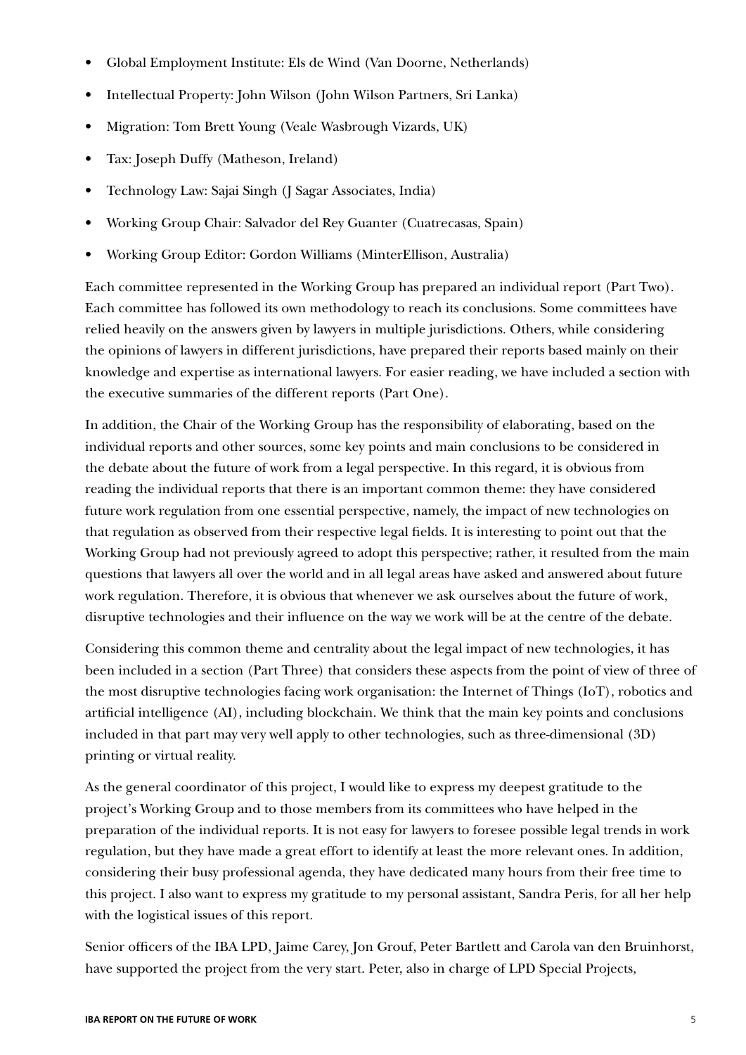- Global Employment Institute: Els de Wind (Van Doorne, Netherlands)
- Intellectual Property: John Wilson (John Wilson Partners, Sri Lanka)
- Migration: Tom Brett Young (Veale Wasbrough Vizards, UK)
- Tax: Joseph Duffy (Matheson, Ireland)
- Technology Law: Sajai Singh (J Sagar Associates, India)
- Working Group Chair: Salvador del Rey Guanter (Cuatrecasas, Spain)
- Working Group Editor: Gordon Williams (MinterEllison, Australia)

Each committee represented in the Working Group has prepared an individual report (Part Two). Each committee has followed its own methodology to reach its conclusions. Some committees have relied heavily on the answers given by lawyers in multiple jurisdictions. Others, while considering the opinions of lawyers in different jurisdictions, have prepared their reports based mainly on their knowledge and expertise as international lawyers. For easier reading, we have included a section with the executive summaries of the different reports (Part One).

In addition, the Chair of the Working Group has the responsibility of elaborating, based on the individual reports and other sources, some key points and main conclusions to be considered in the debate about the future of work from a legal perspective. In this regard, it is obvious from reading the individual reports that there is an important common theme: they have considered future work regulation from one essential perspective, namely, the impact of new technologies on that regulation as observed from their respective legal fields. It is interesting to point out that the Working Group had not previously agreed to adopt this perspective; rather, it resulted from the main questions that lawyers all over the world and in all legal areas have asked and answered about future work regulation. Therefore, it is obvious that whenever we ask ourselves about the future of work, disruptive technologies and their influence on the way we work will be at the centre of the debate.

Considering this common theme and centrality about the legal impact of new technologies, it has been included in a section (Part Three) that considers these aspects from the point of view of three of the most disruptive technologies facing work organisation: the Internet of Things (IoT), robotics and artificial intelligence (AI), including blockchain. We think that the main key points and conclusions included in that part may very well apply to other technologies, such as three-dimensional (3D) printing or virtual reality.

As the general coordinator of this project, I would like to express my deepest gratitude to the project's Working Group and to those members from its committees who have helped in the preparation of the individual reports. It is not easy for lawyers to foresee possible legal trends in work regulation, but they have made a great effort to identify at least the more relevant ones. In addition, considering their busy professional agenda, they have dedicated many hours from their free time to this project. I also want to express my gratitude to my personal assistant, Sandra Peris, for all her help with the logistical issues of this report.

Senior officers of the IBA LPD, Jaime Carey, Jon Grouf, Peter Bartlett and Carola van den Bruinhorst, have supported the project from the very start. Peter, also in charge of LPD Special Projects,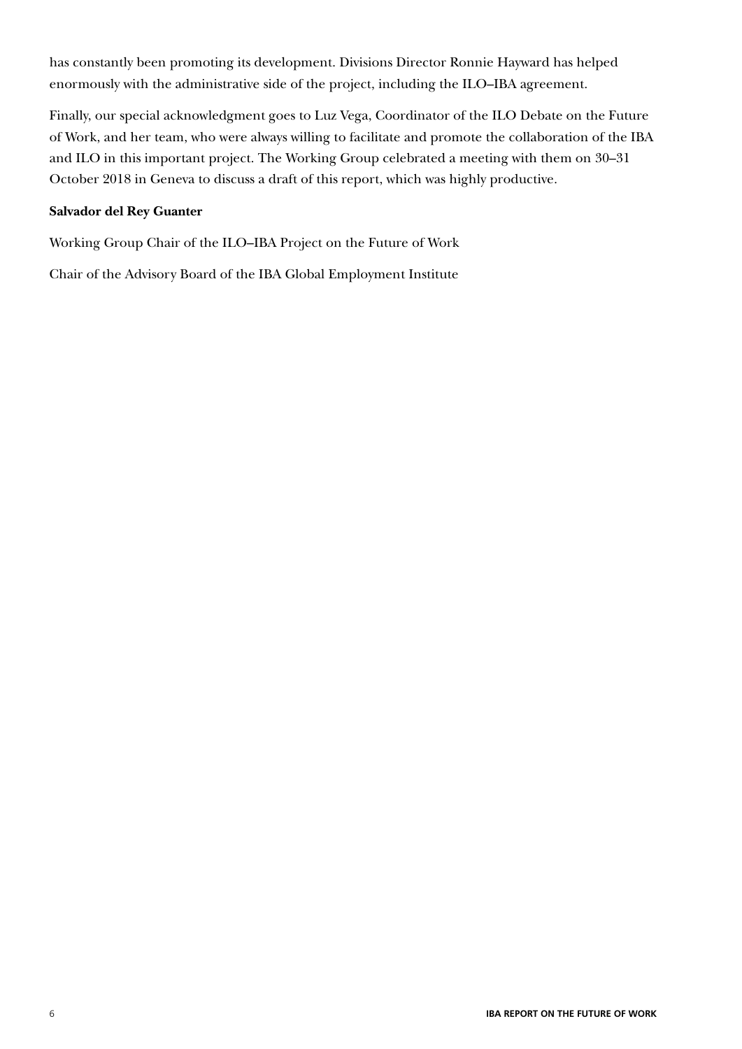has constantly been promoting its development. Divisions Director Ronnie Hayward has helped enormously with the administrative side of the project, including the ILO–IBA agreement.

Finally, our special acknowledgment goes to Luz Vega, Coordinator of the ILO Debate on the Future of Work, and her team, who were always willing to facilitate and promote the collaboration of the IBA and ILO in this important project. The Working Group celebrated a meeting with them on 30–31 October 2018 in Geneva to discuss a draft of this report, which was highly productive.

**Salvador del Rey Guanter**

Working Group Chair of the ILO–IBA Project on the Future of Work

Chair of the Advisory Board of the IBA Global Employment Institute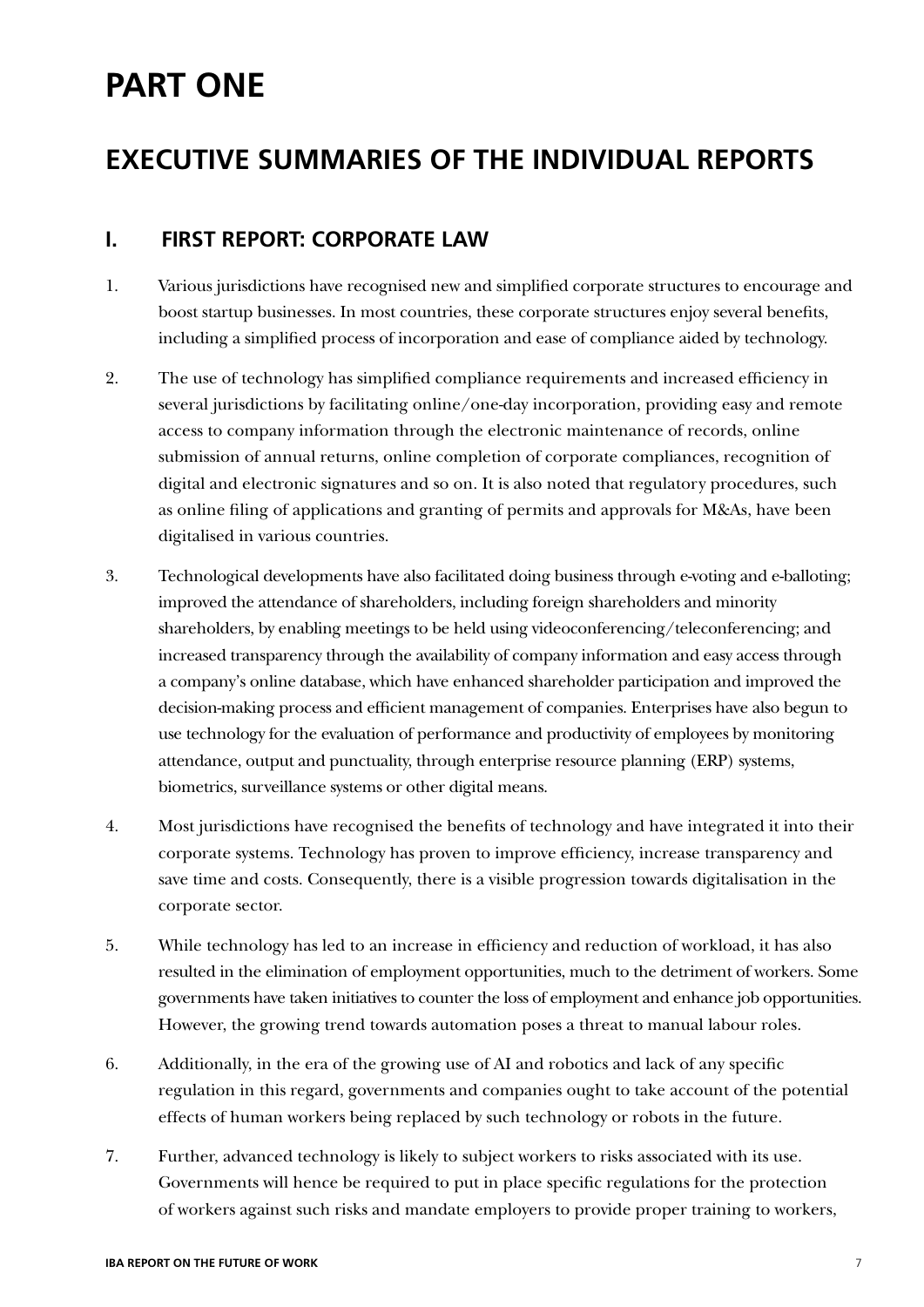# PART ONE

## EXECUTIVE SUMMARIES OF THE INDIVIDUAL REPORTS

### I. FIRST REPORT: CORPORATE LAW

1. Various jurisdictions have recognised new and simplified corporate structures to encourage and boost startup businesses. In most countries, these corporate structures enjoy several benefits, including a simplified process of incorporation and ease of compliance aided by technology.

2. The use of technology has simplified compliance requirements and increased efficiency in several jurisdictions by facilitating online/one-day incorporation, providing easy and remote access to company information through the electronic maintenance of records, online submission of annual returns, online completion of corporate compliances, recognition of digital and electronic signatures and so on. It is also noted that regulatory procedures, such as online filing of applications and granting of permits and approvals for M&As, have been digitalised in various countries.

3. Technological developments have also facilitated doing business through e-voting and e-balloting; improved the attendance of shareholders, including foreign shareholders and minority shareholders, by enabling meetings to be held using videoconferencing/teleconferencing; and increased transparency through the availability of company information and easy access through a company's online database, which have enhanced shareholder participation and improved the decision-making process and efficient management of companies. Enterprises have also begun to use technology for the evaluation of performance and productivity of employees by monitoring attendance, output and punctuality, through enterprise resource planning (ERP) systems, biometrics, surveillance systems or other digital means.

4. Most jurisdictions have recognised the benefits of technology and have integrated it into their corporate systems. Technology has proven to improve efficiency, increase transparency and save time and costs. Consequently, there is a visible progression towards digitalisation in the corporate sector.

5. While technology has led to an increase in efficiency and reduction of workload, it has also resulted in the elimination of employment opportunities, much to the detriment of workers. Some governments have taken initiatives to counter the loss of employment and enhance job opportunities. However, the growing trend towards automation poses a threat to manual labour roles.

6. Additionally, in the era of the growing use of AI and robotics and lack of any specific regulation in this regard, governments and companies ought to take account of the potential effects of human workers being replaced by such technology or robots in the future.

7. Further, advanced technology is likely to subject workers to risks associated with its use. Governments will hence be required to put in place specific regulations for the protection of workers against such risks and mandate employers to provide proper training to workers,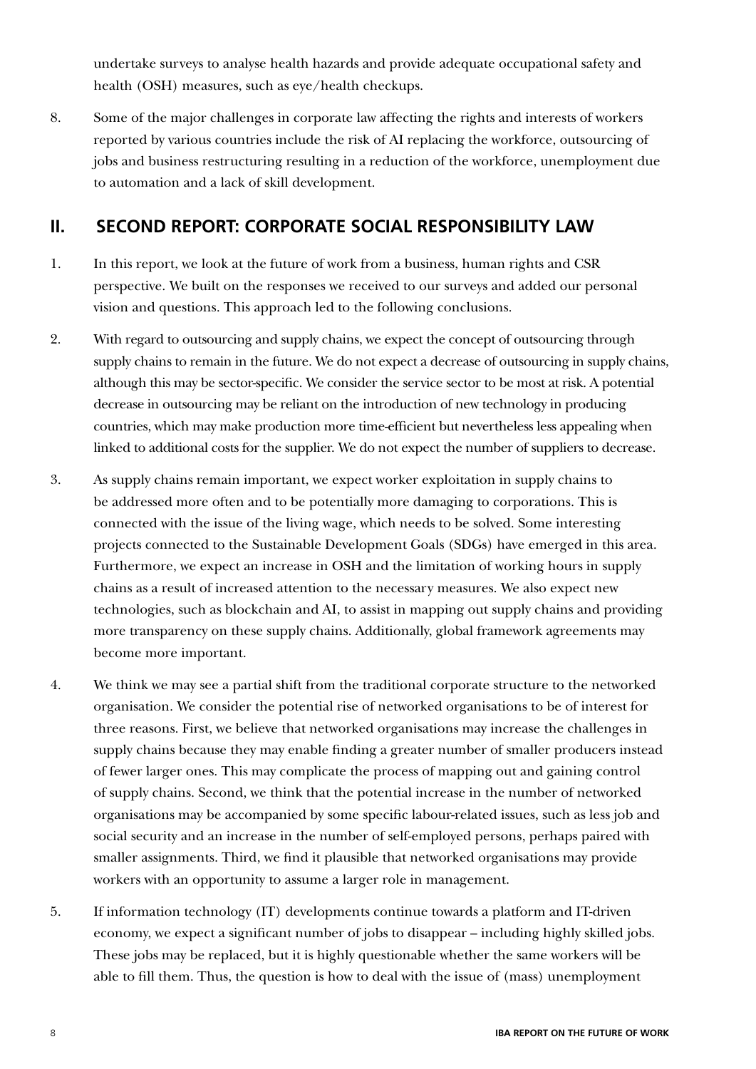undertake surveys to analyse health hazards and provide adequate occupational safety and health (OSH) measures, such as eye/health checkups.

8. Some of the major challenges in corporate law affecting the rights and interests of workers reported by various countries include the risk of AI replacing the workforce, outsourcing of jobs and business restructuring resulting in a reduction of the workforce, unemployment due to automation and a lack of skill development.

## II. SECOND REPORT: CORPORATE SOCIAL RESPONSIBILITY LAW

1. In this report, we look at the future of work from a business, human rights and CSR perspective. We built on the responses we received to our surveys and added our personal vision and questions. This approach led to the following conclusions.

2. With regard to outsourcing and supply chains, we expect the concept of outsourcing through supply chains to remain in the future. We do not expect a decrease of outsourcing in supply chains, although this may be sector-specific. We consider the service sector to be most at risk. A potential decrease in outsourcing may be reliant on the introduction of new technology in producing countries, which may make production more time-efficient but nevertheless less appealing when linked to additional costs for the supplier. We do not expect the number of suppliers to decrease.

3. As supply chains remain important, we expect worker exploitation in supply chains to be addressed more often and to be potentially more damaging to corporations. This is connected with the issue of the living wage, which needs to be solved. Some interesting projects connected to the Sustainable Development Goals (SDGs) have emerged in this area. Furthermore, we expect an increase in OSH and the limitation of working hours in supply chains as a result of increased attention to the necessary measures. We also expect new technologies, such as blockchain and AI, to assist in mapping out supply chains and providing more transparency on these supply chains. Additionally, global framework agreements may become more important.

4. We think we may see a partial shift from the traditional corporate structure to the networked organisation. We consider the potential rise of networked organisations to be of interest for three reasons. First, we believe that networked organisations may increase the challenges in supply chains because they may enable finding a greater number of smaller producers instead of fewer larger ones. This may complicate the process of mapping out and gaining control of supply chains. Second, we think that the potential increase in the number of networked organisations may be accompanied by some specific labour-related issues, such as less job and social security and an increase in the number of self-employed persons, perhaps paired with smaller assignments. Third, we find it plausible that networked organisations may provide workers with an opportunity to assume a larger role in management.

5. If information technology (IT) developments continue towards a platform and IT-driven economy, we expect a significant number of jobs to disappear – including highly skilled jobs. These jobs may be replaced, but it is highly questionable whether the same workers will be able to fill them. Thus, the question is how to deal with the issue of (mass) unemployment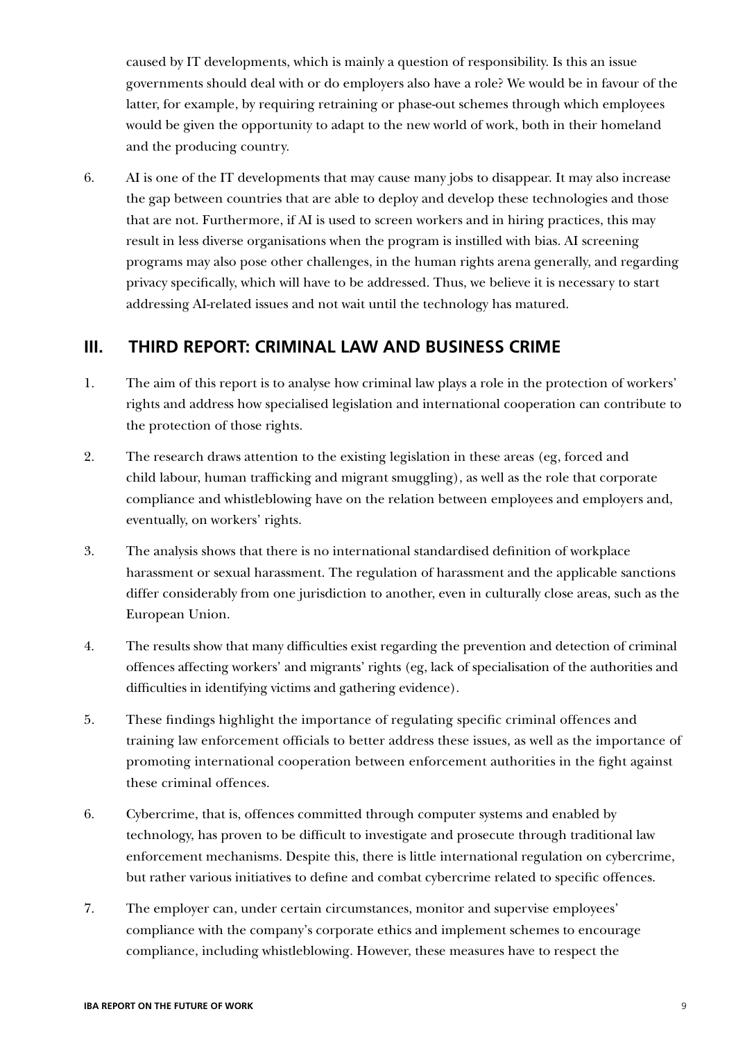caused by IT developments, which is mainly a question of responsibility. Is this an issue governments should deal with or do employers also have a role? We would be in favour of the latter, for example, by requiring retraining or phase-out schemes through which employees would be given the opportunity to adapt to the new world of work, both in their homeland and the producing country.

6. AI is one of the IT developments that may cause many jobs to disappear. It may also increase the gap between countries that are able to deploy and develop these technologies and those that are not. Furthermore, if AI is used to screen workers and in hiring practices, this may result in less diverse organisations when the program is instilled with bias. AI screening programs may also pose other challenges, in the human rights arena generally, and regarding privacy specifically, which will have to be addressed. Thus, we believe it is necessary to start addressing AI-related issues and not wait until the technology has matured.

## III. THIRD REPORT: CRIMINAL LAW AND BUSINESS CRIME

1. The aim of this report is to analyse how criminal law plays a role in the protection of workers' rights and address how specialised legislation and international cooperation can contribute to the protection of those rights.

2. The research draws attention to the existing legislation in these areas (eg, forced and child labour, human trafficking and migrant smuggling), as well as the role that corporate compliance and whistleblowing have on the relation between employees and employers and, eventually, on workers' rights.

3. The analysis shows that there is no international standardised definition of workplace harassment or sexual harassment. The regulation of harassment and the applicable sanctions differ considerably from one jurisdiction to another, even in culturally close areas, such as the European Union.

4. The results show that many difficulties exist regarding the prevention and detection of criminal offences affecting workers' and migrants' rights (eg, lack of specialisation of the authorities and difficulties in identifying victims and gathering evidence).

5. These findings highlight the importance of regulating specific criminal offences and training law enforcement officials to better address these issues, as well as the importance of promoting international cooperation between enforcement authorities in the fight against these criminal offences.

6. Cybercrime, that is, offences committed through computer systems and enabled by technology, has proven to be difficult to investigate and prosecute through traditional law enforcement mechanisms. Despite this, there is little international regulation on cybercrime, but rather various initiatives to define and combat cybercrime related to specific offences.

7. The employer can, under certain circumstances, monitor and supervise employees' compliance with the company's corporate ethics and implement schemes to encourage compliance, including whistleblowing. However, these measures have to respect the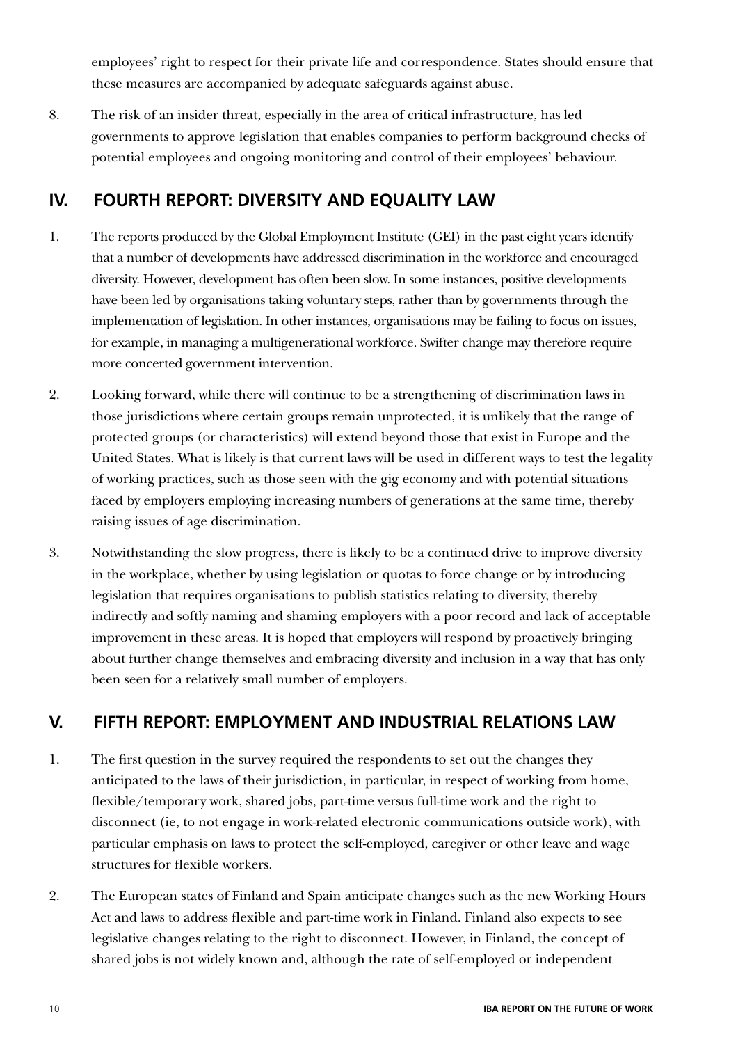employees' right to respect for their private life and correspondence. States should ensure that these measures are accompanied by adequate safeguards against abuse.

8. The risk of an insider threat, especially in the area of critical infrastructure, has led governments to approve legislation that enables companies to perform background checks of potential employees and ongoing monitoring and control of their employees' behaviour.

## IV. FOURTH REPORT: DIVERSITY AND EQUALITY LAW

1. The reports produced by the Global Employment Institute (GEI) in the past eight years identify that a number of developments have addressed discrimination in the workforce and encouraged diversity. However, development has often been slow. In some instances, positive developments have been led by organisations taking voluntary steps, rather than by governments through the implementation of legislation. In other instances, organisations may be failing to focus on issues, for example, in managing a multigenerational workforce. Swifter change may therefore require more concerted government intervention.

2. Looking forward, while there will continue to be a strengthening of discrimination laws in those jurisdictions where certain groups remain unprotected, it is unlikely that the range of protected groups (or characteristics) will extend beyond those that exist in Europe and the United States. What is likely is that current laws will be used in different ways to test the legality of working practices, such as those seen with the gig economy and with potential situations faced by employers employing increasing numbers of generations at the same time, thereby raising issues of age discrimination.

3. Notwithstanding the slow progress, there is likely to be a continued drive to improve diversity in the workplace, whether by using legislation or quotas to force change or by introducing legislation that requires organisations to publish statistics relating to diversity, thereby indirectly and softly naming and shaming employers with a poor record and lack of acceptable improvement in these areas. It is hoped that employers will respond by proactively bringing about further change themselves and embracing diversity and inclusion in a way that has only been seen for a relatively small number of employers.

## V. FIFTH REPORT: EMPLOYMENT AND INDUSTRIAL RELATIONS LAW

1. The first question in the survey required the respondents to set out the changes they anticipated to the laws of their jurisdiction, in particular, in respect of working from home, flexible/temporary work, shared jobs, part-time versus full-time work and the right to disconnect (ie, to not engage in work-related electronic communications outside work), with particular emphasis on laws to protect the self-employed, caregiver or other leave and wage structures for flexible workers.

2. The European states of Finland and Spain anticipate changes such as the new Working Hours Act and laws to address flexible and part-time work in Finland. Finland also expects to see legislative changes relating to the right to disconnect. However, in Finland, the concept of shared jobs is not widely known and, although the rate of self-employed or independent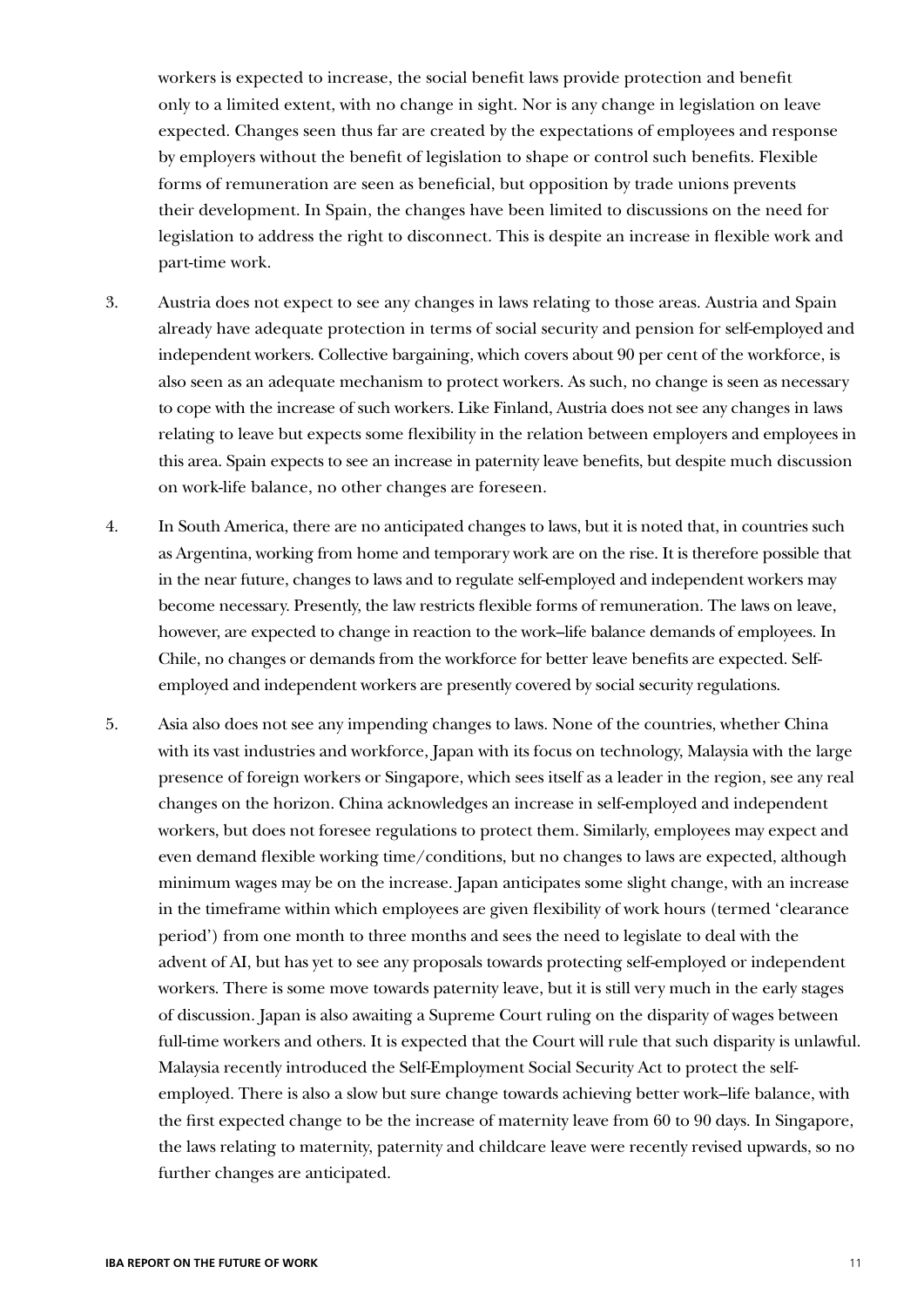workers is expected to increase, the social benefit laws provide protection and benefit only to a limited extent, with no change in sight. Nor is any change in legislation on leave expected. Changes seen thus far are created by the expectations of employees and response by employers without the benefit of legislation to shape or control such benefits. Flexible forms of remuneration are seen as beneficial, but opposition by trade unions prevents their development. In Spain, the changes have been limited to discussions on the need for legislation to address the right to disconnect. This is despite an increase in flexible work and part-time work.

3. Austria does not expect to see any changes in laws relating to those areas. Austria and Spain already have adequate protection in terms of social security and pension for self-employed and independent workers. Collective bargaining, which covers about 90 per cent of the workforce, is also seen as an adequate mechanism to protect workers. As such, no change is seen as necessary to cope with the increase of such workers. Like Finland, Austria does not see any changes in laws relating to leave but expects some flexibility in the relation between employers and employees in this area. Spain expects to see an increase in paternity leave benefits, but despite much discussion on work-life balance, no other changes are foreseen.

4. In South America, there are no anticipated changes to laws, but it is noted that, in countries such as Argentina, working from home and temporary work are on the rise. It is therefore possible that in the near future, changes to laws and to regulate self-employed and independent workers may become necessary. Presently, the law restricts flexible forms of remuneration. The laws on leave, however, are expected to change in reaction to the work–life balance demands of employees. In Chile, no changes or demands from the workforce for better leave benefits are expected. Self-employed and independent workers are presently covered by social security regulations.

5. Asia also does not see any impending changes to laws. None of the countries, whether China with its vast industries and workforce, Japan with its focus on technology, Malaysia with the large presence of foreign workers or Singapore, which sees itself as a leader in the region, see any real changes on the horizon. China acknowledges an increase in self-employed and independent workers, but does not foresee regulations to protect them. Similarly, employees may expect and even demand flexible working time/conditions, but no changes to laws are expected, although minimum wages may be on the increase. Japan anticipates some slight change, with an increase in the timeframe within which employees are given flexibility of work hours (termed 'clearance period') from one month to three months and sees the need to legislate to deal with the advent of AI, but has yet to see any proposals towards protecting self-employed or independent workers. There is some move towards paternity leave, but it is still very much in the early stages of discussion. Japan is also awaiting a Supreme Court ruling on the disparity of wages between full-time workers and others. It is expected that the Court will rule that such disparity is unlawful. Malaysia recently introduced the Self-Employment Social Security Act to protect the self-employed. There is also a slow but sure change towards achieving better work–life balance, with the first expected change to be the increase of maternity leave from 60 to 90 days. In Singapore, the laws relating to maternity, paternity and childcare leave were recently revised upwards, so no further changes are anticipated.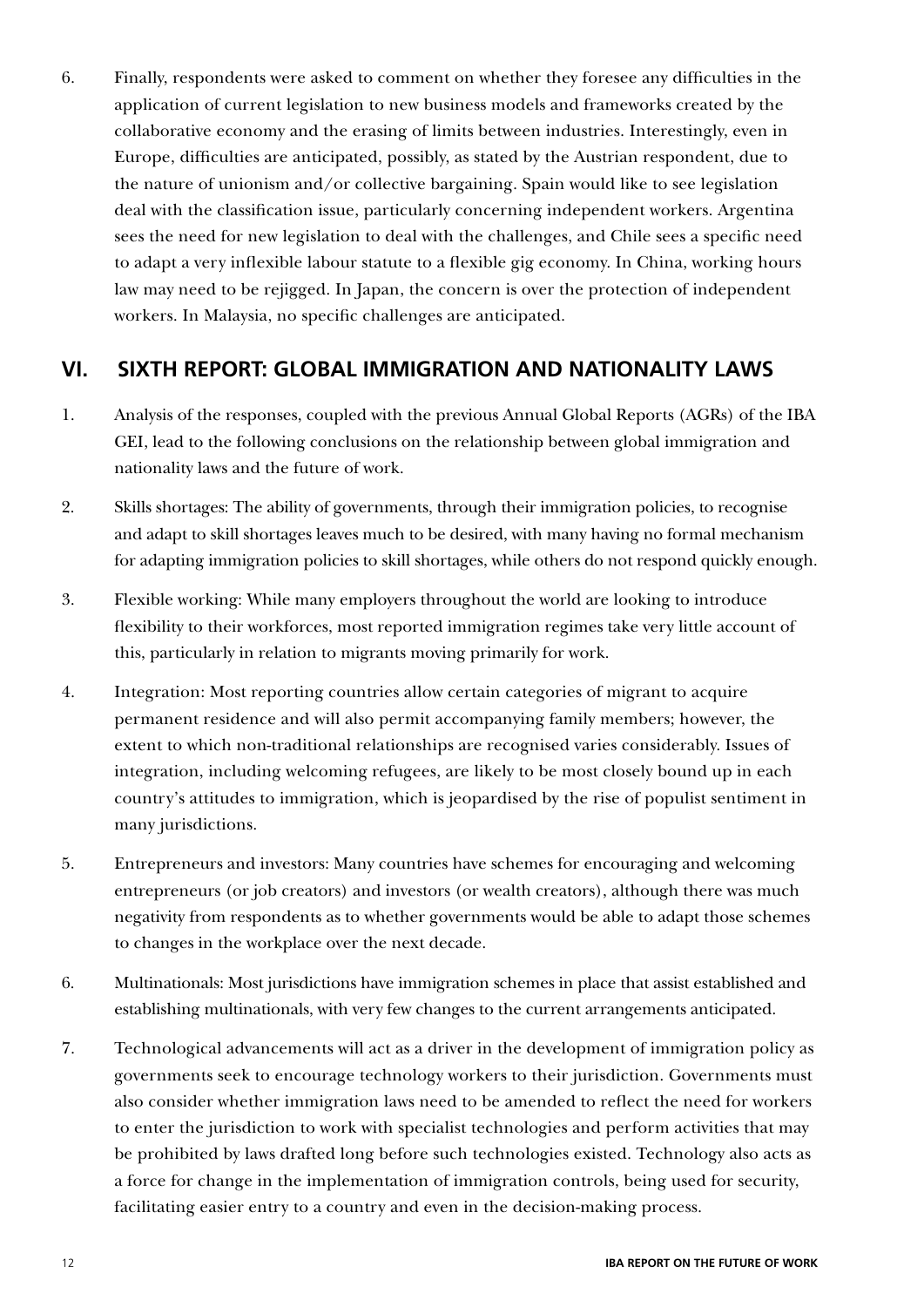6. Finally, respondents were asked to comment on whether they foresee any difficulties in the application of current legislation to new business models and frameworks created by the collaborative economy and the erasing of limits between industries. Interestingly, even in Europe, difficulties are anticipated, possibly, as stated by the Austrian respondent, due to the nature of unionism and/or collective bargaining. Spain would like to see legislation deal with the classification issue, particularly concerning independent workers. Argentina sees the need for new legislation to deal with the challenges, and Chile sees a specific need to adapt a very inflexible labour statute to a flexible gig economy. In China, working hours law may need to be rejigged. In Japan, the concern is over the protection of independent workers. In Malaysia, no specific challenges are anticipated.

## VI. SIXTH REPORT: GLOBAL IMMIGRATION AND NATIONALITY LAWS

1. Analysis of the responses, coupled with the previous Annual Global Reports (AGRs) of the IBA GEI, lead to the following conclusions on the relationship between global immigration and nationality laws and the future of work.

2. Skills shortages: The ability of governments, through their immigration policies, to recognise and adapt to skill shortages leaves much to be desired, with many having no formal mechanism for adapting immigration policies to skill shortages, while others do not respond quickly enough.

3. Flexible working: While many employers throughout the world are looking to introduce flexibility to their workforces, most reported immigration regimes take very little account of this, particularly in relation to migrants moving primarily for work.

4. Integration: Most reporting countries allow certain categories of migrant to acquire permanent residence and will also permit accompanying family members; however, the extent to which non-traditional relationships are recognised varies considerably. Issues of integration, including welcoming refugees, are likely to be most closely bound up in each country's attitudes to immigration, which is jeopardised by the rise of populist sentiment in many jurisdictions.

5. Entrepreneurs and investors: Many countries have schemes for encouraging and welcoming entrepreneurs (or job creators) and investors (or wealth creators), although there was much negativity from respondents as to whether governments would be able to adapt those schemes to changes in the workplace over the next decade.

6. Multinationals: Most jurisdictions have immigration schemes in place that assist established and establishing multinationals, with very few changes to the current arrangements anticipated.

7. Technological advancements will act as a driver in the development of immigration policy as governments seek to encourage technology workers to their jurisdiction. Governments must also consider whether immigration laws need to be amended to reflect the need for workers to enter the jurisdiction to work with specialist technologies and perform activities that may be prohibited by laws drafted long before such technologies existed. Technology also acts as a force for change in the implementation of immigration controls, being used for security, facilitating easier entry to a country and even in the decision-making process.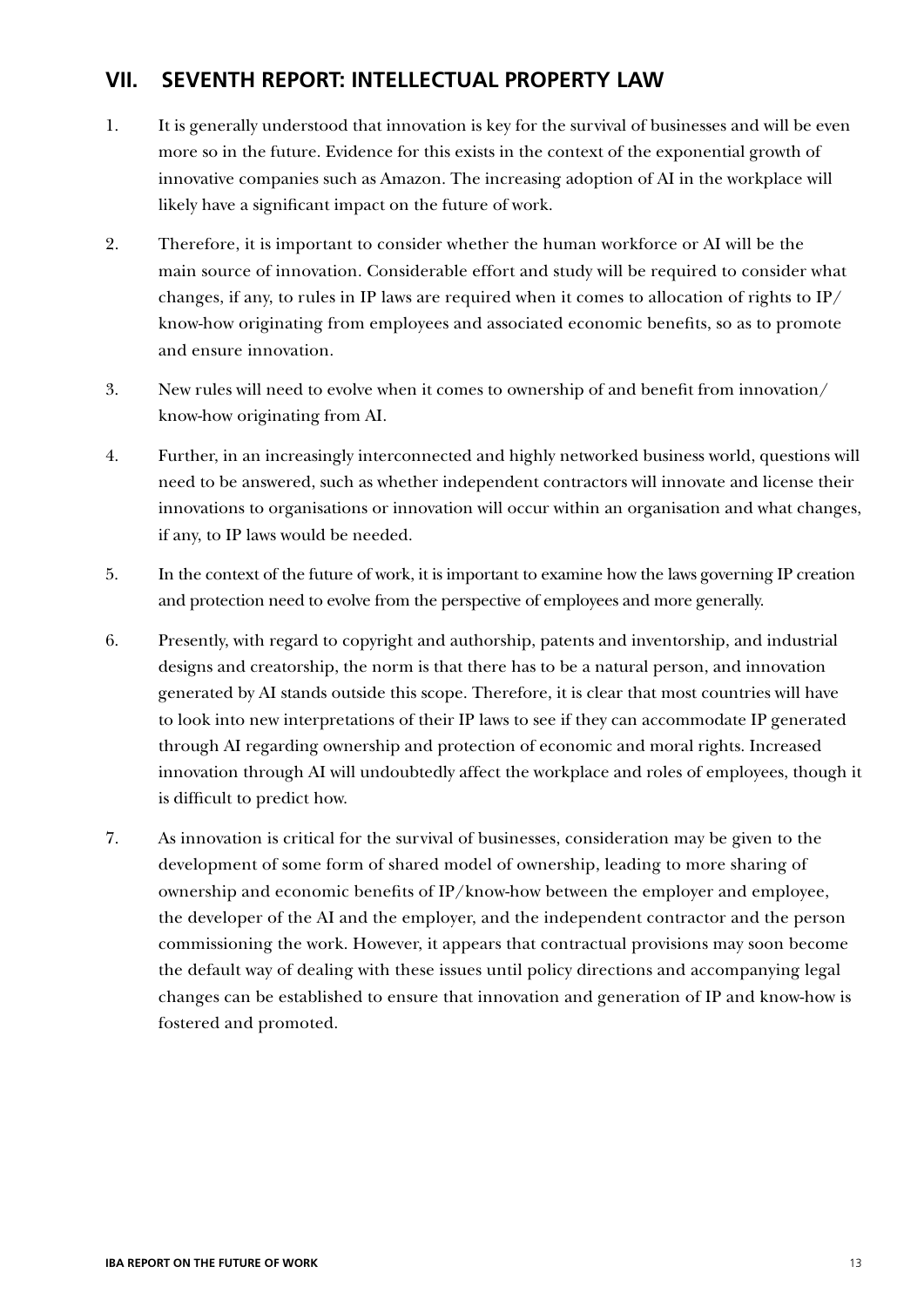## VII. SEVENTH REPORT: INTELLECTUAL PROPERTY LAW

1. It is generally understood that innovation is key for the survival of businesses and will be even more so in the future. Evidence for this exists in the context of the exponential growth of innovative companies such as Amazon. The increasing adoption of AI in the workplace will likely have a significant impact on the future of work.

2. Therefore, it is important to consider whether the human workforce or AI will be the main source of innovation. Considerable effort and study will be required to consider what changes, if any, to rules in IP laws are required when it comes to allocation of rights to IP/know-how originating from employees and associated economic benefits, so as to promote and ensure innovation.

3. New rules will need to evolve when it comes to ownership of and benefit from innovation/know-how originating from AI.

4. Further, in an increasingly interconnected and highly networked business world, questions will need to be answered, such as whether independent contractors will innovate and license their innovations to organisations or innovation will occur within an organisation and what changes, if any, to IP laws would be needed.

5. In the context of the future of work, it is important to examine how the laws governing IP creation and protection need to evolve from the perspective of employees and more generally.

6. Presently, with regard to copyright and authorship, patents and inventorship, and industrial designs and creatorship, the norm is that there has to be a natural person, and innovation generated by AI stands outside this scope. Therefore, it is clear that most countries will have to look into new interpretations of their IP laws to see if they can accommodate IP generated through AI regarding ownership and protection of economic and moral rights. Increased innovation through AI will undoubtedly affect the workplace and roles of employees, though it is difficult to predict how.

7. As innovation is critical for the survival of businesses, consideration may be given to the development of some form of shared model of ownership, leading to more sharing of ownership and economic benefits of IP/know-how between the employer and employee, the developer of the AI and the employer, and the independent contractor and the person commissioning the work. However, it appears that contractual provisions may soon become the default way of dealing with these issues until policy directions and accompanying legal changes can be established to ensure that innovation and generation of IP and know-how is fostered and promoted.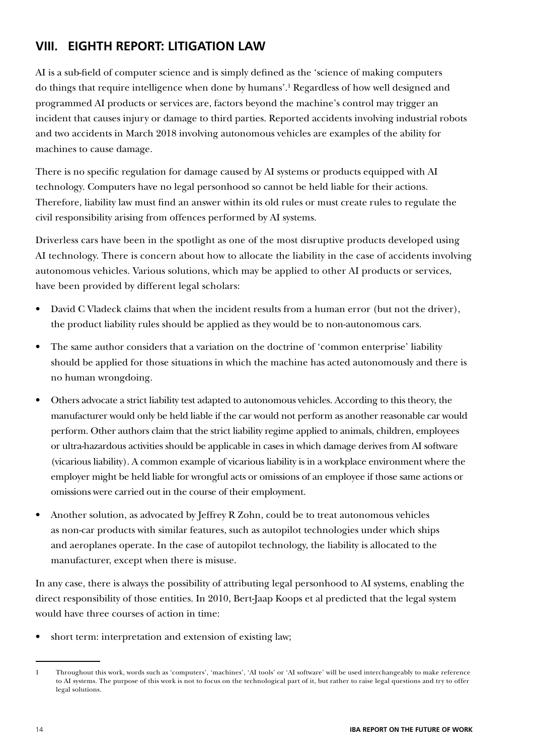## VIII. EIGHTH REPORT: LITIGATION LAW

AI is a sub-field of computer science and is simply defined as the 'science of making computers do things that require intelligence when done by humans'.[1] Regardless of how well designed and programmed AI products or services are, factors beyond the machine's control may trigger an incident that causes injury or damage to third parties. Reported accidents involving industrial robots and two accidents in March 2018 involving autonomous vehicles are examples of the ability for machines to cause damage.

There is no specific regulation for damage caused by AI systems or products equipped with AI technology. Computers have no legal personhood so cannot be held liable for their actions. Therefore, liability law must find an answer within its old rules or must create rules to regulate the civil responsibility arising from offences performed by AI systems.

Driverless cars have been in the spotlight as one of the most disruptive products developed using AI technology. There is concern about how to allocate the liability in the case of accidents involving autonomous vehicles. Various solutions, which may be applied to other AI products or services, have been provided by different legal scholars:

- David C Vladeck claims that when the incident results from a human error (but not the driver), the product liability rules should be applied as they would be to non-autonomous cars.
- The same author considers that a variation on the doctrine of 'common enterprise' liability should be applied for those situations in which the machine has acted autonomously and there is no human wrongdoing.
- Others advocate a strict liability test adapted to autonomous vehicles. According to this theory, the manufacturer would only be held liable if the car would not perform as another reasonable car would perform. Other authors claim that the strict liability regime applied to animals, children, employees or ultra-hazardous activities should be applicable in cases in which damage derives from AI software (vicarious liability). A common example of vicarious liability is in a workplace environment where the employer might be held liable for wrongful acts or omissions of an employee if those same actions or omissions were carried out in the course of their employment.
- Another solution, as advocated by Jeffrey R Zohn, could be to treat autonomous vehicles as non-car products with similar features, such as autopilot technologies under which ships and aeroplanes operate. In the case of autopilot technology, the liability is allocated to the manufacturer, except when there is misuse.

In any case, there is always the possibility of attributing legal personhood to AI systems, enabling the direct responsibility of those entities. In 2010, Bert-Jaap Koops et al predicted that the legal system would have three courses of action in time:

- short term: interpretation and extension of existing law;

---

[1] Throughout this work, words such as 'computers', 'machines', 'AI tools' or 'AI software' will be used interchangeably to make reference to AI systems. The purpose of this work is not to focus on the technological part of it, but rather to raise legal questions and try to offer legal solutions.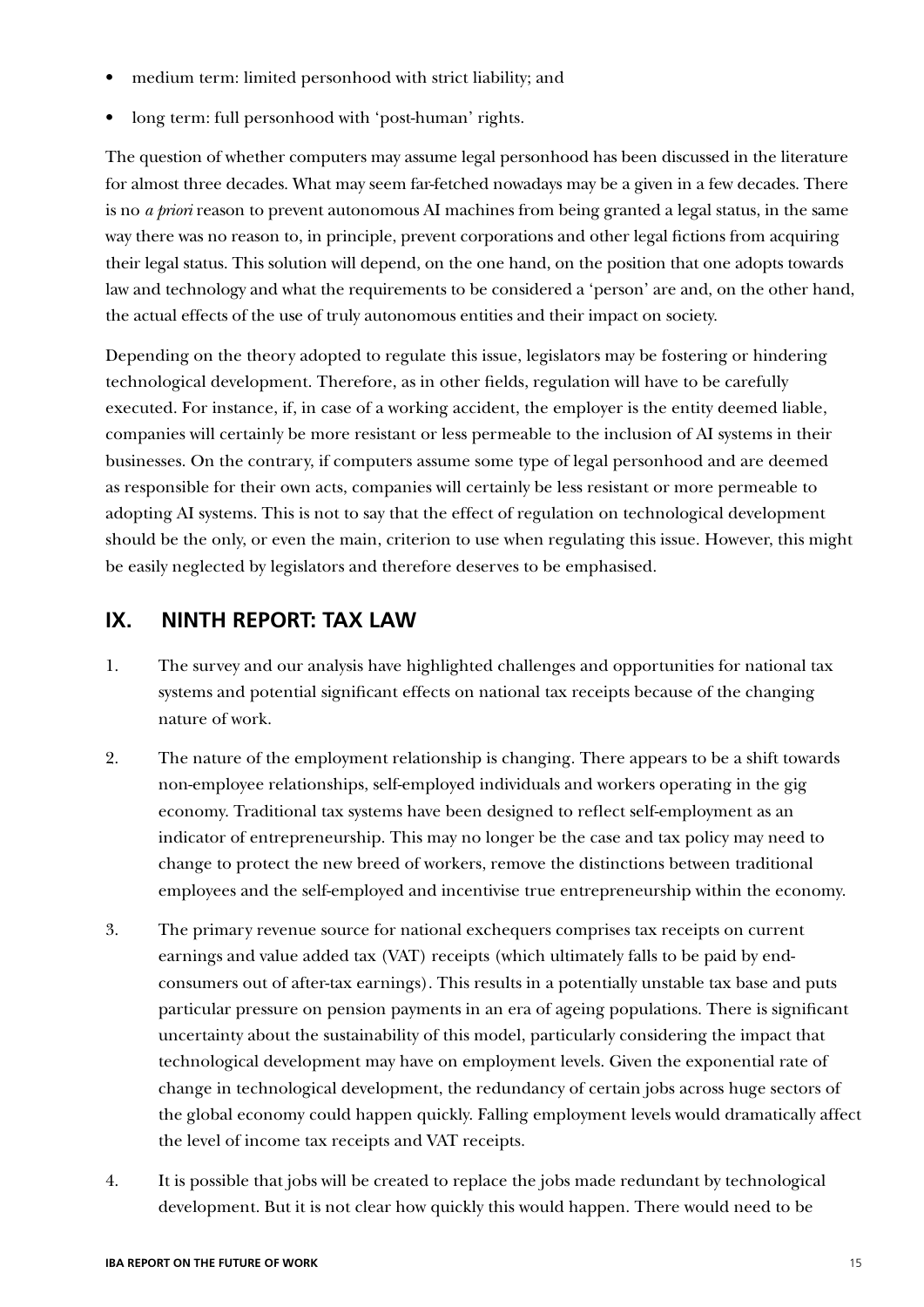- medium term: limited personhood with strict liability; and
- long term: full personhood with 'post-human' rights.

The question of whether computers may assume legal personhood has been discussed in the literature for almost three decades. What may seem far-fetched nowadays may be a given in a few decades. There is no *a priori* reason to prevent autonomous AI machines from being granted a legal status, in the same way there was no reason to, in principle, prevent corporations and other legal fictions from acquiring their legal status. This solution will depend, on the one hand, on the position that one adopts towards law and technology and what the requirements to be considered a 'person' are and, on the other hand, the actual effects of the use of truly autonomous entities and their impact on society.

Depending on the theory adopted to regulate this issue, legislators may be fostering or hindering technological development. Therefore, as in other fields, regulation will have to be carefully executed. For instance, if, in case of a working accident, the employer is the entity deemed liable, companies will certainly be more resistant or less permeable to the inclusion of AI systems in their businesses. On the contrary, if computers assume some type of legal personhood and are deemed as responsible for their own acts, companies will certainly be less resistant or more permeable to adopting AI systems. This is not to say that the effect of regulation on technological development should be the only, or even the main, criterion to use when regulating this issue. However, this might be easily neglected by legislators and therefore deserves to be emphasised.

## IX. NINTH REPORT: TAX LAW

1. The survey and our analysis have highlighted challenges and opportunities for national tax systems and potential significant effects on national tax receipts because of the changing nature of work.

2. The nature of the employment relationship is changing. There appears to be a shift towards non-employee relationships, self-employed individuals and workers operating in the gig economy. Traditional tax systems have been designed to reflect self-employment as an indicator of entrepreneurship. This may no longer be the case and tax policy may need to change to protect the new breed of workers, remove the distinctions between traditional employees and the self-employed and incentivise true entrepreneurship within the economy.

3. The primary revenue source for national exchequers comprises tax receipts on current earnings and value added tax (VAT) receipts (which ultimately falls to be paid by end-consumers out of after-tax earnings). This results in a potentially unstable tax base and puts particular pressure on pension payments in an era of ageing populations. There is significant uncertainty about the sustainability of this model, particularly considering the impact that technological development may have on employment levels. Given the exponential rate of change in technological development, the redundancy of certain jobs across huge sectors of the global economy could happen quickly. Falling employment levels would dramatically affect the level of income tax receipts and VAT receipts.

4. It is possible that jobs will be created to replace the jobs made redundant by technological development. But it is not clear how quickly this would happen. There would need to be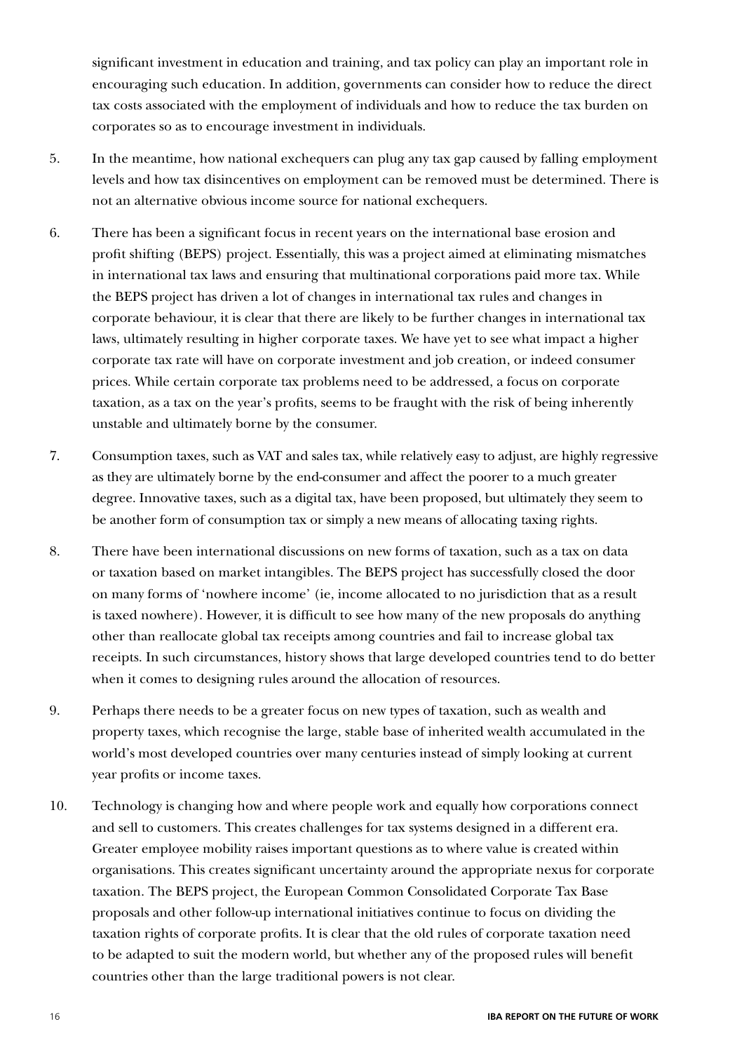significant investment in education and training, and tax policy can play an important role in encouraging such education. In addition, governments can consider how to reduce the direct tax costs associated with the employment of individuals and how to reduce the tax burden on corporates so as to encourage investment in individuals.

5. In the meantime, how national exchequers can plug any tax gap caused by falling employment levels and how tax disincentives on employment can be removed must be determined. There is not an alternative obvious income source for national exchequers.

6. There has been a significant focus in recent years on the international base erosion and profit shifting (BEPS) project. Essentially, this was a project aimed at eliminating mismatches in international tax laws and ensuring that multinational corporations paid more tax. While the BEPS project has driven a lot of changes in international tax rules and changes in corporate behaviour, it is clear that there are likely to be further changes in international tax laws, ultimately resulting in higher corporate taxes. We have yet to see what impact a higher corporate tax rate will have on corporate investment and job creation, or indeed consumer prices. While certain corporate tax problems need to be addressed, a focus on corporate taxation, as a tax on the year's profits, seems to be fraught with the risk of being inherently unstable and ultimately borne by the consumer.

7. Consumption taxes, such as VAT and sales tax, while relatively easy to adjust, are highly regressive as they are ultimately borne by the end-consumer and affect the poorer to a much greater degree. Innovative taxes, such as a digital tax, have been proposed, but ultimately they seem to be another form of consumption tax or simply a new means of allocating taxing rights.

8. There have been international discussions on new forms of taxation, such as a tax on data or taxation based on market intangibles. The BEPS project has successfully closed the door on many forms of 'nowhere income' (ie, income allocated to no jurisdiction that as a result is taxed nowhere). However, it is difficult to see how many of the new proposals do anything other than reallocate global tax receipts among countries and fail to increase global tax receipts. In such circumstances, history shows that large developed countries tend to do better when it comes to designing rules around the allocation of resources.

9. Perhaps there needs to be a greater focus on new types of taxation, such as wealth and property taxes, which recognise the large, stable base of inherited wealth accumulated in the world's most developed countries over many centuries instead of simply looking at current year profits or income taxes.

10. Technology is changing how and where people work and equally how corporations connect and sell to customers. This creates challenges for tax systems designed in a different era. Greater employee mobility raises important questions as to where value is created within organisations. This creates significant uncertainty around the appropriate nexus for corporate taxation. The BEPS project, the European Common Consolidated Corporate Tax Base proposals and other follow-up international initiatives continue to focus on dividing the taxation rights of corporate profits. It is clear that the old rules of corporate taxation need to be adapted to suit the modern world, but whether any of the proposed rules will benefit countries other than the large traditional powers is not clear.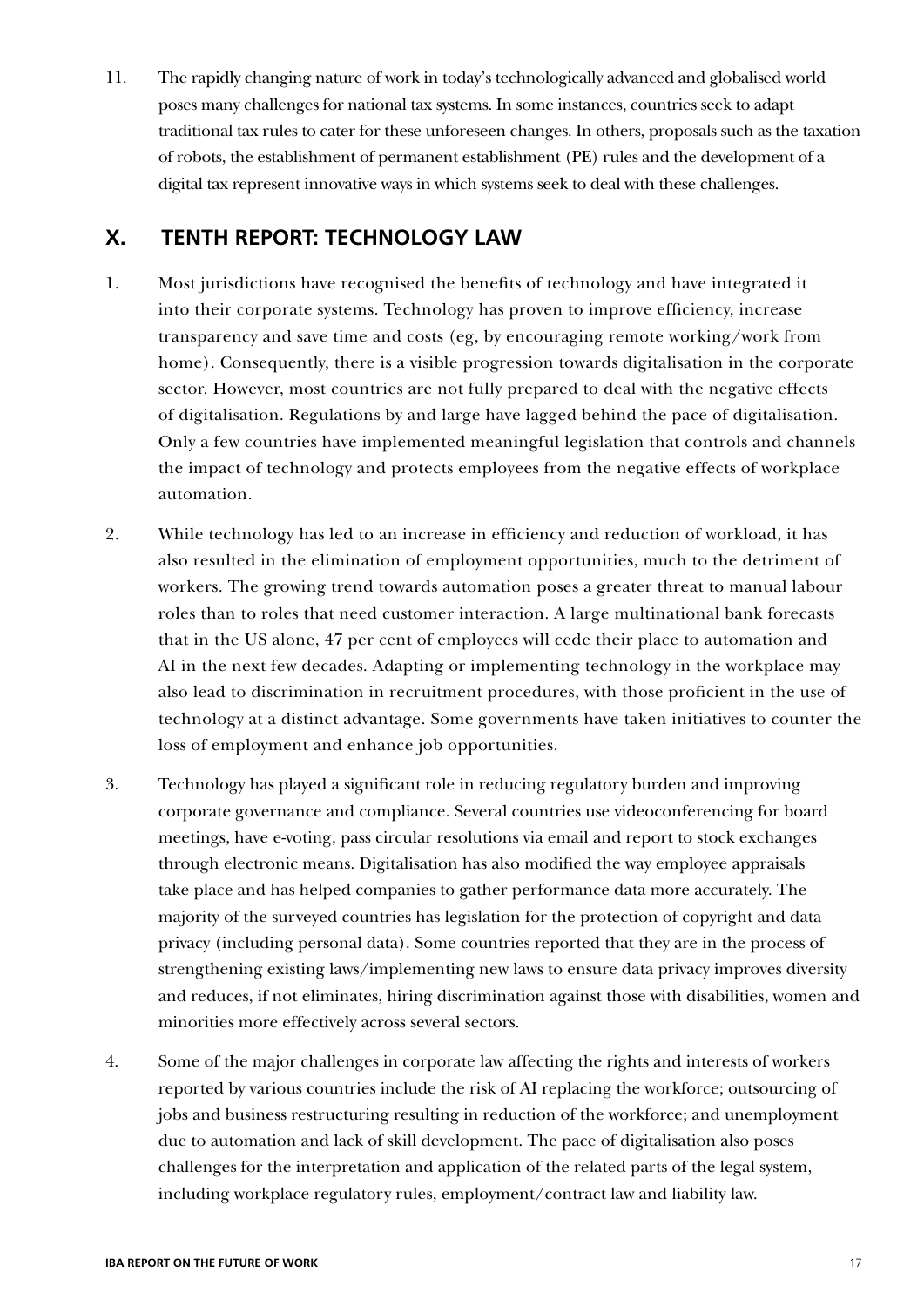11. The rapidly changing nature of work in today's technologically advanced and globalised world poses many challenges for national tax systems. In some instances, countries seek to adapt traditional tax rules to cater for these unforeseen changes. In others, proposals such as the taxation of robots, the establishment of permanent establishment (PE) rules and the development of a digital tax represent innovative ways in which systems seek to deal with these challenges.

## X. TENTH REPORT: TECHNOLOGY LAW

1. Most jurisdictions have recognised the benefits of technology and have integrated it into their corporate systems. Technology has proven to improve efficiency, increase transparency and save time and costs (eg, by encouraging remote working/work from home). Consequently, there is a visible progression towards digitalisation in the corporate sector. However, most countries are not fully prepared to deal with the negative effects of digitalisation. Regulations by and large have lagged behind the pace of digitalisation. Only a few countries have implemented meaningful legislation that controls and channels the impact of technology and protects employees from the negative effects of workplace automation.

2. While technology has led to an increase in efficiency and reduction of workload, it has also resulted in the elimination of employment opportunities, much to the detriment of workers. The growing trend towards automation poses a greater threat to manual labour roles than to roles that need customer interaction. A large multinational bank forecasts that in the US alone, 47 per cent of employees will cede their place to automation and AI in the next few decades. Adapting or implementing technology in the workplace may also lead to discrimination in recruitment procedures, with those proficient in the use of technology at a distinct advantage. Some governments have taken initiatives to counter the loss of employment and enhance job opportunities.

3. Technology has played a significant role in reducing regulatory burden and improving corporate governance and compliance. Several countries use videoconferencing for board meetings, have e-voting, pass circular resolutions via email and report to stock exchanges through electronic means. Digitalisation has also modified the way employee appraisals take place and has helped companies to gather performance data more accurately. The majority of the surveyed countries has legislation for the protection of copyright and data privacy (including personal data). Some countries reported that they are in the process of strengthening existing laws/implementing new laws to ensure data privacy improves diversity and reduces, if not eliminates, hiring discrimination against those with disabilities, women and minorities more effectively across several sectors.

4. Some of the major challenges in corporate law affecting the rights and interests of workers reported by various countries include the risk of AI replacing the workforce; outsourcing of jobs and business restructuring resulting in reduction of the workforce; and unemployment due to automation and lack of skill development. The pace of digitalisation also poses challenges for the interpretation and application of the related parts of the legal system, including workplace regulatory rules, employment/contract law and liability law.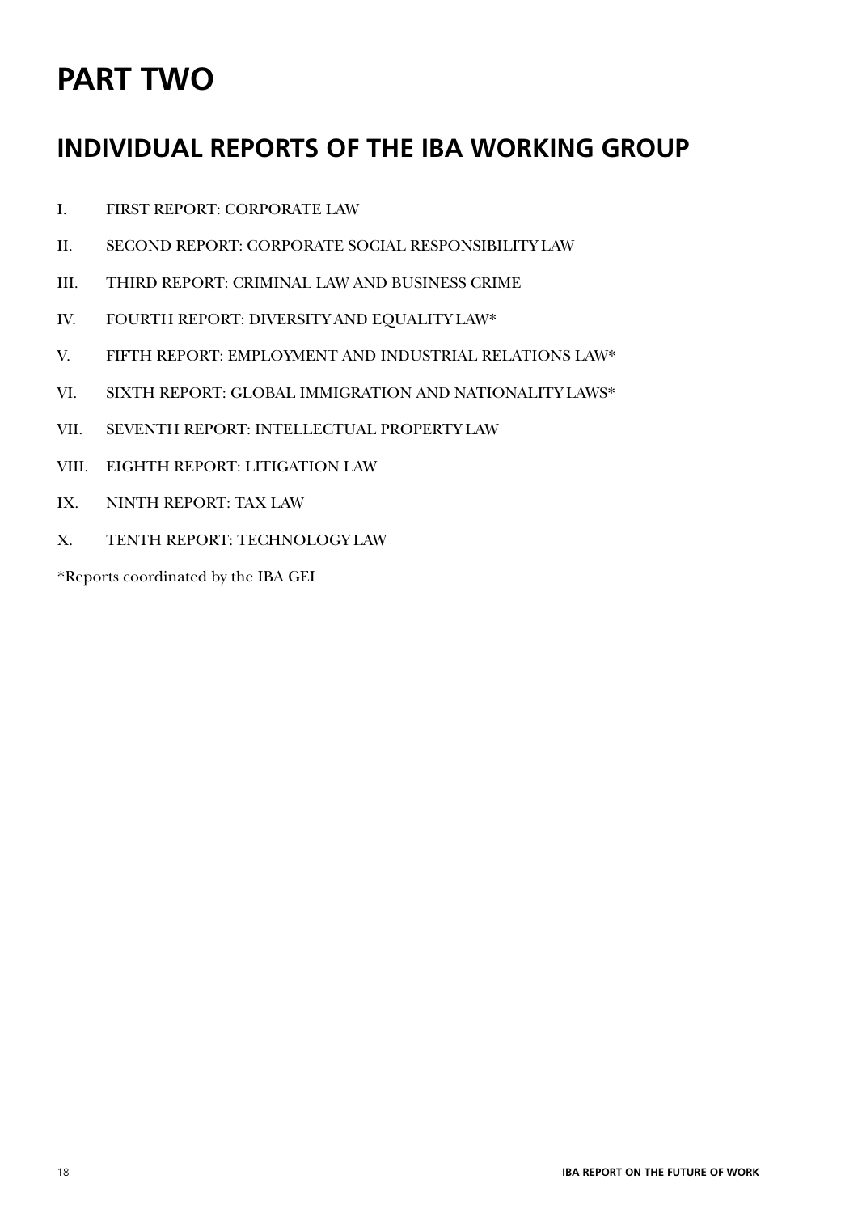# PART TWO

## INDIVIDUAL REPORTS OF THE IBA WORKING GROUP

I. FIRST REPORT: CORPORATE LAW

II. SECOND REPORT: CORPORATE SOCIAL RESPONSIBILITY LAW

III. THIRD REPORT: CRIMINAL LAW AND BUSINESS CRIME

IV. FOURTH REPORT: DIVERSITY AND EQUALITY LAW*

V. FIFTH REPORT: EMPLOYMENT AND INDUSTRIAL RELATIONS LAW*

VI. SIXTH REPORT: GLOBAL IMMIGRATION AND NATIONALITY LAWS*

VII. SEVENTH REPORT: INTELLECTUAL PROPERTY LAW

VIII. EIGHTH REPORT: LITIGATION LAW

IX. NINTH REPORT: TAX LAW

X. TENTH REPORT: TECHNOLOGY LAW

*Reports coordinated by the IBA GEI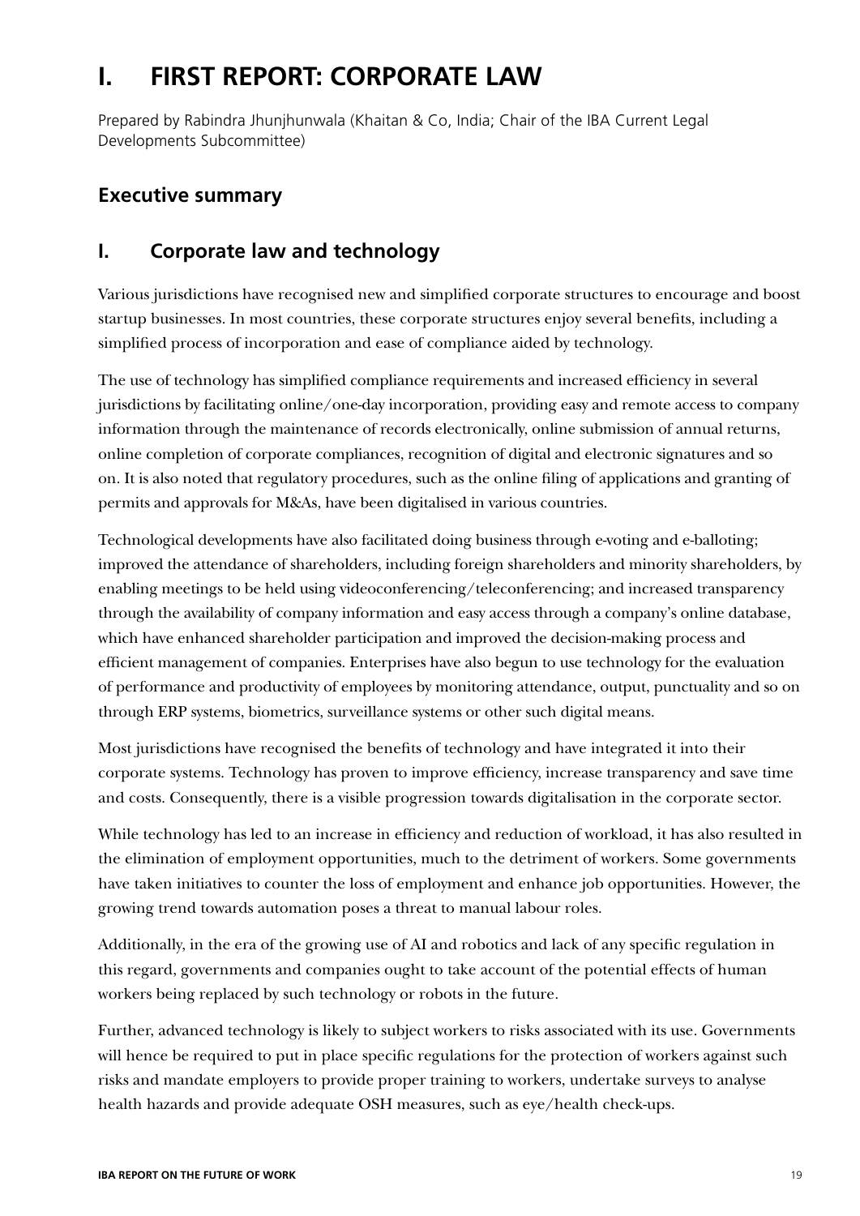# I. FIRST REPORT: CORPORATE LAW

Prepared by Rabindra Jhunjhunwala (Khaitan & Co, India; Chair of the IBA Current Legal Developments Subcommittee)

## Executive summary

## I. Corporate law and technology

Various jurisdictions have recognised new and simplified corporate structures to encourage and boost startup businesses. In most countries, these corporate structures enjoy several benefits, including a simplified process of incorporation and ease of compliance aided by technology.

The use of technology has simplified compliance requirements and increased efficiency in several jurisdictions by facilitating online/one-day incorporation, providing easy and remote access to company information through the maintenance of records electronically, online submission of annual returns, online completion of corporate compliances, recognition of digital and electronic signatures and so on. It is also noted that regulatory procedures, such as the online filing of applications and granting of permits and approvals for M&As, have been digitalised in various countries.

Technological developments have also facilitated doing business through e-voting and e-balloting; improved the attendance of shareholders, including foreign shareholders and minority shareholders, by enabling meetings to be held using videoconferencing/teleconferencing; and increased transparency through the availability of company information and easy access through a company's online database, which have enhanced shareholder participation and improved the decision-making process and efficient management of companies. Enterprises have also begun to use technology for the evaluation of performance and productivity of employees by monitoring attendance, output, punctuality and so on through ERP systems, biometrics, surveillance systems or other such digital means.

Most jurisdictions have recognised the benefits of technology and have integrated it into their corporate systems. Technology has proven to improve efficiency, increase transparency and save time and costs. Consequently, there is a visible progression towards digitalisation in the corporate sector.

While technology has led to an increase in efficiency and reduction of workload, it has also resulted in the elimination of employment opportunities, much to the detriment of workers. Some governments have taken initiatives to counter the loss of employment and enhance job opportunities. However, the growing trend towards automation poses a threat to manual labour roles.

Additionally, in the era of the growing use of AI and robotics and lack of any specific regulation in this regard, governments and companies ought to take account of the potential effects of human workers being replaced by such technology or robots in the future.

Further, advanced technology is likely to subject workers to risks associated with its use. Governments will hence be required to put in place specific regulations for the protection of workers against such risks and mandate employers to provide proper training to workers, undertake surveys to analyse health hazards and provide adequate OSH measures, such as eye/health check-ups.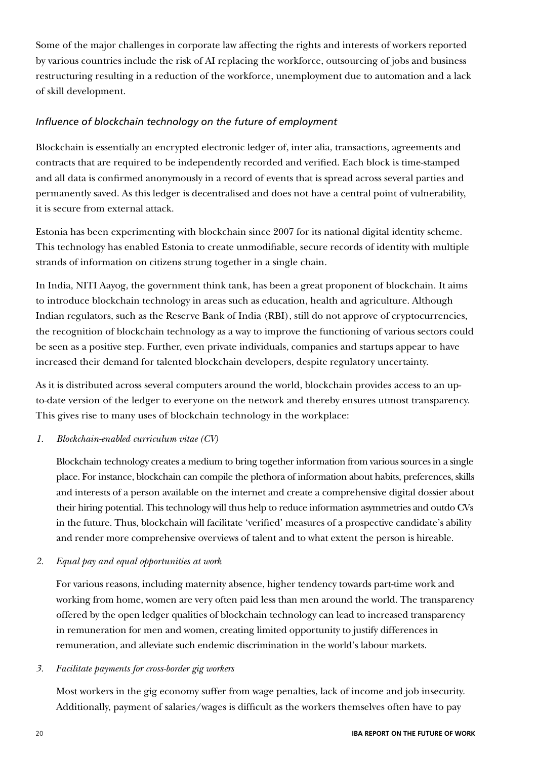Some of the major challenges in corporate law affecting the rights and interests of workers reported by various countries include the risk of AI replacing the workforce, outsourcing of jobs and business restructuring resulting in a reduction of the workforce, unemployment due to automation and a lack of skill development.

### *Influence of blockchain technology on the future of employment*

Blockchain is essentially an encrypted electronic ledger of, inter alia, transactions, agreements and contracts that are required to be independently recorded and verified. Each block is time-stamped and all data is confirmed anonymously in a record of events that is spread across several parties and permanently saved. As this ledger is decentralised and does not have a central point of vulnerability, it is secure from external attack.

Estonia has been experimenting with blockchain since 2007 for its national digital identity scheme. This technology has enabled Estonia to create unmodifiable, secure records of identity with multiple strands of information on citizens strung together in a single chain.

In India, NITI Aayog, the government think tank, has been a great proponent of blockchain. It aims to introduce blockchain technology in areas such as education, health and agriculture. Although Indian regulators, such as the Reserve Bank of India (RBI), still do not approve of cryptocurrencies, the recognition of blockchain technology as a way to improve the functioning of various sectors could be seen as a positive step. Further, even private individuals, companies and startups appear to have increased their demand for talented blockchain developers, despite regulatory uncertainty.

As it is distributed across several computers around the world, blockchain provides access to an up-to-date version of the ledger to everyone on the network and thereby ensures utmost transparency. This gives rise to many uses of blockchain technology in the workplace:

1. *Blockchain-enabled curriculum vitae (CV)*

   Blockchain technology creates a medium to bring together information from various sources in a single place. For instance, blockchain can compile the plethora of information about habits, preferences, skills and interests of a person available on the internet and create a comprehensive digital dossier about their hiring potential. This technology will thus help to reduce information asymmetries and outdo CVs in the future. Thus, blockchain will facilitate 'verified' measures of a prospective candidate's ability and render more comprehensive overviews of talent and to what extent the person is hireable.

2. *Equal pay and equal opportunities at work*

   For various reasons, including maternity absence, higher tendency towards part-time work and working from home, women are very often paid less than men around the world. The transparency offered by the open ledger qualities of blockchain technology can lead to increased transparency in remuneration for men and women, creating limited opportunity to justify differences in remuneration, and alleviate such endemic discrimination in the world's labour markets.

3. *Facilitate payments for cross-border gig workers*

   Most workers in the gig economy suffer from wage penalties, lack of income and job insecurity. Additionally, payment of salaries/wages is difficult as the workers themselves often have to pay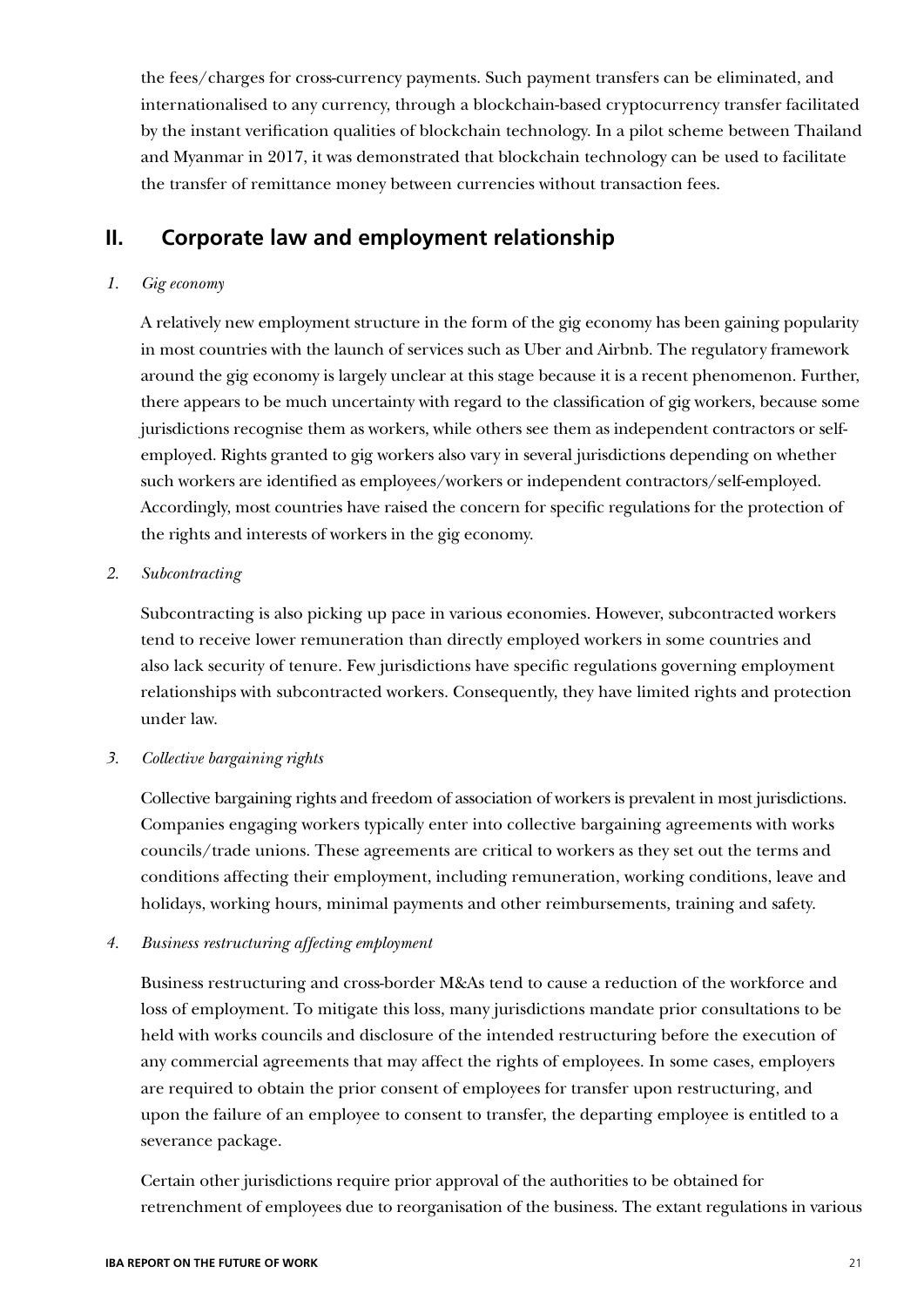the fees/charges for cross-currency payments. Such payment transfers can be eliminated, and internationalised to any currency, through a blockchain-based cryptocurrency transfer facilitated by the instant verification qualities of blockchain technology. In a pilot scheme between Thailand and Myanmar in 2017, it was demonstrated that blockchain technology can be used to facilitate the transfer of remittance money between currencies without transaction fees.

## II. Corporate law and employment relationship

*1. Gig economy*

A relatively new employment structure in the form of the gig economy has been gaining popularity in most countries with the launch of services such as Uber and Airbnb. The regulatory framework around the gig economy is largely unclear at this stage because it is a recent phenomenon. Further, there appears to be much uncertainty with regard to the classification of gig workers, because some jurisdictions recognise them as workers, while others see them as independent contractors or self-employed. Rights granted to gig workers also vary in several jurisdictions depending on whether such workers are identified as employees/workers or independent contractors/self-employed. Accordingly, most countries have raised the concern for specific regulations for the protection of the rights and interests of workers in the gig economy.

*2. Subcontracting*

Subcontracting is also picking up pace in various economies. However, subcontracted workers tend to receive lower remuneration than directly employed workers in some countries and also lack security of tenure. Few jurisdictions have specific regulations governing employment relationships with subcontracted workers. Consequently, they have limited rights and protection under law.

*3. Collective bargaining rights*

Collective bargaining rights and freedom of association of workers is prevalent in most jurisdictions. Companies engaging workers typically enter into collective bargaining agreements with works councils/trade unions. These agreements are critical to workers as they set out the terms and conditions affecting their employment, including remuneration, working conditions, leave and holidays, working hours, minimal payments and other reimbursements, training and safety.

*4. Business restructuring affecting employment*

Business restructuring and cross-border M&As tend to cause a reduction of the workforce and loss of employment. To mitigate this loss, many jurisdictions mandate prior consultations to be held with works councils and disclosure of the intended restructuring before the execution of any commercial agreements that may affect the rights of employees. In some cases, employers are required to obtain the prior consent of employees for transfer upon restructuring, and upon the failure of an employee to consent to transfer, the departing employee is entitled to a severance package.

Certain other jurisdictions require prior approval of the authorities to be obtained for retrenchment of employees due to reorganisation of the business. The extant regulations in various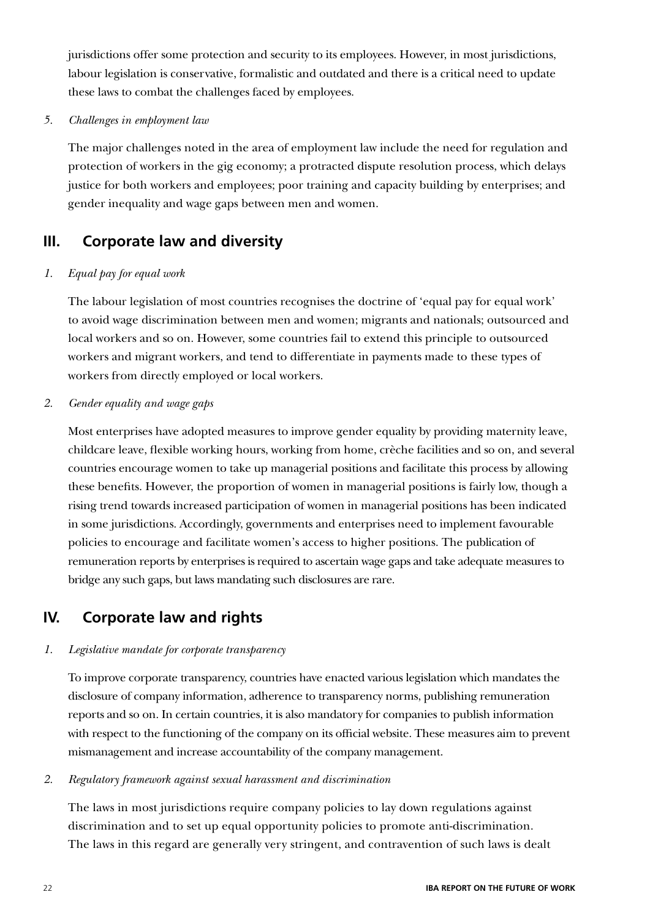jurisdictions offer some protection and security to its employees. However, in most jurisdictions, labour legislation is conservative, formalistic and outdated and there is a critical need to update these laws to combat the challenges faced by employees.

*5. Challenges in employment law*

The major challenges noted in the area of employment law include the need for regulation and protection of workers in the gig economy; a protracted dispute resolution process, which delays justice for both workers and employees; poor training and capacity building by enterprises; and gender inequality and wage gaps between men and women.

## III. Corporate law and diversity

*1. Equal pay for equal work*

The labour legislation of most countries recognises the doctrine of 'equal pay for equal work' to avoid wage discrimination between men and women; migrants and nationals; outsourced and local workers and so on. However, some countries fail to extend this principle to outsourced workers and migrant workers, and tend to differentiate in payments made to these types of workers from directly employed or local workers.

*2. Gender equality and wage gaps*

Most enterprises have adopted measures to improve gender equality by providing maternity leave, childcare leave, flexible working hours, working from home, crèche facilities and so on, and several countries encourage women to take up managerial positions and facilitate this process by allowing these benefits. However, the proportion of women in managerial positions is fairly low, though a rising trend towards increased participation of women in managerial positions has been indicated in some jurisdictions. Accordingly, governments and enterprises need to implement favourable policies to encourage and facilitate women's access to higher positions. The publication of remuneration reports by enterprises is required to ascertain wage gaps and take adequate measures to bridge any such gaps, but laws mandating such disclosures are rare.

## IV. Corporate law and rights

*1. Legislative mandate for corporate transparency*

To improve corporate transparency, countries have enacted various legislation which mandates the disclosure of company information, adherence to transparency norms, publishing remuneration reports and so on. In certain countries, it is also mandatory for companies to publish information with respect to the functioning of the company on its official website. These measures aim to prevent mismanagement and increase accountability of the company management.

*2. Regulatory framework against sexual harassment and discrimination*

The laws in most jurisdictions require company policies to lay down regulations against discrimination and to set up equal opportunity policies to promote anti-discrimination. The laws in this regard are generally very stringent, and contravention of such laws is dealt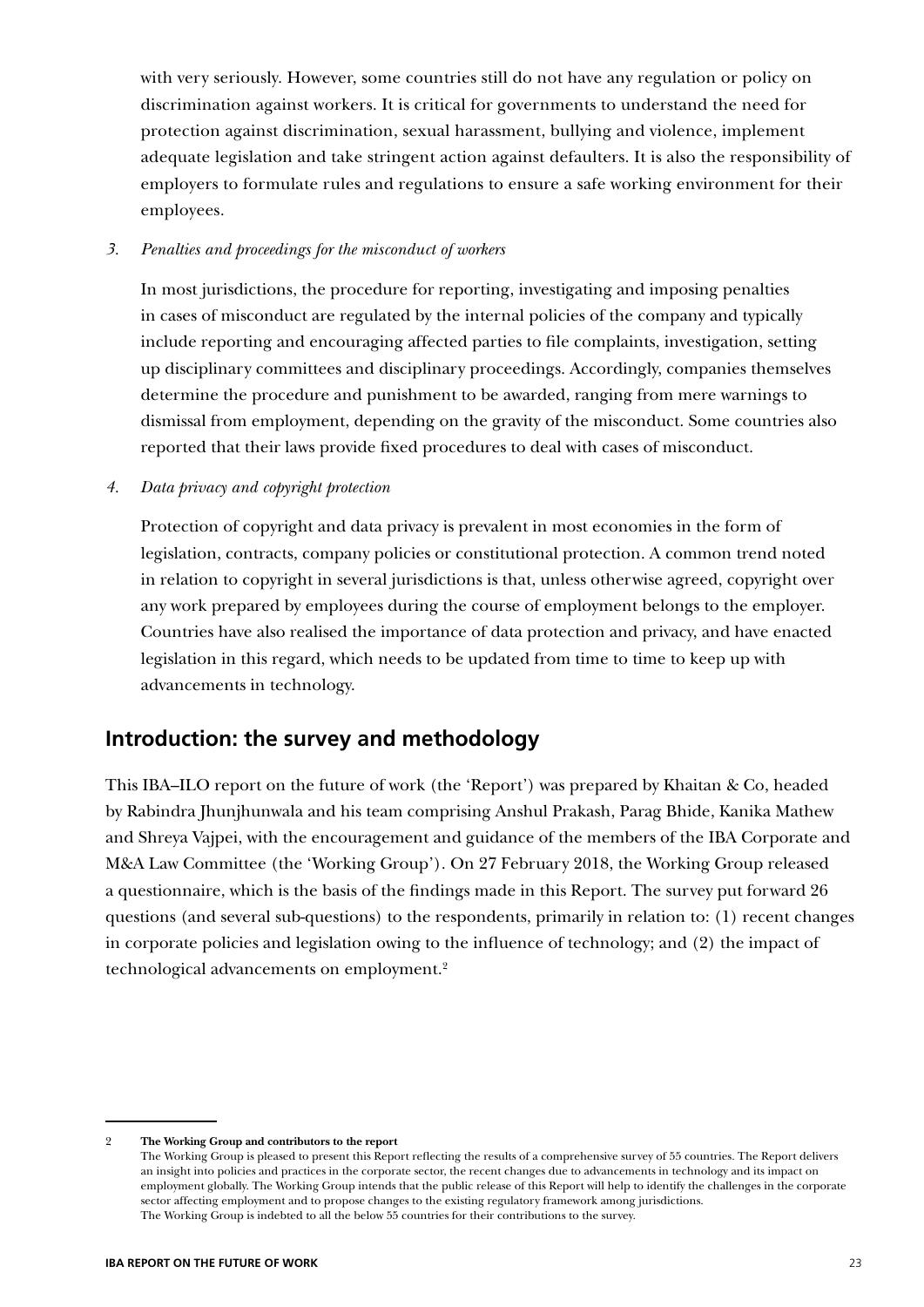with very seriously. However, some countries still do not have any regulation or policy on discrimination against workers. It is critical for governments to understand the need for protection against discrimination, sexual harassment, bullying and violence, implement adequate legislation and take stringent action against defaulters. It is also the responsibility of employers to formulate rules and regulations to ensure a safe working environment for their employees.

3. *Penalties and proceedings for the misconduct of workers*

In most jurisdictions, the procedure for reporting, investigating and imposing penalties in cases of misconduct are regulated by the internal policies of the company and typically include reporting and encouraging affected parties to file complaints, investigation, setting up disciplinary committees and disciplinary proceedings. Accordingly, companies themselves determine the procedure and punishment to be awarded, ranging from mere warnings to dismissal from employment, depending on the gravity of the misconduct. Some countries also reported that their laws provide fixed procedures to deal with cases of misconduct.

4. *Data privacy and copyright protection*

Protection of copyright and data privacy is prevalent in most economies in the form of legislation, contracts, company policies or constitutional protection. A common trend noted in relation to copyright in several jurisdictions is that, unless otherwise agreed, copyright over any work prepared by employees during the course of employment belongs to the employer. Countries have also realised the importance of data protection and privacy, and have enacted legislation in this regard, which needs to be updated from time to time to keep up with advancements in technology.

## Introduction: the survey and methodology

This IBA–ILO report on the future of work (the 'Report') was prepared by Khaitan & Co, headed by Rabindra Jhunjhunwala and his team comprising Anshul Prakash, Parag Bhide, Kanika Mathew and Shreya Vajpei, with the encouragement and guidance of the members of the IBA Corporate and M&A Law Committee (the 'Working Group'). On 27 February 2018, the Working Group released a questionnaire, which is the basis of the findings made in this Report. The survey put forward 26 questions (and several sub-questions) to the respondents, primarily in relation to: (1) recent changes in corporate policies and legislation owing to the influence of technology; and (2) the impact of technological advancements on employment.[2]

---

2 **The Working Group and contributors to the report**
The Working Group is pleased to present this Report reflecting the results of a comprehensive survey of 55 countries. The Report delivers an insight into policies and practices in the corporate sector, the recent changes due to advancements in technology and its impact on employment globally. The Working Group intends that the public release of this Report will help to identify the challenges in the corporate sector affecting employment and to propose changes to the existing regulatory framework among jurisdictions.
The Working Group is indebted to all the below 55 countries for their contributions to the survey.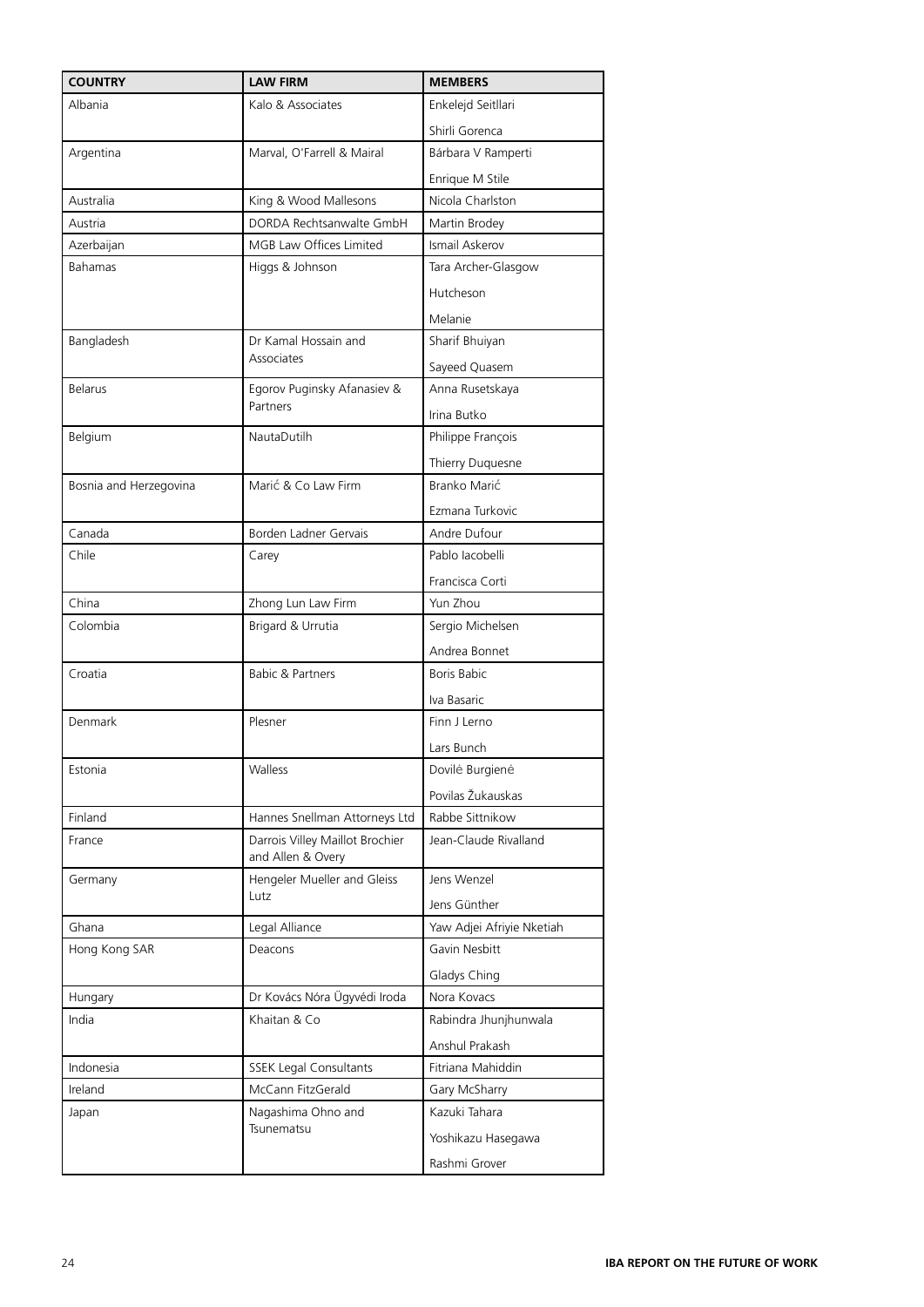| COUNTRY | LAW FIRM | MEMBERS |
| --- | --- | --- |
| Albania | Kalo & Associates | Enkelejd Seitllari<br>Shirli Gorenca |
| Argentina | Marval, O'Farrell & Mairal | Bárbara V Ramperti<br>Enrique M Stile |
| Australia | King & Wood Mallesons | Nicola Charlston |
| Austria | DORDA Rechtsanwalte GmbH | Martin Brodey |
| Azerbaijan | MGB Law Offices Limited | Ismail Askerov |
| Bahamas | Higgs & Johnson | Tara Archer-Glasgow<br>Hutcheson<br>Melanie |
| Bangladesh | Dr Kamal Hossain and Associates | Sharif Bhuiyan<br>Sayeed Quasem |
| Belarus | Egorov Puginsky Afanasiev & Partners | Anna Rusetskaya<br>Irina Butko |
| Belgium | NautaDutilh | Philippe François<br>Thierry Duquesne |
| Bosnia and Herzegovina | Marić & Co Law Firm | Branko Marić<br>Ezmana Turkovic |
| Canada | Borden Ladner Gervais | Andre Dufour |
| Chile | Carey | Pablo Iacobelli<br>Francisca Corti |
| China | Zhong Lun Law Firm | Yun Zhou |
| Colombia | Brigard & Urrutia | Sergio Michelsen<br>Andrea Bonnet |
| Croatia | Babic & Partners | Boris Babic<br>Iva Basaric |
| Denmark | Plesner | Finn J Lerno<br>Lars Bunch |
| Estonia | Walless | Dovilė Burgienė<br>Povilas Žukauskas |
| Finland | Hannes Snellman Attorneys Ltd | Rabbe Sittnikow |
| France | Darrois Villey Maillot Brochier and Allen & Overy | Jean-Claude Rivalland |
| Germany | Hengeler Mueller and Gleiss Lutz | Jens Wenzel<br>Jens Günther |
| Ghana | Legal Alliance | Yaw Adjei Afriyie Nketiah |
| Hong Kong SAR | Deacons | Gavin Nesbitt<br>Gladys Ching |
| Hungary | Dr Kovács Nóra Ügyvédi Iroda | Nora Kovacs |
| India | Khaitan & Co | Rabindra Jhunjhunwala<br>Anshul Prakash |
| Indonesia | SSEK Legal Consultants | Fitriana Mahiddin |
| Ireland | McCann FitzGerald | Gary McSharry |
| Japan | Nagashima Ohno and Tsunematsu | Kazuki Tahara<br>Yoshikazu Hasegawa<br>Rashmi Grover |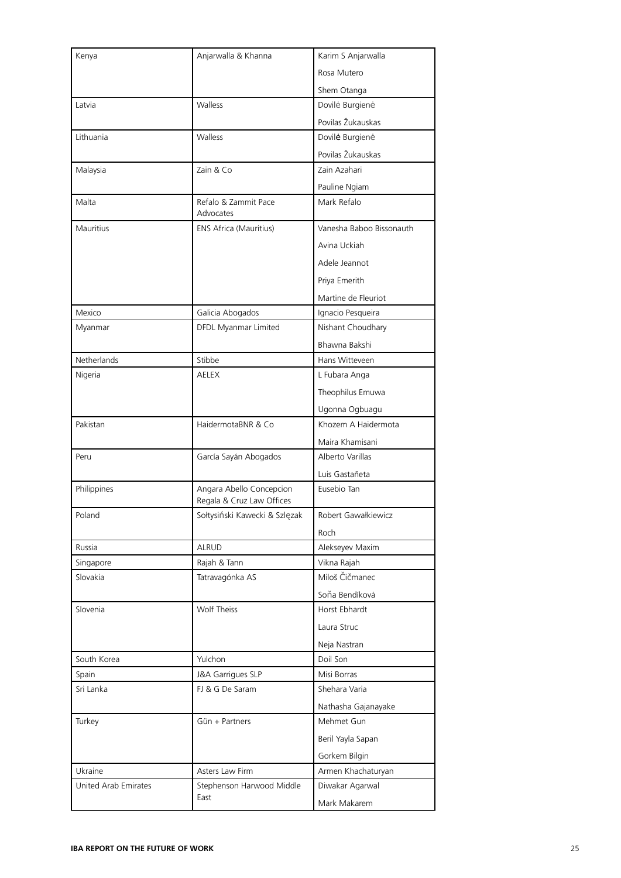| | | |
|---|---|---|
| Kenya | Anjarwalla & Khanna | Karim S Anjarwalla |
| | | Rosa Mutero |
| | | Shem Otanga |
| Latvia | Walless | Dovilė Burgienė |
| | | Povilas Žukauskas |
| Lithuania | Walless | Dovilė Burgienė |
| | | Povilas Žukauskas |
| Malaysia | Zain & Co | Zain Azahari |
| | | Pauline Ngiam |
| Malta | Refalo & Zammit Pace Advocates | Mark Refalo |
| Mauritius | ENS Africa (Mauritius) | Vanesha Baboo Bissonauth |
| | | Avina Uckiah |
| | | Adele Jeannot |
| | | Priya Emerith |
| | | Martine de Fleuriot |
| Mexico | Galicia Abogados | Ignacio Pesqueira |
| Myanmar | DFDL Myanmar Limited | Nishant Choudhary |
| | | Bhawna Bakshi |
| Netherlands | Stibbe | Hans Witteveen |
| Nigeria | AELEX | L Fubara Anga |
| | | Theophilus Emuwa |
| | | Ugonna Ogbuagu |
| Pakistan | HaidermotaBNR & Co | Khozem A Haidermota |
| | | Maira Khamisani |
| Peru | García Sayán Abogados | Alberto Varillas |
| | | Luis Gastañeta |
| Philippines | Angara Abello Concepcion Regala & Cruz Law Offices | Eusebio Tan |
| Poland | Sołtysiński Kawecki & Szlęzak | Robert Gawałkiewicz |
| | | Roch |
| Russia | ALRUD | Alekseyev Maxim |
| Singapore | Rajah & Tann | Vikna Rajah |
| Slovakia | Tatravagónka AS | Miloš Čičmanec |
| | | Soňa Bendíková |
| Slovenia | Wolf Theiss | Horst Ebhardt |
| | | Laura Struc |
| | | Neja Nastran |
| South Korea | Yulchon | Doil Son |
| Spain | J&A Garrigues SLP | Misi Borras |
| Sri Lanka | FJ & G De Saram | Shehara Varia |
| | | Nathasha Gajanayake |
| Turkey | Gün + Partners | Mehmet Gun |
| | | Beril Yayla Sapan |
| | | Gorkem Bilgin |
| Ukraine | Asters Law Firm | Armen Khachaturyan |
| United Arab Emirates | Stephenson Harwood Middle East | Diwakar Agarwal |
| | | Mark Makarem |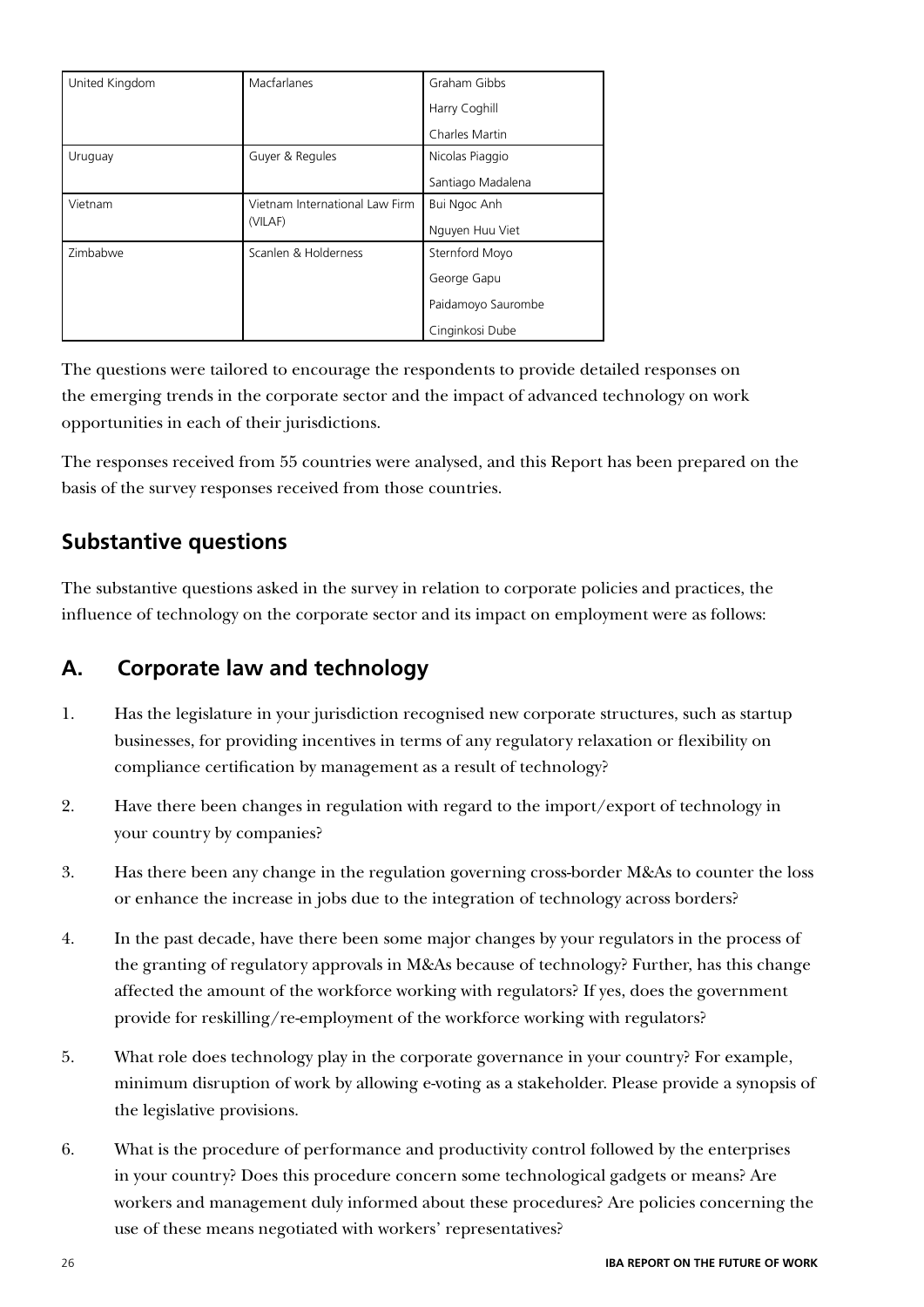| | | |
|---|---|---|
| United Kingdom | Macfarlanes | Graham Gibbs |
| | | Harry Coghill |
| | | Charles Martin |
| Uruguay | Guyer & Regules | Nicolas Piaggio |
| | | Santiago Madalena |
| Vietnam | Vietnam International Law Firm (VILAF) | Bui Ngoc Anh |
| | | Nguyen Huu Viet |
| Zimbabwe | Scanlen & Holderness | Sternford Moyo |
| | | George Gapu |
| | | Paidamoyo Saurombe |
| | | Cinginkosi Dube |

The questions were tailored to encourage the respondents to provide detailed responses on the emerging trends in the corporate sector and the impact of advanced technology on work opportunities in each of their jurisdictions.

The responses received from 55 countries were analysed, and this Report has been prepared on the basis of the survey responses received from those countries.

## Substantive questions

The substantive questions asked in the survey in relation to corporate policies and practices, the influence of technology on the corporate sector and its impact on employment were as follows:

## A. Corporate law and technology

1. Has the legislature in your jurisdiction recognised new corporate structures, such as startup businesses, for providing incentives in terms of any regulatory relaxation or flexibility on compliance certification by management as a result of technology?
2. Have there been changes in regulation with regard to the import/export of technology in your country by companies?
3. Has there been any change in the regulation governing cross-border M&As to counter the loss or enhance the increase in jobs due to the integration of technology across borders?
4. In the past decade, have there been some major changes by your regulators in the process of the granting of regulatory approvals in M&As because of technology? Further, has this change affected the amount of the workforce working with regulators? If yes, does the government provide for reskilling/re-employment of the workforce working with regulators?
5. What role does technology play in the corporate governance in your country? For example, minimum disruption of work by allowing e-voting as a stakeholder. Please provide a synopsis of the legislative provisions.
6. What is the procedure of performance and productivity control followed by the enterprises in your country? Does this procedure concern some technological gadgets or means? Are workers and management duly informed about these procedures? Are policies concerning the use of these means negotiated with workers' representatives?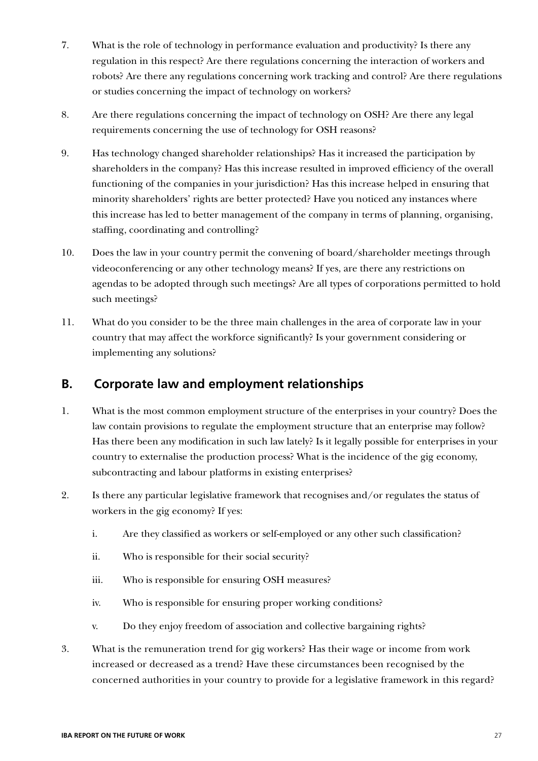7. What is the role of technology in performance evaluation and productivity? Is there any regulation in this respect? Are there regulations concerning the interaction of workers and robots? Are there any regulations concerning work tracking and control? Are there regulations or studies concerning the impact of technology on workers?

8. Are there regulations concerning the impact of technology on OSH? Are there any legal requirements concerning the use of technology for OSH reasons?

9. Has technology changed shareholder relationships? Has it increased the participation by shareholders in the company? Has this increase resulted in improved efficiency of the overall functioning of the companies in your jurisdiction? Has this increase helped in ensuring that minority shareholders' rights are better protected? Have you noticed any instances where this increase has led to better management of the company in terms of planning, organising, staffing, coordinating and controlling?

10. Does the law in your country permit the convening of board/shareholder meetings through videoconferencing or any other technology means? If yes, are there any restrictions on agendas to be adopted through such meetings? Are all types of corporations permitted to hold such meetings?

11. What do you consider to be the three main challenges in the area of corporate law in your country that may affect the workforce significantly? Is your government considering or implementing any solutions?

## B. Corporate law and employment relationships

1. What is the most common employment structure of the enterprises in your country? Does the law contain provisions to regulate the employment structure that an enterprise may follow? Has there been any modification in such law lately? Is it legally possible for enterprises in your country to externalise the production process? What is the incidence of the gig economy, subcontracting and labour platforms in existing enterprises?

2. Is there any particular legislative framework that recognises and/or regulates the status of workers in the gig economy? If yes:

   i. Are they classified as workers or self-employed or any other such classification?

   ii. Who is responsible for their social security?

   iii. Who is responsible for ensuring OSH measures?

   iv. Who is responsible for ensuring proper working conditions?

   v. Do they enjoy freedom of association and collective bargaining rights?

3. What is the remuneration trend for gig workers? Has their wage or income from work increased or decreased as a trend? Have these circumstances been recognised by the concerned authorities in your country to provide for a legislative framework in this regard?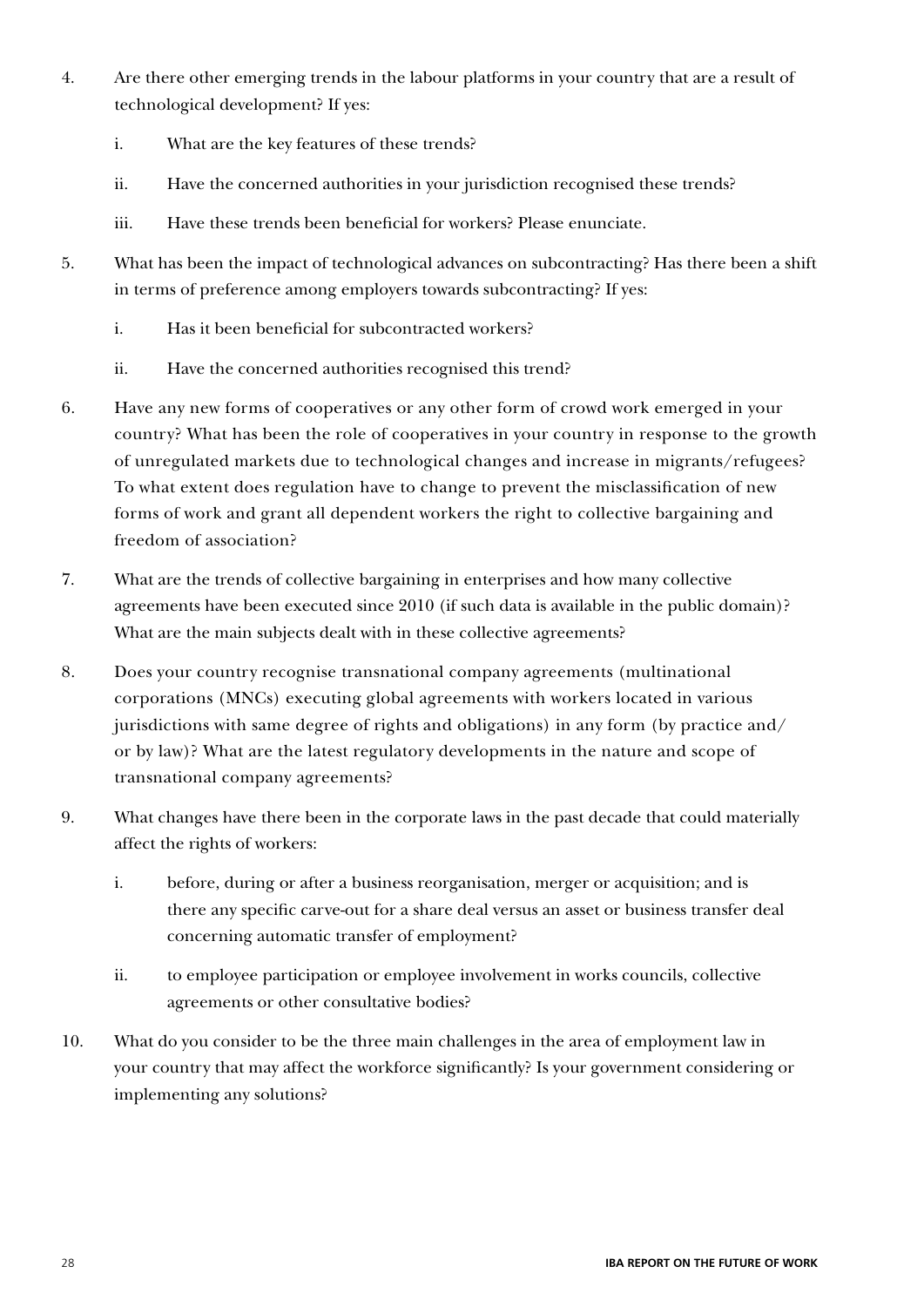4. Are there other emerging trends in the labour platforms in your country that are a result of technological development? If yes:

    i. What are the key features of these trends?

    ii. Have the concerned authorities in your jurisdiction recognised these trends?

    iii. Have these trends been beneficial for workers? Please enunciate.

5. What has been the impact of technological advances on subcontracting? Has there been a shift in terms of preference among employers towards subcontracting? If yes:

    i. Has it been beneficial for subcontracted workers?

    ii. Have the concerned authorities recognised this trend?

6. Have any new forms of cooperatives or any other form of crowd work emerged in your country? What has been the role of cooperatives in your country in response to the growth of unregulated markets due to technological changes and increase in migrants/refugees? To what extent does regulation have to change to prevent the misclassification of new forms of work and grant all dependent workers the right to collective bargaining and freedom of association?

7. What are the trends of collective bargaining in enterprises and how many collective agreements have been executed since 2010 (if such data is available in the public domain)? What are the main subjects dealt with in these collective agreements?

8. Does your country recognise transnational company agreements (multinational corporations (MNCs) executing global agreements with workers located in various jurisdictions with same degree of rights and obligations) in any form (by practice and/or by law)? What are the latest regulatory developments in the nature and scope of transnational company agreements?

9. What changes have there been in the corporate laws in the past decade that could materially affect the rights of workers:

    i. before, during or after a business reorganisation, merger or acquisition; and is there any specific carve-out for a share deal versus an asset or business transfer deal concerning automatic transfer of employment?

    ii. to employee participation or employee involvement in works councils, collective agreements or other consultative bodies?

10. What do you consider to be the three main challenges in the area of employment law in your country that may affect the workforce significantly? Is your government considering or implementing any solutions?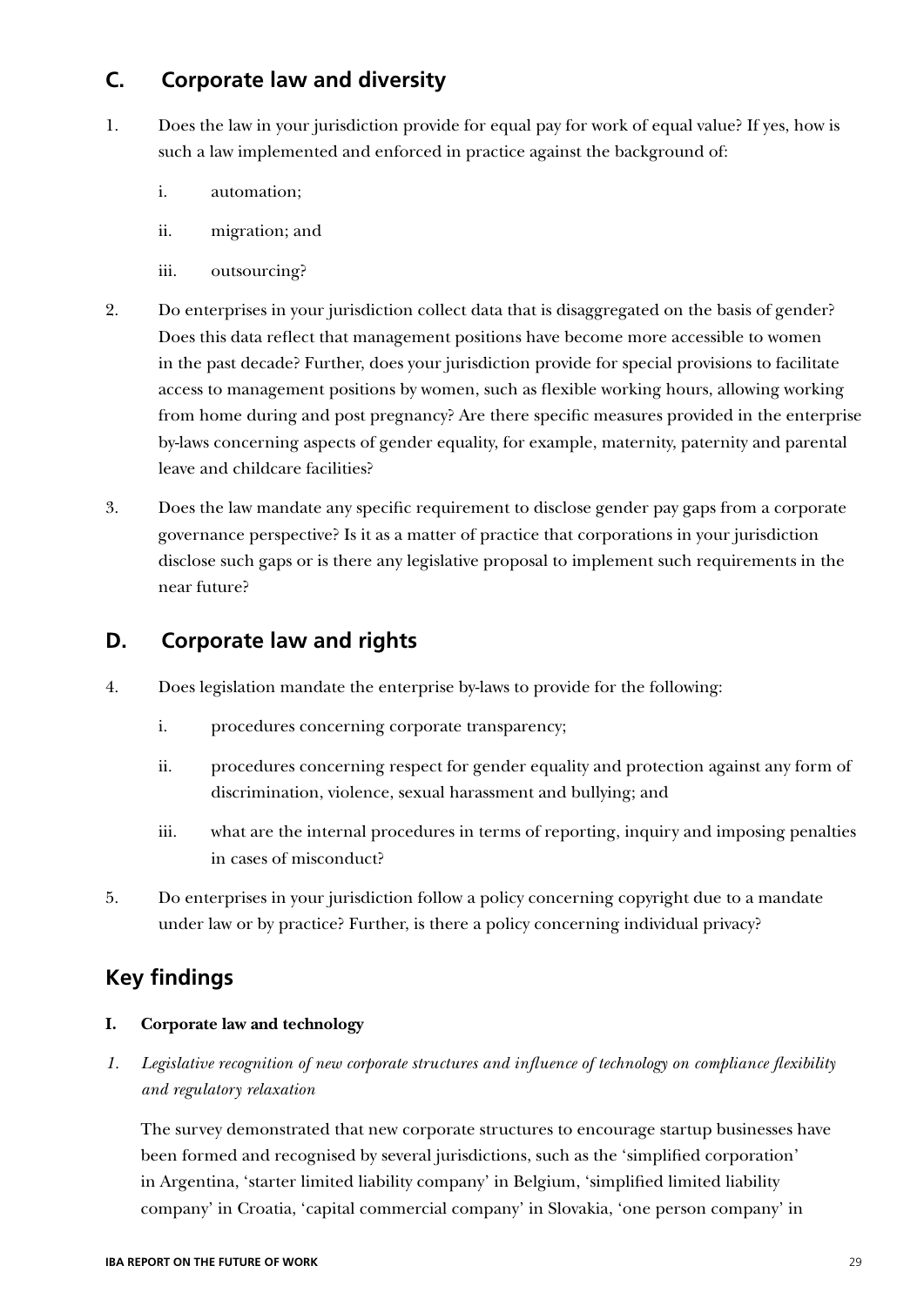## C. Corporate law and diversity

1. Does the law in your jurisdiction provide for equal pay for work of equal value? If yes, how is such a law implemented and enforced in practice against the background of:

   i. automation;

   ii. migration; and

   iii. outsourcing?

2. Do enterprises in your jurisdiction collect data that is disaggregated on the basis of gender? Does this data reflect that management positions have become more accessible to women in the past decade? Further, does your jurisdiction provide for special provisions to facilitate access to management positions by women, such as flexible working hours, allowing working from home during and post pregnancy? Are there specific measures provided in the enterprise by-laws concerning aspects of gender equality, for example, maternity, paternity and parental leave and childcare facilities?

3. Does the law mandate any specific requirement to disclose gender pay gaps from a corporate governance perspective? Is it as a matter of practice that corporations in your jurisdiction disclose such gaps or is there any legislative proposal to implement such requirements in the near future?

## D. Corporate law and rights

4. Does legislation mandate the enterprise by-laws to provide for the following:

   i. procedures concerning corporate transparency;

   ii. procedures concerning respect for gender equality and protection against any form of discrimination, violence, sexual harassment and bullying; and

   iii. what are the internal procedures in terms of reporting, inquiry and imposing penalties in cases of misconduct?

5. Do enterprises in your jurisdiction follow a policy concerning copyright due to a mandate under law or by practice? Further, is there a policy concerning individual privacy?

## Key findings

**I. Corporate law and technology**

*1. Legislative recognition of new corporate structures and influence of technology on compliance flexibility and regulatory relaxation*

The survey demonstrated that new corporate structures to encourage startup businesses have been formed and recognised by several jurisdictions, such as the 'simplified corporation' in Argentina, 'starter limited liability company' in Belgium, 'simplified limited liability company' in Croatia, 'capital commercial company' in Slovakia, 'one person company' in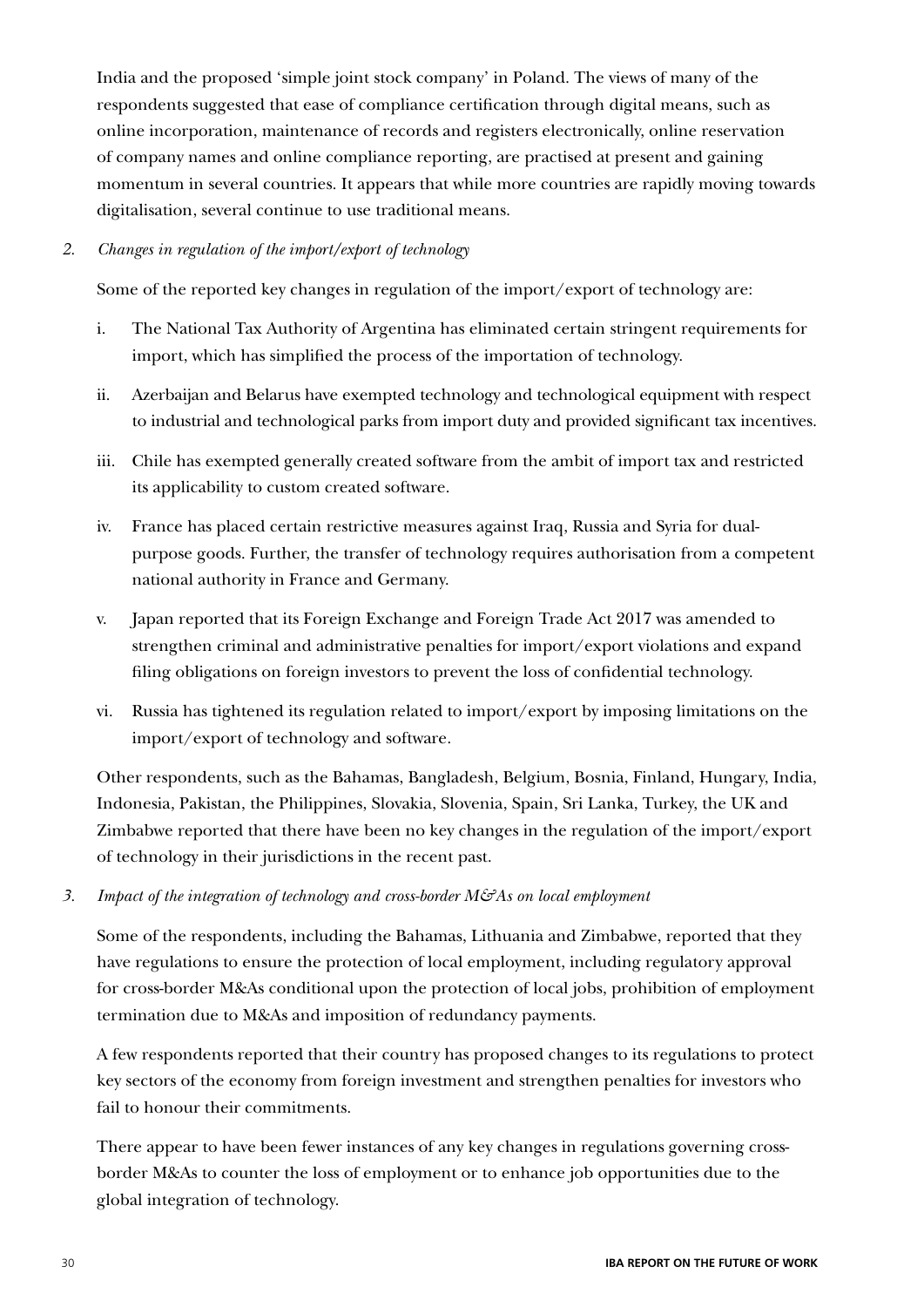India and the proposed 'simple joint stock company' in Poland. The views of many of the respondents suggested that ease of compliance certification through digital means, such as online incorporation, maintenance of records and registers electronically, online reservation of company names and online compliance reporting, are practised at present and gaining momentum in several countries. It appears that while more countries are rapidly moving towards digitalisation, several continue to use traditional means.

*2. Changes in regulation of the import/export of technology*

Some of the reported key changes in regulation of the import/export of technology are:

i. The National Tax Authority of Argentina has eliminated certain stringent requirements for import, which has simplified the process of the importation of technology.

ii. Azerbaijan and Belarus have exempted technology and technological equipment with respect to industrial and technological parks from import duty and provided significant tax incentives.

iii. Chile has exempted generally created software from the ambit of import tax and restricted its applicability to custom created software.

iv. France has placed certain restrictive measures against Iraq, Russia and Syria for dual-purpose goods. Further, the transfer of technology requires authorisation from a competent national authority in France and Germany.

v. Japan reported that its Foreign Exchange and Foreign Trade Act 2017 was amended to strengthen criminal and administrative penalties for import/export violations and expand filing obligations on foreign investors to prevent the loss of confidential technology.

vi. Russia has tightened its regulation related to import/export by imposing limitations on the import/export of technology and software.

Other respondents, such as the Bahamas, Bangladesh, Belgium, Bosnia, Finland, Hungary, India, Indonesia, Pakistan, the Philippines, Slovakia, Slovenia, Spain, Sri Lanka, Turkey, the UK and Zimbabwe reported that there have been no key changes in the regulation of the import/export of technology in their jurisdictions in the recent past.

*3. Impact of the integration of technology and cross-border M&As on local employment*

Some of the respondents, including the Bahamas, Lithuania and Zimbabwe, reported that they have regulations to ensure the protection of local employment, including regulatory approval for cross-border M&As conditional upon the protection of local jobs, prohibition of employment termination due to M&As and imposition of redundancy payments.

A few respondents reported that their country has proposed changes to its regulations to protect key sectors of the economy from foreign investment and strengthen penalties for investors who fail to honour their commitments.

There appear to have been fewer instances of any key changes in regulations governing cross-border M&As to counter the loss of employment or to enhance job opportunities due to the global integration of technology.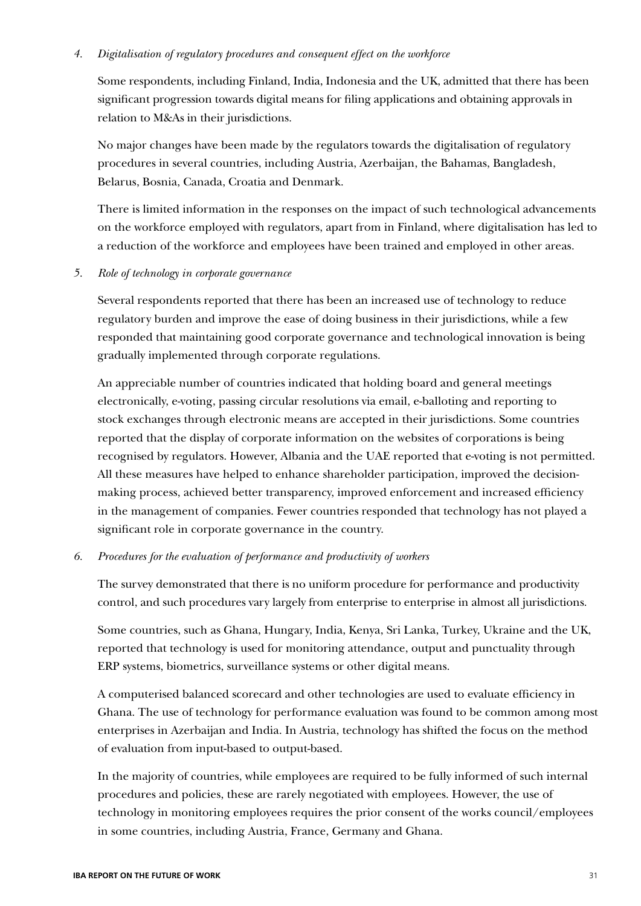4. *Digitalisation of regulatory procedures and consequent effect on the workforce*

   Some respondents, including Finland, India, Indonesia and the UK, admitted that there has been significant progression towards digital means for filing applications and obtaining approvals in relation to M&As in their jurisdictions.

   No major changes have been made by the regulators towards the digitalisation of regulatory procedures in several countries, including Austria, Azerbaijan, the Bahamas, Bangladesh, Belarus, Bosnia, Canada, Croatia and Denmark.

   There is limited information in the responses on the impact of such technological advancements on the workforce employed with regulators, apart from in Finland, where digitalisation has led to a reduction of the workforce and employees have been trained and employed in other areas.

5. *Role of technology in corporate governance*

   Several respondents reported that there has been an increased use of technology to reduce regulatory burden and improve the ease of doing business in their jurisdictions, while a few responded that maintaining good corporate governance and technological innovation is being gradually implemented through corporate regulations.

   An appreciable number of countries indicated that holding board and general meetings electronically, e-voting, passing circular resolutions via email, e-balloting and reporting to stock exchanges through electronic means are accepted in their jurisdictions. Some countries reported that the display of corporate information on the websites of corporations is being recognised by regulators. However, Albania and the UAE reported that e-voting is not permitted. All these measures have helped to enhance shareholder participation, improved the decision-making process, achieved better transparency, improved enforcement and increased efficiency in the management of companies. Fewer countries responded that technology has not played a significant role in corporate governance in the country.

6. *Procedures for the evaluation of performance and productivity of workers*

   The survey demonstrated that there is no uniform procedure for performance and productivity control, and such procedures vary largely from enterprise to enterprise in almost all jurisdictions.

   Some countries, such as Ghana, Hungary, India, Kenya, Sri Lanka, Turkey, Ukraine and the UK, reported that technology is used for monitoring attendance, output and punctuality through ERP systems, biometrics, surveillance systems or other digital means.

   A computerised balanced scorecard and other technologies are used to evaluate efficiency in Ghana. The use of technology for performance evaluation was found to be common among most enterprises in Azerbaijan and India. In Austria, technology has shifted the focus on the method of evaluation from input-based to output-based.

   In the majority of countries, while employees are required to be fully informed of such internal procedures and policies, these are rarely negotiated with employees. However, the use of technology in monitoring employees requires the prior consent of the works council/employees in some countries, including Austria, France, Germany and Ghana.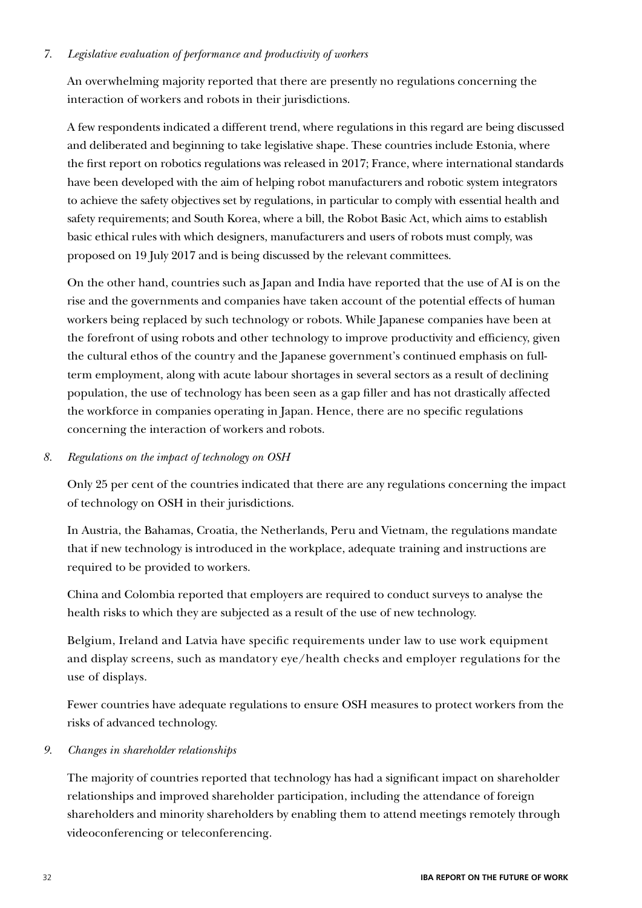*7. Legislative evaluation of performance and productivity of workers*

An overwhelming majority reported that there are presently no regulations concerning the interaction of workers and robots in their jurisdictions.

A few respondents indicated a different trend, where regulations in this regard are being discussed and deliberated and beginning to take legislative shape. These countries include Estonia, where the first report on robotics regulations was released in 2017; France, where international standards have been developed with the aim of helping robot manufacturers and robotic system integrators to achieve the safety objectives set by regulations, in particular to comply with essential health and safety requirements; and South Korea, where a bill, the Robot Basic Act, which aims to establish basic ethical rules with which designers, manufacturers and users of robots must comply, was proposed on 19 July 2017 and is being discussed by the relevant committees.

On the other hand, countries such as Japan and India have reported that the use of AI is on the rise and the governments and companies have taken account of the potential effects of human workers being replaced by such technology or robots. While Japanese companies have been at the forefront of using robots and other technology to improve productivity and efficiency, given the cultural ethos of the country and the Japanese government's continued emphasis on full-term employment, along with acute labour shortages in several sectors as a result of declining population, the use of technology has been seen as a gap filler and has not drastically affected the workforce in companies operating in Japan. Hence, there are no specific regulations concerning the interaction of workers and robots.

*8. Regulations on the impact of technology on OSH*

Only 25 per cent of the countries indicated that there are any regulations concerning the impact of technology on OSH in their jurisdictions.

In Austria, the Bahamas, Croatia, the Netherlands, Peru and Vietnam, the regulations mandate that if new technology is introduced in the workplace, adequate training and instructions are required to be provided to workers.

China and Colombia reported that employers are required to conduct surveys to analyse the health risks to which they are subjected as a result of the use of new technology.

Belgium, Ireland and Latvia have specific requirements under law to use work equipment and display screens, such as mandatory eye/health checks and employer regulations for the use of displays.

Fewer countries have adequate regulations to ensure OSH measures to protect workers from the risks of advanced technology.

*9. Changes in shareholder relationships*

The majority of countries reported that technology has had a significant impact on shareholder relationships and improved shareholder participation, including the attendance of foreign shareholders and minority shareholders by enabling them to attend meetings remotely through videoconferencing or teleconferencing.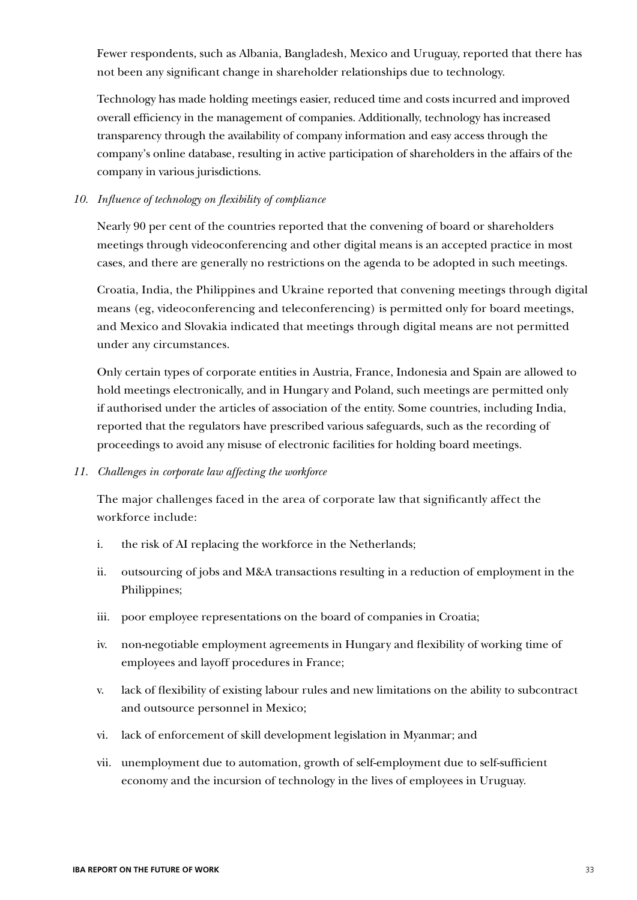Fewer respondents, such as Albania, Bangladesh, Mexico and Uruguay, reported that there has not been any significant change in shareholder relationships due to technology.

Technology has made holding meetings easier, reduced time and costs incurred and improved overall efficiency in the management of companies. Additionally, technology has increased transparency through the availability of company information and easy access through the company's online database, resulting in active participation of shareholders in the affairs of the company in various jurisdictions.

*10. Influence of technology on flexibility of compliance*

Nearly 90 per cent of the countries reported that the convening of board or shareholders meetings through videoconferencing and other digital means is an accepted practice in most cases, and there are generally no restrictions on the agenda to be adopted in such meetings.

Croatia, India, the Philippines and Ukraine reported that convening meetings through digital means (eg, videoconferencing and teleconferencing) is permitted only for board meetings, and Mexico and Slovakia indicated that meetings through digital means are not permitted under any circumstances.

Only certain types of corporate entities in Austria, France, Indonesia and Spain are allowed to hold meetings electronically, and in Hungary and Poland, such meetings are permitted only if authorised under the articles of association of the entity. Some countries, including India, reported that the regulators have prescribed various safeguards, such as the recording of proceedings to avoid any misuse of electronic facilities for holding board meetings.

*11. Challenges in corporate law affecting the workforce*

The major challenges faced in the area of corporate law that significantly affect the workforce include:

i. the risk of AI replacing the workforce in the Netherlands;

ii. outsourcing of jobs and M&A transactions resulting in a reduction of employment in the Philippines;

iii. poor employee representations on the board of companies in Croatia;

iv. non-negotiable employment agreements in Hungary and flexibility of working time of employees and layoff procedures in France;

v. lack of flexibility of existing labour rules and new limitations on the ability to subcontract and outsource personnel in Mexico;

vi. lack of enforcement of skill development legislation in Myanmar; and

vii. unemployment due to automation, growth of self-employment due to self-sufficient economy and the incursion of technology in the lives of employees in Uruguay.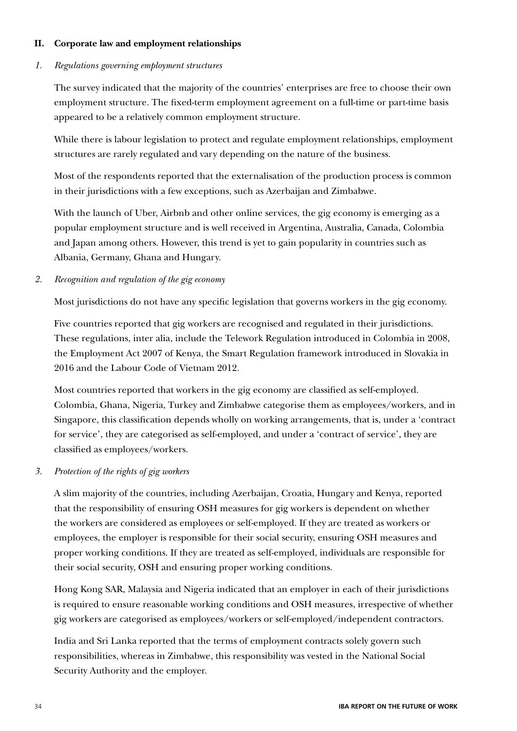## II. Corporate law and employment relationships

### *1. Regulations governing employment structures*

The survey indicated that the majority of the countries' enterprises are free to choose their own employment structure. The fixed-term employment agreement on a full-time or part-time basis appeared to be a relatively common employment structure.

While there is labour legislation to protect and regulate employment relationships, employment structures are rarely regulated and vary depending on the nature of the business.

Most of the respondents reported that the externalisation of the production process is common in their jurisdictions with a few exceptions, such as Azerbaijan and Zimbabwe.

With the launch of Uber, Airbnb and other online services, the gig economy is emerging as a popular employment structure and is well received in Argentina, Australia, Canada, Colombia and Japan among others. However, this trend is yet to gain popularity in countries such as Albania, Germany, Ghana and Hungary.

### *2. Recognition and regulation of the gig economy*

Most jurisdictions do not have any specific legislation that governs workers in the gig economy.

Five countries reported that gig workers are recognised and regulated in their jurisdictions. These regulations, inter alia, include the Telework Regulation introduced in Colombia in 2008, the Employment Act 2007 of Kenya, the Smart Regulation framework introduced in Slovakia in 2016 and the Labour Code of Vietnam 2012.

Most countries reported that workers in the gig economy are classified as self-employed. Colombia, Ghana, Nigeria, Turkey and Zimbabwe categorise them as employees/workers, and in Singapore, this classification depends wholly on working arrangements, that is, under a 'contract for service', they are categorised as self-employed, and under a 'contract of service', they are classified as employees/workers.

### *3. Protection of the rights of gig workers*

A slim majority of the countries, including Azerbaijan, Croatia, Hungary and Kenya, reported that the responsibility of ensuring OSH measures for gig workers is dependent on whether the workers are considered as employees or self-employed. If they are treated as workers or employees, the employer is responsible for their social security, ensuring OSH measures and proper working conditions. If they are treated as self-employed, individuals are responsible for their social security, OSH and ensuring proper working conditions.

Hong Kong SAR, Malaysia and Nigeria indicated that an employer in each of their jurisdictions is required to ensure reasonable working conditions and OSH measures, irrespective of whether gig workers are categorised as employees/workers or self-employed/independent contractors.

India and Sri Lanka reported that the terms of employment contracts solely govern such responsibilities, whereas in Zimbabwe, this responsibility was vested in the National Social Security Authority and the employer.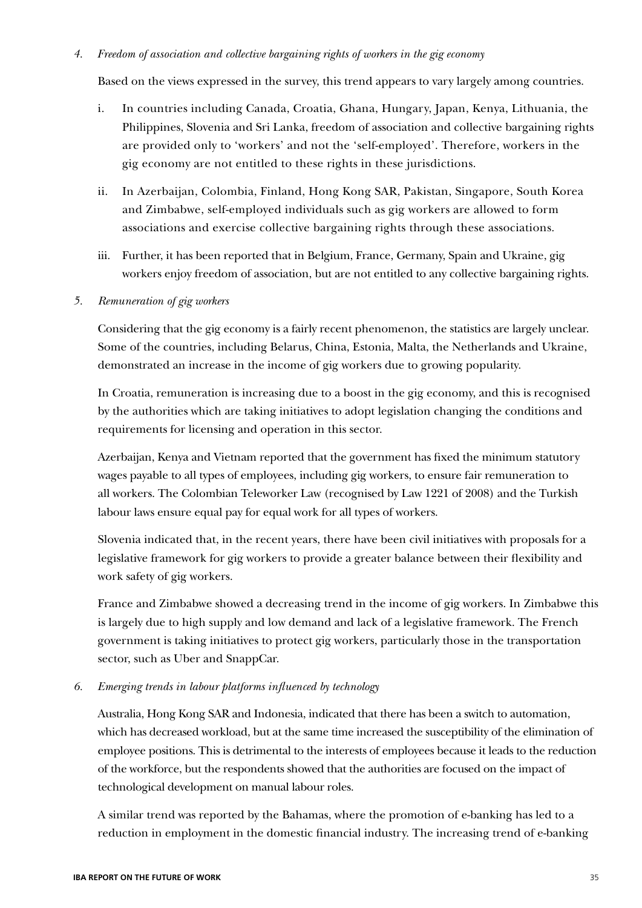*4. Freedom of association and collective bargaining rights of workers in the gig economy*

Based on the views expressed in the survey, this trend appears to vary largely among countries.

i. In countries including Canada, Croatia, Ghana, Hungary, Japan, Kenya, Lithuania, the Philippines, Slovenia and Sri Lanka, freedom of association and collective bargaining rights are provided only to 'workers' and not the 'self-employed'. Therefore, workers in the gig economy are not entitled to these rights in these jurisdictions.

ii. In Azerbaijan, Colombia, Finland, Hong Kong SAR, Pakistan, Singapore, South Korea and Zimbabwe, self-employed individuals such as gig workers are allowed to form associations and exercise collective bargaining rights through these associations.

iii. Further, it has been reported that in Belgium, France, Germany, Spain and Ukraine, gig workers enjoy freedom of association, but are not entitled to any collective bargaining rights.

*5. Remuneration of gig workers*

Considering that the gig economy is a fairly recent phenomenon, the statistics are largely unclear. Some of the countries, including Belarus, China, Estonia, Malta, the Netherlands and Ukraine, demonstrated an increase in the income of gig workers due to growing popularity.

In Croatia, remuneration is increasing due to a boost in the gig economy, and this is recognised by the authorities which are taking initiatives to adopt legislation changing the conditions and requirements for licensing and operation in this sector.

Azerbaijan, Kenya and Vietnam reported that the government has fixed the minimum statutory wages payable to all types of employees, including gig workers, to ensure fair remuneration to all workers. The Colombian Teleworker Law (recognised by Law 1221 of 2008) and the Turkish labour laws ensure equal pay for equal work for all types of workers.

Slovenia indicated that, in the recent years, there have been civil initiatives with proposals for a legislative framework for gig workers to provide a greater balance between their flexibility and work safety of gig workers.

France and Zimbabwe showed a decreasing trend in the income of gig workers. In Zimbabwe this is largely due to high supply and low demand and lack of a legislative framework. The French government is taking initiatives to protect gig workers, particularly those in the transportation sector, such as Uber and SnappCar.

*6. Emerging trends in labour platforms influenced by technology*

Australia, Hong Kong SAR and Indonesia, indicated that there has been a switch to automation, which has decreased workload, but at the same time increased the susceptibility of the elimination of employee positions. This is detrimental to the interests of employees because it leads to the reduction of the workforce, but the respondents showed that the authorities are focused on the impact of technological development on manual labour roles.

A similar trend was reported by the Bahamas, where the promotion of e-banking has led to a reduction in employment in the domestic financial industry. The increasing trend of e-banking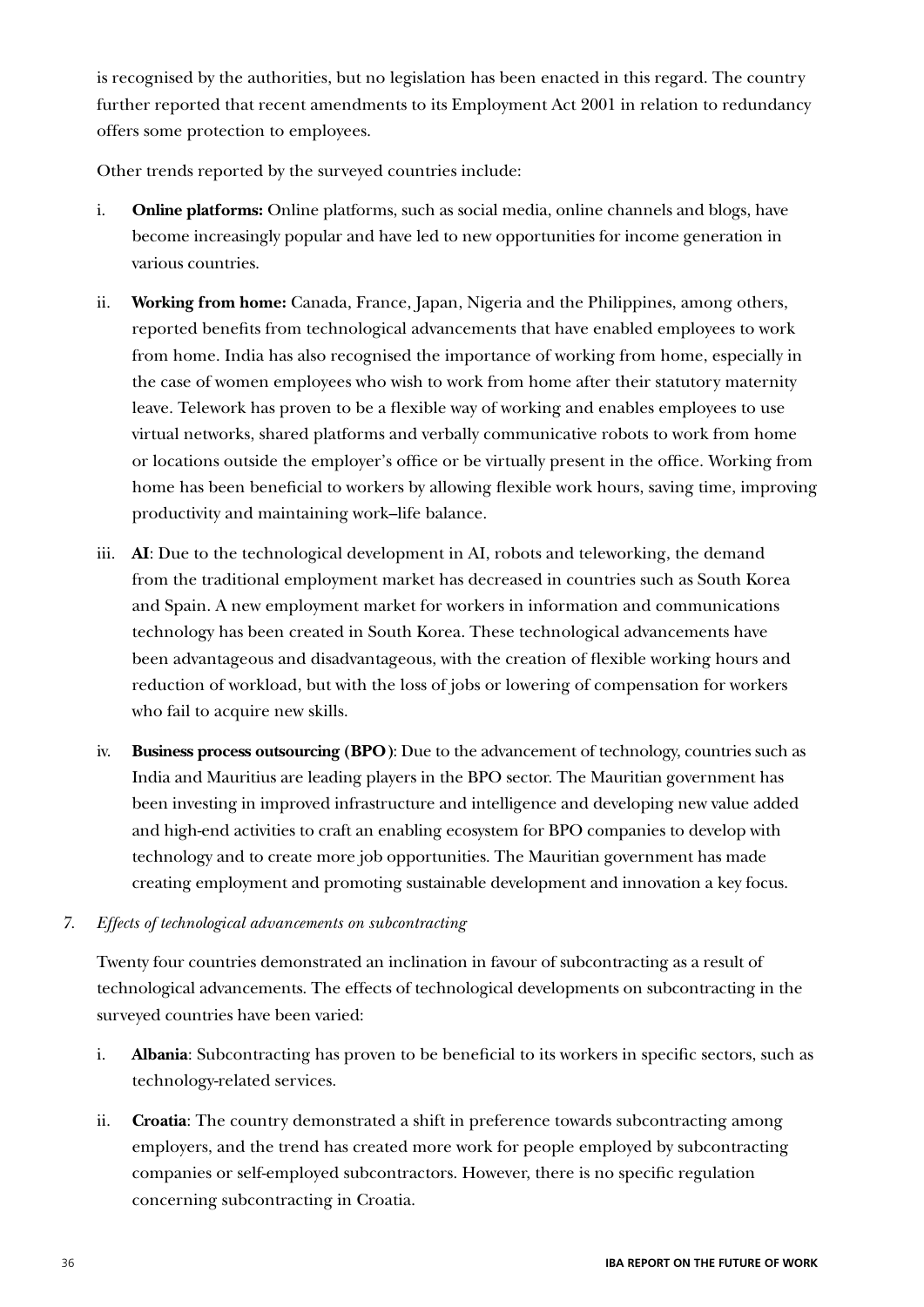is recognised by the authorities, but no legislation has been enacted in this regard. The country further reported that recent amendments to its Employment Act 2001 in relation to redundancy offers some protection to employees.

Other trends reported by the surveyed countries include:

i. **Online platforms:** Online platforms, such as social media, online channels and blogs, have become increasingly popular and have led to new opportunities for income generation in various countries.

ii. **Working from home:** Canada, France, Japan, Nigeria and the Philippines, among others, reported benefits from technological advancements that have enabled employees to work from home. India has also recognised the importance of working from home, especially in the case of women employees who wish to work from home after their statutory maternity leave. Telework has proven to be a flexible way of working and enables employees to use virtual networks, shared platforms and verbally communicative robots to work from home or locations outside the employer's office or be virtually present in the office. Working from home has been beneficial to workers by allowing flexible work hours, saving time, improving productivity and maintaining work–life balance.

iii. **AI**: Due to the technological development in AI, robots and teleworking, the demand from the traditional employment market has decreased in countries such as South Korea and Spain. A new employment market for workers in information and communications technology has been created in South Korea. These technological advancements have been advantageous and disadvantageous, with the creation of flexible working hours and reduction of workload, but with the loss of jobs or lowering of compensation for workers who fail to acquire new skills.

iv. **Business process outsourcing (BPO)**: Due to the advancement of technology, countries such as India and Mauritius are leading players in the BPO sector. The Mauritian government has been investing in improved infrastructure and intelligence and developing new value added and high-end activities to craft an enabling ecosystem for BPO companies to develop with technology and to create more job opportunities. The Mauritian government has made creating employment and promoting sustainable development and innovation a key focus.

*7. Effects of technological advancements on subcontracting*

Twenty four countries demonstrated an inclination in favour of subcontracting as a result of technological advancements. The effects of technological developments on subcontracting in the surveyed countries have been varied:

i. **Albania**: Subcontracting has proven to be beneficial to its workers in specific sectors, such as technology-related services.

ii. **Croatia**: The country demonstrated a shift in preference towards subcontracting among employers, and the trend has created more work for people employed by subcontracting companies or self-employed subcontractors. However, there is no specific regulation concerning subcontracting in Croatia.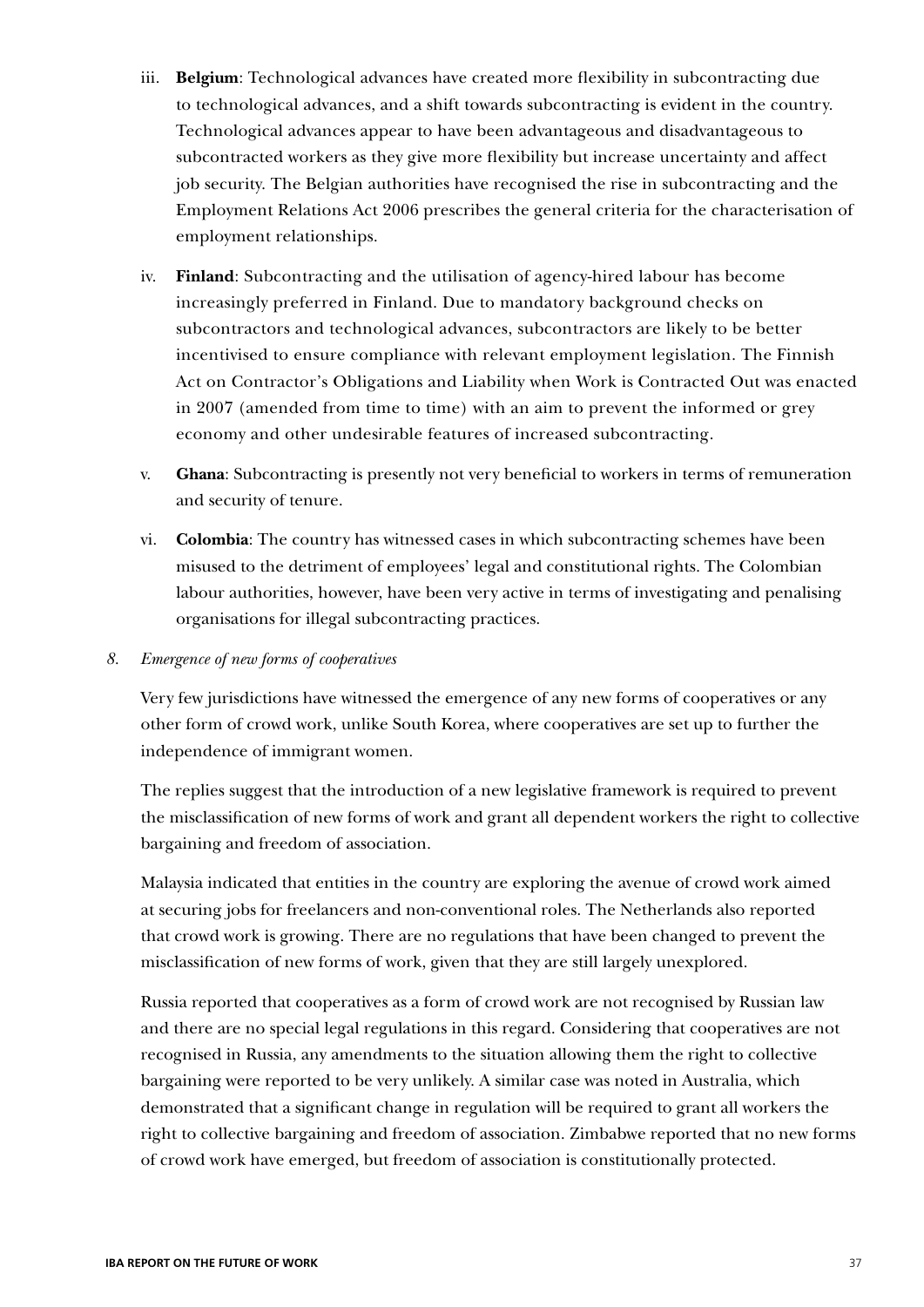iii. **Belgium**: Technological advances have created more flexibility in subcontracting due to technological advances, and a shift towards subcontracting is evident in the country. Technological advances appear to have been advantageous and disadvantageous to subcontracted workers as they give more flexibility but increase uncertainty and affect job security. The Belgian authorities have recognised the rise in subcontracting and the Employment Relations Act 2006 prescribes the general criteria for the characterisation of employment relationships.

iv. **Finland**: Subcontracting and the utilisation of agency-hired labour has become increasingly preferred in Finland. Due to mandatory background checks on subcontractors and technological advances, subcontractors are likely to be better incentivised to ensure compliance with relevant employment legislation. The Finnish Act on Contractor's Obligations and Liability when Work is Contracted Out was enacted in 2007 (amended from time to time) with an aim to prevent the informed or grey economy and other undesirable features of increased subcontracting.

v. **Ghana**: Subcontracting is presently not very beneficial to workers in terms of remuneration and security of tenure.

vi. **Colombia**: The country has witnessed cases in which subcontracting schemes have been misused to the detriment of employees' legal and constitutional rights. The Colombian labour authorities, however, have been very active in terms of investigating and penalising organisations for illegal subcontracting practices.

*8. Emergence of new forms of cooperatives*

Very few jurisdictions have witnessed the emergence of any new forms of cooperatives or any other form of crowd work, unlike South Korea, where cooperatives are set up to further the independence of immigrant women.

The replies suggest that the introduction of a new legislative framework is required to prevent the misclassification of new forms of work and grant all dependent workers the right to collective bargaining and freedom of association.

Malaysia indicated that entities in the country are exploring the avenue of crowd work aimed at securing jobs for freelancers and non-conventional roles. The Netherlands also reported that crowd work is growing. There are no regulations that have been changed to prevent the misclassification of new forms of work, given that they are still largely unexplored.

Russia reported that cooperatives as a form of crowd work are not recognised by Russian law and there are no special legal regulations in this regard. Considering that cooperatives are not recognised in Russia, any amendments to the situation allowing them the right to collective bargaining were reported to be very unlikely. A similar case was noted in Australia, which demonstrated that a significant change in regulation will be required to grant all workers the right to collective bargaining and freedom of association. Zimbabwe reported that no new forms of crowd work have emerged, but freedom of association is constitutionally protected.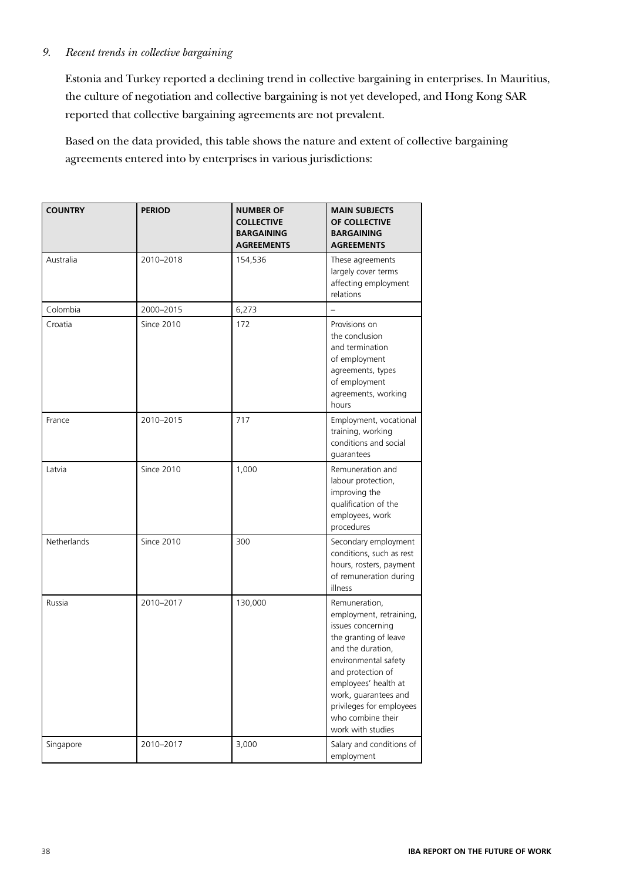### *9. Recent trends in collective bargaining*

Estonia and Turkey reported a declining trend in collective bargaining in enterprises. In Mauritius, the culture of negotiation and collective bargaining is not yet developed, and Hong Kong SAR reported that collective bargaining agreements are not prevalent.

Based on the data provided, this table shows the nature and extent of collective bargaining agreements entered into by enterprises in various jurisdictions:

| COUNTRY | PERIOD | NUMBER OF COLLECTIVE BARGAINING AGREEMENTS | MAIN SUBJECTS OF COLLECTIVE BARGAINING AGREEMENTS |
|---|---|---|---|
| Australia | 2010–2018 | 154,536 | These agreements largely cover terms affecting employment relations |
| Colombia | 2000–2015 | 6,273 | – |
| Croatia | Since 2010 | 172 | Provisions on the conclusion and termination of employment agreements, types of employment agreements, working hours |
| France | 2010–2015 | 717 | Employment, vocational training, working conditions and social guarantees |
| Latvia | Since 2010 | 1,000 | Remuneration and labour protection, improving the qualification of the employees, work procedures |
| Netherlands | Since 2010 | 300 | Secondary employment conditions, such as rest hours, rosters, payment of remuneration during illness |
| Russia | 2010–2017 | 130,000 | Remuneration, employment, retraining, issues concerning the granting of leave and the duration, environmental safety and protection of employees' health at work, guarantees and privileges for employees who combine their work with studies |
| Singapore | 2010–2017 | 3,000 | Salary and conditions of employment |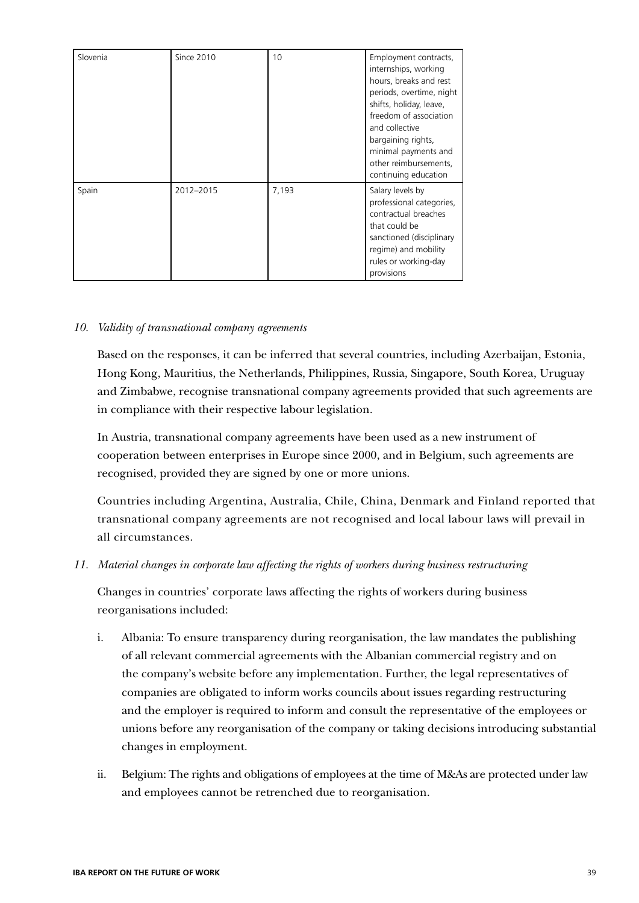| Slovenia | Since 2010 | 10 | Employment contracts, internships, working hours, breaks and rest periods, overtime, night shifts, holiday, leave, freedom of association and collective bargaining rights, minimal payments and other reimbursements, continuing education |
|---|---|---|---|
| Spain | 2012–2015 | 7,193 | Salary levels by professional categories, contractual breaches that could be sanctioned (disciplinary regime) and mobility rules or working-day provisions |

*10. Validity of transnational company agreements*

Based on the responses, it can be inferred that several countries, including Azerbaijan, Estonia, Hong Kong, Mauritius, the Netherlands, Philippines, Russia, Singapore, South Korea, Uruguay and Zimbabwe, recognise transnational company agreements provided that such agreements are in compliance with their respective labour legislation.

In Austria, transnational company agreements have been used as a new instrument of cooperation between enterprises in Europe since 2000, and in Belgium, such agreements are recognised, provided they are signed by one or more unions.

Countries including Argentina, Australia, Chile, China, Denmark and Finland reported that transnational company agreements are not recognised and local labour laws will prevail in all circumstances.

*11. Material changes in corporate law affecting the rights of workers during business restructuring*

Changes in countries' corporate laws affecting the rights of workers during business reorganisations included:

i. Albania: To ensure transparency during reorganisation, the law mandates the publishing of all relevant commercial agreements with the Albanian commercial registry and on the company's website before any implementation. Further, the legal representatives of companies are obligated to inform works councils about issues regarding restructuring and the employer is required to inform and consult the representative of the employees or unions before any reorganisation of the company or taking decisions introducing substantial changes in employment.

ii. Belgium: The rights and obligations of employees at the time of M&As are protected under law and employees cannot be retrenched due to reorganisation.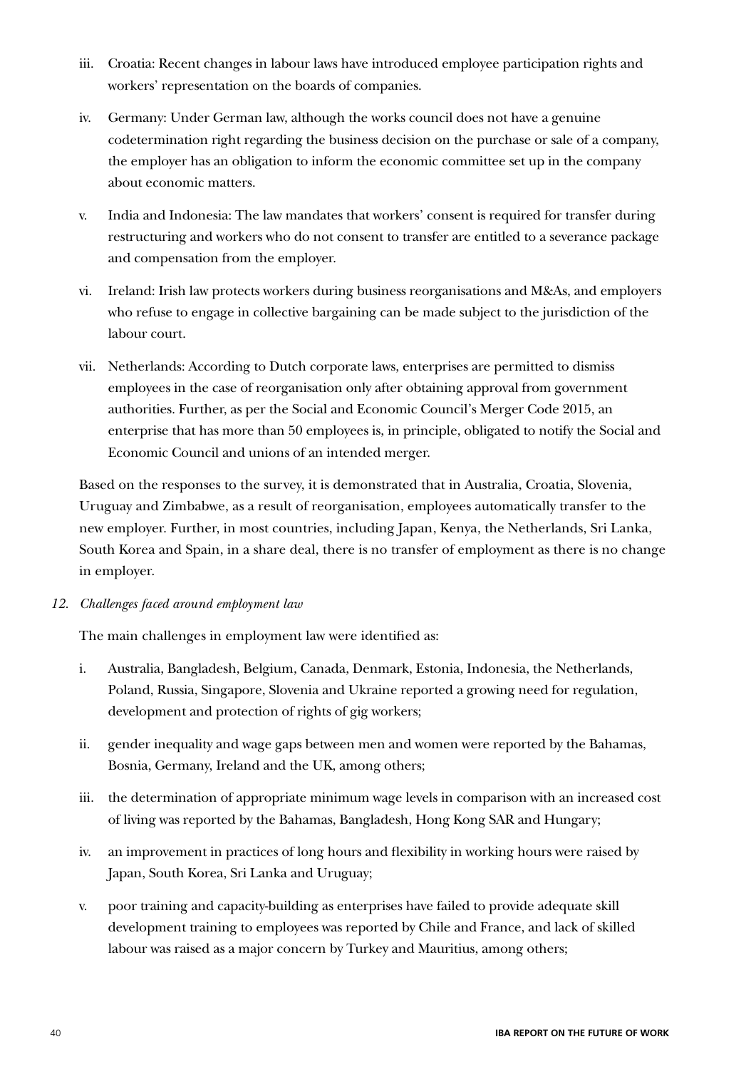iii. Croatia: Recent changes in labour laws have introduced employee participation rights and workers' representation on the boards of companies.

iv. Germany: Under German law, although the works council does not have a genuine codetermination right regarding the business decision on the purchase or sale of a company, the employer has an obligation to inform the economic committee set up in the company about economic matters.

v. India and Indonesia: The law mandates that workers' consent is required for transfer during restructuring and workers who do not consent to transfer are entitled to a severance package and compensation from the employer.

vi. Ireland: Irish law protects workers during business reorganisations and M&As, and employers who refuse to engage in collective bargaining can be made subject to the jurisdiction of the labour court.

vii. Netherlands: According to Dutch corporate laws, enterprises are permitted to dismiss employees in the case of reorganisation only after obtaining approval from government authorities. Further, as per the Social and Economic Council's Merger Code 2015, an enterprise that has more than 50 employees is, in principle, obligated to notify the Social and Economic Council and unions of an intended merger.

Based on the responses to the survey, it is demonstrated that in Australia, Croatia, Slovenia, Uruguay and Zimbabwe, as a result of reorganisation, employees automatically transfer to the new employer. Further, in most countries, including Japan, Kenya, the Netherlands, Sri Lanka, South Korea and Spain, in a share deal, there is no transfer of employment as there is no change in employer.

*12. Challenges faced around employment law*

The main challenges in employment law were identified as:

i. Australia, Bangladesh, Belgium, Canada, Denmark, Estonia, Indonesia, the Netherlands, Poland, Russia, Singapore, Slovenia and Ukraine reported a growing need for regulation, development and protection of rights of gig workers;

ii. gender inequality and wage gaps between men and women were reported by the Bahamas, Bosnia, Germany, Ireland and the UK, among others;

iii. the determination of appropriate minimum wage levels in comparison with an increased cost of living was reported by the Bahamas, Bangladesh, Hong Kong SAR and Hungary;

iv. an improvement in practices of long hours and flexibility in working hours were raised by Japan, South Korea, Sri Lanka and Uruguay;

v. poor training and capacity-building as enterprises have failed to provide adequate skill development training to employees was reported by Chile and France, and lack of skilled labour was raised as a major concern by Turkey and Mauritius, among others;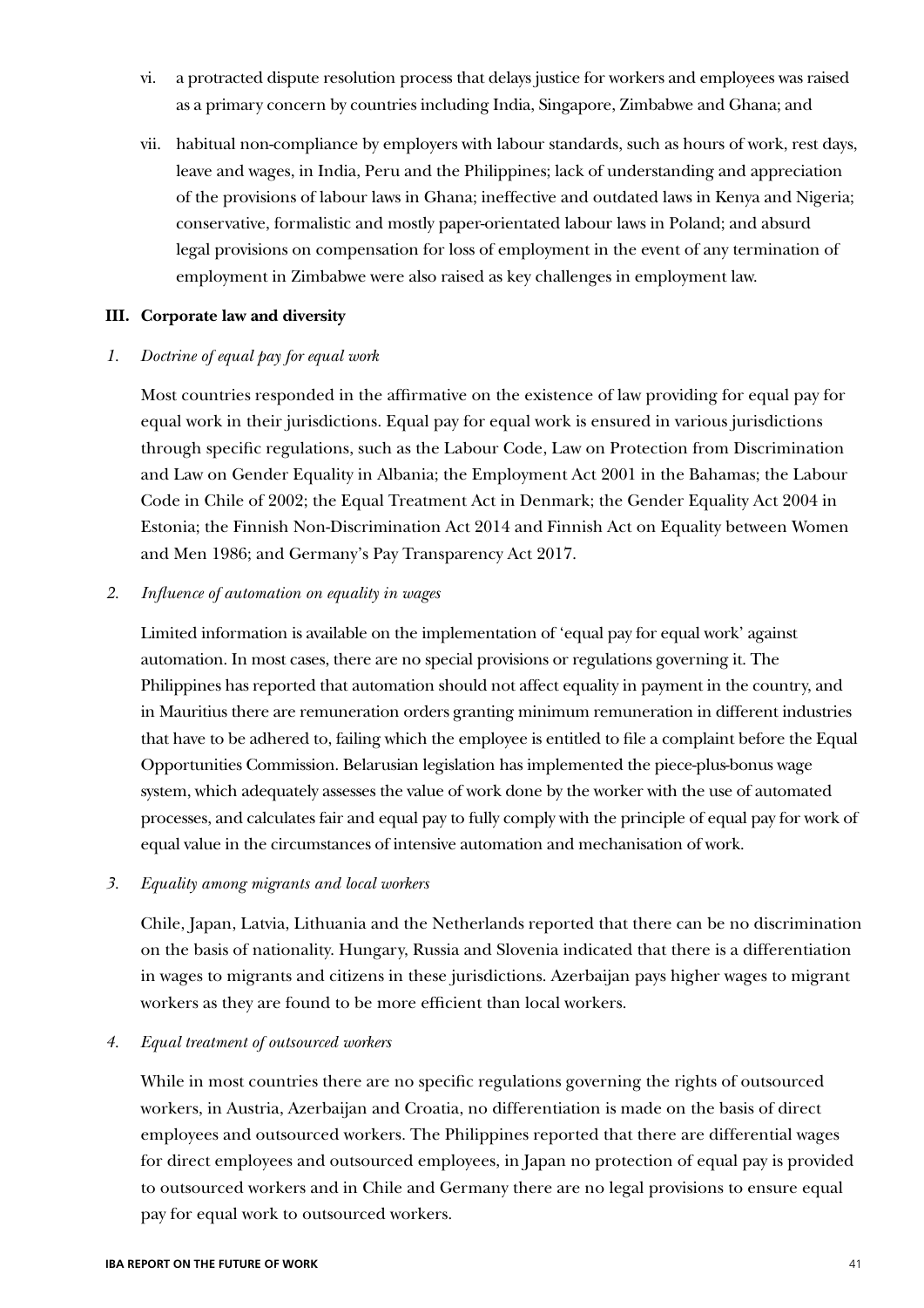vi. a protracted dispute resolution process that delays justice for workers and employees was raised as a primary concern by countries including India, Singapore, Zimbabwe and Ghana; and

vii. habitual non-compliance by employers with labour standards, such as hours of work, rest days, leave and wages, in India, Peru and the Philippines; lack of understanding and appreciation of the provisions of labour laws in Ghana; ineffective and outdated laws in Kenya and Nigeria; conservative, formalistic and mostly paper-orientated labour laws in Poland; and absurd legal provisions on compensation for loss of employment in the event of any termination of employment in Zimbabwe were also raised as key challenges in employment law.

### III. Corporate law and diversity

#### *1. Doctrine of equal pay for equal work*

Most countries responded in the affirmative on the existence of law providing for equal pay for equal work in their jurisdictions. Equal pay for equal work is ensured in various jurisdictions through specific regulations, such as the Labour Code, Law on Protection from Discrimination and Law on Gender Equality in Albania; the Employment Act 2001 in the Bahamas; the Labour Code in Chile of 2002; the Equal Treatment Act in Denmark; the Gender Equality Act 2004 in Estonia; the Finnish Non-Discrimination Act 2014 and Finnish Act on Equality between Women and Men 1986; and Germany's Pay Transparency Act 2017.

#### *2. Influence of automation on equality in wages*

Limited information is available on the implementation of 'equal pay for equal work' against automation. In most cases, there are no special provisions or regulations governing it. The Philippines has reported that automation should not affect equality in payment in the country, and in Mauritius there are remuneration orders granting minimum remuneration in different industries that have to be adhered to, failing which the employee is entitled to file a complaint before the Equal Opportunities Commission. Belarusian legislation has implemented the piece-plus-bonus wage system, which adequately assesses the value of work done by the worker with the use of automated processes, and calculates fair and equal pay to fully comply with the principle of equal pay for work of equal value in the circumstances of intensive automation and mechanisation of work.

#### *3. Equality among migrants and local workers*

Chile, Japan, Latvia, Lithuania and the Netherlands reported that there can be no discrimination on the basis of nationality. Hungary, Russia and Slovenia indicated that there is a differentiation in wages to migrants and citizens in these jurisdictions. Azerbaijan pays higher wages to migrant workers as they are found to be more efficient than local workers.

#### *4. Equal treatment of outsourced workers*

While in most countries there are no specific regulations governing the rights of outsourced workers, in Austria, Azerbaijan and Croatia, no differentiation is made on the basis of direct employees and outsourced workers. The Philippines reported that there are differential wages for direct employees and outsourced employees, in Japan no protection of equal pay is provided to outsourced workers and in Chile and Germany there are no legal provisions to ensure equal pay for equal work to outsourced workers.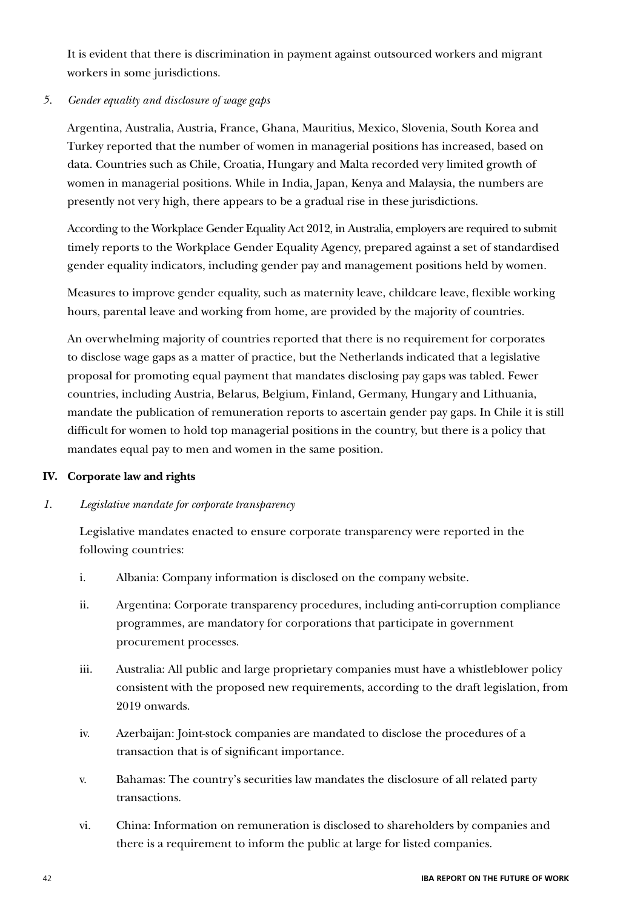It is evident that there is discrimination in payment against outsourced workers and migrant workers in some jurisdictions.

*5. Gender equality and disclosure of wage gaps*

Argentina, Australia, Austria, France, Ghana, Mauritius, Mexico, Slovenia, South Korea and Turkey reported that the number of women in managerial positions has increased, based on data. Countries such as Chile, Croatia, Hungary and Malta recorded very limited growth of women in managerial positions. While in India, Japan, Kenya and Malaysia, the numbers are presently not very high, there appears to be a gradual rise in these jurisdictions.

According to the Workplace Gender Equality Act 2012, in Australia, employers are required to submit timely reports to the Workplace Gender Equality Agency, prepared against a set of standardised gender equality indicators, including gender pay and management positions held by women.

Measures to improve gender equality, such as maternity leave, childcare leave, flexible working hours, parental leave and working from home, are provided by the majority of countries.

An overwhelming majority of countries reported that there is no requirement for corporates to disclose wage gaps as a matter of practice, but the Netherlands indicated that a legislative proposal for promoting equal payment that mandates disclosing pay gaps was tabled. Fewer countries, including Austria, Belarus, Belgium, Finland, Germany, Hungary and Lithuania, mandate the publication of remuneration reports to ascertain gender pay gaps. In Chile it is still difficult for women to hold top managerial positions in the country, but there is a policy that mandates equal pay to men and women in the same position.

## IV. Corporate law and rights

*1. Legislative mandate for corporate transparency*

Legislative mandates enacted to ensure corporate transparency were reported in the following countries:

i. Albania: Company information is disclosed on the company website.

ii. Argentina: Corporate transparency procedures, including anti-corruption compliance programmes, are mandatory for corporations that participate in government procurement processes.

iii. Australia: All public and large proprietary companies must have a whistleblower policy consistent with the proposed new requirements, according to the draft legislation, from 2019 onwards.

iv. Azerbaijan: Joint-stock companies are mandated to disclose the procedures of a transaction that is of significant importance.

v. Bahamas: The country's securities law mandates the disclosure of all related party transactions.

vi. China: Information on remuneration is disclosed to shareholders by companies and there is a requirement to inform the public at large for listed companies.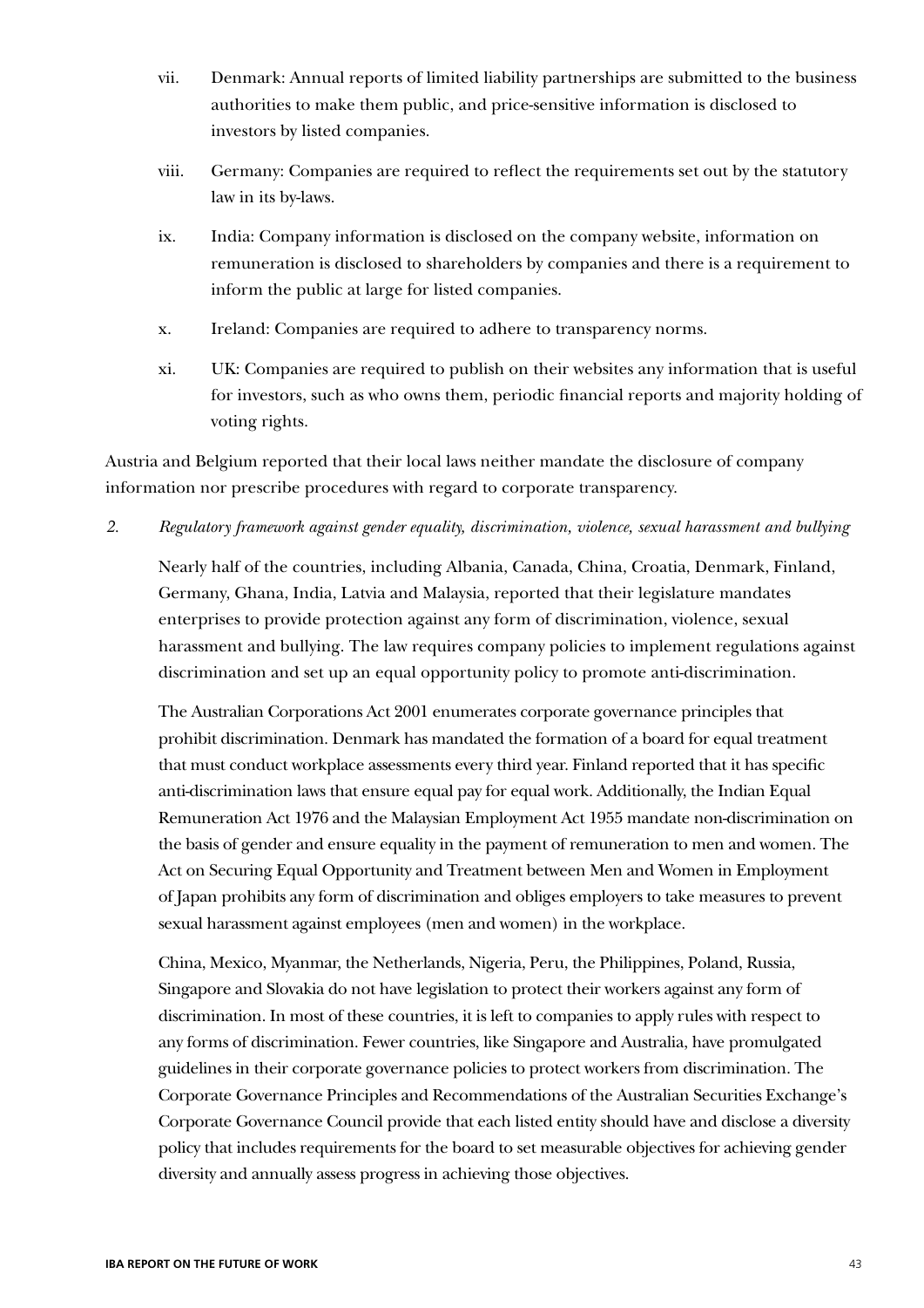vii. Denmark: Annual reports of limited liability partnerships are submitted to the business authorities to make them public, and price-sensitive information is disclosed to investors by listed companies.

viii. Germany: Companies are required to reflect the requirements set out by the statutory law in its by-laws.

ix. India: Company information is disclosed on the company website, information on remuneration is disclosed to shareholders by companies and there is a requirement to inform the public at large for listed companies.

x. Ireland: Companies are required to adhere to transparency norms.

xi. UK: Companies are required to publish on their websites any information that is useful for investors, such as who owns them, periodic financial reports and majority holding of voting rights.

Austria and Belgium reported that their local laws neither mandate the disclosure of company information nor prescribe procedures with regard to corporate transparency.

*2. Regulatory framework against gender equality, discrimination, violence, sexual harassment and bullying*

Nearly half of the countries, including Albania, Canada, China, Croatia, Denmark, Finland, Germany, Ghana, India, Latvia and Malaysia, reported that their legislature mandates enterprises to provide protection against any form of discrimination, violence, sexual harassment and bullying. The law requires company policies to implement regulations against discrimination and set up an equal opportunity policy to promote anti-discrimination.

The Australian Corporations Act 2001 enumerates corporate governance principles that prohibit discrimination. Denmark has mandated the formation of a board for equal treatment that must conduct workplace assessments every third year. Finland reported that it has specific anti-discrimination laws that ensure equal pay for equal work. Additionally, the Indian Equal Remuneration Act 1976 and the Malaysian Employment Act 1955 mandate non-discrimination on the basis of gender and ensure equality in the payment of remuneration to men and women. The Act on Securing Equal Opportunity and Treatment between Men and Women in Employment of Japan prohibits any form of discrimination and obliges employers to take measures to prevent sexual harassment against employees (men and women) in the workplace.

China, Mexico, Myanmar, the Netherlands, Nigeria, Peru, the Philippines, Poland, Russia, Singapore and Slovakia do not have legislation to protect their workers against any form of discrimination. In most of these countries, it is left to companies to apply rules with respect to any forms of discrimination. Fewer countries, like Singapore and Australia, have promulgated guidelines in their corporate governance policies to protect workers from discrimination. The Corporate Governance Principles and Recommendations of the Australian Securities Exchange's Corporate Governance Council provide that each listed entity should have and disclose a diversity policy that includes requirements for the board to set measurable objectives for achieving gender diversity and annually assess progress in achieving those objectives.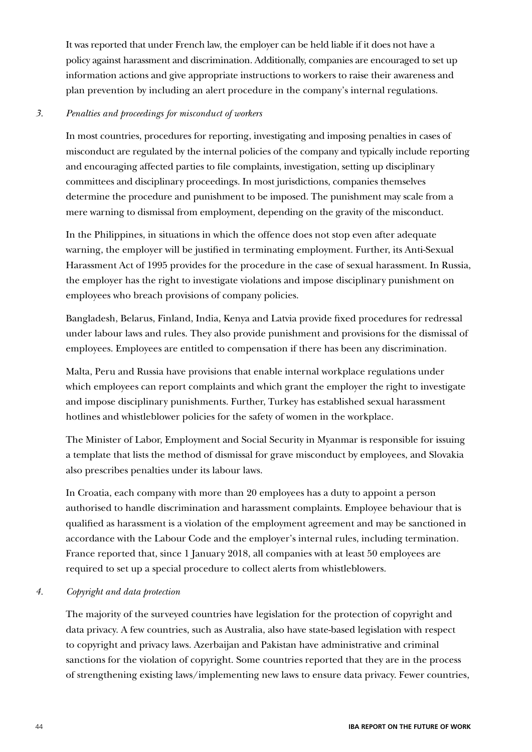It was reported that under French law, the employer can be held liable if it does not have a policy against harassment and discrimination. Additionally, companies are encouraged to set up information actions and give appropriate instructions to workers to raise their awareness and plan prevention by including an alert procedure in the company's internal regulations.

*3. Penalties and proceedings for misconduct of workers*

In most countries, procedures for reporting, investigating and imposing penalties in cases of misconduct are regulated by the internal policies of the company and typically include reporting and encouraging affected parties to file complaints, investigation, setting up disciplinary committees and disciplinary proceedings. In most jurisdictions, companies themselves determine the procedure and punishment to be imposed. The punishment may scale from a mere warning to dismissal from employment, depending on the gravity of the misconduct.

In the Philippines, in situations in which the offence does not stop even after adequate warning, the employer will be justified in terminating employment. Further, its Anti-Sexual Harassment Act of 1995 provides for the procedure in the case of sexual harassment. In Russia, the employer has the right to investigate violations and impose disciplinary punishment on employees who breach provisions of company policies.

Bangladesh, Belarus, Finland, India, Kenya and Latvia provide fixed procedures for redressal under labour laws and rules. They also provide punishment and provisions for the dismissal of employees. Employees are entitled to compensation if there has been any discrimination.

Malta, Peru and Russia have provisions that enable internal workplace regulations under which employees can report complaints and which grant the employer the right to investigate and impose disciplinary punishments. Further, Turkey has established sexual harassment hotlines and whistleblower policies for the safety of women in the workplace.

The Minister of Labor, Employment and Social Security in Myanmar is responsible for issuing a template that lists the method of dismissal for grave misconduct by employees, and Slovakia also prescribes penalties under its labour laws.

In Croatia, each company with more than 20 employees has a duty to appoint a person authorised to handle discrimination and harassment complaints. Employee behaviour that is qualified as harassment is a violation of the employment agreement and may be sanctioned in accordance with the Labour Code and the employer's internal rules, including termination. France reported that, since 1 January 2018, all companies with at least 50 employees are required to set up a special procedure to collect alerts from whistleblowers.

*4. Copyright and data protection*

The majority of the surveyed countries have legislation for the protection of copyright and data privacy. A few countries, such as Australia, also have state-based legislation with respect to copyright and privacy laws. Azerbaijan and Pakistan have administrative and criminal sanctions for the violation of copyright. Some countries reported that they are in the process of strengthening existing laws/implementing new laws to ensure data privacy. Fewer countries,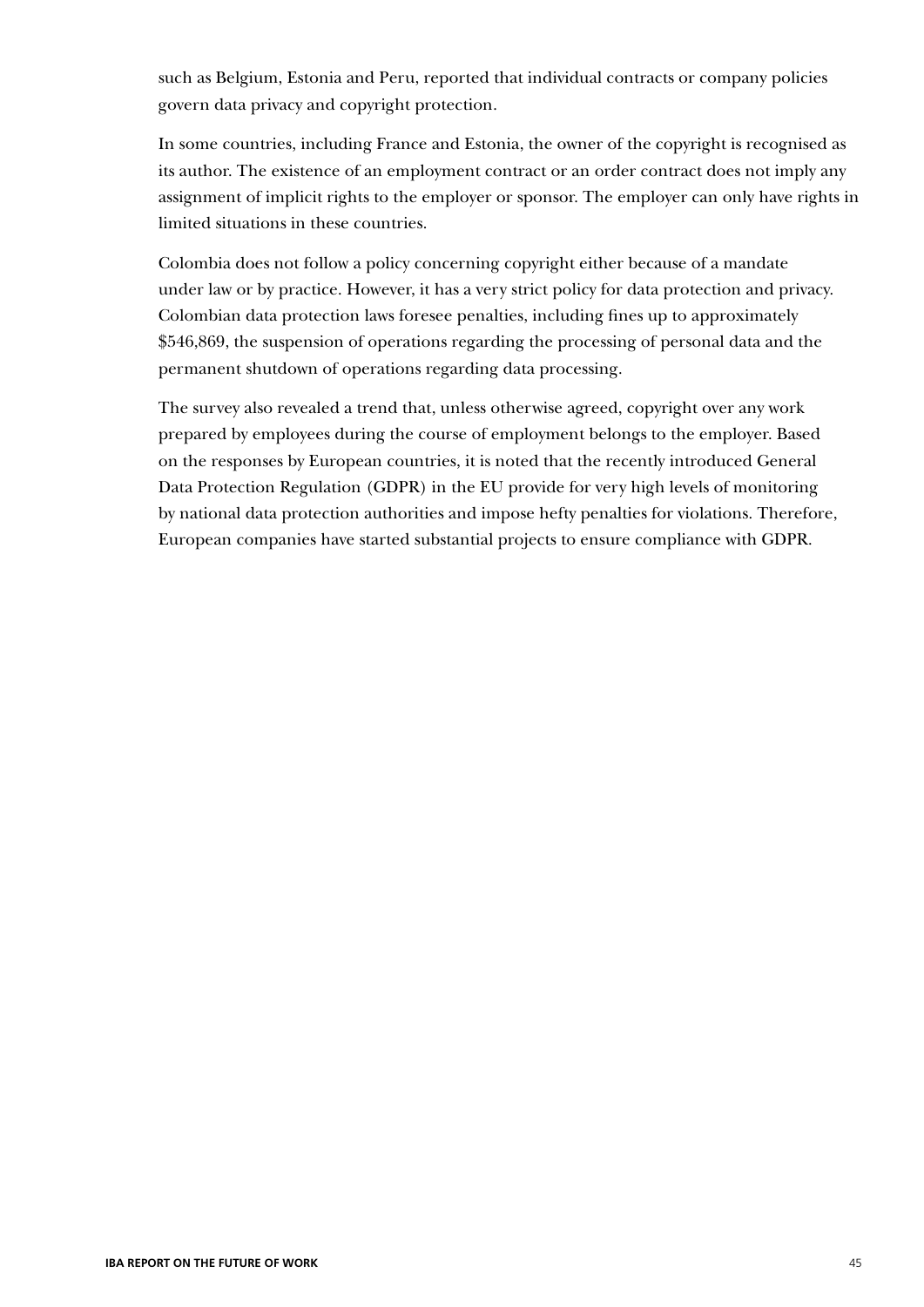such as Belgium, Estonia and Peru, reported that individual contracts or company policies govern data privacy and copyright protection.

In some countries, including France and Estonia, the owner of the copyright is recognised as its author. The existence of an employment contract or an order contract does not imply any assignment of implicit rights to the employer or sponsor. The employer can only have rights in limited situations in these countries.

Colombia does not follow a policy concerning copyright either because of a mandate under law or by practice. However, it has a very strict policy for data protection and privacy. Colombian data protection laws foresee penalties, including fines up to approximately $546,869, the suspension of operations regarding the processing of personal data and the permanent shutdown of operations regarding data processing.

The survey also revealed a trend that, unless otherwise agreed, copyright over any work prepared by employees during the course of employment belongs to the employer. Based on the responses by European countries, it is noted that the recently introduced General Data Protection Regulation (GDPR) in the EU provide for very high levels of monitoring by national data protection authorities and impose hefty penalties for violations. Therefore, European companies have started substantial projects to ensure compliance with GDPR.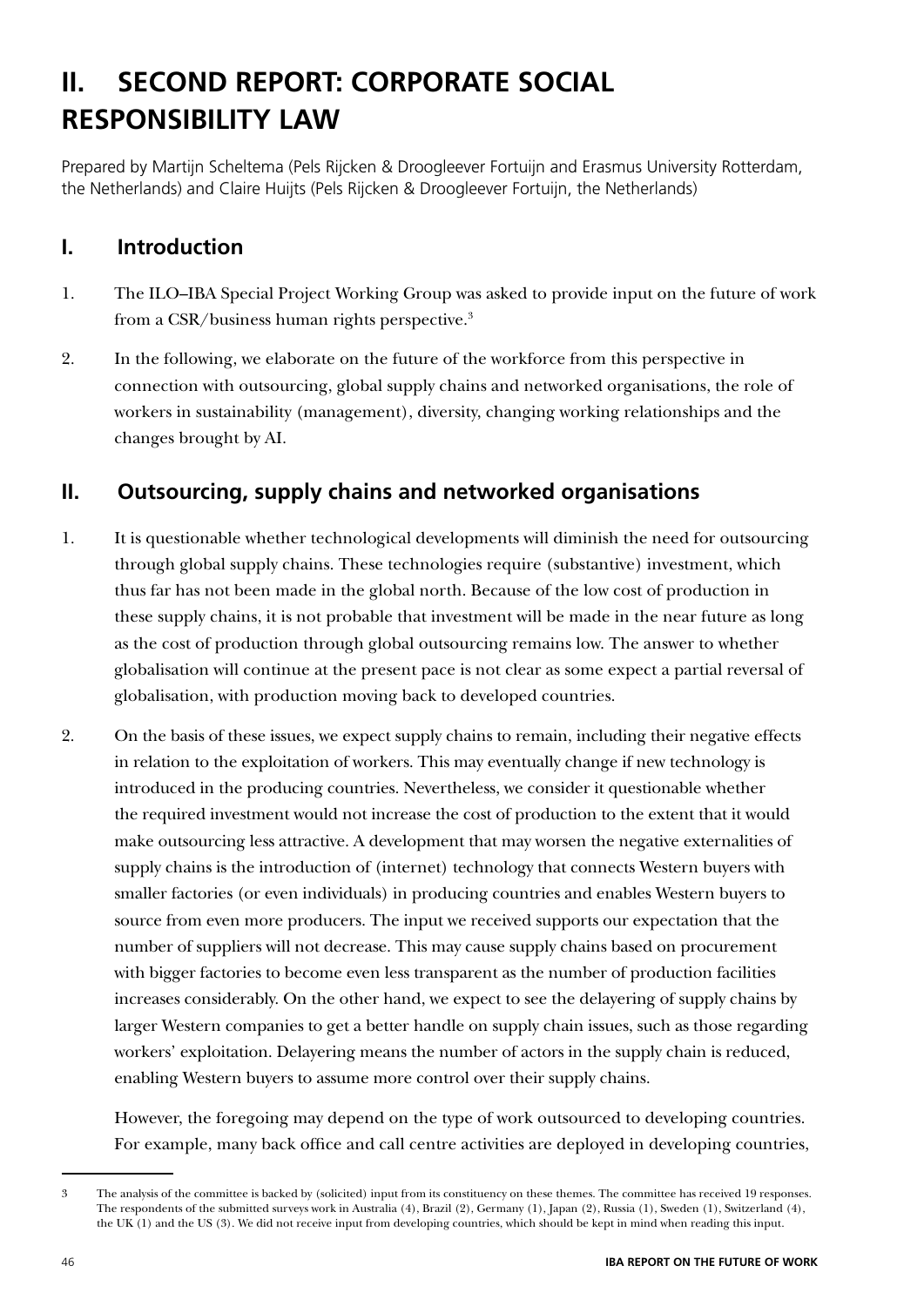# II. SECOND REPORT: CORPORATE SOCIAL RESPONSIBILITY LAW

Prepared by Martijn Scheltema (Pels Rijcken & Droogleever Fortuijn and Erasmus University Rotterdam, the Netherlands) and Claire Huijts (Pels Rijcken & Droogleever Fortuijn, the Netherlands)

## I. Introduction

1. The ILO–IBA Special Project Working Group was asked to provide input on the future of work from a CSR/business human rights perspective.[3]

2. In the following, we elaborate on the future of the workforce from this perspective in connection with outsourcing, global supply chains and networked organisations, the role of workers in sustainability (management), diversity, changing working relationships and the changes brought by AI.

## II. Outsourcing, supply chains and networked organisations

1. It is questionable whether technological developments will diminish the need for outsourcing through global supply chains. These technologies require (substantive) investment, which thus far has not been made in the global north. Because of the low cost of production in these supply chains, it is not probable that investment will be made in the near future as long as the cost of production through global outsourcing remains low. The answer to whether globalisation will continue at the present pace is not clear as some expect a partial reversal of globalisation, with production moving back to developed countries.

2. On the basis of these issues, we expect supply chains to remain, including their negative effects in relation to the exploitation of workers. This may eventually change if new technology is introduced in the producing countries. Nevertheless, we consider it questionable whether the required investment would not increase the cost of production to the extent that it would make outsourcing less attractive. A development that may worsen the negative externalities of supply chains is the introduction of (internet) technology that connects Western buyers with smaller factories (or even individuals) in producing countries and enables Western buyers to source from even more producers. The input we received supports our expectation that the number of suppliers will not decrease. This may cause supply chains based on procurement with bigger factories to become even less transparent as the number of production facilities increases considerably. On the other hand, we expect to see the delayering of supply chains by larger Western companies to get a better handle on supply chain issues, such as those regarding workers' exploitation. Delayering means the number of actors in the supply chain is reduced, enabling Western buyers to assume more control over their supply chains.

   However, the foregoing may depend on the type of work outsourced to developing countries. For example, many back office and call centre activities are deployed in developing countries,

---

3 The analysis of the committee is backed by (solicited) input from its constituency on these themes. The committee has received 19 responses. The respondents of the submitted surveys work in Australia (4), Brazil (2), Germany (1), Japan (2), Russia (1), Sweden (1), Switzerland (4), the UK (1) and the US (3). We did not receive input from developing countries, which should be kept in mind when reading this input.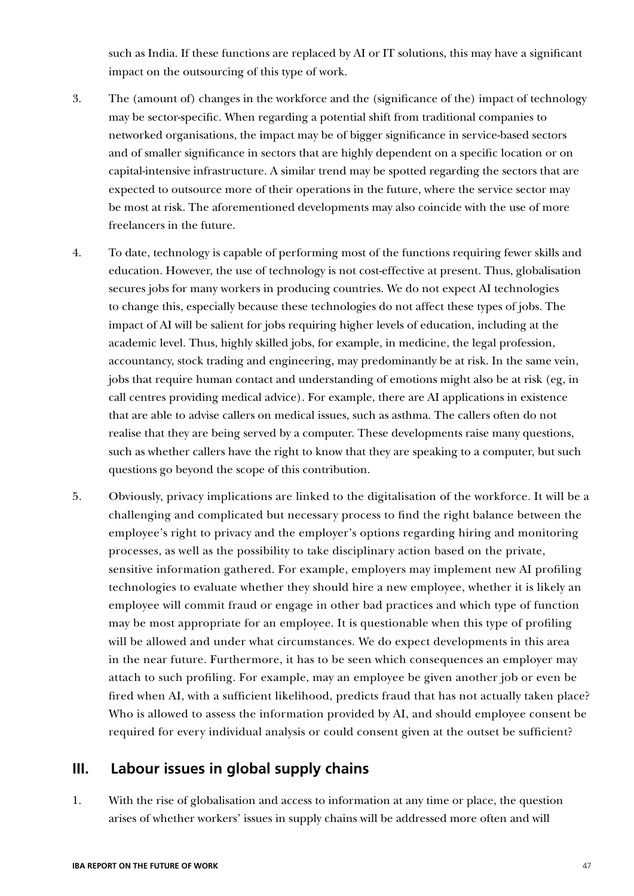such as India. If these functions are replaced by AI or IT solutions, this may have a significant impact on the outsourcing of this type of work.

3. The (amount of) changes in the workforce and the (significance of the) impact of technology may be sector-specific. When regarding a potential shift from traditional companies to networked organisations, the impact may be of bigger significance in service-based sectors and of smaller significance in sectors that are highly dependent on a specific location or on capital-intensive infrastructure. A similar trend may be spotted regarding the sectors that are expected to outsource more of their operations in the future, where the service sector may be most at risk. The aforementioned developments may also coincide with the use of more freelancers in the future.

4. To date, technology is capable of performing most of the functions requiring fewer skills and education. However, the use of technology is not cost-effective at present. Thus, globalisation secures jobs for many workers in producing countries. We do not expect AI technologies to change this, especially because these technologies do not affect these types of jobs. The impact of AI will be salient for jobs requiring higher levels of education, including at the academic level. Thus, highly skilled jobs, for example, in medicine, the legal profession, accountancy, stock trading and engineering, may predominantly be at risk. In the same vein, jobs that require human contact and understanding of emotions might also be at risk (eg, in call centres providing medical advice). For example, there are AI applications in existence that are able to advise callers on medical issues, such as asthma. The callers often do not realise that they are being served by a computer. These developments raise many questions, such as whether callers have the right to know that they are speaking to a computer, but such questions go beyond the scope of this contribution.

5. Obviously, privacy implications are linked to the digitalisation of the workforce. It will be a challenging and complicated but necessary process to find the right balance between the employee's right to privacy and the employer's options regarding hiring and monitoring processes, as well as the possibility to take disciplinary action based on the private, sensitive information gathered. For example, employers may implement new AI profiling technologies to evaluate whether they should hire a new employee, whether it is likely an employee will commit fraud or engage in other bad practices and which type of function may be most appropriate for an employee. It is questionable when this type of profiling will be allowed and under what circumstances. We do expect developments in this area in the near future. Furthermore, it has to be seen which consequences an employer may attach to such profiling. For example, may an employee be given another job or even be fired when AI, with a sufficient likelihood, predicts fraud that has not actually taken place? Who is allowed to assess the information provided by AI, and should employee consent be required for every individual analysis or could consent given at the outset be sufficient?

## III. Labour issues in global supply chains

1. With the rise of globalisation and access to information at any time or place, the question arises of whether workers' issues in supply chains will be addressed more often and will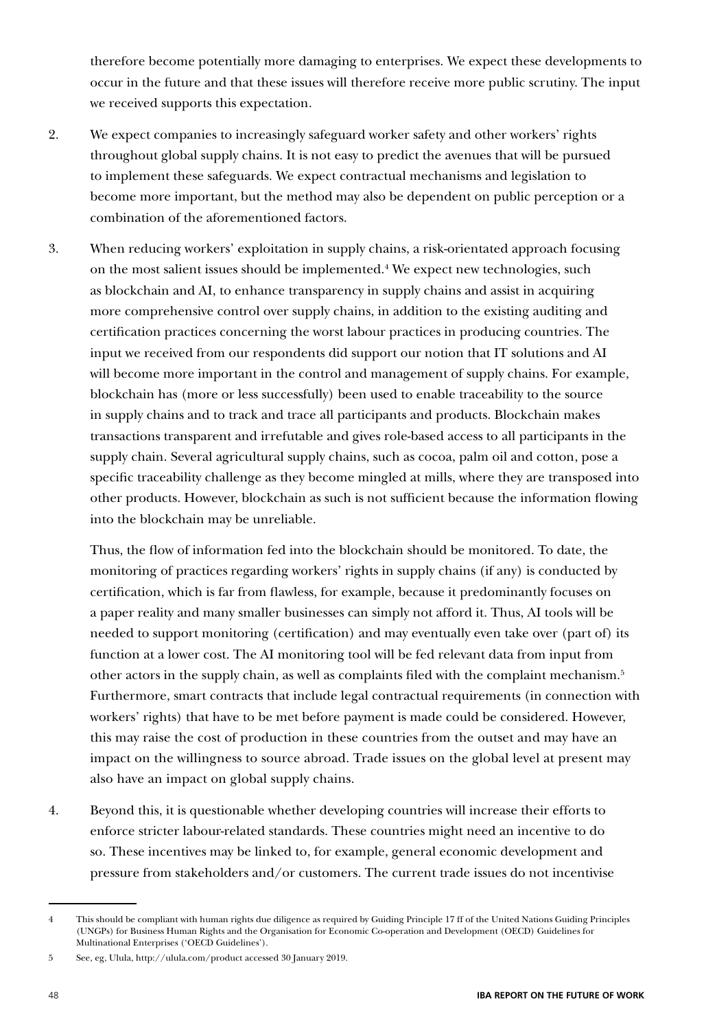therefore become potentially more damaging to enterprises. We expect these developments to occur in the future and that these issues will therefore receive more public scrutiny. The input we received supports this expectation.

2. We expect companies to increasingly safeguard worker safety and other workers' rights throughout global supply chains. It is not easy to predict the avenues that will be pursued to implement these safeguards. We expect contractual mechanisms and legislation to become more important, but the method may also be dependent on public perception or a combination of the aforementioned factors.

3. When reducing workers' exploitation in supply chains, a risk-orientated approach focusing on the most salient issues should be implemented.[4] We expect new technologies, such as blockchain and AI, to enhance transparency in supply chains and assist in acquiring more comprehensive control over supply chains, in addition to the existing auditing and certification practices concerning the worst labour practices in producing countries. The input we received from our respondents did support our notion that IT solutions and AI will become more important in the control and management of supply chains. For example, blockchain has (more or less successfully) been used to enable traceability to the source in supply chains and to track and trace all participants and products. Blockchain makes transactions transparent and irrefutable and gives role-based access to all participants in the supply chain. Several agricultural supply chains, such as cocoa, palm oil and cotton, pose a specific traceability challenge as they become mingled at mills, where they are transposed into other products. However, blockchain as such is not sufficient because the information flowing into the blockchain may be unreliable.

   Thus, the flow of information fed into the blockchain should be monitored. To date, the monitoring of practices regarding workers' rights in supply chains (if any) is conducted by certification, which is far from flawless, for example, because it predominantly focuses on a paper reality and many smaller businesses can simply not afford it. Thus, AI tools will be needed to support monitoring (certification) and may eventually even take over (part of) its function at a lower cost. The AI monitoring tool will be fed relevant data from input from other actors in the supply chain, as well as complaints filed with the complaint mechanism.[5] Furthermore, smart contracts that include legal contractual requirements (in connection with workers' rights) that have to be met before payment is made could be considered. However, this may raise the cost of production in these countries from the outset and may have an impact on the willingness to source abroad. Trade issues on the global level at present may also have an impact on global supply chains.

4. Beyond this, it is questionable whether developing countries will increase their efforts to enforce stricter labour-related standards. These countries might need an incentive to do so. These incentives may be linked to, for example, general economic development and pressure from stakeholders and/or customers. The current trade issues do not incentivise

---

4 This should be compliant with human rights due diligence as required by Guiding Principle 17 ff of the United Nations Guiding Principles (UNGPs) for Business Human Rights and the Organisation for Economic Co-operation and Development (OECD) Guidelines for Multinational Enterprises ('OECD Guidelines').

5 See, eg, Ulula, http://ulula.com/product accessed 30 January 2019.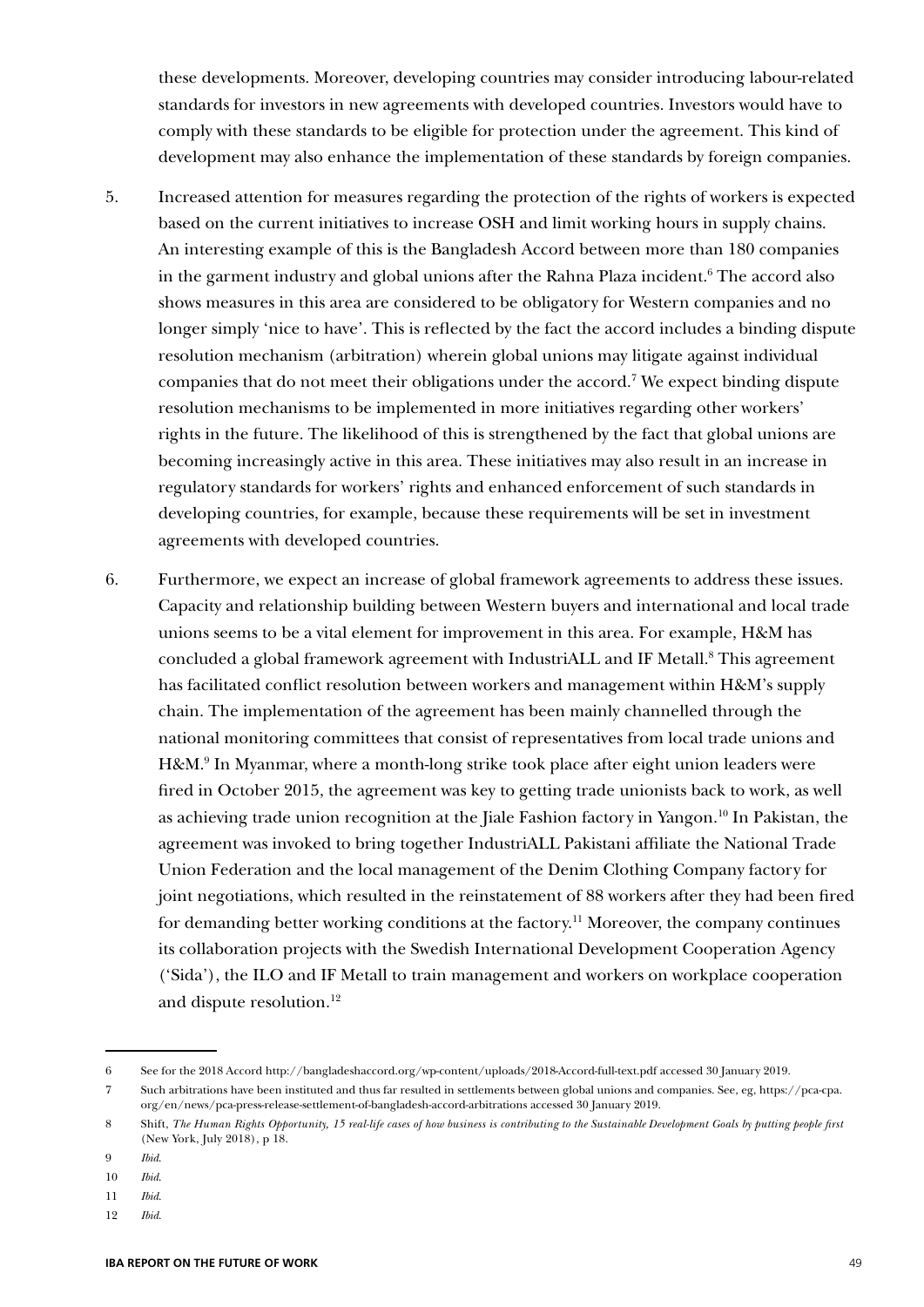these developments. Moreover, developing countries may consider introducing labour-related standards for investors in new agreements with developed countries. Investors would have to comply with these standards to be eligible for protection under the agreement. This kind of development may also enhance the implementation of these standards by foreign companies.

5. Increased attention for measures regarding the protection of the rights of workers is expected based on the current initiatives to increase OSH and limit working hours in supply chains. An interesting example of this is the Bangladesh Accord between more than 180 companies in the garment industry and global unions after the Rahna Plaza incident.[6] The accord also shows measures in this area are considered to be obligatory for Western companies and no longer simply 'nice to have'. This is reflected by the fact the accord includes a binding dispute resolution mechanism (arbitration) wherein global unions may litigate against individual companies that do not meet their obligations under the accord.[7] We expect binding dispute resolution mechanisms to be implemented in more initiatives regarding other workers' rights in the future. The likelihood of this is strengthened by the fact that global unions are becoming increasingly active in this area. These initiatives may also result in an increase in regulatory standards for workers' rights and enhanced enforcement of such standards in developing countries, for example, because these requirements will be set in investment agreements with developed countries.

6. Furthermore, we expect an increase of global framework agreements to address these issues. Capacity and relationship building between Western buyers and international and local trade unions seems to be a vital element for improvement in this area. For example, H&M has concluded a global framework agreement with IndustriALL and IF Metall.[8] This agreement has facilitated conflict resolution between workers and management within H&M's supply chain. The implementation of the agreement has been mainly channelled through the national monitoring committees that consist of representatives from local trade unions and H&M.[9] In Myanmar, where a month-long strike took place after eight union leaders were fired in October 2015, the agreement was key to getting trade unionists back to work, as well as achieving trade union recognition at the Jiale Fashion factory in Yangon.[10] In Pakistan, the agreement was invoked to bring together IndustriALL Pakistani affiliate the National Trade Union Federation and the local management of the Denim Clothing Company factory for joint negotiations, which resulted in the reinstatement of 88 workers after they had been fired for demanding better working conditions at the factory.[11] Moreover, the company continues its collaboration projects with the Swedish International Development Cooperation Agency ('Sida'), the ILO and IF Metall to train management and workers on workplace cooperation and dispute resolution.[12]

---

6 See for the 2018 Accord http://bangladeshaccord.org/wp-content/uploads/2018-Accord-full-text.pdf accessed 30 January 2019.

7 Such arbitrations have been instituted and thus far resulted in settlements between global unions and companies. See, eg, https://pca-cpa.org/en/news/pca-press-release-settlement-of-bangladesh-accord-arbitrations accessed 30 January 2019.

8 Shift, *The Human Rights Opportunity, 15 real-life cases of how business is contributing to the Sustainable Development Goals by putting people first* (New York, July 2018), p 18.

9 *Ibid*.

10 *Ibid*.

11 *Ibid*.

12 *Ibid*.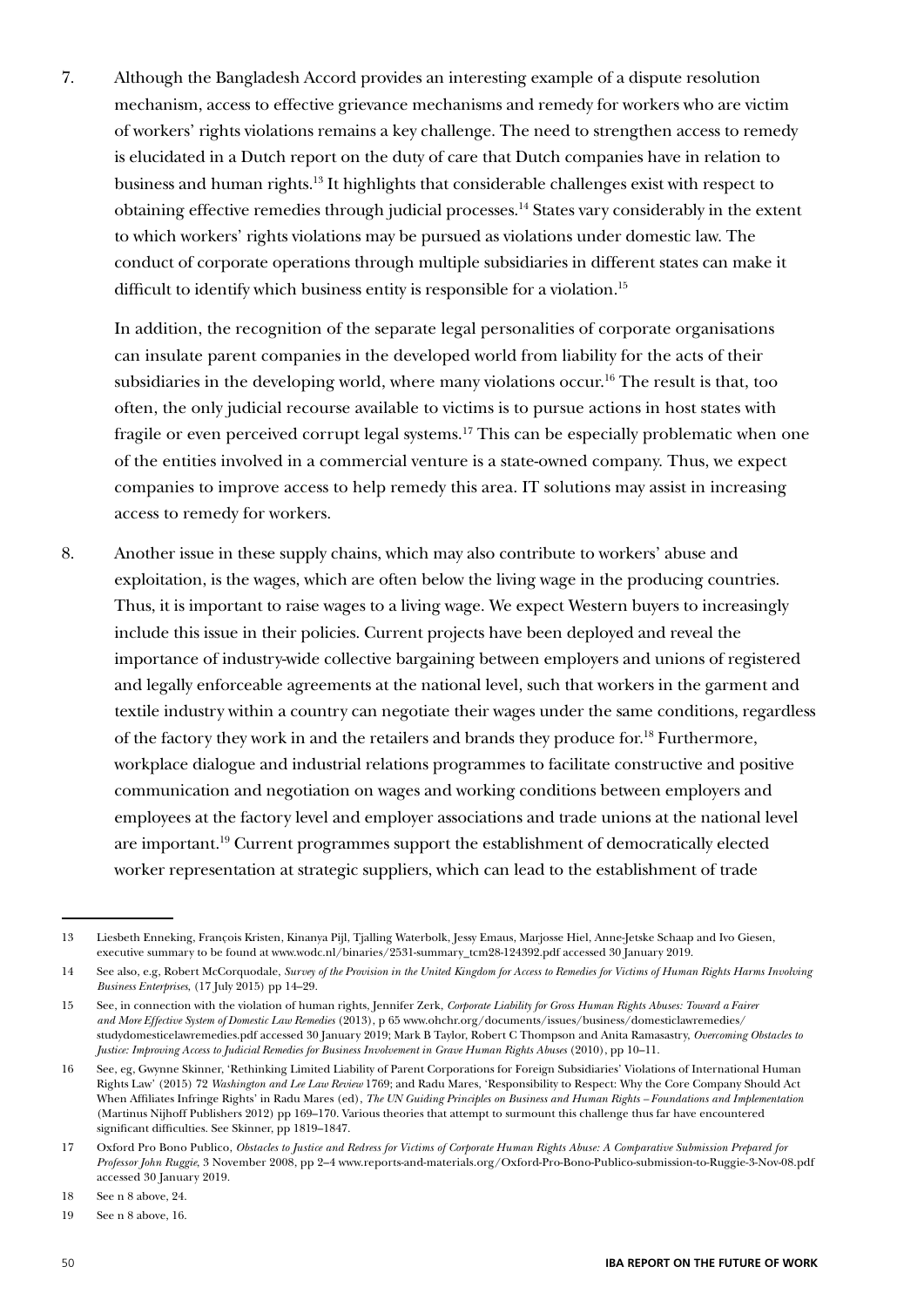7. Although the Bangladesh Accord provides an interesting example of a dispute resolution mechanism, access to effective grievance mechanisms and remedy for workers who are victim of workers' rights violations remains a key challenge. The need to strengthen access to remedy is elucidated in a Dutch report on the duty of care that Dutch companies have in relation to business and human rights.[13] It highlights that considerable challenges exist with respect to obtaining effective remedies through judicial processes.[14] States vary considerably in the extent to which workers' rights violations may be pursued as violations under domestic law. The conduct of corporate operations through multiple subsidiaries in different states can make it difficult to identify which business entity is responsible for a violation.[15]

   In addition, the recognition of the separate legal personalities of corporate organisations can insulate parent companies in the developed world from liability for the acts of their subsidiaries in the developing world, where many violations occur.[16] The result is that, too often, the only judicial recourse available to victims is to pursue actions in host states with fragile or even perceived corrupt legal systems.[17] This can be especially problematic when one of the entities involved in a commercial venture is a state-owned company. Thus, we expect companies to improve access to help remedy this area. IT solutions may assist in increasing access to remedy for workers.

8. Another issue in these supply chains, which may also contribute to workers' abuse and exploitation, is the wages, which are often below the living wage in the producing countries. Thus, it is important to raise wages to a living wage. We expect Western buyers to increasingly include this issue in their policies. Current projects have been deployed and reveal the importance of industry-wide collective bargaining between employers and unions of registered and legally enforceable agreements at the national level, such that workers in the garment and textile industry within a country can negotiate their wages under the same conditions, regardless of the factory they work in and the retailers and brands they produce for.[18] Furthermore, workplace dialogue and industrial relations programmes to facilitate constructive and positive communication and negotiation on wages and working conditions between employers and employees at the factory level and employer associations and trade unions at the national level are important.[19] Current programmes support the establishment of democratically elected worker representation at strategic suppliers, which can lead to the establishment of trade

---

13 Liesbeth Enneking, François Kristen, Kinanya Pijl, Tjalling Waterbolk, Jessy Emaus, Marjosse Hiel, Anne-Jetske Schaap and Ivo Giesen, executive summary to be found at www.wodc.nl/binaries/2531-summary_tcm28-124392.pdf accessed 30 January 2019.

14 See also, e.g, Robert McCorquodale, *Survey of the Provision in the United Kingdom for Access to Remedies for Victims of Human Rights Harms Involving Business Enterprises*, (17 July 2015) pp 14–29.

15 See, in connection with the violation of human rights, Jennifer Zerk, *Corporate Liability for Gross Human Rights Abuses: Toward a Fairer and More Effective System of Domestic Law Remedies* (2013), p 65 www.ohchr.org/documents/issues/business/domesticlawremedies/studydomesticlawremedies.pdf accessed 30 January 2019; Mark B Taylor, Robert C Thompson and Anita Ramasastry, *Overcoming Obstacles to Justice: Improving Access to Judicial Remedies for Business Involvement in Grave Human Rights Abuses* (2010), pp 10–11.

16 See, eg, Gwynne Skinner, 'Rethinking Limited Liability of Parent Corporations for Foreign Subsidiaries' Violations of International Human Rights Law' (2015) 72 *Washington and Lee Law Review* 1769; and Radu Mares, 'Responsibility to Respect: Why the Core Company Should Act When Affiliates Infringe Rights' in Radu Mares (ed), *The UN Guiding Principles on Business and Human Rights – Foundations and Implementation* (Martinus Nijhoff Publishers 2012) pp 169–170. Various theories that attempt to surmount this challenge thus far have encountered significant difficulties. See Skinner, pp 1819–1847.

17 Oxford Pro Bono Publico, *Obstacles to Justice and Redress for Victims of Corporate Human Rights Abuse: A Comparative Submission Prepared for Professor John Ruggie*, 3 November 2008, pp 2–4 www.reports-and-materials.org/Oxford-Pro-Bono-Publico-submission-to-Ruggie-3-Nov-08.pdf accessed 30 January 2019.

18 See n 8 above, 24.

19 See n 8 above, 16.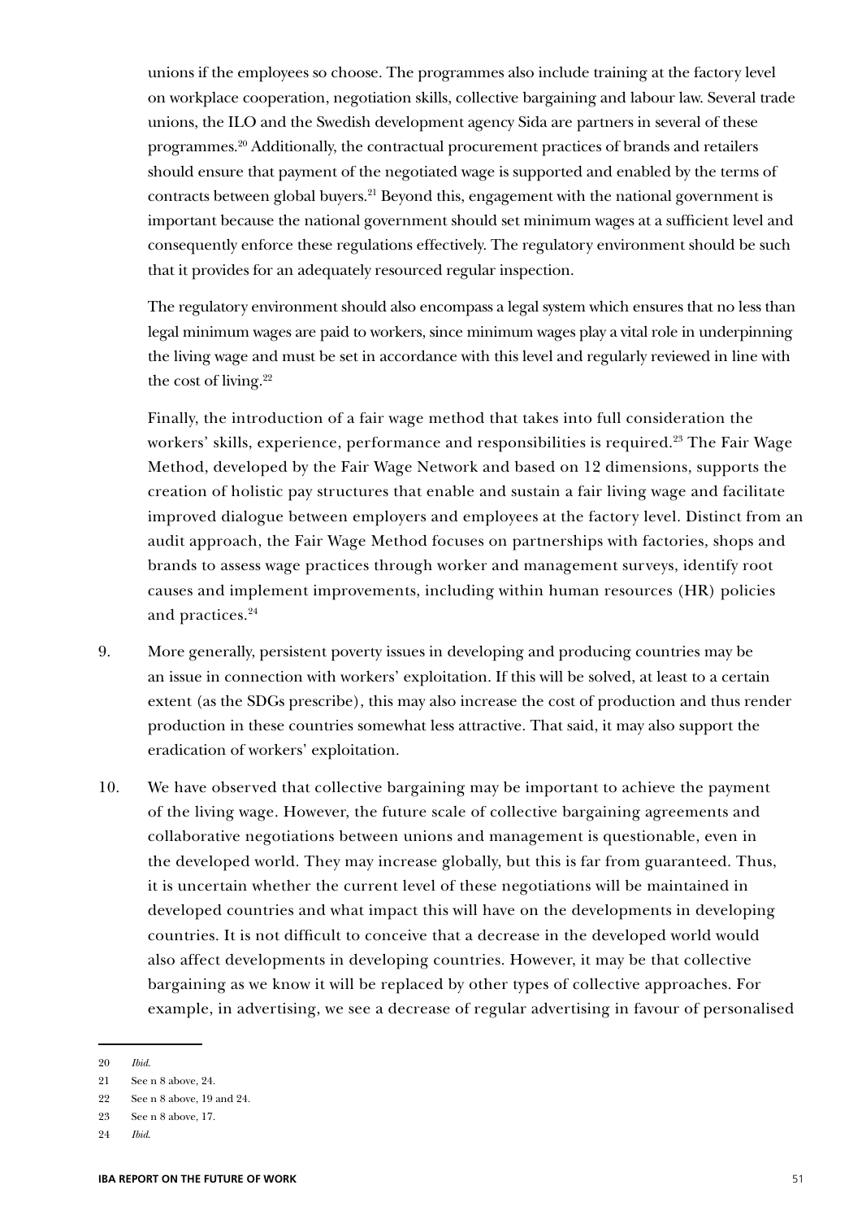unions if the employees so choose. The programmes also include training at the factory level on workplace cooperation, negotiation skills, collective bargaining and labour law. Several trade unions, the ILO and the Swedish development agency Sida are partners in several of these programmes.[20] Additionally, the contractual procurement practices of brands and retailers should ensure that payment of the negotiated wage is supported and enabled by the terms of contracts between global buyers.[21] Beyond this, engagement with the national government is important because the national government should set minimum wages at a sufficient level and consequently enforce these regulations effectively. The regulatory environment should be such that it provides for an adequately resourced regular inspection.

The regulatory environment should also encompass a legal system which ensures that no less than legal minimum wages are paid to workers, since minimum wages play a vital role in underpinning the living wage and must be set in accordance with this level and regularly reviewed in line with the cost of living.[22]

Finally, the introduction of a fair wage method that takes into full consideration the workers' skills, experience, performance and responsibilities is required.[23] The Fair Wage Method, developed by the Fair Wage Network and based on 12 dimensions, supports the creation of holistic pay structures that enable and sustain a fair living wage and facilitate improved dialogue between employers and employees at the factory level. Distinct from an audit approach, the Fair Wage Method focuses on partnerships with factories, shops and brands to assess wage practices through worker and management surveys, identify root causes and implement improvements, including within human resources (HR) policies and practices.[24]

9. More generally, persistent poverty issues in developing and producing countries may be an issue in connection with workers' exploitation. If this will be solved, at least to a certain extent (as the SDGs prescribe), this may also increase the cost of production and thus render production in these countries somewhat less attractive. That said, it may also support the eradication of workers' exploitation.

10. We have observed that collective bargaining may be important to achieve the payment of the living wage. However, the future scale of collective bargaining agreements and collaborative negotiations between unions and management is questionable, even in the developed world. They may increase globally, but this is far from guaranteed. Thus, it is uncertain whether the current level of these negotiations will be maintained in developed countries and what impact this will have on the developments in developing countries. It is not difficult to conceive that a decrease in the developed world would also affect developments in developing countries. However, it may be that collective bargaining as we know it will be replaced by other types of collective approaches. For example, in advertising, we see a decrease of regular advertising in favour of personalised

---

20 *Ibid*.

21 See n 8 above, 24.

22 See n 8 above, 19 and 24.

23 See n 8 above, 17.

24 *Ibid*.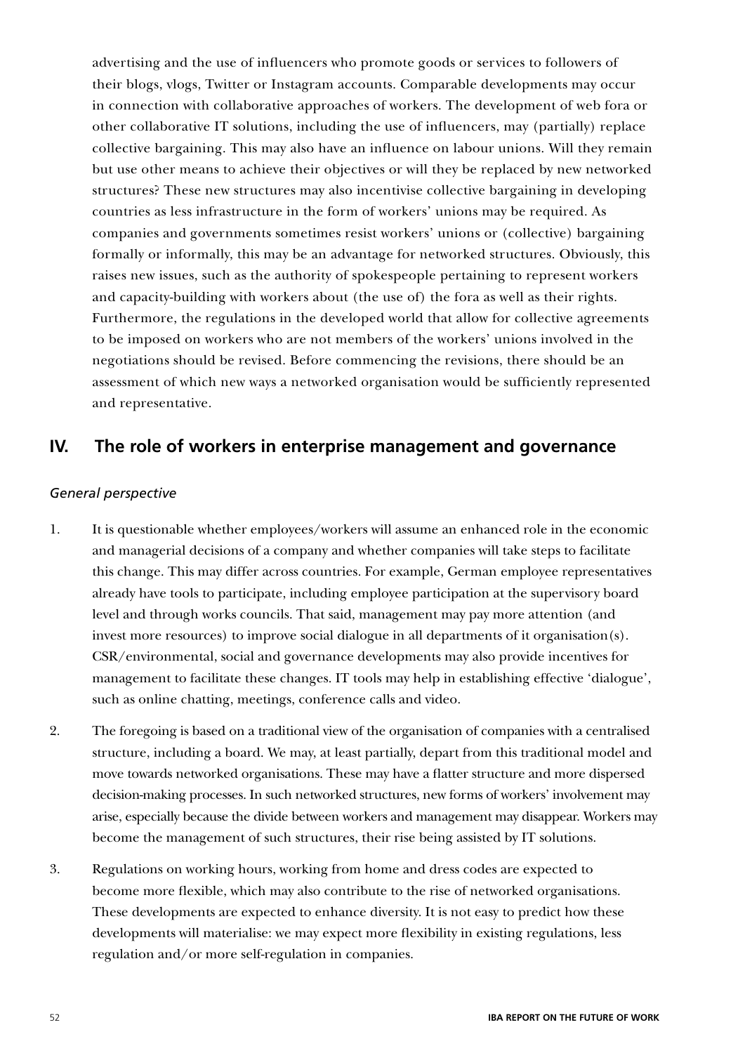advertising and the use of influencers who promote goods or services to followers of their blogs, vlogs, Twitter or Instagram accounts. Comparable developments may occur in connection with collaborative approaches of workers. The development of web fora or other collaborative IT solutions, including the use of influencers, may (partially) replace collective bargaining. This may also have an influence on labour unions. Will they remain but use other means to achieve their objectives or will they be replaced by new networked structures? These new structures may also incentivise collective bargaining in developing countries as less infrastructure in the form of workers' unions may be required. As companies and governments sometimes resist workers' unions or (collective) bargaining formally or informally, this may be an advantage for networked structures. Obviously, this raises new issues, such as the authority of spokespeople pertaining to represent workers and capacity-building with workers about (the use of) the fora as well as their rights. Furthermore, the regulations in the developed world that allow for collective agreements to be imposed on workers who are not members of the workers' unions involved in the negotiations should be revised. Before commencing the revisions, there should be an assessment of which new ways a networked organisation would be sufficiently represented and representative.

## IV. The role of workers in enterprise management and governance

*General perspective*

1. It is questionable whether employees/workers will assume an enhanced role in the economic and managerial decisions of a company and whether companies will take steps to facilitate this change. This may differ across countries. For example, German employee representatives already have tools to participate, including employee participation at the supervisory board level and through works councils. That said, management may pay more attention (and invest more resources) to improve social dialogue in all departments of it organisation(s). CSR/environmental, social and governance developments may also provide incentives for management to facilitate these changes. IT tools may help in establishing effective 'dialogue', such as online chatting, meetings, conference calls and video.

2. The foregoing is based on a traditional view of the organisation of companies with a centralised structure, including a board. We may, at least partially, depart from this traditional model and move towards networked organisations. These may have a flatter structure and more dispersed decision-making processes. In such networked structures, new forms of workers' involvement may arise, especially because the divide between workers and management may disappear. Workers may become the management of such structures, their rise being assisted by IT solutions.

3. Regulations on working hours, working from home and dress codes are expected to become more flexible, which may also contribute to the rise of networked organisations. These developments are expected to enhance diversity. It is not easy to predict how these developments will materialise: we may expect more flexibility in existing regulations, less regulation and/or more self-regulation in companies.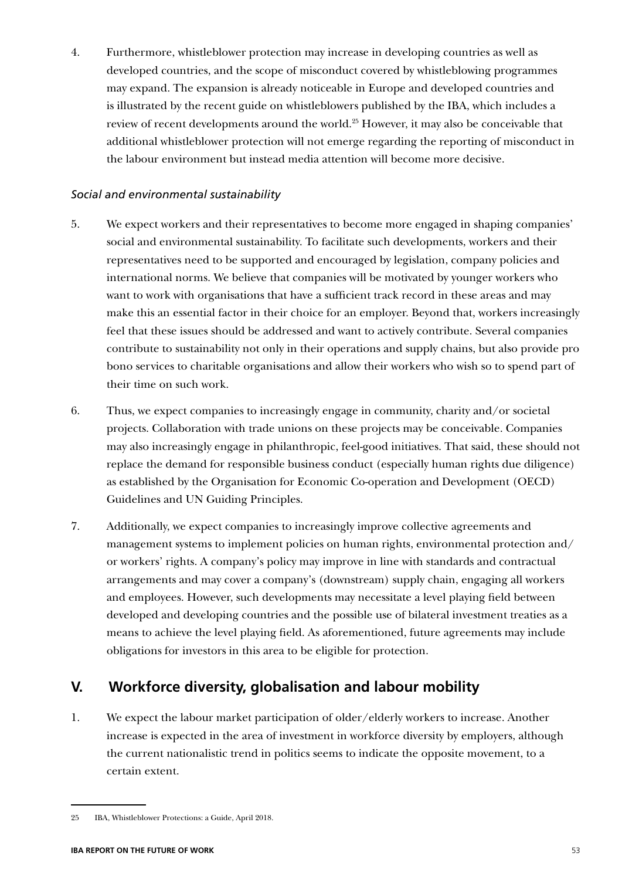4. Furthermore, whistleblower protection may increase in developing countries as well as developed countries, and the scope of misconduct covered by whistleblowing programmes may expand. The expansion is already noticeable in Europe and developed countries and is illustrated by the recent guide on whistleblowers published by the IBA, which includes a review of recent developments around the world.[25] However, it may also be conceivable that additional whistleblower protection will not emerge regarding the reporting of misconduct in the labour environment but instead media attention will become more decisive.

*Social and environmental sustainability*

5. We expect workers and their representatives to become more engaged in shaping companies' social and environmental sustainability. To facilitate such developments, workers and their representatives need to be supported and encouraged by legislation, company policies and international norms. We believe that companies will be motivated by younger workers who want to work with organisations that have a sufficient track record in these areas and may make this an essential factor in their choice for an employer. Beyond that, workers increasingly feel that these issues should be addressed and want to actively contribute. Several companies contribute to sustainability not only in their operations and supply chains, but also provide pro bono services to charitable organisations and allow their workers who wish so to spend part of their time on such work.

6. Thus, we expect companies to increasingly engage in community, charity and/or societal projects. Collaboration with trade unions on these projects may be conceivable. Companies may also increasingly engage in philanthropic, feel-good initiatives. That said, these should not replace the demand for responsible business conduct (especially human rights due diligence) as established by the Organisation for Economic Co-operation and Development (OECD) Guidelines and UN Guiding Principles.

7. Additionally, we expect companies to increasingly improve collective agreements and management systems to implement policies on human rights, environmental protection and/or workers' rights. A company's policy may improve in line with standards and contractual arrangements and may cover a company's (downstream) supply chain, engaging all workers and employees. However, such developments may necessitate a level playing field between developed and developing countries and the possible use of bilateral investment treaties as a means to achieve the level playing field. As aforementioned, future agreements may include obligations for investors in this area to be eligible for protection.

## V. Workforce diversity, globalisation and labour mobility

1. We expect the labour market participation of older/elderly workers to increase. Another increase is expected in the area of investment in workforce diversity by employers, although the current nationalistic trend in politics seems to indicate the opposite movement, to a certain extent.

---

25 IBA, Whistleblower Protections: a Guide, April 2018.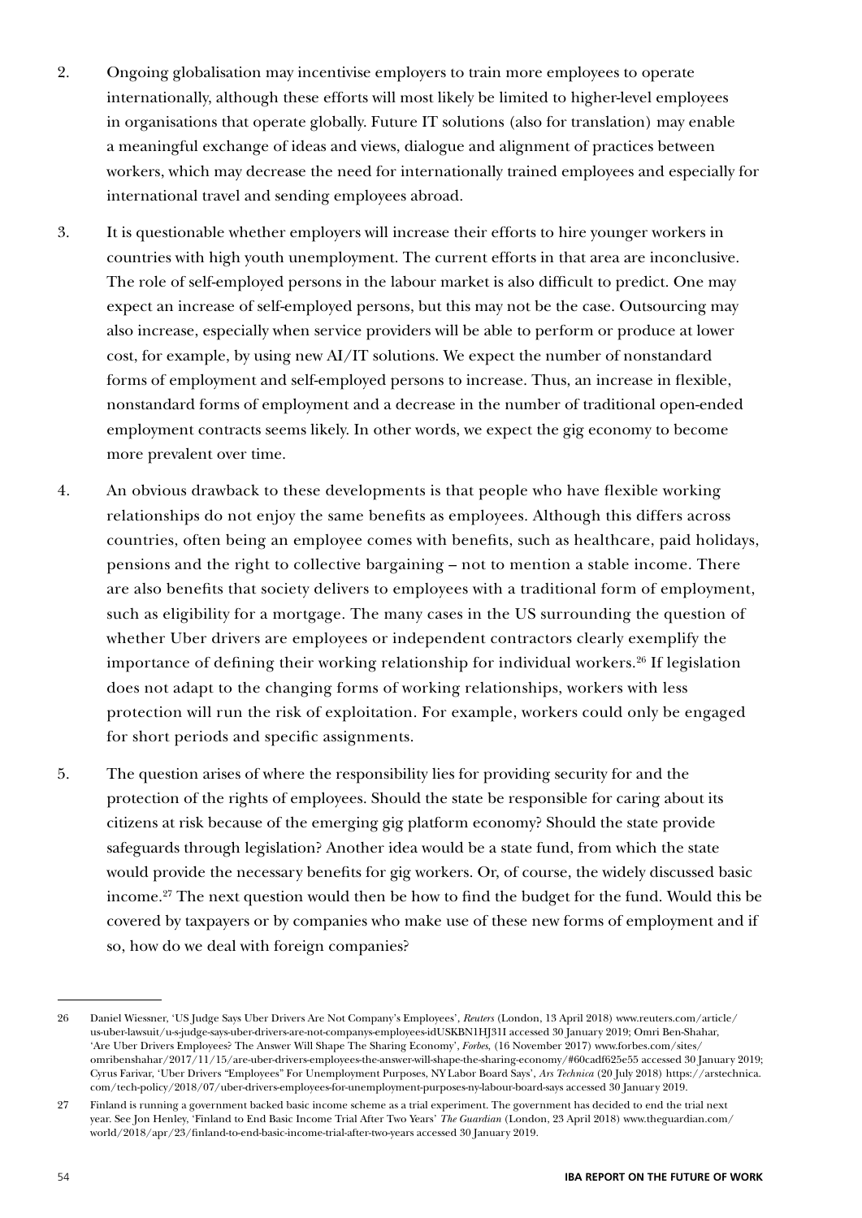2. Ongoing globalisation may incentivise employers to train more employees to operate internationally, although these efforts will most likely be limited to higher-level employees in organisations that operate globally. Future IT solutions (also for translation) may enable a meaningful exchange of ideas and views, dialogue and alignment of practices between workers, which may decrease the need for internationally trained employees and especially for international travel and sending employees abroad.

3. It is questionable whether employers will increase their efforts to hire younger workers in countries with high youth unemployment. The current efforts in that area are inconclusive. The role of self-employed persons in the labour market is also difficult to predict. One may expect an increase of self-employed persons, but this may not be the case. Outsourcing may also increase, especially when service providers will be able to perform or produce at lower cost, for example, by using new AI/IT solutions. We expect the number of nonstandard forms of employment and self-employed persons to increase. Thus, an increase in flexible, nonstandard forms of employment and a decrease in the number of traditional open-ended employment contracts seems likely. In other words, we expect the gig economy to become more prevalent over time.

4. An obvious drawback to these developments is that people who have flexible working relationships do not enjoy the same benefits as employees. Although this differs across countries, often being an employee comes with benefits, such as healthcare, paid holidays, pensions and the right to collective bargaining – not to mention a stable income. There are also benefits that society delivers to employees with a traditional form of employment, such as eligibility for a mortgage. The many cases in the US surrounding the question of whether Uber drivers are employees or independent contractors clearly exemplify the importance of defining their working relationship for individual workers.[26] If legislation does not adapt to the changing forms of working relationships, workers with less protection will run the risk of exploitation. For example, workers could only be engaged for short periods and specific assignments.

5. The question arises of where the responsibility lies for providing security for and the protection of the rights of employees. Should the state be responsible for caring about its citizens at risk because of the emerging gig platform economy? Should the state provide safeguards through legislation? Another idea would be a state fund, from which the state would provide the necessary benefits for gig workers. Or, of course, the widely discussed basic income.[27] The next question would then be how to find the budget for the fund. Would this be covered by taxpayers or by companies who make use of these new forms of employment and if so, how do we deal with foreign companies?

---

26 Daniel Wiessner, 'US Judge Says Uber Drivers Are Not Company's Employees', *Reuters* (London, 13 April 2018) www.reuters.com/article/us-uber-lawsuit/u-s-judge-says-uber-drivers-are-not-companys-employees-idUSKBN1HJ31I accessed 30 January 2019; Omri Ben-Shahar, 'Are Uber Drivers Employees? The Answer Will Shape The Sharing Economy', *Forbes*, (16 November 2017) www.forbes.com/sites/omribenshahar/2017/11/15/are-uber-drivers-employees-the-answer-will-shape-the-sharing-economy/#60cadf625e55 accessed 30 January 2019; Cyrus Farivar, 'Uber Drivers "Employees" For Unemployment Purposes, NY Labor Board Says', *Ars Technica* (20 July 2018) https://arstechnica.com/tech-policy/2018/07/uber-drivers-employees-for-unemployment-purposes-ny-labour-board-says accessed 30 January 2019.

27 Finland is running a government backed basic income scheme as a trial experiment. The government has decided to end the trial next year. See Jon Henley, 'Finland to End Basic Income Trial After Two Years' *The Guardian* (London, 23 April 2018) www.theguardian.com/world/2018/apr/23/finland-to-end-basic-income-trial-after-two-years accessed 30 January 2019.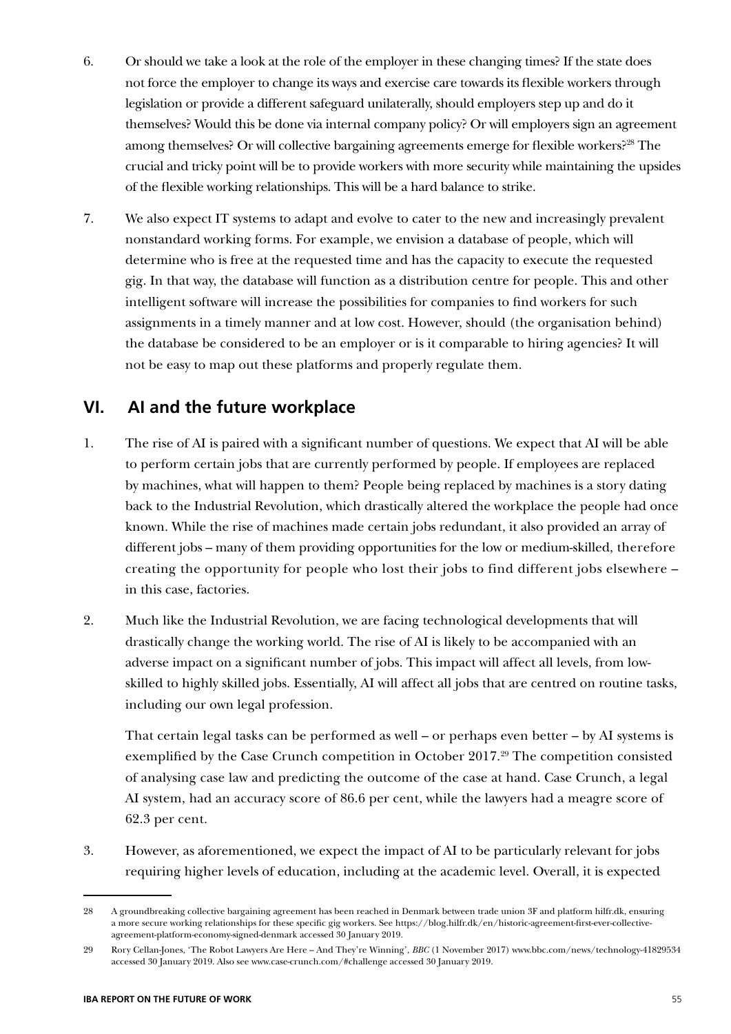6. Or should we take a look at the role of the employer in these changing times? If the state does not force the employer to change its ways and exercise care towards its flexible workers through legislation or provide a different safeguard unilaterally, should employers step up and do it themselves? Would this be done via internal company policy? Or will employers sign an agreement among themselves? Or will collective bargaining agreements emerge for flexible workers?[28] The crucial and tricky point will be to provide workers with more security while maintaining the upsides of the flexible working relationships. This will be a hard balance to strike.

7. We also expect IT systems to adapt and evolve to cater to the new and increasingly prevalent nonstandard working forms. For example, we envision a database of people, which will determine who is free at the requested time and has the capacity to execute the requested gig. In that way, the database will function as a distribution centre for people. This and other intelligent software will increase the possibilities for companies to find workers for such assignments in a timely manner and at low cost. However, should (the organisation behind) the database be considered to be an employer or is it comparable to hiring agencies? It will not be easy to map out these platforms and properly regulate them.

## VI. AI and the future workplace

1. The rise of AI is paired with a significant number of questions. We expect that AI will be able to perform certain jobs that are currently performed by people. If employees are replaced by machines, what will happen to them? People being replaced by machines is a story dating back to the Industrial Revolution, which drastically altered the workplace the people had once known. While the rise of machines made certain jobs redundant, it also provided an array of different jobs – many of them providing opportunities for the low or medium-skilled, therefore creating the opportunity for people who lost their jobs to find different jobs elsewhere – in this case, factories.

2. Much like the Industrial Revolution, we are facing technological developments that will drastically change the working world. The rise of AI is likely to be accompanied with an adverse impact on a significant number of jobs. This impact will affect all levels, from low-skilled to highly skilled jobs. Essentially, AI will affect all jobs that are centred on routine tasks, including our own legal profession.

   That certain legal tasks can be performed as well – or perhaps even better – by AI systems is exemplified by the Case Crunch competition in October 2017.[29] The competition consisted of analysing case law and predicting the outcome of the case at hand. Case Crunch, a legal AI system, had an accuracy score of 86.6 per cent, while the lawyers had a meagre score of 62.3 per cent.

3. However, as aforementioned, we expect the impact of AI to be particularly relevant for jobs requiring higher levels of education, including at the academic level. Overall, it is expected

---

28 A groundbreaking collective bargaining agreement has been reached in Denmark between trade union 3F and platform hilfr.dk, ensuring a more secure working relationships for these specific gig workers. See https://blog.hilfr.dk/en/historic-agreement-first-ever-collective-agreement-platform-economy-signed-denmark accessed 30 January 2019.

29 Rory Cellan-Jones, 'The Robot Lawyers Are Here – And They're Winning', *BBC* (1 November 2017) www.bbc.com/news/technology-41829534 accessed 30 January 2019. Also see www.case-crunch.com/#challenge accessed 30 January 2019.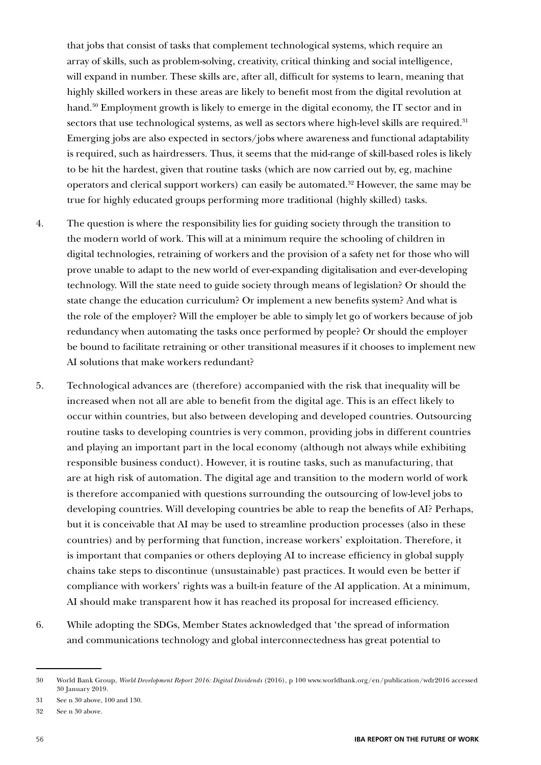that jobs that consist of tasks that complement technological systems, which require an array of skills, such as problem-solving, creativity, critical thinking and social intelligence, will expand in number. These skills are, after all, difficult for systems to learn, meaning that highly skilled workers in these areas are likely to benefit most from the digital revolution at hand.[30] Employment growth is likely to emerge in the digital economy, the IT sector and in sectors that use technological systems, as well as sectors where high-level skills are required.[31] Emerging jobs are also expected in sectors/jobs where awareness and functional adaptability is required, such as hairdressers. Thus, it seems that the mid-range of skill-based roles is likely to be hit the hardest, given that routine tasks (which are now carried out by, eg, machine operators and clerical support workers) can easily be automated.[32] However, the same may be true for highly educated groups performing more traditional (highly skilled) tasks.

4. The question is where the responsibility lies for guiding society through the transition to the modern world of work. This will at a minimum require the schooling of children in digital technologies, retraining of workers and the provision of a safety net for those who will prove unable to adapt to the new world of ever-expanding digitalisation and ever-developing technology. Will the state need to guide society through means of legislation? Or should the state change the education curriculum? Or implement a new benefits system? And what is the role of the employer? Will the employer be able to simply let go of workers because of job redundancy when automating the tasks once performed by people? Or should the employer be bound to facilitate retraining or other transitional measures if it chooses to implement new AI solutions that make workers redundant?

5. Technological advances are (therefore) accompanied with the risk that inequality will be increased when not all are able to benefit from the digital age. This is an effect likely to occur within countries, but also between developing and developed countries. Outsourcing routine tasks to developing countries is very common, providing jobs in different countries and playing an important part in the local economy (although not always while exhibiting responsible business conduct). However, it is routine tasks, such as manufacturing, that are at high risk of automation. The digital age and transition to the modern world of work is therefore accompanied with questions surrounding the outsourcing of low-level jobs to developing countries. Will developing countries be able to reap the benefits of AI? Perhaps, but it is conceivable that AI may be used to streamline production processes (also in these countries) and by performing that function, increase workers' exploitation. Therefore, it is important that companies or others deploying AI to increase efficiency in global supply chains take steps to discontinue (unsustainable) past practices. It would even be better if compliance with workers' rights was a built-in feature of the AI application. At a minimum, AI should make transparent how it has reached its proposal for increased efficiency.

6. While adopting the SDGs, Member States acknowledged that 'the spread of information and communications technology and global interconnectedness has great potential to

---

30 World Bank Group, *World Development Report 2016: Digital Dividends* (2016), p 100 www.worldbank.org/en/publication/wdr2016 accessed 30 January 2019.

31 See n 30 above, 100 and 130.

32 See n 30 above.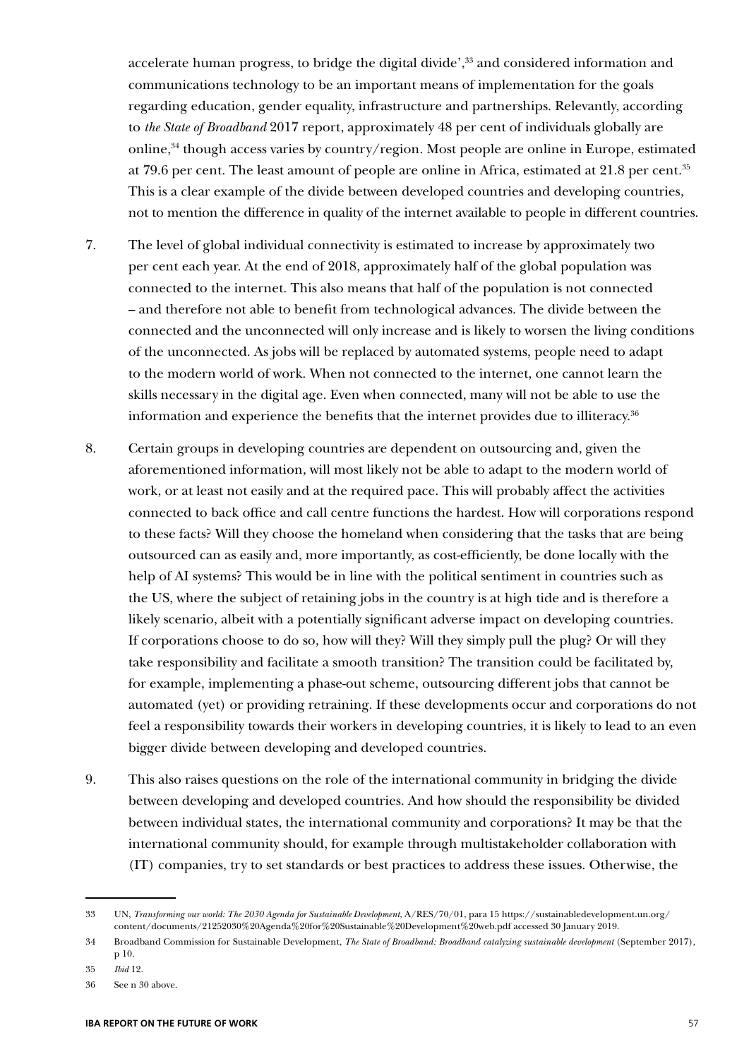accelerate human progress, to bridge the digital divide',[33] and considered information and communications technology to be an important means of implementation for the goals regarding education, gender equality, infrastructure and partnerships. Relevantly, according to *the State of Broadband* 2017 report, approximately 48 per cent of individuals globally are online,[34] though access varies by country/region. Most people are online in Europe, estimated at 79.6 per cent. The least amount of people are online in Africa, estimated at 21.8 per cent.[35] This is a clear example of the divide between developed countries and developing countries, not to mention the difference in quality of the internet available to people in different countries.

7. The level of global individual connectivity is estimated to increase by approximately two per cent each year. At the end of 2018, approximately half of the global population was connected to the internet. This also means that half of the population is not connected – and therefore not able to benefit from technological advances. The divide between the connected and the unconnected will only increase and is likely to worsen the living conditions of the unconnected. As jobs will be replaced by automated systems, people need to adapt to the modern world of work. When not connected to the internet, one cannot learn the skills necessary in the digital age. Even when connected, many will not be able to use the information and experience the benefits that the internet provides due to illiteracy.[36]

8. Certain groups in developing countries are dependent on outsourcing and, given the aforementioned information, will most likely not be able to adapt to the modern world of work, or at least not easily and at the required pace. This will probably affect the activities connected to back office and call centre functions the hardest. How will corporations respond to these facts? Will they choose the homeland when considering that the tasks that are being outsourced can as easily and, more importantly, as cost-efficiently, be done locally with the help of AI systems? This would be in line with the political sentiment in countries such as the US, where the subject of retaining jobs in the country is at high tide and is therefore a likely scenario, albeit with a potentially significant adverse impact on developing countries. If corporations choose to do so, how will they? Will they simply pull the plug? Or will they take responsibility and facilitate a smooth transition? The transition could be facilitated by, for example, implementing a phase-out scheme, outsourcing different jobs that cannot be automated (yet) or providing retraining. If these developments occur and corporations do not feel a responsibility towards their workers in developing countries, it is likely to lead to an even bigger divide between developing and developed countries.

9. This also raises questions on the role of the international community in bridging the divide between developing and developed countries. And how should the responsibility be divided between individual states, the international community and corporations? It may be that the international community should, for example through multistakeholder collaboration with (IT) companies, try to set standards or best practices to address these issues. Otherwise, the

---

33 UN, *Transforming our world: The 2030 Agenda for Sustainable Development*, A/RES/70/01, para 15 https://sustainabledevelopment.un.org/content/documents/21252030%20Agenda%20for%20Sustainable%20Development%20web.pdf accessed 30 January 2019.

34 Broadband Commission for Sustainable Development, *The State of Broadband: Broadband catalyzing sustainable development* (September 2017), p 10.

35 *Ibid* 12.

36 See n 30 above.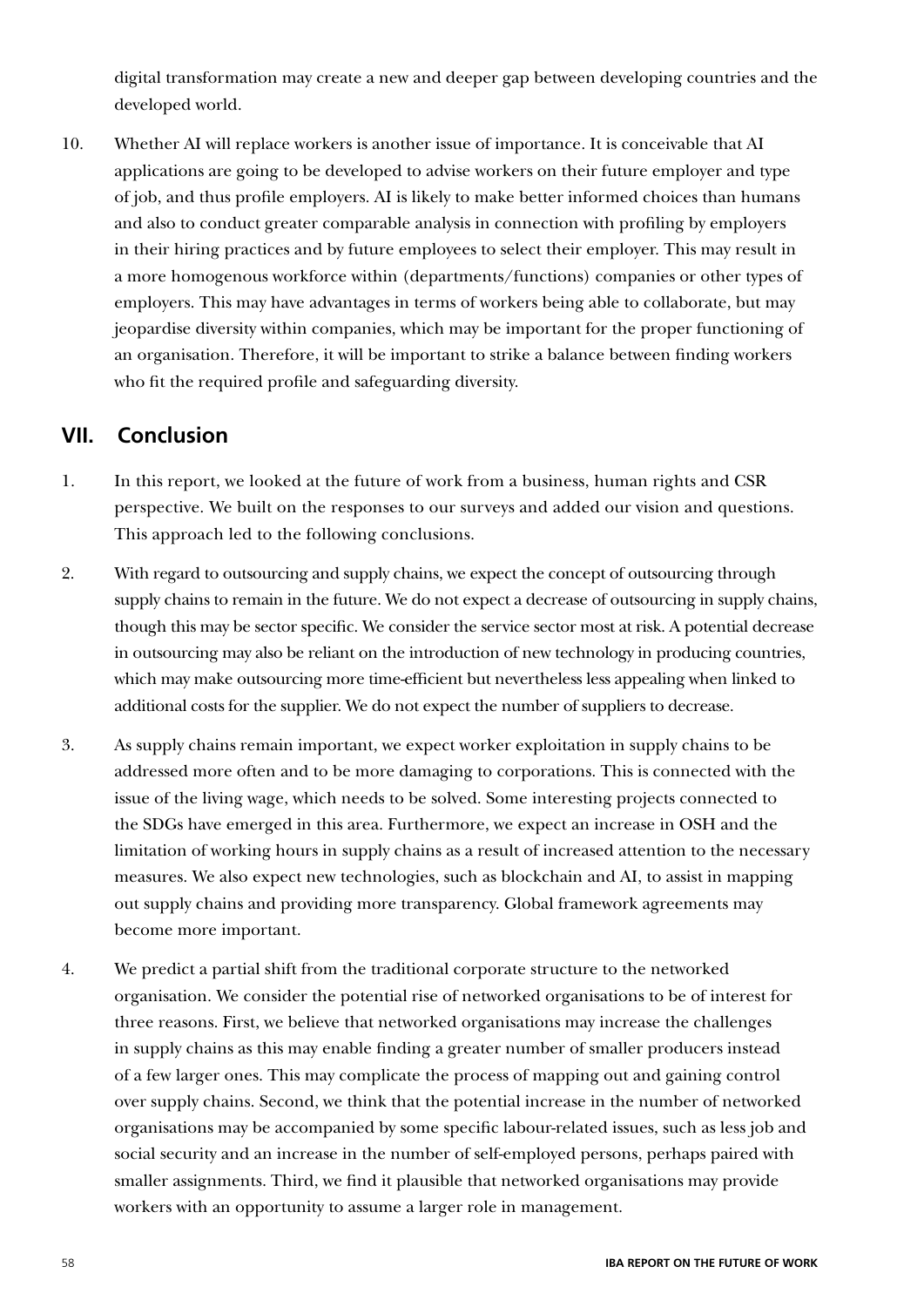digital transformation may create a new and deeper gap between developing countries and the developed world.

10. Whether AI will replace workers is another issue of importance. It is conceivable that AI applications are going to be developed to advise workers on their future employer and type of job, and thus profile employers. AI is likely to make better informed choices than humans and also to conduct greater comparable analysis in connection with profiling by employers in their hiring practices and by future employees to select their employer. This may result in a more homogenous workforce within (departments/functions) companies or other types of employers. This may have advantages in terms of workers being able to collaborate, but may jeopardise diversity within companies, which may be important for the proper functioning of an organisation. Therefore, it will be important to strike a balance between finding workers who fit the required profile and safeguarding diversity.

## VII. Conclusion

1. In this report, we looked at the future of work from a business, human rights and CSR perspective. We built on the responses to our surveys and added our vision and questions. This approach led to the following conclusions.

2. With regard to outsourcing and supply chains, we expect the concept of outsourcing through supply chains to remain in the future. We do not expect a decrease of outsourcing in supply chains, though this may be sector specific. We consider the service sector most at risk. A potential decrease in outsourcing may also be reliant on the introduction of new technology in producing countries, which may make outsourcing more time-efficient but nevertheless less appealing when linked to additional costs for the supplier. We do not expect the number of suppliers to decrease.

3. As supply chains remain important, we expect worker exploitation in supply chains to be addressed more often and to be more damaging to corporations. This is connected with the issue of the living wage, which needs to be solved. Some interesting projects connected to the SDGs have emerged in this area. Furthermore, we expect an increase in OSH and the limitation of working hours in supply chains as a result of increased attention to the necessary measures. We also expect new technologies, such as blockchain and AI, to assist in mapping out supply chains and providing more transparency. Global framework agreements may become more important.

4. We predict a partial shift from the traditional corporate structure to the networked organisation. We consider the potential rise of networked organisations to be of interest for three reasons. First, we believe that networked organisations may increase the challenges in supply chains as this may enable finding a greater number of smaller producers instead of a few larger ones. This may complicate the process of mapping out and gaining control over supply chains. Second, we think that the potential increase in the number of networked organisations may be accompanied by some specific labour-related issues, such as less job and social security and an increase in the number of self-employed persons, perhaps paired with smaller assignments. Third, we find it plausible that networked organisations may provide workers with an opportunity to assume a larger role in management.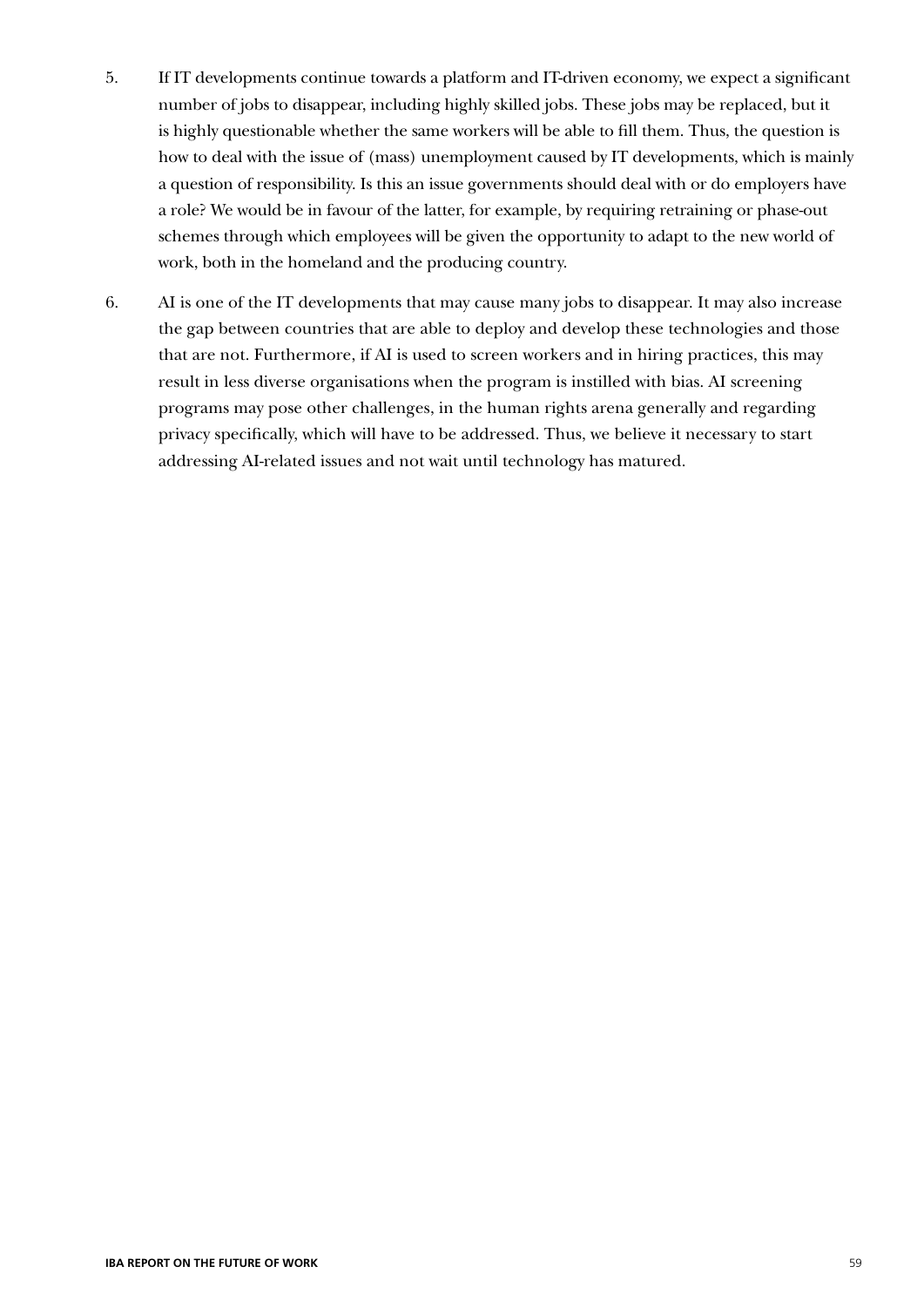5. If IT developments continue towards a platform and IT-driven economy, we expect a significant number of jobs to disappear, including highly skilled jobs. These jobs may be replaced, but it is highly questionable whether the same workers will be able to fill them. Thus, the question is how to deal with the issue of (mass) unemployment caused by IT developments, which is mainly a question of responsibility. Is this an issue governments should deal with or do employers have a role? We would be in favour of the latter, for example, by requiring retraining or phase-out schemes through which employees will be given the opportunity to adapt to the new world of work, both in the homeland and the producing country.

6. AI is one of the IT developments that may cause many jobs to disappear. It may also increase the gap between countries that are able to deploy and develop these technologies and those that are not. Furthermore, if AI is used to screen workers and in hiring practices, this may result in less diverse organisations when the program is instilled with bias. AI screening programs may pose other challenges, in the human rights arena generally and regarding privacy specifically, which will have to be addressed. Thus, we believe it necessary to start addressing AI-related issues and not wait until technology has matured.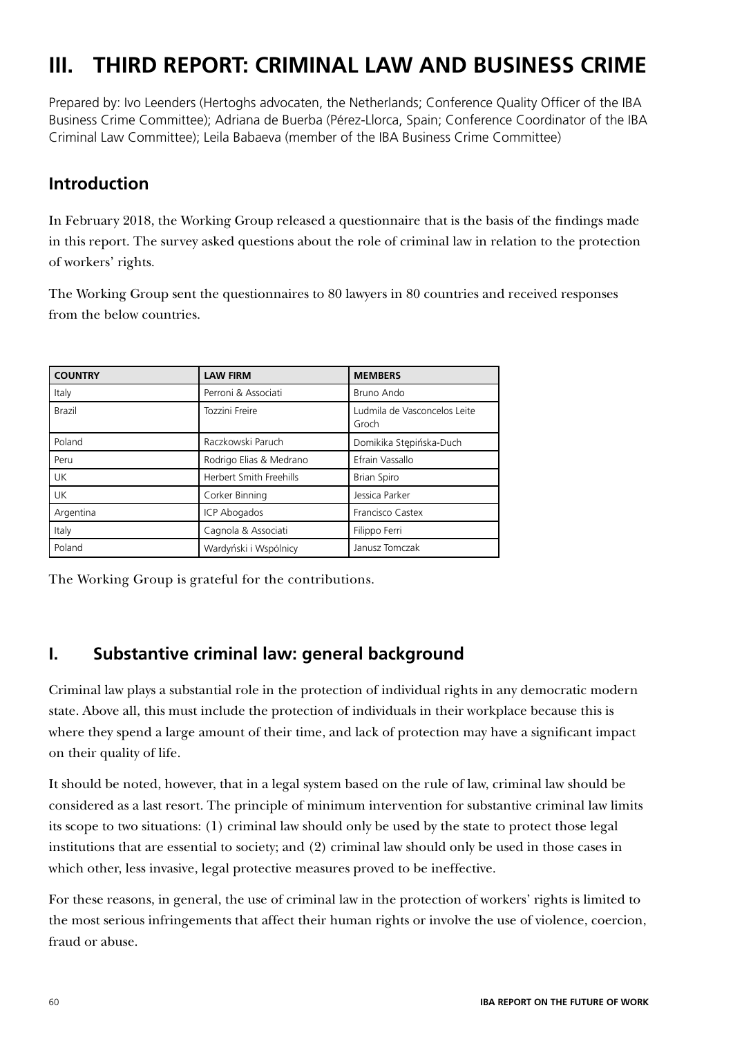# III. THIRD REPORT: CRIMINAL LAW AND BUSINESS CRIME

Prepared by: Ivo Leenders (Hertoghs advocaten, the Netherlands; Conference Quality Officer of the IBA Business Crime Committee); Adriana de Buerba (Pérez-Llorca, Spain; Conference Coordinator of the IBA Criminal Law Committee); Leila Babaeva (member of the IBA Business Crime Committee)

## Introduction

In February 2018, the Working Group released a questionnaire that is the basis of the findings made in this report. The survey asked questions about the role of criminal law in relation to the protection of workers' rights.

The Working Group sent the questionnaires to 80 lawyers in 80 countries and received responses from the below countries.

| COUNTRY | LAW FIRM | MEMBERS |
|---|---|---|
| Italy | Perroni & Associati | Bruno Ando |
| Brazil | Tozzini Freire | Ludmila de Vasconcelos Leite Groch |
| Poland | Raczkowski Paruch | Domikika Stępińska-Duch |
| Peru | Rodrigo Elias & Medrano | Efrain Vassallo |
| UK | Herbert Smith Freehills | Brian Spiro |
| UK | Corker Binning | Jessica Parker |
| Argentina | ICP Abogados | Francisco Castex |
| Italy | Cagnola & Associati | Filippo Ferri |
| Poland | Wardyński i Wspólnicy | Janusz Tomczak |

The Working Group is grateful for the contributions.

## I. Substantive criminal law: general background

Criminal law plays a substantial role in the protection of individual rights in any democratic modern state. Above all, this must include the protection of individuals in their workplace because this is where they spend a large amount of their time, and lack of protection may have a significant impact on their quality of life.

It should be noted, however, that in a legal system based on the rule of law, criminal law should be considered as a last resort. The principle of minimum intervention for substantive criminal law limits its scope to two situations: (1) criminal law should only be used by the state to protect those legal institutions that are essential to society; and (2) criminal law should only be used in those cases in which other, less invasive, legal protective measures proved to be ineffective.

For these reasons, in general, the use of criminal law in the protection of workers' rights is limited to the most serious infringements that affect their human rights or involve the use of violence, coercion, fraud or abuse.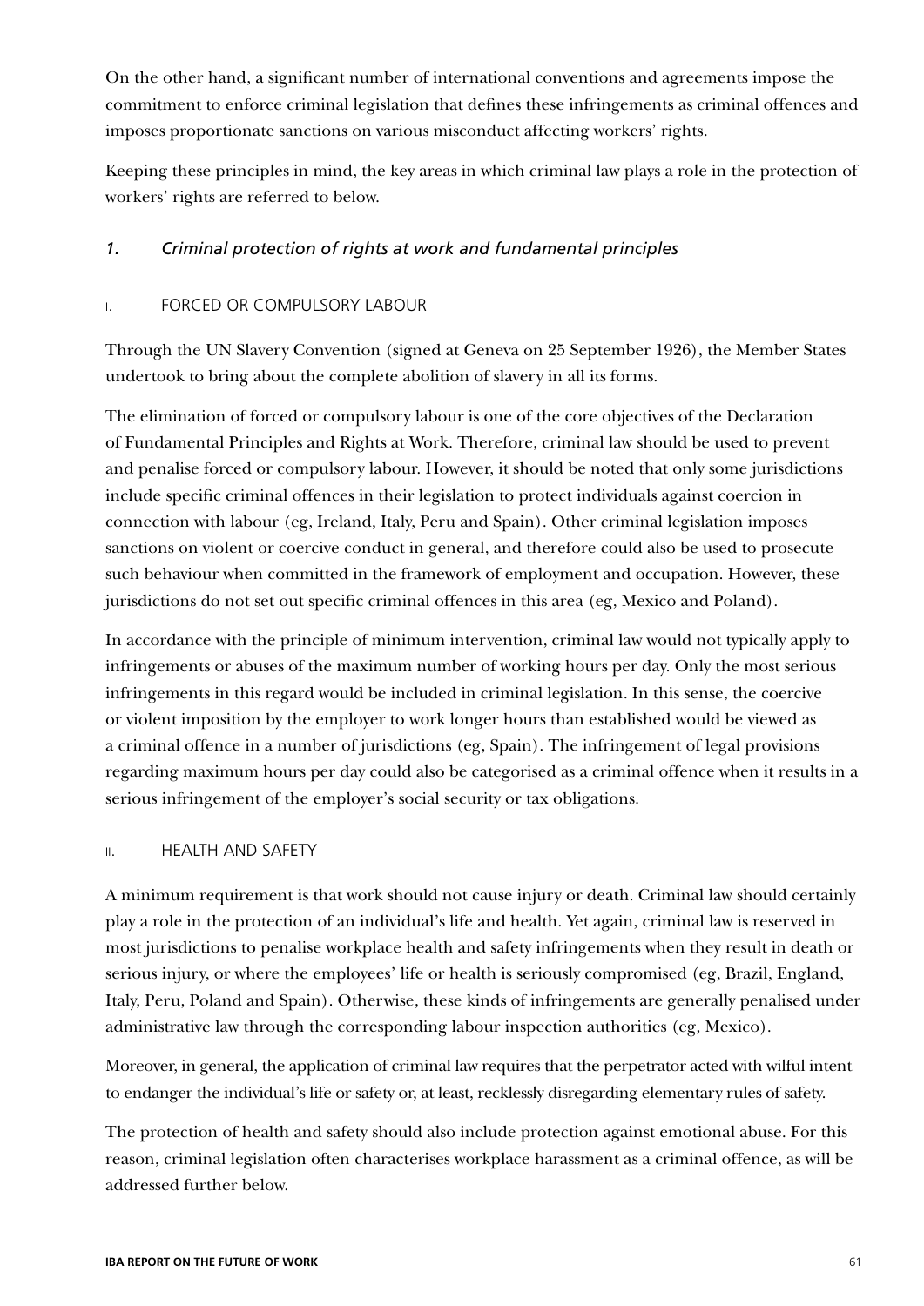On the other hand, a significant number of international conventions and agreements impose the commitment to enforce criminal legislation that defines these infringements as criminal offences and imposes proportionate sanctions on various misconduct affecting workers' rights.

Keeping these principles in mind, the key areas in which criminal law plays a role in the protection of workers' rights are referred to below.

### *1. Criminal protection of rights at work and fundamental principles*

#### I. FORCED OR COMPULSORY LABOUR

Through the UN Slavery Convention (signed at Geneva on 25 September 1926), the Member States undertook to bring about the complete abolition of slavery in all its forms.

The elimination of forced or compulsory labour is one of the core objectives of the Declaration of Fundamental Principles and Rights at Work. Therefore, criminal law should be used to prevent and penalise forced or compulsory labour. However, it should be noted that only some jurisdictions include specific criminal offences in their legislation to protect individuals against coercion in connection with labour (eg, Ireland, Italy, Peru and Spain). Other criminal legislation imposes sanctions on violent or coercive conduct in general, and therefore could also be used to prosecute such behaviour when committed in the framework of employment and occupation. However, these jurisdictions do not set out specific criminal offences in this area (eg, Mexico and Poland).

In accordance with the principle of minimum intervention, criminal law would not typically apply to infringements or abuses of the maximum number of working hours per day. Only the most serious infringements in this regard would be included in criminal legislation. In this sense, the coercive or violent imposition by the employer to work longer hours than established would be viewed as a criminal offence in a number of jurisdictions (eg, Spain). The infringement of legal provisions regarding maximum hours per day could also be categorised as a criminal offence when it results in a serious infringement of the employer's social security or tax obligations.

#### II. HEALTH AND SAFETY

A minimum requirement is that work should not cause injury or death. Criminal law should certainly play a role in the protection of an individual's life and health. Yet again, criminal law is reserved in most jurisdictions to penalise workplace health and safety infringements when they result in death or serious injury, or where the employees' life or health is seriously compromised (eg, Brazil, England, Italy, Peru, Poland and Spain). Otherwise, these kinds of infringements are generally penalised under administrative law through the corresponding labour inspection authorities (eg, Mexico).

Moreover, in general, the application of criminal law requires that the perpetrator acted with wilful intent to endanger the individual's life or safety or, at least, recklessly disregarding elementary rules of safety.

The protection of health and safety should also include protection against emotional abuse. For this reason, criminal legislation often characterises workplace harassment as a criminal offence, as will be addressed further below.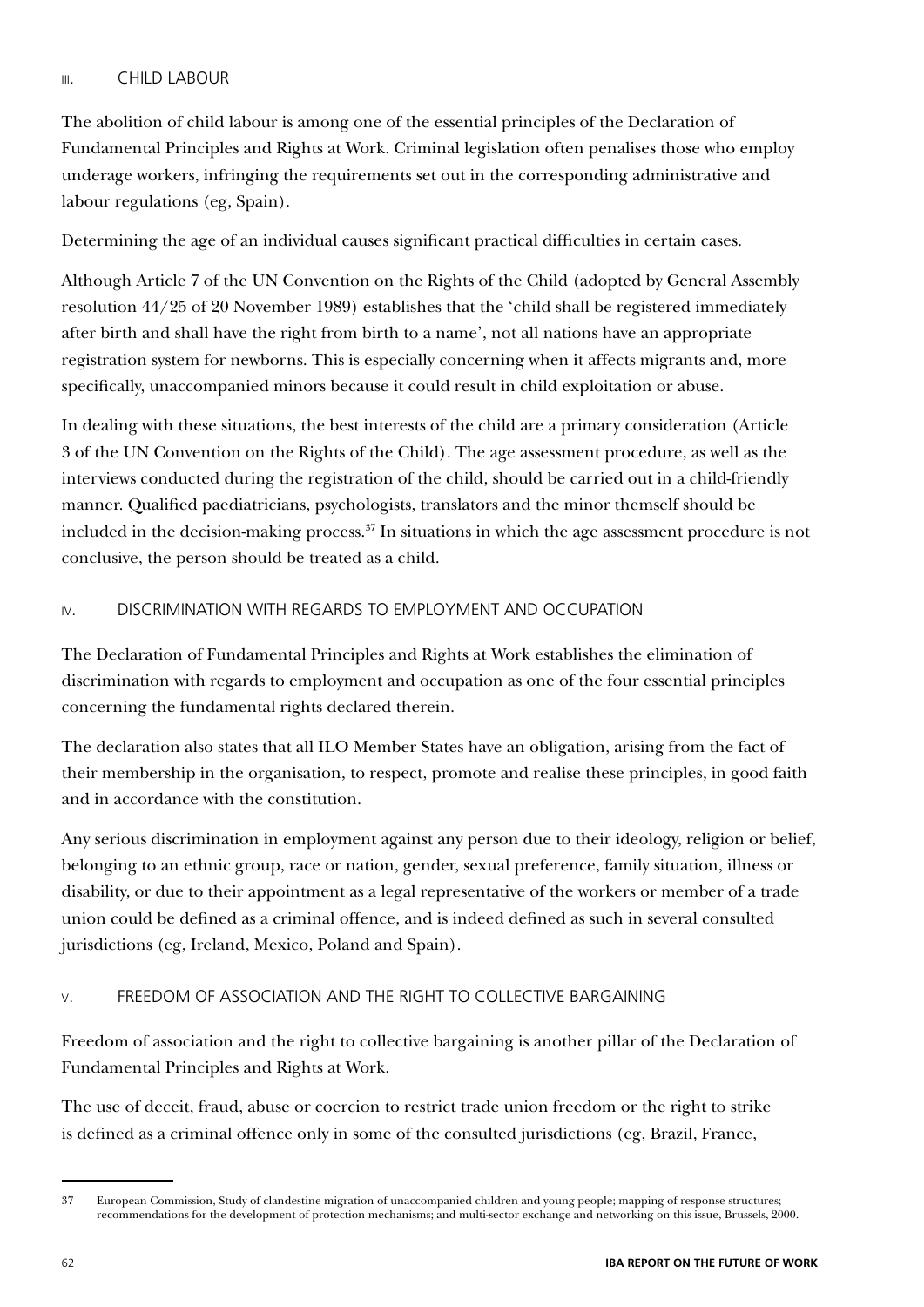### III. CHILD LABOUR

The abolition of child labour is among one of the essential principles of the Declaration of Fundamental Principles and Rights at Work. Criminal legislation often penalises those who employ underage workers, infringing the requirements set out in the corresponding administrative and labour regulations (eg, Spain).

Determining the age of an individual causes significant practical difficulties in certain cases.

Although Article 7 of the UN Convention on the Rights of the Child (adopted by General Assembly resolution 44/25 of 20 November 1989) establishes that the 'child shall be registered immediately after birth and shall have the right from birth to a name', not all nations have an appropriate registration system for newborns. This is especially concerning when it affects migrants and, more specifically, unaccompanied minors because it could result in child exploitation or abuse.

In dealing with these situations, the best interests of the child are a primary consideration (Article 3 of the UN Convention on the Rights of the Child). The age assessment procedure, as well as the interviews conducted during the registration of the child, should be carried out in a child-friendly manner. Qualified paediatricians, psychologists, translators and the minor themself should be included in the decision-making process.[37] In situations in which the age assessment procedure is not conclusive, the person should be treated as a child.

### IV. DISCRIMINATION WITH REGARDS TO EMPLOYMENT AND OCCUPATION

The Declaration of Fundamental Principles and Rights at Work establishes the elimination of discrimination with regards to employment and occupation as one of the four essential principles concerning the fundamental rights declared therein.

The declaration also states that all ILO Member States have an obligation, arising from the fact of their membership in the organisation, to respect, promote and realise these principles, in good faith and in accordance with the constitution.

Any serious discrimination in employment against any person due to their ideology, religion or belief, belonging to an ethnic group, race or nation, gender, sexual preference, family situation, illness or disability, or due to their appointment as a legal representative of the workers or member of a trade union could be defined as a criminal offence, and is indeed defined as such in several consulted jurisdictions (eg, Ireland, Mexico, Poland and Spain).

### V. FREEDOM OF ASSOCIATION AND THE RIGHT TO COLLECTIVE BARGAINING

Freedom of association and the right to collective bargaining is another pillar of the Declaration of Fundamental Principles and Rights at Work.

The use of deceit, fraud, abuse or coercion to restrict trade union freedom or the right to strike is defined as a criminal offence only in some of the consulted jurisdictions (eg, Brazil, France,

---

37 European Commission, Study of clandestine migration of unaccompanied children and young people; mapping of response structures; recommendations for the development of protection mechanisms; and multi-sector exchange and networking on this issue, Brussels, 2000.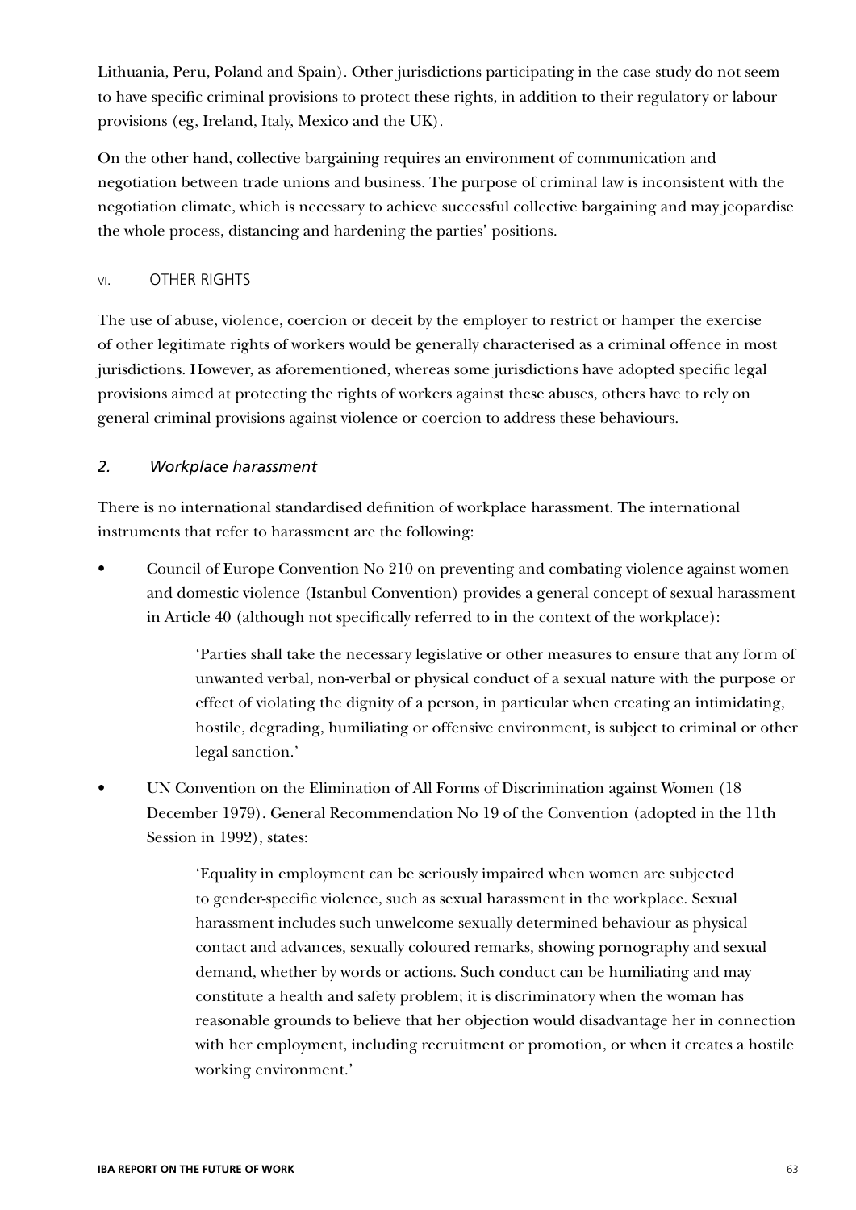Lithuania, Peru, Poland and Spain). Other jurisdictions participating in the case study do not seem to have specific criminal provisions to protect these rights, in addition to their regulatory or labour provisions (eg, Ireland, Italy, Mexico and the UK).

On the other hand, collective bargaining requires an environment of communication and negotiation between trade unions and business. The purpose of criminal law is inconsistent with the negotiation climate, which is necessary to achieve successful collective bargaining and may jeopardise the whole process, distancing and hardening the parties' positions.

#### VI. OTHER RIGHTS

The use of abuse, violence, coercion or deceit by the employer to restrict or hamper the exercise of other legitimate rights of workers would be generally characterised as a criminal offence in most jurisdictions. However, as aforementioned, whereas some jurisdictions have adopted specific legal provisions aimed at protecting the rights of workers against these abuses, others have to rely on general criminal provisions against violence or coercion to address these behaviours.

### *2. Workplace harassment*

There is no international standardised definition of workplace harassment. The international instruments that refer to harassment are the following:

- Council of Europe Convention No 210 on preventing and combating violence against women and domestic violence (Istanbul Convention) provides a general concept of sexual harassment in Article 40 (although not specifically referred to in the context of the workplace):

  > 'Parties shall take the necessary legislative or other measures to ensure that any form of unwanted verbal, non-verbal or physical conduct of a sexual nature with the purpose or effect of violating the dignity of a person, in particular when creating an intimidating, hostile, degrading, humiliating or offensive environment, is subject to criminal or other legal sanction.'

- UN Convention on the Elimination of All Forms of Discrimination against Women (18 December 1979). General Recommendation No 19 of the Convention (adopted in the 11th Session in 1992), states:

  > 'Equality in employment can be seriously impaired when women are subjected to gender-specific violence, such as sexual harassment in the workplace. Sexual harassment includes such unwelcome sexually determined behaviour as physical contact and advances, sexually coloured remarks, showing pornography and sexual demand, whether by words or actions. Such conduct can be humiliating and may constitute a health and safety problem; it is discriminatory when the woman has reasonable grounds to believe that her objection would disadvantage her in connection with her employment, including recruitment or promotion, or when it creates a hostile working environment.'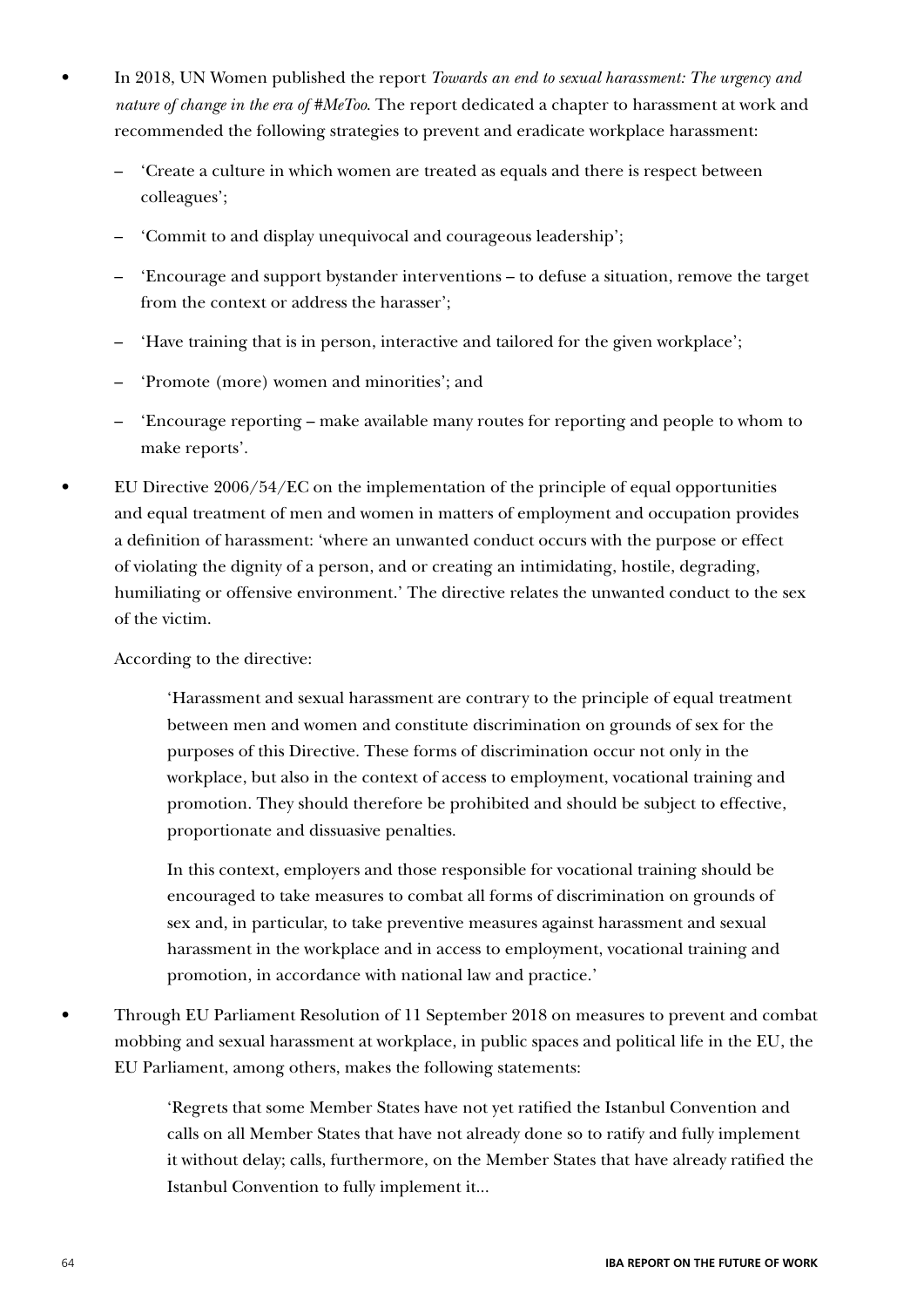- In 2018, UN Women published the report *Towards an end to sexual harassment: The urgency and nature of change in the era of #MeToo*. The report dedicated a chapter to harassment at work and recommended the following strategies to prevent and eradicate workplace harassment:

  – 'Create a culture in which women are treated as equals and there is respect between colleagues';

  – 'Commit to and display unequivocal and courageous leadership';

  – 'Encourage and support bystander interventions – to defuse a situation, remove the target from the context or address the harasser';

  – 'Have training that is in person, interactive and tailored for the given workplace';

  – 'Promote (more) women and minorities'; and

  – 'Encourage reporting – make available many routes for reporting and people to whom to make reports'.

- EU Directive 2006/54/EC on the implementation of the principle of equal opportunities and equal treatment of men and women in matters of employment and occupation provides a definition of harassment: 'where an unwanted conduct occurs with the purpose or effect of violating the dignity of a person, and or creating an intimidating, hostile, degrading, humiliating or offensive environment.' The directive relates the unwanted conduct to the sex of the victim.

  According to the directive:

  > 'Harassment and sexual harassment are contrary to the principle of equal treatment between men and women and constitute discrimination on grounds of sex for the purposes of this Directive. These forms of discrimination occur not only in the workplace, but also in the context of access to employment, vocational training and promotion. They should therefore be prohibited and should be subject to effective, proportionate and dissuasive penalties.
  >
  > In this context, employers and those responsible for vocational training should be encouraged to take measures to combat all forms of discrimination on grounds of sex and, in particular, to take preventive measures against harassment and sexual harassment in the workplace and in access to employment, vocational training and promotion, in accordance with national law and practice.'

- Through EU Parliament Resolution of 11 September 2018 on measures to prevent and combat mobbing and sexual harassment at workplace, in public spaces and political life in the EU, the EU Parliament, among others, makes the following statements:

  > 'Regrets that some Member States have not yet ratified the Istanbul Convention and calls on all Member States that have not already done so to ratify and fully implement it without delay; calls, furthermore, on the Member States that have already ratified the Istanbul Convention to fully implement it...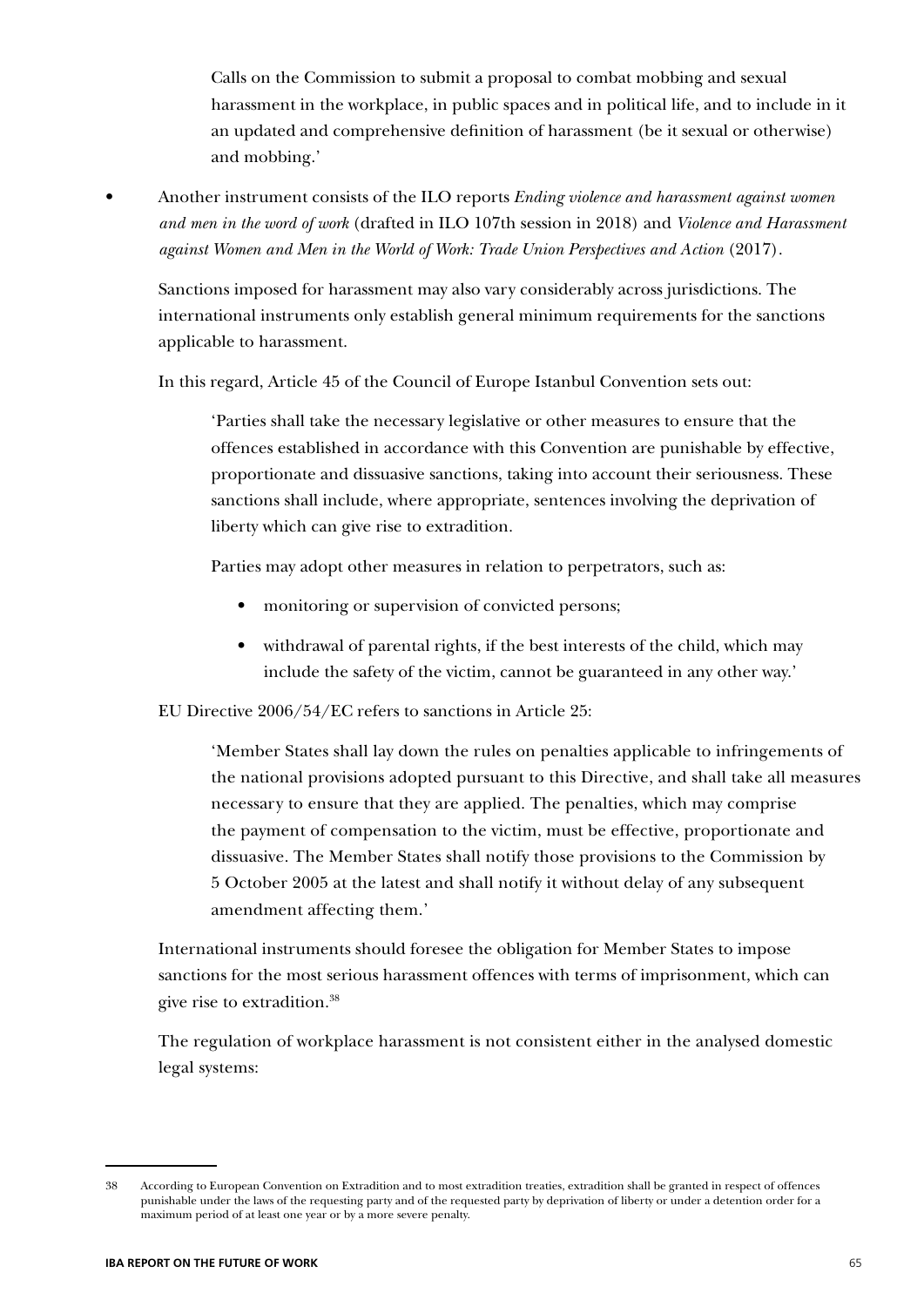Calls on the Commission to submit a proposal to combat mobbing and sexual harassment in the workplace, in public spaces and in political life, and to include in it an updated and comprehensive definition of harassment (be it sexual or otherwise) and mobbing.'

- Another instrument consists of the ILO reports *Ending violence and harassment against women and men in the word of work* (drafted in ILO 107th session in 2018) and *Violence and Harassment against Women and Men in the World of Work: Trade Union Perspectives and Action* (2017).

  Sanctions imposed for harassment may also vary considerably across jurisdictions. The international instruments only establish general minimum requirements for the sanctions applicable to harassment.

  In this regard, Article 45 of the Council of Europe Istanbul Convention sets out:

  > 'Parties shall take the necessary legislative or other measures to ensure that the offences established in accordance with this Convention are punishable by effective, proportionate and dissuasive sanctions, taking into account their seriousness. These sanctions shall include, where appropriate, sentences involving the deprivation of liberty which can give rise to extradition.
  >
  > Parties may adopt other measures in relation to perpetrators, such as:
  >
  > - monitoring or supervision of convicted persons;
  > - withdrawal of parental rights, if the best interests of the child, which may include the safety of the victim, cannot be guaranteed in any other way.'

  EU Directive 2006/54/EC refers to sanctions in Article 25:

  > 'Member States shall lay down the rules on penalties applicable to infringements of the national provisions adopted pursuant to this Directive, and shall take all measures necessary to ensure that they are applied. The penalties, which may comprise the payment of compensation to the victim, must be effective, proportionate and dissuasive. The Member States shall notify those provisions to the Commission by 5 October 2005 at the latest and shall notify it without delay of any subsequent amendment affecting them.'

  International instruments should foresee the obligation for Member States to impose sanctions for the most serious harassment offences with terms of imprisonment, which can give rise to extradition.[38]

  The regulation of workplace harassment is not consistent either in the analysed domestic legal systems:

---

38 According to European Convention on Extradition and to most extradition treaties, extradition shall be granted in respect of offences punishable under the laws of the requesting party and of the requested party by deprivation of liberty or under a detention order for a maximum period of at least one year or by a more severe penalty.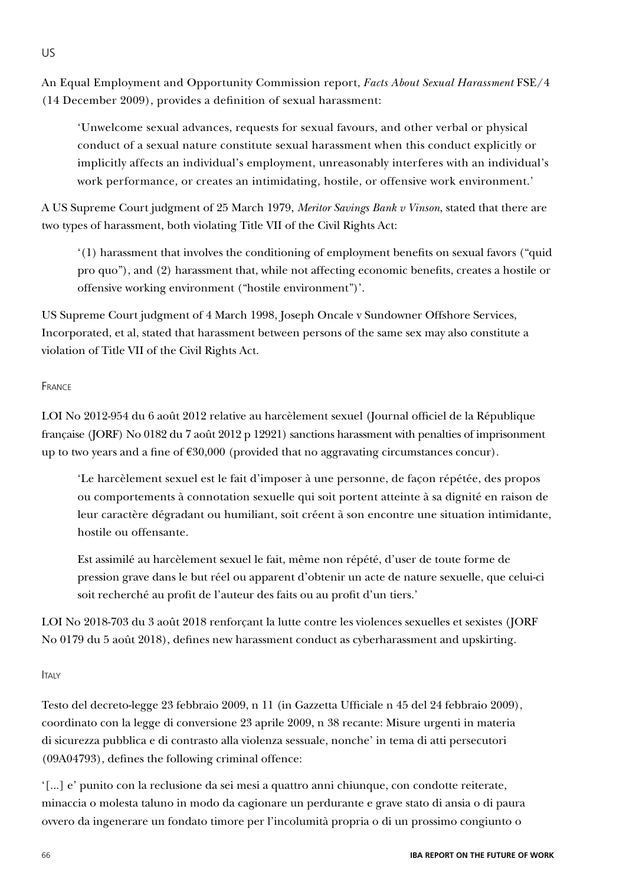US

An Equal Employment and Opportunity Commission report, *Facts About Sexual Harassment* FSE/4 (14 December 2009), provides a definition of sexual harassment:

> 'Unwelcome sexual advances, requests for sexual favours, and other verbal or physical conduct of a sexual nature constitute sexual harassment when this conduct explicitly or implicitly affects an individual's employment, unreasonably interferes with an individual's work performance, or creates an intimidating, hostile, or offensive work environment.'

A US Supreme Court judgment of 25 March 1979, *Meritor Savings Bank v Vinson*, stated that there are two types of harassment, both violating Title VII of the Civil Rights Act:

> '(1) harassment that involves the conditioning of employment benefits on sexual favors ("quid pro quo"), and (2) harassment that, while not affecting economic benefits, creates a hostile or offensive working environment ("hostile environment")'.

US Supreme Court judgment of 4 March 1998, Joseph Oncale v Sundowner Offshore Services, Incorporated, et al, stated that harassment between persons of the same sex may also constitute a violation of Title VII of the Civil Rights Act.

France

LOI No 2012-954 du 6 août 2012 relative au harcèlement sexuel (Journal officiel de la République française (JORF) No 0182 du 7 août 2012 p 12921) sanctions harassment with penalties of imprisonment up to two years and a fine of €30,000 (provided that no aggravating circumstances concur).

> 'Le harcèlement sexuel est le fait d'imposer à une personne, de façon répétée, des propos ou comportements à connotation sexuelle qui soit portent atteinte à sa dignité en raison de leur caractère dégradant ou humiliant, soit créent à son encontre une situation intimidante, hostile ou offensante.
>
> Est assimilé au harcèlement sexuel le fait, même non répété, d'user de toute forme de pression grave dans le but réel ou apparent d'obtenir un acte de nature sexuelle, que celui-ci soit recherché au profit de l'auteur des faits ou au profit d'un tiers.'

LOI No 2018-703 du 3 août 2018 renforçant la lutte contre les violences sexuelles et sexistes (JORF No 0179 du 5 août 2018), defines new harassment conduct as cyberharassment and upskirting.

Italy

Testo del decreto-legge 23 febbraio 2009, n 11 (in Gazzetta Ufficiale n 45 del 24 febbraio 2009), coordinato con la legge di conversione 23 aprile 2009, n 38 recante: Misure urgenti in materia di sicurezza pubblica e di contrasto alla violenza sessuale, nonche' in tema di atti persecutori (09A04793), defines the following criminal offence:

'[...] e' punito con la reclusione da sei mesi a quattro anni chiunque, con condotte reiterate, minaccia o molesta taluno in modo da cagionare un perdurante e grave stato di ansia o di paura ovvero da ingenerare un fondato timore per l'incolumità propria o di un prossimo congiunto o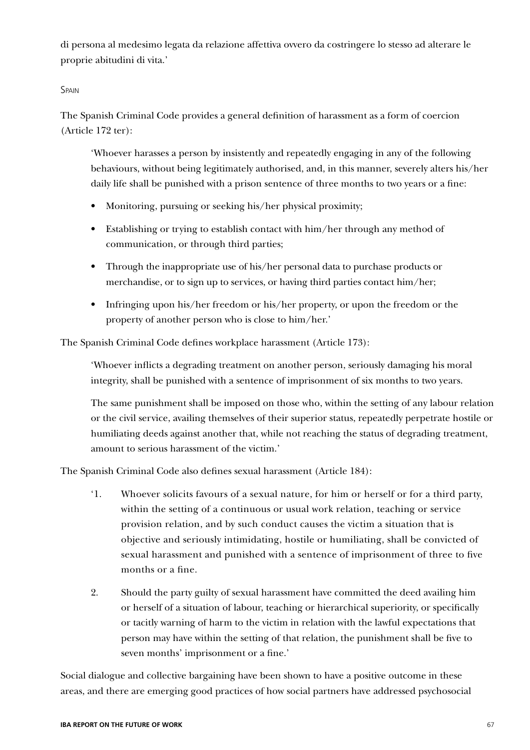di persona al medesimo legata da relazione affettiva ovvero da costringere lo stesso ad alterare le proprie abitudini di vita.'

#### Spain

The Spanish Criminal Code provides a general definition of harassment as a form of coercion (Article 172 ter):

> 'Whoever harasses a person by insistently and repeatedly engaging in any of the following behaviours, without being legitimately authorised, and, in this manner, severely alters his/her daily life shall be punished with a prison sentence of three months to two years or a fine:
>
> - Monitoring, pursuing or seeking his/her physical proximity;
> - Establishing or trying to establish contact with him/her through any method of communication, or through third parties;
> - Through the inappropriate use of his/her personal data to purchase products or merchandise, or to sign up to services, or having third parties contact him/her;
> - Infringing upon his/her freedom or his/her property, or upon the freedom or the property of another person who is close to him/her.'

The Spanish Criminal Code defines workplace harassment (Article 173):

> 'Whoever inflicts a degrading treatment on another person, seriously damaging his moral integrity, shall be punished with a sentence of imprisonment of six months to two years.
>
> The same punishment shall be imposed on those who, within the setting of any labour relation or the civil service, availing themselves of their superior status, repeatedly perpetrate hostile or humiliating deeds against another that, while not reaching the status of degrading treatment, amount to serious harassment of the victim.'

The Spanish Criminal Code also defines sexual harassment (Article 184):

> '1. Whoever solicits favours of a sexual nature, for him or herself or for a third party, within the setting of a continuous or usual work relation, teaching or service provision relation, and by such conduct causes the victim a situation that is objective and seriously intimidating, hostile or humiliating, shall be convicted of sexual harassment and punished with a sentence of imprisonment of three to five months or a fine.
>
> 2. Should the party guilty of sexual harassment have committed the deed availing him or herself of a situation of labour, teaching or hierarchical superiority, or specifically or tacitly warning of harm to the victim in relation with the lawful expectations that person may have within the setting of that relation, the punishment shall be five to seven months' imprisonment or a fine.'

Social dialogue and collective bargaining have been shown to have a positive outcome in these areas, and there are emerging good practices of how social partners have addressed psychosocial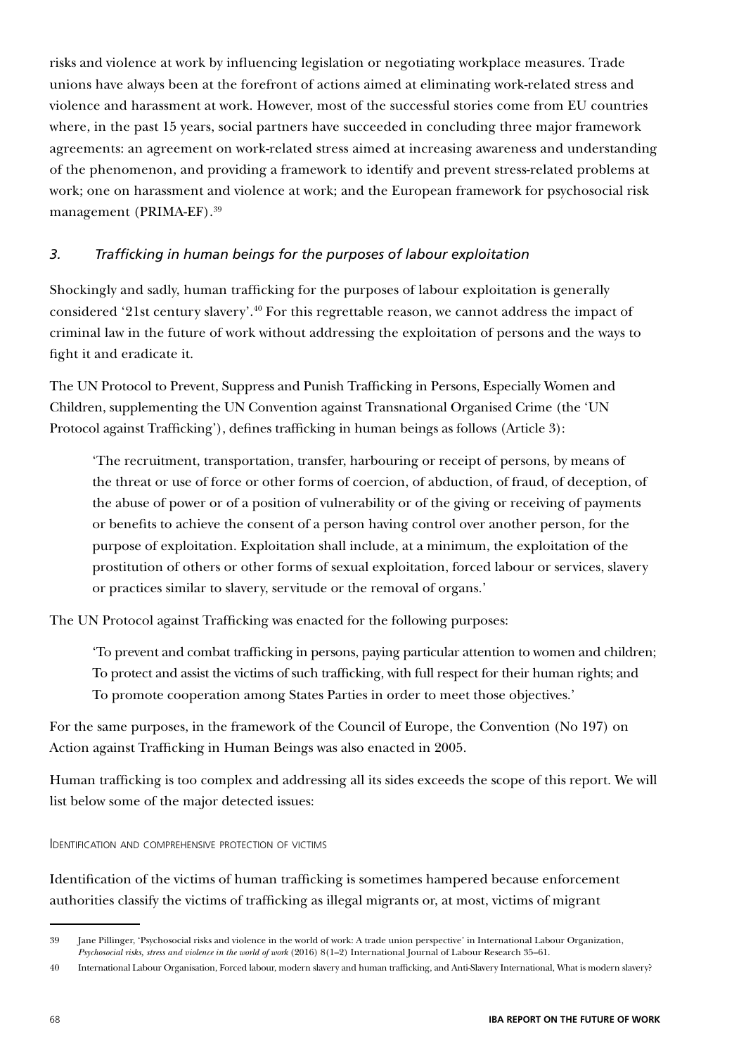risks and violence at work by influencing legislation or negotiating workplace measures. Trade unions have always been at the forefront of actions aimed at eliminating work-related stress and violence and harassment at work. However, most of the successful stories come from EU countries where, in the past 15 years, social partners have succeeded in concluding three major framework agreements: an agreement on work-related stress aimed at increasing awareness and understanding of the phenomenon, and providing a framework to identify and prevent stress-related problems at work; one on harassment and violence at work; and the European framework for psychosocial risk management (PRIMA-EF).[39]

### *3. Trafficking in human beings for the purposes of labour exploitation*

Shockingly and sadly, human trafficking for the purposes of labour exploitation is generally considered '21st century slavery'.[40] For this regrettable reason, we cannot address the impact of criminal law in the future of work without addressing the exploitation of persons and the ways to fight it and eradicate it.

The UN Protocol to Prevent, Suppress and Punish Trafficking in Persons, Especially Women and Children, supplementing the UN Convention against Transnational Organised Crime (the 'UN Protocol against Trafficking'), defines trafficking in human beings as follows (Article 3):

> 'The recruitment, transportation, transfer, harbouring or receipt of persons, by means of the threat or use of force or other forms of coercion, of abduction, of fraud, of deception, of the abuse of power or of a position of vulnerability or of the giving or receiving of payments or benefits to achieve the consent of a person having control over another person, for the purpose of exploitation. Exploitation shall include, at a minimum, the exploitation of the prostitution of others or other forms of sexual exploitation, forced labour or services, slavery or practices similar to slavery, servitude or the removal of organs.'

The UN Protocol against Trafficking was enacted for the following purposes:

> 'To prevent and combat trafficking in persons, paying particular attention to women and children;
> To protect and assist the victims of such trafficking, with full respect for their human rights; and
> To promote cooperation among States Parties in order to meet those objectives.'

For the same purposes, in the framework of the Council of Europe, the Convention (No 197) on Action against Trafficking in Human Beings was also enacted in 2005.

Human trafficking is too complex and addressing all its sides exceeds the scope of this report. We will list below some of the major detected issues:

#### Identification and comprehensive protection of victims

Identification of the victims of human trafficking is sometimes hampered because enforcement authorities classify the victims of trafficking as illegal migrants or, at most, victims of migrant

---

39 Jane Pillinger, 'Psychosocial risks and violence in the world of work: A trade union perspective' in International Labour Organization, *Psychosocial risks, stress and violence in the world of work* (2016) 8(1–2) International Journal of Labour Research 35–61.

40 International Labour Organisation, Forced labour, modern slavery and human trafficking, and Anti-Slavery International, What is modern slavery?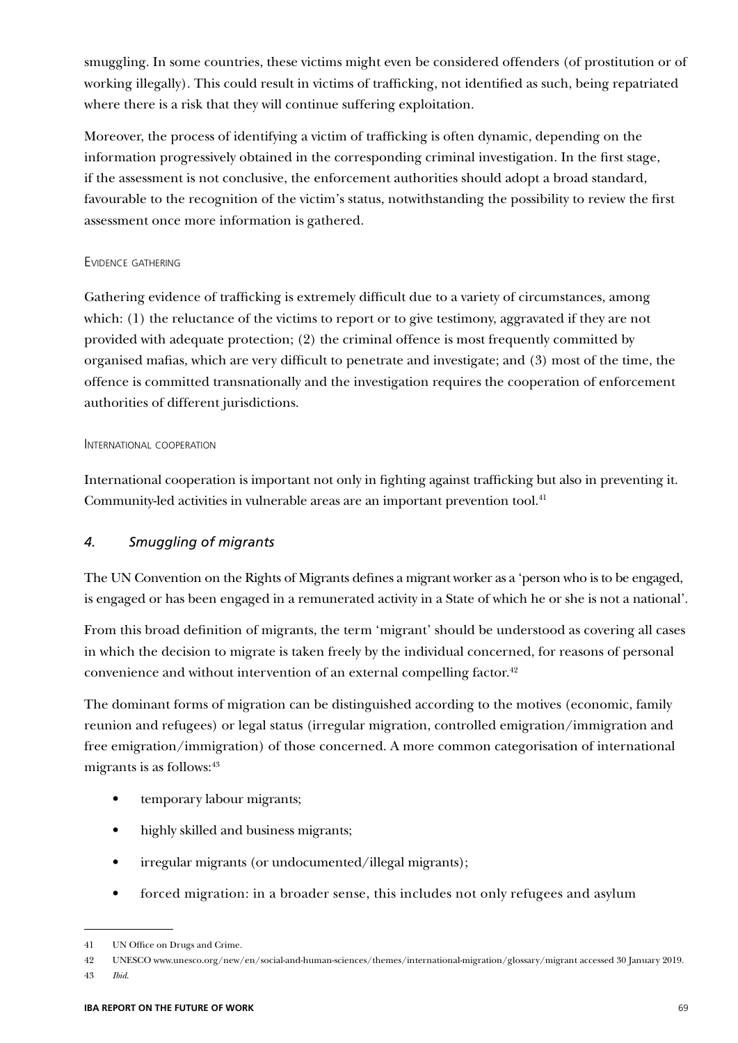smuggling. In some countries, these victims might even be considered offenders (of prostitution or of working illegally). This could result in victims of trafficking, not identified as such, being repatriated where there is a risk that they will continue suffering exploitation.

Moreover, the process of identifying a victim of trafficking is often dynamic, depending on the information progressively obtained in the corresponding criminal investigation. In the first stage, if the assessment is not conclusive, the enforcement authorities should adopt a broad standard, favourable to the recognition of the victim's status, notwithstanding the possibility to review the first assessment once more information is gathered.

#### Evidence gathering

Gathering evidence of trafficking is extremely difficult due to a variety of circumstances, among which: (1) the reluctance of the victims to report or to give testimony, aggravated if they are not provided with adequate protection; (2) the criminal offence is most frequently committed by organised mafias, which are very difficult to penetrate and investigate; and (3) most of the time, the offence is committed transnationally and the investigation requires the cooperation of enforcement authorities of different jurisdictions.

#### International cooperation

International cooperation is important not only in fighting against trafficking but also in preventing it. Community-led activities in vulnerable areas are an important prevention tool.[41]

### *4. Smuggling of migrants*

The UN Convention on the Rights of Migrants defines a migrant worker as a 'person who is to be engaged, is engaged or has been engaged in a remunerated activity in a State of which he or she is not a national'.

From this broad definition of migrants, the term 'migrant' should be understood as covering all cases in which the decision to migrate is taken freely by the individual concerned, for reasons of personal convenience and without intervention of an external compelling factor.[42]

The dominant forms of migration can be distinguished according to the motives (economic, family reunion and refugees) or legal status (irregular migration, controlled emigration/immigration and free emigration/immigration) of those concerned. A more common categorisation of international migrants is as follows:[43]

- temporary labour migrants;
- highly skilled and business migrants;
- irregular migrants (or undocumented/illegal migrants);
- forced migration: in a broader sense, this includes not only refugees and asylum

---

41 UN Office on Drugs and Crime.

42 UNESCO www.unesco.org/new/en/social-and-human-sciences/themes/international-migration/glossary/migrant accessed 30 January 2019.

43 *Ibid*.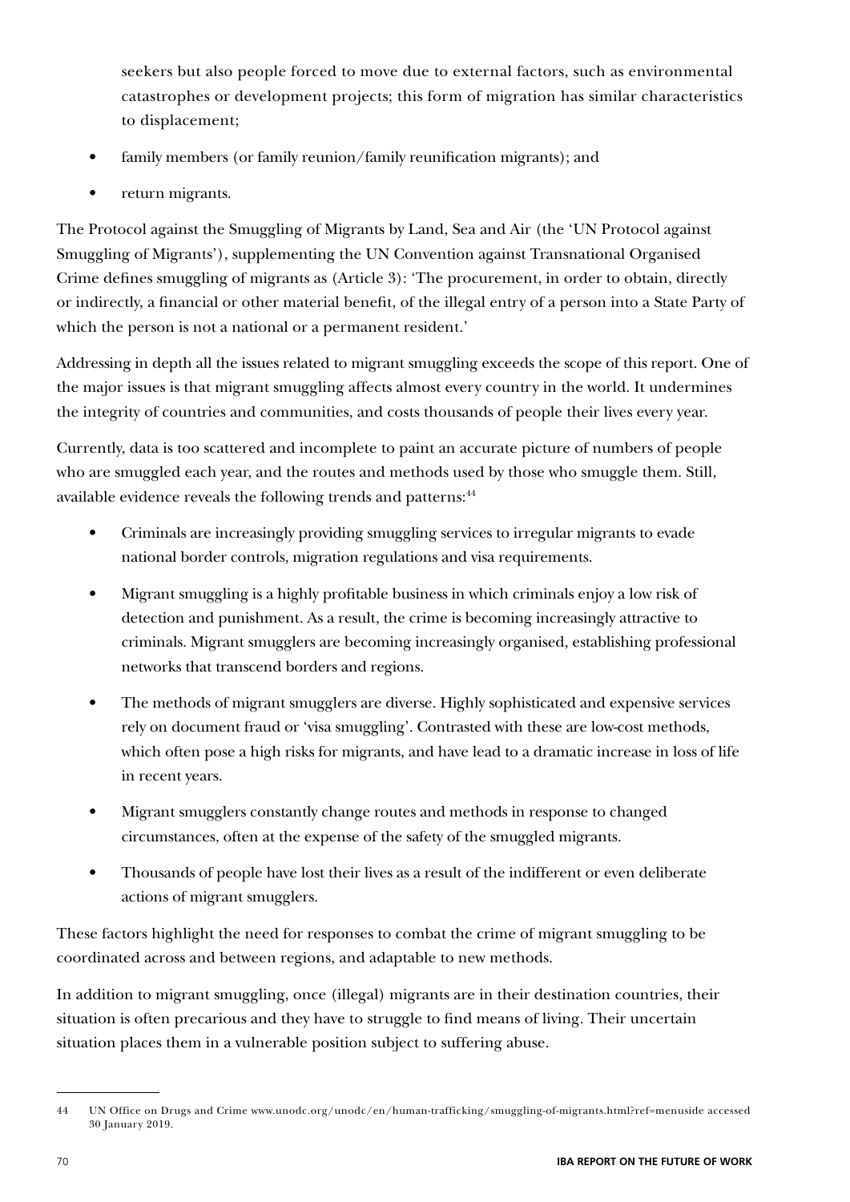seekers but also people forced to move due to external factors, such as environmental catastrophes or development projects; this form of migration has similar characteristics to displacement;

- family members (or family reunion/family reunification migrants); and
- return migrants.

The Protocol against the Smuggling of Migrants by Land, Sea and Air (the 'UN Protocol against Smuggling of Migrants'), supplementing the UN Convention against Transnational Organised Crime defines smuggling of migrants as (Article 3): 'The procurement, in order to obtain, directly or indirectly, a financial or other material benefit, of the illegal entry of a person into a State Party of which the person is not a national or a permanent resident.'

Addressing in depth all the issues related to migrant smuggling exceeds the scope of this report. One of the major issues is that migrant smuggling affects almost every country in the world. It undermines the integrity of countries and communities, and costs thousands of people their lives every year.

Currently, data is too scattered and incomplete to paint an accurate picture of numbers of people who are smuggled each year, and the routes and methods used by those who smuggle them. Still, available evidence reveals the following trends and patterns:[44]

- Criminals are increasingly providing smuggling services to irregular migrants to evade national border controls, migration regulations and visa requirements.
- Migrant smuggling is a highly profitable business in which criminals enjoy a low risk of detection and punishment. As a result, the crime is becoming increasingly attractive to criminals. Migrant smugglers are becoming increasingly organised, establishing professional networks that transcend borders and regions.
- The methods of migrant smugglers are diverse. Highly sophisticated and expensive services rely on document fraud or 'visa smuggling'. Contrasted with these are low-cost methods, which often pose a high risks for migrants, and have lead to a dramatic increase in loss of life in recent years.
- Migrant smugglers constantly change routes and methods in response to changed circumstances, often at the expense of the safety of the smuggled migrants.
- Thousands of people have lost their lives as a result of the indifferent or even deliberate actions of migrant smugglers.

These factors highlight the need for responses to combat the crime of migrant smuggling to be coordinated across and between regions, and adaptable to new methods.

In addition to migrant smuggling, once (illegal) migrants are in their destination countries, their situation is often precarious and they have to struggle to find means of living. Their uncertain situation places them in a vulnerable position subject to suffering abuse.

---

44 UN Office on Drugs and Crime www.unodc.org/unodc/en/human-trafficking/smuggling-of-migrants.html?ref=menuside accessed 30 January 2019.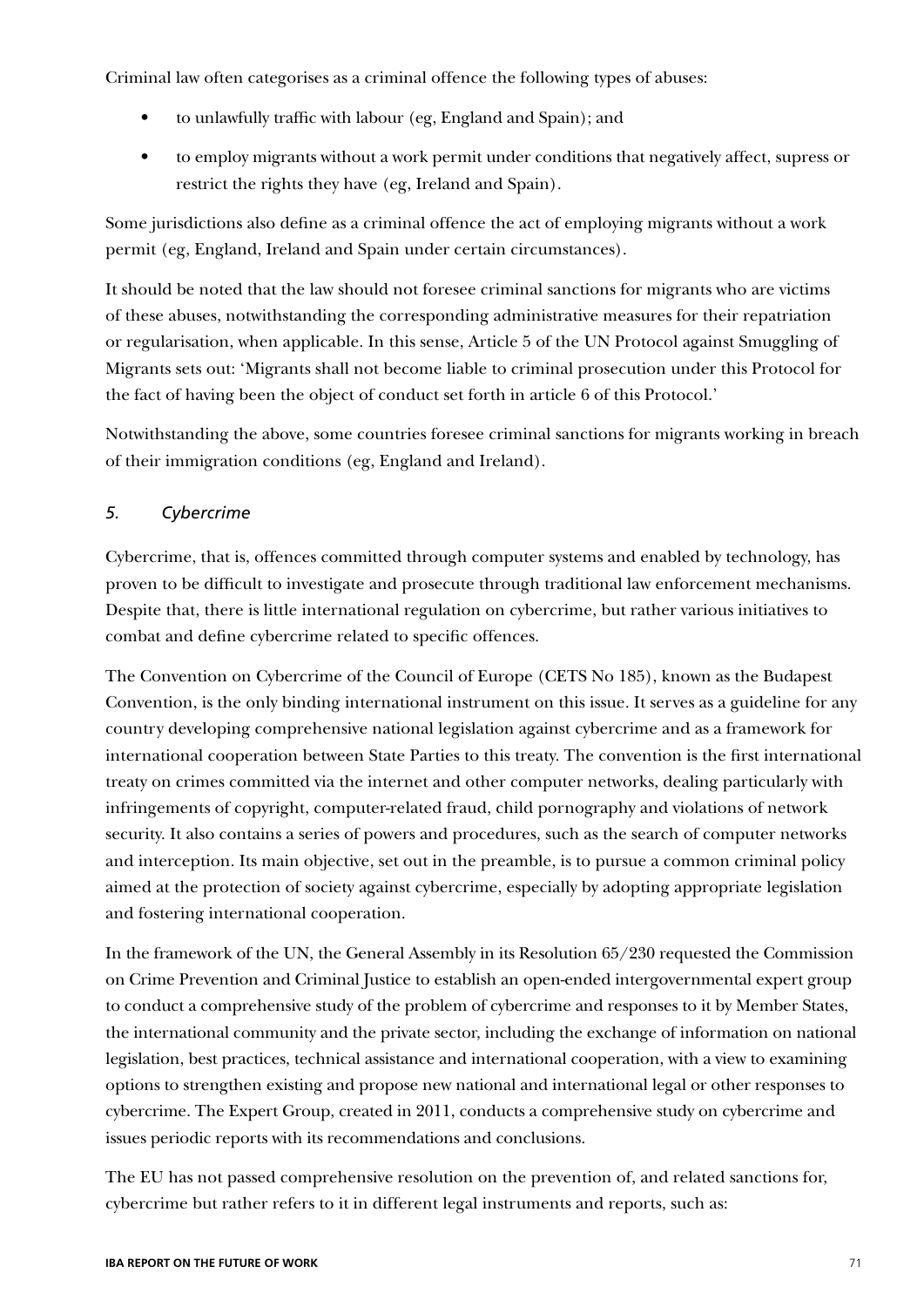Criminal law often categorises as a criminal offence the following types of abuses:

- to unlawfully traffic with labour (eg, England and Spain); and
- to employ migrants without a work permit under conditions that negatively affect, supress or restrict the rights they have (eg, Ireland and Spain).

Some jurisdictions also define as a criminal offence the act of employing migrants without a work permit (eg, England, Ireland and Spain under certain circumstances).

It should be noted that the law should not foresee criminal sanctions for migrants who are victims of these abuses, notwithstanding the corresponding administrative measures for their repatriation or regularisation, when applicable. In this sense, Article 5 of the UN Protocol against Smuggling of Migrants sets out: 'Migrants shall not become liable to criminal prosecution under this Protocol for the fact of having been the object of conduct set forth in article 6 of this Protocol.'

Notwithstanding the above, some countries foresee criminal sanctions for migrants working in breach of their immigration conditions (eg, England and Ireland).

### *5. Cybercrime*

Cybercrime, that is, offences committed through computer systems and enabled by technology, has proven to be difficult to investigate and prosecute through traditional law enforcement mechanisms. Despite that, there is little international regulation on cybercrime, but rather various initiatives to combat and define cybercrime related to specific offences.

The Convention on Cybercrime of the Council of Europe (CETS No 185), known as the Budapest Convention, is the only binding international instrument on this issue. It serves as a guideline for any country developing comprehensive national legislation against cybercrime and as a framework for international cooperation between State Parties to this treaty. The convention is the first international treaty on crimes committed via the internet and other computer networks, dealing particularly with infringements of copyright, computer-related fraud, child pornography and violations of network security. It also contains a series of powers and procedures, such as the search of computer networks and interception. Its main objective, set out in the preamble, is to pursue a common criminal policy aimed at the protection of society against cybercrime, especially by adopting appropriate legislation and fostering international cooperation.

In the framework of the UN, the General Assembly in its Resolution 65/230 requested the Commission on Crime Prevention and Criminal Justice to establish an open-ended intergovernmental expert group to conduct a comprehensive study of the problem of cybercrime and responses to it by Member States, the international community and the private sector, including the exchange of information on national legislation, best practices, technical assistance and international cooperation, with a view to examining options to strengthen existing and propose new national and international legal or other responses to cybercrime. The Expert Group, created in 2011, conducts a comprehensive study on cybercrime and issues periodic reports with its recommendations and conclusions.

The EU has not passed comprehensive resolution on the prevention of, and related sanctions for, cybercrime but rather refers to it in different legal instruments and reports, such as: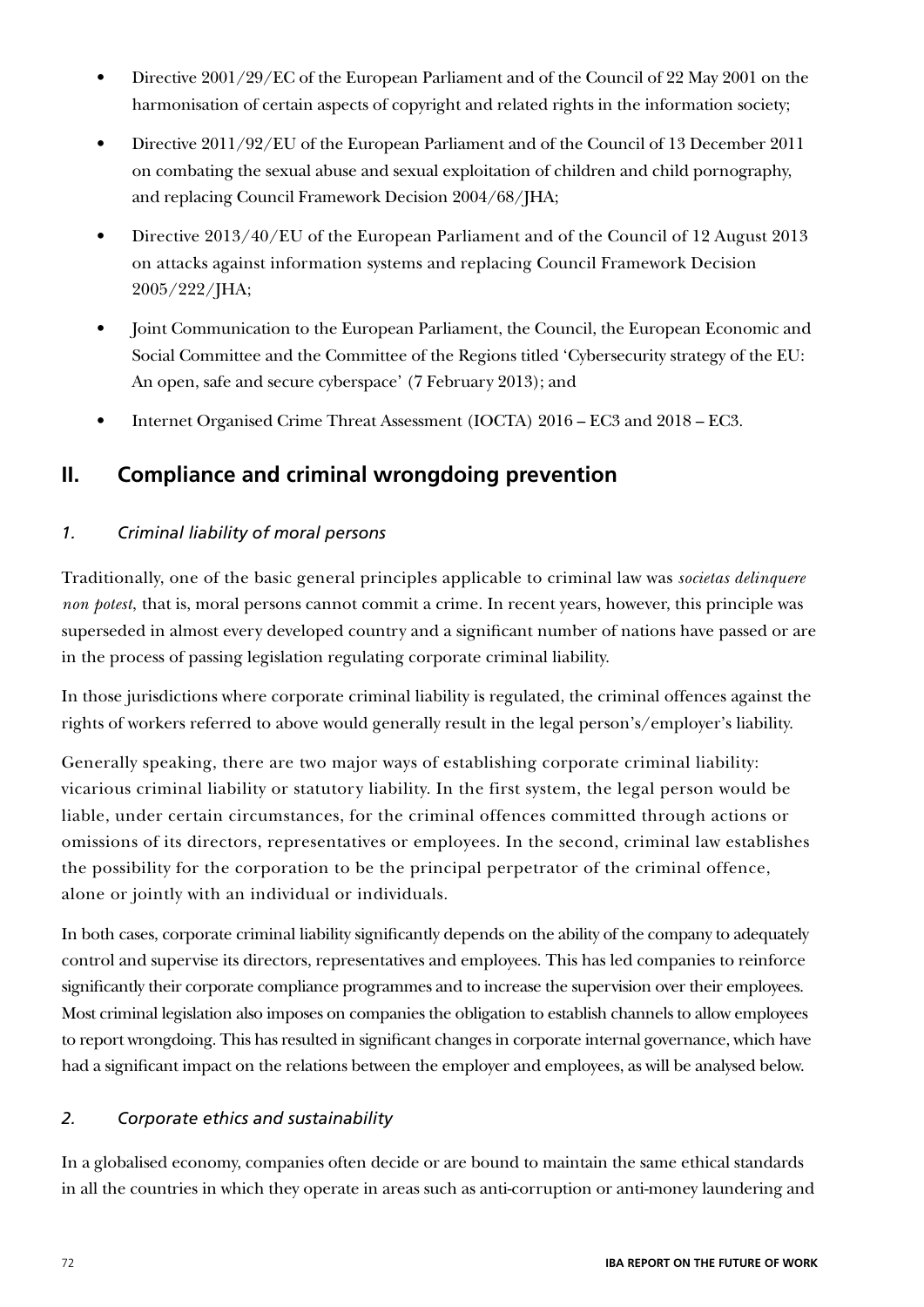- Directive 2001/29/EC of the European Parliament and of the Council of 22 May 2001 on the harmonisation of certain aspects of copyright and related rights in the information society;
- Directive 2011/92/EU of the European Parliament and of the Council of 13 December 2011 on combating the sexual abuse and sexual exploitation of children and child pornography, and replacing Council Framework Decision 2004/68/JHA;
- Directive 2013/40/EU of the European Parliament and of the Council of 12 August 2013 on attacks against information systems and replacing Council Framework Decision 2005/222/JHA;
- Joint Communication to the European Parliament, the Council, the European Economic and Social Committee and the Committee of the Regions titled 'Cybersecurity strategy of the EU: An open, safe and secure cyberspace' (7 February 2013); and
- Internet Organised Crime Threat Assessment (IOCTA) 2016 – EC3 and 2018 – EC3.

## II. Compliance and criminal wrongdoing prevention

### *1. Criminal liability of moral persons*

Traditionally, one of the basic general principles applicable to criminal law was *societas delinquere non potest*, that is, moral persons cannot commit a crime. In recent years, however, this principle was superseded in almost every developed country and a significant number of nations have passed or are in the process of passing legislation regulating corporate criminal liability.

In those jurisdictions where corporate criminal liability is regulated, the criminal offences against the rights of workers referred to above would generally result in the legal person's/employer's liability.

Generally speaking, there are two major ways of establishing corporate criminal liability: vicarious criminal liability or statutory liability. In the first system, the legal person would be liable, under certain circumstances, for the criminal offences committed through actions or omissions of its directors, representatives or employees. In the second, criminal law establishes the possibility for the corporation to be the principal perpetrator of the criminal offence, alone or jointly with an individual or individuals.

In both cases, corporate criminal liability significantly depends on the ability of the company to adequately control and supervise its directors, representatives and employees. This has led companies to reinforce significantly their corporate compliance programmes and to increase the supervision over their employees. Most criminal legislation also imposes on companies the obligation to establish channels to allow employees to report wrongdoing. This has resulted in significant changes in corporate internal governance, which have had a significant impact on the relations between the employer and employees, as will be analysed below.

### *2. Corporate ethics and sustainability*

In a globalised economy, companies often decide or are bound to maintain the same ethical standards in all the countries in which they operate in areas such as anti-corruption or anti-money laundering and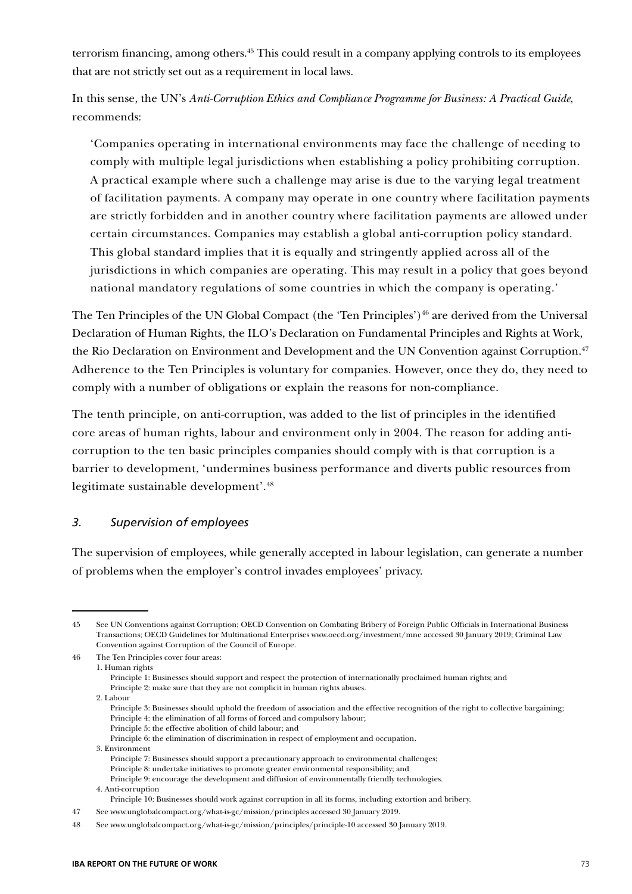terrorism financing, among others.[45] This could result in a company applying controls to its employees that are not strictly set out as a requirement in local laws.

In this sense, the UN's *Anti-Corruption Ethics and Compliance Programme for Business: A Practical Guide*, recommends:

> 'Companies operating in international environments may face the challenge of needing to comply with multiple legal jurisdictions when establishing a policy prohibiting corruption. A practical example where such a challenge may arise is due to the varying legal treatment of facilitation payments. A company may operate in one country where facilitation payments are strictly forbidden and in another country where facilitation payments are allowed under certain circumstances. Companies may establish a global anti-corruption policy standard. This global standard implies that it is equally and stringently applied across all of the jurisdictions in which companies are operating. This may result in a policy that goes beyond national mandatory regulations of some countries in which the company is operating.'

The Ten Principles of the UN Global Compact (the 'Ten Principles')[46] are derived from the Universal Declaration of Human Rights, the ILO's Declaration on Fundamental Principles and Rights at Work, the Rio Declaration on Environment and Development and the UN Convention against Corruption.[47] Adherence to the Ten Principles is voluntary for companies. However, once they do, they need to comply with a number of obligations or explain the reasons for non-compliance.

The tenth principle, on anti-corruption, was added to the list of principles in the identified core areas of human rights, labour and environment only in 2004. The reason for adding anti-corruption to the ten basic principles companies should comply with is that corruption is a barrier to development, 'undermines business performance and diverts public resources from legitimate sustainable development'.[48]

### *3. Supervision of employees*

The supervision of employees, while generally accepted in labour legislation, can generate a number of problems when the employer's control invades employees' privacy.

---

45 See UN Conventions against Corruption; OECD Convention on Combating Bribery of Foreign Public Officials in International Business Transactions; OECD Guidelines for Multinational Enterprises www.oecd.org/investment/mne accessed 30 January 2019; Criminal Law Convention against Corruption of the Council of Europe.

46 The Ten Principles cover four areas:
1. Human rights
   Principle 1: Businesses should support and respect the protection of internationally proclaimed human rights; and
   Principle 2: make sure that they are not complicit in human rights abuses.
2. Labour
   Principle 3: Businesses should uphold the freedom of association and the effective recognition of the right to collective bargaining;
   Principle 4: the elimination of all forms of forced and compulsory labour;
   Principle 5: the effective abolition of child labour; and
   Principle 6: the elimination of discrimination in respect of employment and occupation.
3. Environment
   Principle 7: Businesses should support a precautionary approach to environmental challenges;
   Principle 8: undertake initiatives to promote greater environmental responsibility; and
   Principle 9: encourage the development and diffusion of environmentally friendly technologies.
4. Anti-corruption
   Principle 10: Businesses should work against corruption in all its forms, including extortion and bribery.

47 See www.unglobalcompact.org/what-is-gc/mission/principles accessed 30 January 2019.

48 See www.unglobalcompact.org/what-is-gc/mission/principles/principle-10 accessed 30 January 2019.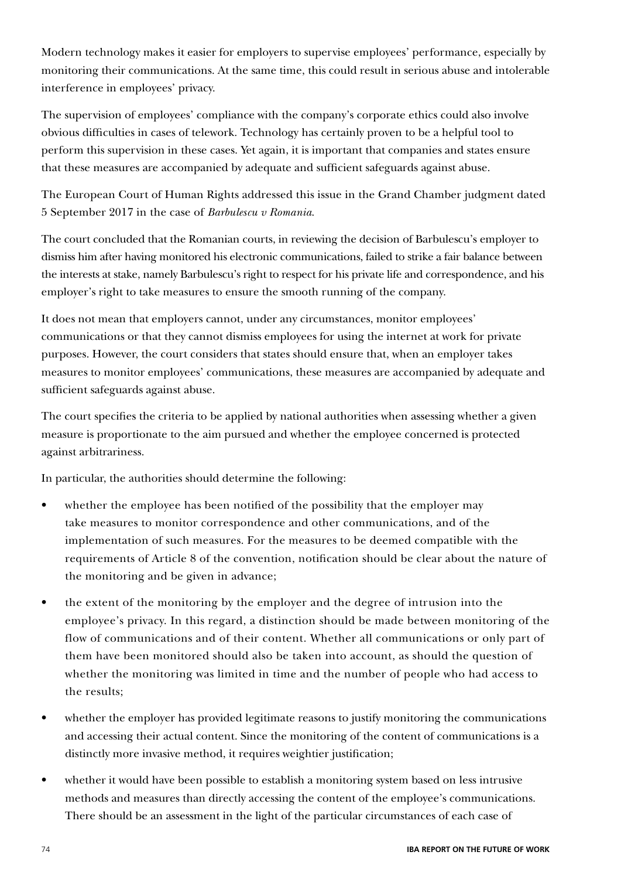Modern technology makes it easier for employers to supervise employees' performance, especially by monitoring their communications. At the same time, this could result in serious abuse and intolerable interference in employees' privacy.

The supervision of employees' compliance with the company's corporate ethics could also involve obvious difficulties in cases of telework. Technology has certainly proven to be a helpful tool to perform this supervision in these cases. Yet again, it is important that companies and states ensure that these measures are accompanied by adequate and sufficient safeguards against abuse.

The European Court of Human Rights addressed this issue in the Grand Chamber judgment dated 5 September 2017 in the case of *Barbulescu v Romania*.

The court concluded that the Romanian courts, in reviewing the decision of Barbulescu's employer to dismiss him after having monitored his electronic communications, failed to strike a fair balance between the interests at stake, namely Barbulescu's right to respect for his private life and correspondence, and his employer's right to take measures to ensure the smooth running of the company.

It does not mean that employers cannot, under any circumstances, monitor employees' communications or that they cannot dismiss employees for using the internet at work for private purposes. However, the court considers that states should ensure that, when an employer takes measures to monitor employees' communications, these measures are accompanied by adequate and sufficient safeguards against abuse.

The court specifies the criteria to be applied by national authorities when assessing whether a given measure is proportionate to the aim pursued and whether the employee concerned is protected against arbitrariness.

In particular, the authorities should determine the following:

- whether the employee has been notified of the possibility that the employer may take measures to monitor correspondence and other communications, and of the implementation of such measures. For the measures to be deemed compatible with the requirements of Article 8 of the convention, notification should be clear about the nature of the monitoring and be given in advance;
- the extent of the monitoring by the employer and the degree of intrusion into the employee's privacy. In this regard, a distinction should be made between monitoring of the flow of communications and of their content. Whether all communications or only part of them have been monitored should also be taken into account, as should the question of whether the monitoring was limited in time and the number of people who had access to the results;
- whether the employer has provided legitimate reasons to justify monitoring the communications and accessing their actual content. Since the monitoring of the content of communications is a distinctly more invasive method, it requires weightier justification;
- whether it would have been possible to establish a monitoring system based on less intrusive methods and measures than directly accessing the content of the employee's communications. There should be an assessment in the light of the particular circumstances of each case of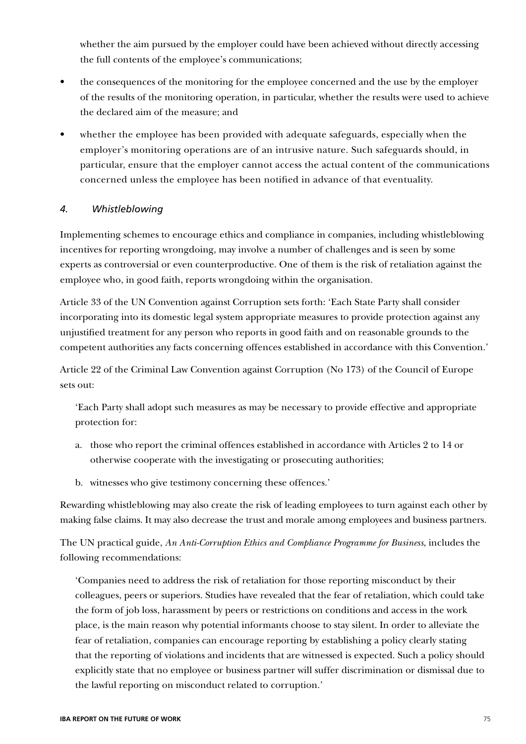whether the aim pursued by the employer could have been achieved without directly accessing the full contents of the employee's communications;

- the consequences of the monitoring for the employee concerned and the use by the employer of the results of the monitoring operation, in particular, whether the results were used to achieve the declared aim of the measure; and
- whether the employee has been provided with adequate safeguards, especially when the employer's monitoring operations are of an intrusive nature. Such safeguards should, in particular, ensure that the employer cannot access the actual content of the communications concerned unless the employee has been notified in advance of that eventuality.

### *4. Whistleblowing*

Implementing schemes to encourage ethics and compliance in companies, including whistleblowing incentives for reporting wrongdoing, may involve a number of challenges and is seen by some experts as controversial or even counterproductive. One of them is the risk of retaliation against the employee who, in good faith, reports wrongdoing within the organisation.

Article 33 of the UN Convention against Corruption sets forth: 'Each State Party shall consider incorporating into its domestic legal system appropriate measures to provide protection against any unjustified treatment for any person who reports in good faith and on reasonable grounds to the competent authorities any facts concerning offences established in accordance with this Convention.'

Article 22 of the Criminal Law Convention against Corruption (No 173) of the Council of Europe sets out:

> 'Each Party shall adopt such measures as may be necessary to provide effective and appropriate protection for:
>
> a. those who report the criminal offences established in accordance with Articles 2 to 14 or otherwise cooperate with the investigating or prosecuting authorities;
>
> b. witnesses who give testimony concerning these offences.'

Rewarding whistleblowing may also create the risk of leading employees to turn against each other by making false claims. It may also decrease the trust and morale among employees and business partners.

The UN practical guide, *An Anti-Corruption Ethics and Compliance Programme for Business*, includes the following recommendations:

> 'Companies need to address the risk of retaliation for those reporting misconduct by their colleagues, peers or superiors. Studies have revealed that the fear of retaliation, which could take the form of job loss, harassment by peers or restrictions on conditions and access in the work place, is the main reason why potential informants choose to stay silent. In order to alleviate the fear of retaliation, companies can encourage reporting by establishing a policy clearly stating that the reporting of violations and incidents that are witnessed is expected. Such a policy should explicitly state that no employee or business partner will suffer discrimination or dismissal due to the lawful reporting on misconduct related to corruption.'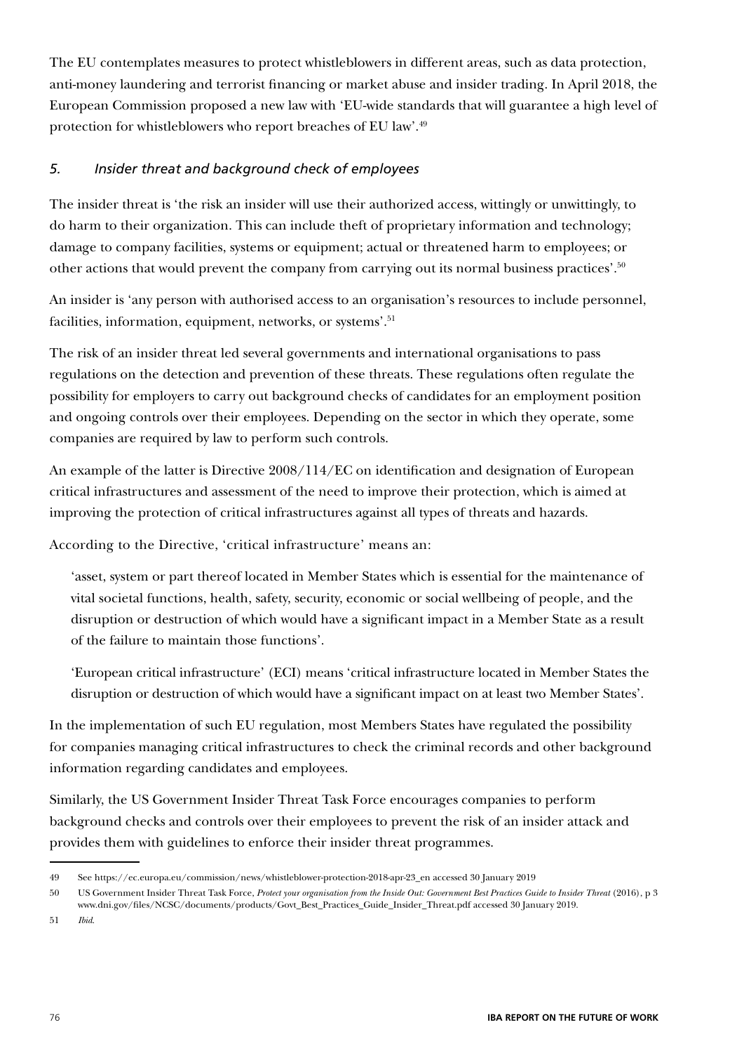The EU contemplates measures to protect whistleblowers in different areas, such as data protection, anti-money laundering and terrorist financing or market abuse and insider trading. In April 2018, the European Commission proposed a new law with 'EU-wide standards that will guarantee a high level of protection for whistleblowers who report breaches of EU law'.[49]

### *5. Insider threat and background check of employees*

The insider threat is 'the risk an insider will use their authorized access, wittingly or unwittingly, to do harm to their organization. This can include theft of proprietary information and technology; damage to company facilities, systems or equipment; actual or threatened harm to employees; or other actions that would prevent the company from carrying out its normal business practices'.[50]

An insider is 'any person with authorised access to an organisation's resources to include personnel, facilities, information, equipment, networks, or systems'.[51]

The risk of an insider threat led several governments and international organisations to pass regulations on the detection and prevention of these threats. These regulations often regulate the possibility for employers to carry out background checks of candidates for an employment position and ongoing controls over their employees. Depending on the sector in which they operate, some companies are required by law to perform such controls.

An example of the latter is Directive 2008/114/EC on identification and designation of European critical infrastructures and assessment of the need to improve their protection, which is aimed at improving the protection of critical infrastructures against all types of threats and hazards.

According to the Directive, 'critical infrastructure' means an:

> 'asset, system or part thereof located in Member States which is essential for the maintenance of vital societal functions, health, safety, security, economic or social wellbeing of people, and the disruption or destruction of which would have a significant impact in a Member State as a result of the failure to maintain those functions'.
>
> 'European critical infrastructure' (ECI) means 'critical infrastructure located in Member States the disruption or destruction of which would have a significant impact on at least two Member States'.

In the implementation of such EU regulation, most Members States have regulated the possibility for companies managing critical infrastructures to check the criminal records and other background information regarding candidates and employees.

Similarly, the US Government Insider Threat Task Force encourages companies to perform background checks and controls over their employees to prevent the risk of an insider attack and provides them with guidelines to enforce their insider threat programmes.

---

49 See https://ec.europa.eu/commission/news/whistleblower-protection-2018-apr-23_en accessed 30 January 2019

50 US Government Insider Threat Task Force, *Protect your organisation from the Inside Out: Government Best Practices Guide to Insider Threat* (2016), p 3 www.dni.gov/files/NCSC/documents/products/Govt_Best_Practices_Guide_Insider_Threat.pdf accessed 30 January 2019.

51 *Ibid.*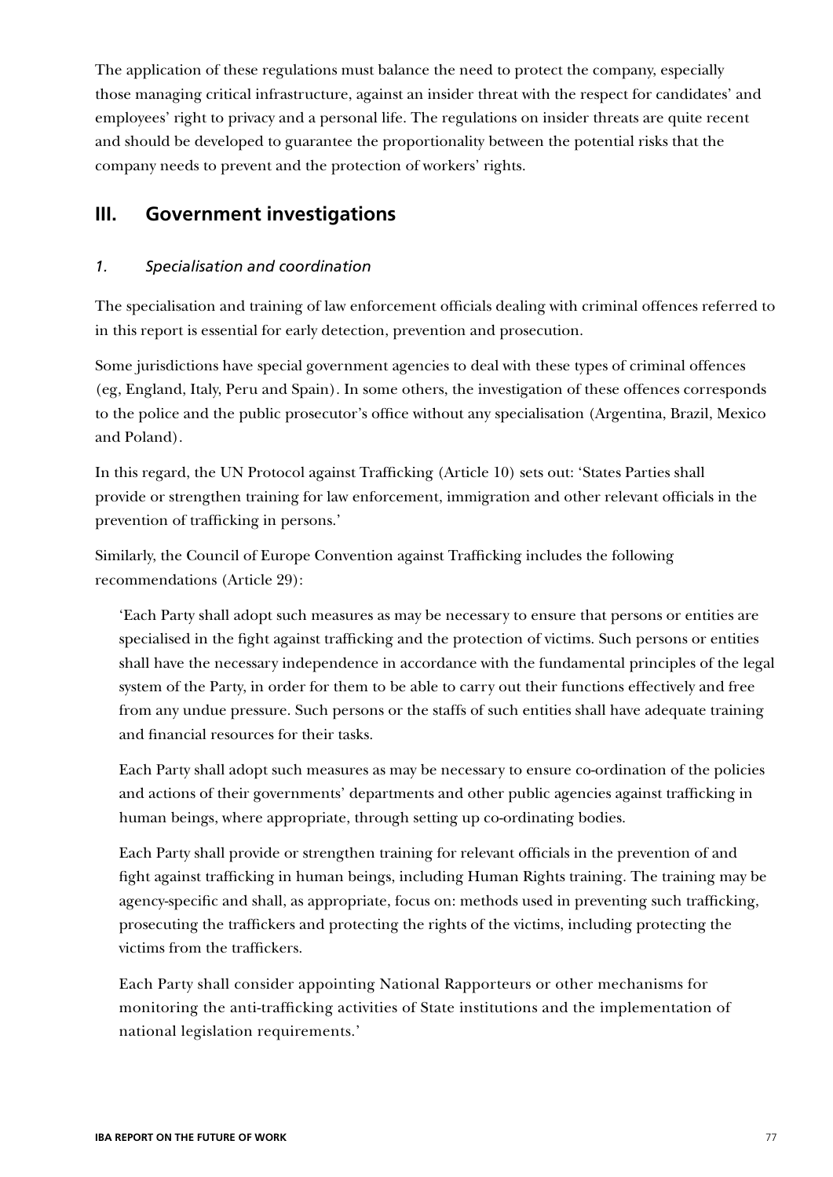The application of these regulations must balance the need to protect the company, especially those managing critical infrastructure, against an insider threat with the respect for candidates' and employees' right to privacy and a personal life. The regulations on insider threats are quite recent and should be developed to guarantee the proportionality between the potential risks that the company needs to prevent and the protection of workers' rights.

## III. Government investigations

### *1. Specialisation and coordination*

The specialisation and training of law enforcement officials dealing with criminal offences referred to in this report is essential for early detection, prevention and prosecution.

Some jurisdictions have special government agencies to deal with these types of criminal offences (eg, England, Italy, Peru and Spain). In some others, the investigation of these offences corresponds to the police and the public prosecutor's office without any specialisation (Argentina, Brazil, Mexico and Poland).

In this regard, the UN Protocol against Trafficking (Article 10) sets out: 'States Parties shall provide or strengthen training for law enforcement, immigration and other relevant officials in the prevention of trafficking in persons.'

Similarly, the Council of Europe Convention against Trafficking includes the following recommendations (Article 29):

> 'Each Party shall adopt such measures as may be necessary to ensure that persons or entities are specialised in the fight against trafficking and the protection of victims. Such persons or entities shall have the necessary independence in accordance with the fundamental principles of the legal system of the Party, in order for them to be able to carry out their functions effectively and free from any undue pressure. Such persons or the staffs of such entities shall have adequate training and financial resources for their tasks.
>
> Each Party shall adopt such measures as may be necessary to ensure co-ordination of the policies and actions of their governments' departments and other public agencies against trafficking in human beings, where appropriate, through setting up co-ordinating bodies.
>
> Each Party shall provide or strengthen training for relevant officials in the prevention of and fight against trafficking in human beings, including Human Rights training. The training may be agency-specific and shall, as appropriate, focus on: methods used in preventing such trafficking, prosecuting the traffickers and protecting the rights of the victims, including protecting the victims from the traffickers.
>
> Each Party shall consider appointing National Rapporteurs or other mechanisms for monitoring the anti-trafficking activities of State institutions and the implementation of national legislation requirements.'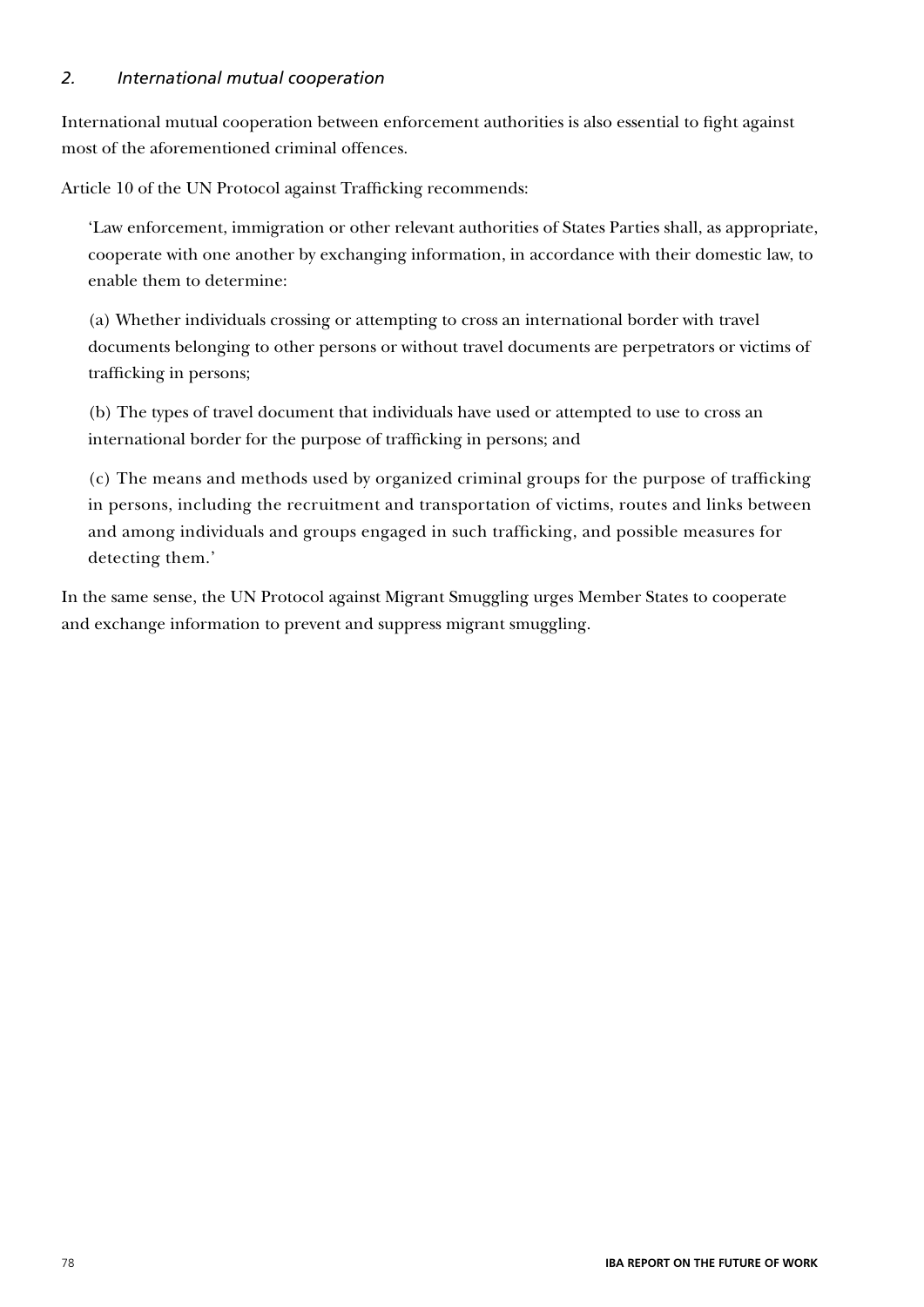### *2. International mutual cooperation*

International mutual cooperation between enforcement authorities is also essential to fight against most of the aforementioned criminal offences.

Article 10 of the UN Protocol against Trafficking recommends:

> 'Law enforcement, immigration or other relevant authorities of States Parties shall, as appropriate, cooperate with one another by exchanging information, in accordance with their domestic law, to enable them to determine:
>
> (a) Whether individuals crossing or attempting to cross an international border with travel documents belonging to other persons or without travel documents are perpetrators or victims of trafficking in persons;
>
> (b) The types of travel document that individuals have used or attempted to use to cross an international border for the purpose of trafficking in persons; and
>
> (c) The means and methods used by organized criminal groups for the purpose of trafficking in persons, including the recruitment and transportation of victims, routes and links between and among individuals and groups engaged in such trafficking, and possible measures for detecting them.'

In the same sense, the UN Protocol against Migrant Smuggling urges Member States to cooperate and exchange information to prevent and suppress migrant smuggling.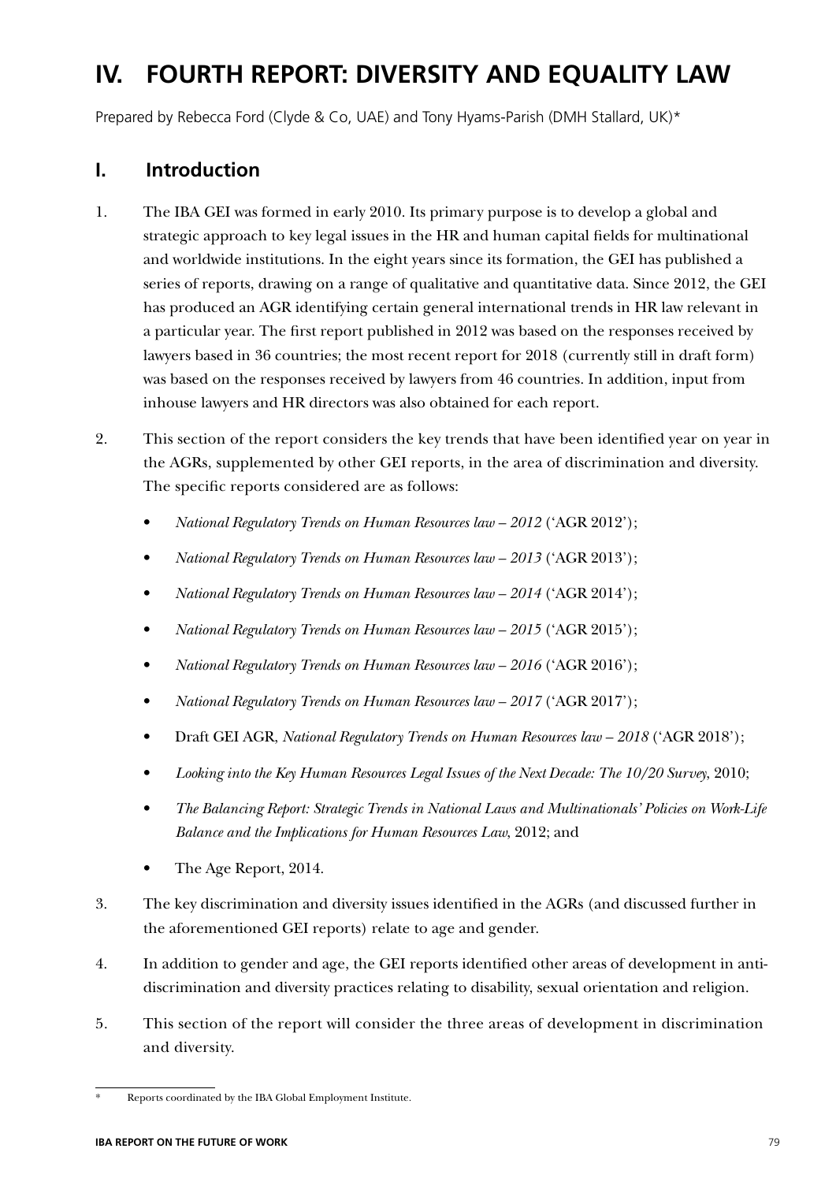# IV. FOURTH REPORT: DIVERSITY AND EQUALITY LAW

Prepared by Rebecca Ford (Clyde & Co, UAE) and Tony Hyams-Parish (DMH Stallard, UK)*

## I. Introduction

1. The IBA GEI was formed in early 2010. Its primary purpose is to develop a global and strategic approach to key legal issues in the HR and human capital fields for multinational and worldwide institutions. In the eight years since its formation, the GEI has published a series of reports, drawing on a range of qualitative and quantitative data. Since 2012, the GEI has produced an AGR identifying certain general international trends in HR law relevant in a particular year. The first report published in 2012 was based on the responses received by lawyers based in 36 countries; the most recent report for 2018 (currently still in draft form) was based on the responses received by lawyers from 46 countries. In addition, input from inhouse lawyers and HR directors was also obtained for each report.

2. This section of the report considers the key trends that have been identified year on year in the AGRs, supplemented by other GEI reports, in the area of discrimination and diversity. The specific reports considered are as follows:

   - *National Regulatory Trends on Human Resources law – 2012* ('AGR 2012');
   - *National Regulatory Trends on Human Resources law – 2013* ('AGR 2013');
   - *National Regulatory Trends on Human Resources law – 2014* ('AGR 2014');
   - *National Regulatory Trends on Human Resources law – 2015* ('AGR 2015');
   - *National Regulatory Trends on Human Resources law – 2016* ('AGR 2016');
   - *National Regulatory Trends on Human Resources law – 2017* ('AGR 2017');
   - Draft GEI AGR, *National Regulatory Trends on Human Resources law – 2018* ('AGR 2018');
   - *Looking into the Key Human Resources Legal Issues of the Next Decade: The 10/20 Survey*, 2010;
   - *The Balancing Report: Strategic Trends in National Laws and Multinationals' Policies on Work-Life Balance and the Implications for Human Resources Law*, 2012; and
   - The Age Report, 2014.

3. The key discrimination and diversity issues identified in the AGRs (and discussed further in the aforementioned GEI reports) relate to age and gender.

4. In addition to gender and age, the GEI reports identified other areas of development in anti-discrimination and diversity practices relating to disability, sexual orientation and religion.

5. This section of the report will consider the three areas of development in discrimination and diversity.

---

\* Reports coordinated by the IBA Global Employment Institute.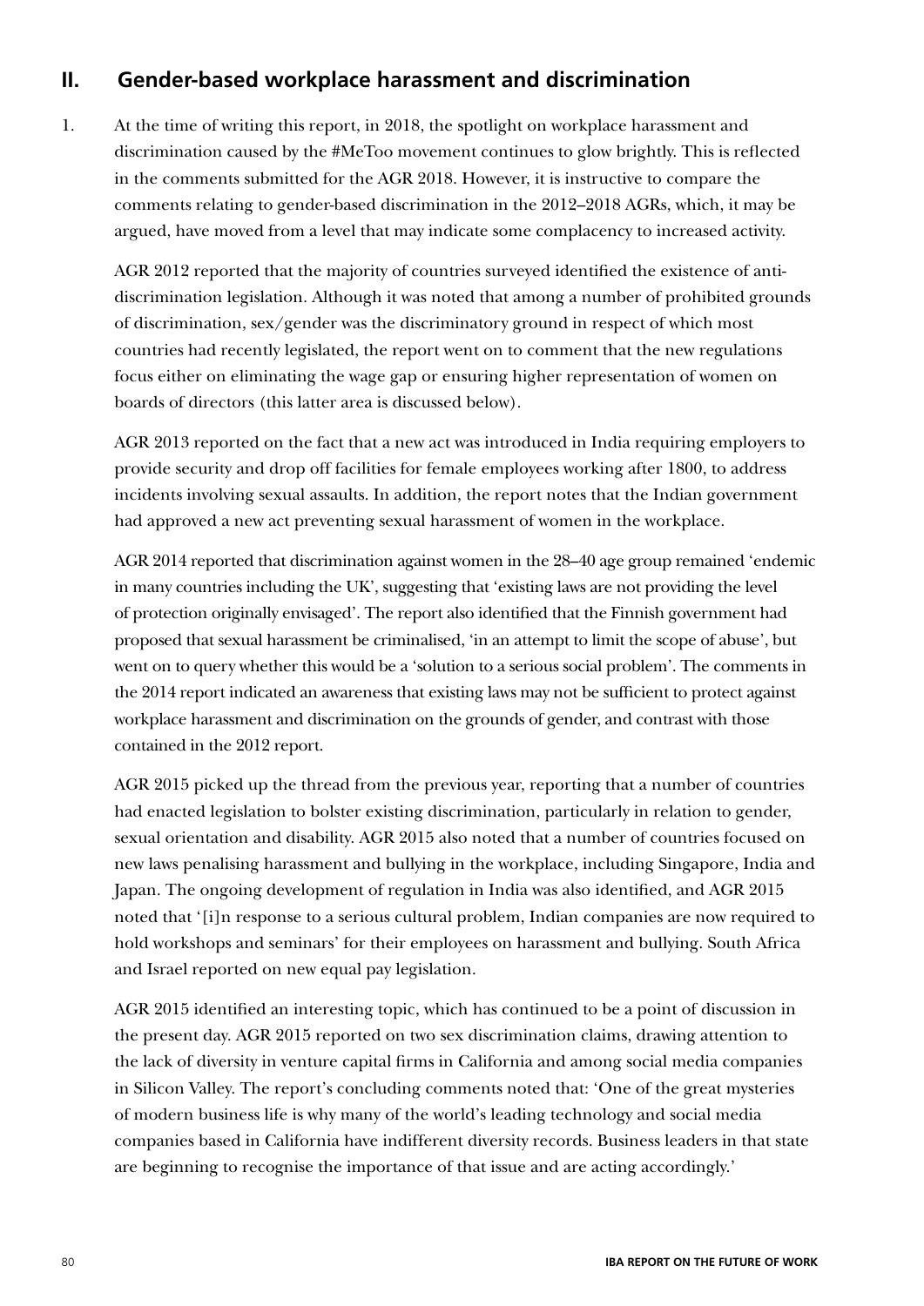## II. Gender-based workplace harassment and discrimination

1. At the time of writing this report, in 2018, the spotlight on workplace harassment and discrimination caused by the #MeToo movement continues to glow brightly. This is reflected in the comments submitted for the AGR 2018. However, it is instructive to compare the comments relating to gender-based discrimination in the 2012–2018 AGRs, which, it may be argued, have moved from a level that may indicate some complacency to increased activity.

   AGR 2012 reported that the majority of countries surveyed identified the existence of anti-discrimination legislation. Although it was noted that among a number of prohibited grounds of discrimination, sex/gender was the discriminatory ground in respect of which most countries had recently legislated, the report went on to comment that the new regulations focus either on eliminating the wage gap or ensuring higher representation of women on boards of directors (this latter area is discussed below).

   AGR 2013 reported on the fact that a new act was introduced in India requiring employers to provide security and drop off facilities for female employees working after 1800, to address incidents involving sexual assaults. In addition, the report notes that the Indian government had approved a new act preventing sexual harassment of women in the workplace.

   AGR 2014 reported that discrimination against women in the 28–40 age group remained 'endemic in many countries including the UK', suggesting that 'existing laws are not providing the level of protection originally envisaged'. The report also identified that the Finnish government had proposed that sexual harassment be criminalised, 'in an attempt to limit the scope of abuse', but went on to query whether this would be a 'solution to a serious social problem'. The comments in the 2014 report indicated an awareness that existing laws may not be sufficient to protect against workplace harassment and discrimination on the grounds of gender, and contrast with those contained in the 2012 report.

   AGR 2015 picked up the thread from the previous year, reporting that a number of countries had enacted legislation to bolster existing discrimination, particularly in relation to gender, sexual orientation and disability. AGR 2015 also noted that a number of countries focused on new laws penalising harassment and bullying in the workplace, including Singapore, India and Japan. The ongoing development of regulation in India was also identified, and AGR 2015 noted that '[i]n response to a serious cultural problem, Indian companies are now required to hold workshops and seminars' for their employees on harassment and bullying. South Africa and Israel reported on new equal pay legislation.

   AGR 2015 identified an interesting topic, which has continued to be a point of discussion in the present day. AGR 2015 reported on two sex discrimination claims, drawing attention to the lack of diversity in venture capital firms in California and among social media companies in Silicon Valley. The report's concluding comments noted that: 'One of the great mysteries of modern business life is why many of the world's leading technology and social media companies based in California have indifferent diversity records. Business leaders in that state are beginning to recognise the importance of that issue and are acting accordingly.'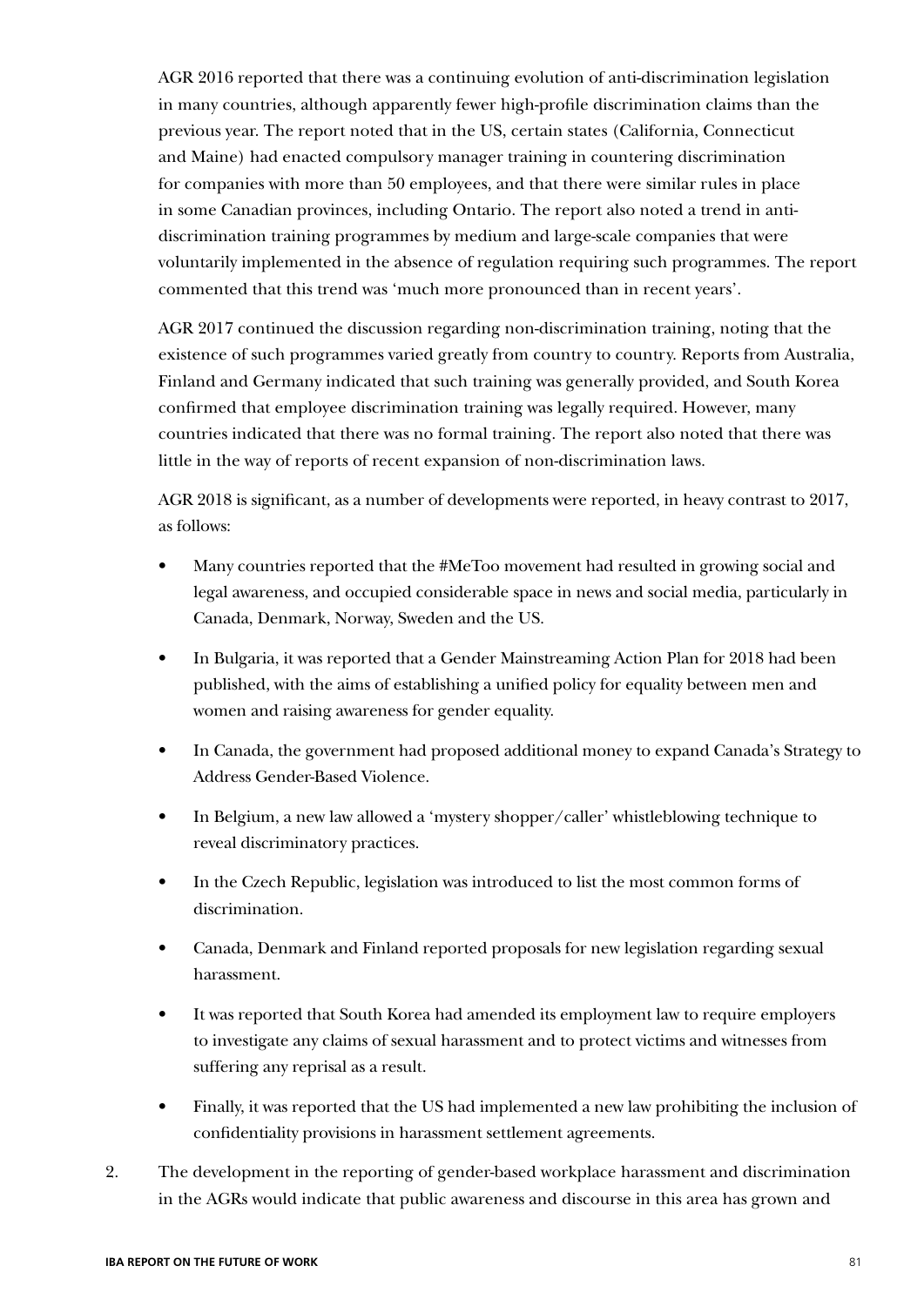AGR 2016 reported that there was a continuing evolution of anti-discrimination legislation in many countries, although apparently fewer high-profile discrimination claims than the previous year. The report noted that in the US, certain states (California, Connecticut and Maine) had enacted compulsory manager training in countering discrimination for companies with more than 50 employees, and that there were similar rules in place in some Canadian provinces, including Ontario. The report also noted a trend in anti-discrimination training programmes by medium and large-scale companies that were voluntarily implemented in the absence of regulation requiring such programmes. The report commented that this trend was 'much more pronounced than in recent years'.

AGR 2017 continued the discussion regarding non-discrimination training, noting that the existence of such programmes varied greatly from country to country. Reports from Australia, Finland and Germany indicated that such training was generally provided, and South Korea confirmed that employee discrimination training was legally required. However, many countries indicated that there was no formal training. The report also noted that there was little in the way of reports of recent expansion of non-discrimination laws.

AGR 2018 is significant, as a number of developments were reported, in heavy contrast to 2017, as follows:

- Many countries reported that the #MeToo movement had resulted in growing social and legal awareness, and occupied considerable space in news and social media, particularly in Canada, Denmark, Norway, Sweden and the US.
- In Bulgaria, it was reported that a Gender Mainstreaming Action Plan for 2018 had been published, with the aims of establishing a unified policy for equality between men and women and raising awareness for gender equality.
- In Canada, the government had proposed additional money to expand Canada's Strategy to Address Gender-Based Violence.
- In Belgium, a new law allowed a 'mystery shopper/caller' whistleblowing technique to reveal discriminatory practices.
- In the Czech Republic, legislation was introduced to list the most common forms of discrimination.
- Canada, Denmark and Finland reported proposals for new legislation regarding sexual harassment.
- It was reported that South Korea had amended its employment law to require employers to investigate any claims of sexual harassment and to protect victims and witnesses from suffering any reprisal as a result.
- Finally, it was reported that the US had implemented a new law prohibiting the inclusion of confidentiality provisions in harassment settlement agreements.

2. The development in the reporting of gender-based workplace harassment and discrimination in the AGRs would indicate that public awareness and discourse in this area has grown and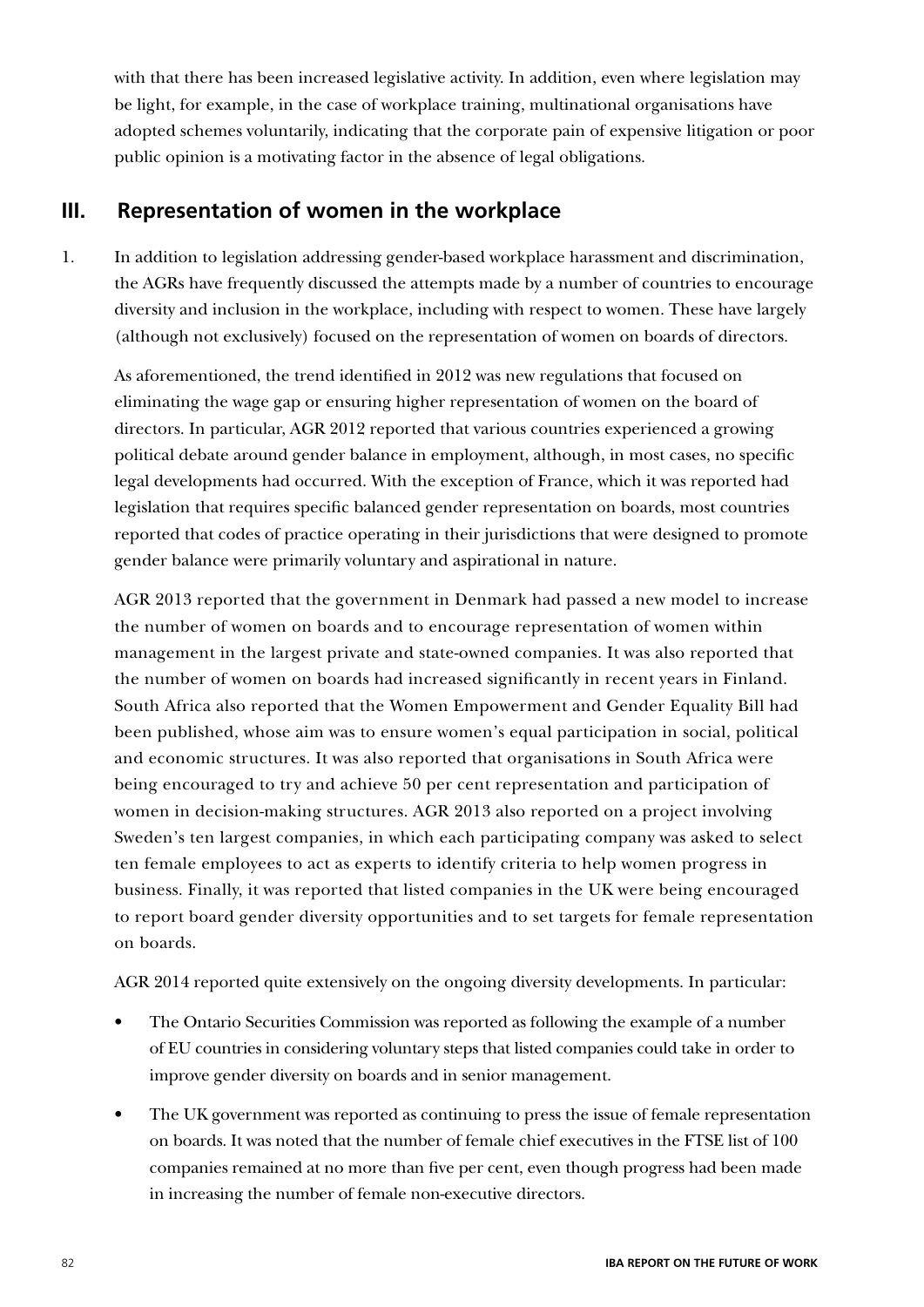with that there has been increased legislative activity. In addition, even where legislation may be light, for example, in the case of workplace training, multinational organisations have adopted schemes voluntarily, indicating that the corporate pain of expensive litigation or poor public opinion is a motivating factor in the absence of legal obligations.

## III. Representation of women in the workplace

1. In addition to legislation addressing gender-based workplace harassment and discrimination, the AGRs have frequently discussed the attempts made by a number of countries to encourage diversity and inclusion in the workplace, including with respect to women. These have largely (although not exclusively) focused on the representation of women on boards of directors.

   As aforementioned, the trend identified in 2012 was new regulations that focused on eliminating the wage gap or ensuring higher representation of women on the board of directors. In particular, AGR 2012 reported that various countries experienced a growing political debate around gender balance in employment, although, in most cases, no specific legal developments had occurred. With the exception of France, which it was reported had legislation that requires specific balanced gender representation on boards, most countries reported that codes of practice operating in their jurisdictions that were designed to promote gender balance were primarily voluntary and aspirational in nature.

   AGR 2013 reported that the government in Denmark had passed a new model to increase the number of women on boards and to encourage representation of women within management in the largest private and state-owned companies. It was also reported that the number of women on boards had increased significantly in recent years in Finland. South Africa also reported that the Women Empowerment and Gender Equality Bill had been published, whose aim was to ensure women's equal participation in social, political and economic structures. It was also reported that organisations in South Africa were being encouraged to try and achieve 50 per cent representation and participation of women in decision-making structures. AGR 2013 also reported on a project involving Sweden's ten largest companies, in which each participating company was asked to select ten female employees to act as experts to identify criteria to help women progress in business. Finally, it was reported that listed companies in the UK were being encouraged to report board gender diversity opportunities and to set targets for female representation on boards.

   AGR 2014 reported quite extensively on the ongoing diversity developments. In particular:

   - The Ontario Securities Commission was reported as following the example of a number of EU countries in considering voluntary steps that listed companies could take in order to improve gender diversity on boards and in senior management.
   - The UK government was reported as continuing to press the issue of female representation on boards. It was noted that the number of female chief executives in the FTSE list of 100 companies remained at no more than five per cent, even though progress had been made in increasing the number of female non-executive directors.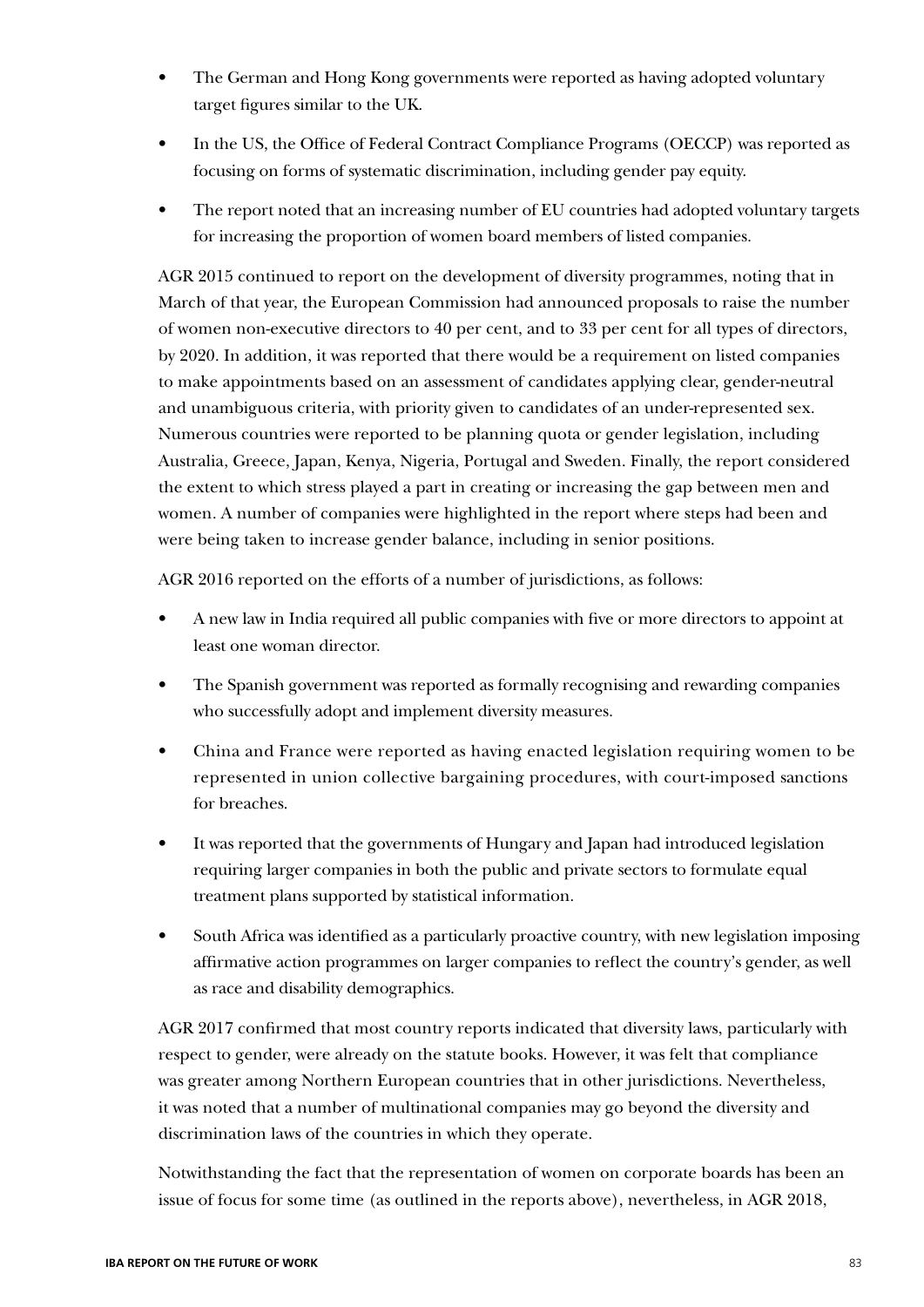- The German and Hong Kong governments were reported as having adopted voluntary target figures similar to the UK.
- In the US, the Office of Federal Contract Compliance Programs (OECCP) was reported as focusing on forms of systematic discrimination, including gender pay equity.
- The report noted that an increasing number of EU countries had adopted voluntary targets for increasing the proportion of women board members of listed companies.

AGR 2015 continued to report on the development of diversity programmes, noting that in March of that year, the European Commission had announced proposals to raise the number of women non-executive directors to 40 per cent, and to 33 per cent for all types of directors, by 2020. In addition, it was reported that there would be a requirement on listed companies to make appointments based on an assessment of candidates applying clear, gender-neutral and unambiguous criteria, with priority given to candidates of an under-represented sex. Numerous countries were reported to be planning quota or gender legislation, including Australia, Greece, Japan, Kenya, Nigeria, Portugal and Sweden. Finally, the report considered the extent to which stress played a part in creating or increasing the gap between men and women. A number of companies were highlighted in the report where steps had been and were being taken to increase gender balance, including in senior positions.

AGR 2016 reported on the efforts of a number of jurisdictions, as follows:

- A new law in India required all public companies with five or more directors to appoint at least one woman director.
- The Spanish government was reported as formally recognising and rewarding companies who successfully adopt and implement diversity measures.
- China and France were reported as having enacted legislation requiring women to be represented in union collective bargaining procedures, with court-imposed sanctions for breaches.
- It was reported that the governments of Hungary and Japan had introduced legislation requiring larger companies in both the public and private sectors to formulate equal treatment plans supported by statistical information.
- South Africa was identified as a particularly proactive country, with new legislation imposing affirmative action programmes on larger companies to reflect the country's gender, as well as race and disability demographics.

AGR 2017 confirmed that most country reports indicated that diversity laws, particularly with respect to gender, were already on the statute books. However, it was felt that compliance was greater among Northern European countries that in other jurisdictions. Nevertheless, it was noted that a number of multinational companies may go beyond the diversity and discrimination laws of the countries in which they operate.

Notwithstanding the fact that the representation of women on corporate boards has been an issue of focus for some time (as outlined in the reports above), nevertheless, in AGR 2018,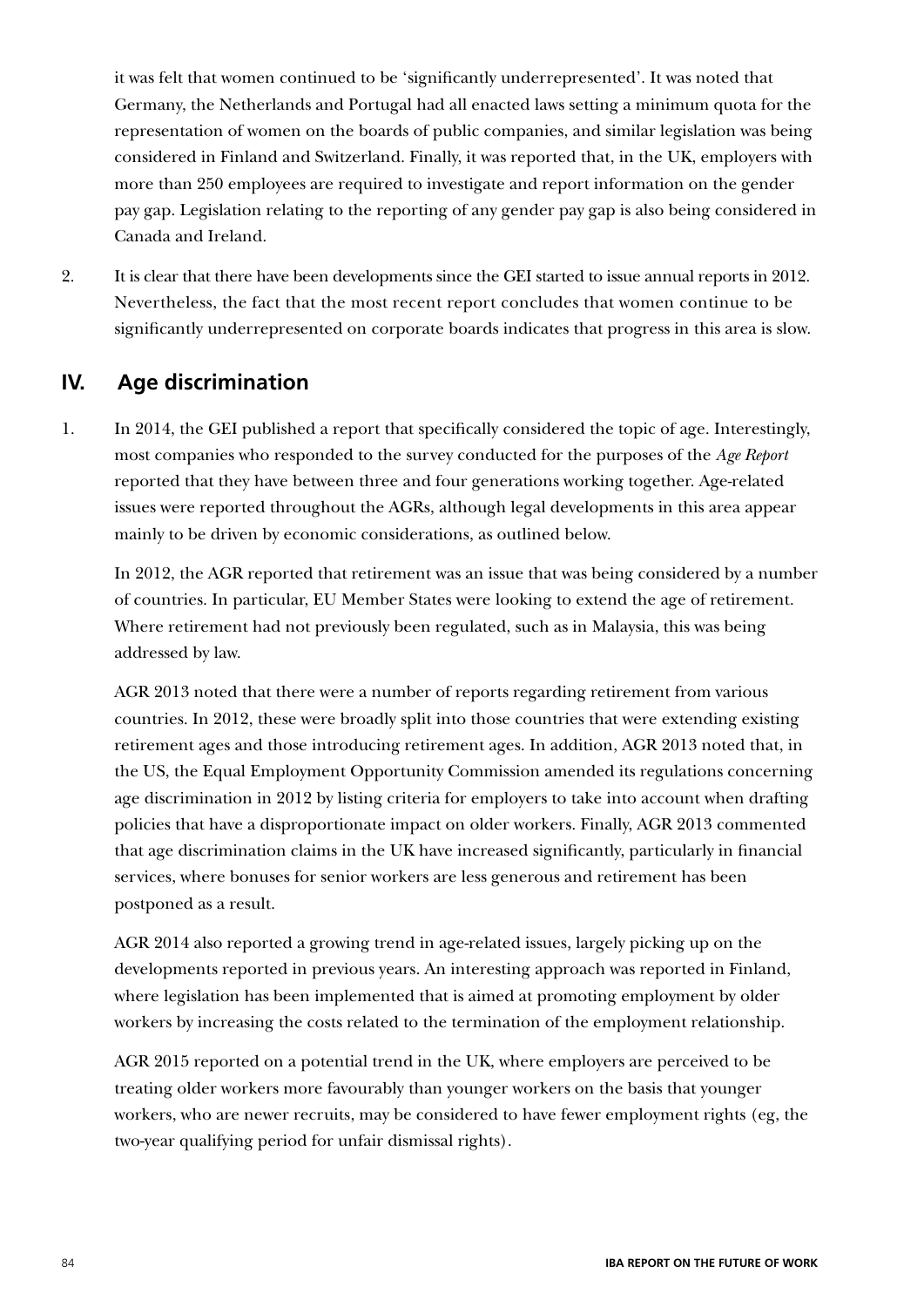it was felt that women continued to be 'significantly underrepresented'. It was noted that Germany, the Netherlands and Portugal had all enacted laws setting a minimum quota for the representation of women on the boards of public companies, and similar legislation was being considered in Finland and Switzerland. Finally, it was reported that, in the UK, employers with more than 250 employees are required to investigate and report information on the gender pay gap. Legislation relating to the reporting of any gender pay gap is also being considered in Canada and Ireland.

2. It is clear that there have been developments since the GEI started to issue annual reports in 2012. Nevertheless, the fact that the most recent report concludes that women continue to be significantly underrepresented on corporate boards indicates that progress in this area is slow.

## IV. Age discrimination

1. In 2014, the GEI published a report that specifically considered the topic of age. Interestingly, most companies who responded to the survey conducted for the purposes of the *Age Report* reported that they have between three and four generations working together. Age-related issues were reported throughout the AGRs, although legal developments in this area appear mainly to be driven by economic considerations, as outlined below.

   In 2012, the AGR reported that retirement was an issue that was being considered by a number of countries. In particular, EU Member States were looking to extend the age of retirement. Where retirement had not previously been regulated, such as in Malaysia, this was being addressed by law.

   AGR 2013 noted that there were a number of reports regarding retirement from various countries. In 2012, these were broadly split into those countries that were extending existing retirement ages and those introducing retirement ages. In addition, AGR 2013 noted that, in the US, the Equal Employment Opportunity Commission amended its regulations concerning age discrimination in 2012 by listing criteria for employers to take into account when drafting policies that have a disproportionate impact on older workers. Finally, AGR 2013 commented that age discrimination claims in the UK have increased significantly, particularly in financial services, where bonuses for senior workers are less generous and retirement has been postponed as a result.

   AGR 2014 also reported a growing trend in age-related issues, largely picking up on the developments reported in previous years. An interesting approach was reported in Finland, where legislation has been implemented that is aimed at promoting employment by older workers by increasing the costs related to the termination of the employment relationship.

   AGR 2015 reported on a potential trend in the UK, where employers are perceived to be treating older workers more favourably than younger workers on the basis that younger workers, who are newer recruits, may be considered to have fewer employment rights (eg, the two-year qualifying period for unfair dismissal rights).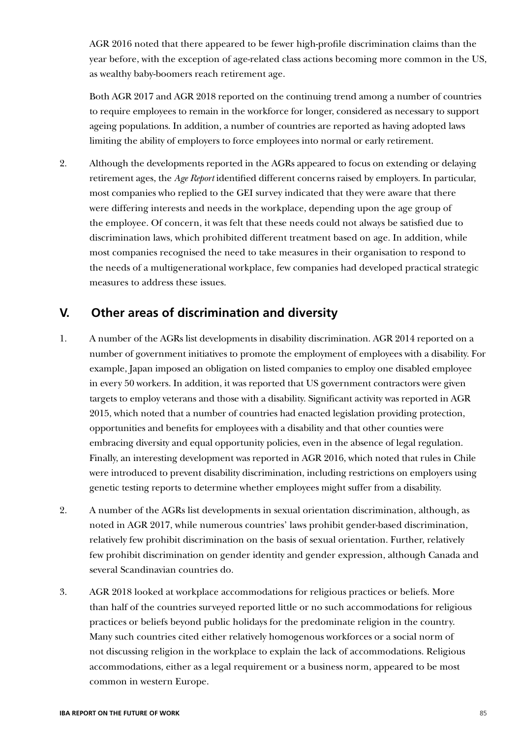AGR 2016 noted that there appeared to be fewer high-profile discrimination claims than the year before, with the exception of age-related class actions becoming more common in the US, as wealthy baby-boomers reach retirement age.

Both AGR 2017 and AGR 2018 reported on the continuing trend among a number of countries to require employees to remain in the workforce for longer, considered as necessary to support ageing populations. In addition, a number of countries are reported as having adopted laws limiting the ability of employers to force employees into normal or early retirement.

2. Although the developments reported in the AGRs appeared to focus on extending or delaying retirement ages, the *Age Report* identified different concerns raised by employers. In particular, most companies who replied to the GEI survey indicated that they were aware that there were differing interests and needs in the workplace, depending upon the age group of the employee. Of concern, it was felt that these needs could not always be satisfied due to discrimination laws, which prohibited different treatment based on age. In addition, while most companies recognised the need to take measures in their organisation to respond to the needs of a multigenerational workplace, few companies had developed practical strategic measures to address these issues.

## V. Other areas of discrimination and diversity

1. A number of the AGRs list developments in disability discrimination. AGR 2014 reported on a number of government initiatives to promote the employment of employees with a disability. For example, Japan imposed an obligation on listed companies to employ one disabled employee in every 50 workers. In addition, it was reported that US government contractors were given targets to employ veterans and those with a disability. Significant activity was reported in AGR 2015, which noted that a number of countries had enacted legislation providing protection, opportunities and benefits for employees with a disability and that other counties were embracing diversity and equal opportunity policies, even in the absence of legal regulation. Finally, an interesting development was reported in AGR 2016, which noted that rules in Chile were introduced to prevent disability discrimination, including restrictions on employers using genetic testing reports to determine whether employees might suffer from a disability.

2. A number of the AGRs list developments in sexual orientation discrimination, although, as noted in AGR 2017, while numerous countries' laws prohibit gender-based discrimination, relatively few prohibit discrimination on the basis of sexual orientation. Further, relatively few prohibit discrimination on gender identity and gender expression, although Canada and several Scandinavian countries do.

3. AGR 2018 looked at workplace accommodations for religious practices or beliefs. More than half of the countries surveyed reported little or no such accommodations for religious practices or beliefs beyond public holidays for the predominate religion in the country. Many such countries cited either relatively homogenous workforces or a social norm of not discussing religion in the workplace to explain the lack of accommodations. Religious accommodations, either as a legal requirement or a business norm, appeared to be most common in western Europe.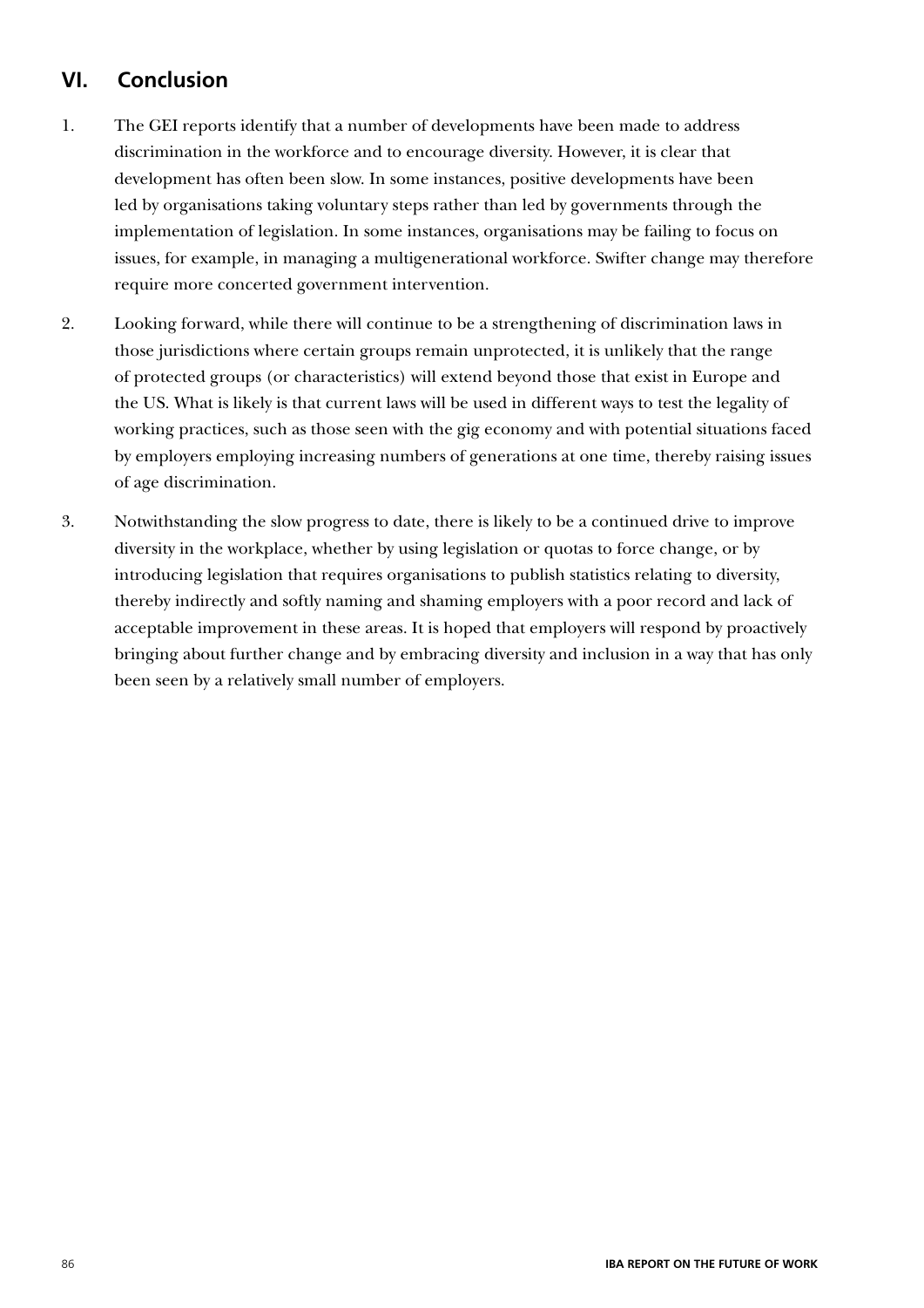## VI. Conclusion

1. The GEI reports identify that a number of developments have been made to address discrimination in the workforce and to encourage diversity. However, it is clear that development has often been slow. In some instances, positive developments have been led by organisations taking voluntary steps rather than led by governments through the implementation of legislation. In some instances, organisations may be failing to focus on issues, for example, in managing a multigenerational workforce. Swifter change may therefore require more concerted government intervention.

2. Looking forward, while there will continue to be a strengthening of discrimination laws in those jurisdictions where certain groups remain unprotected, it is unlikely that the range of protected groups (or characteristics) will extend beyond those that exist in Europe and the US. What is likely is that current laws will be used in different ways to test the legality of working practices, such as those seen with the gig economy and with potential situations faced by employers employing increasing numbers of generations at one time, thereby raising issues of age discrimination.

3. Notwithstanding the slow progress to date, there is likely to be a continued drive to improve diversity in the workplace, whether by using legislation or quotas to force change, or by introducing legislation that requires organisations to publish statistics relating to diversity, thereby indirectly and softly naming and shaming employers with a poor record and lack of acceptable improvement in these areas. It is hoped that employers will respond by proactively bringing about further change and by embracing diversity and inclusion in a way that has only been seen by a relatively small number of employers.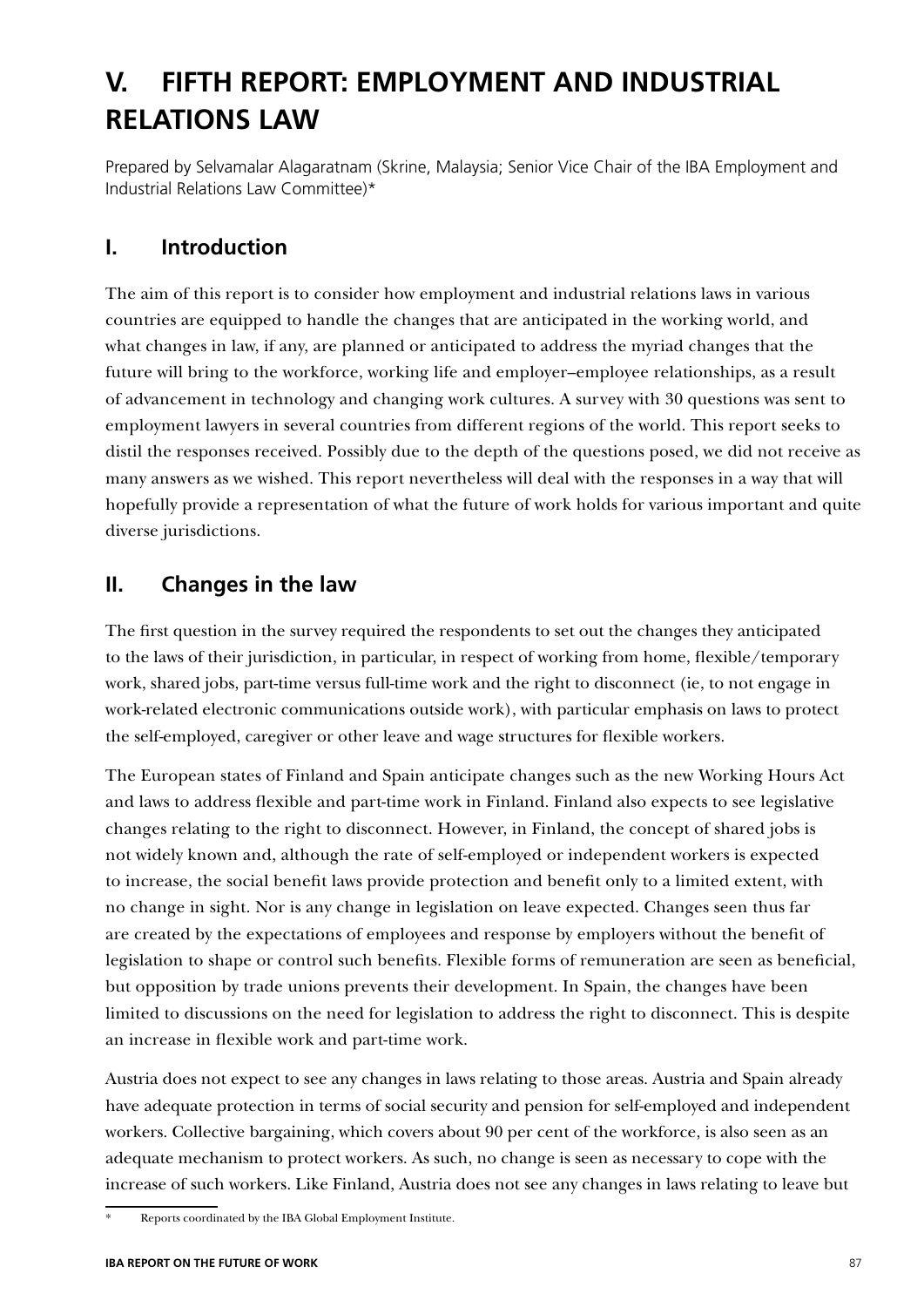# V. FIFTH REPORT: EMPLOYMENT AND INDUSTRIAL RELATIONS LAW

Prepared by Selvamalar Alagaratnam (Skrine, Malaysia; Senior Vice Chair of the IBA Employment and Industrial Relations Law Committee)*

## I. Introduction

The aim of this report is to consider how employment and industrial relations laws in various countries are equipped to handle the changes that are anticipated in the working world, and what changes in law, if any, are planned or anticipated to address the myriad changes that the future will bring to the workforce, working life and employer–employee relationships, as a result of advancement in technology and changing work cultures. A survey with 30 questions was sent to employment lawyers in several countries from different regions of the world. This report seeks to distil the responses received. Possibly due to the depth of the questions posed, we did not receive as many answers as we wished. This report nevertheless will deal with the responses in a way that will hopefully provide a representation of what the future of work holds for various important and quite diverse jurisdictions.

## II. Changes in the law

The first question in the survey required the respondents to set out the changes they anticipated to the laws of their jurisdiction, in particular, in respect of working from home, flexible/temporary work, shared jobs, part-time versus full-time work and the right to disconnect (ie, to not engage in work-related electronic communications outside work), with particular emphasis on laws to protect the self-employed, caregiver or other leave and wage structures for flexible workers.

The European states of Finland and Spain anticipate changes such as the new Working Hours Act and laws to address flexible and part-time work in Finland. Finland also expects to see legislative changes relating to the right to disconnect. However, in Finland, the concept of shared jobs is not widely known and, although the rate of self-employed or independent workers is expected to increase, the social benefit laws provide protection and benefit only to a limited extent, with no change in sight. Nor is any change in legislation on leave expected. Changes seen thus far are created by the expectations of employees and response by employers without the benefit of legislation to shape or control such benefits. Flexible forms of remuneration are seen as beneficial, but opposition by trade unions prevents their development. In Spain, the changes have been limited to discussions on the need for legislation to address the right to disconnect. This is despite an increase in flexible work and part-time work.

Austria does not expect to see any changes in laws relating to those areas. Austria and Spain already have adequate protection in terms of social security and pension for self-employed and independent workers. Collective bargaining, which covers about 90 per cent of the workforce, is also seen as an adequate mechanism to protect workers. As such, no change is seen as necessary to cope with the increase of such workers. Like Finland, Austria does not see any changes in laws relating to leave but

\* Reports coordinated by the IBA Global Employment Institute.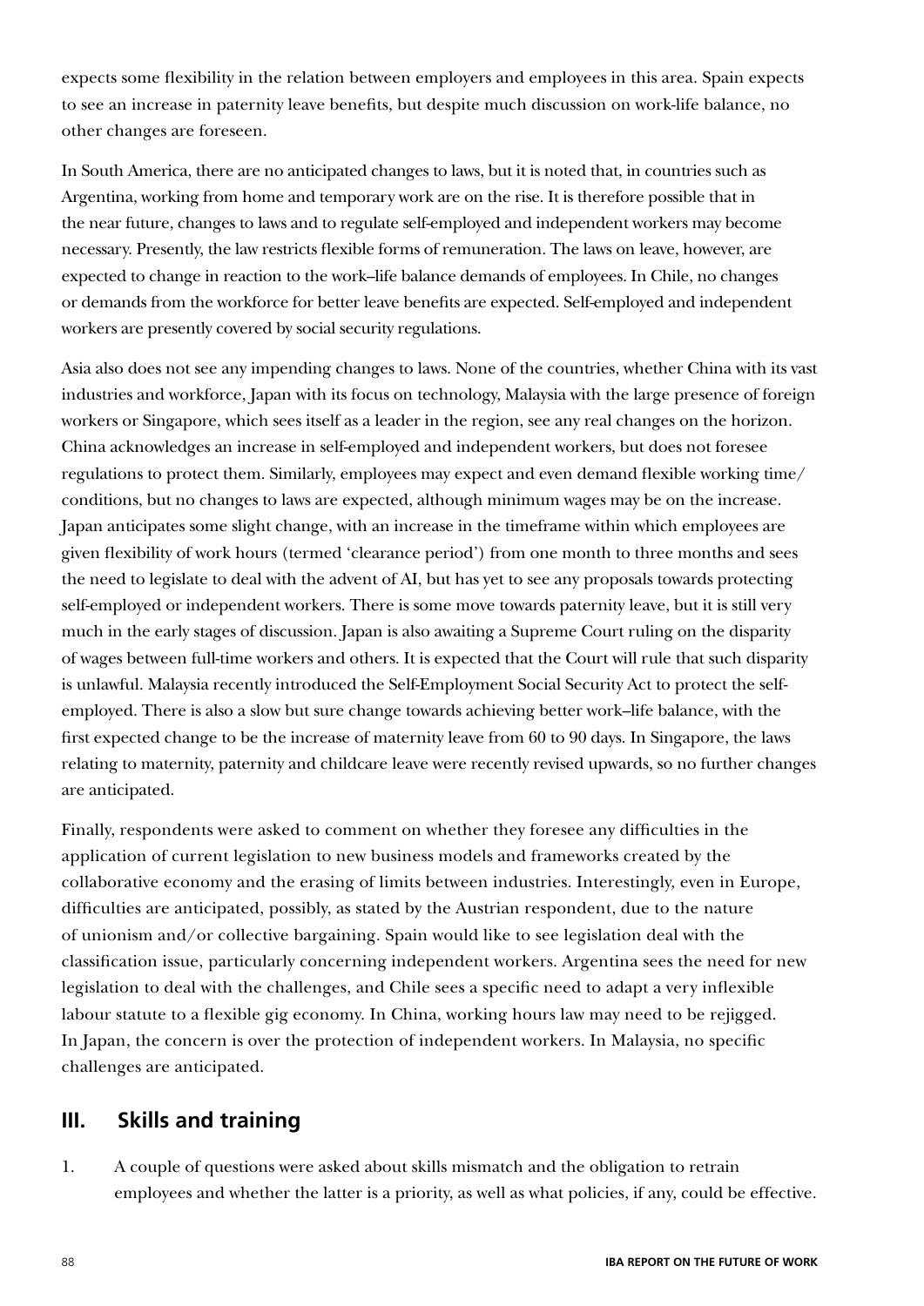expects some flexibility in the relation between employers and employees in this area. Spain expects to see an increase in paternity leave benefits, but despite much discussion on work-life balance, no other changes are foreseen.

In South America, there are no anticipated changes to laws, but it is noted that, in countries such as Argentina, working from home and temporary work are on the rise. It is therefore possible that in the near future, changes to laws and to regulate self-employed and independent workers may become necessary. Presently, the law restricts flexible forms of remuneration. The laws on leave, however, are expected to change in reaction to the work–life balance demands of employees. In Chile, no changes or demands from the workforce for better leave benefits are expected. Self-employed and independent workers are presently covered by social security regulations.

Asia also does not see any impending changes to laws. None of the countries, whether China with its vast industries and workforce, Japan with its focus on technology, Malaysia with the large presence of foreign workers or Singapore, which sees itself as a leader in the region, see any real changes on the horizon. China acknowledges an increase in self-employed and independent workers, but does not foresee regulations to protect them. Similarly, employees may expect and even demand flexible working time/conditions, but no changes to laws are expected, although minimum wages may be on the increase. Japan anticipates some slight change, with an increase in the timeframe within which employees are given flexibility of work hours (termed 'clearance period') from one month to three months and sees the need to legislate to deal with the advent of AI, but has yet to see any proposals towards protecting self-employed or independent workers. There is some move towards paternity leave, but it is still very much in the early stages of discussion. Japan is also awaiting a Supreme Court ruling on the disparity of wages between full-time workers and others. It is expected that the Court will rule that such disparity is unlawful. Malaysia recently introduced the Self-Employment Social Security Act to protect the self-employed. There is also a slow but sure change towards achieving better work–life balance, with the first expected change to be the increase of maternity leave from 60 to 90 days. In Singapore, the laws relating to maternity, paternity and childcare leave were recently revised upwards, so no further changes are anticipated.

Finally, respondents were asked to comment on whether they foresee any difficulties in the application of current legislation to new business models and frameworks created by the collaborative economy and the erasing of limits between industries. Interestingly, even in Europe, difficulties are anticipated, possibly, as stated by the Austrian respondent, due to the nature of unionism and/or collective bargaining. Spain would like to see legislation deal with the classification issue, particularly concerning independent workers. Argentina sees the need for new legislation to deal with the challenges, and Chile sees a specific need to adapt a very inflexible labour statute to a flexible gig economy. In China, working hours law may need to be rejigged. In Japan, the concern is over the protection of independent workers. In Malaysia, no specific challenges are anticipated.

## III. Skills and training

1. A couple of questions were asked about skills mismatch and the obligation to retrain employees and whether the latter is a priority, as well as what policies, if any, could be effective.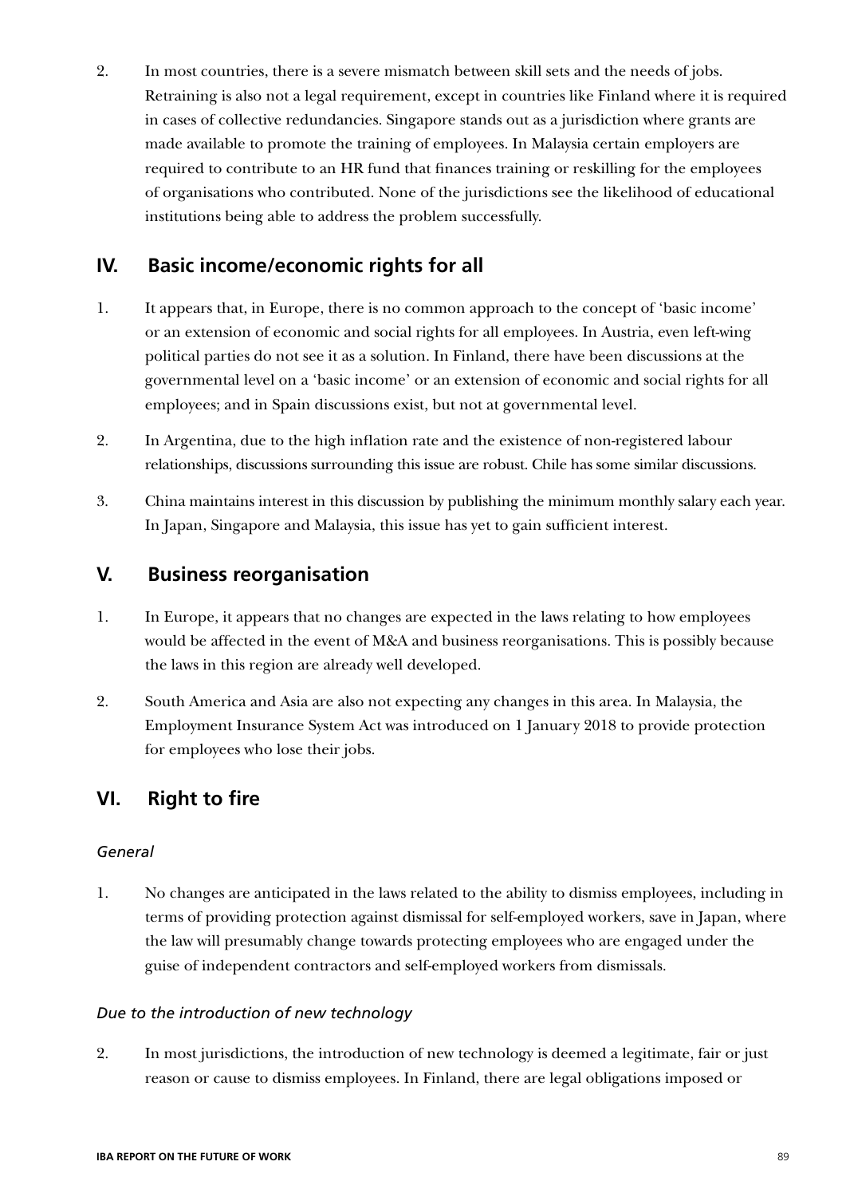2. In most countries, there is a severe mismatch between skill sets and the needs of jobs. Retraining is also not a legal requirement, except in countries like Finland where it is required in cases of collective redundancies. Singapore stands out as a jurisdiction where grants are made available to promote the training of employees. In Malaysia certain employers are required to contribute to an HR fund that finances training or reskilling for the employees of organisations who contributed. None of the jurisdictions see the likelihood of educational institutions being able to address the problem successfully.

## IV. Basic income/economic rights for all

1. It appears that, in Europe, there is no common approach to the concept of 'basic income' or an extension of economic and social rights for all employees. In Austria, even left-wing political parties do not see it as a solution. In Finland, there have been discussions at the governmental level on a 'basic income' or an extension of economic and social rights for all employees; and in Spain discussions exist, but not at governmental level.

2. In Argentina, due to the high inflation rate and the existence of non-registered labour relationships, discussions surrounding this issue are robust. Chile has some similar discussions.

3. China maintains interest in this discussion by publishing the minimum monthly salary each year. In Japan, Singapore and Malaysia, this issue has yet to gain sufficient interest.

## V. Business reorganisation

1. In Europe, it appears that no changes are expected in the laws relating to how employees would be affected in the event of M&A and business reorganisations. This is possibly because the laws in this region are already well developed.

2. South America and Asia are also not expecting any changes in this area. In Malaysia, the Employment Insurance System Act was introduced on 1 January 2018 to provide protection for employees who lose their jobs.

## VI. Right to fire

### *General*

1. No changes are anticipated in the laws related to the ability to dismiss employees, including in terms of providing protection against dismissal for self-employed workers, save in Japan, where the law will presumably change towards protecting employees who are engaged under the guise of independent contractors and self-employed workers from dismissals.

### *Due to the introduction of new technology*

2. In most jurisdictions, the introduction of new technology is deemed a legitimate, fair or just reason or cause to dismiss employees. In Finland, there are legal obligations imposed or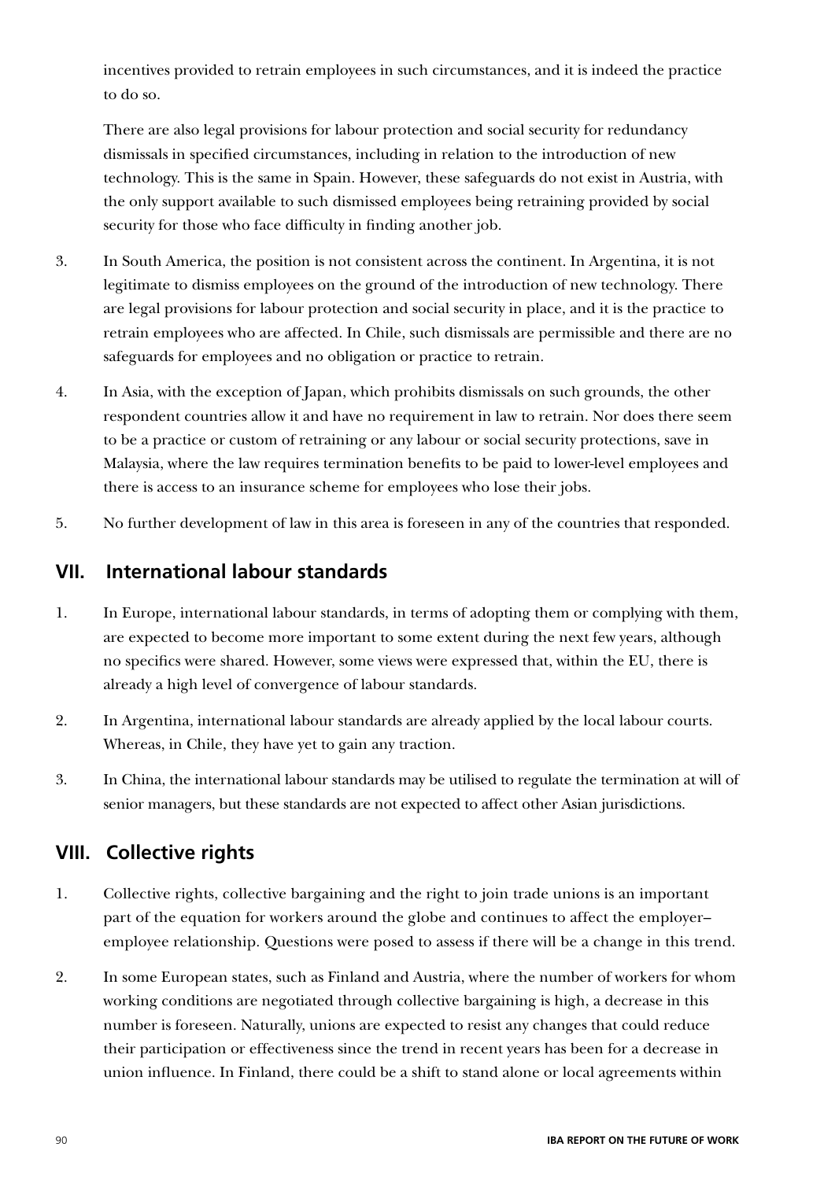incentives provided to retrain employees in such circumstances, and it is indeed the practice to do so.

There are also legal provisions for labour protection and social security for redundancy dismissals in specified circumstances, including in relation to the introduction of new technology. This is the same in Spain. However, these safeguards do not exist in Austria, with the only support available to such dismissed employees being retraining provided by social security for those who face difficulty in finding another job.

3. In South America, the position is not consistent across the continent. In Argentina, it is not legitimate to dismiss employees on the ground of the introduction of new technology. There are legal provisions for labour protection and social security in place, and it is the practice to retrain employees who are affected. In Chile, such dismissals are permissible and there are no safeguards for employees and no obligation or practice to retrain.

4. In Asia, with the exception of Japan, which prohibits dismissals on such grounds, the other respondent countries allow it and have no requirement in law to retrain. Nor does there seem to be a practice or custom of retraining or any labour or social security protections, save in Malaysia, where the law requires termination benefits to be paid to lower-level employees and there is access to an insurance scheme for employees who lose their jobs.

5. No further development of law in this area is foreseen in any of the countries that responded.

## VII. International labour standards

1. In Europe, international labour standards, in terms of adopting them or complying with them, are expected to become more important to some extent during the next few years, although no specifics were shared. However, some views were expressed that, within the EU, there is already a high level of convergence of labour standards.

2. In Argentina, international labour standards are already applied by the local labour courts. Whereas, in Chile, they have yet to gain any traction.

3. In China, the international labour standards may be utilised to regulate the termination at will of senior managers, but these standards are not expected to affect other Asian jurisdictions.

## VIII. Collective rights

1. Collective rights, collective bargaining and the right to join trade unions is an important part of the equation for workers around the globe and continues to affect the employer–employee relationship. Questions were posed to assess if there will be a change in this trend.

2. In some European states, such as Finland and Austria, where the number of workers for whom working conditions are negotiated through collective bargaining is high, a decrease in this number is foreseen. Naturally, unions are expected to resist any changes that could reduce their participation or effectiveness since the trend in recent years has been for a decrease in union influence. In Finland, there could be a shift to stand alone or local agreements within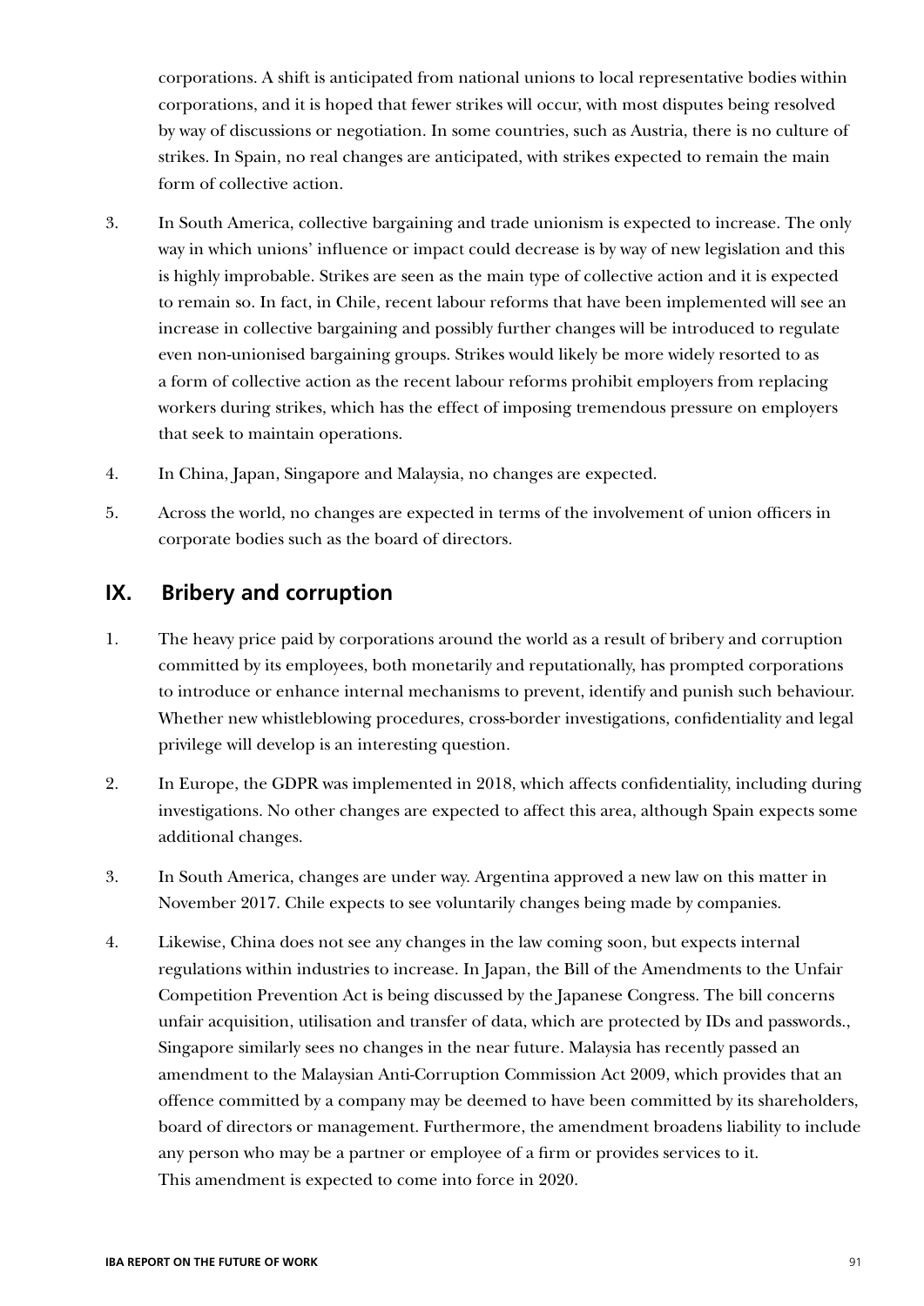corporations. A shift is anticipated from national unions to local representative bodies within corporations, and it is hoped that fewer strikes will occur, with most disputes being resolved by way of discussions or negotiation. In some countries, such as Austria, there is no culture of strikes. In Spain, no real changes are anticipated, with strikes expected to remain the main form of collective action.

3. In South America, collective bargaining and trade unionism is expected to increase. The only way in which unions' influence or impact could decrease is by way of new legislation and this is highly improbable. Strikes are seen as the main type of collective action and it is expected to remain so. In fact, in Chile, recent labour reforms that have been implemented will see an increase in collective bargaining and possibly further changes will be introduced to regulate even non-unionised bargaining groups. Strikes would likely be more widely resorted to as a form of collective action as the recent labour reforms prohibit employers from replacing workers during strikes, which has the effect of imposing tremendous pressure on employers that seek to maintain operations.

4. In China, Japan, Singapore and Malaysia, no changes are expected.

5. Across the world, no changes are expected in terms of the involvement of union officers in corporate bodies such as the board of directors.

## IX. Bribery and corruption

1. The heavy price paid by corporations around the world as a result of bribery and corruption committed by its employees, both monetarily and reputationally, has prompted corporations to introduce or enhance internal mechanisms to prevent, identify and punish such behaviour. Whether new whistleblowing procedures, cross-border investigations, confidentiality and legal privilege will develop is an interesting question.

2. In Europe, the GDPR was implemented in 2018, which affects confidentiality, including during investigations. No other changes are expected to affect this area, although Spain expects some additional changes.

3. In South America, changes are under way. Argentina approved a new law on this matter in November 2017. Chile expects to see voluntarily changes being made by companies.

4. Likewise, China does not see any changes in the law coming soon, but expects internal regulations within industries to increase. In Japan, the Bill of the Amendments to the Unfair Competition Prevention Act is being discussed by the Japanese Congress. The bill concerns unfair acquisition, utilisation and transfer of data, which are protected by IDs and passwords., Singapore similarly sees no changes in the near future. Malaysia has recently passed an amendment to the Malaysian Anti-Corruption Commission Act 2009, which provides that an offence committed by a company may be deemed to have been committed by its shareholders, board of directors or management. Furthermore, the amendment broadens liability to include any person who may be a partner or employee of a firm or provides services to it. This amendment is expected to come into force in 2020.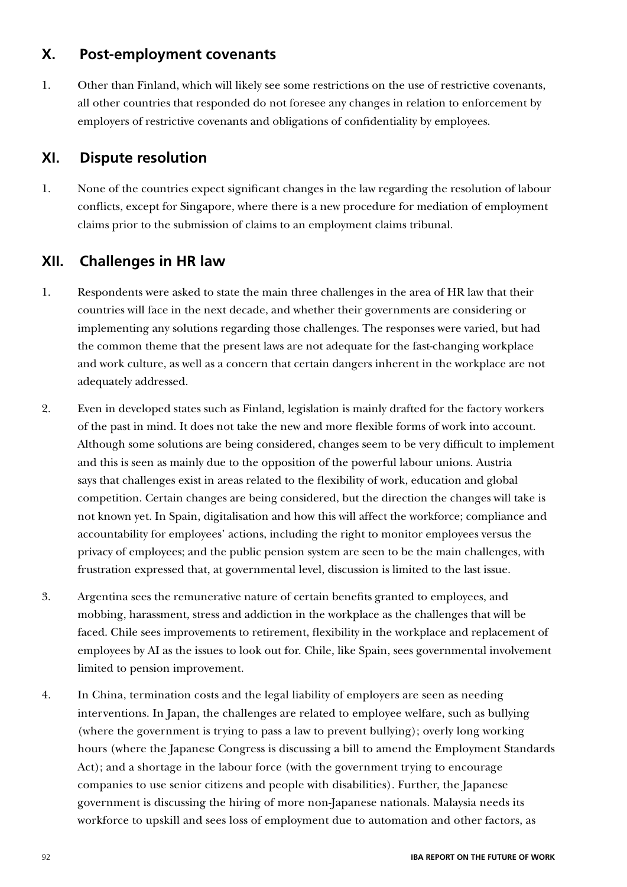## X. Post-employment covenants

1. Other than Finland, which will likely see some restrictions on the use of restrictive covenants, all other countries that responded do not foresee any changes in relation to enforcement by employers of restrictive covenants and obligations of confidentiality by employees.

## XI. Dispute resolution

1. None of the countries expect significant changes in the law regarding the resolution of labour conflicts, except for Singapore, where there is a new procedure for mediation of employment claims prior to the submission of claims to an employment claims tribunal.

## XII. Challenges in HR law

1. Respondents were asked to state the main three challenges in the area of HR law that their countries will face in the next decade, and whether their governments are considering or implementing any solutions regarding those challenges. The responses were varied, but had the common theme that the present laws are not adequate for the fast-changing workplace and work culture, as well as a concern that certain dangers inherent in the workplace are not adequately addressed.

2. Even in developed states such as Finland, legislation is mainly drafted for the factory workers of the past in mind. It does not take the new and more flexible forms of work into account. Although some solutions are being considered, changes seem to be very difficult to implement and this is seen as mainly due to the opposition of the powerful labour unions. Austria says that challenges exist in areas related to the flexibility of work, education and global competition. Certain changes are being considered, but the direction the changes will take is not known yet. In Spain, digitalisation and how this will affect the workforce; compliance and accountability for employees' actions, including the right to monitor employees versus the privacy of employees; and the public pension system are seen to be the main challenges, with frustration expressed that, at governmental level, discussion is limited to the last issue.

3. Argentina sees the remunerative nature of certain benefits granted to employees, and mobbing, harassment, stress and addiction in the workplace as the challenges that will be faced. Chile sees improvements to retirement, flexibility in the workplace and replacement of employees by AI as the issues to look out for. Chile, like Spain, sees governmental involvement limited to pension improvement.

4. In China, termination costs and the legal liability of employers are seen as needing interventions. In Japan, the challenges are related to employee welfare, such as bullying (where the government is trying to pass a law to prevent bullying); overly long working hours (where the Japanese Congress is discussing a bill to amend the Employment Standards Act); and a shortage in the labour force (with the government trying to encourage companies to use senior citizens and people with disabilities). Further, the Japanese government is discussing the hiring of more non-Japanese nationals. Malaysia needs its workforce to upskill and sees loss of employment due to automation and other factors, as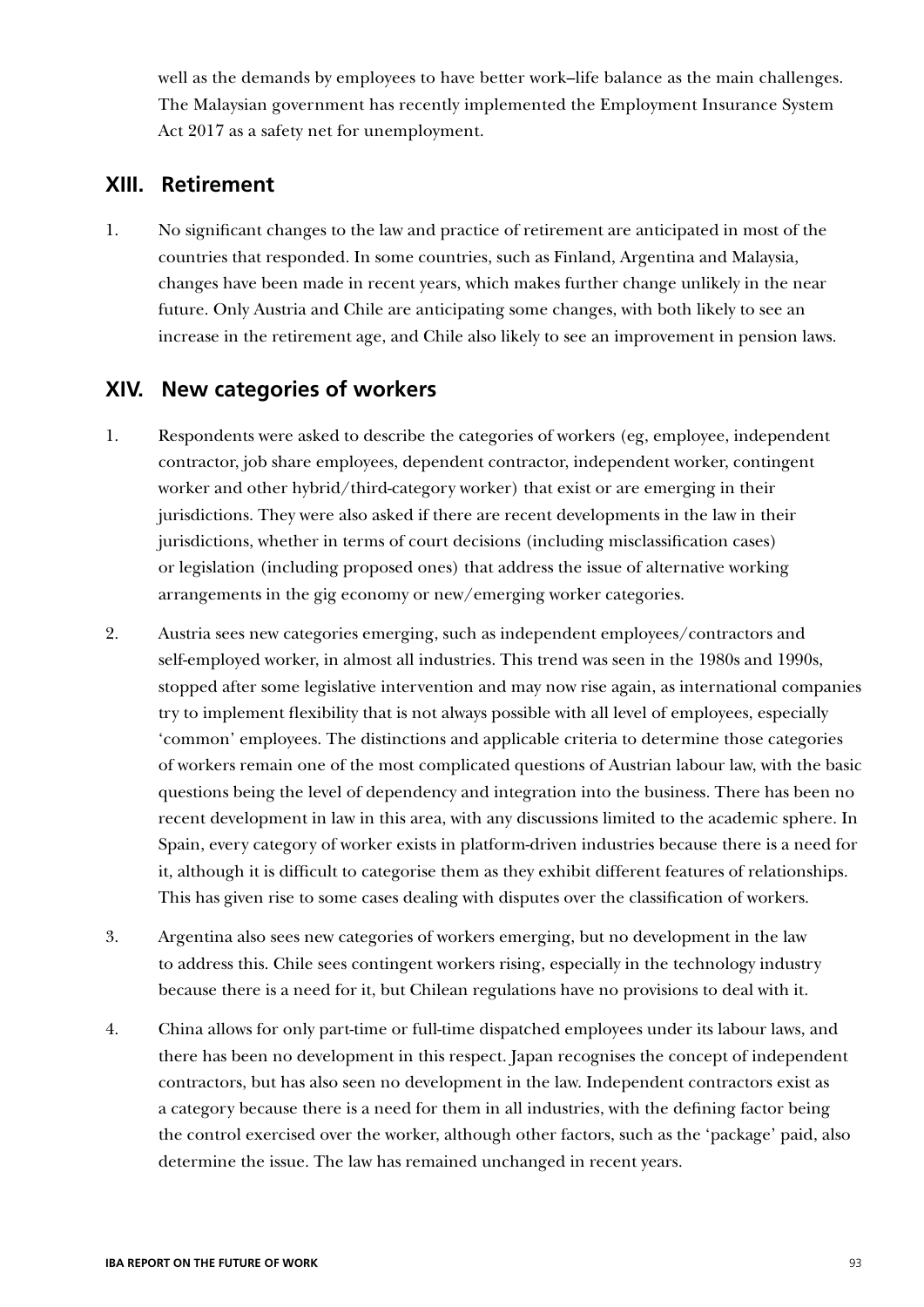well as the demands by employees to have better work–life balance as the main challenges. The Malaysian government has recently implemented the Employment Insurance System Act 2017 as a safety net for unemployment.

## XIII. Retirement

1. No significant changes to the law and practice of retirement are anticipated in most of the countries that responded. In some countries, such as Finland, Argentina and Malaysia, changes have been made in recent years, which makes further change unlikely in the near future. Only Austria and Chile are anticipating some changes, with both likely to see an increase in the retirement age, and Chile also likely to see an improvement in pension laws.

## XIV. New categories of workers

1. Respondents were asked to describe the categories of workers (eg, employee, independent contractor, job share employees, dependent contractor, independent worker, contingent worker and other hybrid/third-category worker) that exist or are emerging in their jurisdictions. They were also asked if there are recent developments in the law in their jurisdictions, whether in terms of court decisions (including misclassification cases) or legislation (including proposed ones) that address the issue of alternative working arrangements in the gig economy or new/emerging worker categories.

2. Austria sees new categories emerging, such as independent employees/contractors and self-employed worker, in almost all industries. This trend was seen in the 1980s and 1990s, stopped after some legislative intervention and may now rise again, as international companies try to implement flexibility that is not always possible with all level of employees, especially 'common' employees. The distinctions and applicable criteria to determine those categories of workers remain one of the most complicated questions of Austrian labour law, with the basic questions being the level of dependency and integration into the business. There has been no recent development in law in this area, with any discussions limited to the academic sphere. In Spain, every category of worker exists in platform-driven industries because there is a need for it, although it is difficult to categorise them as they exhibit different features of relationships. This has given rise to some cases dealing with disputes over the classification of workers.

3. Argentina also sees new categories of workers emerging, but no development in the law to address this. Chile sees contingent workers rising, especially in the technology industry because there is a need for it, but Chilean regulations have no provisions to deal with it.

4. China allows for only part-time or full-time dispatched employees under its labour laws, and there has been no development in this respect. Japan recognises the concept of independent contractors, but has also seen no development in the law. Independent contractors exist as a category because there is a need for them in all industries, with the defining factor being the control exercised over the worker, although other factors, such as the 'package' paid, also determine the issue. The law has remained unchanged in recent years.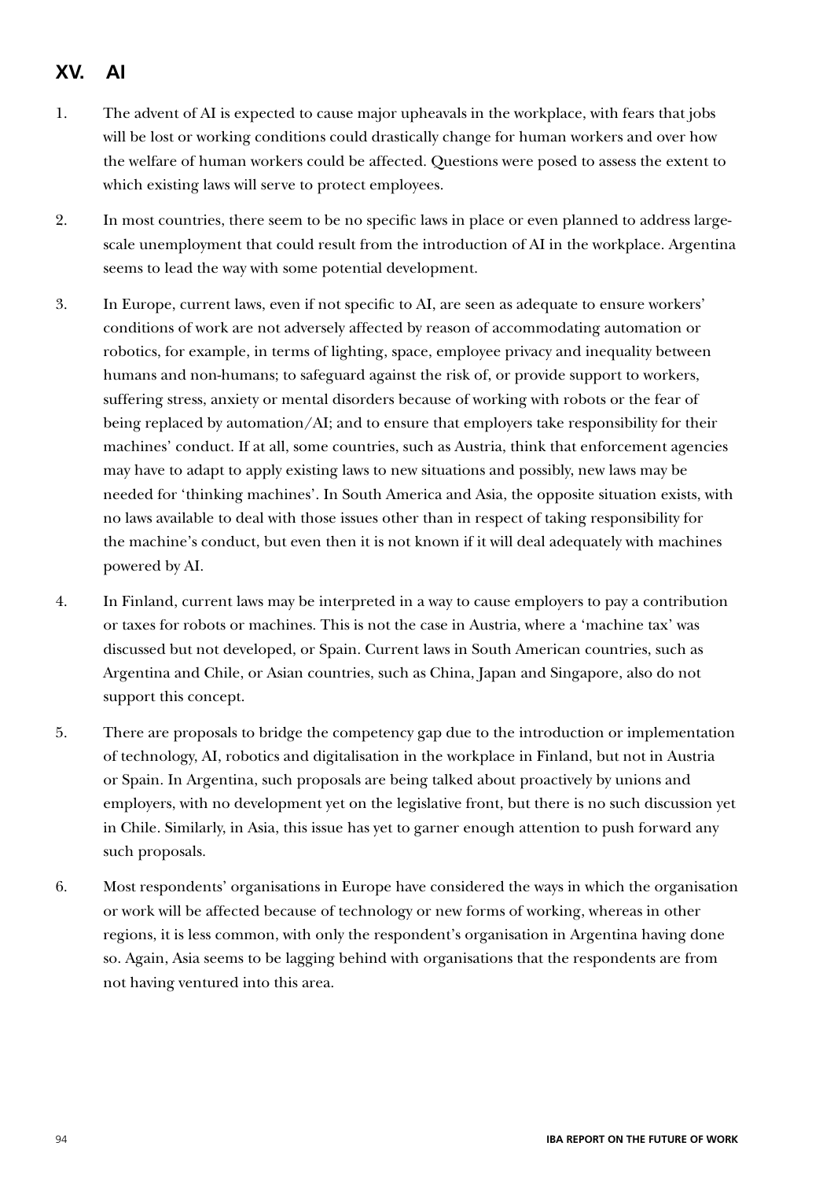## XV. AI

1. The advent of AI is expected to cause major upheavals in the workplace, with fears that jobs will be lost or working conditions could drastically change for human workers and over how the welfare of human workers could be affected. Questions were posed to assess the extent to which existing laws will serve to protect employees.

2. In most countries, there seem to be no specific laws in place or even planned to address large-scale unemployment that could result from the introduction of AI in the workplace. Argentina seems to lead the way with some potential development.

3. In Europe, current laws, even if not specific to AI, are seen as adequate to ensure workers' conditions of work are not adversely affected by reason of accommodating automation or robotics, for example, in terms of lighting, space, employee privacy and inequality between humans and non-humans; to safeguard against the risk of, or provide support to workers, suffering stress, anxiety or mental disorders because of working with robots or the fear of being replaced by automation/AI; and to ensure that employers take responsibility for their machines' conduct. If at all, some countries, such as Austria, think that enforcement agencies may have to adapt to apply existing laws to new situations and possibly, new laws may be needed for 'thinking machines'. In South America and Asia, the opposite situation exists, with no laws available to deal with those issues other than in respect of taking responsibility for the machine's conduct, but even then it is not known if it will deal adequately with machines powered by AI.

4. In Finland, current laws may be interpreted in a way to cause employers to pay a contribution or taxes for robots or machines. This is not the case in Austria, where a 'machine tax' was discussed but not developed, or Spain. Current laws in South American countries, such as Argentina and Chile, or Asian countries, such as China, Japan and Singapore, also do not support this concept.

5. There are proposals to bridge the competency gap due to the introduction or implementation of technology, AI, robotics and digitalisation in the workplace in Finland, but not in Austria or Spain. In Argentina, such proposals are being talked about proactively by unions and employers, with no development yet on the legislative front, but there is no such discussion yet in Chile. Similarly, in Asia, this issue has yet to garner enough attention to push forward any such proposals.

6. Most respondents' organisations in Europe have considered the ways in which the organisation or work will be affected because of technology or new forms of working, whereas in other regions, it is less common, with only the respondent's organisation in Argentina having done so. Again, Asia seems to be lagging behind with organisations that the respondents are from not having ventured into this area.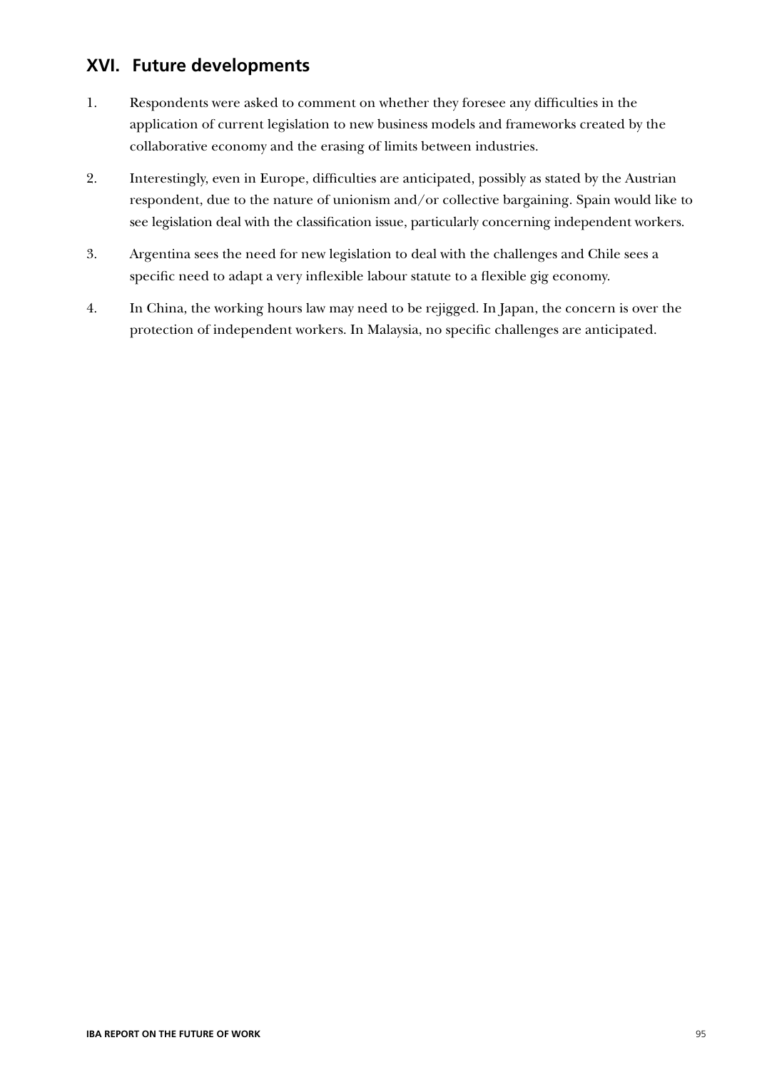## XVI. Future developments

1. Respondents were asked to comment on whether they foresee any difficulties in the application of current legislation to new business models and frameworks created by the collaborative economy and the erasing of limits between industries.

2. Interestingly, even in Europe, difficulties are anticipated, possibly as stated by the Austrian respondent, due to the nature of unionism and/or collective bargaining. Spain would like to see legislation deal with the classification issue, particularly concerning independent workers.

3. Argentina sees the need for new legislation to deal with the challenges and Chile sees a specific need to adapt a very inflexible labour statute to a flexible gig economy.

4. In China, the working hours law may need to be rejigged. In Japan, the concern is over the protection of independent workers. In Malaysia, no specific challenges are anticipated.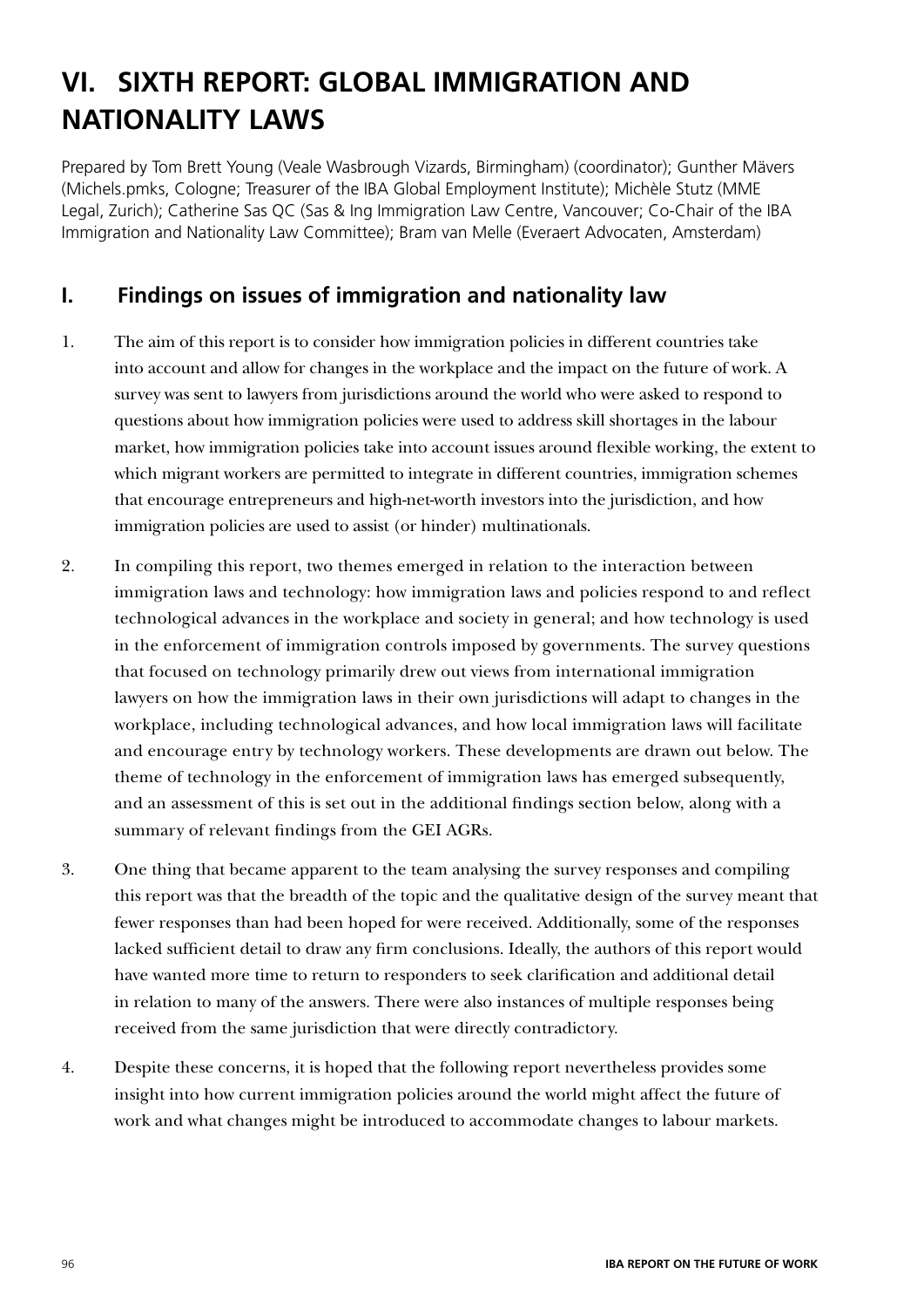# VI. SIXTH REPORT: GLOBAL IMMIGRATION AND NATIONALITY LAWS

Prepared by Tom Brett Young (Veale Wasbrough Vizards, Birmingham) (coordinator); Gunther Mävers (Michels.pmks, Cologne; Treasurer of the IBA Global Employment Institute); Michèle Stutz (MME Legal, Zurich); Catherine Sas QC (Sas & Ing Immigration Law Centre, Vancouver; Co-Chair of the IBA Immigration and Nationality Law Committee); Bram van Melle (Everaert Advocaten, Amsterdam)

## I. Findings on issues of immigration and nationality law

1. The aim of this report is to consider how immigration policies in different countries take into account and allow for changes in the workplace and the impact on the future of work. A survey was sent to lawyers from jurisdictions around the world who were asked to respond to questions about how immigration policies were used to address skill shortages in the labour market, how immigration policies take into account issues around flexible working, the extent to which migrant workers are permitted to integrate in different countries, immigration schemes that encourage entrepreneurs and high-net-worth investors into the jurisdiction, and how immigration policies are used to assist (or hinder) multinationals.

2. In compiling this report, two themes emerged in relation to the interaction between immigration laws and technology: how immigration laws and policies respond to and reflect technological advances in the workplace and society in general; and how technology is used in the enforcement of immigration controls imposed by governments. The survey questions that focused on technology primarily drew out views from international immigration lawyers on how the immigration laws in their own jurisdictions will adapt to changes in the workplace, including technological advances, and how local immigration laws will facilitate and encourage entry by technology workers. These developments are drawn out below. The theme of technology in the enforcement of immigration laws has emerged subsequently, and an assessment of this is set out in the additional findings section below, along with a summary of relevant findings from the GEI AGRs.

3. One thing that became apparent to the team analysing the survey responses and compiling this report was that the breadth of the topic and the qualitative design of the survey meant that fewer responses than had been hoped for were received. Additionally, some of the responses lacked sufficient detail to draw any firm conclusions. Ideally, the authors of this report would have wanted more time to return to responders to seek clarification and additional detail in relation to many of the answers. There were also instances of multiple responses being received from the same jurisdiction that were directly contradictory.

4. Despite these concerns, it is hoped that the following report nevertheless provides some insight into how current immigration policies around the world might affect the future of work and what changes might be introduced to accommodate changes to labour markets.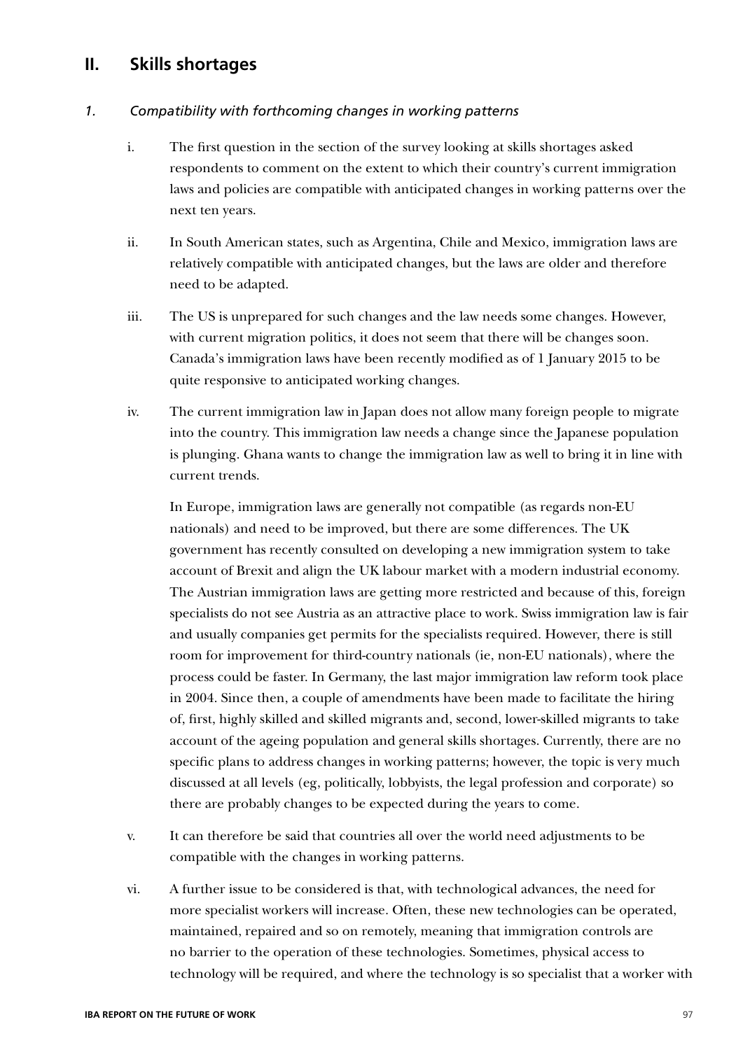## II. Skills shortages

### *1. Compatibility with forthcoming changes in working patterns*

i. The first question in the section of the survey looking at skills shortages asked respondents to comment on the extent to which their country's current immigration laws and policies are compatible with anticipated changes in working patterns over the next ten years.

ii. In South American states, such as Argentina, Chile and Mexico, immigration laws are relatively compatible with anticipated changes, but the laws are older and therefore need to be adapted.

iii. The US is unprepared for such changes and the law needs some changes. However, with current migration politics, it does not seem that there will be changes soon. Canada's immigration laws have been recently modified as of 1 January 2015 to be quite responsive to anticipated working changes.

iv. The current immigration law in Japan does not allow many foreign people to migrate into the country. This immigration law needs a change since the Japanese population is plunging. Ghana wants to change the immigration law as well to bring it in line with current trends.

In Europe, immigration laws are generally not compatible (as regards non-EU nationals) and need to be improved, but there are some differences. The UK government has recently consulted on developing a new immigration system to take account of Brexit and align the UK labour market with a modern industrial economy. The Austrian immigration laws are getting more restricted and because of this, foreign specialists do not see Austria as an attractive place to work. Swiss immigration law is fair and usually companies get permits for the specialists required. However, there is still room for improvement for third-country nationals (ie, non-EU nationals), where the process could be faster. In Germany, the last major immigration law reform took place in 2004. Since then, a couple of amendments have been made to facilitate the hiring of, first, highly skilled and skilled migrants and, second, lower-skilled migrants to take account of the ageing population and general skills shortages. Currently, there are no specific plans to address changes in working patterns; however, the topic is very much discussed at all levels (eg, politically, lobbyists, the legal profession and corporate) so there are probably changes to be expected during the years to come.

v. It can therefore be said that countries all over the world need adjustments to be compatible with the changes in working patterns.

vi. A further issue to be considered is that, with technological advances, the need for more specialist workers will increase. Often, these new technologies can be operated, maintained, repaired and so on remotely, meaning that immigration controls are no barrier to the operation of these technologies. Sometimes, physical access to technology will be required, and where the technology is so specialist that a worker with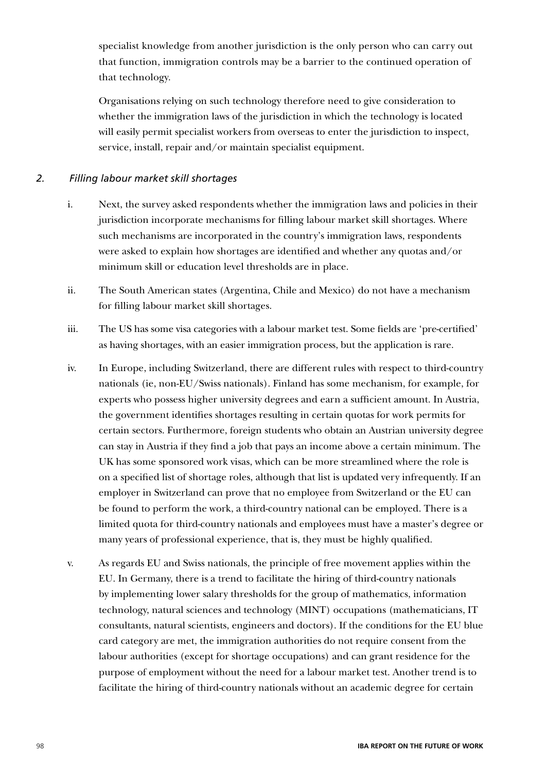specialist knowledge from another jurisdiction is the only person who can carry out that function, immigration controls may be a barrier to the continued operation of that technology.

Organisations relying on such technology therefore need to give consideration to whether the immigration laws of the jurisdiction in which the technology is located will easily permit specialist workers from overseas to enter the jurisdiction to inspect, service, install, repair and/or maintain specialist equipment.

### *2. Filling labour market skill shortages*

i. Next, the survey asked respondents whether the immigration laws and policies in their jurisdiction incorporate mechanisms for filling labour market skill shortages. Where such mechanisms are incorporated in the country's immigration laws, respondents were asked to explain how shortages are identified and whether any quotas and/or minimum skill or education level thresholds are in place.

ii. The South American states (Argentina, Chile and Mexico) do not have a mechanism for filling labour market skill shortages.

iii. The US has some visa categories with a labour market test. Some fields are 'pre-certified' as having shortages, with an easier immigration process, but the application is rare.

iv. In Europe, including Switzerland, there are different rules with respect to third-country nationals (ie, non-EU/Swiss nationals). Finland has some mechanism, for example, for experts who possess higher university degrees and earn a sufficient amount. In Austria, the government identifies shortages resulting in certain quotas for work permits for certain sectors. Furthermore, foreign students who obtain an Austrian university degree can stay in Austria if they find a job that pays an income above a certain minimum. The UK has some sponsored work visas, which can be more streamlined where the role is on a specified list of shortage roles, although that list is updated very infrequently. If an employer in Switzerland can prove that no employee from Switzerland or the EU can be found to perform the work, a third-country national can be employed. There is a limited quota for third-country nationals and employees must have a master's degree or many years of professional experience, that is, they must be highly qualified.

v. As regards EU and Swiss nationals, the principle of free movement applies within the EU. In Germany, there is a trend to facilitate the hiring of third-country nationals by implementing lower salary thresholds for the group of mathematics, information technology, natural sciences and technology (MINT) occupations (mathematicians, IT consultants, natural scientists, engineers and doctors). If the conditions for the EU blue card category are met, the immigration authorities do not require consent from the labour authorities (except for shortage occupations) and can grant residence for the purpose of employment without the need for a labour market test. Another trend is to facilitate the hiring of third-country nationals without an academic degree for certain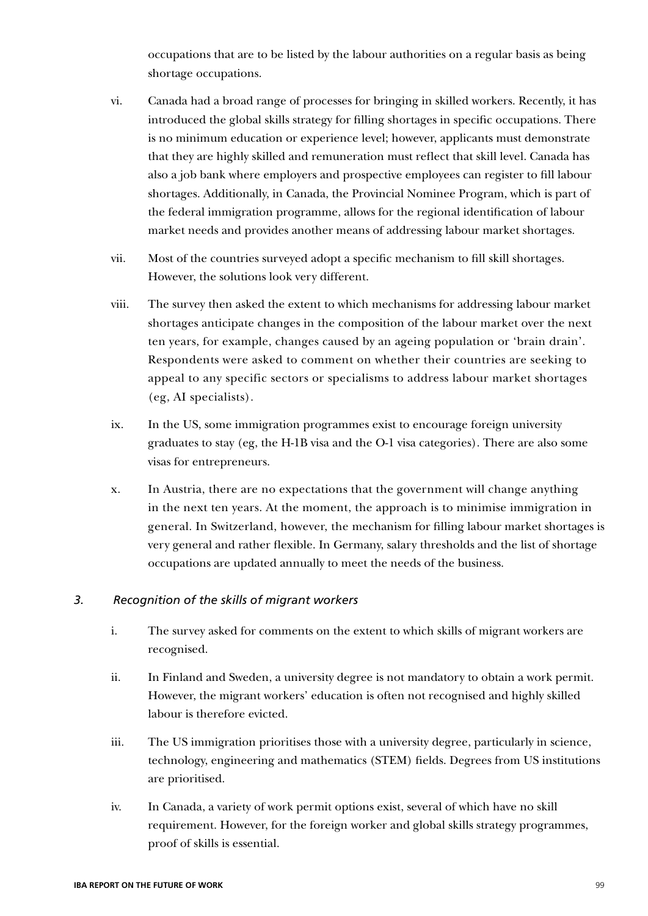occupations that are to be listed by the labour authorities on a regular basis as being shortage occupations.

vi. Canada had a broad range of processes for bringing in skilled workers. Recently, it has introduced the global skills strategy for filling shortages in specific occupations. There is no minimum education or experience level; however, applicants must demonstrate that they are highly skilled and remuneration must reflect that skill level. Canada has also a job bank where employers and prospective employees can register to fill labour shortages. Additionally, in Canada, the Provincial Nominee Program, which is part of the federal immigration programme, allows for the regional identification of labour market needs and provides another means of addressing labour market shortages.

vii. Most of the countries surveyed adopt a specific mechanism to fill skill shortages. However, the solutions look very different.

viii. The survey then asked the extent to which mechanisms for addressing labour market shortages anticipate changes in the composition of the labour market over the next ten years, for example, changes caused by an ageing population or 'brain drain'. Respondents were asked to comment on whether their countries are seeking to appeal to any specific sectors or specialisms to address labour market shortages (eg, AI specialists).

ix. In the US, some immigration programmes exist to encourage foreign university graduates to stay (eg, the H-1B visa and the O-1 visa categories). There are also some visas for entrepreneurs.

x. In Austria, there are no expectations that the government will change anything in the next ten years. At the moment, the approach is to minimise immigration in general. In Switzerland, however, the mechanism for filling labour market shortages is very general and rather flexible. In Germany, salary thresholds and the list of shortage occupations are updated annually to meet the needs of the business.

### 3. *Recognition of the skills of migrant workers*

i. The survey asked for comments on the extent to which skills of migrant workers are recognised.

ii. In Finland and Sweden, a university degree is not mandatory to obtain a work permit. However, the migrant workers' education is often not recognised and highly skilled labour is therefore evicted.

iii. The US immigration prioritises those with a university degree, particularly in science, technology, engineering and mathematics (STEM) fields. Degrees from US institutions are prioritised.

iv. In Canada, a variety of work permit options exist, several of which have no skill requirement. However, for the foreign worker and global skills strategy programmes, proof of skills is essential.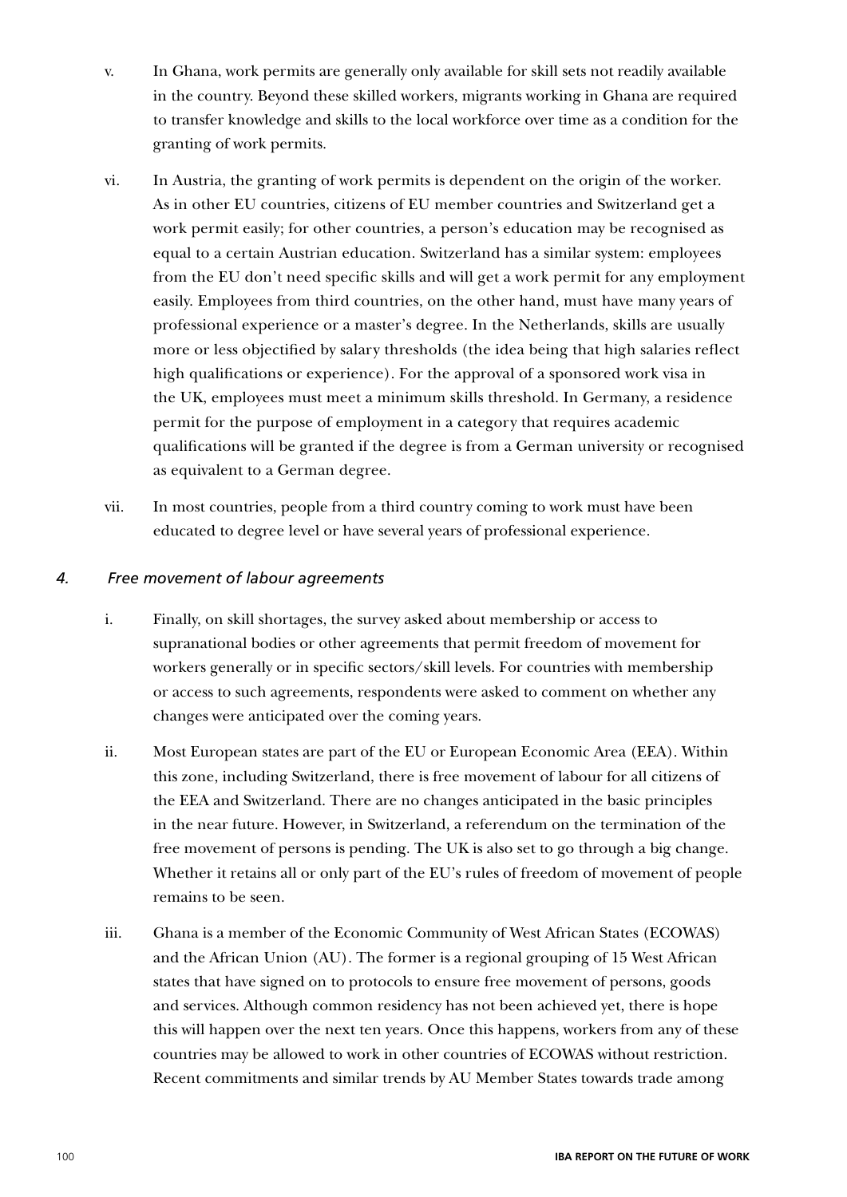v. In Ghana, work permits are generally only available for skill sets not readily available in the country. Beyond these skilled workers, migrants working in Ghana are required to transfer knowledge and skills to the local workforce over time as a condition for the granting of work permits.

vi. In Austria, the granting of work permits is dependent on the origin of the worker. As in other EU countries, citizens of EU member countries and Switzerland get a work permit easily; for other countries, a person's education may be recognised as equal to a certain Austrian education. Switzerland has a similar system: employees from the EU don't need specific skills and will get a work permit for any employment easily. Employees from third countries, on the other hand, must have many years of professional experience or a master's degree. In the Netherlands, skills are usually more or less objectified by salary thresholds (the idea being that high salaries reflect high qualifications or experience). For the approval of a sponsored work visa in the UK, employees must meet a minimum skills threshold. In Germany, a residence permit for the purpose of employment in a category that requires academic qualifications will be granted if the degree is from a German university or recognised as equivalent to a German degree.

vii. In most countries, people from a third country coming to work must have been educated to degree level or have several years of professional experience.

### *4. Free movement of labour agreements*

i. Finally, on skill shortages, the survey asked about membership or access to supranational bodies or other agreements that permit freedom of movement for workers generally or in specific sectors/skill levels. For countries with membership or access to such agreements, respondents were asked to comment on whether any changes were anticipated over the coming years.

ii. Most European states are part of the EU or European Economic Area (EEA). Within this zone, including Switzerland, there is free movement of labour for all citizens of the EEA and Switzerland. There are no changes anticipated in the basic principles in the near future. However, in Switzerland, a referendum on the termination of the free movement of persons is pending. The UK is also set to go through a big change. Whether it retains all or only part of the EU's rules of freedom of movement of people remains to be seen.

iii. Ghana is a member of the Economic Community of West African States (ECOWAS) and the African Union (AU). The former is a regional grouping of 15 West African states that have signed on to protocols to ensure free movement of persons, goods and services. Although common residency has not been achieved yet, there is hope this will happen over the next ten years. Once this happens, workers from any of these countries may be allowed to work in other countries of ECOWAS without restriction. Recent commitments and similar trends by AU Member States towards trade among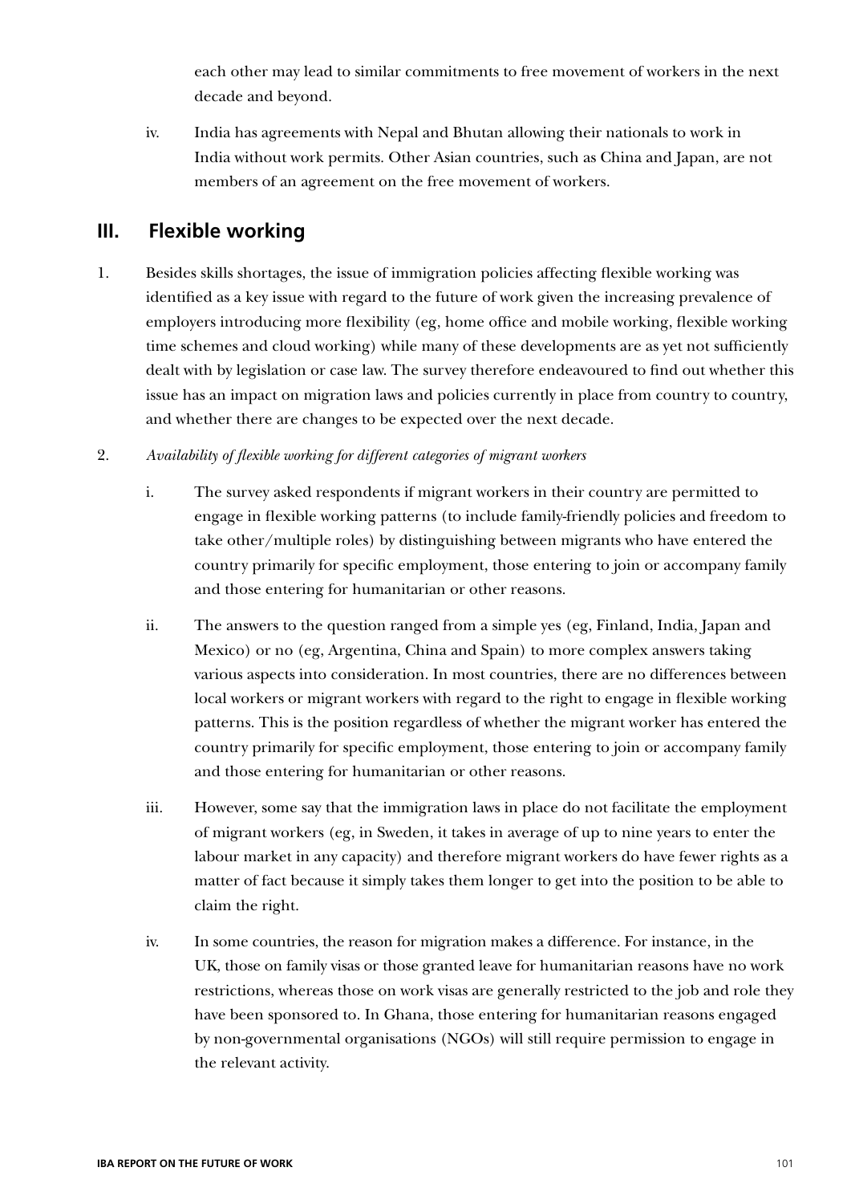each other may lead to similar commitments to free movement of workers in the next decade and beyond.

iv. India has agreements with Nepal and Bhutan allowing their nationals to work in India without work permits. Other Asian countries, such as China and Japan, are not members of an agreement on the free movement of workers.

## III. Flexible working

1. Besides skills shortages, the issue of immigration policies affecting flexible working was identified as a key issue with regard to the future of work given the increasing prevalence of employers introducing more flexibility (eg, home office and mobile working, flexible working time schemes and cloud working) while many of these developments are as yet not sufficiently dealt with by legislation or case law. The survey therefore endeavoured to find out whether this issue has an impact on migration laws and policies currently in place from country to country, and whether there are changes to be expected over the next decade.

2. *Availability of flexible working for different categories of migrant workers*

   i. The survey asked respondents if migrant workers in their country are permitted to engage in flexible working patterns (to include family-friendly policies and freedom to take other/multiple roles) by distinguishing between migrants who have entered the country primarily for specific employment, those entering to join or accompany family and those entering for humanitarian or other reasons.

   ii. The answers to the question ranged from a simple yes (eg, Finland, India, Japan and Mexico) or no (eg, Argentina, China and Spain) to more complex answers taking various aspects into consideration. In most countries, there are no differences between local workers or migrant workers with regard to the right to engage in flexible working patterns. This is the position regardless of whether the migrant worker has entered the country primarily for specific employment, those entering to join or accompany family and those entering for humanitarian or other reasons.

   iii. However, some say that the immigration laws in place do not facilitate the employment of migrant workers (eg, in Sweden, it takes in average of up to nine years to enter the labour market in any capacity) and therefore migrant workers do have fewer rights as a matter of fact because it simply takes them longer to get into the position to be able to claim the right.

   iv. In some countries, the reason for migration makes a difference. For instance, in the UK, those on family visas or those granted leave for humanitarian reasons have no work restrictions, whereas those on work visas are generally restricted to the job and role they have been sponsored to. In Ghana, those entering for humanitarian reasons engaged by non-governmental organisations (NGOs) will still require permission to engage in the relevant activity.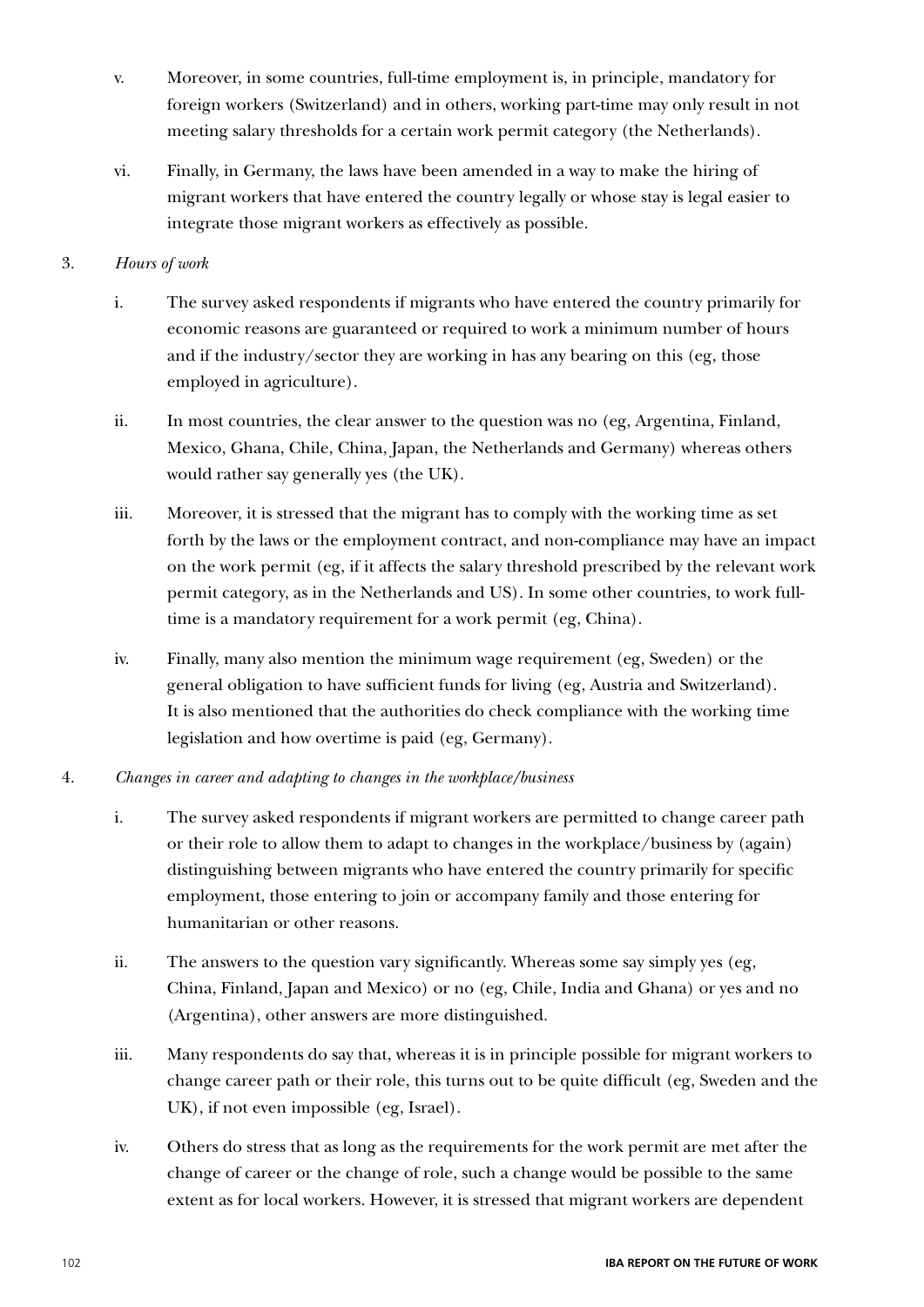v. Moreover, in some countries, full-time employment is, in principle, mandatory for foreign workers (Switzerland) and in others, working part-time may only result in not meeting salary thresholds for a certain work permit category (the Netherlands).

vi. Finally, in Germany, the laws have been amended in a way to make the hiring of migrant workers that have entered the country legally or whose stay is legal easier to integrate those migrant workers as effectively as possible.

3. *Hours of work*

i. The survey asked respondents if migrants who have entered the country primarily for economic reasons are guaranteed or required to work a minimum number of hours and if the industry/sector they are working in has any bearing on this (eg, those employed in agriculture).

ii. In most countries, the clear answer to the question was no (eg, Argentina, Finland, Mexico, Ghana, Chile, China, Japan, the Netherlands and Germany) whereas others would rather say generally yes (the UK).

iii. Moreover, it is stressed that the migrant has to comply with the working time as set forth by the laws or the employment contract, and non-compliance may have an impact on the work permit (eg, if it affects the salary threshold prescribed by the relevant work permit category, as in the Netherlands and US). In some other countries, to work full-time is a mandatory requirement for a work permit (eg, China).

iv. Finally, many also mention the minimum wage requirement (eg, Sweden) or the general obligation to have sufficient funds for living (eg, Austria and Switzerland). It is also mentioned that the authorities do check compliance with the working time legislation and how overtime is paid (eg, Germany).

4. *Changes in career and adapting to changes in the workplace/business*

i. The survey asked respondents if migrant workers are permitted to change career path or their role to allow them to adapt to changes in the workplace/business by (again) distinguishing between migrants who have entered the country primarily for specific employment, those entering to join or accompany family and those entering for humanitarian or other reasons.

ii. The answers to the question vary significantly. Whereas some say simply yes (eg, China, Finland, Japan and Mexico) or no (eg, Chile, India and Ghana) or yes and no (Argentina), other answers are more distinguished.

iii. Many respondents do say that, whereas it is in principle possible for migrant workers to change career path or their role, this turns out to be quite difficult (eg, Sweden and the UK), if not even impossible (eg, Israel).

iv. Others do stress that as long as the requirements for the work permit are met after the change of career or the change of role, such a change would be possible to the same extent as for local workers. However, it is stressed that migrant workers are dependent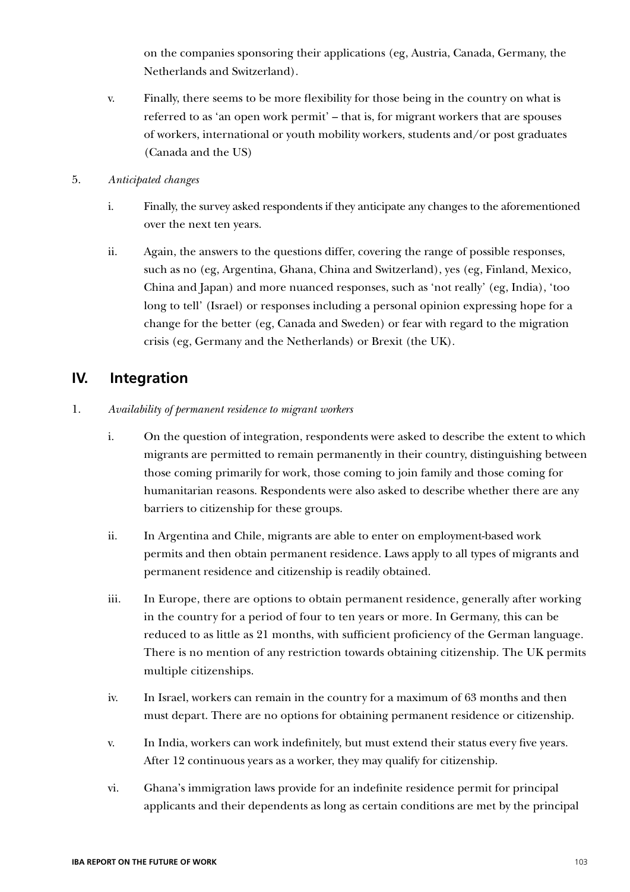on the companies sponsoring their applications (eg, Austria, Canada, Germany, the Netherlands and Switzerland).

v. Finally, there seems to be more flexibility for those being in the country on what is referred to as 'an open work permit' – that is, for migrant workers that are spouses of workers, international or youth mobility workers, students and/or post graduates (Canada and the US)

5. *Anticipated changes*

i. Finally, the survey asked respondents if they anticipate any changes to the aforementioned over the next ten years.

ii. Again, the answers to the questions differ, covering the range of possible responses, such as no (eg, Argentina, Ghana, China and Switzerland), yes (eg, Finland, Mexico, China and Japan) and more nuanced responses, such as 'not really' (eg, India), 'too long to tell' (Israel) or responses including a personal opinion expressing hope for a change for the better (eg, Canada and Sweden) or fear with regard to the migration crisis (eg, Germany and the Netherlands) or Brexit (the UK).

## IV. Integration

1. *Availability of permanent residence to migrant workers*

i. On the question of integration, respondents were asked to describe the extent to which migrants are permitted to remain permanently in their country, distinguishing between those coming primarily for work, those coming to join family and those coming for humanitarian reasons. Respondents were also asked to describe whether there are any barriers to citizenship for these groups.

ii. In Argentina and Chile, migrants are able to enter on employment-based work permits and then obtain permanent residence. Laws apply to all types of migrants and permanent residence and citizenship is readily obtained.

iii. In Europe, there are options to obtain permanent residence, generally after working in the country for a period of four to ten years or more. In Germany, this can be reduced to as little as 21 months, with sufficient proficiency of the German language. There is no mention of any restriction towards obtaining citizenship. The UK permits multiple citizenships.

iv. In Israel, workers can remain in the country for a maximum of 63 months and then must depart. There are no options for obtaining permanent residence or citizenship.

v. In India, workers can work indefinitely, but must extend their status every five years. After 12 continuous years as a worker, they may qualify for citizenship.

vi. Ghana's immigration laws provide for an indefinite residence permit for principal applicants and their dependents as long as certain conditions are met by the principal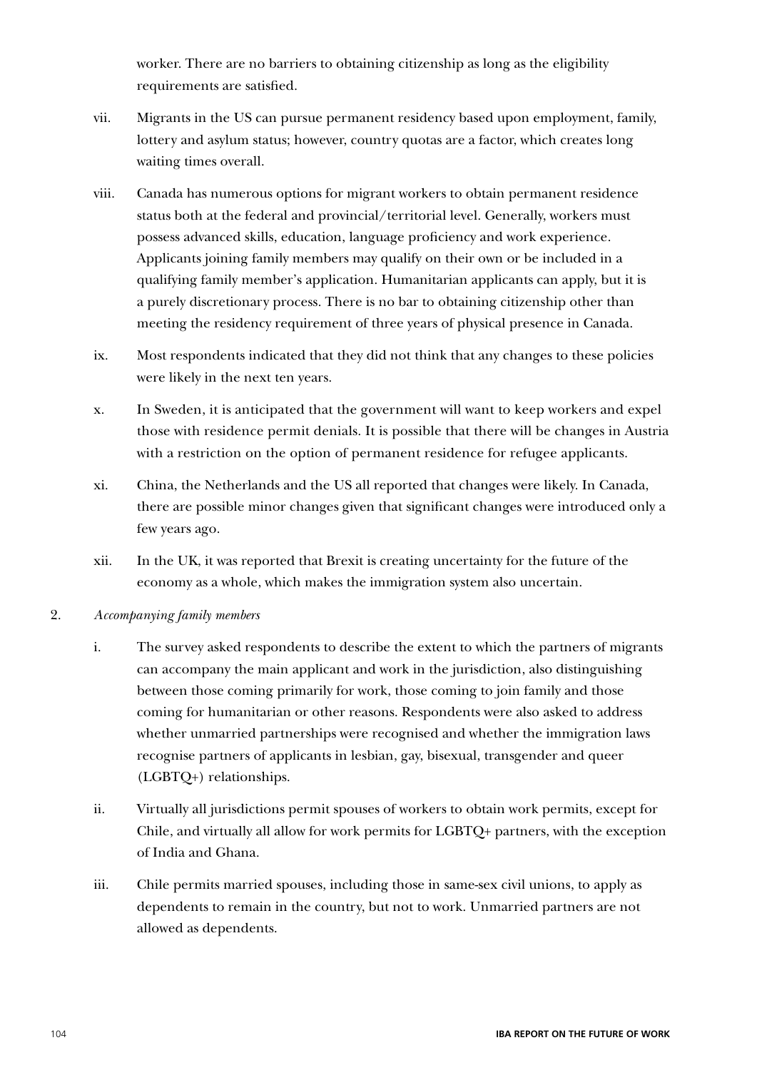worker. There are no barriers to obtaining citizenship as long as the eligibility requirements are satisfied.

vii. Migrants in the US can pursue permanent residency based upon employment, family, lottery and asylum status; however, country quotas are a factor, which creates long waiting times overall.

viii. Canada has numerous options for migrant workers to obtain permanent residence status both at the federal and provincial/territorial level. Generally, workers must possess advanced skills, education, language proficiency and work experience. Applicants joining family members may qualify on their own or be included in a qualifying family member's application. Humanitarian applicants can apply, but it is a purely discretionary process. There is no bar to obtaining citizenship other than meeting the residency requirement of three years of physical presence in Canada.

ix. Most respondents indicated that they did not think that any changes to these policies were likely in the next ten years.

x. In Sweden, it is anticipated that the government will want to keep workers and expel those with residence permit denials. It is possible that there will be changes in Austria with a restriction on the option of permanent residence for refugee applicants.

xi. China, the Netherlands and the US all reported that changes were likely. In Canada, there are possible minor changes given that significant changes were introduced only a few years ago.

xii. In the UK, it was reported that Brexit is creating uncertainty for the future of the economy as a whole, which makes the immigration system also uncertain.

2. *Accompanying family members*

i. The survey asked respondents to describe the extent to which the partners of migrants can accompany the main applicant and work in the jurisdiction, also distinguishing between those coming primarily for work, those coming to join family and those coming for humanitarian or other reasons. Respondents were also asked to address whether unmarried partnerships were recognised and whether the immigration laws recognise partners of applicants in lesbian, gay, bisexual, transgender and queer (LGBTQ+) relationships.

ii. Virtually all jurisdictions permit spouses of workers to obtain work permits, except for Chile, and virtually all allow for work permits for LGBTQ+ partners, with the exception of India and Ghana.

iii. Chile permits married spouses, including those in same-sex civil unions, to apply as dependents to remain in the country, but not to work. Unmarried partners are not allowed as dependents.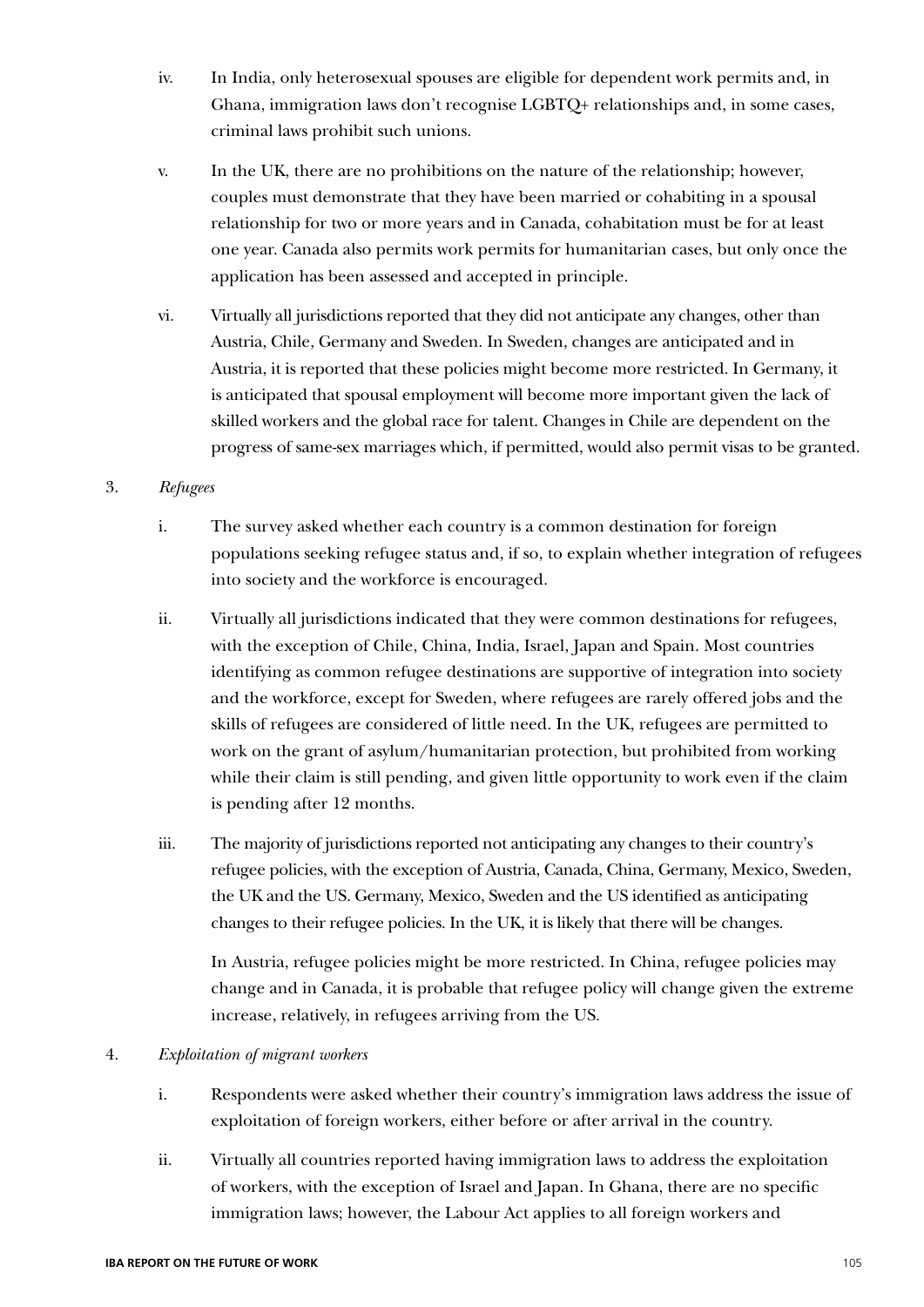iv. In India, only heterosexual spouses are eligible for dependent work permits and, in Ghana, immigration laws don't recognise LGBTQ+ relationships and, in some cases, criminal laws prohibit such unions.

v. In the UK, there are no prohibitions on the nature of the relationship; however, couples must demonstrate that they have been married or cohabiting in a spousal relationship for two or more years and in Canada, cohabitation must be for at least one year. Canada also permits work permits for humanitarian cases, but only once the application has been assessed and accepted in principle.

vi. Virtually all jurisdictions reported that they did not anticipate any changes, other than Austria, Chile, Germany and Sweden. In Sweden, changes are anticipated and in Austria, it is reported that these policies might become more restricted. In Germany, it is anticipated that spousal employment will become more important given the lack of skilled workers and the global race for talent. Changes in Chile are dependent on the progress of same-sex marriages which, if permitted, would also permit visas to be granted.

3. *Refugees*

i. The survey asked whether each country is a common destination for foreign populations seeking refugee status and, if so, to explain whether integration of refugees into society and the workforce is encouraged.

ii. Virtually all jurisdictions indicated that they were common destinations for refugees, with the exception of Chile, China, India, Israel, Japan and Spain. Most countries identifying as common refugee destinations are supportive of integration into society and the workforce, except for Sweden, where refugees are rarely offered jobs and the skills of refugees are considered of little need. In the UK, refugees are permitted to work on the grant of asylum/humanitarian protection, but prohibited from working while their claim is still pending, and given little opportunity to work even if the claim is pending after 12 months.

iii. The majority of jurisdictions reported not anticipating any changes to their country's refugee policies, with the exception of Austria, Canada, China, Germany, Mexico, Sweden, the UK and the US. Germany, Mexico, Sweden and the US identified as anticipating changes to their refugee policies. In the UK, it is likely that there will be changes.

In Austria, refugee policies might be more restricted. In China, refugee policies may change and in Canada, it is probable that refugee policy will change given the extreme increase, relatively, in refugees arriving from the US.

4. *Exploitation of migrant workers*

i. Respondents were asked whether their country's immigration laws address the issue of exploitation of foreign workers, either before or after arrival in the country.

ii. Virtually all countries reported having immigration laws to address the exploitation of workers, with the exception of Israel and Japan. In Ghana, there are no specific immigration laws; however, the Labour Act applies to all foreign workers and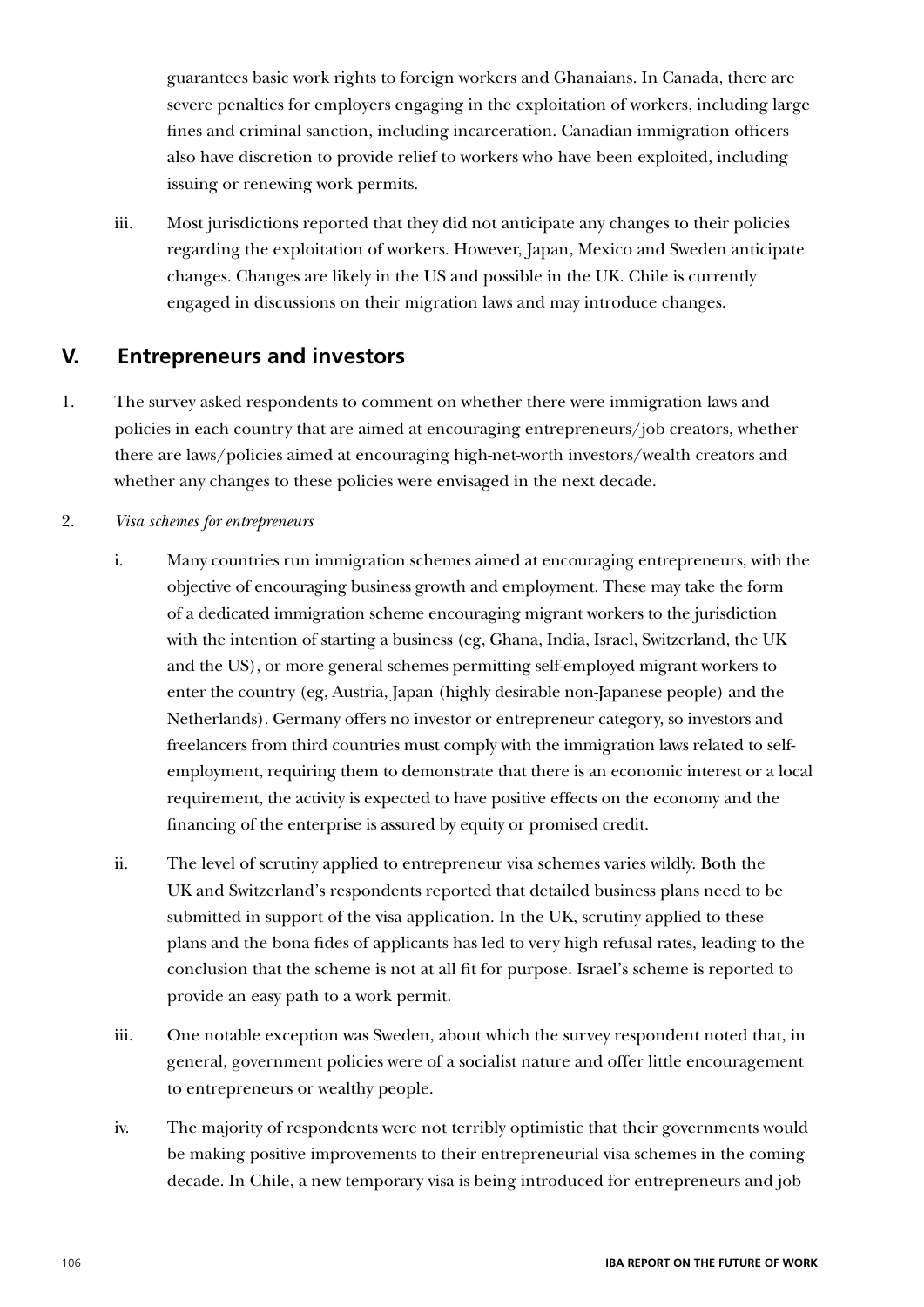guarantees basic work rights to foreign workers and Ghanaians. In Canada, there are severe penalties for employers engaging in the exploitation of workers, including large fines and criminal sanction, including incarceration. Canadian immigration officers also have discretion to provide relief to workers who have been exploited, including issuing or renewing work permits.

iii. Most jurisdictions reported that they did not anticipate any changes to their policies regarding the exploitation of workers. However, Japan, Mexico and Sweden anticipate changes. Changes are likely in the US and possible in the UK. Chile is currently engaged in discussions on their migration laws and may introduce changes.

## V. Entrepreneurs and investors

1. The survey asked respondents to comment on whether there were immigration laws and policies in each country that are aimed at encouraging entrepreneurs/job creators, whether there are laws/policies aimed at encouraging high-net-worth investors/wealth creators and whether any changes to these policies were envisaged in the next decade.

2. *Visa schemes for entrepreneurs*

   i. Many countries run immigration schemes aimed at encouraging entrepreneurs, with the objective of encouraging business growth and employment. These may take the form of a dedicated immigration scheme encouraging migrant workers to the jurisdiction with the intention of starting a business (eg, Ghana, India, Israel, Switzerland, the UK and the US), or more general schemes permitting self-employed migrant workers to enter the country (eg, Austria, Japan (highly desirable non-Japanese people) and the Netherlands). Germany offers no investor or entrepreneur category, so investors and freelancers from third countries must comply with the immigration laws related to self-employment, requiring them to demonstrate that there is an economic interest or a local requirement, the activity is expected to have positive effects on the economy and the financing of the enterprise is assured by equity or promised credit.

   ii. The level of scrutiny applied to entrepreneur visa schemes varies wildly. Both the UK and Switzerland's respondents reported that detailed business plans need to be submitted in support of the visa application. In the UK, scrutiny applied to these plans and the bona fides of applicants has led to very high refusal rates, leading to the conclusion that the scheme is not at all fit for purpose. Israel's scheme is reported to provide an easy path to a work permit.

   iii. One notable exception was Sweden, about which the survey respondent noted that, in general, government policies were of a socialist nature and offer little encouragement to entrepreneurs or wealthy people.

   iv. The majority of respondents were not terribly optimistic that their governments would be making positive improvements to their entrepreneurial visa schemes in the coming decade. In Chile, a new temporary visa is being introduced for entrepreneurs and job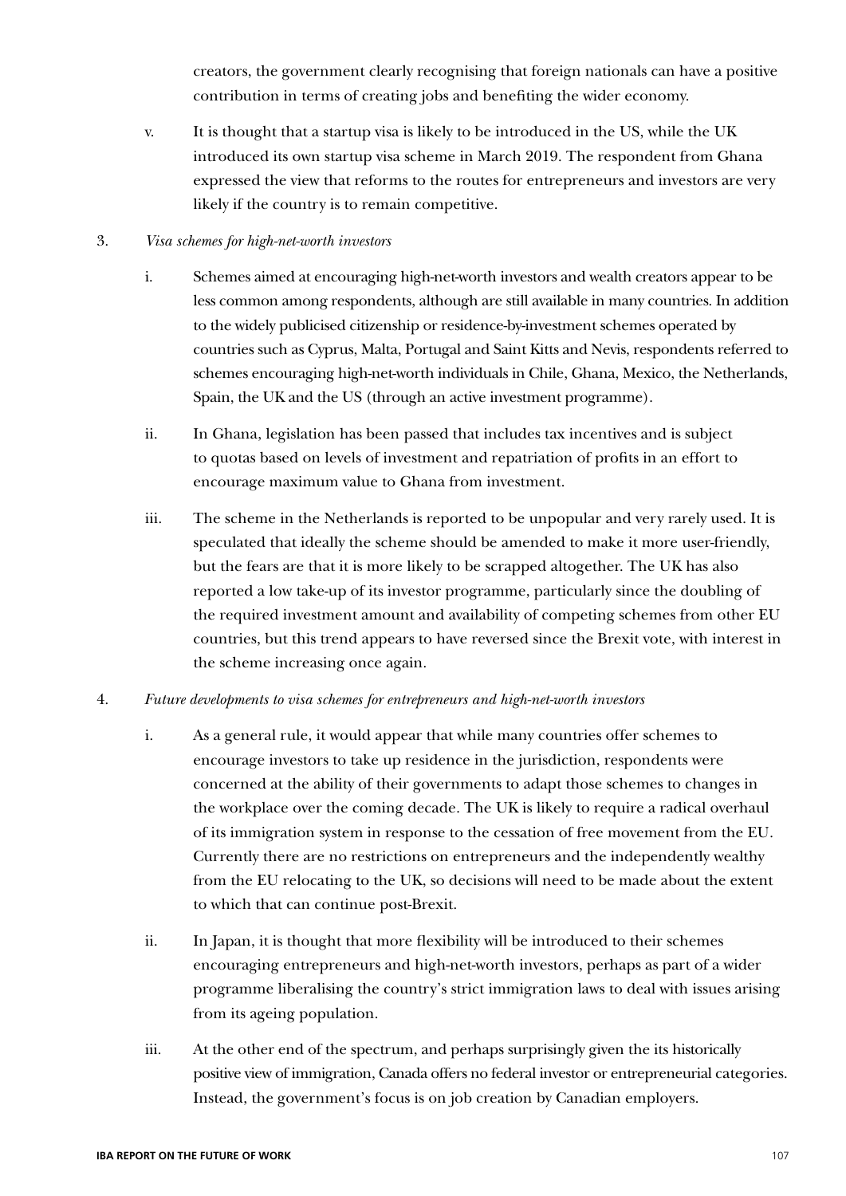creators, the government clearly recognising that foreign nationals can have a positive contribution in terms of creating jobs and benefiting the wider economy.

v. It is thought that a startup visa is likely to be introduced in the US, while the UK introduced its own startup visa scheme in March 2019. The respondent from Ghana expressed the view that reforms to the routes for entrepreneurs and investors are very likely if the country is to remain competitive.

3. *Visa schemes for high-net-worth investors*

i. Schemes aimed at encouraging high-net-worth investors and wealth creators appear to be less common among respondents, although are still available in many countries. In addition to the widely publicised citizenship or residence-by-investment schemes operated by countries such as Cyprus, Malta, Portugal and Saint Kitts and Nevis, respondents referred to schemes encouraging high-net-worth individuals in Chile, Ghana, Mexico, the Netherlands, Spain, the UK and the US (through an active investment programme).

ii. In Ghana, legislation has been passed that includes tax incentives and is subject to quotas based on levels of investment and repatriation of profits in an effort to encourage maximum value to Ghana from investment.

iii. The scheme in the Netherlands is reported to be unpopular and very rarely used. It is speculated that ideally the scheme should be amended to make it more user-friendly, but the fears are that it is more likely to be scrapped altogether. The UK has also reported a low take-up of its investor programme, particularly since the doubling of the required investment amount and availability of competing schemes from other EU countries, but this trend appears to have reversed since the Brexit vote, with interest in the scheme increasing once again.

4. *Future developments to visa schemes for entrepreneurs and high-net-worth investors*

i. As a general rule, it would appear that while many countries offer schemes to encourage investors to take up residence in the jurisdiction, respondents were concerned at the ability of their governments to adapt those schemes to changes in the workplace over the coming decade. The UK is likely to require a radical overhaul of its immigration system in response to the cessation of free movement from the EU. Currently there are no restrictions on entrepreneurs and the independently wealthy from the EU relocating to the UK, so decisions will need to be made about the extent to which that can continue post-Brexit.

ii. In Japan, it is thought that more flexibility will be introduced to their schemes encouraging entrepreneurs and high-net-worth investors, perhaps as part of a wider programme liberalising the country's strict immigration laws to deal with issues arising from its ageing population.

iii. At the other end of the spectrum, and perhaps surprisingly given the its historically positive view of immigration, Canada offers no federal investor or entrepreneurial categories. Instead, the government's focus is on job creation by Canadian employers.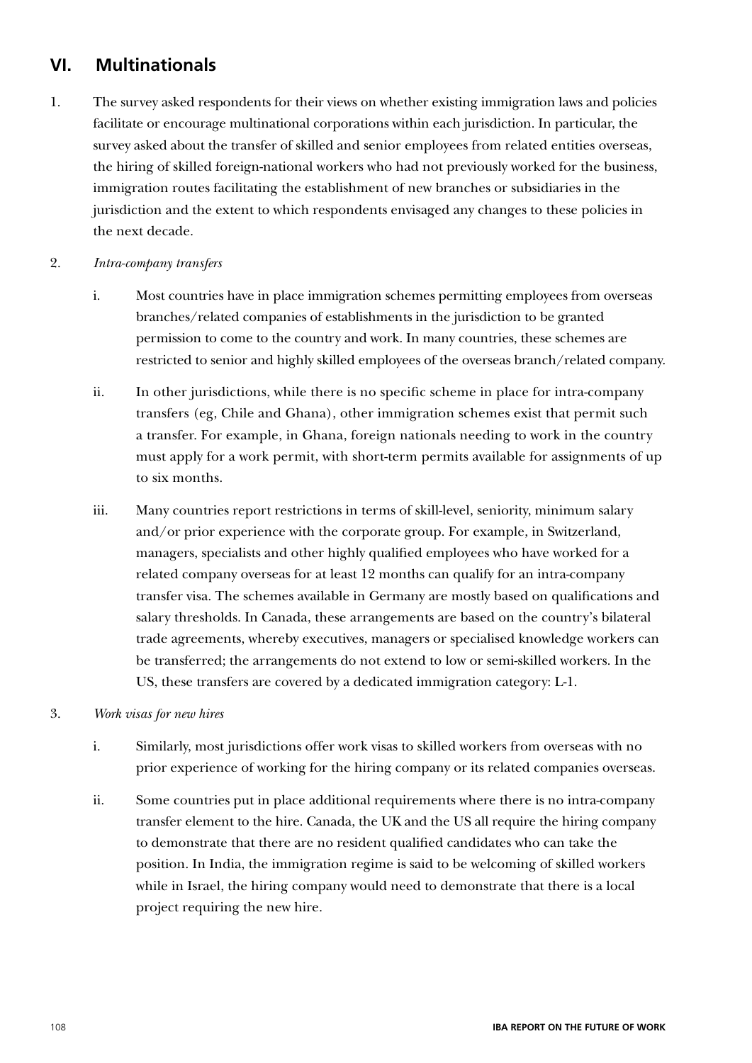## VI. Multinationals

1. The survey asked respondents for their views on whether existing immigration laws and policies facilitate or encourage multinational corporations within each jurisdiction. In particular, the survey asked about the transfer of skilled and senior employees from related entities overseas, the hiring of skilled foreign-national workers who had not previously worked for the business, immigration routes facilitating the establishment of new branches or subsidiaries in the jurisdiction and the extent to which respondents envisaged any changes to these policies in the next decade.

2. *Intra-company transfers*

   i. Most countries have in place immigration schemes permitting employees from overseas branches/related companies of establishments in the jurisdiction to be granted permission to come to the country and work. In many countries, these schemes are restricted to senior and highly skilled employees of the overseas branch/related company.

   ii. In other jurisdictions, while there is no specific scheme in place for intra-company transfers (eg, Chile and Ghana), other immigration schemes exist that permit such a transfer. For example, in Ghana, foreign nationals needing to work in the country must apply for a work permit, with short-term permits available for assignments of up to six months.

   iii. Many countries report restrictions in terms of skill-level, seniority, minimum salary and/or prior experience with the corporate group. For example, in Switzerland, managers, specialists and other highly qualified employees who have worked for a related company overseas for at least 12 months can qualify for an intra-company transfer visa. The schemes available in Germany are mostly based on qualifications and salary thresholds. In Canada, these arrangements are based on the country's bilateral trade agreements, whereby executives, managers or specialised knowledge workers can be transferred; the arrangements do not extend to low or semi-skilled workers. In the US, these transfers are covered by a dedicated immigration category: L-1.

3. *Work visas for new hires*

   i. Similarly, most jurisdictions offer work visas to skilled workers from overseas with no prior experience of working for the hiring company or its related companies overseas.

   ii. Some countries put in place additional requirements where there is no intra-company transfer element to the hire. Canada, the UK and the US all require the hiring company to demonstrate that there are no resident qualified candidates who can take the position. In India, the immigration regime is said to be welcoming of skilled workers while in Israel, the hiring company would need to demonstrate that there is a local project requiring the new hire.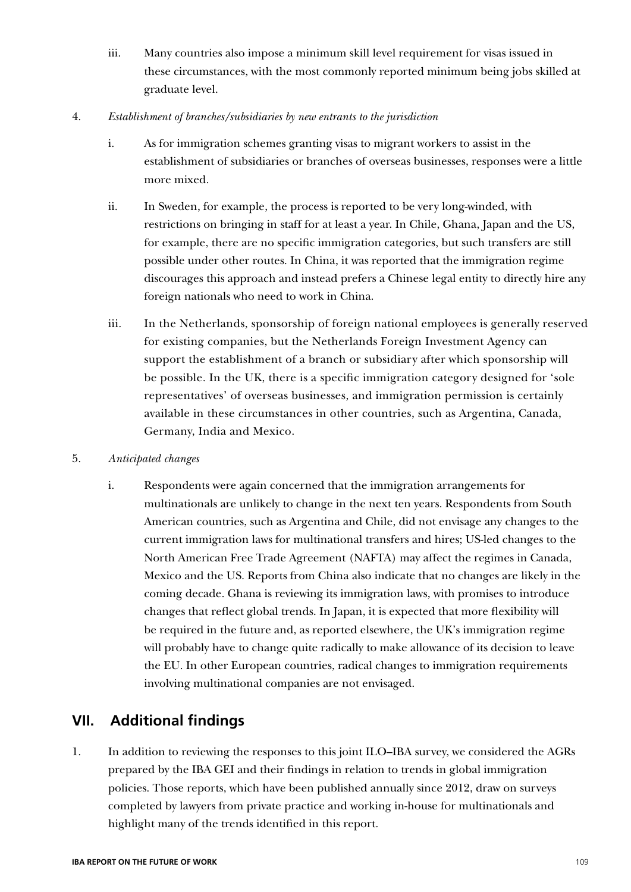iii. Many countries also impose a minimum skill level requirement for visas issued in these circumstances, with the most commonly reported minimum being jobs skilled at graduate level.

4. *Establishment of branches/subsidiaries by new entrants to the jurisdiction*

   i. As for immigration schemes granting visas to migrant workers to assist in the establishment of subsidiaries or branches of overseas businesses, responses were a little more mixed.

   ii. In Sweden, for example, the process is reported to be very long-winded, with restrictions on bringing in staff for at least a year. In Chile, Ghana, Japan and the US, for example, there are no specific immigration categories, but such transfers are still possible under other routes. In China, it was reported that the immigration regime discourages this approach and instead prefers a Chinese legal entity to directly hire any foreign nationals who need to work in China.

   iii. In the Netherlands, sponsorship of foreign national employees is generally reserved for existing companies, but the Netherlands Foreign Investment Agency can support the establishment of a branch or subsidiary after which sponsorship will be possible. In the UK, there is a specific immigration category designed for 'sole representatives' of overseas businesses, and immigration permission is certainly available in these circumstances in other countries, such as Argentina, Canada, Germany, India and Mexico.

5. *Anticipated changes*

   i. Respondents were again concerned that the immigration arrangements for multinationals are unlikely to change in the next ten years. Respondents from South American countries, such as Argentina and Chile, did not envisage any changes to the current immigration laws for multinational transfers and hires; US-led changes to the North American Free Trade Agreement (NAFTA) may affect the regimes in Canada, Mexico and the US. Reports from China also indicate that no changes are likely in the coming decade. Ghana is reviewing its immigration laws, with promises to introduce changes that reflect global trends. In Japan, it is expected that more flexibility will be required in the future and, as reported elsewhere, the UK's immigration regime will probably have to change quite radically to make allowance of its decision to leave the EU. In other European countries, radical changes to immigration requirements involving multinational companies are not envisaged.

## VII. Additional findings

1. In addition to reviewing the responses to this joint ILO–IBA survey, we considered the AGRs prepared by the IBA GEI and their findings in relation to trends in global immigration policies. Those reports, which have been published annually since 2012, draw on surveys completed by lawyers from private practice and working in-house for multinationals and highlight many of the trends identified in this report.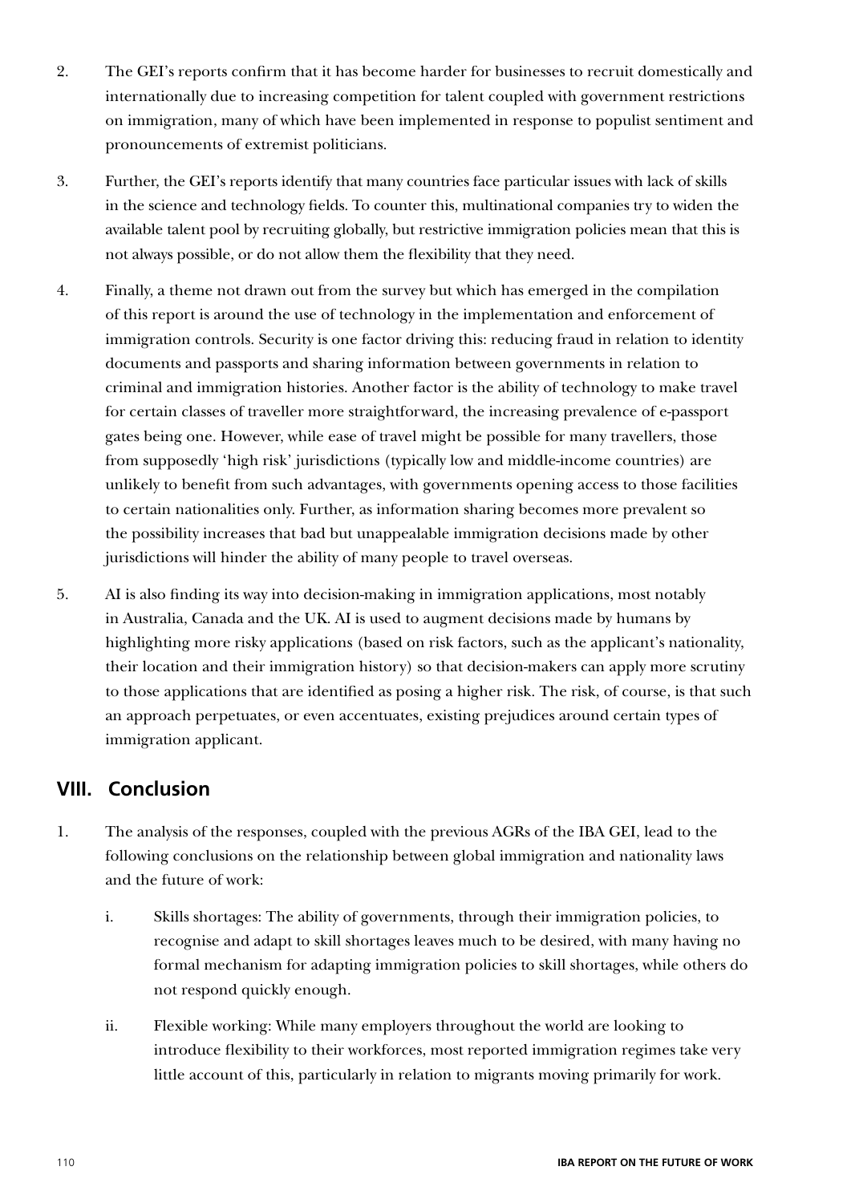2. The GEI's reports confirm that it has become harder for businesses to recruit domestically and internationally due to increasing competition for talent coupled with government restrictions on immigration, many of which have been implemented in response to populist sentiment and pronouncements of extremist politicians.

3. Further, the GEI's reports identify that many countries face particular issues with lack of skills in the science and technology fields. To counter this, multinational companies try to widen the available talent pool by recruiting globally, but restrictive immigration policies mean that this is not always possible, or do not allow them the flexibility that they need.

4. Finally, a theme not drawn out from the survey but which has emerged in the compilation of this report is around the use of technology in the implementation and enforcement of immigration controls. Security is one factor driving this: reducing fraud in relation to identity documents and passports and sharing information between governments in relation to criminal and immigration histories. Another factor is the ability of technology to make travel for certain classes of traveller more straightforward, the increasing prevalence of e-passport gates being one. However, while ease of travel might be possible for many travellers, those from supposedly 'high risk' jurisdictions (typically low and middle-income countries) are unlikely to benefit from such advantages, with governments opening access to those facilities to certain nationalities only. Further, as information sharing becomes more prevalent so the possibility increases that bad but unappealable immigration decisions made by other jurisdictions will hinder the ability of many people to travel overseas.

5. AI is also finding its way into decision-making in immigration applications, most notably in Australia, Canada and the UK. AI is used to augment decisions made by humans by highlighting more risky applications (based on risk factors, such as the applicant's nationality, their location and their immigration history) so that decision-makers can apply more scrutiny to those applications that are identified as posing a higher risk. The risk, of course, is that such an approach perpetuates, or even accentuates, existing prejudices around certain types of immigration applicant.

## VIII. Conclusion

1. The analysis of the responses, coupled with the previous AGRs of the IBA GEI, lead to the following conclusions on the relationship between global immigration and nationality laws and the future of work:

   i. Skills shortages: The ability of governments, through their immigration policies, to recognise and adapt to skill shortages leaves much to be desired, with many having no formal mechanism for adapting immigration policies to skill shortages, while others do not respond quickly enough.

   ii. Flexible working: While many employers throughout the world are looking to introduce flexibility to their workforces, most reported immigration regimes take very little account of this, particularly in relation to migrants moving primarily for work.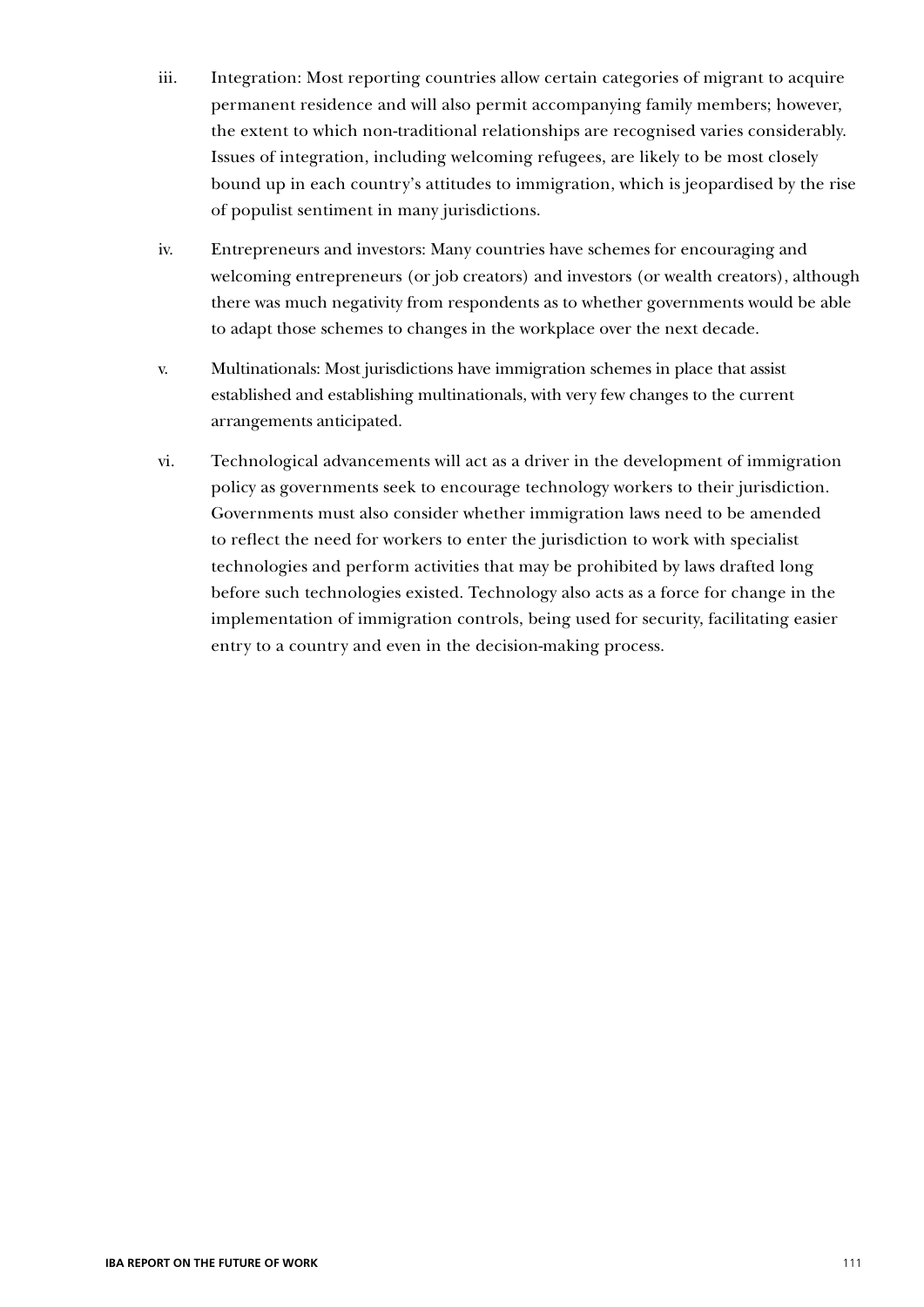iii. Integration: Most reporting countries allow certain categories of migrant to acquire permanent residence and will also permit accompanying family members; however, the extent to which non-traditional relationships are recognised varies considerably. Issues of integration, including welcoming refugees, are likely to be most closely bound up in each country's attitudes to immigration, which is jeopardised by the rise of populist sentiment in many jurisdictions.

iv. Entrepreneurs and investors: Many countries have schemes for encouraging and welcoming entrepreneurs (or job creators) and investors (or wealth creators), although there was much negativity from respondents as to whether governments would be able to adapt those schemes to changes in the workplace over the next decade.

v. Multinationals: Most jurisdictions have immigration schemes in place that assist established and establishing multinationals, with very few changes to the current arrangements anticipated.

vi. Technological advancements will act as a driver in the development of immigration policy as governments seek to encourage technology workers to their jurisdiction. Governments must also consider whether immigration laws need to be amended to reflect the need for workers to enter the jurisdiction to work with specialist technologies and perform activities that may be prohibited by laws drafted long before such technologies existed. Technology also acts as a force for change in the implementation of immigration controls, being used for security, facilitating easier entry to a country and even in the decision-making process.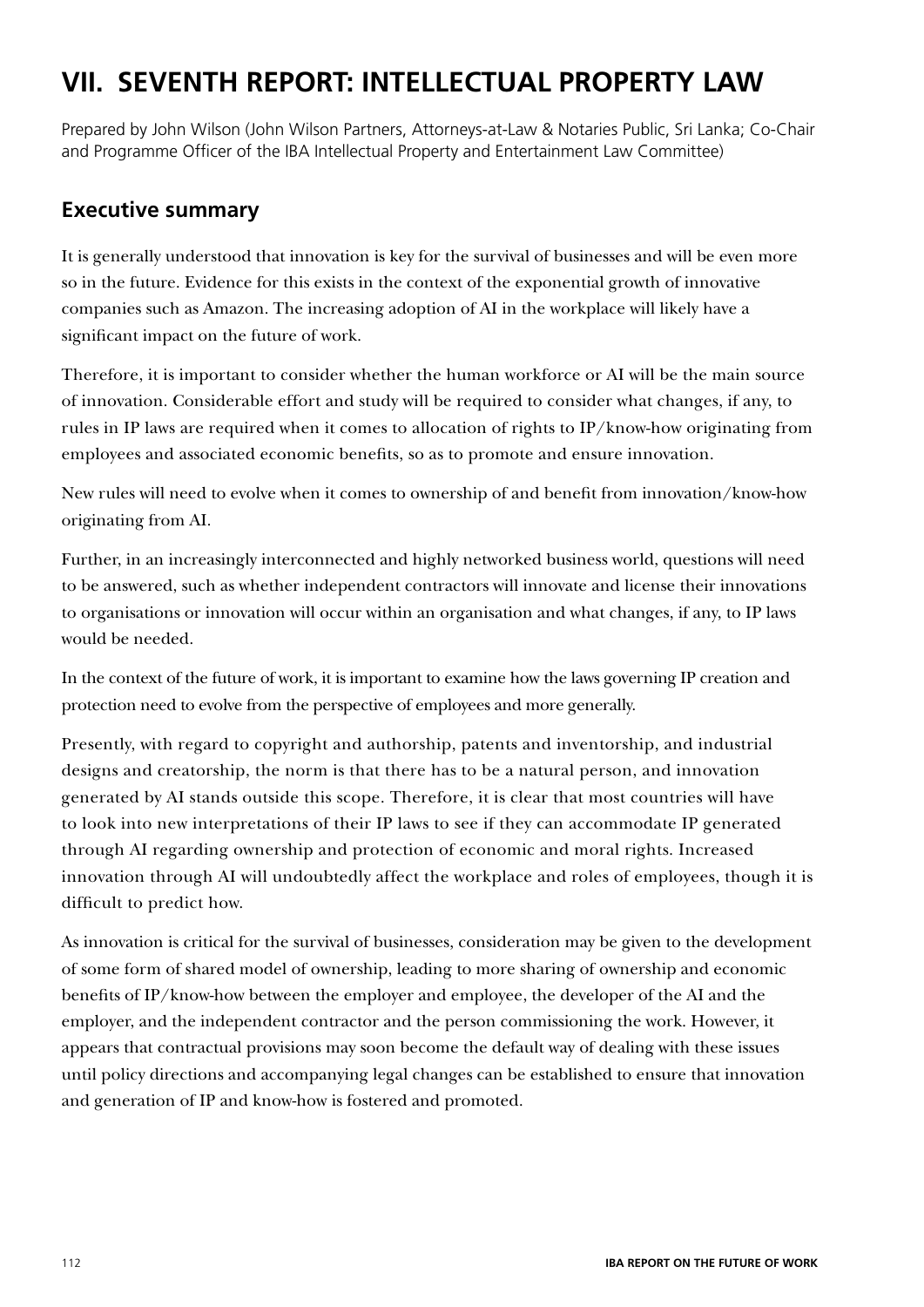# VII. SEVENTH REPORT: INTELLECTUAL PROPERTY LAW

Prepared by John Wilson (John Wilson Partners, Attorneys-at-Law & Notaries Public, Sri Lanka; Co-Chair and Programme Officer of the IBA Intellectual Property and Entertainment Law Committee)

## Executive summary

It is generally understood that innovation is key for the survival of businesses and will be even more so in the future. Evidence for this exists in the context of the exponential growth of innovative companies such as Amazon. The increasing adoption of AI in the workplace will likely have a significant impact on the future of work.

Therefore, it is important to consider whether the human workforce or AI will be the main source of innovation. Considerable effort and study will be required to consider what changes, if any, to rules in IP laws are required when it comes to allocation of rights to IP/know-how originating from employees and associated economic benefits, so as to promote and ensure innovation.

New rules will need to evolve when it comes to ownership of and benefit from innovation/know-how originating from AI.

Further, in an increasingly interconnected and highly networked business world, questions will need to be answered, such as whether independent contractors will innovate and license their innovations to organisations or innovation will occur within an organisation and what changes, if any, to IP laws would be needed.

In the context of the future of work, it is important to examine how the laws governing IP creation and protection need to evolve from the perspective of employees and more generally.

Presently, with regard to copyright and authorship, patents and inventorship, and industrial designs and creatorship, the norm is that there has to be a natural person, and innovation generated by AI stands outside this scope. Therefore, it is clear that most countries will have to look into new interpretations of their IP laws to see if they can accommodate IP generated through AI regarding ownership and protection of economic and moral rights. Increased innovation through AI will undoubtedly affect the workplace and roles of employees, though it is difficult to predict how.

As innovation is critical for the survival of businesses, consideration may be given to the development of some form of shared model of ownership, leading to more sharing of ownership and economic benefits of IP/know-how between the employer and employee, the developer of the AI and the employer, and the independent contractor and the person commissioning the work. However, it appears that contractual provisions may soon become the default way of dealing with these issues until policy directions and accompanying legal changes can be established to ensure that innovation and generation of IP and know-how is fostered and promoted.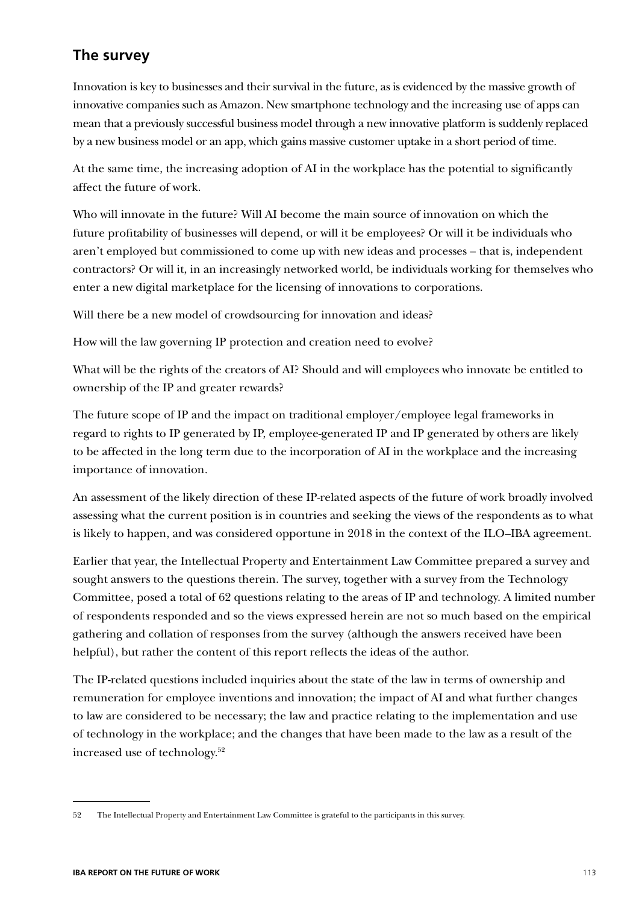## The survey

Innovation is key to businesses and their survival in the future, as is evidenced by the massive growth of innovative companies such as Amazon. New smartphone technology and the increasing use of apps can mean that a previously successful business model through a new innovative platform is suddenly replaced by a new business model or an app, which gains massive customer uptake in a short period of time.

At the same time, the increasing adoption of AI in the workplace has the potential to significantly affect the future of work.

Who will innovate in the future? Will AI become the main source of innovation on which the future profitability of businesses will depend, or will it be employees? Or will it be individuals who aren't employed but commissioned to come up with new ideas and processes – that is, independent contractors? Or will it, in an increasingly networked world, be individuals working for themselves who enter a new digital marketplace for the licensing of innovations to corporations.

Will there be a new model of crowdsourcing for innovation and ideas?

How will the law governing IP protection and creation need to evolve?

What will be the rights of the creators of AI? Should and will employees who innovate be entitled to ownership of the IP and greater rewards?

The future scope of IP and the impact on traditional employer/employee legal frameworks in regard to rights to IP generated by IP, employee-generated IP and IP generated by others are likely to be affected in the long term due to the incorporation of AI in the workplace and the increasing importance of innovation.

An assessment of the likely direction of these IP-related aspects of the future of work broadly involved assessing what the current position is in countries and seeking the views of the respondents as to what is likely to happen, and was considered opportune in 2018 in the context of the ILO–IBA agreement.

Earlier that year, the Intellectual Property and Entertainment Law Committee prepared a survey and sought answers to the questions therein. The survey, together with a survey from the Technology Committee, posed a total of 62 questions relating to the areas of IP and technology. A limited number of respondents responded and so the views expressed herein are not so much based on the empirical gathering and collation of responses from the survey (although the answers received have been helpful), but rather the content of this report reflects the ideas of the author.

The IP-related questions included inquiries about the state of the law in terms of ownership and remuneration for employee inventions and innovation; the impact of AI and what further changes to law are considered to be necessary; the law and practice relating to the implementation and use of technology in the workplace; and the changes that have been made to the law as a result of the increased use of technology.[52]

---

52 The Intellectual Property and Entertainment Law Committee is grateful to the participants in this survey.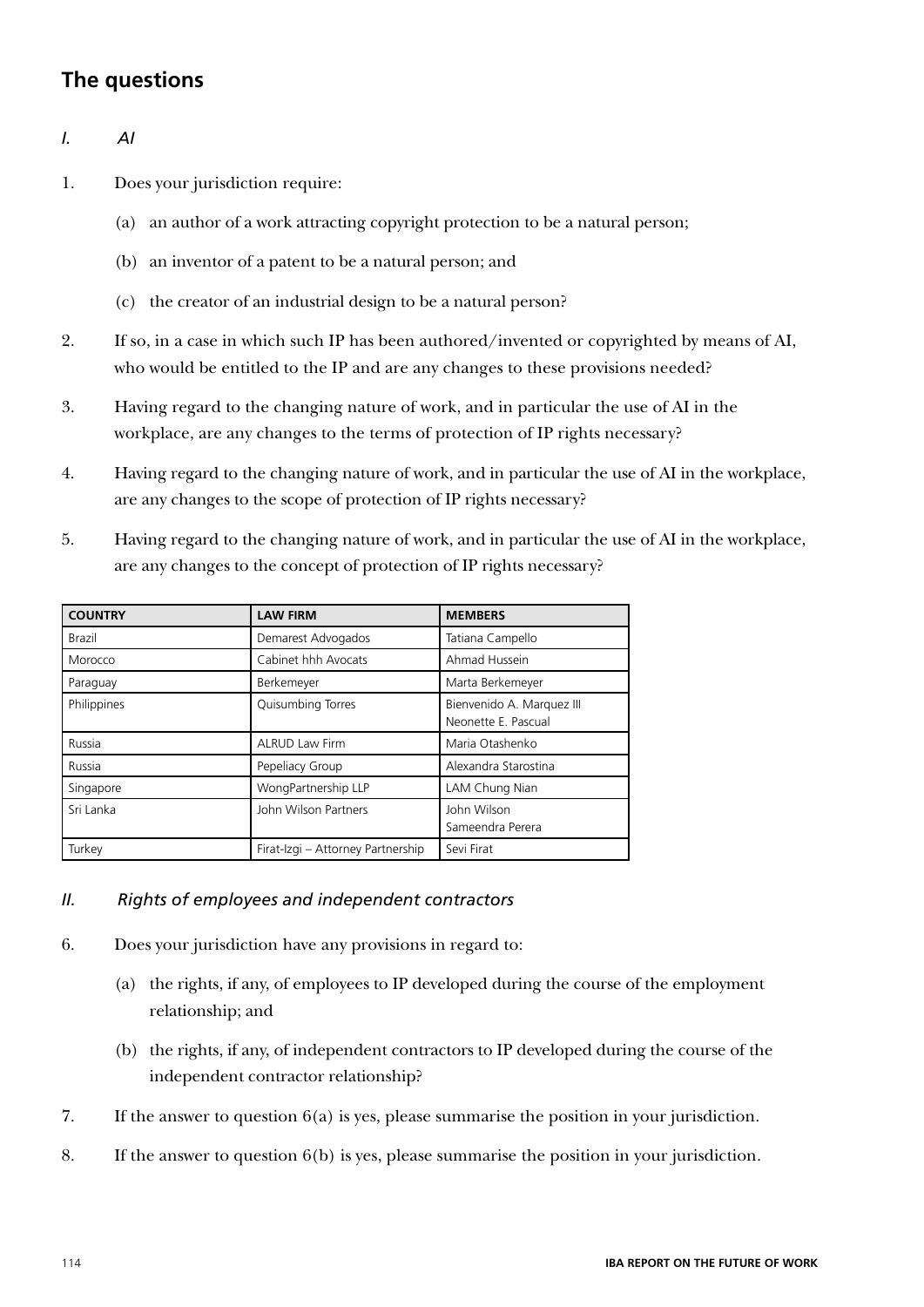## The questions

### *I. AI*

1. Does your jurisdiction require:

   (a) an author of a work attracting copyright protection to be a natural person;

   (b) an inventor of a patent to be a natural person; and

   (c) the creator of an industrial design to be a natural person?

2. If so, in a case in which such IP has been authored/invented or copyrighted by means of AI, who would be entitled to the IP and are any changes to these provisions needed?

3. Having regard to the changing nature of work, and in particular the use of AI in the workplace, are any changes to the terms of protection of IP rights necessary?

4. Having regard to the changing nature of work, and in particular the use of AI in the workplace, are any changes to the scope of protection of IP rights necessary?

5. Having regard to the changing nature of work, and in particular the use of AI in the workplace, are any changes to the concept of protection of IP rights necessary?

| COUNTRY | LAW FIRM | MEMBERS |
|---|---|---|
| Brazil | Demarest Advogados | Tatiana Campello |
| Morocco | Cabinet hhh Avocats | Ahmad Hussein |
| Paraguay | Berkemeyer | Marta Berkemeyer |
| Philippines | Quisumbing Torres | Bienvenido A. Marquez III<br>Neonette E. Pascual |
| Russia | ALRUD Law Firm | Maria Otashenko |
| Russia | Pepeliacy Group | Alexandra Starostina |
| Singapore | WongPartnership LLP | LAM Chung Nian |
| Sri Lanka | John Wilson Partners | John Wilson<br>Sameendra Perera |
| Turkey | Firat-Izgi – Attorney Partnership | Sevi Firat |

### *II. Rights of employees and independent contractors*

6. Does your jurisdiction have any provisions in regard to:

   (a) the rights, if any, of employees to IP developed during the course of the employment relationship; and

   (b) the rights, if any, of independent contractors to IP developed during the course of the independent contractor relationship?

7. If the answer to question 6(a) is yes, please summarise the position in your jurisdiction.

8. If the answer to question 6(b) is yes, please summarise the position in your jurisdiction.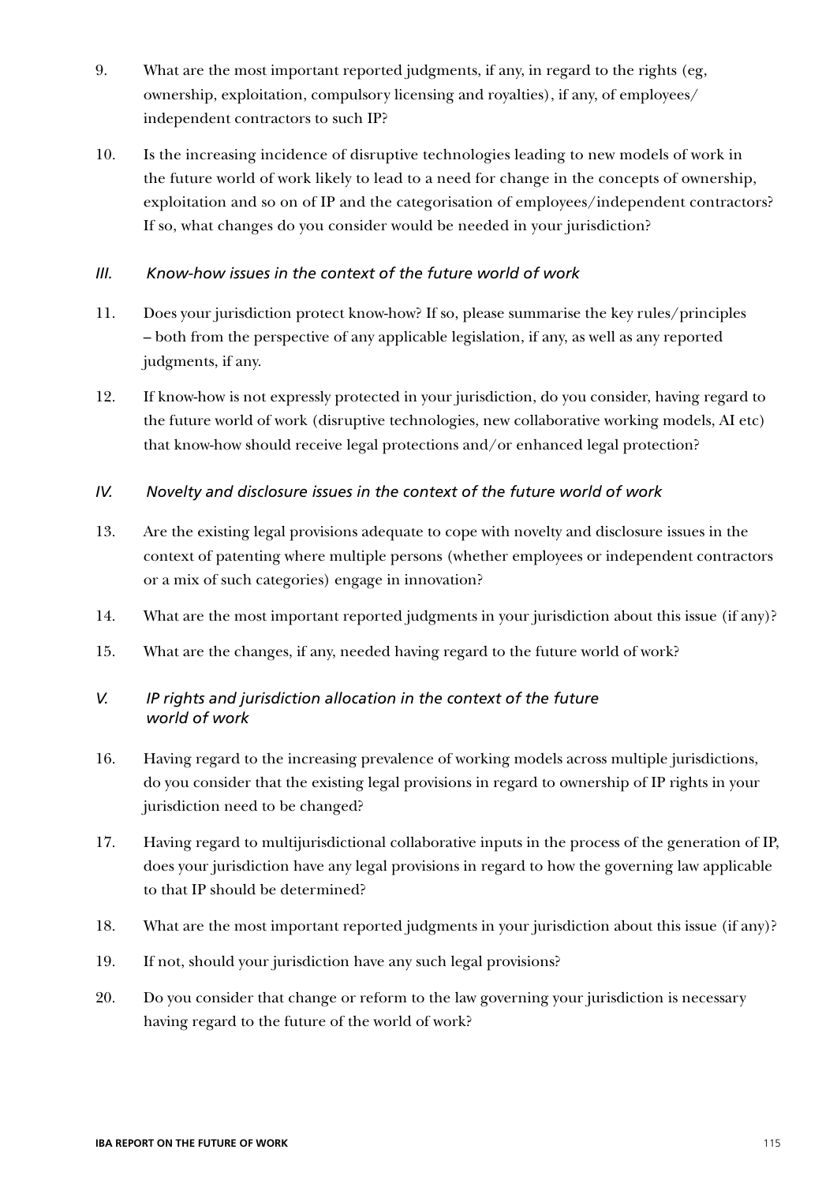9. What are the most important reported judgments, if any, in regard to the rights (eg, ownership, exploitation, compulsory licensing and royalties), if any, of employees/independent contractors to such IP?

10. Is the increasing incidence of disruptive technologies leading to new models of work in the future world of work likely to lead to a need for change in the concepts of ownership, exploitation and so on of IP and the categorisation of employees/independent contractors? If so, what changes do you consider would be needed in your jurisdiction?

### *III. Know-how issues in the context of the future world of work*

11. Does your jurisdiction protect know-how? If so, please summarise the key rules/principles – both from the perspective of any applicable legislation, if any, as well as any reported judgments, if any.

12. If know-how is not expressly protected in your jurisdiction, do you consider, having regard to the future world of work (disruptive technologies, new collaborative working models, AI etc) that know-how should receive legal protections and/or enhanced legal protection?

### *IV. Novelty and disclosure issues in the context of the future world of work*

13. Are the existing legal provisions adequate to cope with novelty and disclosure issues in the context of patenting where multiple persons (whether employees or independent contractors or a mix of such categories) engage in innovation?

14. What are the most important reported judgments in your jurisdiction about this issue (if any)?

15. What are the changes, if any, needed having regard to the future world of work?

### *V. IP rights and jurisdiction allocation in the context of the future world of work*

16. Having regard to the increasing prevalence of working models across multiple jurisdictions, do you consider that the existing legal provisions in regard to ownership of IP rights in your jurisdiction need to be changed?

17. Having regard to multijurisdictional collaborative inputs in the process of the generation of IP, does your jurisdiction have any legal provisions in regard to how the governing law applicable to that IP should be determined?

18. What are the most important reported judgments in your jurisdiction about this issue (if any)?

19. If not, should your jurisdiction have any such legal provisions?

20. Do you consider that change or reform to the law governing your jurisdiction is necessary having regard to the future of the world of work?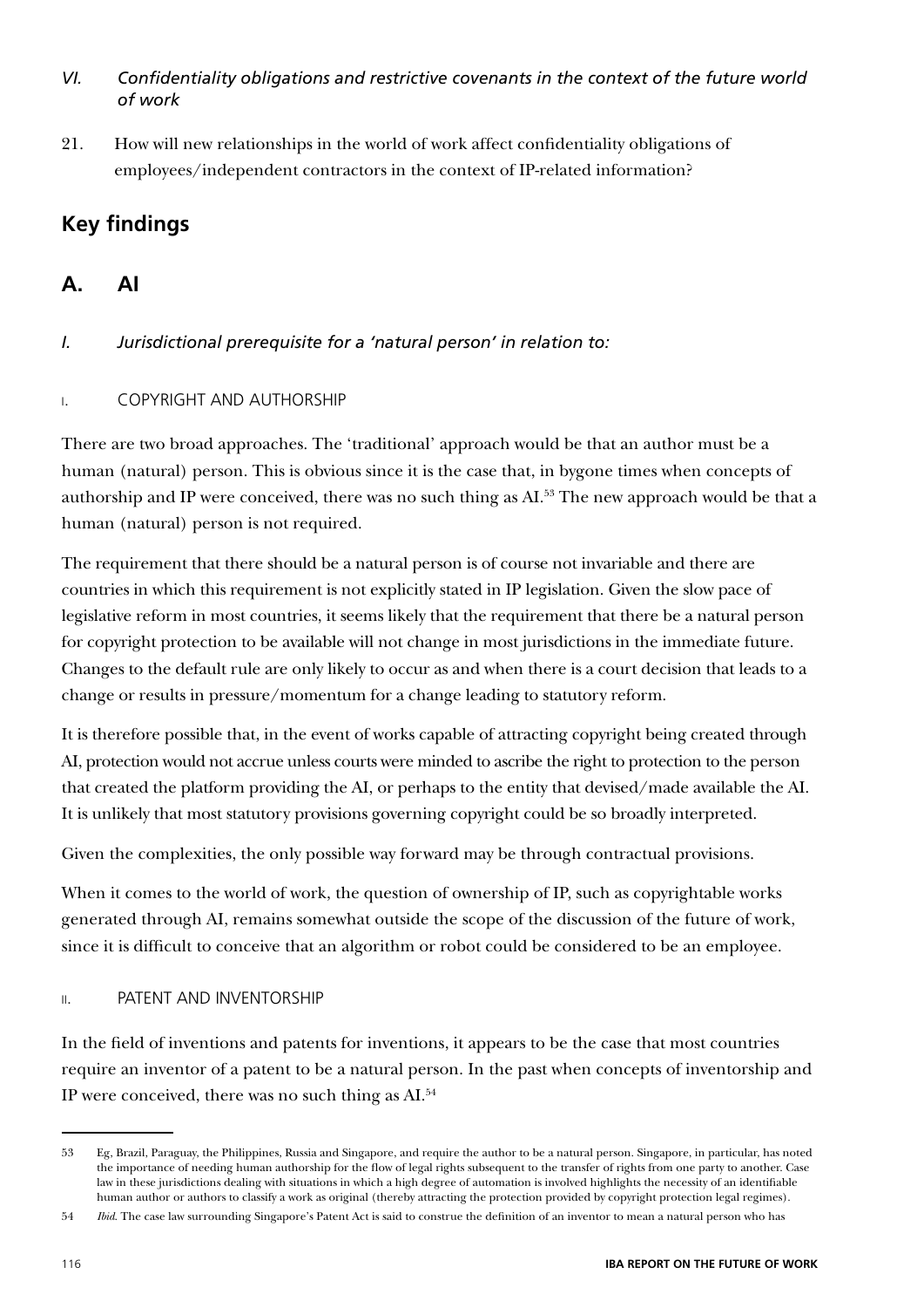*VI. Confidentiality obligations and restrictive covenants in the context of the future world of work*

21. How will new relationships in the world of work affect confidentiality obligations of employees/independent contractors in the context of IP-related information?

## Key findings

## A. AI

### *I. Jurisdictional prerequisite for a 'natural person' in relation to:*

#### I. COPYRIGHT AND AUTHORSHIP

There are two broad approaches. The 'traditional' approach would be that an author must be a human (natural) person. This is obvious since it is the case that, in bygone times when concepts of authorship and IP were conceived, there was no such thing as AI.[53] The new approach would be that a human (natural) person is not required.

The requirement that there should be a natural person is of course not invariable and there are countries in which this requirement is not explicitly stated in IP legislation. Given the slow pace of legislative reform in most countries, it seems likely that the requirement that there be a natural person for copyright protection to be available will not change in most jurisdictions in the immediate future. Changes to the default rule are only likely to occur as and when there is a court decision that leads to a change or results in pressure/momentum for a change leading to statutory reform.

It is therefore possible that, in the event of works capable of attracting copyright being created through AI, protection would not accrue unless courts were minded to ascribe the right to protection to the person that created the platform providing the AI, or perhaps to the entity that devised/made available the AI. It is unlikely that most statutory provisions governing copyright could be so broadly interpreted.

Given the complexities, the only possible way forward may be through contractual provisions.

When it comes to the world of work, the question of ownership of IP, such as copyrightable works generated through AI, remains somewhat outside the scope of the discussion of the future of work, since it is difficult to conceive that an algorithm or robot could be considered to be an employee.

#### II. PATENT AND INVENTORSHIP

In the field of inventions and patents for inventions, it appears to be the case that most countries require an inventor of a patent to be a natural person. In the past when concepts of inventorship and IP were conceived, there was no such thing as AI.[54]

---

53 Eg, Brazil, Paraguay, the Philippines, Russia and Singapore, and require the author to be a natural person. Singapore, in particular, has noted the importance of needing human authorship for the flow of legal rights subsequent to the transfer of rights from one party to another. Case law in these jurisdictions dealing with situations in which a high degree of automation is involved highlights the necessity of an identifiable human author or authors to classify a work as original (thereby attracting the protection provided by copyright protection legal regimes).

54 *Ibid*. The case law surrounding Singapore's Patent Act is said to construe the definition of an inventor to mean a natural person who has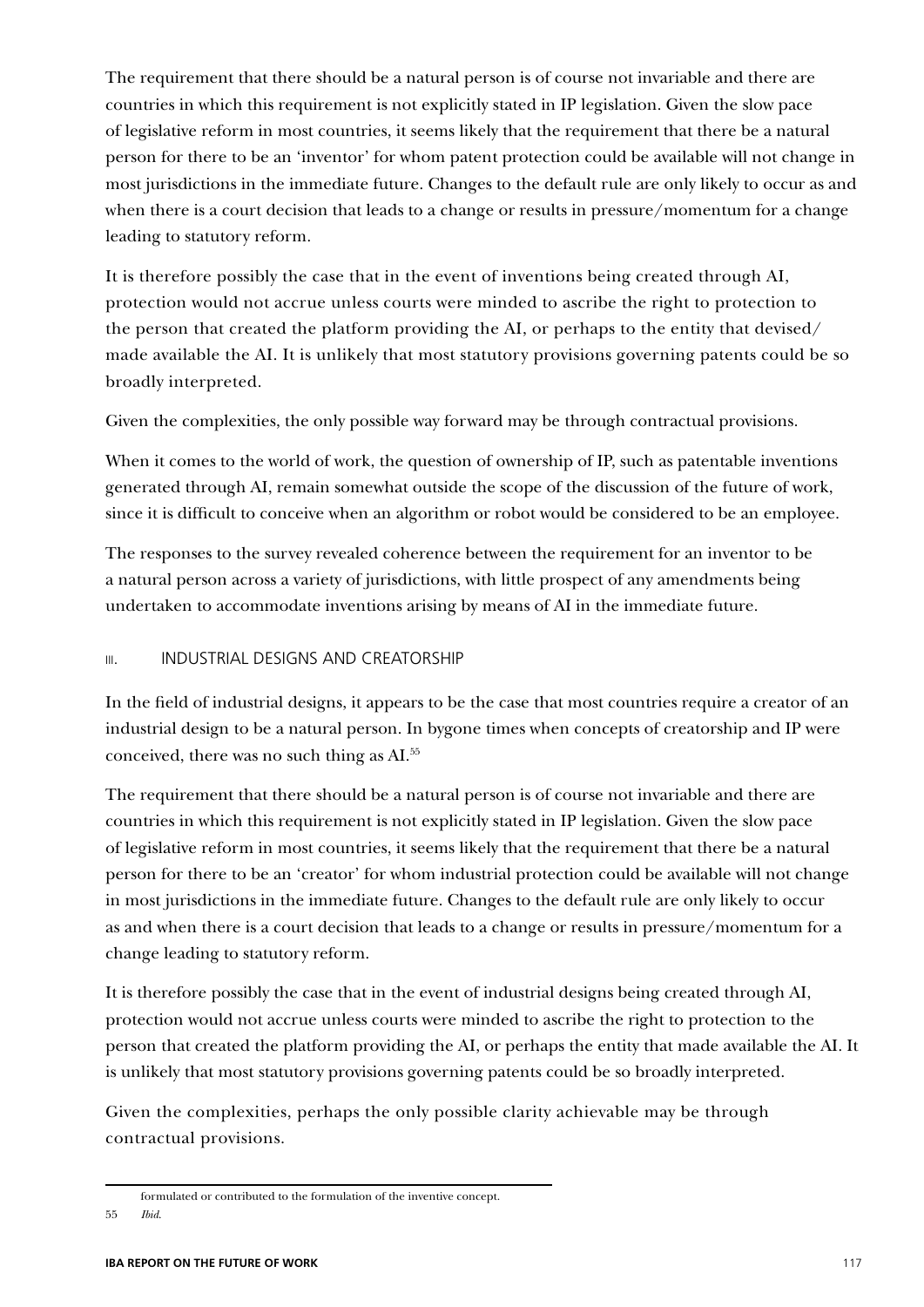The requirement that there should be a natural person is of course not invariable and there are countries in which this requirement is not explicitly stated in IP legislation. Given the slow pace of legislative reform in most countries, it seems likely that the requirement that there be a natural person for there to be an 'inventor' for whom patent protection could be available will not change in most jurisdictions in the immediate future. Changes to the default rule are only likely to occur as and when there is a court decision that leads to a change or results in pressure/momentum for a change leading to statutory reform.

It is therefore possibly the case that in the event of inventions being created through AI, protection would not accrue unless courts were minded to ascribe the right to protection to the person that created the platform providing the AI, or perhaps to the entity that devised/made available the AI. It is unlikely that most statutory provisions governing patents could be so broadly interpreted.

Given the complexities, the only possible way forward may be through contractual provisions.

When it comes to the world of work, the question of ownership of IP, such as patentable inventions generated through AI, remain somewhat outside the scope of the discussion of the future of work, since it is difficult to conceive when an algorithm or robot would be considered to be an employee.

The responses to the survey revealed coherence between the requirement for an inventor to be a natural person across a variety of jurisdictions, with little prospect of any amendments being undertaken to accommodate inventions arising by means of AI in the immediate future.

### III. INDUSTRIAL DESIGNS AND CREATORSHIP

In the field of industrial designs, it appears to be the case that most countries require a creator of an industrial design to be a natural person. In bygone times when concepts of creatorship and IP were conceived, there was no such thing as AI.[55]

The requirement that there should be a natural person is of course not invariable and there are countries in which this requirement is not explicitly stated in IP legislation. Given the slow pace of legislative reform in most countries, it seems likely that the requirement that there be a natural person for there to be an 'creator' for whom industrial protection could be available will not change in most jurisdictions in the immediate future. Changes to the default rule are only likely to occur as and when there is a court decision that leads to a change or results in pressure/momentum for a change leading to statutory reform.

It is therefore possibly the case that in the event of industrial designs being created through AI, protection would not accrue unless courts were minded to ascribe the right to protection to the person that created the platform providing the AI, or perhaps the entity that made available the AI. It is unlikely that most statutory provisions governing patents could be so broadly interpreted.

Given the complexities, perhaps the only possible clarity achievable may be through contractual provisions.

---

formulated or contributed to the formulation of the inventive concept.

55 *Ibid.*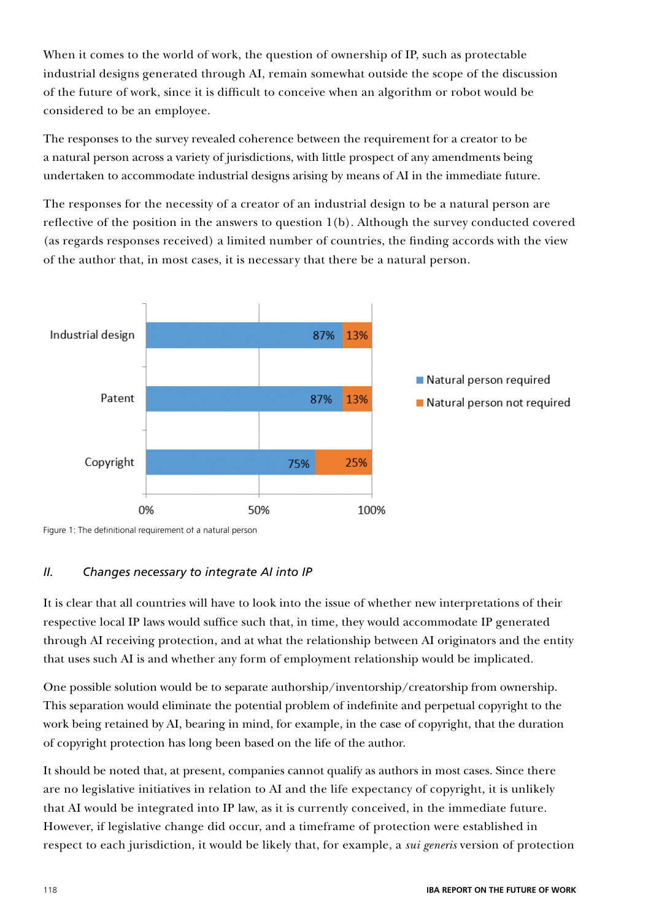When it comes to the world of work, the question of ownership of IP, such as protectable industrial designs generated through AI, remain somewhat outside the scope of the discussion of the future of work, since it is difficult to conceive when an algorithm or robot would be considered to be an employee.

The responses to the survey revealed coherence between the requirement for a creator to be a natural person across a variety of jurisdictions, with little prospect of any amendments being undertaken to accommodate industrial designs arising by means of AI in the immediate future.

The responses for the necessity of a creator of an industrial design to be a natural person are reflective of the position in the answers to question 1(b). Although the survey conducted covered (as regards responses received) a limited number of countries, the finding accords with the view of the author that, in most cases, it is necessary that there be a natural person.

| | Natural person required | Natural person not required |
|---|---|---|
| Industrial design | 87% | 13% |
| Patent | 87% | 13% |
| Copyright | 75% | 25% |

Figure 1: The definitional requirement of a natural person

## *II. Changes necessary to integrate AI into IP*

It is clear that all countries will have to look into the issue of whether new interpretations of their respective local IP laws would suffice such that, in time, they would accommodate IP generated through AI receiving protection, and at what the relationship between AI originators and the entity that uses such AI is and whether any form of employment relationship would be implicated.

One possible solution would be to separate authorship/inventorship/creatorship from ownership. This separation would eliminate the potential problem of indefinite and perpetual copyright to the work being retained by AI, bearing in mind, for example, in the case of copyright, that the duration of copyright protection has long been based on the life of the author.

It should be noted that, at present, companies cannot qualify as authors in most cases. Since there are no legislative initiatives in relation to AI and the life expectancy of copyright, it is unlikely that AI would be integrated into IP law, as it is currently conceived, in the immediate future. However, if legislative change did occur, and a timeframe of protection were established in respect to each jurisdiction, it would be likely that, for example, a *sui generis* version of protection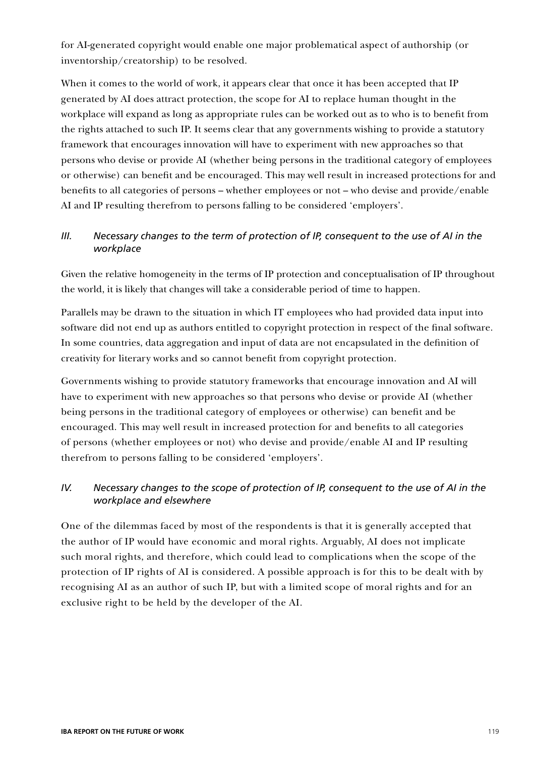for AI-generated copyright would enable one major problematical aspect of authorship (or inventorship/creatorship) to be resolved.

When it comes to the world of work, it appears clear that once it has been accepted that IP generated by AI does attract protection, the scope for AI to replace human thought in the workplace will expand as long as appropriate rules can be worked out as to who is to benefit from the rights attached to such IP. It seems clear that any governments wishing to provide a statutory framework that encourages innovation will have to experiment with new approaches so that persons who devise or provide AI (whether being persons in the traditional category of employees or otherwise) can benefit and be encouraged. This may well result in increased protections for and benefits to all categories of persons – whether employees or not – who devise and provide/enable AI and IP resulting therefrom to persons falling to be considered 'employers'.

### *III. Necessary changes to the term of protection of IP, consequent to the use of AI in the workplace*

Given the relative homogeneity in the terms of IP protection and conceptualisation of IP throughout the world, it is likely that changes will take a considerable period of time to happen.

Parallels may be drawn to the situation in which IT employees who had provided data input into software did not end up as authors entitled to copyright protection in respect of the final software. In some countries, data aggregation and input of data are not encapsulated in the definition of creativity for literary works and so cannot benefit from copyright protection.

Governments wishing to provide statutory frameworks that encourage innovation and AI will have to experiment with new approaches so that persons who devise or provide AI (whether being persons in the traditional category of employees or otherwise) can benefit and be encouraged. This may well result in increased protection for and benefits to all categories of persons (whether employees or not) who devise and provide/enable AI and IP resulting therefrom to persons falling to be considered 'employers'.

### *IV. Necessary changes to the scope of protection of IP, consequent to the use of AI in the workplace and elsewhere*

One of the dilemmas faced by most of the respondents is that it is generally accepted that the author of IP would have economic and moral rights. Arguably, AI does not implicate such moral rights, and therefore, which could lead to complications when the scope of the protection of IP rights of AI is considered. A possible approach is for this to be dealt with by recognising AI as an author of such IP, but with a limited scope of moral rights and for an exclusive right to be held by the developer of the AI.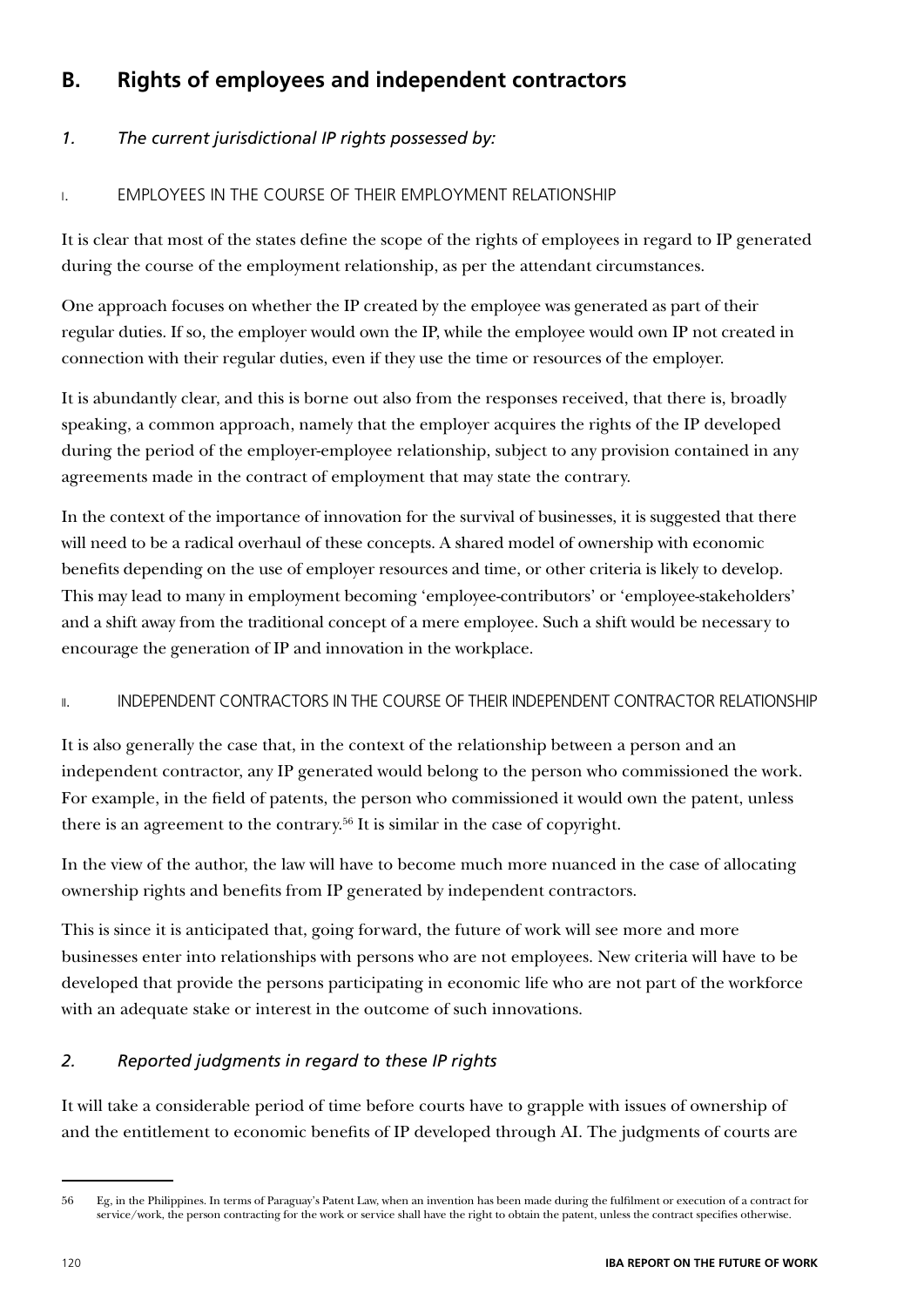## B. Rights of employees and independent contractors

### *1. The current jurisdictional IP rights possessed by:*

#### I. EMPLOYEES IN THE COURSE OF THEIR EMPLOYMENT RELATIONSHIP

It is clear that most of the states define the scope of the rights of employees in regard to IP generated during the course of the employment relationship, as per the attendant circumstances.

One approach focuses on whether the IP created by the employee was generated as part of their regular duties. If so, the employer would own the IP, while the employee would own IP not created in connection with their regular duties, even if they use the time or resources of the employer.

It is abundantly clear, and this is borne out also from the responses received, that there is, broadly speaking, a common approach, namely that the employer acquires the rights of the IP developed during the period of the employer-employee relationship, subject to any provision contained in any agreements made in the contract of employment that may state the contrary.

In the context of the importance of innovation for the survival of businesses, it is suggested that there will need to be a radical overhaul of these concepts. A shared model of ownership with economic benefits depending on the use of employer resources and time, or other criteria is likely to develop. This may lead to many in employment becoming 'employee-contributors' or 'employee-stakeholders' and a shift away from the traditional concept of a mere employee. Such a shift would be necessary to encourage the generation of IP and innovation in the workplace.

#### II. INDEPENDENT CONTRACTORS IN THE COURSE OF THEIR INDEPENDENT CONTRACTOR RELATIONSHIP

It is also generally the case that, in the context of the relationship between a person and an independent contractor, any IP generated would belong to the person who commissioned the work. For example, in the field of patents, the person who commissioned it would own the patent, unless there is an agreement to the contrary.[56] It is similar in the case of copyright.

In the view of the author, the law will have to become much more nuanced in the case of allocating ownership rights and benefits from IP generated by independent contractors.

This is since it is anticipated that, going forward, the future of work will see more and more businesses enter into relationships with persons who are not employees. New criteria will have to be developed that provide the persons participating in economic life who are not part of the workforce with an adequate stake or interest in the outcome of such innovations.

### *2. Reported judgments in regard to these IP rights*

It will take a considerable period of time before courts have to grapple with issues of ownership of and the entitlement to economic benefits of IP developed through AI. The judgments of courts are

---

56 Eg, in the Philippines. In terms of Paraguay's Patent Law, when an invention has been made during the fulfilment or execution of a contract for service/work, the person contracting for the work or service shall have the right to obtain the patent, unless the contract specifies otherwise.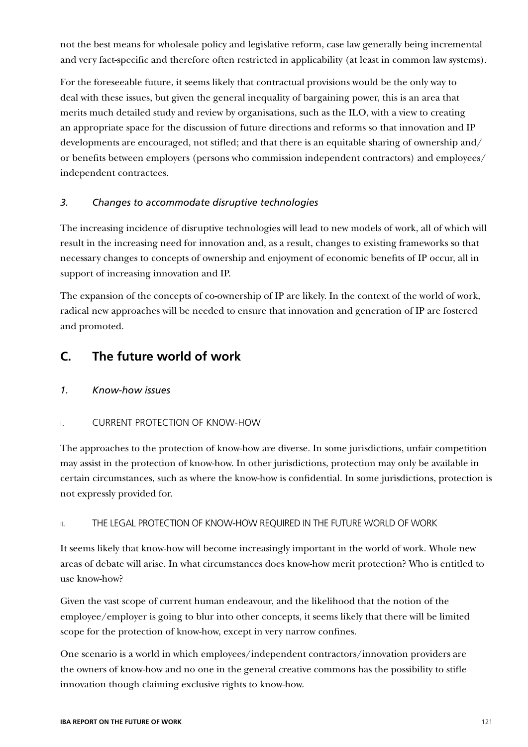not the best means for wholesale policy and legislative reform, case law generally being incremental and very fact-specific and therefore often restricted in applicability (at least in common law systems).

For the foreseeable future, it seems likely that contractual provisions would be the only way to deal with these issues, but given the general inequality of bargaining power, this is an area that merits much detailed study and review by organisations, such as the ILO, with a view to creating an appropriate space for the discussion of future directions and reforms so that innovation and IP developments are encouraged, not stifled; and that there is an equitable sharing of ownership and/or benefits between employers (persons who commission independent contractors) and employees/independent contractees.

### *3. Changes to accommodate disruptive technologies*

The increasing incidence of disruptive technologies will lead to new models of work, all of which will result in the increasing need for innovation and, as a result, changes to existing frameworks so that necessary changes to concepts of ownership and enjoyment of economic benefits of IP occur, all in support of increasing innovation and IP.

The expansion of the concepts of co-ownership of IP are likely. In the context of the world of work, radical new approaches will be needed to ensure that innovation and generation of IP are fostered and promoted.

## C. The future world of work

### *1. Know-how issues*

#### I. CURRENT PROTECTION OF KNOW-HOW

The approaches to the protection of know-how are diverse. In some jurisdictions, unfair competition may assist in the protection of know-how. In other jurisdictions, protection may only be available in certain circumstances, such as where the know-how is confidential. In some jurisdictions, protection is not expressly provided for.

#### II. THE LEGAL PROTECTION OF KNOW-HOW REQUIRED IN THE FUTURE WORLD OF WORK

It seems likely that know-how will become increasingly important in the world of work. Whole new areas of debate will arise. In what circumstances does know-how merit protection? Who is entitled to use know-how?

Given the vast scope of current human endeavour, and the likelihood that the notion of the employee/employer is going to blur into other concepts, it seems likely that there will be limited scope for the protection of know-how, except in very narrow confines.

One scenario is a world in which employees/independent contractors/innovation providers are the owners of know-how and no one in the general creative commons has the possibility to stifle innovation though claiming exclusive rights to know-how.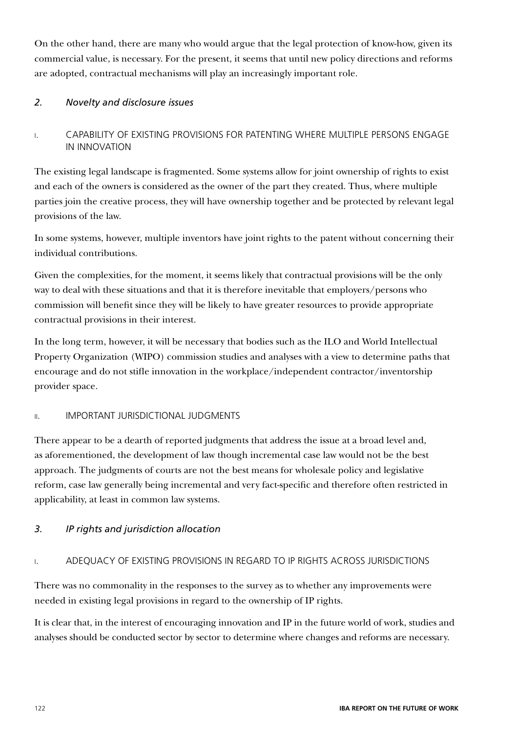On the other hand, there are many who would argue that the legal protection of know-how, given its commercial value, is necessary. For the present, it seems that until new policy directions and reforms are adopted, contractual mechanisms will play an increasingly important role.

### *2. Novelty and disclosure issues*

#### I. CAPABILITY OF EXISTING PROVISIONS FOR PATENTING WHERE MULTIPLE PERSONS ENGAGE IN INNOVATION

The existing legal landscape is fragmented. Some systems allow for joint ownership of rights to exist and each of the owners is considered as the owner of the part they created. Thus, where multiple parties join the creative process, they will have ownership together and be protected by relevant legal provisions of the law.

In some systems, however, multiple inventors have joint rights to the patent without concerning their individual contributions.

Given the complexities, for the moment, it seems likely that contractual provisions will be the only way to deal with these situations and that it is therefore inevitable that employers/persons who commission will benefit since they will be likely to have greater resources to provide appropriate contractual provisions in their interest.

In the long term, however, it will be necessary that bodies such as the ILO and World Intellectual Property Organization (WIPO) commission studies and analyses with a view to determine paths that encourage and do not stifle innovation in the workplace/independent contractor/inventorship provider space.

#### II. IMPORTANT JURISDICTIONAL JUDGMENTS

There appear to be a dearth of reported judgments that address the issue at a broad level and, as aforementioned, the development of law though incremental case law would not be the best approach. The judgments of courts are not the best means for wholesale policy and legislative reform, case law generally being incremental and very fact-specific and therefore often restricted in applicability, at least in common law systems.

### *3. IP rights and jurisdiction allocation*

#### I. ADEQUACY OF EXISTING PROVISIONS IN REGARD TO IP RIGHTS ACROSS JURISDICTIONS

There was no commonality in the responses to the survey as to whether any improvements were needed in existing legal provisions in regard to the ownership of IP rights.

It is clear that, in the interest of encouraging innovation and IP in the future world of work, studies and analyses should be conducted sector by sector to determine where changes and reforms are necessary.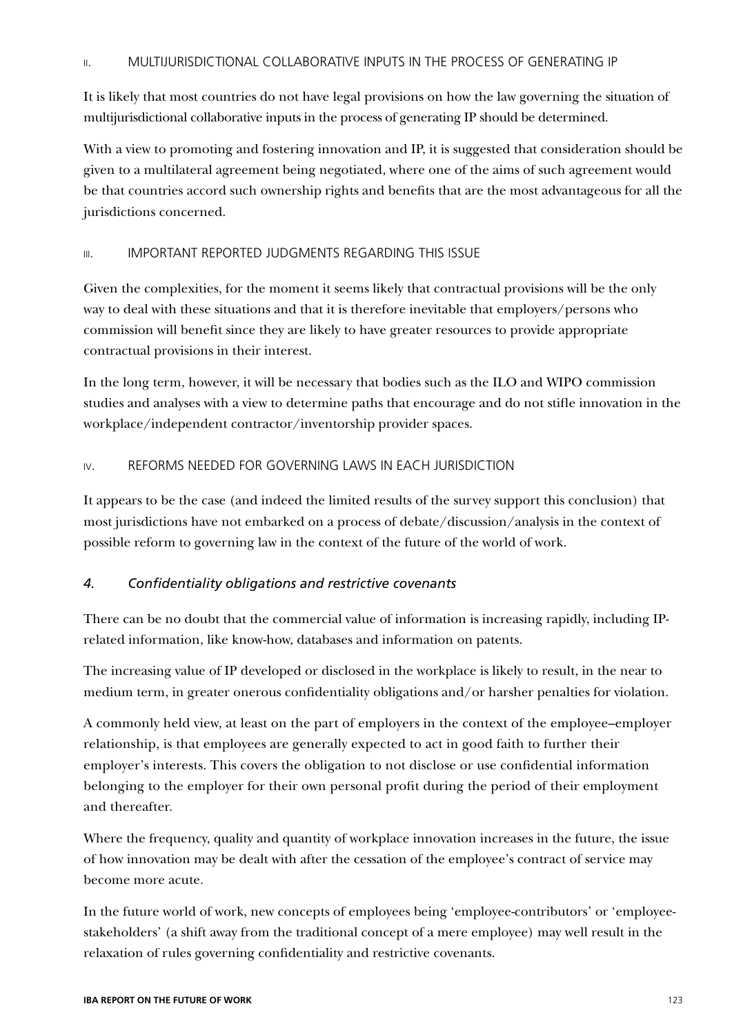#### II. MULTIJURISDICTIONAL COLLABORATIVE INPUTS IN THE PROCESS OF GENERATING IP

It is likely that most countries do not have legal provisions on how the law governing the situation of multijurisdictional collaborative inputs in the process of generating IP should be determined.

With a view to promoting and fostering innovation and IP, it is suggested that consideration should be given to a multilateral agreement being negotiated, where one of the aims of such agreement would be that countries accord such ownership rights and benefits that are the most advantageous for all the jurisdictions concerned.

#### III. IMPORTANT REPORTED JUDGMENTS REGARDING THIS ISSUE

Given the complexities, for the moment it seems likely that contractual provisions will be the only way to deal with these situations and that it is therefore inevitable that employers/persons who commission will benefit since they are likely to have greater resources to provide appropriate contractual provisions in their interest.

In the long term, however, it will be necessary that bodies such as the ILO and WIPO commission studies and analyses with a view to determine paths that encourage and do not stifle innovation in the workplace/independent contractor/inventorship provider spaces.

#### IV. REFORMS NEEDED FOR GOVERNING LAWS IN EACH JURISDICTION

It appears to be the case (and indeed the limited results of the survey support this conclusion) that most jurisdictions have not embarked on a process of debate/discussion/analysis in the context of possible reform to governing law in the context of the future of the world of work.

### *4. Confidentiality obligations and restrictive covenants*

There can be no doubt that the commercial value of information is increasing rapidly, including IP-related information, like know-how, databases and information on patents.

The increasing value of IP developed or disclosed in the workplace is likely to result, in the near to medium term, in greater onerous confidentiality obligations and/or harsher penalties for violation.

A commonly held view, at least on the part of employers in the context of the employee–employer relationship, is that employees are generally expected to act in good faith to further their employer's interests. This covers the obligation to not disclose or use confidential information belonging to the employer for their own personal profit during the period of their employment and thereafter.

Where the frequency, quality and quantity of workplace innovation increases in the future, the issue of how innovation may be dealt with after the cessation of the employee's contract of service may become more acute.

In the future world of work, new concepts of employees being 'employee-contributors' or 'employee-stakeholders' (a shift away from the traditional concept of a mere employee) may well result in the relaxation of rules governing confidentiality and restrictive covenants.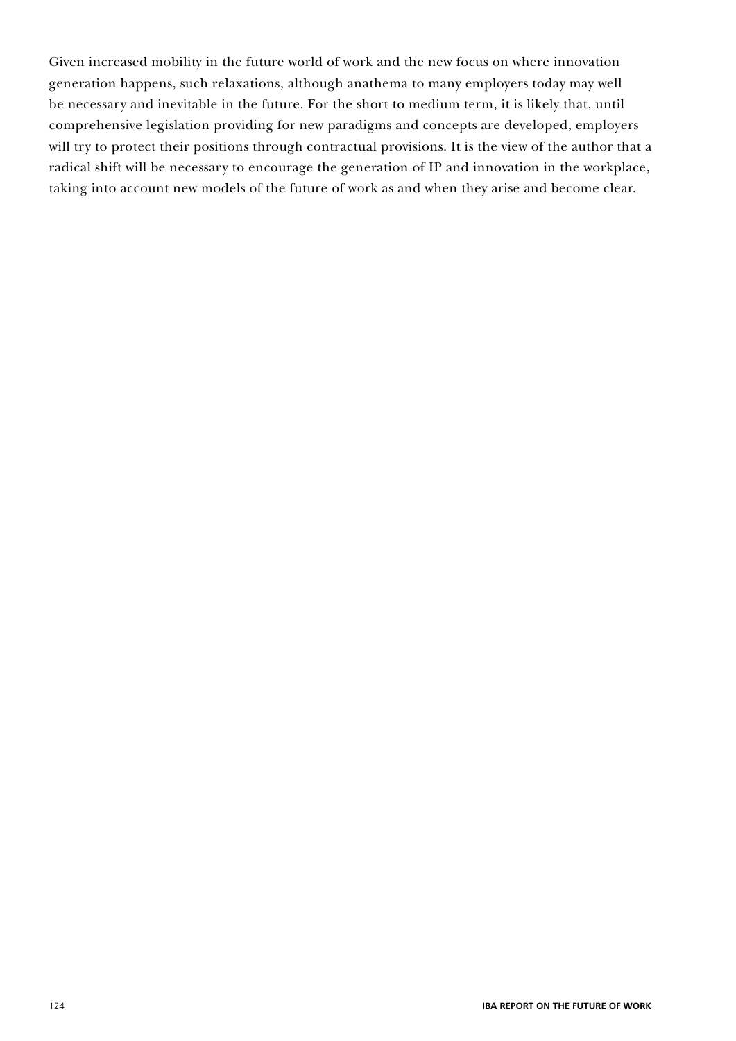Given increased mobility in the future world of work and the new focus on where innovation generation happens, such relaxations, although anathema to many employers today may well be necessary and inevitable in the future. For the short to medium term, it is likely that, until comprehensive legislation providing for new paradigms and concepts are developed, employers will try to protect their positions through contractual provisions. It is the view of the author that a radical shift will be necessary to encourage the generation of IP and innovation in the workplace, taking into account new models of the future of work as and when they arise and become clear.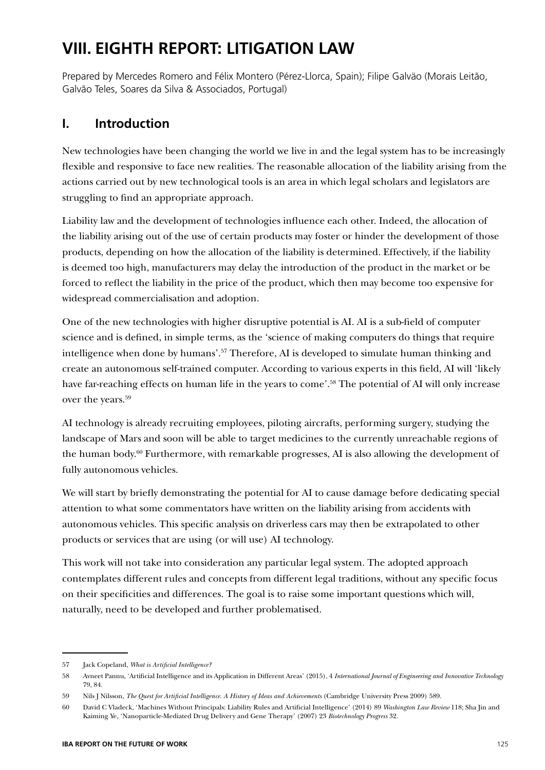# VIII. EIGHTH REPORT: LITIGATION LAW

Prepared by Mercedes Romero and Félix Montero (Pérez-Llorca, Spain); Filipe Galvão (Morais Leitão, Galvão Teles, Soares da Silva & Associados, Portugal)

## I. Introduction

New technologies have been changing the world we live in and the legal system has to be increasingly flexible and responsive to face new realities. The reasonable allocation of the liability arising from the actions carried out by new technological tools is an area in which legal scholars and legislators are struggling to find an appropriate approach.

Liability law and the development of technologies influence each other. Indeed, the allocation of the liability arising out of the use of certain products may foster or hinder the development of those products, depending on how the allocation of the liability is determined. Effectively, if the liability is deemed too high, manufacturers may delay the introduction of the product in the market or be forced to reflect the liability in the price of the product, which then may become too expensive for widespread commercialisation and adoption.

One of the new technologies with higher disruptive potential is AI. AI is a sub-field of computer science and is defined, in simple terms, as the 'science of making computers do things that require intelligence when done by humans'.[57] Therefore, AI is developed to simulate human thinking and create an autonomous self-trained computer. According to various experts in this field, AI will 'likely have far-reaching effects on human life in the years to come'.[58] The potential of AI will only increase over the years.[59]

AI technology is already recruiting employees, piloting aircrafts, performing surgery, studying the landscape of Mars and soon will be able to target medicines to the currently unreachable regions of the human body.[60] Furthermore, with remarkable progresses, AI is also allowing the development of fully autonomous vehicles.

We will start by briefly demonstrating the potential for AI to cause damage before dedicating special attention to what some commentators have written on the liability arising from accidents with autonomous vehicles. This specific analysis on driverless cars may then be extrapolated to other products or services that are using (or will use) AI technology.

This work will not take into consideration any particular legal system. The adopted approach contemplates different rules and concepts from different legal traditions, without any specific focus on their specificities and differences. The goal is to raise some important questions which will, naturally, need to be developed and further problematised.

---

57 Jack Copeland, *What is Artificial Intelligence?*

58 Avneet Pannu, 'Artificial Intelligence and its Application in Different Areas' (2015), 4 *International Journal of Engineering and Innovative Technology* 79, 84.

59 Nils J Nilsson, *The Quest for Artificial Intelligence. A History of Ideas and Achievements* (Cambridge University Press 2009) 589.

60 David C Vladeck, 'Machines Without Principals: Liability Rules and Artificial Intelligence' (2014) 89 *Washington Law Review* 118; Sha Jin and Kaiming Ye, 'Nanoparticle-Mediated Drug Delivery and Gene Therapy' (2007) 23 *Biotechnology Progress* 32.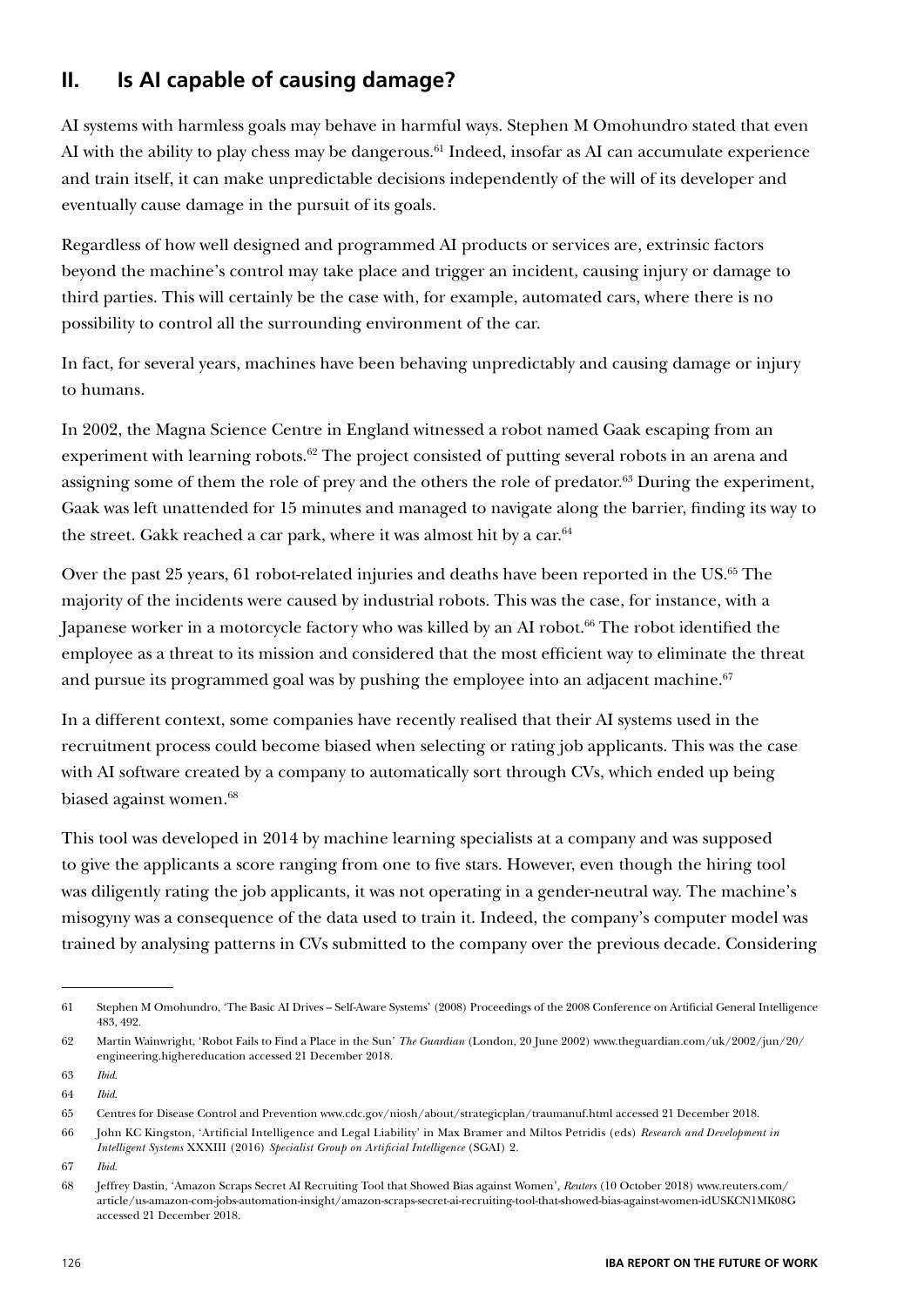## II. Is AI capable of causing damage?

AI systems with harmless goals may behave in harmful ways. Stephen M Omohundro stated that even AI with the ability to play chess may be dangerous.[61] Indeed, insofar as AI can accumulate experience and train itself, it can make unpredictable decisions independently of the will of its developer and eventually cause damage in the pursuit of its goals.

Regardless of how well designed and programmed AI products or services are, extrinsic factors beyond the machine's control may take place and trigger an incident, causing injury or damage to third parties. This will certainly be the case with, for example, automated cars, where there is no possibility to control all the surrounding environment of the car.

In fact, for several years, machines have been behaving unpredictably and causing damage or injury to humans.

In 2002, the Magna Science Centre in England witnessed a robot named Gaak escaping from an experiment with learning robots.[62] The project consisted of putting several robots in an arena and assigning some of them the role of prey and the others the role of predator.[63] During the experiment, Gaak was left unattended for 15 minutes and managed to navigate along the barrier, finding its way to the street. Gakk reached a car park, where it was almost hit by a car.[64]

Over the past 25 years, 61 robot-related injuries and deaths have been reported in the US.[65] The majority of the incidents were caused by industrial robots. This was the case, for instance, with a Japanese worker in a motorcycle factory who was killed by an AI robot.[66] The robot identified the employee as a threat to its mission and considered that the most efficient way to eliminate the threat and pursue its programmed goal was by pushing the employee into an adjacent machine.[67]

In a different context, some companies have recently realised that their AI systems used in the recruitment process could become biased when selecting or rating job applicants. This was the case with AI software created by a company to automatically sort through CVs, which ended up being biased against women.[68]

This tool was developed in 2014 by machine learning specialists at a company and was supposed to give the applicants a score ranging from one to five stars. However, even though the hiring tool was diligently rating the job applicants, it was not operating in a gender-neutral way. The machine's misogyny was a consequence of the data used to train it. Indeed, the company's computer model was trained by analysing patterns in CVs submitted to the company over the previous decade. Considering

---

61 Stephen M Omohundro, 'The Basic AI Drives – Self-Aware Systems' (2008) Proceedings of the 2008 Conference on Artificial General Intelligence 483, 492.

62 Martin Wainwright, 'Robot Fails to Find a Place in the Sun' *The Guardian* (London, 20 June 2002) www.theguardian.com/uk/2002/jun/20/engineering.highereducation accessed 21 December 2018.

63 *Ibid*.

64 *Ibid*.

65 Centres for Disease Control and Prevention www.cdc.gov/niosh/about/strategicplan/traumanuf.html accessed 21 December 2018.

66 John KC Kingston, 'Artificial Intelligence and Legal Liability' in Max Bramer and Miltos Petridis (eds) *Research and Development in Intelligent Systems* XXXIII (2016) *Specialist Group on Artificial Intelligence* (SGAI) 2.

67 *Ibid*.

68 Jeffrey Dastin, 'Amazon Scraps Secret AI Recruiting Tool that Showed Bias against Women', *Reuters* (10 October 2018) www.reuters.com/article/us-amazon-com-jobs-automation-insight/amazon-scraps-secret-ai-recruiting-tool-that-showed-bias-against-women-idUSKCN1MK08G accessed 21 December 2018.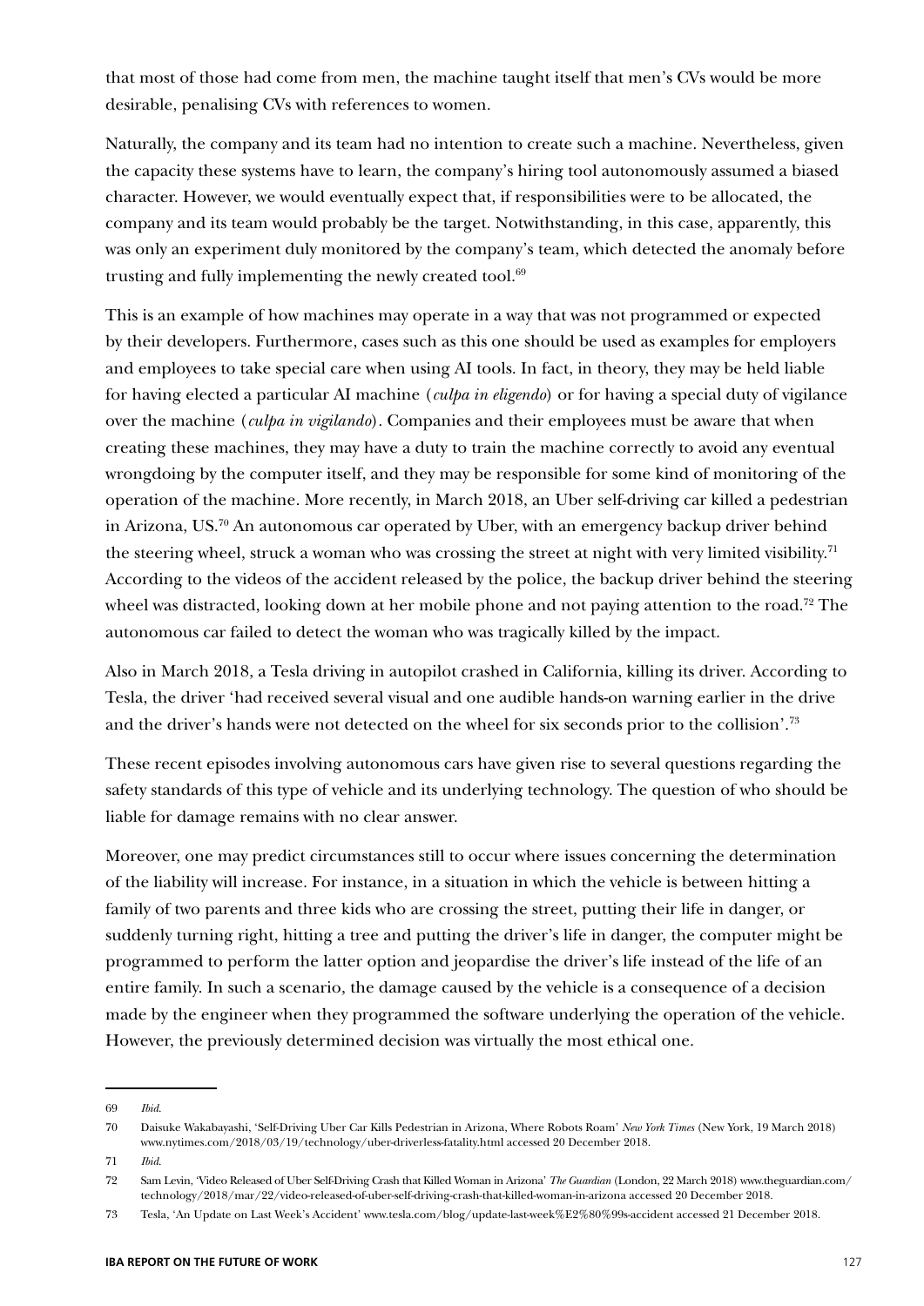that most of those had come from men, the machine taught itself that men's CVs would be more desirable, penalising CVs with references to women.

Naturally, the company and its team had no intention to create such a machine. Nevertheless, given the capacity these systems have to learn, the company's hiring tool autonomously assumed a biased character. However, we would eventually expect that, if responsibilities were to be allocated, the company and its team would probably be the target. Notwithstanding, in this case, apparently, this was only an experiment duly monitored by the company's team, which detected the anomaly before trusting and fully implementing the newly created tool.[69]

This is an example of how machines may operate in a way that was not programmed or expected by their developers. Furthermore, cases such as this one should be used as examples for employers and employees to take special care when using AI tools. In fact, in theory, they may be held liable for having elected a particular AI machine (*culpa in eligendo*) or for having a special duty of vigilance over the machine (*culpa in vigilando*). Companies and their employees must be aware that when creating these machines, they may have a duty to train the machine correctly to avoid any eventual wrongdoing by the computer itself, and they may be responsible for some kind of monitoring of the operation of the machine. More recently, in March 2018, an Uber self-driving car killed a pedestrian in Arizona, US.[70] An autonomous car operated by Uber, with an emergency backup driver behind the steering wheel, struck a woman who was crossing the street at night with very limited visibility.[71] According to the videos of the accident released by the police, the backup driver behind the steering wheel was distracted, looking down at her mobile phone and not paying attention to the road.[72] The autonomous car failed to detect the woman who was tragically killed by the impact.

Also in March 2018, a Tesla driving in autopilot crashed in California, killing its driver. According to Tesla, the driver 'had received several visual and one audible hands-on warning earlier in the drive and the driver's hands were not detected on the wheel for six seconds prior to the collision'.[73]

These recent episodes involving autonomous cars have given rise to several questions regarding the safety standards of this type of vehicle and its underlying technology. The question of who should be liable for damage remains with no clear answer.

Moreover, one may predict circumstances still to occur where issues concerning the determination of the liability will increase. For instance, in a situation in which the vehicle is between hitting a family of two parents and three kids who are crossing the street, putting their life in danger, or suddenly turning right, hitting a tree and putting the driver's life in danger, the computer might be programmed to perform the latter option and jeopardise the driver's life instead of the life of an entire family. In such a scenario, the damage caused by the vehicle is a consequence of a decision made by the engineer when they programmed the software underlying the operation of the vehicle. However, the previously determined decision was virtually the most ethical one.

---

69 *Ibid*.

70 Daisuke Wakabayashi, 'Self-Driving Uber Car Kills Pedestrian in Arizona, Where Robots Roam' *New York Times* (New York, 19 March 2018) www.nytimes.com/2018/03/19/technology/uber-driverless-fatality.html accessed 20 December 2018.

71 *Ibid*.

72 Sam Levin, 'Video Released of Uber Self-Driving Crash that Killed Woman in Arizona' *The Guardian* (London, 22 March 2018) www.theguardian.com/technology/2018/mar/22/video-released-of-uber-self-driving-crash-that-killed-woman-in-arizona accessed 20 December 2018.

73 Tesla, 'An Update on Last Week's Accident' www.tesla.com/blog/update-last-week%E2%80%99s-accident accessed 21 December 2018.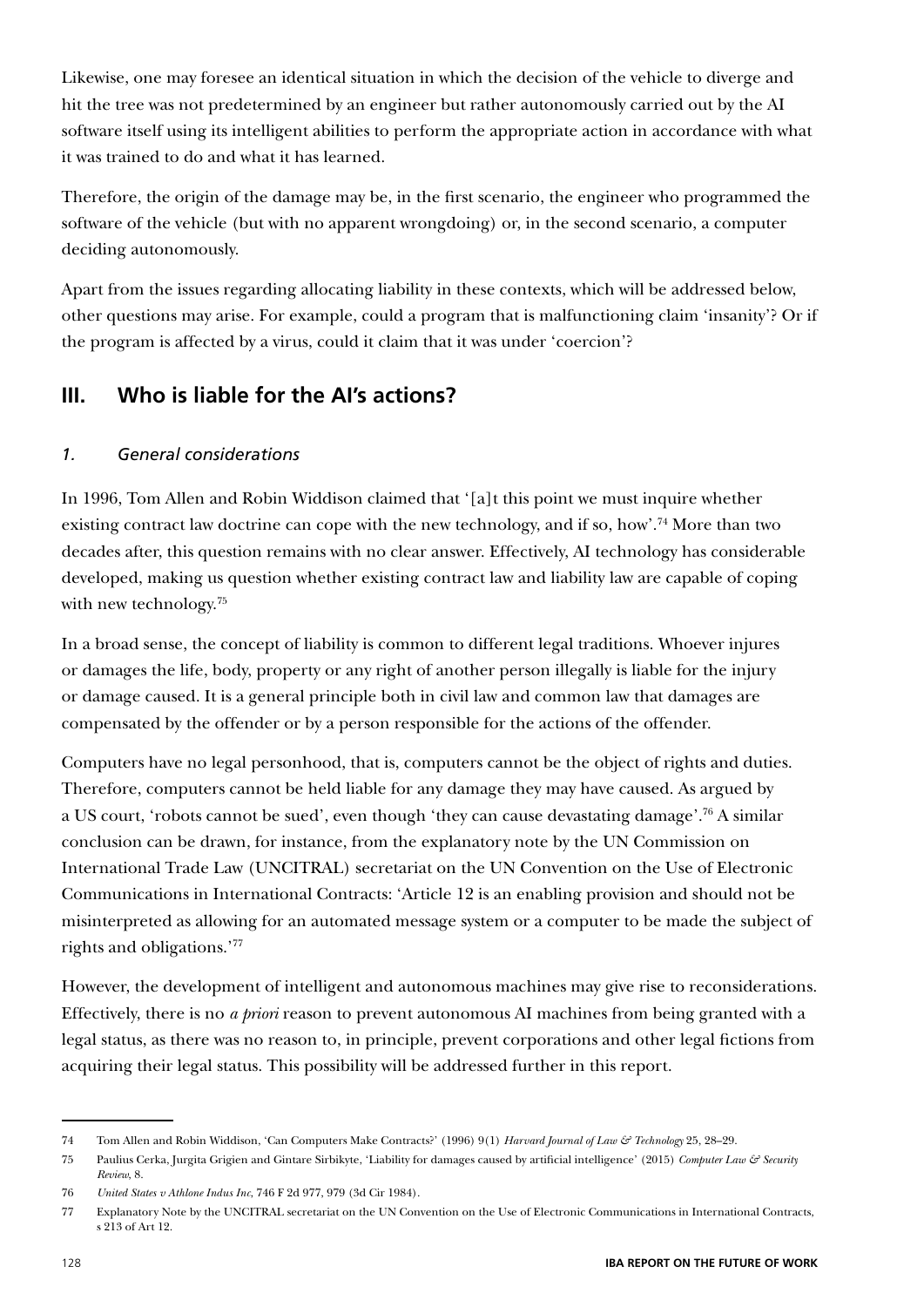Likewise, one may foresee an identical situation in which the decision of the vehicle to diverge and hit the tree was not predetermined by an engineer but rather autonomously carried out by the AI software itself using its intelligent abilities to perform the appropriate action in accordance with what it was trained to do and what it has learned.

Therefore, the origin of the damage may be, in the first scenario, the engineer who programmed the software of the vehicle (but with no apparent wrongdoing) or, in the second scenario, a computer deciding autonomously.

Apart from the issues regarding allocating liability in these contexts, which will be addressed below, other questions may arise. For example, could a program that is malfunctioning claim 'insanity'? Or if the program is affected by a virus, could it claim that it was under 'coercion'?

## III. Who is liable for the AI's actions?

### *1. General considerations*

In 1996, Tom Allen and Robin Widdison claimed that '[a]t this point we must inquire whether existing contract law doctrine can cope with the new technology, and if so, how'.[74] More than two decades after, this question remains with no clear answer. Effectively, AI technology has considerable developed, making us question whether existing contract law and liability law are capable of coping with new technology.[75]

In a broad sense, the concept of liability is common to different legal traditions. Whoever injures or damages the life, body, property or any right of another person illegally is liable for the injury or damage caused. It is a general principle both in civil law and common law that damages are compensated by the offender or by a person responsible for the actions of the offender.

Computers have no legal personhood, that is, computers cannot be the object of rights and duties. Therefore, computers cannot be held liable for any damage they may have caused. As argued by a US court, 'robots cannot be sued', even though 'they can cause devastating damage'.[76] A similar conclusion can be drawn, for instance, from the explanatory note by the UN Commission on International Trade Law (UNCITRAL) secretariat on the UN Convention on the Use of Electronic Communications in International Contracts: 'Article 12 is an enabling provision and should not be misinterpreted as allowing for an automated message system or a computer to be made the subject of rights and obligations.'[77]

However, the development of intelligent and autonomous machines may give rise to reconsiderations. Effectively, there is no *a priori* reason to prevent autonomous AI machines from being granted with a legal status, as there was no reason to, in principle, prevent corporations and other legal fictions from acquiring their legal status. This possibility will be addressed further in this report.

---

74 Tom Allen and Robin Widdison, 'Can Computers Make Contracts?' (1996) 9(1) *Harvard Journal of Law & Technology* 25, 28–29.

75 Paulius Cerka, Jurgita Grigien and Gintare Sirbikyte, 'Liability for damages caused by artificial intelligence' (2015) *Computer Law & Security Review*, 8.

76 *United States v Athlone Indus Inc*, 746 F 2d 977, 979 (3d Cir 1984).

77 Explanatory Note by the UNCITRAL secretariat on the UN Convention on the Use of Electronic Communications in International Contracts, s 213 of Art 12.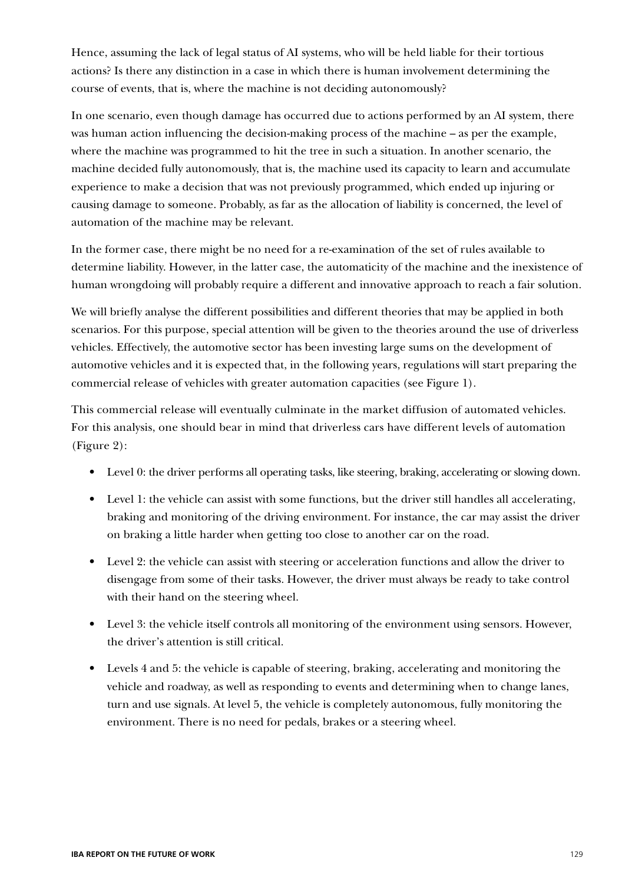Hence, assuming the lack of legal status of AI systems, who will be held liable for their tortious actions? Is there any distinction in a case in which there is human involvement determining the course of events, that is, where the machine is not deciding autonomously?

In one scenario, even though damage has occurred due to actions performed by an AI system, there was human action influencing the decision-making process of the machine – as per the example, where the machine was programmed to hit the tree in such a situation. In another scenario, the machine decided fully autonomously, that is, the machine used its capacity to learn and accumulate experience to make a decision that was not previously programmed, which ended up injuring or causing damage to someone. Probably, as far as the allocation of liability is concerned, the level of automation of the machine may be relevant.

In the former case, there might be no need for a re-examination of the set of rules available to determine liability. However, in the latter case, the automaticity of the machine and the inexistence of human wrongdoing will probably require a different and innovative approach to reach a fair solution.

We will briefly analyse the different possibilities and different theories that may be applied in both scenarios. For this purpose, special attention will be given to the theories around the use of driverless vehicles. Effectively, the automotive sector has been investing large sums on the development of automotive vehicles and it is expected that, in the following years, regulations will start preparing the commercial release of vehicles with greater automation capacities (see Figure 1).

This commercial release will eventually culminate in the market diffusion of automated vehicles. For this analysis, one should bear in mind that driverless cars have different levels of automation (Figure 2):

- Level 0: the driver performs all operating tasks, like steering, braking, accelerating or slowing down.
- Level 1: the vehicle can assist with some functions, but the driver still handles all accelerating, braking and monitoring of the driving environment. For instance, the car may assist the driver on braking a little harder when getting too close to another car on the road.
- Level 2: the vehicle can assist with steering or acceleration functions and allow the driver to disengage from some of their tasks. However, the driver must always be ready to take control with their hand on the steering wheel.
- Level 3: the vehicle itself controls all monitoring of the environment using sensors. However, the driver's attention is still critical.
- Levels 4 and 5: the vehicle is capable of steering, braking, accelerating and monitoring the vehicle and roadway, as well as responding to events and determining when to change lanes, turn and use signals. At level 5, the vehicle is completely autonomous, fully monitoring the environment. There is no need for pedals, brakes or a steering wheel.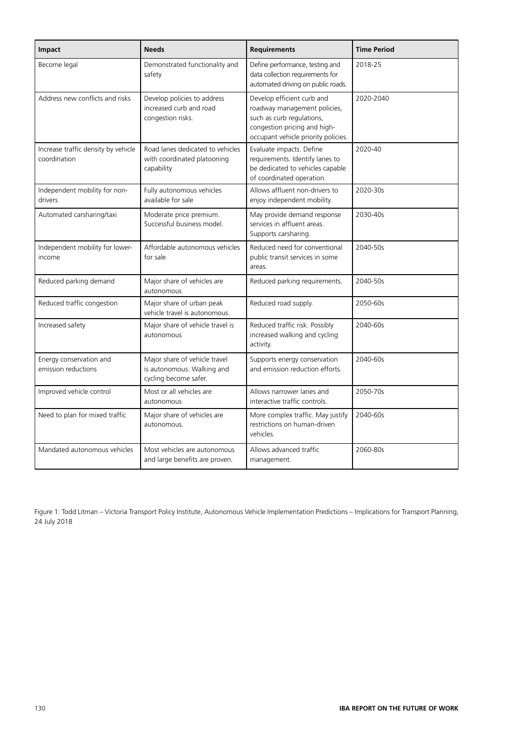| Impact | Needs | Requirements | Time Period |
|---|---|---|---|
| Become legal | Demonstrated functionality and safety | Define performance, testing and data collection requirements for automated driving on public roads. | 2018-25 |
| Address new conflicts and risks | Develop policies to address increased curb and road congestion risks. | Develop efficient curb and roadway management policies, such as curb regulations, congestion pricing and high-occupant vehicle priority policies. | 2020-2040 |
| Increase traffic density by vehicle coordination | Road lanes dedicated to vehicles with coordinated platooning capability | Evaluate impacts. Define requirements. Identify lanes to be dedicated to vehicles capable of coordinated operation. | 2020-40 |
| Independent mobility for non-drivers | Fully autonomous vehicles available for sale | Allows affluent non-drivers to enjoy independent mobility. | 2020-30s |
| Automated carsharing/taxi | Moderate price premium. Successful business model. | May provide demand response services in affluent areas. Supports carsharing. | 2030-40s |
| Independent mobility for lower-income | Affordable autonomous vehicles for sale | Reduced need for conventional public transit services in some areas. | 2040-50s |
| Reduced parking demand | Major share of vehicles are autonomous | Reduced parking requirements. | 2040-50s |
| Reduced traffic congestion | Major share of urban peak vehicle travel is autonomous. | Reduced road supply. | 2050-60s |
| Increased safety | Major share of vehicle travel is autonomous | Reduced traffic risk. Possibly increased walking and cycling activity. | 2040-60s |
| Energy conservation and emission reductions | Major share of vehicle travel is autonomous. Walking and cycling become safer. | Supports energy conservation and emission reduction efforts. | 2040-60s |
| Improved vehicle control | Most or all vehicles are autonomous | Allows narrower lanes and interactive traffic controls. | 2050-70s |
| Need to plan for mixed traffic | Major share of vehicles are autonomous. | More complex traffic. May justify restrictions on human-driven vehicles. | 2040-60s |
| Mandated autonomous vehicles | Most vehicles are autonomous and large benefits are proven. | Allows advanced traffic management. | 2060-80s |

Figure 1: Todd Litman – Victoria Transport Policy Institute, Autonomous Vehicle Implementation Predictions – Implications for Transport Planning, 24 July 2018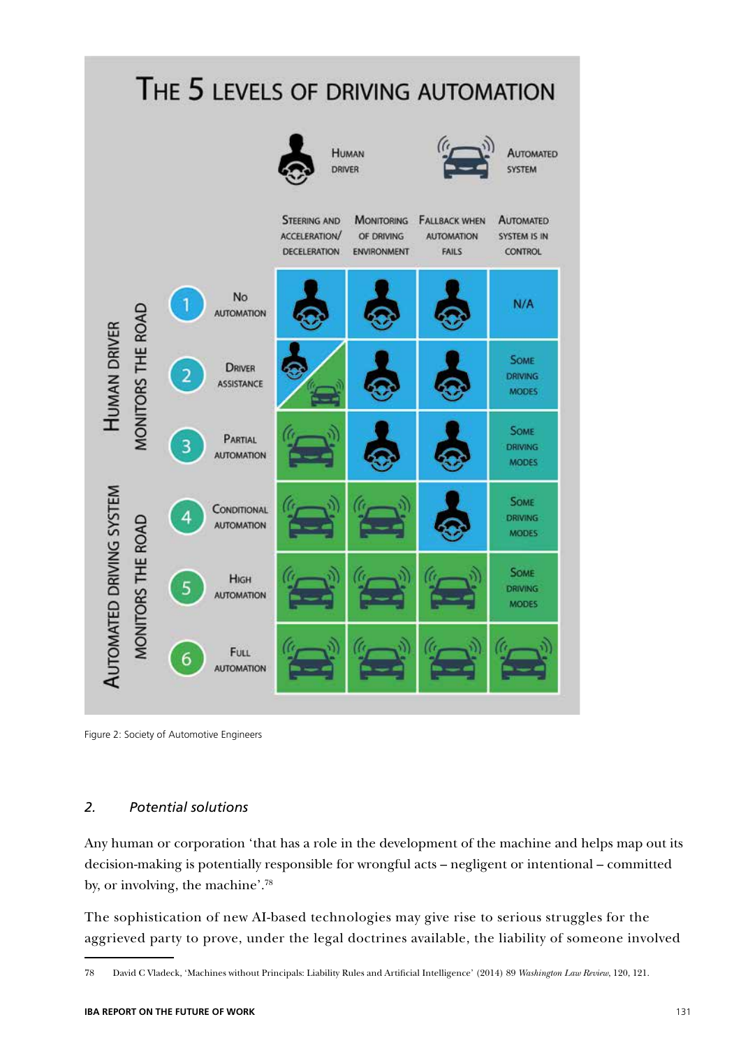## The 5 Levels of Driving Automation

| | | Steering and acceleration/ deceleration | Monitoring of driving environment | Fallback when automation fails | Automated system is in control |
|---|---|---|---|---|---|
| Human driver monitors the road | 1 No automation | Human driver | Human driver | Human driver | N/A |
| | 2 Driver assistance | Human driver / Automated system | Human driver | Human driver | Some driving modes |
| | 3 Partial automation | Automated system | Human driver | Human driver | Some driving modes |
| Automated driving system monitors the road | 4 Conditional automation | Automated system | Automated system | Human driver | Some driving modes |
| | 5 High automation | Automated system | Automated system | Automated system | Some driving modes |
| | 6 Full automation | Automated system | Automated system | Automated system | Automated system |

Figure 2: Society of Automotive Engineers

### 2. *Potential solutions*

Any human or corporation 'that has a role in the development of the machine and helps map out its decision-making is potentially responsible for wrongful acts – negligent or intentional – committed by, or involving, the machine'.[78]

The sophistication of new AI-based technologies may give rise to serious struggles for the aggrieved party to prove, under the legal doctrines available, the liability of someone involved

78 David C Vladeck, 'Machines without Principals: Liability Rules and Artificial Intelligence' (2014) 89 *Washington Law Review*, 120, 121.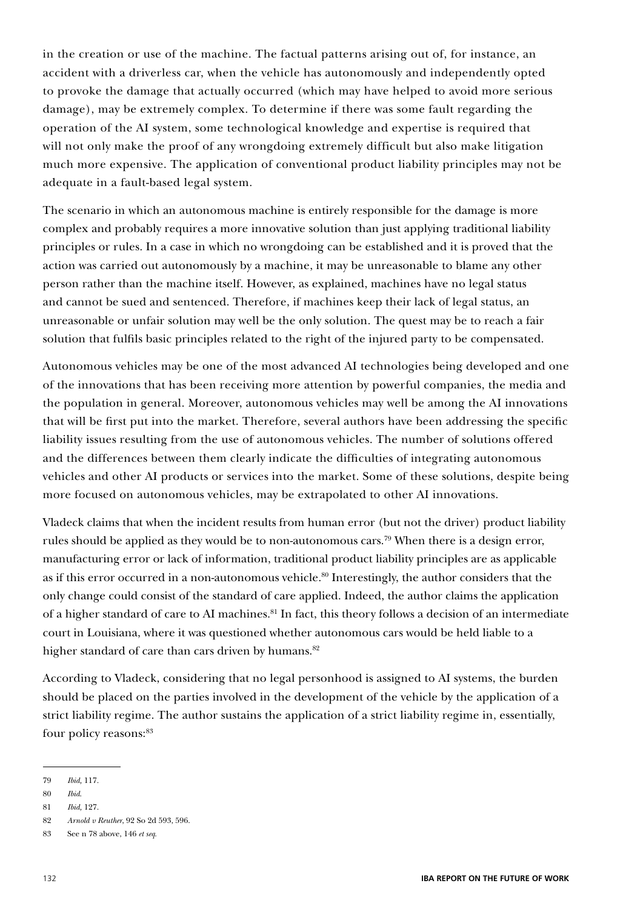in the creation or use of the machine. The factual patterns arising out of, for instance, an accident with a driverless car, when the vehicle has autonomously and independently opted to provoke the damage that actually occurred (which may have helped to avoid more serious damage), may be extremely complex. To determine if there was some fault regarding the operation of the AI system, some technological knowledge and expertise is required that will not only make the proof of any wrongdoing extremely difficult but also make litigation much more expensive. The application of conventional product liability principles may not be adequate in a fault-based legal system.

The scenario in which an autonomous machine is entirely responsible for the damage is more complex and probably requires a more innovative solution than just applying traditional liability principles or rules. In a case in which no wrongdoing can be established and it is proved that the action was carried out autonomously by a machine, it may be unreasonable to blame any other person rather than the machine itself. However, as explained, machines have no legal status and cannot be sued and sentenced. Therefore, if machines keep their lack of legal status, an unreasonable or unfair solution may well be the only solution. The quest may be to reach a fair solution that fulfils basic principles related to the right of the injured party to be compensated.

Autonomous vehicles may be one of the most advanced AI technologies being developed and one of the innovations that has been receiving more attention by powerful companies, the media and the population in general. Moreover, autonomous vehicles may well be among the AI innovations that will be first put into the market. Therefore, several authors have been addressing the specific liability issues resulting from the use of autonomous vehicles. The number of solutions offered and the differences between them clearly indicate the difficulties of integrating autonomous vehicles and other AI products or services into the market. Some of these solutions, despite being more focused on autonomous vehicles, may be extrapolated to other AI innovations.

Vladeck claims that when the incident results from human error (but not the driver) product liability rules should be applied as they would be to non-autonomous cars.[79] When there is a design error, manufacturing error or lack of information, traditional product liability principles are as applicable as if this error occurred in a non-autonomous vehicle.[80] Interestingly, the author considers that the only change could consist of the standard of care applied. Indeed, the author claims the application of a higher standard of care to AI machines.[81] In fact, this theory follows a decision of an intermediate court in Louisiana, where it was questioned whether autonomous cars would be held liable to a higher standard of care than cars driven by humans.[82]

According to Vladeck, considering that no legal personhood is assigned to AI systems, the burden should be placed on the parties involved in the development of the vehicle by the application of a strict liability regime. The author sustains the application of a strict liability regime in, essentially, four policy reasons:[83]

---

79 *Ibid*, 117.

80 *Ibid*.

81 *Ibid*, 127.

82 *Arnold v Reuther*, 92 So 2d 593, 596.

83 See n 78 above, 146 *et seq*.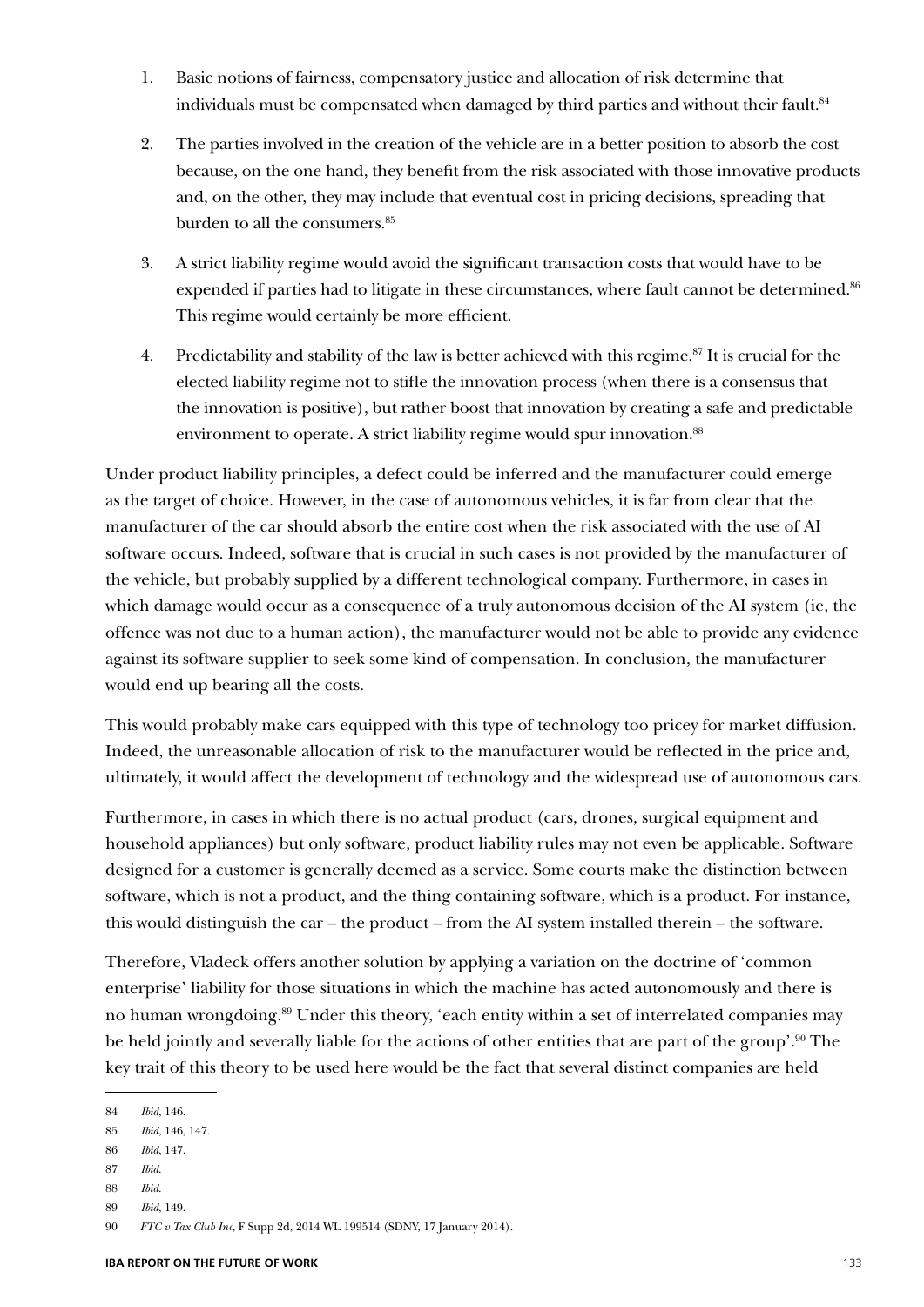1. Basic notions of fairness, compensatory justice and allocation of risk determine that individuals must be compensated when damaged by third parties and without their fault.[84]

2. The parties involved in the creation of the vehicle are in a better position to absorb the cost because, on the one hand, they benefit from the risk associated with those innovative products and, on the other, they may include that eventual cost in pricing decisions, spreading that burden to all the consumers.[85]

3. A strict liability regime would avoid the significant transaction costs that would have to be expended if parties had to litigate in these circumstances, where fault cannot be determined.[86] This regime would certainly be more efficient.

4. Predictability and stability of the law is better achieved with this regime.[87] It is crucial for the elected liability regime not to stifle the innovation process (when there is a consensus that the innovation is positive), but rather boost that innovation by creating a safe and predictable environment to operate. A strict liability regime would spur innovation.[88]

Under product liability principles, a defect could be inferred and the manufacturer could emerge as the target of choice. However, in the case of autonomous vehicles, it is far from clear that the manufacturer of the car should absorb the entire cost when the risk associated with the use of AI software occurs. Indeed, software that is crucial in such cases is not provided by the manufacturer of the vehicle, but probably supplied by a different technological company. Furthermore, in cases in which damage would occur as a consequence of a truly autonomous decision of the AI system (ie, the offence was not due to a human action), the manufacturer would not be able to provide any evidence against its software supplier to seek some kind of compensation. In conclusion, the manufacturer would end up bearing all the costs.

This would probably make cars equipped with this type of technology too pricey for market diffusion. Indeed, the unreasonable allocation of risk to the manufacturer would be reflected in the price and, ultimately, it would affect the development of technology and the widespread use of autonomous cars.

Furthermore, in cases in which there is no actual product (cars, drones, surgical equipment and household appliances) but only software, product liability rules may not even be applicable. Software designed for a customer is generally deemed as a service. Some courts make the distinction between software, which is not a product, and the thing containing software, which is a product. For instance, this would distinguish the car – the product – from the AI system installed therein – the software.

Therefore, Vladeck offers another solution by applying a variation on the doctrine of 'common enterprise' liability for those situations in which the machine has acted autonomously and there is no human wrongdoing.[89] Under this theory, 'each entity within a set of interrelated companies may be held jointly and severally liable for the actions of other entities that are part of the group'.[90] The key trait of this theory to be used here would be the fact that several distinct companies are held

---

84 *Ibid*, 146.

85 *Ibid*, 146, 147.

86 *Ibid*, 147.

87 *Ibid*.

88 *Ibid*.

89 *Ibid*, 149.

90 *FTC v Tax Club Inc*, F Supp 2d, 2014 WL 199514 (SDNY, 17 January 2014).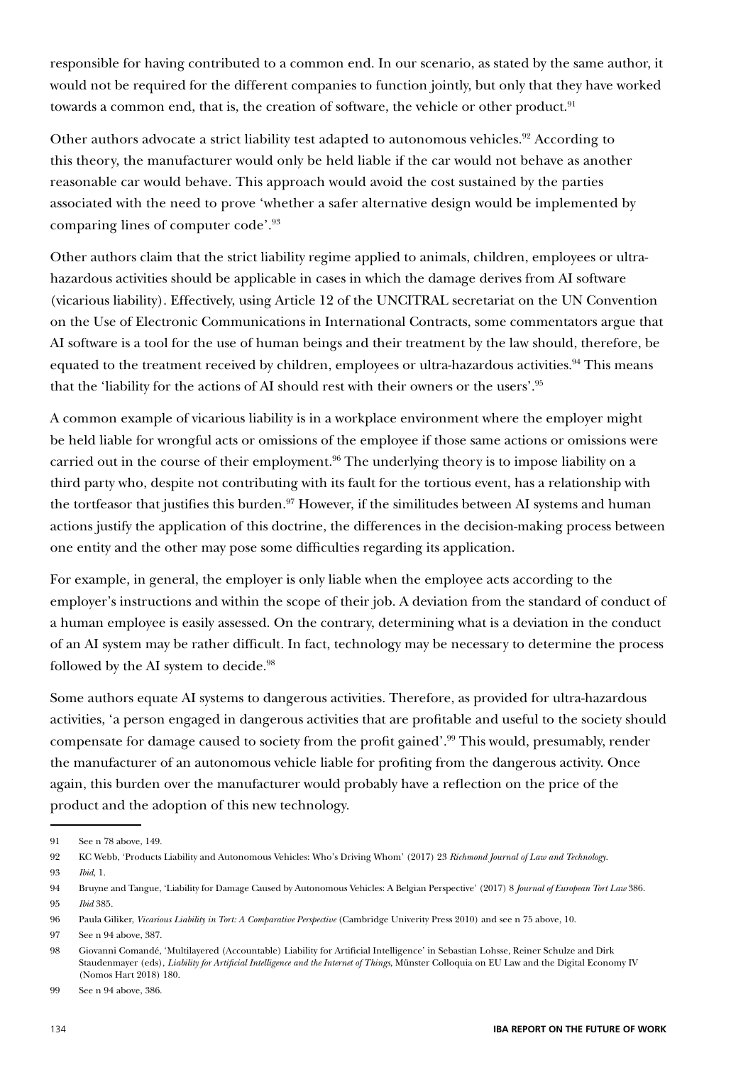responsible for having contributed to a common end. In our scenario, as stated by the same author, it would not be required for the different companies to function jointly, but only that they have worked towards a common end, that is, the creation of software, the vehicle or other product.[91]

Other authors advocate a strict liability test adapted to autonomous vehicles.[92] According to this theory, the manufacturer would only be held liable if the car would not behave as another reasonable car would behave. This approach would avoid the cost sustained by the parties associated with the need to prove 'whether a safer alternative design would be implemented by comparing lines of computer code'.[93]

Other authors claim that the strict liability regime applied to animals, children, employees or ultra-hazardous activities should be applicable in cases in which the damage derives from AI software (vicarious liability). Effectively, using Article 12 of the UNCITRAL secretariat on the UN Convention on the Use of Electronic Communications in International Contracts, some commentators argue that AI software is a tool for the use of human beings and their treatment by the law should, therefore, be equated to the treatment received by children, employees or ultra-hazardous activities.[94] This means that the 'liability for the actions of AI should rest with their owners or the users'.[95]

A common example of vicarious liability is in a workplace environment where the employer might be held liable for wrongful acts or omissions of the employee if those same actions or omissions were carried out in the course of their employment.[96] The underlying theory is to impose liability on a third party who, despite not contributing with its fault for the tortious event, has a relationship with the tortfeasor that justifies this burden.[97] However, if the similitudes between AI systems and human actions justify the application of this doctrine, the differences in the decision-making process between one entity and the other may pose some difficulties regarding its application.

For example, in general, the employer is only liable when the employee acts according to the employer's instructions and within the scope of their job. A deviation from the standard of conduct of a human employee is easily assessed. On the contrary, determining what is a deviation in the conduct of an AI system may be rather difficult. In fact, technology may be necessary to determine the process followed by the AI system to decide.[98]

Some authors equate AI systems to dangerous activities. Therefore, as provided for ultra-hazardous activities, 'a person engaged in dangerous activities that are profitable and useful to the society should compensate for damage caused to society from the profit gained'.[99] This would, presumably, render the manufacturer of an autonomous vehicle liable for profiting from the dangerous activity. Once again, this burden over the manufacturer would probably have a reflection on the price of the product and the adoption of this new technology.

---

91 See n 78 above, 149.

92 KC Webb, 'Products Liability and Autonomous Vehicles: Who's Driving Whom' (2017) 23 *Richmond Journal of Law and Technology*.

93 *Ibid*, 1.

94 Bruyne and Tangue, 'Liability for Damage Caused by Autonomous Vehicles: A Belgian Perspective' (2017) 8 *Journal of European Tort Law* 386.

95 *Ibid* 385.

96 Paula Giliker, *Vicarious Liability in Tort: A Comparative Perspective* (Cambridge Univerity Press 2010) and see n 75 above, 10.

97 See n 94 above, 387.

98 Giovanni Comandé, 'Multilayered (Accountable) Liability for Artificial Intelligence' in Sebastian Lohsse, Reiner Schulze and Dirk Staudenmayer (eds), *Liability for Artificial Intelligence and the Internet of Things*, Münster Colloquia on EU Law and the Digital Economy IV (Nomos Hart 2018) 180.

99 See n 94 above, 386.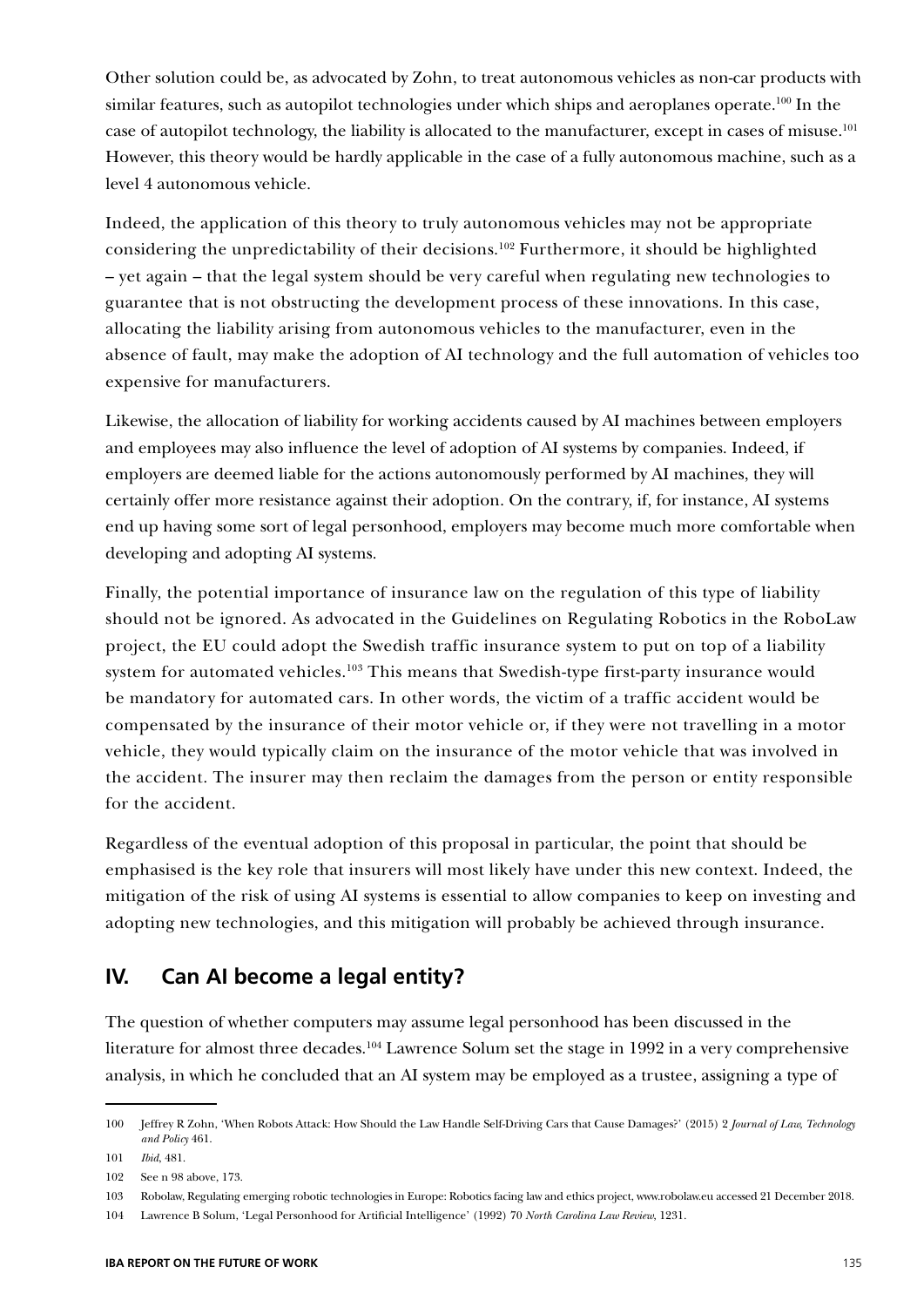Other solution could be, as advocated by Zohn, to treat autonomous vehicles as non-car products with similar features, such as autopilot technologies under which ships and aeroplanes operate.[100] In the case of autopilot technology, the liability is allocated to the manufacturer, except in cases of misuse.[101] However, this theory would be hardly applicable in the case of a fully autonomous machine, such as a level 4 autonomous vehicle.

Indeed, the application of this theory to truly autonomous vehicles may not be appropriate considering the unpredictability of their decisions.[102] Furthermore, it should be highlighted – yet again – that the legal system should be very careful when regulating new technologies to guarantee that is not obstructing the development process of these innovations. In this case, allocating the liability arising from autonomous vehicles to the manufacturer, even in the absence of fault, may make the adoption of AI technology and the full automation of vehicles too expensive for manufacturers.

Likewise, the allocation of liability for working accidents caused by AI machines between employers and employees may also influence the level of adoption of AI systems by companies. Indeed, if employers are deemed liable for the actions autonomously performed by AI machines, they will certainly offer more resistance against their adoption. On the contrary, if, for instance, AI systems end up having some sort of legal personhood, employers may become much more comfortable when developing and adopting AI systems.

Finally, the potential importance of insurance law on the regulation of this type of liability should not be ignored. As advocated in the Guidelines on Regulating Robotics in the RoboLaw project, the EU could adopt the Swedish traffic insurance system to put on top of a liability system for automated vehicles.[103] This means that Swedish-type first-party insurance would be mandatory for automated cars. In other words, the victim of a traffic accident would be compensated by the insurance of their motor vehicle or, if they were not travelling in a motor vehicle, they would typically claim on the insurance of the motor vehicle that was involved in the accident. The insurer may then reclaim the damages from the person or entity responsible for the accident.

Regardless of the eventual adoption of this proposal in particular, the point that should be emphasised is the key role that insurers will most likely have under this new context. Indeed, the mitigation of the risk of using AI systems is essential to allow companies to keep on investing and adopting new technologies, and this mitigation will probably be achieved through insurance.

## IV. Can AI become a legal entity?

The question of whether computers may assume legal personhood has been discussed in the literature for almost three decades.[104] Lawrence Solum set the stage in 1992 in a very comprehensive analysis, in which he concluded that an AI system may be employed as a trustee, assigning a type of

---

100 Jeffrey R Zohn, 'When Robots Attack: How Should the Law Handle Self-Driving Cars that Cause Damages?' (2015) 2 *Journal of Law, Technology and Policy* 461.

101 *Ibid*, 481.

102 See n 98 above, 173.

103 Robolaw, Regulating emerging robotic technologies in Europe: Robotics facing law and ethics project, www.robolaw.eu accessed 21 December 2018.

104 Lawrence B Solum, 'Legal Personhood for Artificial Intelligence' (1992) 70 *North Carolina Law Review*, 1231.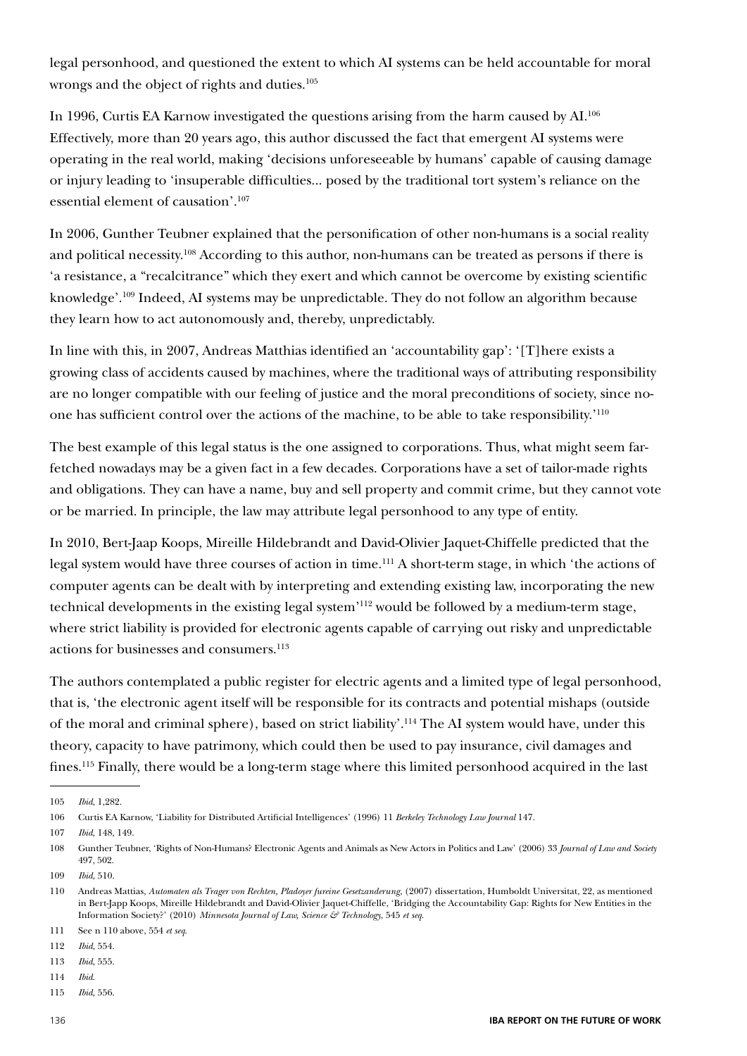legal personhood, and questioned the extent to which AI systems can be held accountable for moral wrongs and the object of rights and duties.[105]

In 1996, Curtis EA Karnow investigated the questions arising from the harm caused by AI.[106] Effectively, more than 20 years ago, this author discussed the fact that emergent AI systems were operating in the real world, making 'decisions unforeseeable by humans' capable of causing damage or injury leading to 'insuperable difficulties... posed by the traditional tort system's reliance on the essential element of causation'.[107]

In 2006, Gunther Teubner explained that the personification of other non-humans is a social reality and political necessity.[108] According to this author, non-humans can be treated as persons if there is 'a resistance, a "recalcitrance" which they exert and which cannot be overcome by existing scientific knowledge'.[109] Indeed, AI systems may be unpredictable. They do not follow an algorithm because they learn how to act autonomously and, thereby, unpredictably.

In line with this, in 2007, Andreas Matthias identified an 'accountability gap': '[T]here exists a growing class of accidents caused by machines, where the traditional ways of attributing responsibility are no longer compatible with our feeling of justice and the moral preconditions of society, since no-one has sufficient control over the actions of the machine, to be able to take responsibility.'[110]

The best example of this legal status is the one assigned to corporations. Thus, what might seem far-fetched nowadays may be a given fact in a few decades. Corporations have a set of tailor-made rights and obligations. They can have a name, buy and sell property and commit crime, but they cannot vote or be married. In principle, the law may attribute legal personhood to any type of entity.

In 2010, Bert-Jaap Koops, Mireille Hildebrandt and David-Olivier Jaquet-Chiffelle predicted that the legal system would have three courses of action in time.[111] A short-term stage, in which 'the actions of computer agents can be dealt with by interpreting and extending existing law, incorporating the new technical developments in the existing legal system'[112] would be followed by a medium-term stage, where strict liability is provided for electronic agents capable of carrying out risky and unpredictable actions for businesses and consumers.[113]

The authors contemplated a public register for electric agents and a limited type of legal personhood, that is, 'the electronic agent itself will be responsible for its contracts and potential mishaps (outside of the moral and criminal sphere), based on strict liability'.[114] The AI system would have, under this theory, capacity to have patrimony, which could then be used to pay insurance, civil damages and fines.[115] Finally, there would be a long-term stage where this limited personhood acquired in the last

---

105 *Ibid*, 1,282.

106 Curtis EA Karnow, 'Liability for Distributed Artificial Intelligences' (1996) 11 *Berkeley Technology Law Journal* 147.

107 *Ibid*, 148, 149.

108 Gunther Teubner, 'Rights of Non-Humans? Electronic Agents and Animals as New Actors in Politics and Law' (2006) 33 *Journal of Law and Society* 497, 502.

109 *Ibid*, 510.

110 Andreas Mattias, *Automaten als Trager von Rechten, Pladoyer fureine Gesetzanderung*, (2007) dissertation, Humboldt Universitat, 22, as mentioned in Bert-Japp Koops, Mireille Hildebrandt and David-Olivier Jaquet-Chiffelle, 'Bridging the Accountability Gap: Rights for New Entities in the Information Society?' (2010) *Minnesota Journal of Law, Science & Technology*, 545 *et seq.*

111 See n 110 above, 554 *et seq.*

112 *Ibid*, 554.

113 *Ibid*, 555.

114 *Ibid*.

115 *Ibid*, 556.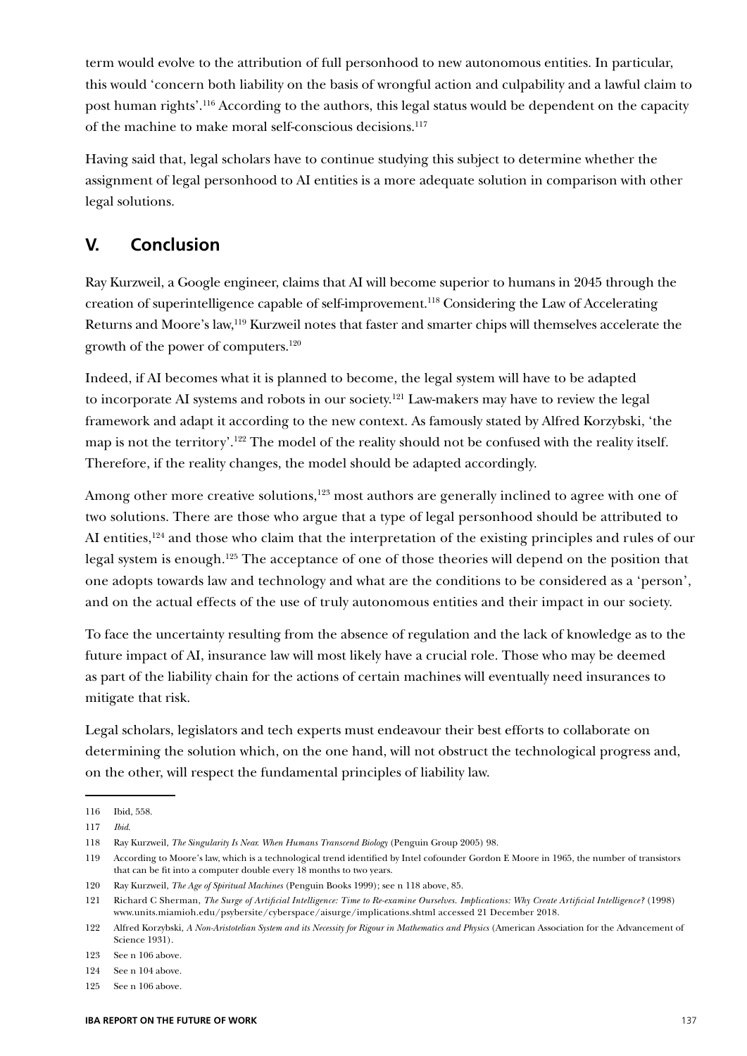term would evolve to the attribution of full personhood to new autonomous entities. In particular, this would 'concern both liability on the basis of wrongful action and culpability and a lawful claim to post human rights'.[116] According to the authors, this legal status would be dependent on the capacity of the machine to make moral self-conscious decisions.[117]

Having said that, legal scholars have to continue studying this subject to determine whether the assignment of legal personhood to AI entities is a more adequate solution in comparison with other legal solutions.

## V. Conclusion

Ray Kurzweil, a Google engineer, claims that AI will become superior to humans in 2045 through the creation of superintelligence capable of self-improvement.[118] Considering the Law of Accelerating Returns and Moore's law,[119] Kurzweil notes that faster and smarter chips will themselves accelerate the growth of the power of computers.[120]

Indeed, if AI becomes what it is planned to become, the legal system will have to be adapted to incorporate AI systems and robots in our society.[121] Law-makers may have to review the legal framework and adapt it according to the new context. As famously stated by Alfred Korzybski, 'the map is not the territory'.[122] The model of the reality should not be confused with the reality itself. Therefore, if the reality changes, the model should be adapted accordingly.

Among other more creative solutions,[123] most authors are generally inclined to agree with one of two solutions. There are those who argue that a type of legal personhood should be attributed to AI entities,[124] and those who claim that the interpretation of the existing principles and rules of our legal system is enough.[125] The acceptance of one of those theories will depend on the position that one adopts towards law and technology and what are the conditions to be considered as a 'person', and on the actual effects of the use of truly autonomous entities and their impact in our society.

To face the uncertainty resulting from the absence of regulation and the lack of knowledge as to the future impact of AI, insurance law will most likely have a crucial role. Those who may be deemed as part of the liability chain for the actions of certain machines will eventually need insurances to mitigate that risk.

Legal scholars, legislators and tech experts must endeavour their best efforts to collaborate on determining the solution which, on the one hand, will not obstruct the technological progress and, on the other, will respect the fundamental principles of liability law.

---

116 Ibid, 558.

117 *Ibid*.

118 Ray Kurzweil, *The Singularity Is Near. When Humans Transcend Biology* (Penguin Group 2005) 98.

119 According to Moore's law, which is a technological trend identified by Intel cofounder Gordon E Moore in 1965, the number of transistors that can be fit into a computer double every 18 months to two years.

120 Ray Kurzweil, *The Age of Spiritual Machines* (Penguin Books 1999); see n 118 above, 85.

121 Richard C Sherman, *The Surge of Artificial Intelligence: Time to Re-examine Ourselves. Implications: Why Create Artificial Intelligence?* (1998) www.units.miamioh.edu/psybersite/cyberspace/aisurge/implications.shtml accessed 21 December 2018.

122 Alfred Korzybski, *A Non-Aristotelian System and its Necessity for Rigour in Mathematics and Physics* (American Association for the Advancement of Science 1931).

123 See n 106 above.

124 See n 104 above.

125 See n 106 above.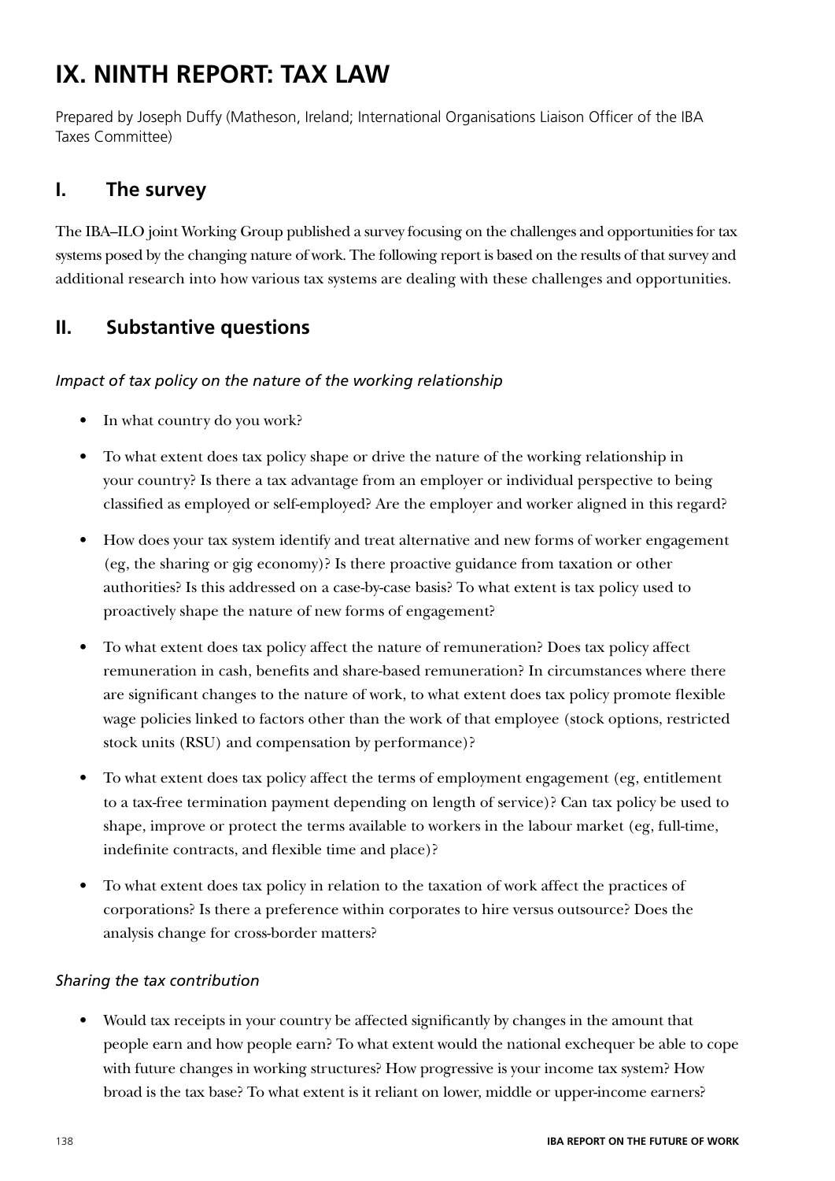# IX. NINTH REPORT: TAX LAW

Prepared by Joseph Duffy (Matheson, Ireland; International Organisations Liaison Officer of the IBA Taxes Committee)

## I. The survey

The IBA–ILO joint Working Group published a survey focusing on the challenges and opportunities for tax systems posed by the changing nature of work. The following report is based on the results of that survey and additional research into how various tax systems are dealing with these challenges and opportunities.

## II. Substantive questions

*Impact of tax policy on the nature of the working relationship*

- In what country do you work?
- To what extent does tax policy shape or drive the nature of the working relationship in your country? Is there a tax advantage from an employer or individual perspective to being classified as employed or self-employed? Are the employer and worker aligned in this regard?
- How does your tax system identify and treat alternative and new forms of worker engagement (eg, the sharing or gig economy)? Is there proactive guidance from taxation or other authorities? Is this addressed on a case-by-case basis? To what extent is tax policy used to proactively shape the nature of new forms of engagement?
- To what extent does tax policy affect the nature of remuneration? Does tax policy affect remuneration in cash, benefits and share-based remuneration? In circumstances where there are significant changes to the nature of work, to what extent does tax policy promote flexible wage policies linked to factors other than the work of that employee (stock options, restricted stock units (RSU) and compensation by performance)?
- To what extent does tax policy affect the terms of employment engagement (eg, entitlement to a tax-free termination payment depending on length of service)? Can tax policy be used to shape, improve or protect the terms available to workers in the labour market (eg, full-time, indefinite contracts, and flexible time and place)?
- To what extent does tax policy in relation to the taxation of work affect the practices of corporations? Is there a preference within corporates to hire versus outsource? Does the analysis change for cross-border matters?

*Sharing the tax contribution*

- Would tax receipts in your country be affected significantly by changes in the amount that people earn and how people earn? To what extent would the national exchequer be able to cope with future changes in working structures? How progressive is your income tax system? How broad is the tax base? To what extent is it reliant on lower, middle or upper-income earners?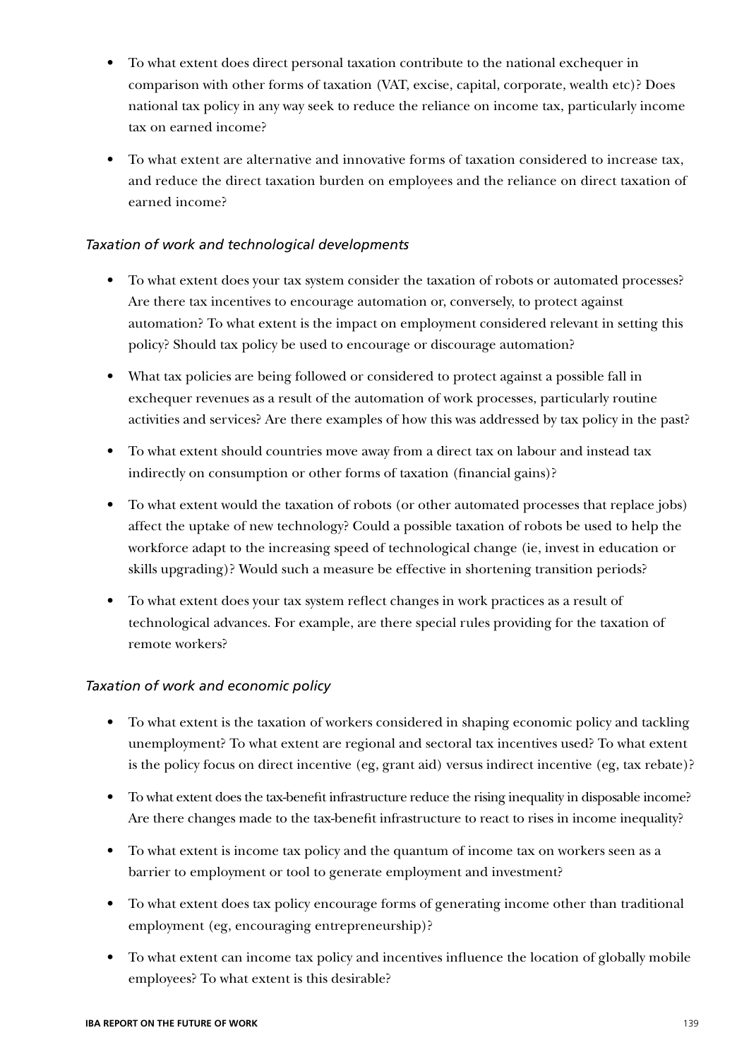- To what extent does direct personal taxation contribute to the national exchequer in comparison with other forms of taxation (VAT, excise, capital, corporate, wealth etc)? Does national tax policy in any way seek to reduce the reliance on income tax, particularly income tax on earned income?
- To what extent are alternative and innovative forms of taxation considered to increase tax, and reduce the direct taxation burden on employees and the reliance on direct taxation of earned income?

*Taxation of work and technological developments*

- To what extent does your tax system consider the taxation of robots or automated processes? Are there tax incentives to encourage automation or, conversely, to protect against automation? To what extent is the impact on employment considered relevant in setting this policy? Should tax policy be used to encourage or discourage automation?
- What tax policies are being followed or considered to protect against a possible fall in exchequer revenues as a result of the automation of work processes, particularly routine activities and services? Are there examples of how this was addressed by tax policy in the past?
- To what extent should countries move away from a direct tax on labour and instead tax indirectly on consumption or other forms of taxation (financial gains)?
- To what extent would the taxation of robots (or other automated processes that replace jobs) affect the uptake of new technology? Could a possible taxation of robots be used to help the workforce adapt to the increasing speed of technological change (ie, invest in education or skills upgrading)? Would such a measure be effective in shortening transition periods?
- To what extent does your tax system reflect changes in work practices as a result of technological advances. For example, are there special rules providing for the taxation of remote workers?

*Taxation of work and economic policy*

- To what extent is the taxation of workers considered in shaping economic policy and tackling unemployment? To what extent are regional and sectoral tax incentives used? To what extent is the policy focus on direct incentive (eg, grant aid) versus indirect incentive (eg, tax rebate)?
- To what extent does the tax-benefit infrastructure reduce the rising inequality in disposable income? Are there changes made to the tax-benefit infrastructure to react to rises in income inequality?
- To what extent is income tax policy and the quantum of income tax on workers seen as a barrier to employment or tool to generate employment and investment?
- To what extent does tax policy encourage forms of generating income other than traditional employment (eg, encouraging entrepreneurship)?
- To what extent can income tax policy and incentives influence the location of globally mobile employees? To what extent is this desirable?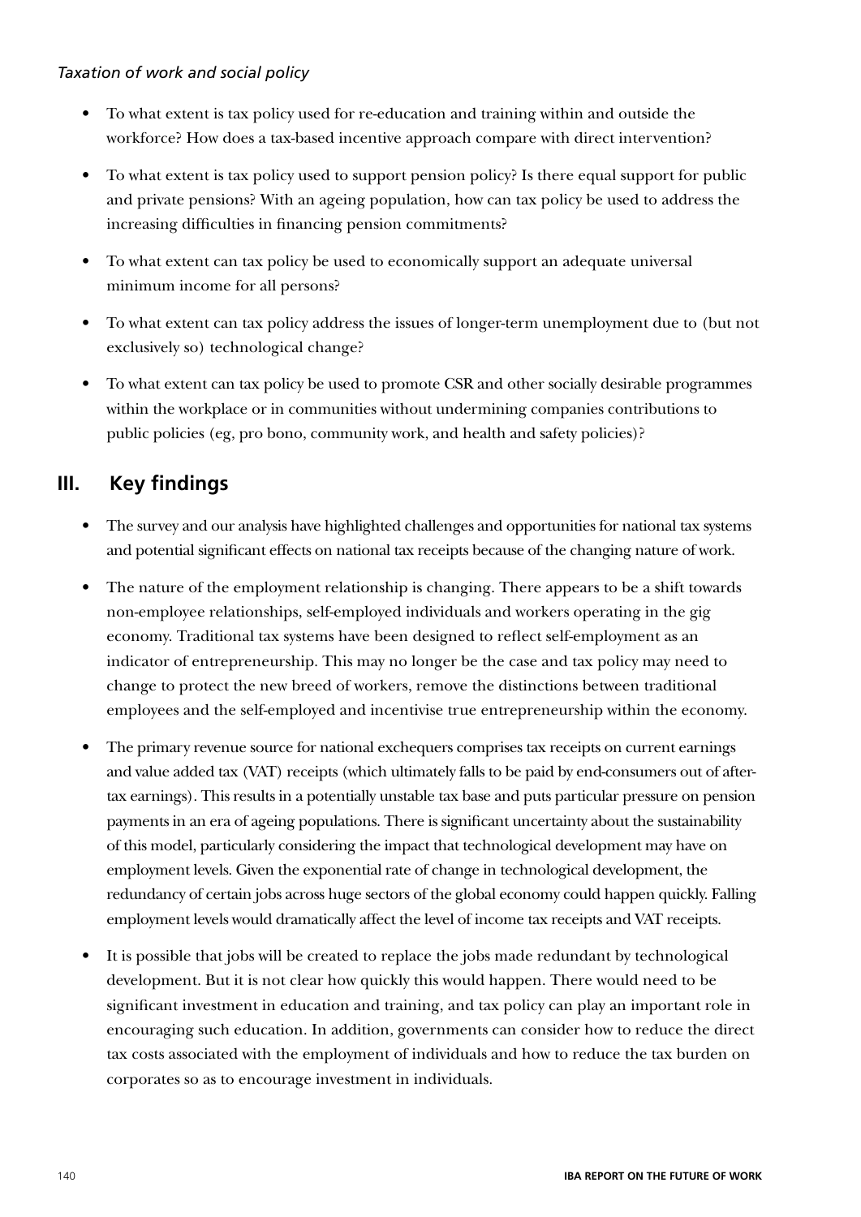*Taxation of work and social policy*

- To what extent is tax policy used for re-education and training within and outside the workforce? How does a tax-based incentive approach compare with direct intervention?
- To what extent is tax policy used to support pension policy? Is there equal support for public and private pensions? With an ageing population, how can tax policy be used to address the increasing difficulties in financing pension commitments?
- To what extent can tax policy be used to economically support an adequate universal minimum income for all persons?
- To what extent can tax policy address the issues of longer-term unemployment due to (but not exclusively so) technological change?
- To what extent can tax policy be used to promote CSR and other socially desirable programmes within the workplace or in communities without undermining companies contributions to public policies (eg, pro bono, community work, and health and safety policies)?

## III. Key findings

- The survey and our analysis have highlighted challenges and opportunities for national tax systems and potential significant effects on national tax receipts because of the changing nature of work.
- The nature of the employment relationship is changing. There appears to be a shift towards non-employee relationships, self-employed individuals and workers operating in the gig economy. Traditional tax systems have been designed to reflect self-employment as an indicator of entrepreneurship. This may no longer be the case and tax policy may need to change to protect the new breed of workers, remove the distinctions between traditional employees and the self-employed and incentivise true entrepreneurship within the economy.
- The primary revenue source for national exchequers comprises tax receipts on current earnings and value added tax (VAT) receipts (which ultimately falls to be paid by end-consumers out of after-tax earnings). This results in a potentially unstable tax base and puts particular pressure on pension payments in an era of ageing populations. There is significant uncertainty about the sustainability of this model, particularly considering the impact that technological development may have on employment levels. Given the exponential rate of change in technological development, the redundancy of certain jobs across huge sectors of the global economy could happen quickly. Falling employment levels would dramatically affect the level of income tax receipts and VAT receipts.
- It is possible that jobs will be created to replace the jobs made redundant by technological development. But it is not clear how quickly this would happen. There would need to be significant investment in education and training, and tax policy can play an important role in encouraging such education. In addition, governments can consider how to reduce the direct tax costs associated with the employment of individuals and how to reduce the tax burden on corporates so as to encourage investment in individuals.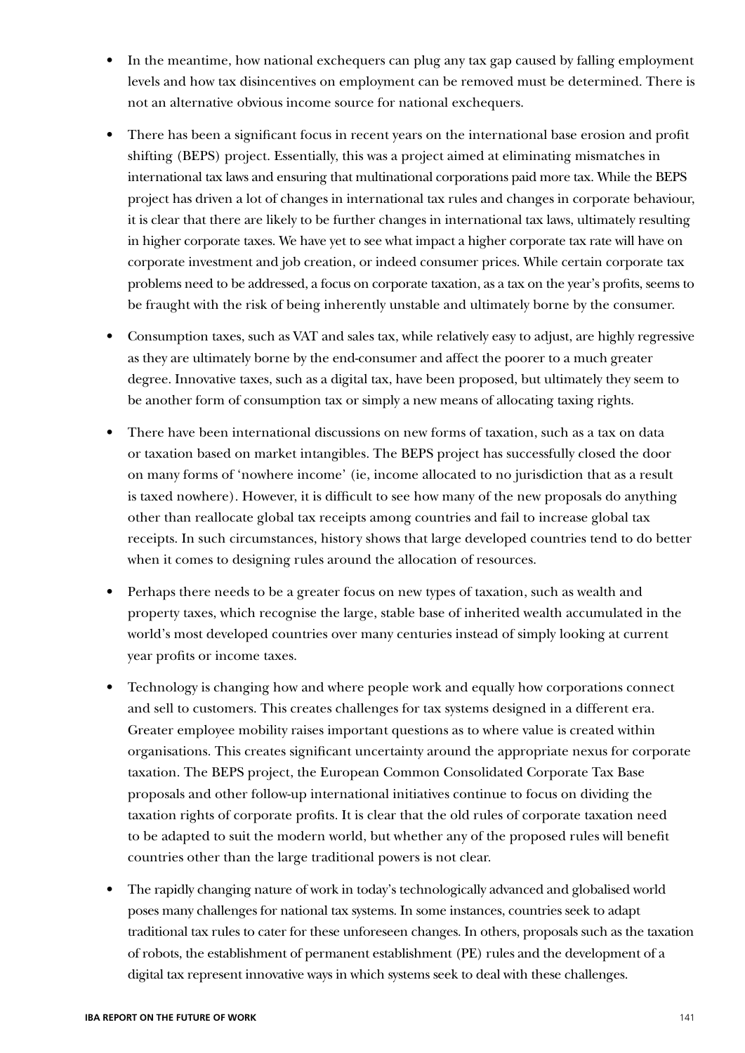- In the meantime, how national exchequers can plug any tax gap caused by falling employment levels and how tax disincentives on employment can be removed must be determined. There is not an alternative obvious income source for national exchequers.

- There has been a significant focus in recent years on the international base erosion and profit shifting (BEPS) project. Essentially, this was a project aimed at eliminating mismatches in international tax laws and ensuring that multinational corporations paid more tax. While the BEPS project has driven a lot of changes in international tax rules and changes in corporate behaviour, it is clear that there are likely to be further changes in international tax laws, ultimately resulting in higher corporate taxes. We have yet to see what impact a higher corporate tax rate will have on corporate investment and job creation, or indeed consumer prices. While certain corporate tax problems need to be addressed, a focus on corporate taxation, as a tax on the year's profits, seems to be fraught with the risk of being inherently unstable and ultimately borne by the consumer.

- Consumption taxes, such as VAT and sales tax, while relatively easy to adjust, are highly regressive as they are ultimately borne by the end-consumer and affect the poorer to a much greater degree. Innovative taxes, such as a digital tax, have been proposed, but ultimately they seem to be another form of consumption tax or simply a new means of allocating taxing rights.

- There have been international discussions on new forms of taxation, such as a tax on data or taxation based on market intangibles. The BEPS project has successfully closed the door on many forms of 'nowhere income' (ie, income allocated to no jurisdiction that as a result is taxed nowhere). However, it is difficult to see how many of the new proposals do anything other than reallocate global tax receipts among countries and fail to increase global tax receipts. In such circumstances, history shows that large developed countries tend to do better when it comes to designing rules around the allocation of resources.

- Perhaps there needs to be a greater focus on new types of taxation, such as wealth and property taxes, which recognise the large, stable base of inherited wealth accumulated in the world's most developed countries over many centuries instead of simply looking at current year profits or income taxes.

- Technology is changing how and where people work and equally how corporations connect and sell to customers. This creates challenges for tax systems designed in a different era. Greater employee mobility raises important questions as to where value is created within organisations. This creates significant uncertainty around the appropriate nexus for corporate taxation. The BEPS project, the European Common Consolidated Corporate Tax Base proposals and other follow-up international initiatives continue to focus on dividing the taxation rights of corporate profits. It is clear that the old rules of corporate taxation need to be adapted to suit the modern world, but whether any of the proposed rules will benefit countries other than the large traditional powers is not clear.

- The rapidly changing nature of work in today's technologically advanced and globalised world poses many challenges for national tax systems. In some instances, countries seek to adapt traditional tax rules to cater for these unforeseen changes. In others, proposals such as the taxation of robots, the establishment of permanent establishment (PE) rules and the development of a digital tax represent innovative ways in which systems seek to deal with these challenges.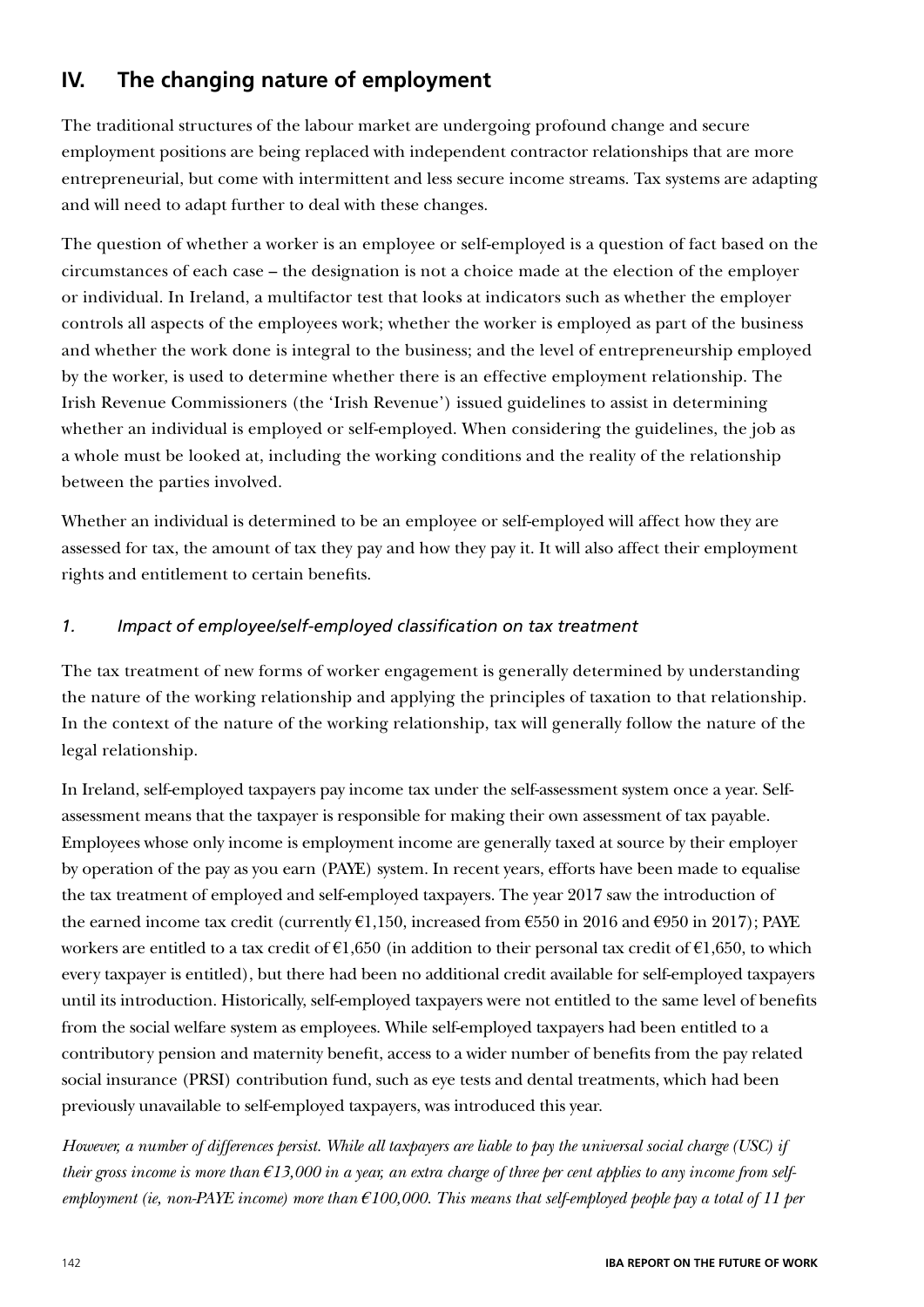## IV. The changing nature of employment

The traditional structures of the labour market are undergoing profound change and secure employment positions are being replaced with independent contractor relationships that are more entrepreneurial, but come with intermittent and less secure income streams. Tax systems are adapting and will need to adapt further to deal with these changes.

The question of whether a worker is an employee or self-employed is a question of fact based on the circumstances of each case – the designation is not a choice made at the election of the employer or individual. In Ireland, a multifactor test that looks at indicators such as whether the employer controls all aspects of the employees work; whether the worker is employed as part of the business and whether the work done is integral to the business; and the level of entrepreneurship employed by the worker, is used to determine whether there is an effective employment relationship. The Irish Revenue Commissioners (the 'Irish Revenue') issued guidelines to assist in determining whether an individual is employed or self-employed. When considering the guidelines, the job as a whole must be looked at, including the working conditions and the reality of the relationship between the parties involved.

Whether an individual is determined to be an employee or self-employed will affect how they are assessed for tax, the amount of tax they pay and how they pay it. It will also affect their employment rights and entitlement to certain benefits.

### *1. Impact of employee/self-employed classification on tax treatment*

The tax treatment of new forms of worker engagement is generally determined by understanding the nature of the working relationship and applying the principles of taxation to that relationship. In the context of the nature of the working relationship, tax will generally follow the nature of the legal relationship.

In Ireland, self-employed taxpayers pay income tax under the self-assessment system once a year. Self-assessment means that the taxpayer is responsible for making their own assessment of tax payable. Employees whose only income is employment income are generally taxed at source by their employer by operation of the pay as you earn (PAYE) system. In recent years, efforts have been made to equalise the tax treatment of employed and self-employed taxpayers. The year 2017 saw the introduction of the earned income tax credit (currently €1,150, increased from €550 in 2016 and €950 in 2017); PAYE workers are entitled to a tax credit of €1,650 (in addition to their personal tax credit of €1,650, to which every taxpayer is entitled), but there had been no additional credit available for self-employed taxpayers until its introduction. Historically, self-employed taxpayers were not entitled to the same level of benefits from the social welfare system as employees. While self-employed taxpayers had been entitled to a contributory pension and maternity benefit, access to a wider number of benefits from the pay related social insurance (PRSI) contribution fund, such as eye tests and dental treatments, which had been previously unavailable to self-employed taxpayers, was introduced this year.

*However, a number of differences persist. While all taxpayers are liable to pay the universal social charge (USC) if their gross income is more than €13,000 in a year, an extra charge of three per cent applies to any income from self-employment (ie, non-PAYE income) more than €100,000. This means that self-employed people pay a total of 11 per*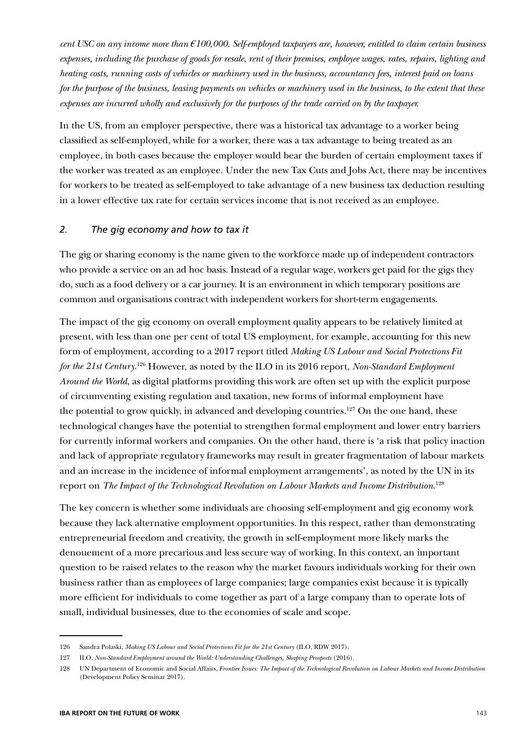*cent USC on any income more than €100,000. Self-employed taxpayers are, however, entitled to claim certain business expenses, including the purchase of goods for resale, rent of their premises, employee wages, rates, repairs, lighting and heating costs, running costs of vehicles or machinery used in the business, accountancy fees, interest paid on loans for the purpose of the business, leasing payments on vehicles or machinery used in the business, to the extent that these expenses are incurred wholly and exclusively for the purposes of the trade carried on by the taxpayer.*

In the US, from an employer perspective, there was a historical tax advantage to a worker being classified as self-employed, while for a worker, there was a tax advantage to being treated as an employee, in both cases because the employer would bear the burden of certain employment taxes if the worker was treated as an employee. Under the new Tax Cuts and Jobs Act, there may be incentives for workers to be treated as self-employed to take advantage of a new business tax deduction resulting in a lower effective tax rate for certain services income that is not received as an employee.

## *2. The gig economy and how to tax it*

The gig or sharing economy is the name given to the workforce made up of independent contractors who provide a service on an ad hoc basis. Instead of a regular wage, workers get paid for the gigs they do, such as a food delivery or a car journey. It is an environment in which temporary positions are common and organisations contract with independent workers for short-term engagements.

The impact of the gig economy on overall employment quality appears to be relatively limited at present, with less than one per cent of total US employment, for example, accounting for this new form of employment, according to a 2017 report titled *Making US Labour and Social Protections Fit for the 21st Century*.[126] However, as noted by the ILO in its 2016 report, *Non-Standard Employment Around the World*, as digital platforms providing this work are often set up with the explicit purpose of circumventing existing regulation and taxation, new forms of informal employment have the potential to grow quickly, in advanced and developing countries.[127] On the one hand, these technological changes have the potential to strengthen formal employment and lower entry barriers for currently informal workers and companies. On the other hand, there is 'a risk that policy inaction and lack of appropriate regulatory frameworks may result in greater fragmentation of labour markets and an increase in the incidence of informal employment arrangements', as noted by the UN in its report on *The Impact of the Technological Revolution on Labour Markets and Income Distribution*.[128]

The key concern is whether some individuals are choosing self-employment and gig economy work because they lack alternative employment opportunities. In this respect, rather than demonstrating entrepreneurial freedom and creativity, the growth in self-employment more likely marks the denouement of a more precarious and less secure way of working. In this context, an important question to be raised relates to the reason why the market favours individuals working for their own business rather than as employees of large companies; large companies exist because it is typically more efficient for individuals to come together as part of a large company than to operate lots of small, individual businesses, due to the economies of scale and scope.

---

126 Sandra Polaski, *Making US Labour and Social Protections Fit for the 21st Century* (ILO, RDW 2017).

127 ILO, *Non-Standard Employment around the World: Understanding Challenges, Shaping Prospects* (2016).

128 UN Department of Economic and Social Affairs, *Frontier Issues: The Impact of the Technological Revolution on Labour Markets and Income Distribution* (Development Policy Seminar 2017).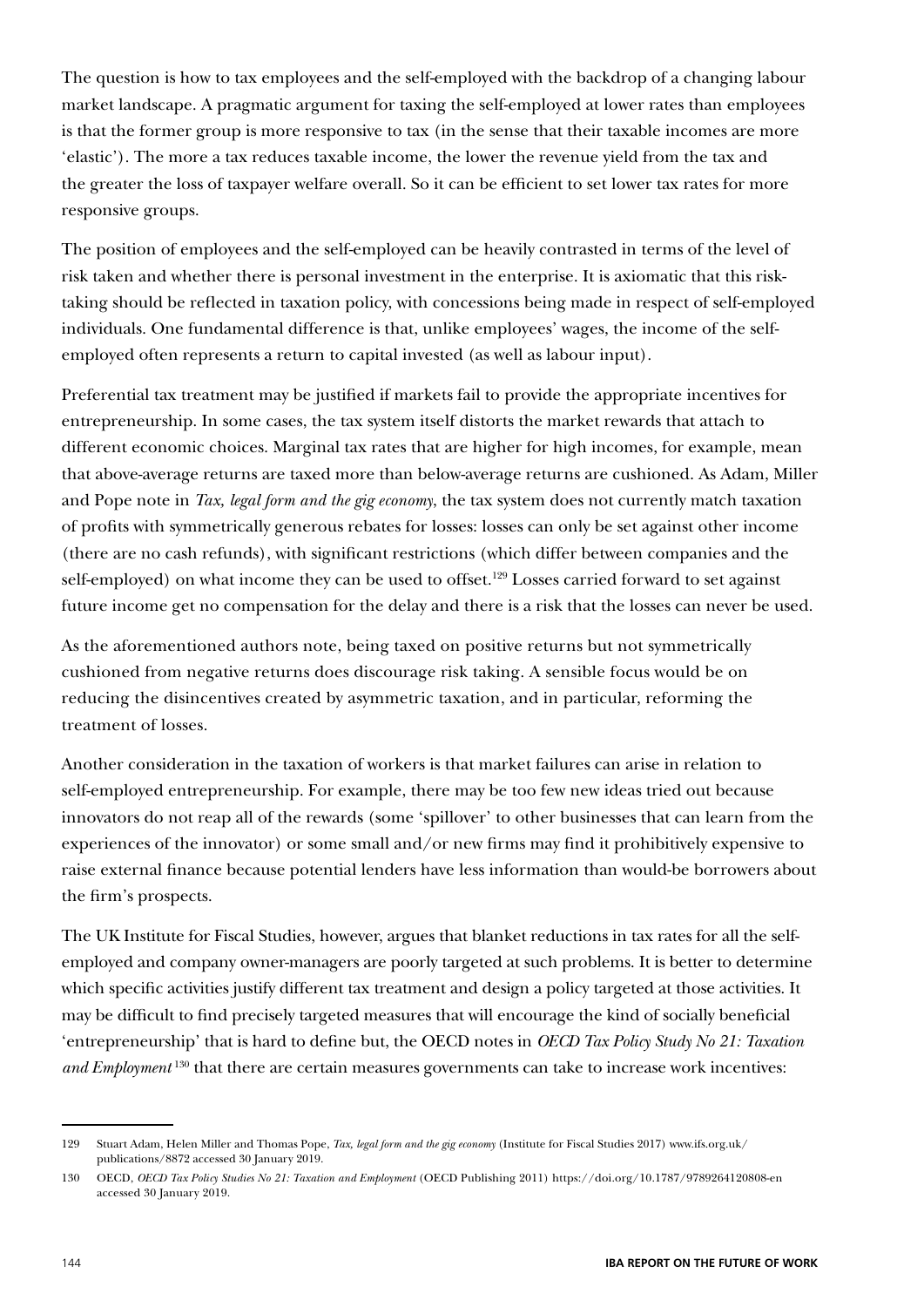The question is how to tax employees and the self-employed with the backdrop of a changing labour market landscape. A pragmatic argument for taxing the self-employed at lower rates than employees is that the former group is more responsive to tax (in the sense that their taxable incomes are more 'elastic'). The more a tax reduces taxable income, the lower the revenue yield from the tax and the greater the loss of taxpayer welfare overall. So it can be efficient to set lower tax rates for more responsive groups.

The position of employees and the self-employed can be heavily contrasted in terms of the level of risk taken and whether there is personal investment in the enterprise. It is axiomatic that this risk-taking should be reflected in taxation policy, with concessions being made in respect of self-employed individuals. One fundamental difference is that, unlike employees' wages, the income of the self-employed often represents a return to capital invested (as well as labour input).

Preferential tax treatment may be justified if markets fail to provide the appropriate incentives for entrepreneurship. In some cases, the tax system itself distorts the market rewards that attach to different economic choices. Marginal tax rates that are higher for high incomes, for example, mean that above-average returns are taxed more than below-average returns are cushioned. As Adam, Miller and Pope note in *Tax, legal form and the gig economy*, the tax system does not currently match taxation of profits with symmetrically generous rebates for losses: losses can only be set against other income (there are no cash refunds), with significant restrictions (which differ between companies and the self-employed) on what income they can be used to offset.[129] Losses carried forward to set against future income get no compensation for the delay and there is a risk that the losses can never be used.

As the aforementioned authors note, being taxed on positive returns but not symmetrically cushioned from negative returns does discourage risk taking. A sensible focus would be on reducing the disincentives created by asymmetric taxation, and in particular, reforming the treatment of losses.

Another consideration in the taxation of workers is that market failures can arise in relation to self-employed entrepreneurship. For example, there may be too few new ideas tried out because innovators do not reap all of the rewards (some 'spillover' to other businesses that can learn from the experiences of the innovator) or some small and/or new firms may find it prohibitively expensive to raise external finance because potential lenders have less information than would-be borrowers about the firm's prospects.

The UK Institute for Fiscal Studies, however, argues that blanket reductions in tax rates for all the self-employed and company owner-managers are poorly targeted at such problems. It is better to determine which specific activities justify different tax treatment and design a policy targeted at those activities. It may be difficult to find precisely targeted measures that will encourage the kind of socially beneficial 'entrepreneurship' that is hard to define but, the OECD notes in *OECD Tax Policy Study No 21: Taxation and Employment*[130] that there are certain measures governments can take to increase work incentives:

---

129 Stuart Adam, Helen Miller and Thomas Pope, *Tax, legal form and the gig economy* (Institute for Fiscal Studies 2017) www.ifs.org.uk/publications/8872 accessed 30 January 2019.

130 OECD, *OECD Tax Policy Studies No 21: Taxation and Employment* (OECD Publishing 2011) https://doi.org/10.1787/9789264120808-en accessed 30 January 2019.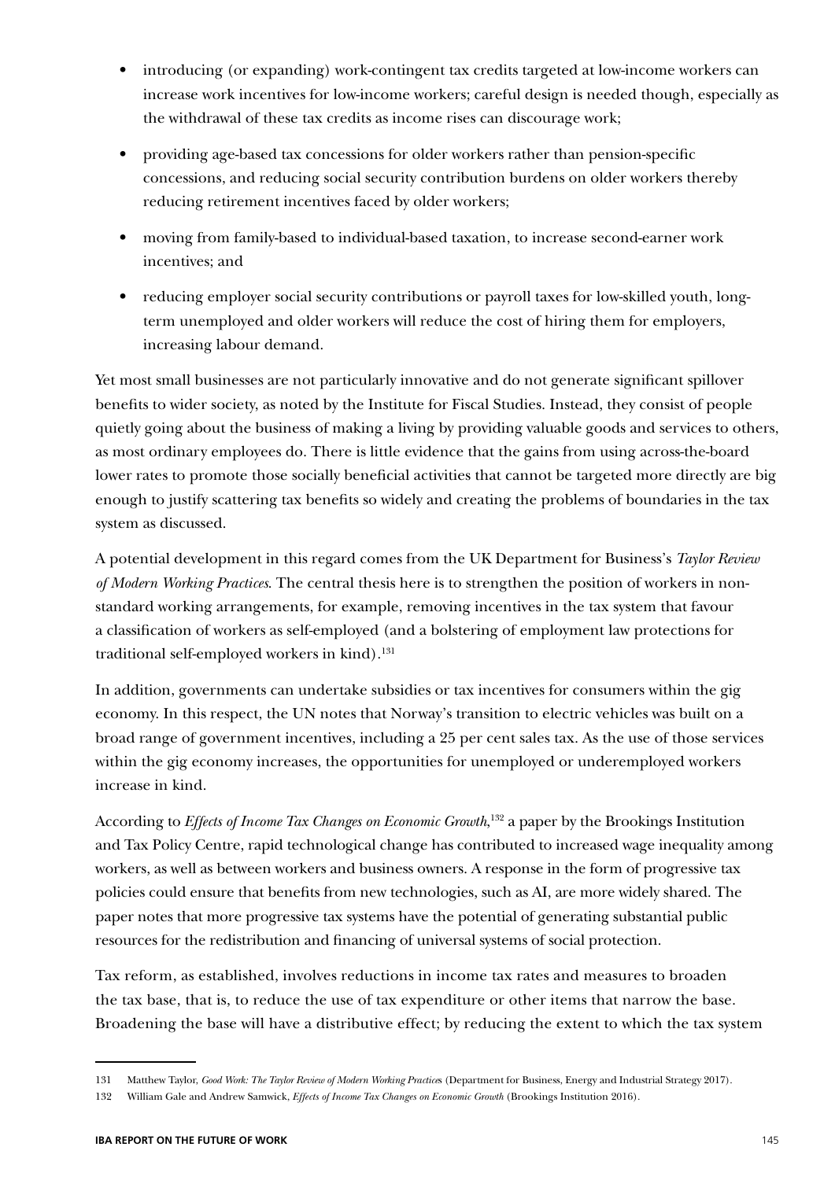- introducing (or expanding) work-contingent tax credits targeted at low-income workers can increase work incentives for low-income workers; careful design is needed though, especially as the withdrawal of these tax credits as income rises can discourage work;
- providing age-based tax concessions for older workers rather than pension-specific concessions, and reducing social security contribution burdens on older workers thereby reducing retirement incentives faced by older workers;
- moving from family-based to individual-based taxation, to increase second-earner work incentives; and
- reducing employer social security contributions or payroll taxes for low-skilled youth, long-term unemployed and older workers will reduce the cost of hiring them for employers, increasing labour demand.

Yet most small businesses are not particularly innovative and do not generate significant spillover benefits to wider society, as noted by the Institute for Fiscal Studies. Instead, they consist of people quietly going about the business of making a living by providing valuable goods and services to others, as most ordinary employees do. There is little evidence that the gains from using across-the-board lower rates to promote those socially beneficial activities that cannot be targeted more directly are big enough to justify scattering tax benefits so widely and creating the problems of boundaries in the tax system as discussed.

A potential development in this regard comes from the UK Department for Business's *Taylor Review of Modern Working Practices*. The central thesis here is to strengthen the position of workers in non-standard working arrangements, for example, removing incentives in the tax system that favour a classification of workers as self-employed (and a bolstering of employment law protections for traditional self-employed workers in kind).[131]

In addition, governments can undertake subsidies or tax incentives for consumers within the gig economy. In this respect, the UN notes that Norway's transition to electric vehicles was built on a broad range of government incentives, including a 25 per cent sales tax. As the use of those services within the gig economy increases, the opportunities for unemployed or underemployed workers increase in kind.

According to *Effects of Income Tax Changes on Economic Growth*,[132] a paper by the Brookings Institution and Tax Policy Centre, rapid technological change has contributed to increased wage inequality among workers, as well as between workers and business owners. A response in the form of progressive tax policies could ensure that benefits from new technologies, such as AI, are more widely shared. The paper notes that more progressive tax systems have the potential of generating substantial public resources for the redistribution and financing of universal systems of social protection.

Tax reform, as established, involves reductions in income tax rates and measures to broaden the tax base, that is, to reduce the use of tax expenditure or other items that narrow the base. Broadening the base will have a distributive effect; by reducing the extent to which the tax system

---

131 Matthew Taylor, *Good Work: The Taylor Review of Modern Working Practices* (Department for Business, Energy and Industrial Strategy 2017).

132 William Gale and Andrew Samwick, *Effects of Income Tax Changes on Economic Growth* (Brookings Institution 2016).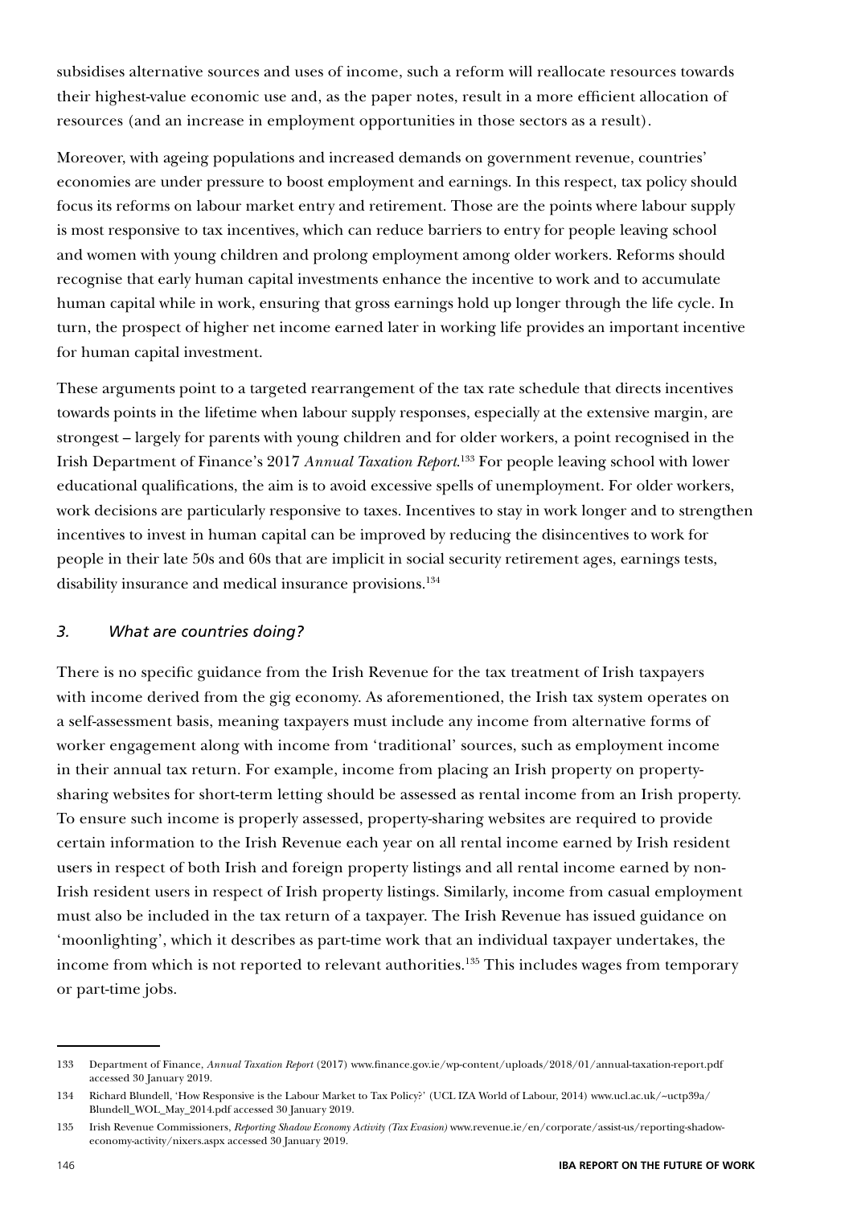subsidises alternative sources and uses of income, such a reform will reallocate resources towards their highest-value economic use and, as the paper notes, result in a more efficient allocation of resources (and an increase in employment opportunities in those sectors as a result).

Moreover, with ageing populations and increased demands on government revenue, countries' economies are under pressure to boost employment and earnings. In this respect, tax policy should focus its reforms on labour market entry and retirement. Those are the points where labour supply is most responsive to tax incentives, which can reduce barriers to entry for people leaving school and women with young children and prolong employment among older workers. Reforms should recognise that early human capital investments enhance the incentive to work and to accumulate human capital while in work, ensuring that gross earnings hold up longer through the life cycle. In turn, the prospect of higher net income earned later in working life provides an important incentive for human capital investment.

These arguments point to a targeted rearrangement of the tax rate schedule that directs incentives towards points in the lifetime when labour supply responses, especially at the extensive margin, are strongest – largely for parents with young children and for older workers, a point recognised in the Irish Department of Finance's 2017 *Annual Taxation Report*.[133] For people leaving school with lower educational qualifications, the aim is to avoid excessive spells of unemployment. For older workers, work decisions are particularly responsive to taxes. Incentives to stay in work longer and to strengthen incentives to invest in human capital can be improved by reducing the disincentives to work for people in their late 50s and 60s that are implicit in social security retirement ages, earnings tests, disability insurance and medical insurance provisions.[134]

### *3. What are countries doing?*

There is no specific guidance from the Irish Revenue for the tax treatment of Irish taxpayers with income derived from the gig economy. As aforementioned, the Irish tax system operates on a self-assessment basis, meaning taxpayers must include any income from alternative forms of worker engagement along with income from 'traditional' sources, such as employment income in their annual tax return. For example, income from placing an Irish property on property-sharing websites for short-term letting should be assessed as rental income from an Irish property. To ensure such income is properly assessed, property-sharing websites are required to provide certain information to the Irish Revenue each year on all rental income earned by Irish resident users in respect of both Irish and foreign property listings and all rental income earned by non-Irish resident users in respect of Irish property listings. Similarly, income from casual employment must also be included in the tax return of a taxpayer. The Irish Revenue has issued guidance on 'moonlighting', which it describes as part-time work that an individual taxpayer undertakes, the income from which is not reported to relevant authorities.[135] This includes wages from temporary or part-time jobs.

---

133 Department of Finance, *Annual Taxation Report* (2017) www.finance.gov.ie/wp-content/uploads/2018/01/annual-taxation-report.pdf accessed 30 January 2019.

134 Richard Blundell, 'How Responsive is the Labour Market to Tax Policy?' (UCL IZA World of Labour, 2014) www.ucl.ac.uk/~uctp39a/Blundell_WOL_May_2014.pdf accessed 30 January 2019.

135 Irish Revenue Commissioners, *Reporting Shadow Economy Activity (Tax Evasion)* www.revenue.ie/en/corporate/assist-us/reporting-shadow-economy-activity/nixers.aspx accessed 30 January 2019.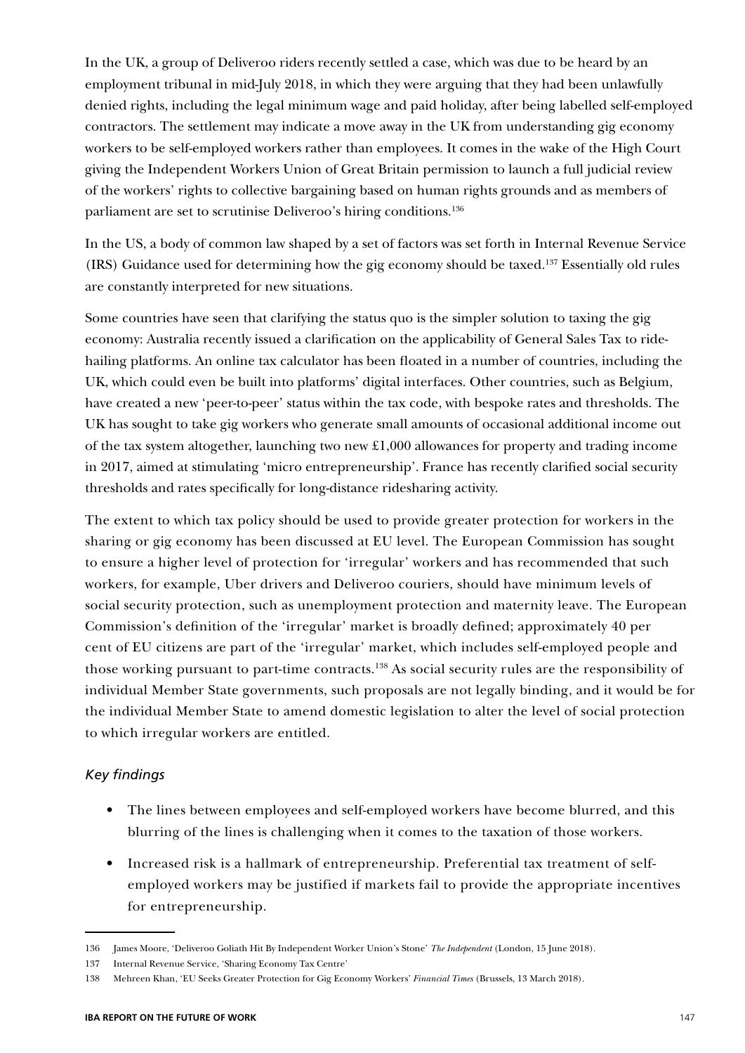In the UK, a group of Deliveroo riders recently settled a case, which was due to be heard by an employment tribunal in mid-July 2018, in which they were arguing that they had been unlawfully denied rights, including the legal minimum wage and paid holiday, after being labelled self-employed contractors. The settlement may indicate a move away in the UK from understanding gig economy workers to be self-employed workers rather than employees. It comes in the wake of the High Court giving the Independent Workers Union of Great Britain permission to launch a full judicial review of the workers' rights to collective bargaining based on human rights grounds and as members of parliament are set to scrutinise Deliveroo's hiring conditions.[136]

In the US, a body of common law shaped by a set of factors was set forth in Internal Revenue Service (IRS) Guidance used for determining how the gig economy should be taxed.[137] Essentially old rules are constantly interpreted for new situations.

Some countries have seen that clarifying the status quo is the simpler solution to taxing the gig economy: Australia recently issued a clarification on the applicability of General Sales Tax to ride-hailing platforms. An online tax calculator has been floated in a number of countries, including the UK, which could even be built into platforms' digital interfaces. Other countries, such as Belgium, have created a new 'peer-to-peer' status within the tax code, with bespoke rates and thresholds. The UK has sought to take gig workers who generate small amounts of occasional additional income out of the tax system altogether, launching two new £1,000 allowances for property and trading income in 2017, aimed at stimulating 'micro entrepreneurship'. France has recently clarified social security thresholds and rates specifically for long-distance ridesharing activity.

The extent to which tax policy should be used to provide greater protection for workers in the sharing or gig economy has been discussed at EU level. The European Commission has sought to ensure a higher level of protection for 'irregular' workers and has recommended that such workers, for example, Uber drivers and Deliveroo couriers, should have minimum levels of social security protection, such as unemployment protection and maternity leave. The European Commission's definition of the 'irregular' market is broadly defined; approximately 40 per cent of EU citizens are part of the 'irregular' market, which includes self-employed people and those working pursuant to part-time contracts.[138] As social security rules are the responsibility of individual Member State governments, such proposals are not legally binding, and it would be for the individual Member State to amend domestic legislation to alter the level of social protection to which irregular workers are entitled.

### *Key findings*

- The lines between employees and self-employed workers have become blurred, and this blurring of the lines is challenging when it comes to the taxation of those workers.
- Increased risk is a hallmark of entrepreneurship. Preferential tax treatment of self-employed workers may be justified if markets fail to provide the appropriate incentives for entrepreneurship.

---

136 James Moore, 'Deliveroo Goliath Hit By Independent Worker Union's Stone' *The Independent* (London, 15 June 2018).

137 Internal Revenue Service, 'Sharing Economy Tax Centre'

138 Mehreen Khan, 'EU Seeks Greater Protection for Gig Economy Workers' *Financial Times* (Brussels, 13 March 2018).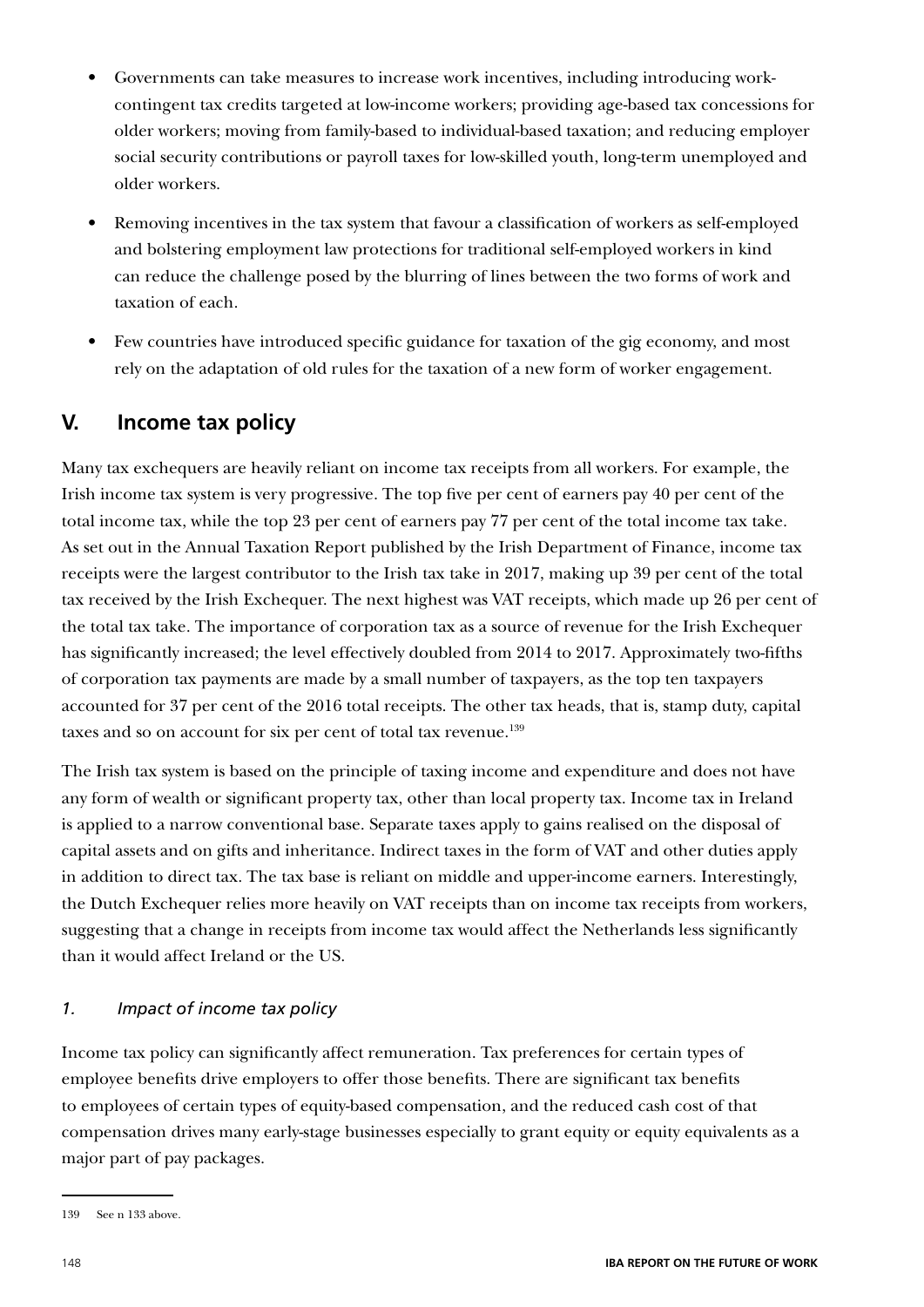- Governments can take measures to increase work incentives, including introducing work-contingent tax credits targeted at low-income workers; providing age-based tax concessions for older workers; moving from family-based to individual-based taxation; and reducing employer social security contributions or payroll taxes for low-skilled youth, long-term unemployed and older workers.
- Removing incentives in the tax system that favour a classification of workers as self-employed and bolstering employment law protections for traditional self-employed workers in kind can reduce the challenge posed by the blurring of lines between the two forms of work and taxation of each.
- Few countries have introduced specific guidance for taxation of the gig economy, and most rely on the adaptation of old rules for the taxation of a new form of worker engagement.

## V. Income tax policy

Many tax exchequers are heavily reliant on income tax receipts from all workers. For example, the Irish income tax system is very progressive. The top five per cent of earners pay 40 per cent of the total income tax, while the top 23 per cent of earners pay 77 per cent of the total income tax take. As set out in the Annual Taxation Report published by the Irish Department of Finance, income tax receipts were the largest contributor to the Irish tax take in 2017, making up 39 per cent of the total tax received by the Irish Exchequer. The next highest was VAT receipts, which made up 26 per cent of the total tax take. The importance of corporation tax as a source of revenue for the Irish Exchequer has significantly increased; the level effectively doubled from 2014 to 2017. Approximately two-fifths of corporation tax payments are made by a small number of taxpayers, as the top ten taxpayers accounted for 37 per cent of the 2016 total receipts. The other tax heads, that is, stamp duty, capital taxes and so on account for six per cent of total tax revenue.[139]

The Irish tax system is based on the principle of taxing income and expenditure and does not have any form of wealth or significant property tax, other than local property tax. Income tax in Ireland is applied to a narrow conventional base. Separate taxes apply to gains realised on the disposal of capital assets and on gifts and inheritance. Indirect taxes in the form of VAT and other duties apply in addition to direct tax. The tax base is reliant on middle and upper-income earners. Interestingly, the Dutch Exchequer relies more heavily on VAT receipts than on income tax receipts from workers, suggesting that a change in receipts from income tax would affect the Netherlands less significantly than it would affect Ireland or the US.

### *1. Impact of income tax policy*

Income tax policy can significantly affect remuneration. Tax preferences for certain types of employee benefits drive employers to offer those benefits. There are significant tax benefits to employees of certain types of equity-based compensation, and the reduced cash cost of that compensation drives many early-stage businesses especially to grant equity or equity equivalents as a major part of pay packages.

---

139 See n 133 above.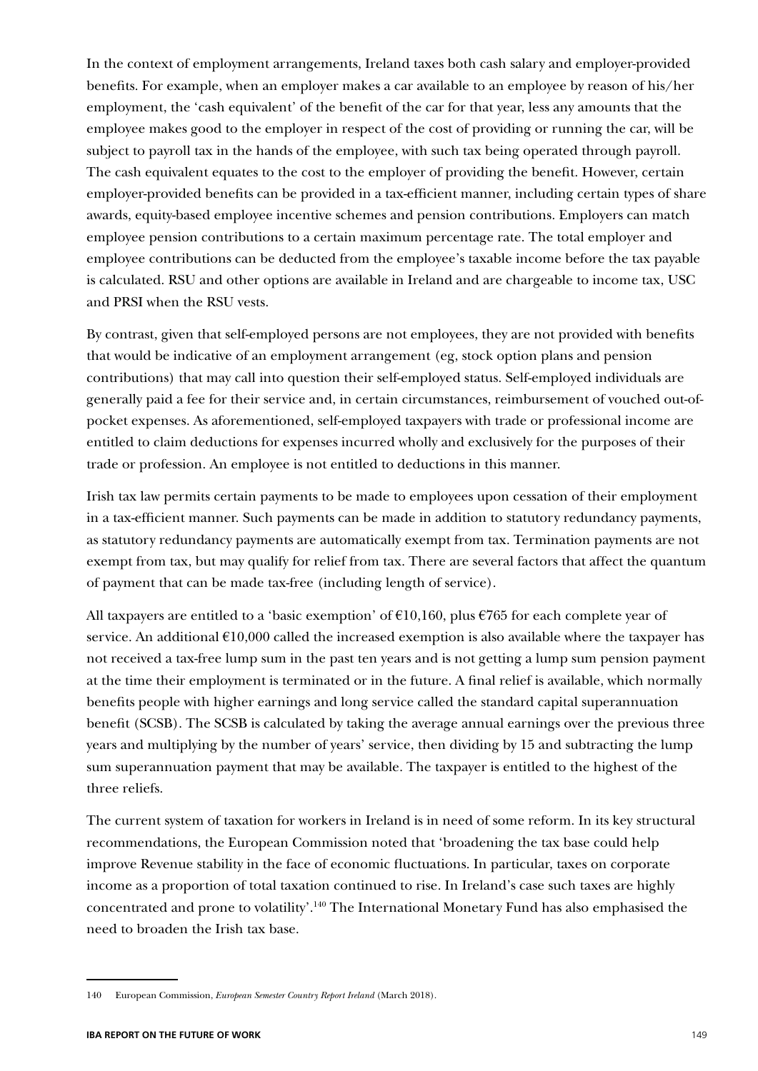In the context of employment arrangements, Ireland taxes both cash salary and employer-provided benefits. For example, when an employer makes a car available to an employee by reason of his/her employment, the 'cash equivalent' of the benefit of the car for that year, less any amounts that the employee makes good to the employer in respect of the cost of providing or running the car, will be subject to payroll tax in the hands of the employee, with such tax being operated through payroll. The cash equivalent equates to the cost to the employer of providing the benefit. However, certain employer-provided benefits can be provided in a tax-efficient manner, including certain types of share awards, equity-based employee incentive schemes and pension contributions. Employers can match employee pension contributions to a certain maximum percentage rate. The total employer and employee contributions can be deducted from the employee's taxable income before the tax payable is calculated. RSU and other options are available in Ireland and are chargeable to income tax, USC and PRSI when the RSU vests.

By contrast, given that self-employed persons are not employees, they are not provided with benefits that would be indicative of an employment arrangement (eg, stock option plans and pension contributions) that may call into question their self-employed status. Self-employed individuals are generally paid a fee for their service and, in certain circumstances, reimbursement of vouched out-of-pocket expenses. As aforementioned, self-employed taxpayers with trade or professional income are entitled to claim deductions for expenses incurred wholly and exclusively for the purposes of their trade or profession. An employee is not entitled to deductions in this manner.

Irish tax law permits certain payments to be made to employees upon cessation of their employment in a tax-efficient manner. Such payments can be made in addition to statutory redundancy payments, as statutory redundancy payments are automatically exempt from tax. Termination payments are not exempt from tax, but may qualify for relief from tax. There are several factors that affect the quantum of payment that can be made tax-free (including length of service).

All taxpayers are entitled to a 'basic exemption' of €10,160, plus €765 for each complete year of service. An additional €10,000 called the increased exemption is also available where the taxpayer has not received a tax-free lump sum in the past ten years and is not getting a lump sum pension payment at the time their employment is terminated or in the future. A final relief is available, which normally benefits people with higher earnings and long service called the standard capital superannuation benefit (SCSB). The SCSB is calculated by taking the average annual earnings over the previous three years and multiplying by the number of years' service, then dividing by 15 and subtracting the lump sum superannuation payment that may be available. The taxpayer is entitled to the highest of the three reliefs.

The current system of taxation for workers in Ireland is in need of some reform. In its key structural recommendations, the European Commission noted that 'broadening the tax base could help improve Revenue stability in the face of economic fluctuations. In particular, taxes on corporate income as a proportion of total taxation continued to rise. In Ireland's case such taxes are highly concentrated and prone to volatility'.[140] The International Monetary Fund has also emphasised the need to broaden the Irish tax base.

140 European Commission, *European Semester Country Report Ireland* (March 2018).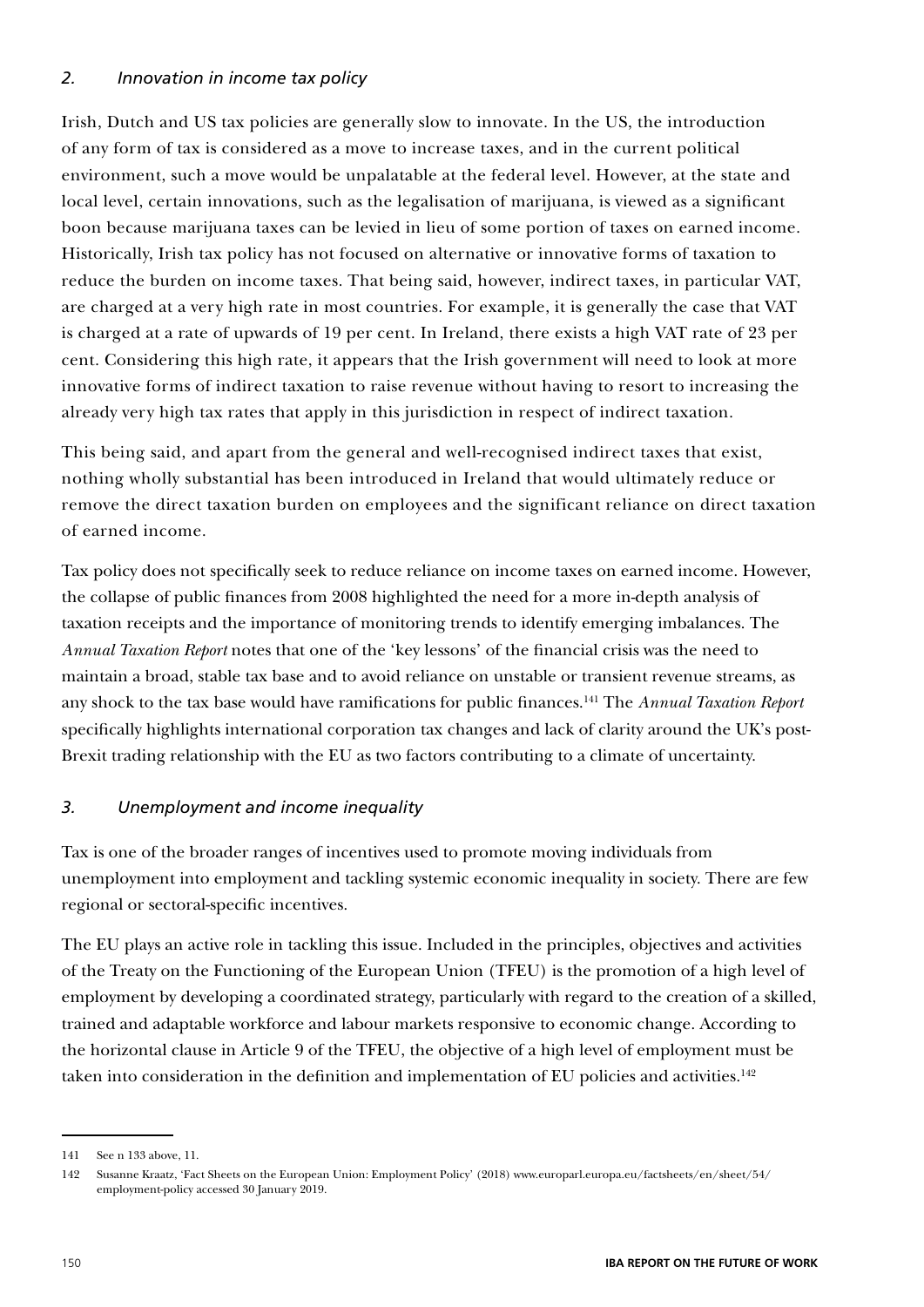### *2. Innovation in income tax policy*

Irish, Dutch and US tax policies are generally slow to innovate. In the US, the introduction of any form of tax is considered as a move to increase taxes, and in the current political environment, such a move would be unpalatable at the federal level. However, at the state and local level, certain innovations, such as the legalisation of marijuana, is viewed as a significant boon because marijuana taxes can be levied in lieu of some portion of taxes on earned income. Historically, Irish tax policy has not focused on alternative or innovative forms of taxation to reduce the burden on income taxes. That being said, however, indirect taxes, in particular VAT, are charged at a very high rate in most countries. For example, it is generally the case that VAT is charged at a rate of upwards of 19 per cent. In Ireland, there exists a high VAT rate of 23 per cent. Considering this high rate, it appears that the Irish government will need to look at more innovative forms of indirect taxation to raise revenue without having to resort to increasing the already very high tax rates that apply in this jurisdiction in respect of indirect taxation.

This being said, and apart from the general and well-recognised indirect taxes that exist, nothing wholly substantial has been introduced in Ireland that would ultimately reduce or remove the direct taxation burden on employees and the significant reliance on direct taxation of earned income.

Tax policy does not specifically seek to reduce reliance on income taxes on earned income. However, the collapse of public finances from 2008 highlighted the need for a more in-depth analysis of taxation receipts and the importance of monitoring trends to identify emerging imbalances. The *Annual Taxation Report* notes that one of the 'key lessons' of the financial crisis was the need to maintain a broad, stable tax base and to avoid reliance on unstable or transient revenue streams, as any shock to the tax base would have ramifications for public finances.[141] The *Annual Taxation Report* specifically highlights international corporation tax changes and lack of clarity around the UK's post-Brexit trading relationship with the EU as two factors contributing to a climate of uncertainty.

### *3. Unemployment and income inequality*

Tax is one of the broader ranges of incentives used to promote moving individuals from unemployment into employment and tackling systemic economic inequality in society. There are few regional or sectoral-specific incentives.

The EU plays an active role in tackling this issue. Included in the principles, objectives and activities of the Treaty on the Functioning of the European Union (TFEU) is the promotion of a high level of employment by developing a coordinated strategy, particularly with regard to the creation of a skilled, trained and adaptable workforce and labour markets responsive to economic change. According to the horizontal clause in Article 9 of the TFEU, the objective of a high level of employment must be taken into consideration in the definition and implementation of EU policies and activities.[142]

---

141 See n 133 above, 11.

142 Susanne Kraatz, 'Fact Sheets on the European Union: Employment Policy' (2018) www.europarl.europa.eu/factsheets/en/sheet/54/employment-policy accessed 30 January 2019.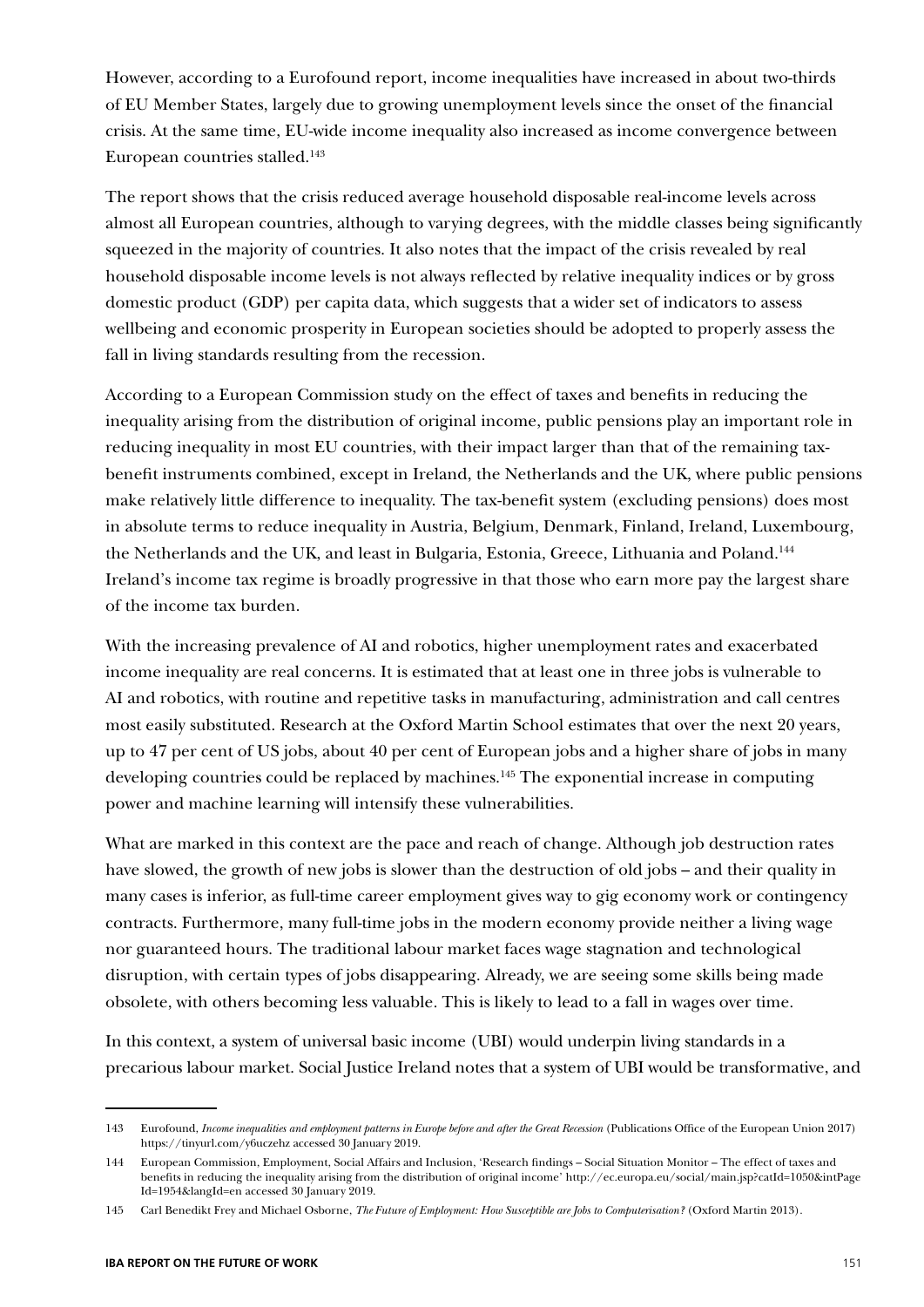However, according to a Eurofound report, income inequalities have increased in about two-thirds of EU Member States, largely due to growing unemployment levels since the onset of the financial crisis. At the same time, EU-wide income inequality also increased as income convergence between European countries stalled.[143]

The report shows that the crisis reduced average household disposable real-income levels across almost all European countries, although to varying degrees, with the middle classes being significantly squeezed in the majority of countries. It also notes that the impact of the crisis revealed by real household disposable income levels is not always reflected by relative inequality indices or by gross domestic product (GDP) per capita data, which suggests that a wider set of indicators to assess wellbeing and economic prosperity in European societies should be adopted to properly assess the fall in living standards resulting from the recession.

According to a European Commission study on the effect of taxes and benefits in reducing the inequality arising from the distribution of original income, public pensions play an important role in reducing inequality in most EU countries, with their impact larger than that of the remaining tax-benefit instruments combined, except in Ireland, the Netherlands and the UK, where public pensions make relatively little difference to inequality. The tax-benefit system (excluding pensions) does most in absolute terms to reduce inequality in Austria, Belgium, Denmark, Finland, Ireland, Luxembourg, the Netherlands and the UK, and least in Bulgaria, Estonia, Greece, Lithuania and Poland.[144] Ireland's income tax regime is broadly progressive in that those who earn more pay the largest share of the income tax burden.

With the increasing prevalence of AI and robotics, higher unemployment rates and exacerbated income inequality are real concerns. It is estimated that at least one in three jobs is vulnerable to AI and robotics, with routine and repetitive tasks in manufacturing, administration and call centres most easily substituted. Research at the Oxford Martin School estimates that over the next 20 years, up to 47 per cent of US jobs, about 40 per cent of European jobs and a higher share of jobs in many developing countries could be replaced by machines.[145] The exponential increase in computing power and machine learning will intensify these vulnerabilities.

What are marked in this context are the pace and reach of change. Although job destruction rates have slowed, the growth of new jobs is slower than the destruction of old jobs – and their quality in many cases is inferior, as full-time career employment gives way to gig economy work or contingency contracts. Furthermore, many full-time jobs in the modern economy provide neither a living wage nor guaranteed hours. The traditional labour market faces wage stagnation and technological disruption, with certain types of jobs disappearing. Already, we are seeing some skills being made obsolete, with others becoming less valuable. This is likely to lead to a fall in wages over time.

In this context, a system of universal basic income (UBI) would underpin living standards in a precarious labour market. Social Justice Ireland notes that a system of UBI would be transformative, and

---

143 Eurofound, *Income inequalities and employment patterns in Europe before and after the Great Recession* (Publications Office of the European Union 2017) https://tinyurl.com/y6uczehz accessed 30 January 2019.

144 European Commission, Employment, Social Affairs and Inclusion, 'Research findings – Social Situation Monitor – The effect of taxes and benefits in reducing the inequality arising from the distribution of original income' http://ec.europa.eu/social/main.jsp?catId=1050&intPageId=1954&langId=en accessed 30 January 2019.

145 Carl Benedikt Frey and Michael Osborne, *The Future of Employment: How Susceptible are Jobs to Computerisation?* (Oxford Martin 2013).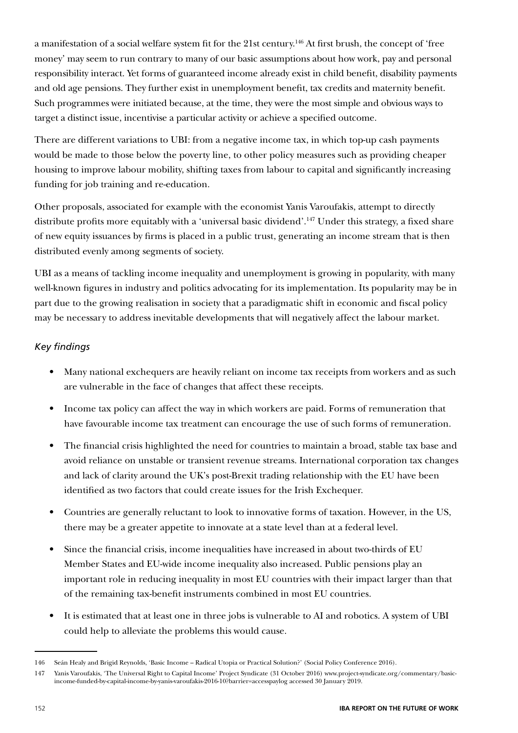a manifestation of a social welfare system fit for the 21st century.[146] At first brush, the concept of 'free money' may seem to run contrary to many of our basic assumptions about how work, pay and personal responsibility interact. Yet forms of guaranteed income already exist in child benefit, disability payments and old age pensions. They further exist in unemployment benefit, tax credits and maternity benefit. Such programmes were initiated because, at the time, they were the most simple and obvious ways to target a distinct issue, incentivise a particular activity or achieve a specified outcome.

There are different variations to UBI: from a negative income tax, in which top-up cash payments would be made to those below the poverty line, to other policy measures such as providing cheaper housing to improve labour mobility, shifting taxes from labour to capital and significantly increasing funding for job training and re-education.

Other proposals, associated for example with the economist Yanis Varoufakis, attempt to directly distribute profits more equitably with a 'universal basic dividend'.[147] Under this strategy, a fixed share of new equity issuances by firms is placed in a public trust, generating an income stream that is then distributed evenly among segments of society.

UBI as a means of tackling income inequality and unemployment is growing in popularity, with many well-known figures in industry and politics advocating for its implementation. Its popularity may be in part due to the growing realisation in society that a paradigmatic shift in economic and fiscal policy may be necessary to address inevitable developments that will negatively affect the labour market.

### *Key findings*

- Many national exchequers are heavily reliant on income tax receipts from workers and as such are vulnerable in the face of changes that affect these receipts.
- Income tax policy can affect the way in which workers are paid. Forms of remuneration that have favourable income tax treatment can encourage the use of such forms of remuneration.
- The financial crisis highlighted the need for countries to maintain a broad, stable tax base and avoid reliance on unstable or transient revenue streams. International corporation tax changes and lack of clarity around the UK's post-Brexit trading relationship with the EU have been identified as two factors that could create issues for the Irish Exchequer.
- Countries are generally reluctant to look to innovative forms of taxation. However, in the US, there may be a greater appetite to innovate at a state level than at a federal level.
- Since the financial crisis, income inequalities have increased in about two-thirds of EU Member States and EU-wide income inequality also increased. Public pensions play an important role in reducing inequality in most EU countries with their impact larger than that of the remaining tax-benefit instruments combined in most EU countries.
- It is estimated that at least one in three jobs is vulnerable to AI and robotics. A system of UBI could help to alleviate the problems this would cause.

---

146 Seán Healy and Brigid Reynolds, 'Basic Income – Radical Utopia or Practical Solution?' (Social Policy Conference 2016).

147 Yanis Varoufakis, 'The Universal Right to Capital Income' Project Syndicate (31 October 2016) www.project-syndicate.org/commentary/basic-income-funded-by-capital-income-by-yanis-varoufakis-2016-10?barrier=accesspaylog accessed 30 January 2019.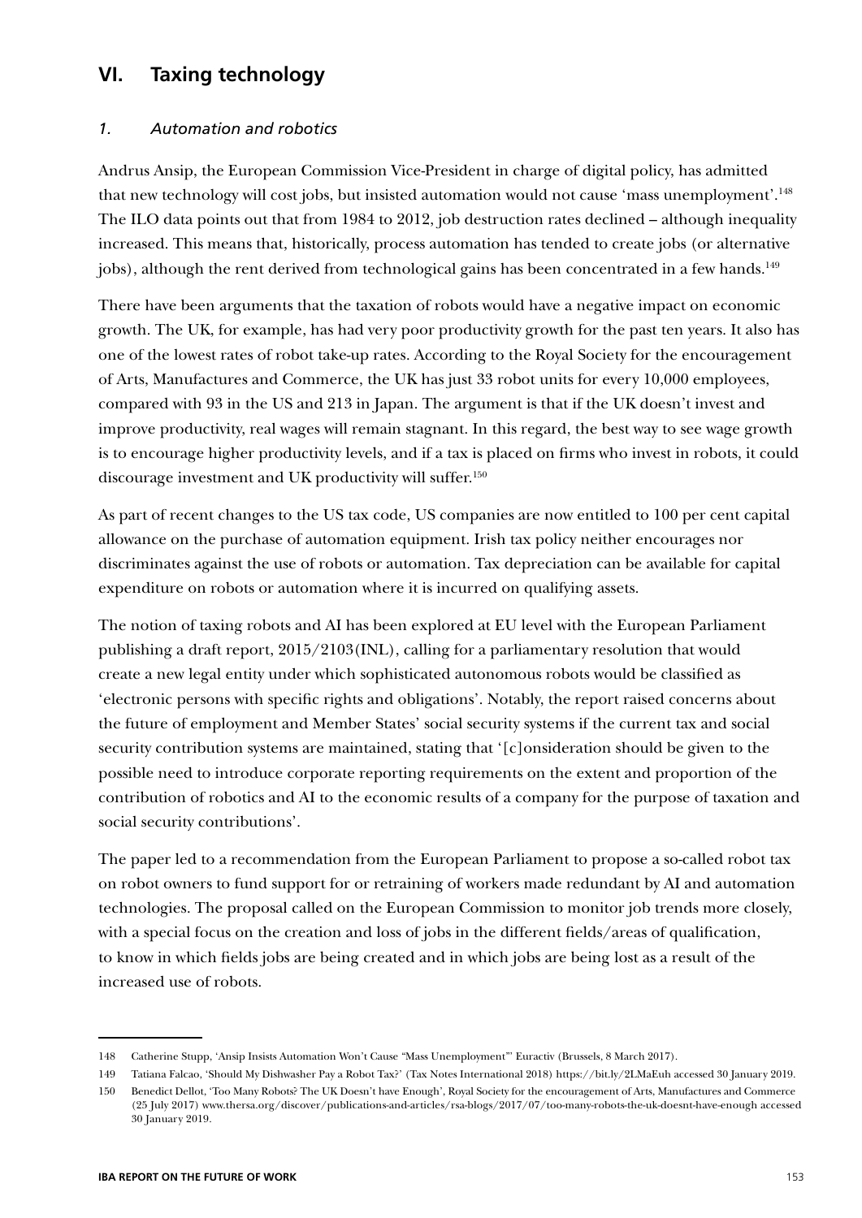## VI. Taxing technology

### *1. Automation and robotics*

Andrus Ansip, the European Commission Vice-President in charge of digital policy, has admitted that new technology will cost jobs, but insisted automation would not cause 'mass unemployment'.[148] The ILO data points out that from 1984 to 2012, job destruction rates declined – although inequality increased. This means that, historically, process automation has tended to create jobs (or alternative jobs), although the rent derived from technological gains has been concentrated in a few hands.[149]

There have been arguments that the taxation of robots would have a negative impact on economic growth. The UK, for example, has had very poor productivity growth for the past ten years. It also has one of the lowest rates of robot take-up rates. According to the Royal Society for the encouragement of Arts, Manufactures and Commerce, the UK has just 33 robot units for every 10,000 employees, compared with 93 in the US and 213 in Japan. The argument is that if the UK doesn't invest and improve productivity, real wages will remain stagnant. In this regard, the best way to see wage growth is to encourage higher productivity levels, and if a tax is placed on firms who invest in robots, it could discourage investment and UK productivity will suffer.[150]

As part of recent changes to the US tax code, US companies are now entitled to 100 per cent capital allowance on the purchase of automation equipment. Irish tax policy neither encourages nor discriminates against the use of robots or automation. Tax depreciation can be available for capital expenditure on robots or automation where it is incurred on qualifying assets.

The notion of taxing robots and AI has been explored at EU level with the European Parliament publishing a draft report, 2015/2103(INL), calling for a parliamentary resolution that would create a new legal entity under which sophisticated autonomous robots would be classified as 'electronic persons with specific rights and obligations'. Notably, the report raised concerns about the future of employment and Member States' social security systems if the current tax and social security contribution systems are maintained, stating that '[c]onsideration should be given to the possible need to introduce corporate reporting requirements on the extent and proportion of the contribution of robotics and AI to the economic results of a company for the purpose of taxation and social security contributions'.

The paper led to a recommendation from the European Parliament to propose a so-called robot tax on robot owners to fund support for or retraining of workers made redundant by AI and automation technologies. The proposal called on the European Commission to monitor job trends more closely, with a special focus on the creation and loss of jobs in the different fields/areas of qualification, to know in which fields jobs are being created and in which jobs are being lost as a result of the increased use of robots.

---

148 Catherine Stupp, 'Ansip Insists Automation Won't Cause "Mass Unemployment"' Euractiv (Brussels, 8 March 2017).

149 Tatiana Falcao, 'Should My Dishwasher Pay a Robot Tax?' (Tax Notes International 2018) https://bit.ly/2LMaEuh accessed 30 January 2019.

150 Benedict Dellot, 'Too Many Robots? The UK Doesn't have Enough', Royal Society for the encouragement of Arts, Manufactures and Commerce (25 July 2017) www.thersa.org/discover/publications-and-articles/rsa-blogs/2017/07/too-many-robots-the-uk-doesnt-have-enough accessed 30 January 2019.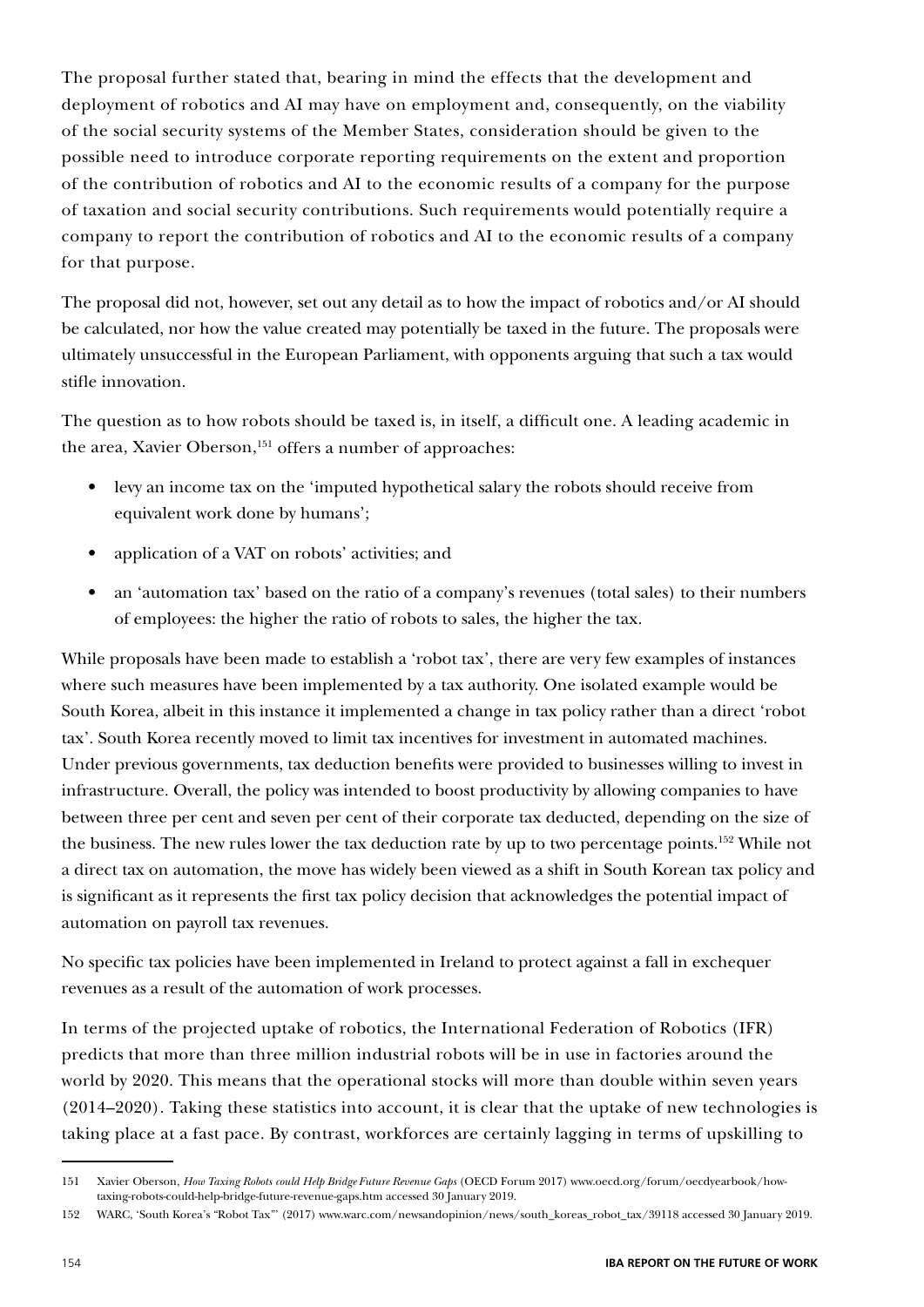The proposal further stated that, bearing in mind the effects that the development and deployment of robotics and AI may have on employment and, consequently, on the viability of the social security systems of the Member States, consideration should be given to the possible need to introduce corporate reporting requirements on the extent and proportion of the contribution of robotics and AI to the economic results of a company for the purpose of taxation and social security contributions. Such requirements would potentially require a company to report the contribution of robotics and AI to the economic results of a company for that purpose.

The proposal did not, however, set out any detail as to how the impact of robotics and/or AI should be calculated, nor how the value created may potentially be taxed in the future. The proposals were ultimately unsuccessful in the European Parliament, with opponents arguing that such a tax would stifle innovation.

The question as to how robots should be taxed is, in itself, a difficult one. A leading academic in the area, Xavier Oberson,[151] offers a number of approaches:

- levy an income tax on the 'imputed hypothetical salary the robots should receive from equivalent work done by humans';
- application of a VAT on robots' activities; and
- an 'automation tax' based on the ratio of a company's revenues (total sales) to their numbers of employees: the higher the ratio of robots to sales, the higher the tax.

While proposals have been made to establish a 'robot tax', there are very few examples of instances where such measures have been implemented by a tax authority. One isolated example would be South Korea, albeit in this instance it implemented a change in tax policy rather than a direct 'robot tax'. South Korea recently moved to limit tax incentives for investment in automated machines. Under previous governments, tax deduction benefits were provided to businesses willing to invest in infrastructure. Overall, the policy was intended to boost productivity by allowing companies to have between three per cent and seven per cent of their corporate tax deducted, depending on the size of the business. The new rules lower the tax deduction rate by up to two percentage points.[152] While not a direct tax on automation, the move has widely been viewed as a shift in South Korean tax policy and is significant as it represents the first tax policy decision that acknowledges the potential impact of automation on payroll tax revenues.

No specific tax policies have been implemented in Ireland to protect against a fall in exchequer revenues as a result of the automation of work processes.

In terms of the projected uptake of robotics, the International Federation of Robotics (IFR) predicts that more than three million industrial robots will be in use in factories around the world by 2020. This means that the operational stocks will more than double within seven years (2014–2020). Taking these statistics into account, it is clear that the uptake of new technologies is taking place at a fast pace. By contrast, workforces are certainly lagging in terms of upskilling to

---

151 Xavier Oberson, *How Taxing Robots could Help Bridge Future Revenue Gaps* (OECD Forum 2017) www.oecd.org/forum/oecdyearbook/how-taxing-robots-could-help-bridge-future-revenue-gaps.htm accessed 30 January 2019.

152 WARC, 'South Korea's "Robot Tax"' (2017) www.warc.com/newsandopinion/news/south_koreas_robot_tax/39118 accessed 30 January 2019.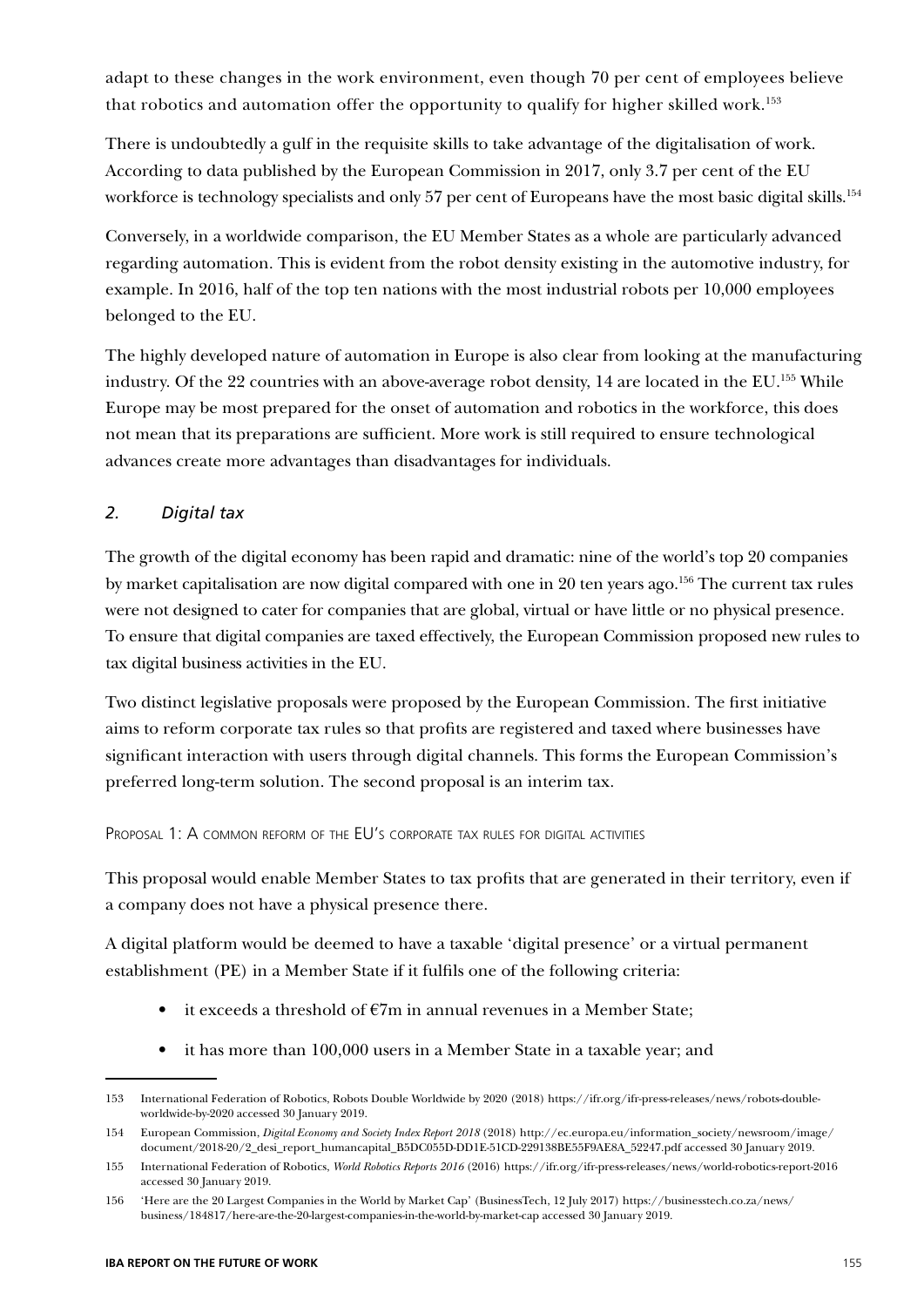adapt to these changes in the work environment, even though 70 per cent of employees believe that robotics and automation offer the opportunity to qualify for higher skilled work.[153]

There is undoubtedly a gulf in the requisite skills to take advantage of the digitalisation of work. According to data published by the European Commission in 2017, only 3.7 per cent of the EU workforce is technology specialists and only 57 per cent of Europeans have the most basic digital skills.[154]

Conversely, in a worldwide comparison, the EU Member States as a whole are particularly advanced regarding automation. This is evident from the robot density existing in the automotive industry, for example. In 2016, half of the top ten nations with the most industrial robots per 10,000 employees belonged to the EU.

The highly developed nature of automation in Europe is also clear from looking at the manufacturing industry. Of the 22 countries with an above-average robot density, 14 are located in the EU.[155] While Europe may be most prepared for the onset of automation and robotics in the workforce, this does not mean that its preparations are sufficient. More work is still required to ensure technological advances create more advantages than disadvantages for individuals.

### *2. Digital tax*

The growth of the digital economy has been rapid and dramatic: nine of the world's top 20 companies by market capitalisation are now digital compared with one in 20 ten years ago.[156] The current tax rules were not designed to cater for companies that are global, virtual or have little or no physical presence. To ensure that digital companies are taxed effectively, the European Commission proposed new rules to tax digital business activities in the EU.

Two distinct legislative proposals were proposed by the European Commission. The first initiative aims to reform corporate tax rules so that profits are registered and taxed where businesses have significant interaction with users through digital channels. This forms the European Commission's preferred long-term solution. The second proposal is an interim tax.

#### Proposal 1: A common reform of the EU's corporate tax rules for digital activities

This proposal would enable Member States to tax profits that are generated in their territory, even if a company does not have a physical presence there.

A digital platform would be deemed to have a taxable 'digital presence' or a virtual permanent establishment (PE) in a Member State if it fulfils one of the following criteria:

- it exceeds a threshold of €7m in annual revenues in a Member State;
- it has more than 100,000 users in a Member State in a taxable year; and

---

153 International Federation of Robotics, Robots Double Worldwide by 2020 (2018) https://ifr.org/ifr-press-releases/news/robots-double-worldwide-by-2020 accessed 30 January 2019.

154 European Commission, *Digital Economy and Society Index Report 2018* (2018) http://ec.europa.eu/information_society/newsroom/image/document/2018-20/2_desi_report_humancapital_B5DC055D-DD1E-51CD-229138BE55F9AE8A_52247.pdf accessed 30 January 2019.

155 International Federation of Robotics, *World Robotics Reports 2016* (2016) https://ifr.org/ifr-press-releases/news/world-robotics-report-2016 accessed 30 January 2019.

156 'Here are the 20 Largest Companies in the World by Market Cap' (BusinessTech, 12 July 2017) https://businesstech.co.za/news/business/184817/here-are-the-20-largest-companies-in-the-world-by-market-cap accessed 30 January 2019.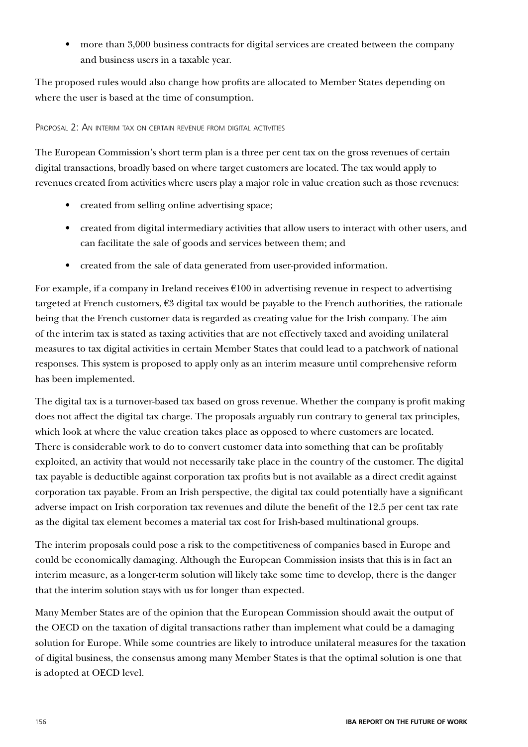- more than 3,000 business contracts for digital services are created between the company and business users in a taxable year.

The proposed rules would also change how profits are allocated to Member States depending on where the user is based at the time of consumption.

#### Proposal 2: An interim tax on certain revenue from digital activities

The European Commission's short term plan is a three per cent tax on the gross revenues of certain digital transactions, broadly based on where target customers are located. The tax would apply to revenues created from activities where users play a major role in value creation such as those revenues:

- created from selling online advertising space;
- created from digital intermediary activities that allow users to interact with other users, and can facilitate the sale of goods and services between them; and
- created from the sale of data generated from user-provided information.

For example, if a company in Ireland receives €100 in advertising revenue in respect to advertising targeted at French customers, €3 digital tax would be payable to the French authorities, the rationale being that the French customer data is regarded as creating value for the Irish company. The aim of the interim tax is stated as taxing activities that are not effectively taxed and avoiding unilateral measures to tax digital activities in certain Member States that could lead to a patchwork of national responses. This system is proposed to apply only as an interim measure until comprehensive reform has been implemented.

The digital tax is a turnover-based tax based on gross revenue. Whether the company is profit making does not affect the digital tax charge. The proposals arguably run contrary to general tax principles, which look at where the value creation takes place as opposed to where customers are located. There is considerable work to do to convert customer data into something that can be profitably exploited, an activity that would not necessarily take place in the country of the customer. The digital tax payable is deductible against corporation tax profits but is not available as a direct credit against corporation tax payable. From an Irish perspective, the digital tax could potentially have a significant adverse impact on Irish corporation tax revenues and dilute the benefit of the 12.5 per cent tax rate as the digital tax element becomes a material tax cost for Irish-based multinational groups.

The interim proposals could pose a risk to the competitiveness of companies based in Europe and could be economically damaging. Although the European Commission insists that this is in fact an interim measure, as a longer-term solution will likely take some time to develop, there is the danger that the interim solution stays with us for longer than expected.

Many Member States are of the opinion that the European Commission should await the output of the OECD on the taxation of digital transactions rather than implement what could be a damaging solution for Europe. While some countries are likely to introduce unilateral measures for the taxation of digital business, the consensus among many Member States is that the optimal solution is one that is adopted at OECD level.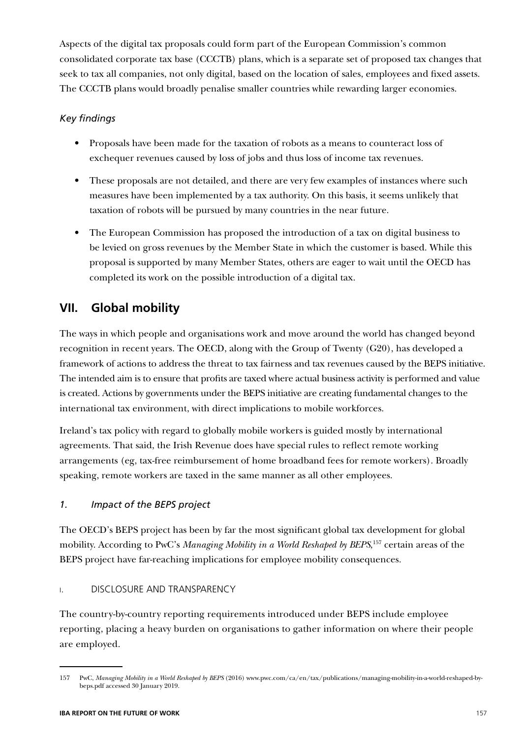Aspects of the digital tax proposals could form part of the European Commission's common consolidated corporate tax base (CCCTB) plans, which is a separate set of proposed tax changes that seek to tax all companies, not only digital, based on the location of sales, employees and fixed assets. The CCCTB plans would broadly penalise smaller countries while rewarding larger economies.

### *Key findings*

- Proposals have been made for the taxation of robots as a means to counteract loss of exchequer revenues caused by loss of jobs and thus loss of income tax revenues.
- These proposals are not detailed, and there are very few examples of instances where such measures have been implemented by a tax authority. On this basis, it seems unlikely that taxation of robots will be pursued by many countries in the near future.
- The European Commission has proposed the introduction of a tax on digital business to be levied on gross revenues by the Member State in which the customer is based. While this proposal is supported by many Member States, others are eager to wait until the OECD has completed its work on the possible introduction of a digital tax.

## VII. Global mobility

The ways in which people and organisations work and move around the world has changed beyond recognition in recent years. The OECD, along with the Group of Twenty (G20), has developed a framework of actions to address the threat to tax fairness and tax revenues caused by the BEPS initiative. The intended aim is to ensure that profits are taxed where actual business activity is performed and value is created. Actions by governments under the BEPS initiative are creating fundamental changes to the international tax environment, with direct implications to mobile workforces.

Ireland's tax policy with regard to globally mobile workers is guided mostly by international agreements. That said, the Irish Revenue does have special rules to reflect remote working arrangements (eg, tax-free reimbursement of home broadband fees for remote workers). Broadly speaking, remote workers are taxed in the same manner as all other employees.

### *1. Impact of the BEPS project*

The OECD's BEPS project has been by far the most significant global tax development for global mobility. According to PwC's *Managing Mobility in a World Reshaped by BEPS*,[157] certain areas of the BEPS project have far-reaching implications for employee mobility consequences.

#### I. DISCLOSURE AND TRANSPARENCY

The country-by-country reporting requirements introduced under BEPS include employee reporting, placing a heavy burden on organisations to gather information on where their people are employed.

---

157 PwC, *Managing Mobility in a World Reshaped by BEPS* (2016) www.pwc.com/ca/en/tax/publications/managing-mobility-in-a-world-reshaped-by-beps.pdf accessed 30 January 2019.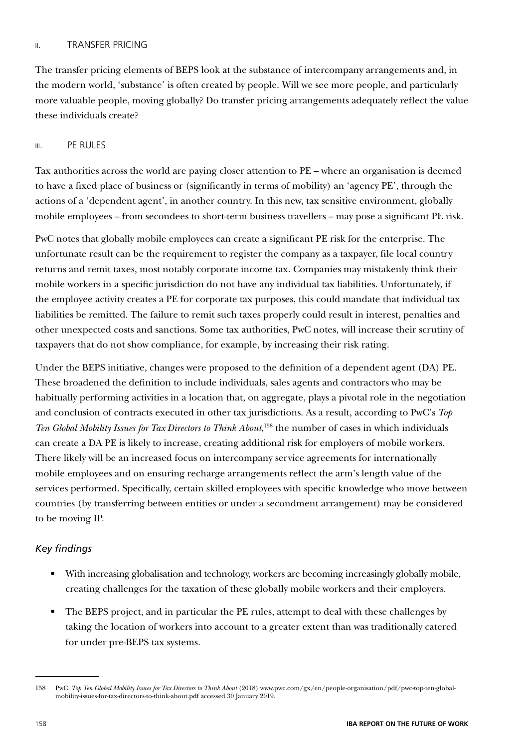#### II. TRANSFER PRICING

The transfer pricing elements of BEPS look at the substance of intercompany arrangements and, in the modern world, 'substance' is often created by people. Will we see more people, and particularly more valuable people, moving globally? Do transfer pricing arrangements adequately reflect the value these individuals create?

#### III. PE RULES

Tax authorities across the world are paying closer attention to PE – where an organisation is deemed to have a fixed place of business or (significantly in terms of mobility) an 'agency PE', through the actions of a 'dependent agent', in another country. In this new, tax sensitive environment, globally mobile employees – from secondees to short-term business travellers – may pose a significant PE risk.

PwC notes that globally mobile employees can create a significant PE risk for the enterprise. The unfortunate result can be the requirement to register the company as a taxpayer, file local country returns and remit taxes, most notably corporate income tax. Companies may mistakenly think their mobile workers in a specific jurisdiction do not have any individual tax liabilities. Unfortunately, if the employee activity creates a PE for corporate tax purposes, this could mandate that individual tax liabilities be remitted. The failure to remit such taxes properly could result in interest, penalties and other unexpected costs and sanctions. Some tax authorities, PwC notes, will increase their scrutiny of taxpayers that do not show compliance, for example, by increasing their risk rating.

Under the BEPS initiative, changes were proposed to the definition of a dependent agent (DA) PE. These broadened the definition to include individuals, sales agents and contractors who may be habitually performing activities in a location that, on aggregate, plays a pivotal role in the negotiation and conclusion of contracts executed in other tax jurisdictions. As a result, according to PwC's *Top Ten Global Mobility Issues for Tax Directors to Think About*,[158] the number of cases in which individuals can create a DA PE is likely to increase, creating additional risk for employers of mobile workers. There likely will be an increased focus on intercompany service agreements for internationally mobile employees and on ensuring recharge arrangements reflect the arm's length value of the services performed. Specifically, certain skilled employees with specific knowledge who move between countries (by transferring between entities or under a secondment arrangement) may be considered to be moving IP.

### *Key findings*

- With increasing globalisation and technology, workers are becoming increasingly globally mobile, creating challenges for the taxation of these globally mobile workers and their employers.
- The BEPS project, and in particular the PE rules, attempt to deal with these challenges by taking the location of workers into account to a greater extent than was traditionally catered for under pre-BEPS tax systems.

---

[158] PwC, *Top Ten Global Mobility Issues for Tax Directors to Think About* (2018) www.pwc.com/gx/en/people-organisation/pdf/pwc-top-ten-global-mobility-issues-for-tax-directors-to-think-about.pdf accessed 30 January 2019.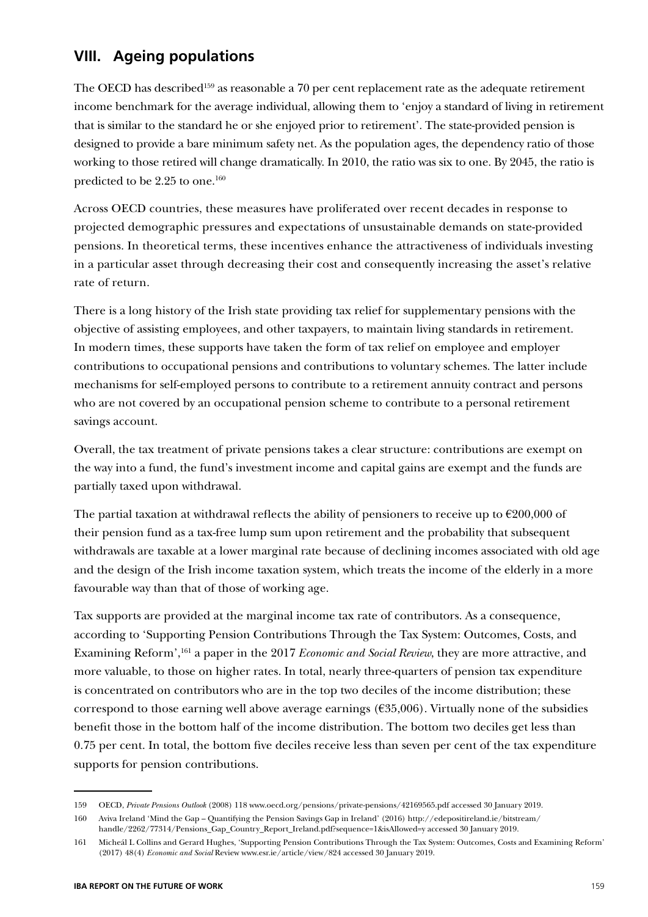## VIII. Ageing populations

The OECD has described[159] as reasonable a 70 per cent replacement rate as the adequate retirement income benchmark for the average individual, allowing them to 'enjoy a standard of living in retirement that is similar to the standard he or she enjoyed prior to retirement'. The state-provided pension is designed to provide a bare minimum safety net. As the population ages, the dependency ratio of those working to those retired will change dramatically. In 2010, the ratio was six to one. By 2045, the ratio is predicted to be 2.25 to one.[160]

Across OECD countries, these measures have proliferated over recent decades in response to projected demographic pressures and expectations of unsustainable demands on state-provided pensions. In theoretical terms, these incentives enhance the attractiveness of individuals investing in a particular asset through decreasing their cost and consequently increasing the asset's relative rate of return.

There is a long history of the Irish state providing tax relief for supplementary pensions with the objective of assisting employees, and other taxpayers, to maintain living standards in retirement. In modern times, these supports have taken the form of tax relief on employee and employer contributions to occupational pensions and contributions to voluntary schemes. The latter include mechanisms for self-employed persons to contribute to a retirement annuity contract and persons who are not covered by an occupational pension scheme to contribute to a personal retirement savings account.

Overall, the tax treatment of private pensions takes a clear structure: contributions are exempt on the way into a fund, the fund's investment income and capital gains are exempt and the funds are partially taxed upon withdrawal.

The partial taxation at withdrawal reflects the ability of pensioners to receive up to €200,000 of their pension fund as a tax-free lump sum upon retirement and the probability that subsequent withdrawals are taxable at a lower marginal rate because of declining incomes associated with old age and the design of the Irish income taxation system, which treats the income of the elderly in a more favourable way than that of those of working age.

Tax supports are provided at the marginal income tax rate of contributors. As a consequence, according to 'Supporting Pension Contributions Through the Tax System: Outcomes, Costs, and Examining Reform',[161] a paper in the 2017 *Economic and Social Review*, they are more attractive, and more valuable, to those on higher rates. In total, nearly three-quarters of pension tax expenditure is concentrated on contributors who are in the top two deciles of the income distribution; these correspond to those earning well above average earnings (€35,006). Virtually none of the subsidies benefit those in the bottom half of the income distribution. The bottom two deciles get less than 0.75 per cent. In total, the bottom five deciles receive less than seven per cent of the tax expenditure supports for pension contributions.

---

159 OECD, *Private Pensions Outlook* (2008) 118 www.oecd.org/pensions/private-pensions/42169565.pdf accessed 30 January 2019.

160 Aviva Ireland 'Mind the Gap – Quantifying the Pension Savings Gap in Ireland' (2016) http://edepositireland.ie/bitstream/handle/2262/77314/Pensions_Gap_Country_Report_Ireland.pdf?sequence=1&isAllowed=y accessed 30 January 2019.

161 Micheál L Collins and Gerard Hughes, 'Supporting Pension Contributions Through the Tax System: Outcomes, Costs and Examining Reform' (2017) 48(4) *Economic and Social* Review www.esr.ie/article/view/824 accessed 30 January 2019.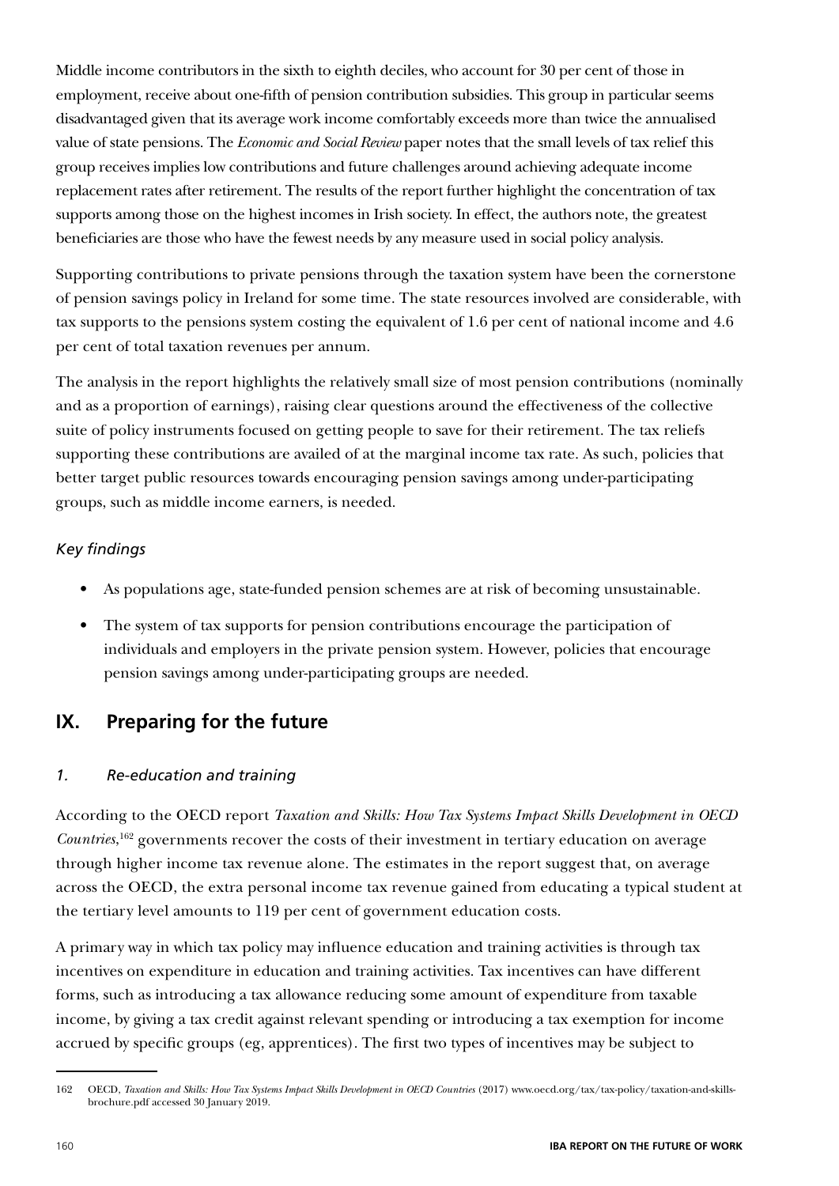Middle income contributors in the sixth to eighth deciles, who account for 30 per cent of those in employment, receive about one-fifth of pension contribution subsidies. This group in particular seems disadvantaged given that its average work income comfortably exceeds more than twice the annualised value of state pensions. The *Economic and Social Review* paper notes that the small levels of tax relief this group receives implies low contributions and future challenges around achieving adequate income replacement rates after retirement. The results of the report further highlight the concentration of tax supports among those on the highest incomes in Irish society. In effect, the authors note, the greatest beneficiaries are those who have the fewest needs by any measure used in social policy analysis.

Supporting contributions to private pensions through the taxation system have been the cornerstone of pension savings policy in Ireland for some time. The state resources involved are considerable, with tax supports to the pensions system costing the equivalent of 1.6 per cent of national income and 4.6 per cent of total taxation revenues per annum.

The analysis in the report highlights the relatively small size of most pension contributions (nominally and as a proportion of earnings), raising clear questions around the effectiveness of the collective suite of policy instruments focused on getting people to save for their retirement. The tax reliefs supporting these contributions are availed of at the marginal income tax rate. As such, policies that better target public resources towards encouraging pension savings among under-participating groups, such as middle income earners, is needed.

*Key findings*

- As populations age, state-funded pension schemes are at risk of becoming unsustainable.
- The system of tax supports for pension contributions encourage the participation of individuals and employers in the private pension system. However, policies that encourage pension savings among under-participating groups are needed.

## IX. Preparing for the future

### *1. Re-education and training*

According to the OECD report *Taxation and Skills: How Tax Systems Impact Skills Development in OECD Countries*,[162] governments recover the costs of their investment in tertiary education on average through higher income tax revenue alone. The estimates in the report suggest that, on average across the OECD, the extra personal income tax revenue gained from educating a typical student at the tertiary level amounts to 119 per cent of government education costs.

A primary way in which tax policy may influence education and training activities is through tax incentives on expenditure in education and training activities. Tax incentives can have different forms, such as introducing a tax allowance reducing some amount of expenditure from taxable income, by giving a tax credit against relevant spending or introducing a tax exemption for income accrued by specific groups (eg, apprentices). The first two types of incentives may be subject to

---

162 OECD, *Taxation and Skills: How Tax Systems Impact Skills Development in OECD Countries* (2017) www.oecd.org/tax/tax-policy/taxation-and-skills-brochure.pdf accessed 30 January 2019.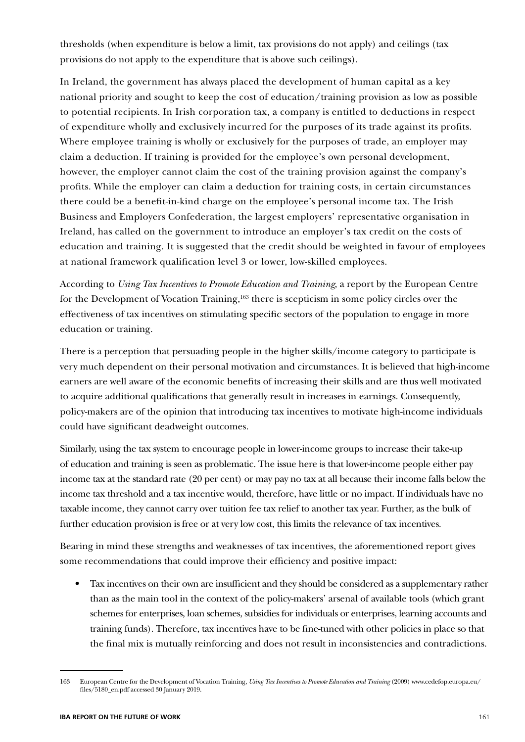thresholds (when expenditure is below a limit, tax provisions do not apply) and ceilings (tax provisions do not apply to the expenditure that is above such ceilings).

In Ireland, the government has always placed the development of human capital as a key national priority and sought to keep the cost of education/training provision as low as possible to potential recipients. In Irish corporation tax, a company is entitled to deductions in respect of expenditure wholly and exclusively incurred for the purposes of its trade against its profits. Where employee training is wholly or exclusively for the purposes of trade, an employer may claim a deduction. If training is provided for the employee's own personal development, however, the employer cannot claim the cost of the training provision against the company's profits. While the employer can claim a deduction for training costs, in certain circumstances there could be a benefit-in-kind charge on the employee's personal income tax. The Irish Business and Employers Confederation, the largest employers' representative organisation in Ireland, has called on the government to introduce an employer's tax credit on the costs of education and training. It is suggested that the credit should be weighted in favour of employees at national framework qualification level 3 or lower, low-skilled employees.

According to *Using Tax Incentives to Promote Education and Training*, a report by the European Centre for the Development of Vocation Training,[163] there is scepticism in some policy circles over the effectiveness of tax incentives on stimulating specific sectors of the population to engage in more education or training.

There is a perception that persuading people in the higher skills/income category to participate is very much dependent on their personal motivation and circumstances. It is believed that high-income earners are well aware of the economic benefits of increasing their skills and are thus well motivated to acquire additional qualifications that generally result in increases in earnings. Consequently, policy-makers are of the opinion that introducing tax incentives to motivate high-income individuals could have significant deadweight outcomes.

Similarly, using the tax system to encourage people in lower-income groups to increase their take-up of education and training is seen as problematic. The issue here is that lower-income people either pay income tax at the standard rate (20 per cent) or may pay no tax at all because their income falls below the income tax threshold and a tax incentive would, therefore, have little or no impact. If individuals have no taxable income, they cannot carry over tuition fee tax relief to another tax year. Further, as the bulk of further education provision is free or at very low cost, this limits the relevance of tax incentives.

Bearing in mind these strengths and weaknesses of tax incentives, the aforementioned report gives some recommendations that could improve their efficiency and positive impact:

- Tax incentives on their own are insufficient and they should be considered as a supplementary rather than as the main tool in the context of the policy-makers' arsenal of available tools (which grant schemes for enterprises, loan schemes, subsidies for individuals or enterprises, learning accounts and training funds). Therefore, tax incentives have to be fine-tuned with other policies in place so that the final mix is mutually reinforcing and does not result in inconsistencies and contradictions.

---

163 European Centre for the Development of Vocation Training, *Using Tax Incentives to Promote Education and Training* (2009) www.cedefop.europa.eu/files/5180_en.pdf accessed 30 January 2019.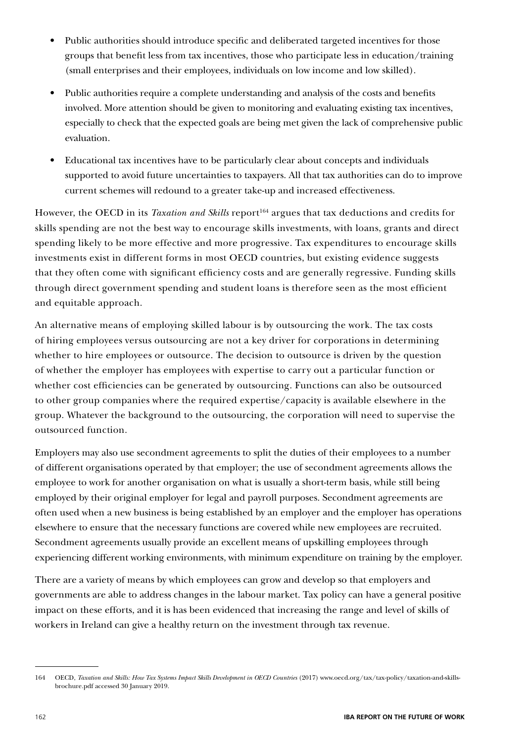- Public authorities should introduce specific and deliberated targeted incentives for those groups that benefit less from tax incentives, those who participate less in education/training (small enterprises and their employees, individuals on low income and low skilled).
- Public authorities require a complete understanding and analysis of the costs and benefits involved. More attention should be given to monitoring and evaluating existing tax incentives, especially to check that the expected goals are being met given the lack of comprehensive public evaluation.
- Educational tax incentives have to be particularly clear about concepts and individuals supported to avoid future uncertainties to taxpayers. All that tax authorities can do to improve current schemes will redound to a greater take-up and increased effectiveness.

However, the OECD in its *Taxation and Skills* report[164] argues that tax deductions and credits for skills spending are not the best way to encourage skills investments, with loans, grants and direct spending likely to be more effective and more progressive. Tax expenditures to encourage skills investments exist in different forms in most OECD countries, but existing evidence suggests that they often come with significant efficiency costs and are generally regressive. Funding skills through direct government spending and student loans is therefore seen as the most efficient and equitable approach.

An alternative means of employing skilled labour is by outsourcing the work. The tax costs of hiring employees versus outsourcing are not a key driver for corporations in determining whether to hire employees or outsource. The decision to outsource is driven by the question of whether the employer has employees with expertise to carry out a particular function or whether cost efficiencies can be generated by outsourcing. Functions can also be outsourced to other group companies where the required expertise/capacity is available elsewhere in the group. Whatever the background to the outsourcing, the corporation will need to supervise the outsourced function.

Employers may also use secondment agreements to split the duties of their employees to a number of different organisations operated by that employer; the use of secondment agreements allows the employee to work for another organisation on what is usually a short-term basis, while still being employed by their original employer for legal and payroll purposes. Secondment agreements are often used when a new business is being established by an employer and the employer has operations elsewhere to ensure that the necessary functions are covered while new employees are recruited. Secondment agreements usually provide an excellent means of upskilling employees through experiencing different working environments, with minimum expenditure on training by the employer.

There are a variety of means by which employees can grow and develop so that employers and governments are able to address changes in the labour market. Tax policy can have a general positive impact on these efforts, and it is has been evidenced that increasing the range and level of skills of workers in Ireland can give a healthy return on the investment through tax revenue.

---

164 OECD, *Taxation and Skills: How Tax Systems Impact Skills Development in OECD Countries* (2017) www.oecd.org/tax/tax-policy/taxation-and-skills-brochure.pdf accessed 30 January 2019.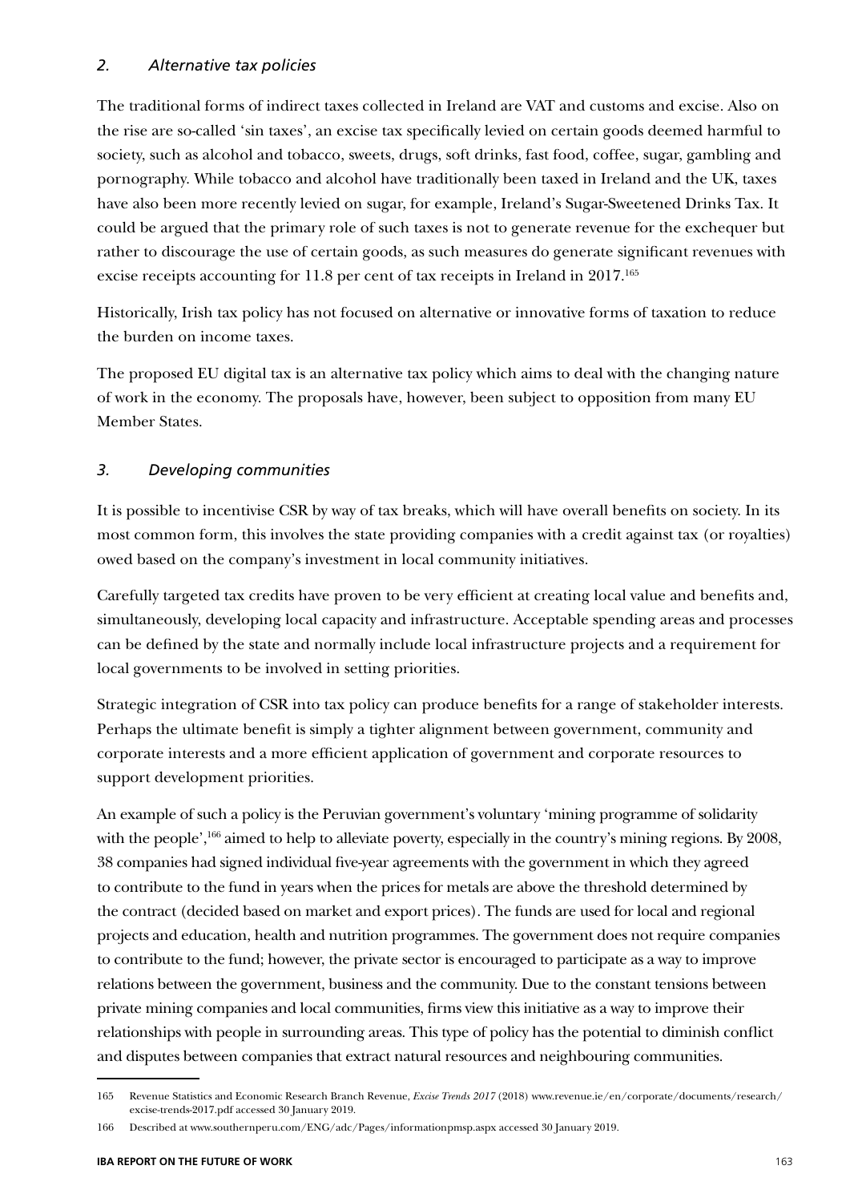### *2. Alternative tax policies*

The traditional forms of indirect taxes collected in Ireland are VAT and customs and excise. Also on the rise are so-called 'sin taxes', an excise tax specifically levied on certain goods deemed harmful to society, such as alcohol and tobacco, sweets, drugs, soft drinks, fast food, coffee, sugar, gambling and pornography. While tobacco and alcohol have traditionally been taxed in Ireland and the UK, taxes have also been more recently levied on sugar, for example, Ireland's Sugar-Sweetened Drinks Tax. It could be argued that the primary role of such taxes is not to generate revenue for the exchequer but rather to discourage the use of certain goods, as such measures do generate significant revenues with excise receipts accounting for 11.8 per cent of tax receipts in Ireland in 2017.[165]

Historically, Irish tax policy has not focused on alternative or innovative forms of taxation to reduce the burden on income taxes.

The proposed EU digital tax is an alternative tax policy which aims to deal with the changing nature of work in the economy. The proposals have, however, been subject to opposition from many EU Member States.

### *3. Developing communities*

It is possible to incentivise CSR by way of tax breaks, which will have overall benefits on society. In its most common form, this involves the state providing companies with a credit against tax (or royalties) owed based on the company's investment in local community initiatives.

Carefully targeted tax credits have proven to be very efficient at creating local value and benefits and, simultaneously, developing local capacity and infrastructure. Acceptable spending areas and processes can be defined by the state and normally include local infrastructure projects and a requirement for local governments to be involved in setting priorities.

Strategic integration of CSR into tax policy can produce benefits for a range of stakeholder interests. Perhaps the ultimate benefit is simply a tighter alignment between government, community and corporate interests and a more efficient application of government and corporate resources to support development priorities.

An example of such a policy is the Peruvian government's voluntary 'mining programme of solidarity with the people',[166] aimed to help to alleviate poverty, especially in the country's mining regions. By 2008, 38 companies had signed individual five-year agreements with the government in which they agreed to contribute to the fund in years when the prices for metals are above the threshold determined by the contract (decided based on market and export prices). The funds are used for local and regional projects and education, health and nutrition programmes. The government does not require companies to contribute to the fund; however, the private sector is encouraged to participate as a way to improve relations between the government, business and the community. Due to the constant tensions between private mining companies and local communities, firms view this initiative as a way to improve their relationships with people in surrounding areas. This type of policy has the potential to diminish conflict and disputes between companies that extract natural resources and neighbouring communities.

---

165 Revenue Statistics and Economic Research Branch Revenue, *Excise Trends 2017* (2018) www.revenue.ie/en/corporate/documents/research/excise-trends-2017.pdf accessed 30 January 2019.

166 Described at www.southernperu.com/ENG/adc/Pages/informationpmsp.aspx accessed 30 January 2019.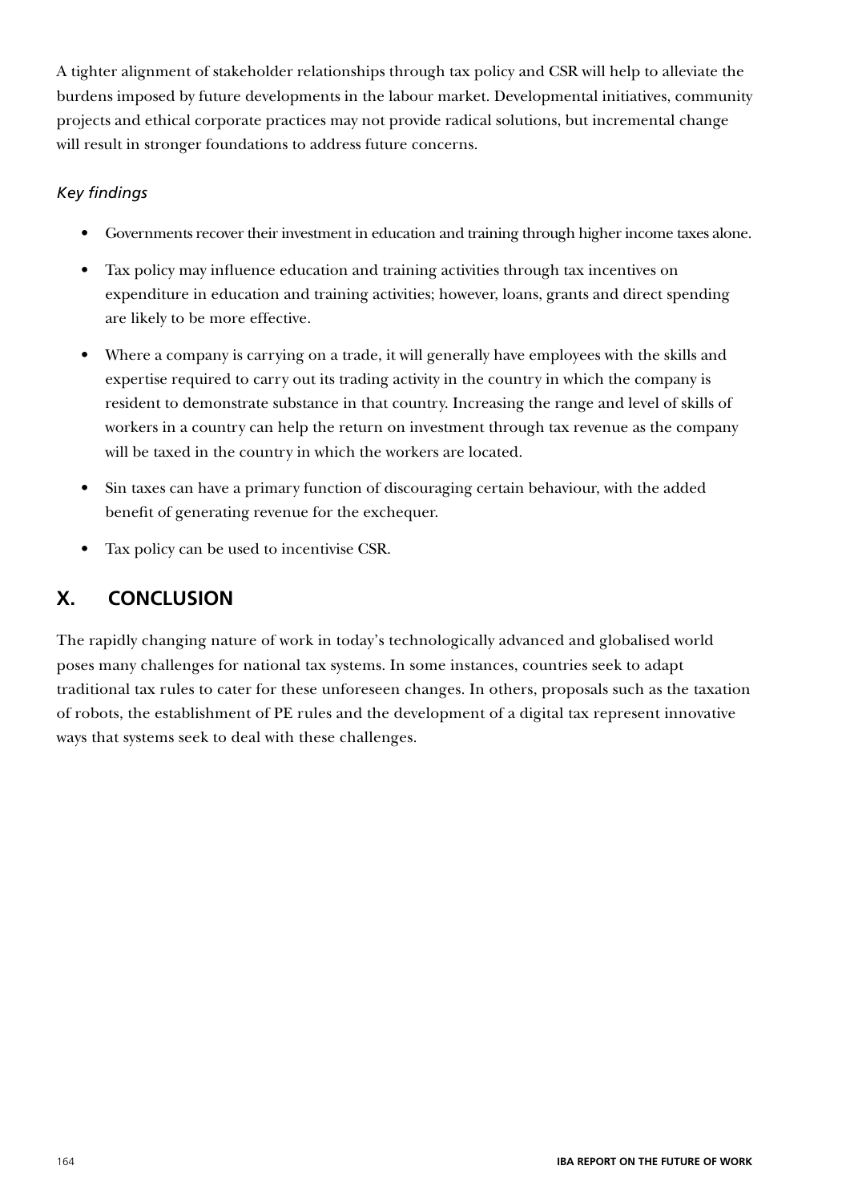A tighter alignment of stakeholder relationships through tax policy and CSR will help to alleviate the burdens imposed by future developments in the labour market. Developmental initiatives, community projects and ethical corporate practices may not provide radical solutions, but incremental change will result in stronger foundations to address future concerns.

*Key findings*

- Governments recover their investment in education and training through higher income taxes alone.
- Tax policy may influence education and training activities through tax incentives on expenditure in education and training activities; however, loans, grants and direct spending are likely to be more effective.
- Where a company is carrying on a trade, it will generally have employees with the skills and expertise required to carry out its trading activity in the country in which the company is resident to demonstrate substance in that country. Increasing the range and level of skills of workers in a country can help the return on investment through tax revenue as the company will be taxed in the country in which the workers are located.
- Sin taxes can have a primary function of discouraging certain behaviour, with the added benefit of generating revenue for the exchequer.
- Tax policy can be used to incentivise CSR.

## X. CONCLUSION

The rapidly changing nature of work in today's technologically advanced and globalised world poses many challenges for national tax systems. In some instances, countries seek to adapt traditional tax rules to cater for these unforeseen changes. In others, proposals such as the taxation of robots, the establishment of PE rules and the development of a digital tax represent innovative ways that systems seek to deal with these challenges.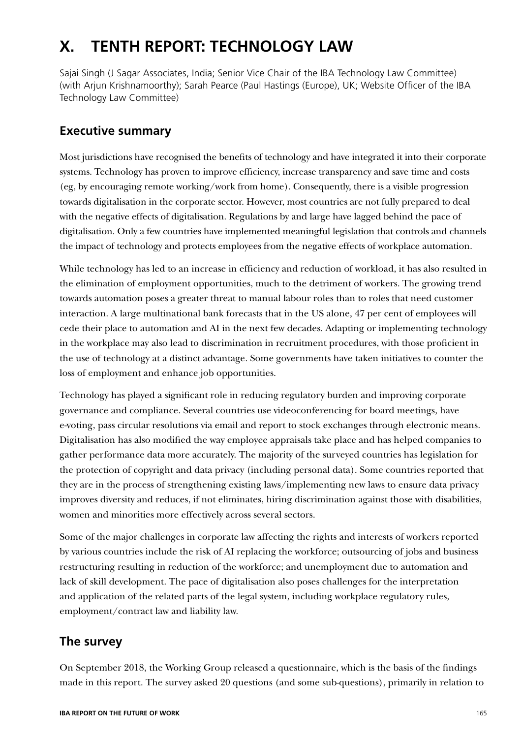# X. TENTH REPORT: TECHNOLOGY LAW

Sajai Singh (J Sagar Associates, India; Senior Vice Chair of the IBA Technology Law Committee) (with Arjun Krishnamoorthy); Sarah Pearce (Paul Hastings (Europe), UK; Website Officer of the IBA Technology Law Committee)

## Executive summary

Most jurisdictions have recognised the benefits of technology and have integrated it into their corporate systems. Technology has proven to improve efficiency, increase transparency and save time and costs (eg, by encouraging remote working/work from home). Consequently, there is a visible progression towards digitalisation in the corporate sector. However, most countries are not fully prepared to deal with the negative effects of digitalisation. Regulations by and large have lagged behind the pace of digitalisation. Only a few countries have implemented meaningful legislation that controls and channels the impact of technology and protects employees from the negative effects of workplace automation.

While technology has led to an increase in efficiency and reduction of workload, it has also resulted in the elimination of employment opportunities, much to the detriment of workers. The growing trend towards automation poses a greater threat to manual labour roles than to roles that need customer interaction. A large multinational bank forecasts that in the US alone, 47 per cent of employees will cede their place to automation and AI in the next few decades. Adapting or implementing technology in the workplace may also lead to discrimination in recruitment procedures, with those proficient in the use of technology at a distinct advantage. Some governments have taken initiatives to counter the loss of employment and enhance job opportunities.

Technology has played a significant role in reducing regulatory burden and improving corporate governance and compliance. Several countries use videoconferencing for board meetings, have e-voting, pass circular resolutions via email and report to stock exchanges through electronic means. Digitalisation has also modified the way employee appraisals take place and has helped companies to gather performance data more accurately. The majority of the surveyed countries has legislation for the protection of copyright and data privacy (including personal data). Some countries reported that they are in the process of strengthening existing laws/implementing new laws to ensure data privacy improves diversity and reduces, if not eliminates, hiring discrimination against those with disabilities, women and minorities more effectively across several sectors.

Some of the major challenges in corporate law affecting the rights and interests of workers reported by various countries include the risk of AI replacing the workforce; outsourcing of jobs and business restructuring resulting in reduction of the workforce; and unemployment due to automation and lack of skill development. The pace of digitalisation also poses challenges for the interpretation and application of the related parts of the legal system, including workplace regulatory rules, employment/contract law and liability law.

## The survey

On September 2018, the Working Group released a questionnaire, which is the basis of the findings made in this report. The survey asked 20 questions (and some sub-questions), primarily in relation to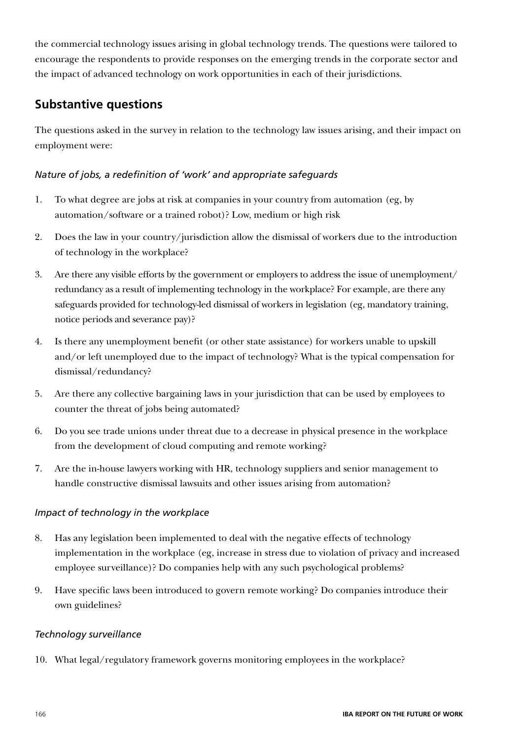the commercial technology issues arising in global technology trends. The questions were tailored to encourage the respondents to provide responses on the emerging trends in the corporate sector and the impact of advanced technology on work opportunities in each of their jurisdictions.

## Substantive questions

The questions asked in the survey in relation to the technology law issues arising, and their impact on employment were:

### *Nature of jobs, a redefinition of 'work' and appropriate safeguards*

1. To what degree are jobs at risk at companies in your country from automation (eg, by automation/software or a trained robot)? Low, medium or high risk
2. Does the law in your country/jurisdiction allow the dismissal of workers due to the introduction of technology in the workplace?
3. Are there any visible efforts by the government or employers to address the issue of unemployment/redundancy as a result of implementing technology in the workplace? For example, are there any safeguards provided for technology-led dismissal of workers in legislation (eg, mandatory training, notice periods and severance pay)?
4. Is there any unemployment benefit (or other state assistance) for workers unable to upskill and/or left unemployed due to the impact of technology? What is the typical compensation for dismissal/redundancy?
5. Are there any collective bargaining laws in your jurisdiction that can be used by employees to counter the threat of jobs being automated?
6. Do you see trade unions under threat due to a decrease in physical presence in the workplace from the development of cloud computing and remote working?
7. Are the in-house lawyers working with HR, technology suppliers and senior management to handle constructive dismissal lawsuits and other issues arising from automation?

### *Impact of technology in the workplace*

8. Has any legislation been implemented to deal with the negative effects of technology implementation in the workplace (eg, increase in stress due to violation of privacy and increased employee surveillance)? Do companies help with any such psychological problems?
9. Have specific laws been introduced to govern remote working? Do companies introduce their own guidelines?

### *Technology surveillance*

10. What legal/regulatory framework governs monitoring employees in the workplace?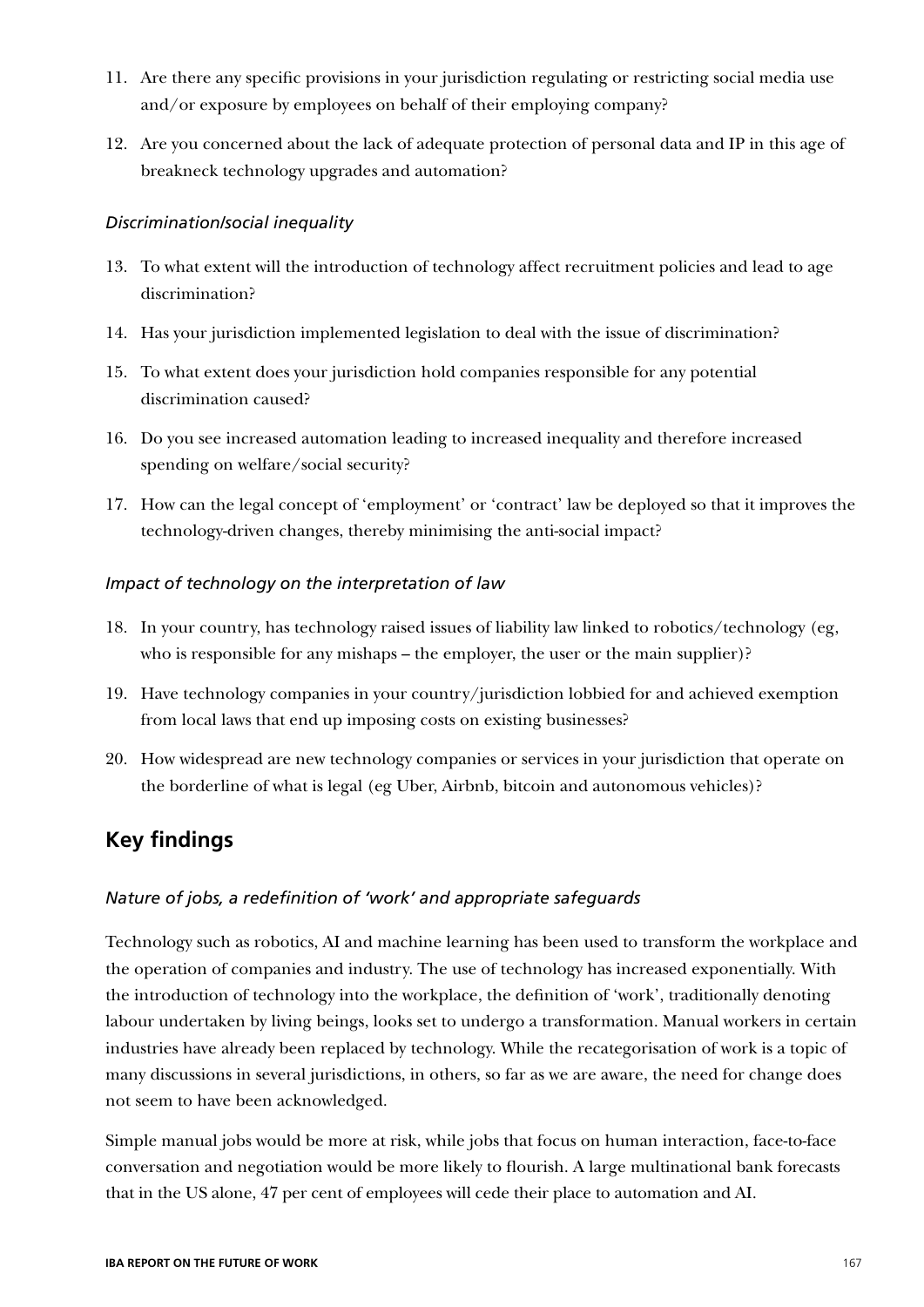11. Are there any specific provisions in your jurisdiction regulating or restricting social media use and/or exposure by employees on behalf of their employing company?
12. Are you concerned about the lack of adequate protection of personal data and IP in this age of breakneck technology upgrades and automation?

*Discrimination/social inequality*

13. To what extent will the introduction of technology affect recruitment policies and lead to age discrimination?
14. Has your jurisdiction implemented legislation to deal with the issue of discrimination?
15. To what extent does your jurisdiction hold companies responsible for any potential discrimination caused?
16. Do you see increased automation leading to increased inequality and therefore increased spending on welfare/social security?
17. How can the legal concept of 'employment' or 'contract' law be deployed so that it improves the technology-driven changes, thereby minimising the anti-social impact?

*Impact of technology on the interpretation of law*

18. In your country, has technology raised issues of liability law linked to robotics/technology (eg, who is responsible for any mishaps – the employer, the user or the main supplier)?
19. Have technology companies in your country/jurisdiction lobbied for and achieved exemption from local laws that end up imposing costs on existing businesses?
20. How widespread are new technology companies or services in your jurisdiction that operate on the borderline of what is legal (eg Uber, Airbnb, bitcoin and autonomous vehicles)?

## Key findings

*Nature of jobs, a redefinition of 'work' and appropriate safeguards*

Technology such as robotics, AI and machine learning has been used to transform the workplace and the operation of companies and industry. The use of technology has increased exponentially. With the introduction of technology into the workplace, the definition of 'work', traditionally denoting labour undertaken by living beings, looks set to undergo a transformation. Manual workers in certain industries have already been replaced by technology. While the recategorisation of work is a topic of many discussions in several jurisdictions, in others, so far as we are aware, the need for change does not seem to have been acknowledged.

Simple manual jobs would be more at risk, while jobs that focus on human interaction, face-to-face conversation and negotiation would be more likely to flourish. A large multinational bank forecasts that in the US alone, 47 per cent of employees will cede their place to automation and AI.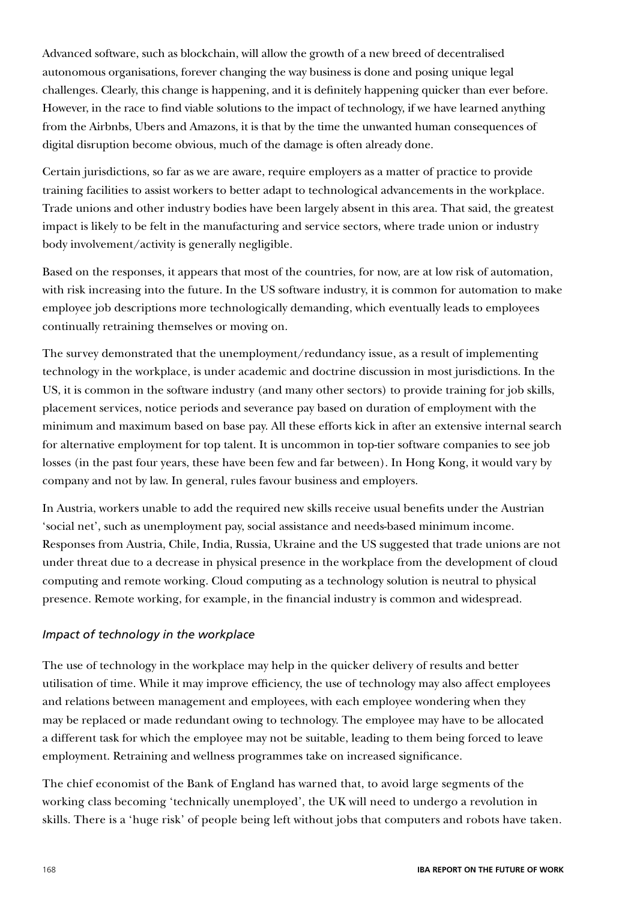Advanced software, such as blockchain, will allow the growth of a new breed of decentralised autonomous organisations, forever changing the way business is done and posing unique legal challenges. Clearly, this change is happening, and it is definitely happening quicker than ever before. However, in the race to find viable solutions to the impact of technology, if we have learned anything from the Airbnbs, Ubers and Amazons, it is that by the time the unwanted human consequences of digital disruption become obvious, much of the damage is often already done.

Certain jurisdictions, so far as we are aware, require employers as a matter of practice to provide training facilities to assist workers to better adapt to technological advancements in the workplace. Trade unions and other industry bodies have been largely absent in this area. That said, the greatest impact is likely to be felt in the manufacturing and service sectors, where trade union or industry body involvement/activity is generally negligible.

Based on the responses, it appears that most of the countries, for now, are at low risk of automation, with risk increasing into the future. In the US software industry, it is common for automation to make employee job descriptions more technologically demanding, which eventually leads to employees continually retraining themselves or moving on.

The survey demonstrated that the unemployment/redundancy issue, as a result of implementing technology in the workplace, is under academic and doctrine discussion in most jurisdictions. In the US, it is common in the software industry (and many other sectors) to provide training for job skills, placement services, notice periods and severance pay based on duration of employment with the minimum and maximum based on base pay. All these efforts kick in after an extensive internal search for alternative employment for top talent. It is uncommon in top-tier software companies to see job losses (in the past four years, these have been few and far between). In Hong Kong, it would vary by company and not by law. In general, rules favour business and employers.

In Austria, workers unable to add the required new skills receive usual benefits under the Austrian 'social net', such as unemployment pay, social assistance and needs-based minimum income. Responses from Austria, Chile, India, Russia, Ukraine and the US suggested that trade unions are not under threat due to a decrease in physical presence in the workplace from the development of cloud computing and remote working. Cloud computing as a technology solution is neutral to physical presence. Remote working, for example, in the financial industry is common and widespread.

### *Impact of technology in the workplace*

The use of technology in the workplace may help in the quicker delivery of results and better utilisation of time. While it may improve efficiency, the use of technology may also affect employees and relations between management and employees, with each employee wondering when they may be replaced or made redundant owing to technology. The employee may have to be allocated a different task for which the employee may not be suitable, leading to them being forced to leave employment. Retraining and wellness programmes take on increased significance.

The chief economist of the Bank of England has warned that, to avoid large segments of the working class becoming 'technically unemployed', the UK will need to undergo a revolution in skills. There is a 'huge risk' of people being left without jobs that computers and robots have taken.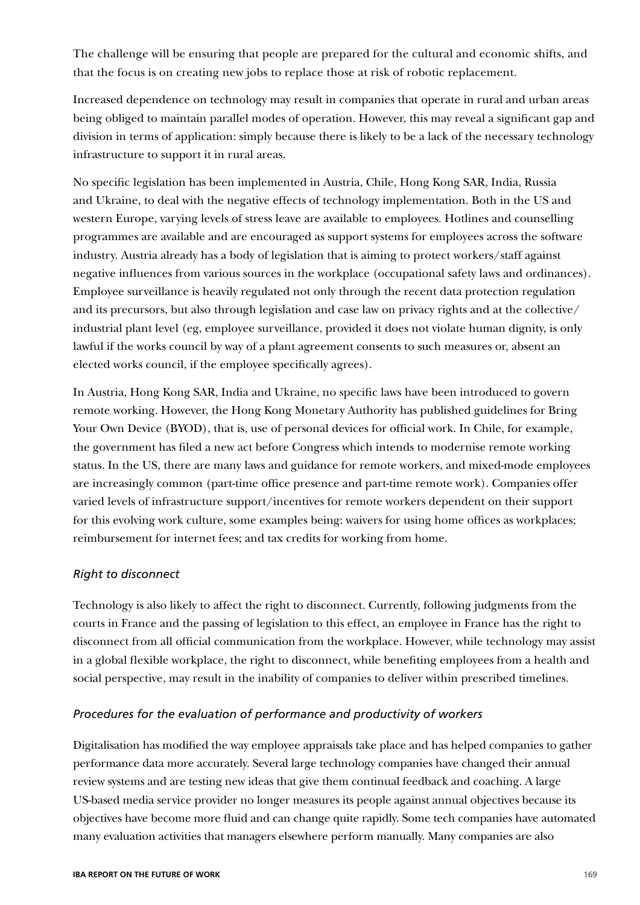The challenge will be ensuring that people are prepared for the cultural and economic shifts, and that the focus is on creating new jobs to replace those at risk of robotic replacement.

Increased dependence on technology may result in companies that operate in rural and urban areas being obliged to maintain parallel modes of operation. However, this may reveal a significant gap and division in terms of application: simply because there is likely to be a lack of the necessary technology infrastructure to support it in rural areas.

No specific legislation has been implemented in Austria, Chile, Hong Kong SAR, India, Russia and Ukraine, to deal with the negative effects of technology implementation. Both in the US and western Europe, varying levels of stress leave are available to employees. Hotlines and counselling programmes are available and are encouraged as support systems for employees across the software industry. Austria already has a body of legislation that is aiming to protect workers/staff against negative influences from various sources in the workplace (occupational safety laws and ordinances). Employee surveillance is heavily regulated not only through the recent data protection regulation and its precursors, but also through legislation and case law on privacy rights and at the collective/industrial plant level (eg, employee surveillance, provided it does not violate human dignity, is only lawful if the works council by way of a plant agreement consents to such measures or, absent an elected works council, if the employee specifically agrees).

In Austria, Hong Kong SAR, India and Ukraine, no specific laws have been introduced to govern remote working. However, the Hong Kong Monetary Authority has published guidelines for Bring Your Own Device (BYOD), that is, use of personal devices for official work. In Chile, for example, the government has filed a new act before Congress which intends to modernise remote working status. In the US, there are many laws and guidance for remote workers, and mixed-mode employees are increasingly common (part-time office presence and part-time remote work). Companies offer varied levels of infrastructure support/incentives for remote workers dependent on their support for this evolving work culture, some examples being: waivers for using home offices as workplaces; reimbursement for internet fees; and tax credits for working from home.

### *Right to disconnect*

Technology is also likely to affect the right to disconnect. Currently, following judgments from the courts in France and the passing of legislation to this effect, an employee in France has the right to disconnect from all official communication from the workplace. However, while technology may assist in a global flexible workplace, the right to disconnect, while benefiting employees from a health and social perspective, may result in the inability of companies to deliver within prescribed timelines.

### *Procedures for the evaluation of performance and productivity of workers*

Digitalisation has modified the way employee appraisals take place and has helped companies to gather performance data more accurately. Several large technology companies have changed their annual review systems and are testing new ideas that give them continual feedback and coaching. A large US-based media service provider no longer measures its people against annual objectives because its objectives have become more fluid and can change quite rapidly. Some tech companies have automated many evaluation activities that managers elsewhere perform manually. Many companies are also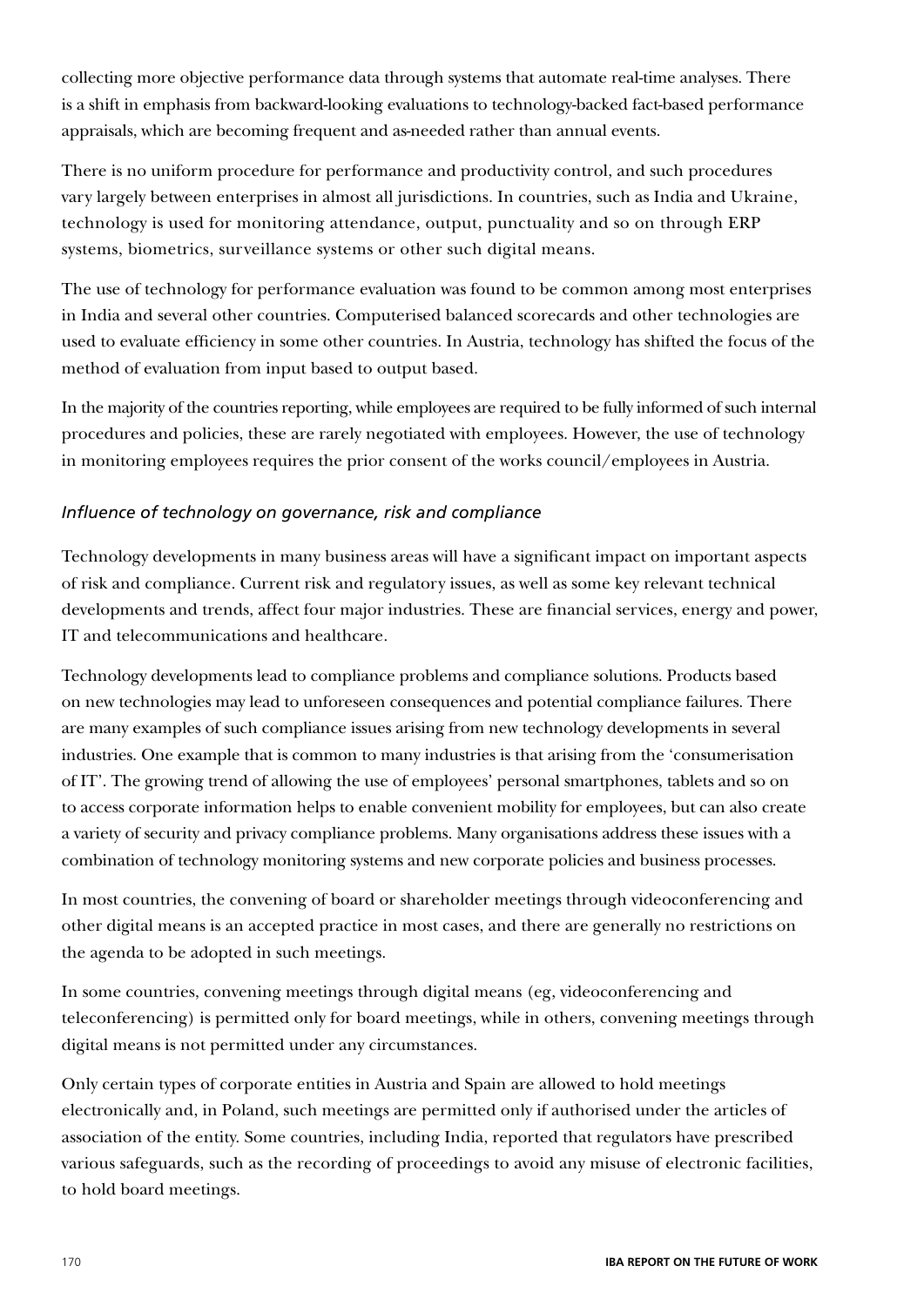collecting more objective performance data through systems that automate real-time analyses. There is a shift in emphasis from backward-looking evaluations to technology-backed fact-based performance appraisals, which are becoming frequent and as-needed rather than annual events.

There is no uniform procedure for performance and productivity control, and such procedures vary largely between enterprises in almost all jurisdictions. In countries, such as India and Ukraine, technology is used for monitoring attendance, output, punctuality and so on through ERP systems, biometrics, surveillance systems or other such digital means.

The use of technology for performance evaluation was found to be common among most enterprises in India and several other countries. Computerised balanced scorecards and other technologies are used to evaluate efficiency in some other countries. In Austria, technology has shifted the focus of the method of evaluation from input based to output based.

In the majority of the countries reporting, while employees are required to be fully informed of such internal procedures and policies, these are rarely negotiated with employees. However, the use of technology in monitoring employees requires the prior consent of the works council/employees in Austria.

*Influence of technology on governance, risk and compliance*

Technology developments in many business areas will have a significant impact on important aspects of risk and compliance. Current risk and regulatory issues, as well as some key relevant technical developments and trends, affect four major industries. These are financial services, energy and power, IT and telecommunications and healthcare.

Technology developments lead to compliance problems and compliance solutions. Products based on new technologies may lead to unforeseen consequences and potential compliance failures. There are many examples of such compliance issues arising from new technology developments in several industries. One example that is common to many industries is that arising from the 'consumerisation of IT'. The growing trend of allowing the use of employees' personal smartphones, tablets and so on to access corporate information helps to enable convenient mobility for employees, but can also create a variety of security and privacy compliance problems. Many organisations address these issues with a combination of technology monitoring systems and new corporate policies and business processes.

In most countries, the convening of board or shareholder meetings through videoconferencing and other digital means is an accepted practice in most cases, and there are generally no restrictions on the agenda to be adopted in such meetings.

In some countries, convening meetings through digital means (eg, videoconferencing and teleconferencing) is permitted only for board meetings, while in others, convening meetings through digital means is not permitted under any circumstances.

Only certain types of corporate entities in Austria and Spain are allowed to hold meetings electronically and, in Poland, such meetings are permitted only if authorised under the articles of association of the entity. Some countries, including India, reported that regulators have prescribed various safeguards, such as the recording of proceedings to avoid any misuse of electronic facilities, to hold board meetings.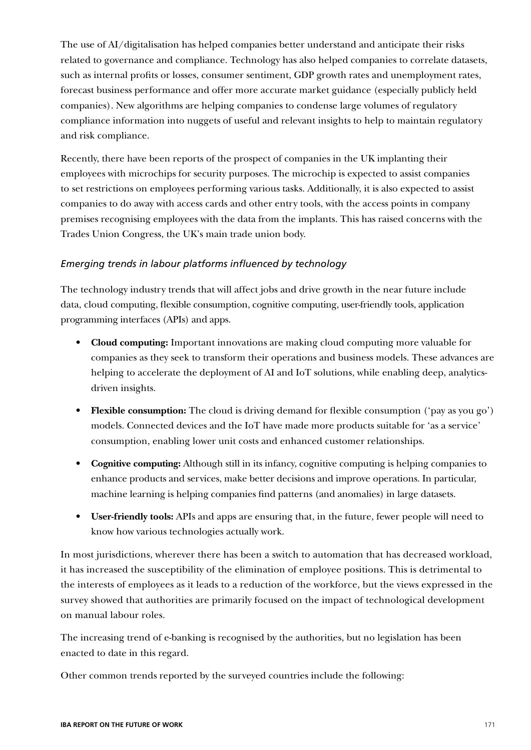The use of AI/digitalisation has helped companies better understand and anticipate their risks related to governance and compliance. Technology has also helped companies to correlate datasets, such as internal profits or losses, consumer sentiment, GDP growth rates and unemployment rates, forecast business performance and offer more accurate market guidance (especially publicly held companies). New algorithms are helping companies to condense large volumes of regulatory compliance information into nuggets of useful and relevant insights to help to maintain regulatory and risk compliance.

Recently, there have been reports of the prospect of companies in the UK implanting their employees with microchips for security purposes. The microchip is expected to assist companies to set restrictions on employees performing various tasks. Additionally, it is also expected to assist companies to do away with access cards and other entry tools, with the access points in company premises recognising employees with the data from the implants. This has raised concerns with the Trades Union Congress, the UK's main trade union body.

*Emerging trends in labour platforms influenced by technology*

The technology industry trends that will affect jobs and drive growth in the near future include data, cloud computing, flexible consumption, cognitive computing, user-friendly tools, application programming interfaces (APIs) and apps.

- **Cloud computing:** Important innovations are making cloud computing more valuable for companies as they seek to transform their operations and business models. These advances are helping to accelerate the deployment of AI and IoT solutions, while enabling deep, analytics-driven insights.
- **Flexible consumption:** The cloud is driving demand for flexible consumption ('pay as you go') models. Connected devices and the IoT have made more products suitable for 'as a service' consumption, enabling lower unit costs and enhanced customer relationships.
- **Cognitive computing:** Although still in its infancy, cognitive computing is helping companies to enhance products and services, make better decisions and improve operations. In particular, machine learning is helping companies find patterns (and anomalies) in large datasets.
- **User-friendly tools:** APIs and apps are ensuring that, in the future, fewer people will need to know how various technologies actually work.

In most jurisdictions, wherever there has been a switch to automation that has decreased workload, it has increased the susceptibility of the elimination of employee positions. This is detrimental to the interests of employees as it leads to a reduction of the workforce, but the views expressed in the survey showed that authorities are primarily focused on the impact of technological development on manual labour roles.

The increasing trend of e-banking is recognised by the authorities, but no legislation has been enacted to date in this regard.

Other common trends reported by the surveyed countries include the following: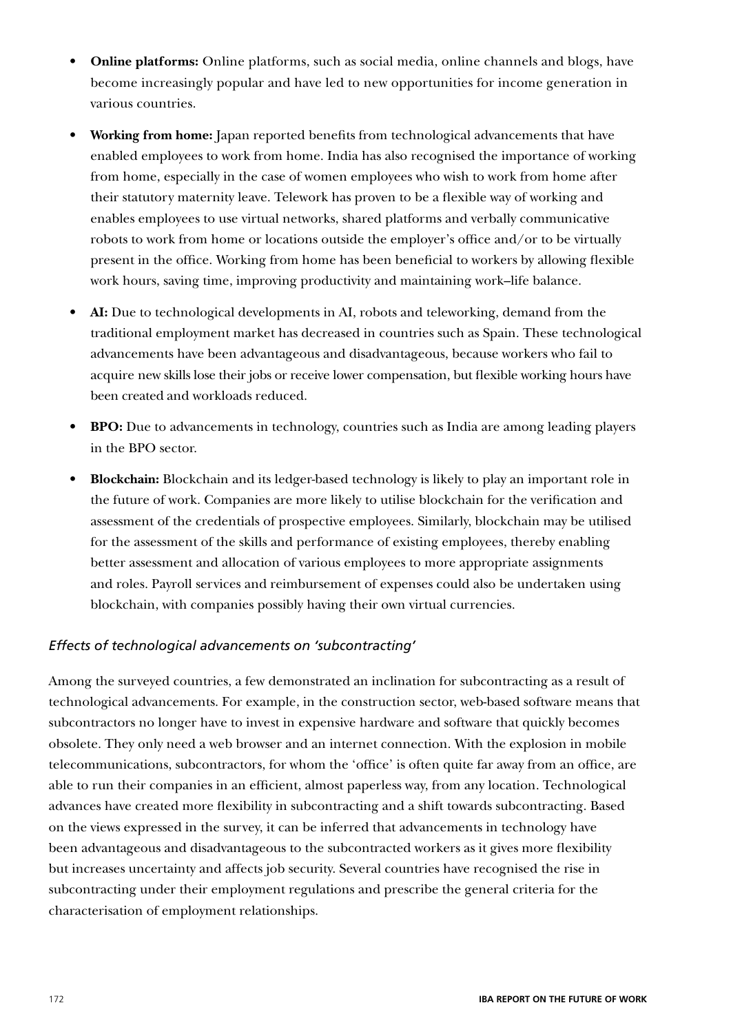- **Online platforms:** Online platforms, such as social media, online channels and blogs, have become increasingly popular and have led to new opportunities for income generation in various countries.
- **Working from home:** Japan reported benefits from technological advancements that have enabled employees to work from home. India has also recognised the importance of working from home, especially in the case of women employees who wish to work from home after their statutory maternity leave. Telework has proven to be a flexible way of working and enables employees to use virtual networks, shared platforms and verbally communicative robots to work from home or locations outside the employer's office and/or to be virtually present in the office. Working from home has been beneficial to workers by allowing flexible work hours, saving time, improving productivity and maintaining work–life balance.
- **AI:** Due to technological developments in AI, robots and teleworking, demand from the traditional employment market has decreased in countries such as Spain. These technological advancements have been advantageous and disadvantageous, because workers who fail to acquire new skills lose their jobs or receive lower compensation, but flexible working hours have been created and workloads reduced.
- **BPO:** Due to advancements in technology, countries such as India are among leading players in the BPO sector.
- **Blockchain:** Blockchain and its ledger-based technology is likely to play an important role in the future of work. Companies are more likely to utilise blockchain for the verification and assessment of the credentials of prospective employees. Similarly, blockchain may be utilised for the assessment of the skills and performance of existing employees, thereby enabling better assessment and allocation of various employees to more appropriate assignments and roles. Payroll services and reimbursement of expenses could also be undertaken using blockchain, with companies possibly having their own virtual currencies.

### *Effects of technological advancements on 'subcontracting'*

Among the surveyed countries, a few demonstrated an inclination for subcontracting as a result of technological advancements. For example, in the construction sector, web-based software means that subcontractors no longer have to invest in expensive hardware and software that quickly becomes obsolete. They only need a web browser and an internet connection. With the explosion in mobile telecommunications, subcontractors, for whom the 'office' is often quite far away from an office, are able to run their companies in an efficient, almost paperless way, from any location. Technological advances have created more flexibility in subcontracting and a shift towards subcontracting. Based on the views expressed in the survey, it can be inferred that advancements in technology have been advantageous and disadvantageous to the subcontracted workers as it gives more flexibility but increases uncertainty and affects job security. Several countries have recognised the rise in subcontracting under their employment regulations and prescribe the general criteria for the characterisation of employment relationships.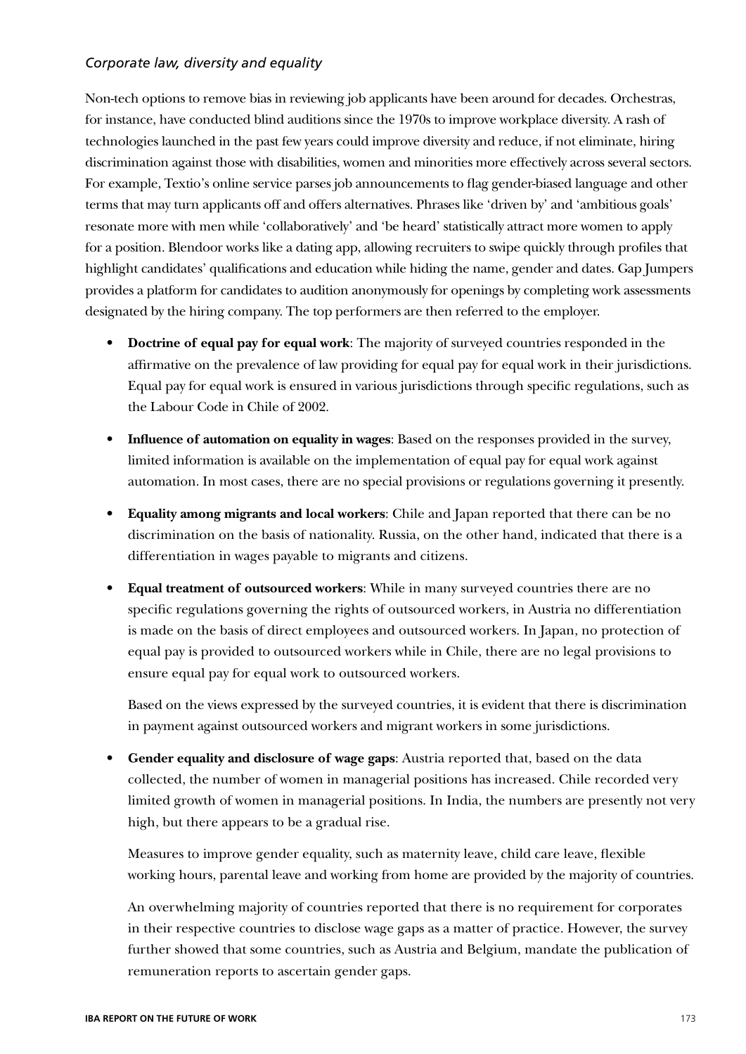*Corporate law, diversity and equality*

Non-tech options to remove bias in reviewing job applicants have been around for decades. Orchestras, for instance, have conducted blind auditions since the 1970s to improve workplace diversity. A rash of technologies launched in the past few years could improve diversity and reduce, if not eliminate, hiring discrimination against those with disabilities, women and minorities more effectively across several sectors. For example, Textio's online service parses job announcements to flag gender-biased language and other terms that may turn applicants off and offers alternatives. Phrases like 'driven by' and 'ambitious goals' resonate more with men while 'collaboratively' and 'be heard' statistically attract more women to apply for a position. Blendoor works like a dating app, allowing recruiters to swipe quickly through profiles that highlight candidates' qualifications and education while hiding the name, gender and dates. Gap Jumpers provides a platform for candidates to audition anonymously for openings by completing work assessments designated by the hiring company. The top performers are then referred to the employer.

- **Doctrine of equal pay for equal work**: The majority of surveyed countries responded in the affirmative on the prevalence of law providing for equal pay for equal work in their jurisdictions. Equal pay for equal work is ensured in various jurisdictions through specific regulations, such as the Labour Code in Chile of 2002.
- **Influence of automation on equality in wages**: Based on the responses provided in the survey, limited information is available on the implementation of equal pay for equal work against automation. In most cases, there are no special provisions or regulations governing it presently.
- **Equality among migrants and local workers**: Chile and Japan reported that there can be no discrimination on the basis of nationality. Russia, on the other hand, indicated that there is a differentiation in wages payable to migrants and citizens.
- **Equal treatment of outsourced workers**: While in many surveyed countries there are no specific regulations governing the rights of outsourced workers, in Austria no differentiation is made on the basis of direct employees and outsourced workers. In Japan, no protection of equal pay is provided to outsourced workers while in Chile, there are no legal provisions to ensure equal pay for equal work to outsourced workers.

  Based on the views expressed by the surveyed countries, it is evident that there is discrimination in payment against outsourced workers and migrant workers in some jurisdictions.

- **Gender equality and disclosure of wage gaps**: Austria reported that, based on the data collected, the number of women in managerial positions has increased. Chile recorded very limited growth of women in managerial positions. In India, the numbers are presently not very high, but there appears to be a gradual rise.

  Measures to improve gender equality, such as maternity leave, child care leave, flexible working hours, parental leave and working from home are provided by the majority of countries.

  An overwhelming majority of countries reported that there is no requirement for corporates in their respective countries to disclose wage gaps as a matter of practice. However, the survey further showed that some countries, such as Austria and Belgium, mandate the publication of remuneration reports to ascertain gender gaps.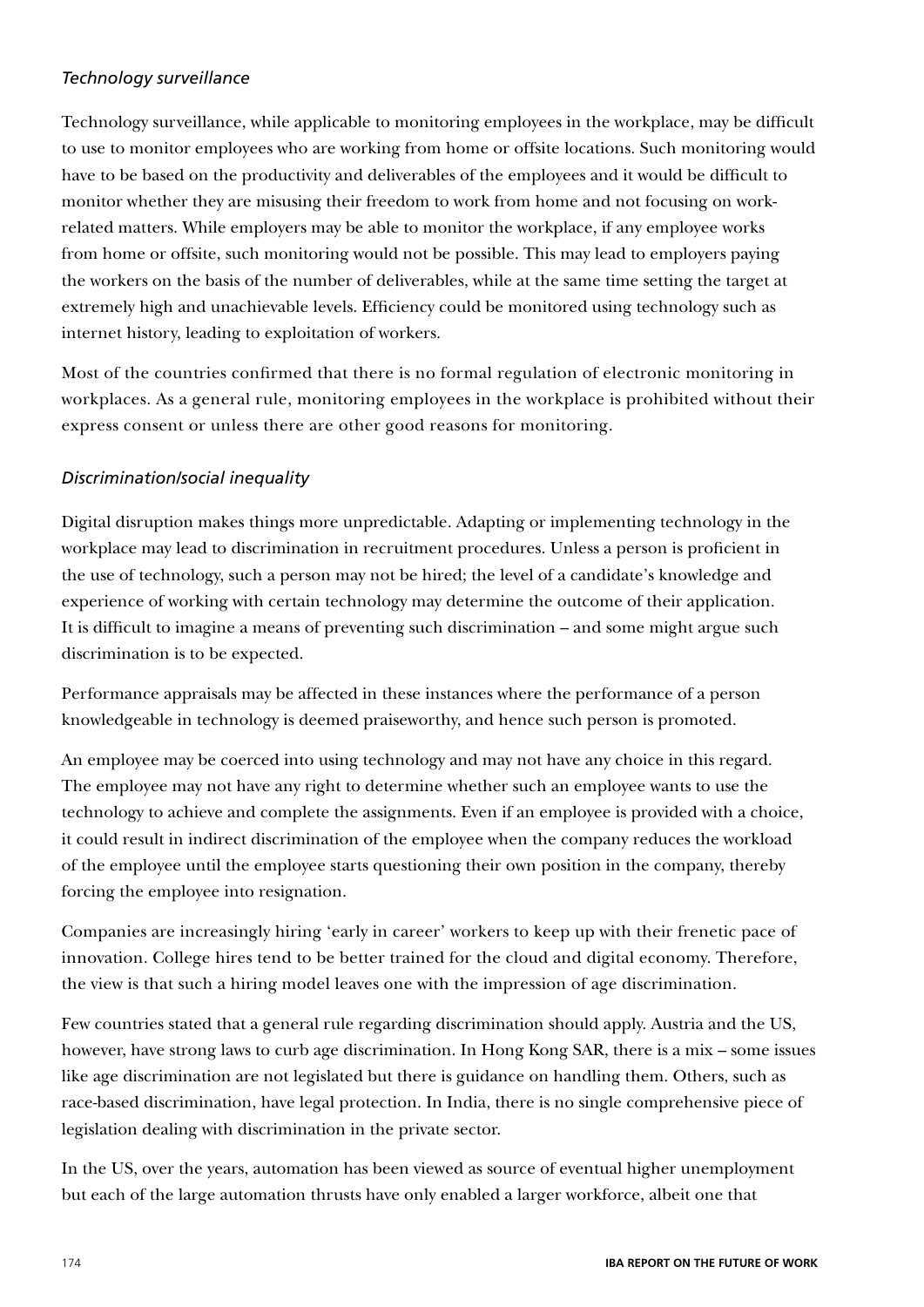*Technology surveillance*

Technology surveillance, while applicable to monitoring employees in the workplace, may be difficult to use to monitor employees who are working from home or offsite locations. Such monitoring would have to be based on the productivity and deliverables of the employees and it would be difficult to monitor whether they are misusing their freedom to work from home and not focusing on work-related matters. While employers may be able to monitor the workplace, if any employee works from home or offsite, such monitoring would not be possible. This may lead to employers paying the workers on the basis of the number of deliverables, while at the same time setting the target at extremely high and unachievable levels. Efficiency could be monitored using technology such as internet history, leading to exploitation of workers.

Most of the countries confirmed that there is no formal regulation of electronic monitoring in workplaces. As a general rule, monitoring employees in the workplace is prohibited without their express consent or unless there are other good reasons for monitoring.

*Discrimination/social inequality*

Digital disruption makes things more unpredictable. Adapting or implementing technology in the workplace may lead to discrimination in recruitment procedures. Unless a person is proficient in the use of technology, such a person may not be hired; the level of a candidate's knowledge and experience of working with certain technology may determine the outcome of their application. It is difficult to imagine a means of preventing such discrimination – and some might argue such discrimination is to be expected.

Performance appraisals may be affected in these instances where the performance of a person knowledgeable in technology is deemed praiseworthy, and hence such person is promoted.

An employee may be coerced into using technology and may not have any choice in this regard. The employee may not have any right to determine whether such an employee wants to use the technology to achieve and complete the assignments. Even if an employee is provided with a choice, it could result in indirect discrimination of the employee when the company reduces the workload of the employee until the employee starts questioning their own position in the company, thereby forcing the employee into resignation.

Companies are increasingly hiring 'early in career' workers to keep up with their frenetic pace of innovation. College hires tend to be better trained for the cloud and digital economy. Therefore, the view is that such a hiring model leaves one with the impression of age discrimination.

Few countries stated that a general rule regarding discrimination should apply. Austria and the US, however, have strong laws to curb age discrimination. In Hong Kong SAR, there is a mix – some issues like age discrimination are not legislated but there is guidance on handling them. Others, such as race-based discrimination, have legal protection. In India, there is no single comprehensive piece of legislation dealing with discrimination in the private sector.

In the US, over the years, automation has been viewed as source of eventual higher unemployment but each of the large automation thrusts have only enabled a larger workforce, albeit one that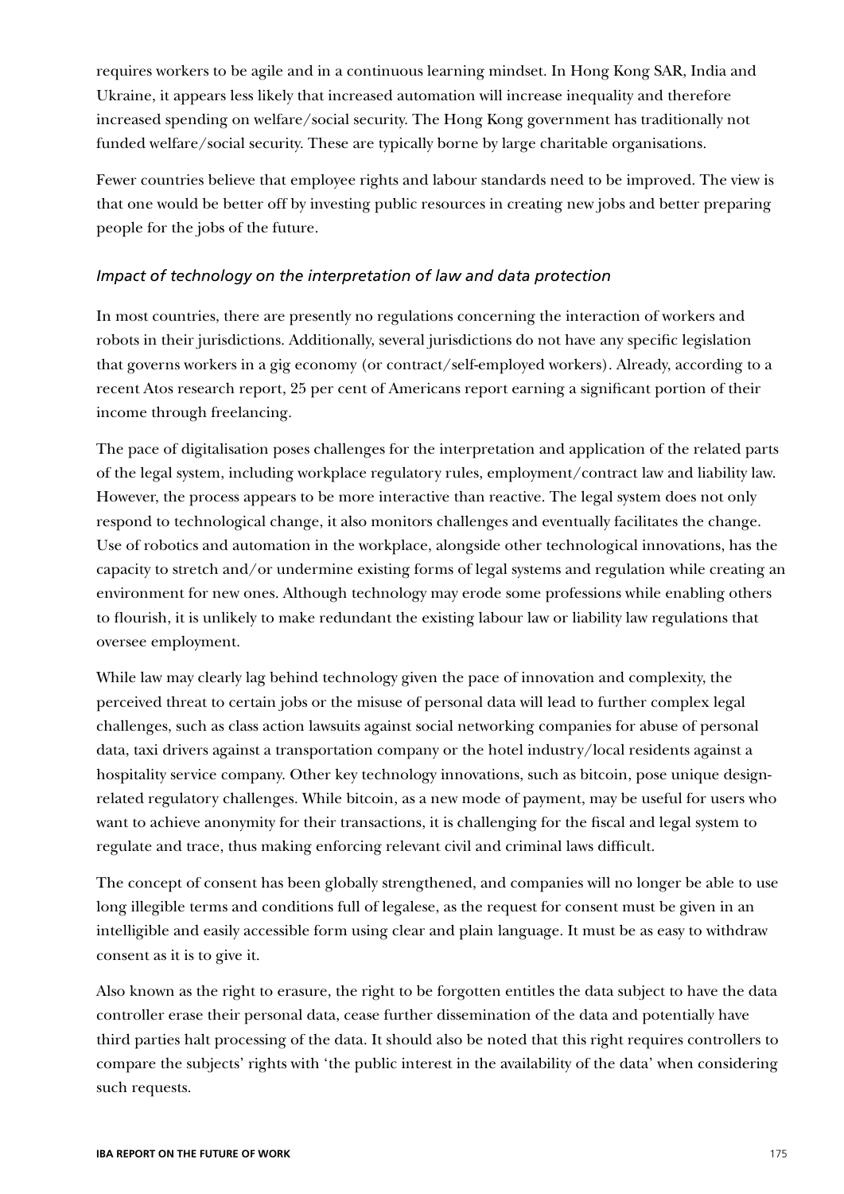requires workers to be agile and in a continuous learning mindset. In Hong Kong SAR, India and Ukraine, it appears less likely that increased automation will increase inequality and therefore increased spending on welfare/social security. The Hong Kong government has traditionally not funded welfare/social security. These are typically borne by large charitable organisations.

Fewer countries believe that employee rights and labour standards need to be improved. The view is that one would be better off by investing public resources in creating new jobs and better preparing people for the jobs of the future.

### *Impact of technology on the interpretation of law and data protection*

In most countries, there are presently no regulations concerning the interaction of workers and robots in their jurisdictions. Additionally, several jurisdictions do not have any specific legislation that governs workers in a gig economy (or contract/self-employed workers). Already, according to a recent Atos research report, 25 per cent of Americans report earning a significant portion of their income through freelancing.

The pace of digitalisation poses challenges for the interpretation and application of the related parts of the legal system, including workplace regulatory rules, employment/contract law and liability law. However, the process appears to be more interactive than reactive. The legal system does not only respond to technological change, it also monitors challenges and eventually facilitates the change. Use of robotics and automation in the workplace, alongside other technological innovations, has the capacity to stretch and/or undermine existing forms of legal systems and regulation while creating an environment for new ones. Although technology may erode some professions while enabling others to flourish, it is unlikely to make redundant the existing labour law or liability law regulations that oversee employment.

While law may clearly lag behind technology given the pace of innovation and complexity, the perceived threat to certain jobs or the misuse of personal data will lead to further complex legal challenges, such as class action lawsuits against social networking companies for abuse of personal data, taxi drivers against a transportation company or the hotel industry/local residents against a hospitality service company. Other key technology innovations, such as bitcoin, pose unique design-related regulatory challenges. While bitcoin, as a new mode of payment, may be useful for users who want to achieve anonymity for their transactions, it is challenging for the fiscal and legal system to regulate and trace, thus making enforcing relevant civil and criminal laws difficult.

The concept of consent has been globally strengthened, and companies will no longer be able to use long illegible terms and conditions full of legalese, as the request for consent must be given in an intelligible and easily accessible form using clear and plain language. It must be as easy to withdraw consent as it is to give it.

Also known as the right to erasure, the right to be forgotten entitles the data subject to have the data controller erase their personal data, cease further dissemination of the data and potentially have third parties halt processing of the data. It should also be noted that this right requires controllers to compare the subjects' rights with 'the public interest in the availability of the data' when considering such requests.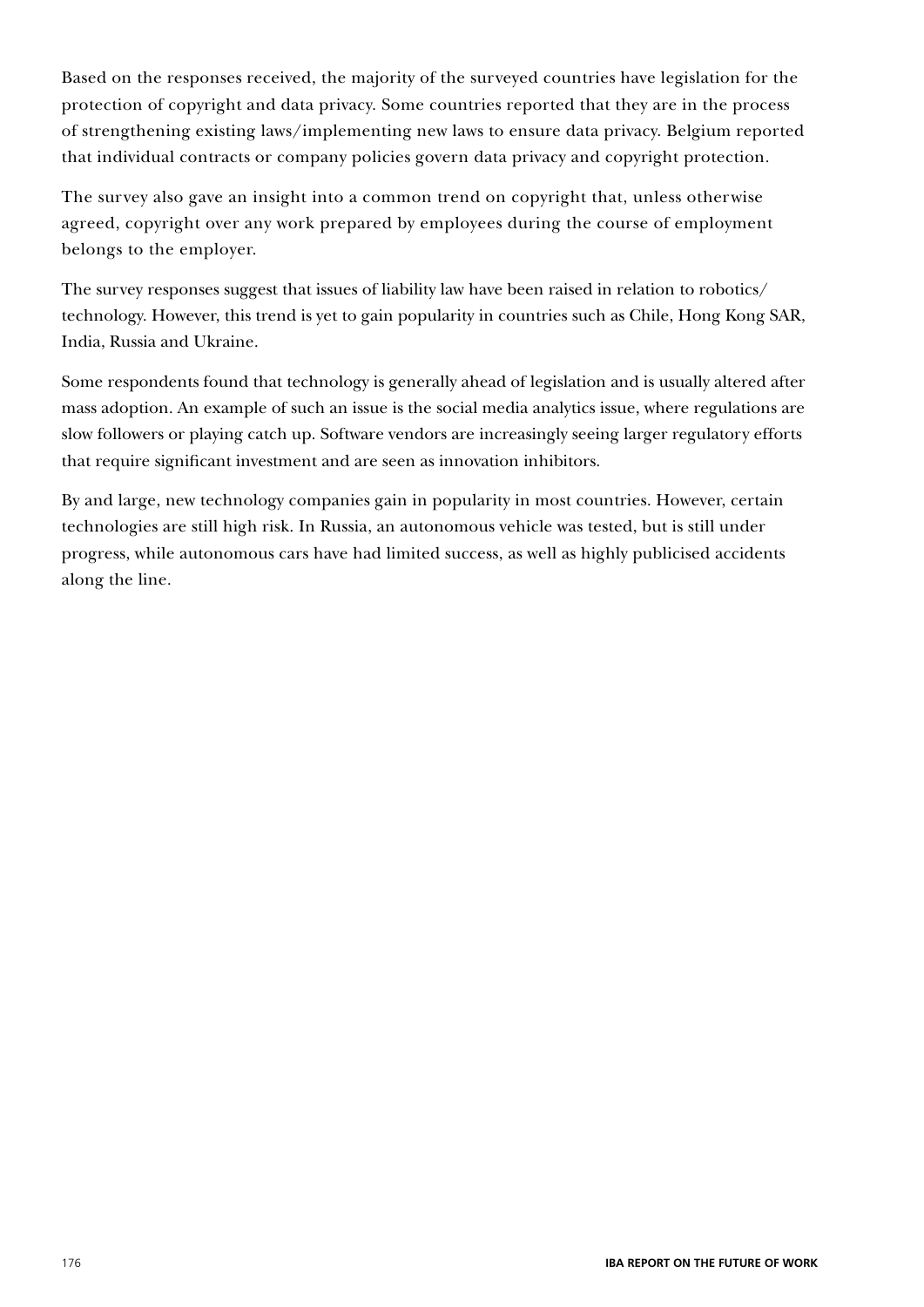Based on the responses received, the majority of the surveyed countries have legislation for the protection of copyright and data privacy. Some countries reported that they are in the process of strengthening existing laws/implementing new laws to ensure data privacy. Belgium reported that individual contracts or company policies govern data privacy and copyright protection.

The survey also gave an insight into a common trend on copyright that, unless otherwise agreed, copyright over any work prepared by employees during the course of employment belongs to the employer.

The survey responses suggest that issues of liability law have been raised in relation to robotics/technology. However, this trend is yet to gain popularity in countries such as Chile, Hong Kong SAR, India, Russia and Ukraine.

Some respondents found that technology is generally ahead of legislation and is usually altered after mass adoption. An example of such an issue is the social media analytics issue, where regulations are slow followers or playing catch up. Software vendors are increasingly seeing larger regulatory efforts that require significant investment and are seen as innovation inhibitors.

By and large, new technology companies gain in popularity in most countries. However, certain technologies are still high risk. In Russia, an autonomous vehicle was tested, but is still under progress, while autonomous cars have had limited success, as well as highly publicised accidents along the line.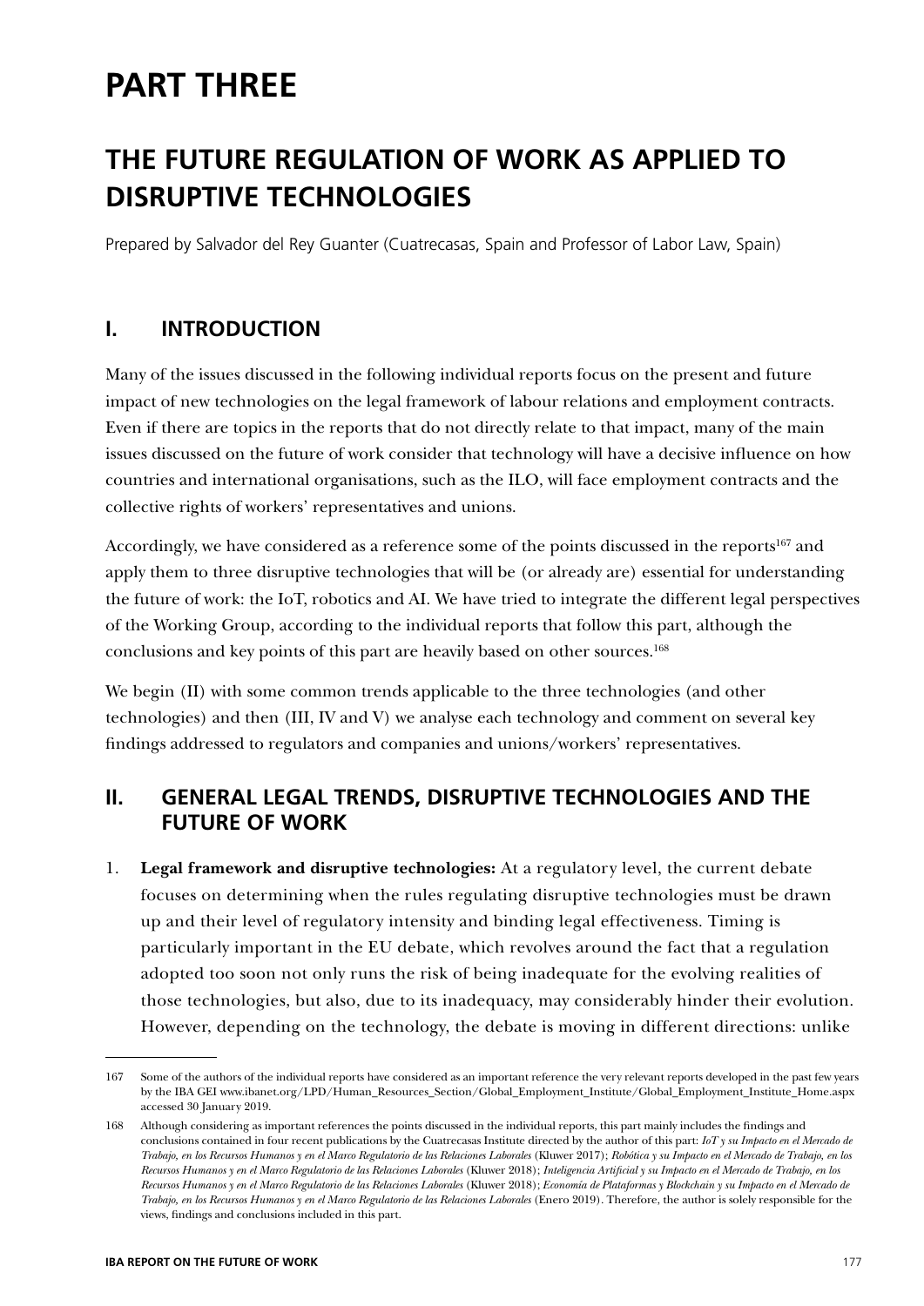# PART THREE

## THE FUTURE REGULATION OF WORK AS APPLIED TO DISRUPTIVE TECHNOLOGIES

Prepared by Salvador del Rey Guanter (Cuatrecasas, Spain and Professor of Labor Law, Spain)

### I. INTRODUCTION

Many of the issues discussed in the following individual reports focus on the present and future impact of new technologies on the legal framework of labour relations and employment contracts. Even if there are topics in the reports that do not directly relate to that impact, many of the main issues discussed on the future of work consider that technology will have a decisive influence on how countries and international organisations, such as the ILO, will face employment contracts and the collective rights of workers' representatives and unions.

Accordingly, we have considered as a reference some of the points discussed in the reports[167] and apply them to three disruptive technologies that will be (or already are) essential for understanding the future of work: the IoT, robotics and AI. We have tried to integrate the different legal perspectives of the Working Group, according to the individual reports that follow this part, although the conclusions and key points of this part are heavily based on other sources.[168]

We begin (II) with some common trends applicable to the three technologies (and other technologies) and then (III, IV and V) we analyse each technology and comment on several key findings addressed to regulators and companies and unions/workers' representatives.

### II. GENERAL LEGAL TRENDS, DISRUPTIVE TECHNOLOGIES AND THE FUTURE OF WORK

1. **Legal framework and disruptive technologies:** At a regulatory level, the current debate focuses on determining when the rules regulating disruptive technologies must be drawn up and their level of regulatory intensity and binding legal effectiveness. Timing is particularly important in the EU debate, which revolves around the fact that a regulation adopted too soon not only runs the risk of being inadequate for the evolving realities of those technologies, but also, due to its inadequacy, may considerably hinder their evolution. However, depending on the technology, the debate is moving in different directions: unlike

---

167 Some of the authors of the individual reports have considered as an important reference the very relevant reports developed in the past few years by the IBA GEI www.ibanet.org/LPD/Human_Resources_Section/Global_Employment_Institute/Global_Employment_Institute_Home.aspx accessed 30 January 2019.

168 Although considering as important references the points discussed in the individual reports, this part mainly includes the findings and conclusions contained in four recent publications by the Cuatrecasas Institute directed by the author of this part: *IoT y su Impacto en el Mercado de Trabajo, en los Recursos Humanos y en el Marco Regulatorio de las Relaciones Laborales* (Kluwer 2017); *Robótica y su Impacto en el Mercado de Trabajo, en los Recursos Humanos y en el Marco Regulatorio de las Relaciones Laborales* (Kluwer 2018); *Inteligencia Artificial y su Impacto en el Mercado de Trabajo, en los Recursos Humanos y en el Marco Regulatorio de las Relaciones Laborales* (Kluwer 2018); *Economía de Plataformas y Blockchain y su Impacto en el Mercado de Trabajo, en los Recursos Humanos y en el Marco Regulatorio de las Relaciones Laborales* (Enero 2019). Therefore, the author is solely responsible for the views, findings and conclusions included in this part.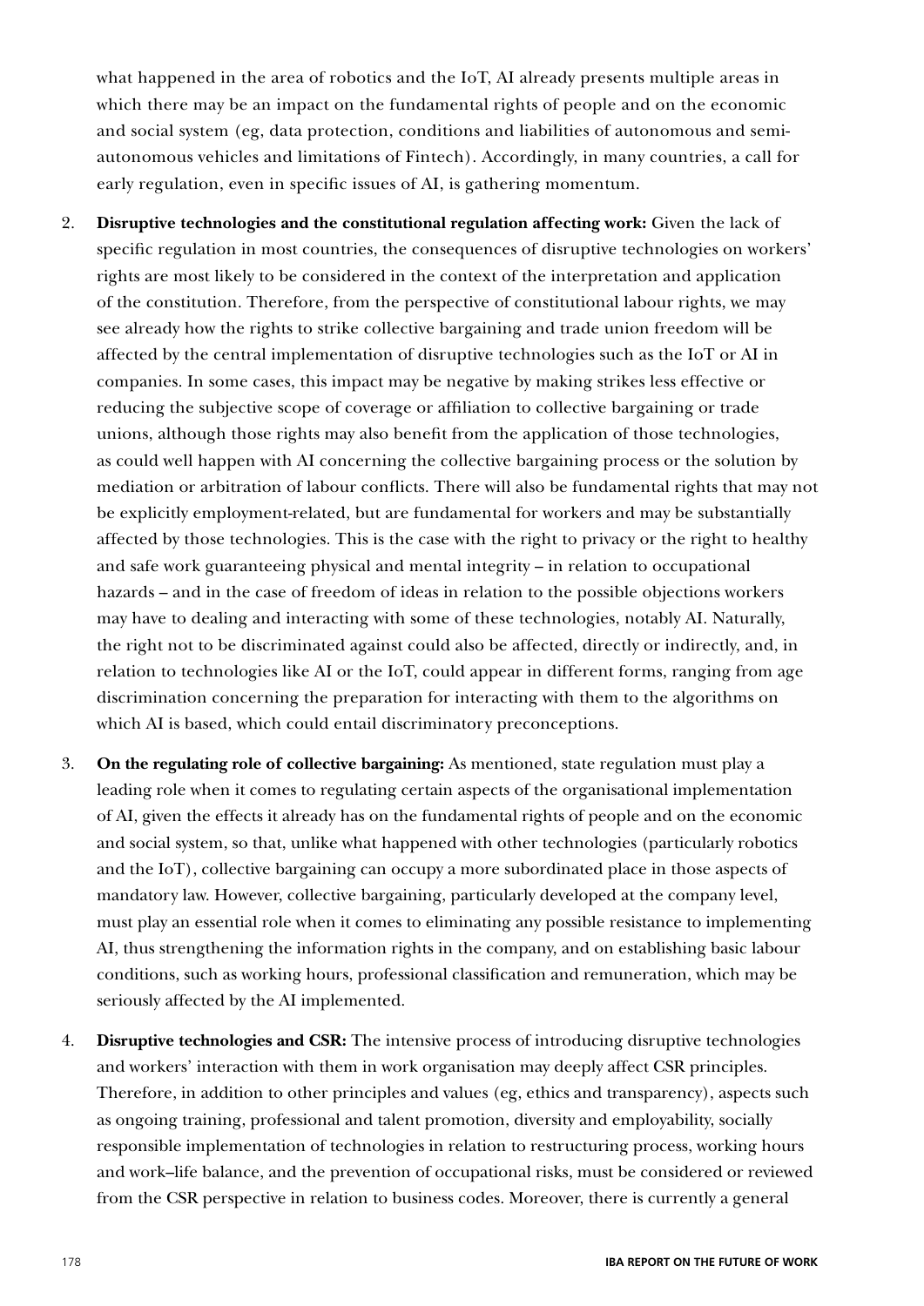what happened in the area of robotics and the IoT, AI already presents multiple areas in which there may be an impact on the fundamental rights of people and on the economic and social system (eg, data protection, conditions and liabilities of autonomous and semi-autonomous vehicles and limitations of Fintech). Accordingly, in many countries, a call for early regulation, even in specific issues of AI, is gathering momentum.

2. **Disruptive technologies and the constitutional regulation affecting work:** Given the lack of specific regulation in most countries, the consequences of disruptive technologies on workers' rights are most likely to be considered in the context of the interpretation and application of the constitution. Therefore, from the perspective of constitutional labour rights, we may see already how the rights to strike collective bargaining and trade union freedom will be affected by the central implementation of disruptive technologies such as the IoT or AI in companies. In some cases, this impact may be negative by making strikes less effective or reducing the subjective scope of coverage or affiliation to collective bargaining or trade unions, although those rights may also benefit from the application of those technologies, as could well happen with AI concerning the collective bargaining process or the solution by mediation or arbitration of labour conflicts. There will also be fundamental rights that may not be explicitly employment-related, but are fundamental for workers and may be substantially affected by those technologies. This is the case with the right to privacy or the right to healthy and safe work guaranteeing physical and mental integrity – in relation to occupational hazards – and in the case of freedom of ideas in relation to the possible objections workers may have to dealing and interacting with some of these technologies, notably AI. Naturally, the right not to be discriminated against could also be affected, directly or indirectly, and, in relation to technologies like AI or the IoT, could appear in different forms, ranging from age discrimination concerning the preparation for interacting with them to the algorithms on which AI is based, which could entail discriminatory preconceptions.

3. **On the regulating role of collective bargaining:** As mentioned, state regulation must play a leading role when it comes to regulating certain aspects of the organisational implementation of AI, given the effects it already has on the fundamental rights of people and on the economic and social system, so that, unlike what happened with other technologies (particularly robotics and the IoT), collective bargaining can occupy a more subordinated place in those aspects of mandatory law. However, collective bargaining, particularly developed at the company level, must play an essential role when it comes to eliminating any possible resistance to implementing AI, thus strengthening the information rights in the company, and on establishing basic labour conditions, such as working hours, professional classification and remuneration, which may be seriously affected by the AI implemented.

4. **Disruptive technologies and CSR:** The intensive process of introducing disruptive technologies and workers' interaction with them in work organisation may deeply affect CSR principles. Therefore, in addition to other principles and values (eg, ethics and transparency), aspects such as ongoing training, professional and talent promotion, diversity and employability, socially responsible implementation of technologies in relation to restructuring process, working hours and work–life balance, and the prevention of occupational risks, must be considered or reviewed from the CSR perspective in relation to business codes. Moreover, there is currently a general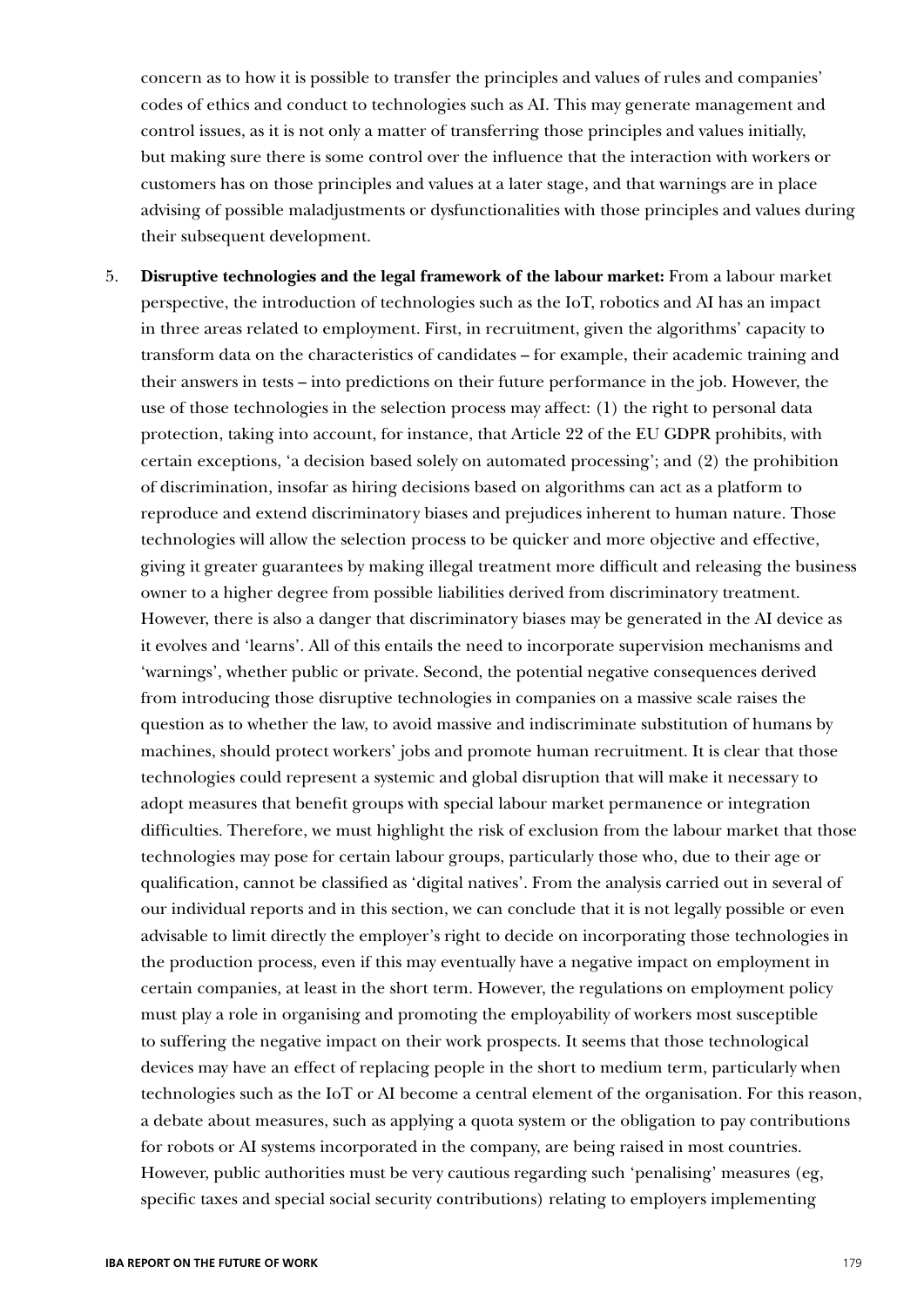concern as to how it is possible to transfer the principles and values of rules and companies' codes of ethics and conduct to technologies such as AI. This may generate management and control issues, as it is not only a matter of transferring those principles and values initially, but making sure there is some control over the influence that the interaction with workers or customers has on those principles and values at a later stage, and that warnings are in place advising of possible maladjustments or dysfunctionalities with those principles and values during their subsequent development.

5. **Disruptive technologies and the legal framework of the labour market:** From a labour market perspective, the introduction of technologies such as the IoT, robotics and AI has an impact in three areas related to employment. First, in recruitment, given the algorithms' capacity to transform data on the characteristics of candidates – for example, their academic training and their answers in tests – into predictions on their future performance in the job. However, the use of those technologies in the selection process may affect: (1) the right to personal data protection, taking into account, for instance, that Article 22 of the EU GDPR prohibits, with certain exceptions, 'a decision based solely on automated processing'; and (2) the prohibition of discrimination, insofar as hiring decisions based on algorithms can act as a platform to reproduce and extend discriminatory biases and prejudices inherent to human nature. Those technologies will allow the selection process to be quicker and more objective and effective, giving it greater guarantees by making illegal treatment more difficult and releasing the business owner to a higher degree from possible liabilities derived from discriminatory treatment. However, there is also a danger that discriminatory biases may be generated in the AI device as it evolves and 'learns'. All of this entails the need to incorporate supervision mechanisms and 'warnings', whether public or private. Second, the potential negative consequences derived from introducing those disruptive technologies in companies on a massive scale raises the question as to whether the law, to avoid massive and indiscriminate substitution of humans by machines, should protect workers' jobs and promote human recruitment. It is clear that those technologies could represent a systemic and global disruption that will make it necessary to adopt measures that benefit groups with special labour market permanence or integration difficulties. Therefore, we must highlight the risk of exclusion from the labour market that those technologies may pose for certain labour groups, particularly those who, due to their age or qualification, cannot be classified as 'digital natives'. From the analysis carried out in several of our individual reports and in this section, we can conclude that it is not legally possible or even advisable to limit directly the employer's right to decide on incorporating those technologies in the production process, even if this may eventually have a negative impact on employment in certain companies, at least in the short term. However, the regulations on employment policy must play a role in organising and promoting the employability of workers most susceptible to suffering the negative impact on their work prospects. It seems that those technological devices may have an effect of replacing people in the short to medium term, particularly when technologies such as the IoT or AI become a central element of the organisation. For this reason, a debate about measures, such as applying a quota system or the obligation to pay contributions for robots or AI systems incorporated in the company, are being raised in most countries. However, public authorities must be very cautious regarding such 'penalising' measures (eg, specific taxes and special social security contributions) relating to employers implementing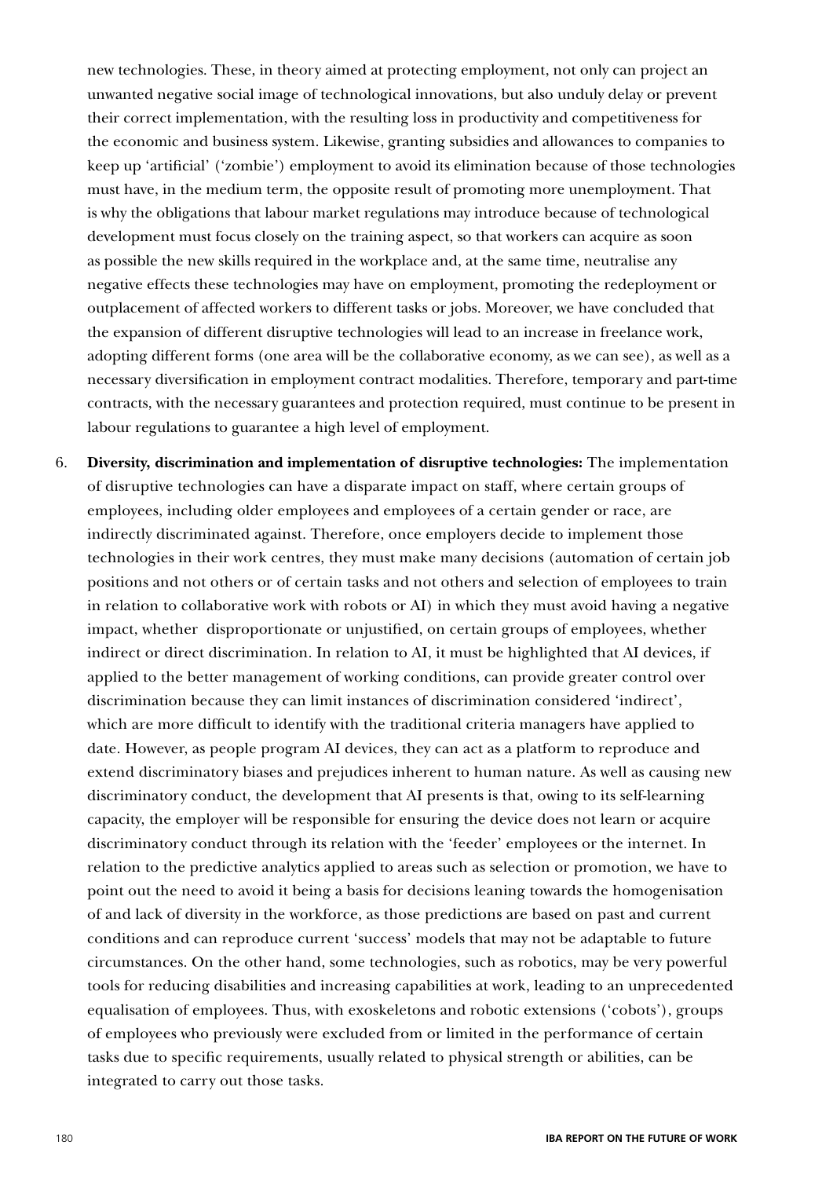new technologies. These, in theory aimed at protecting employment, not only can project an unwanted negative social image of technological innovations, but also unduly delay or prevent their correct implementation, with the resulting loss in productivity and competitiveness for the economic and business system. Likewise, granting subsidies and allowances to companies to keep up 'artificial' ('zombie') employment to avoid its elimination because of those technologies must have, in the medium term, the opposite result of promoting more unemployment. That is why the obligations that labour market regulations may introduce because of technological development must focus closely on the training aspect, so that workers can acquire as soon as possible the new skills required in the workplace and, at the same time, neutralise any negative effects these technologies may have on employment, promoting the redeployment or outplacement of affected workers to different tasks or jobs. Moreover, we have concluded that the expansion of different disruptive technologies will lead to an increase in freelance work, adopting different forms (one area will be the collaborative economy, as we can see), as well as a necessary diversification in employment contract modalities. Therefore, temporary and part-time contracts, with the necessary guarantees and protection required, must continue to be present in labour regulations to guarantee a high level of employment.

6. **Diversity, discrimination and implementation of disruptive technologies:** The implementation of disruptive technologies can have a disparate impact on staff, where certain groups of employees, including older employees and employees of a certain gender or race, are indirectly discriminated against. Therefore, once employers decide to implement those technologies in their work centres, they must make many decisions (automation of certain job positions and not others or of certain tasks and not others and selection of employees to train in relation to collaborative work with robots or AI) in which they must avoid having a negative impact, whether disproportionate or unjustified, on certain groups of employees, whether indirect or direct discrimination. In relation to AI, it must be highlighted that AI devices, if applied to the better management of working conditions, can provide greater control over discrimination because they can limit instances of discrimination considered 'indirect', which are more difficult to identify with the traditional criteria managers have applied to date. However, as people program AI devices, they can act as a platform to reproduce and extend discriminatory biases and prejudices inherent to human nature. As well as causing new discriminatory conduct, the development that AI presents is that, owing to its self-learning capacity, the employer will be responsible for ensuring the device does not learn or acquire discriminatory conduct through its relation with the 'feeder' employees or the internet. In relation to the predictive analytics applied to areas such as selection or promotion, we have to point out the need to avoid it being a basis for decisions leaning towards the homogenisation of and lack of diversity in the workforce, as those predictions are based on past and current conditions and can reproduce current 'success' models that may not be adaptable to future circumstances. On the other hand, some technologies, such as robotics, may be very powerful tools for reducing disabilities and increasing capabilities at work, leading to an unprecedented equalisation of employees. Thus, with exoskeletons and robotic extensions ('cobots'), groups of employees who previously were excluded from or limited in the performance of certain tasks due to specific requirements, usually related to physical strength or abilities, can be integrated to carry out those tasks.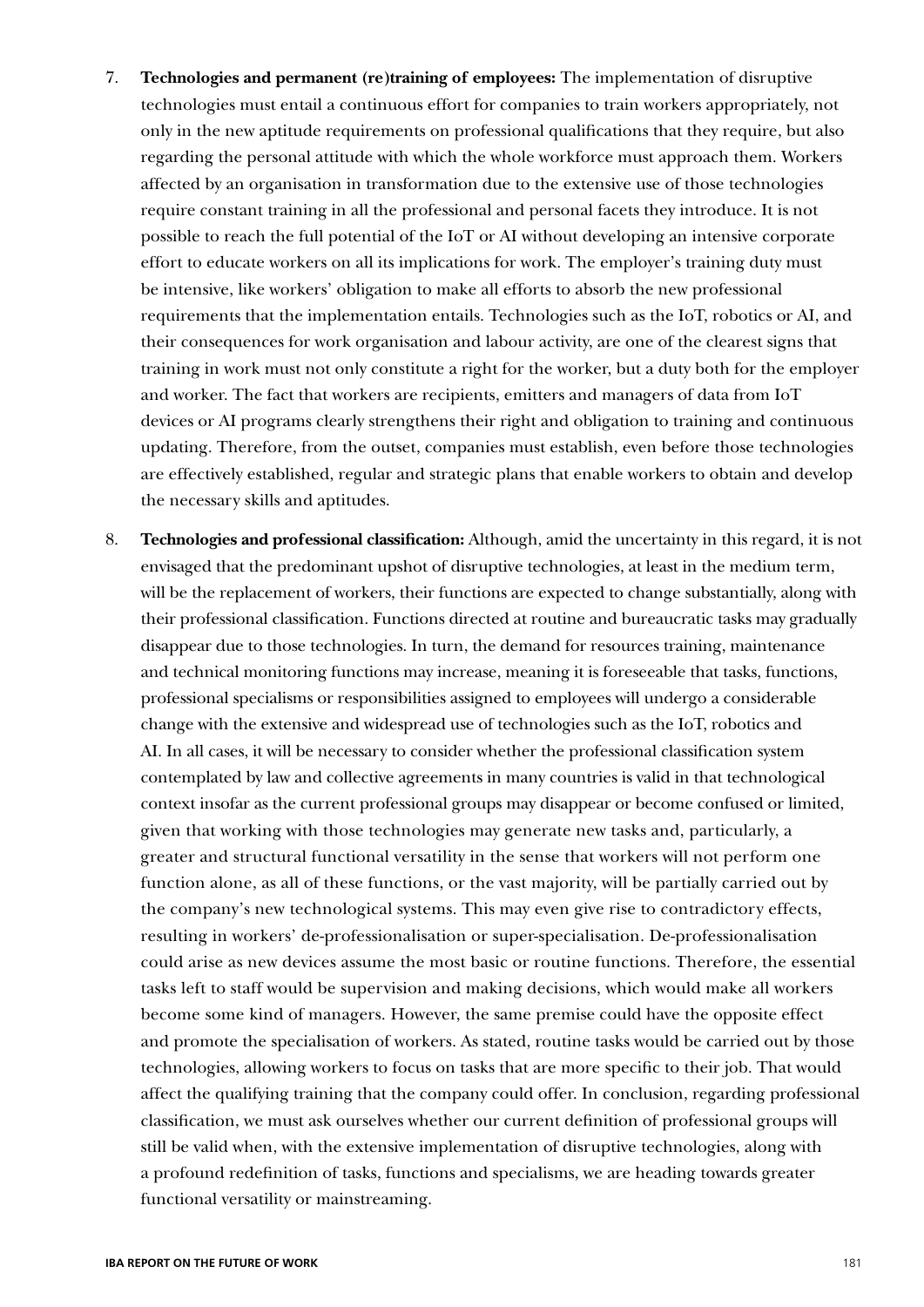7. **Technologies and permanent (re)training of employees:** The implementation of disruptive technologies must entail a continuous effort for companies to train workers appropriately, not only in the new aptitude requirements on professional qualifications that they require, but also regarding the personal attitude with which the whole workforce must approach them. Workers affected by an organisation in transformation due to the extensive use of those technologies require constant training in all the professional and personal facets they introduce. It is not possible to reach the full potential of the IoT or AI without developing an intensive corporate effort to educate workers on all its implications for work. The employer's training duty must be intensive, like workers' obligation to make all efforts to absorb the new professional requirements that the implementation entails. Technologies such as the IoT, robotics or AI, and their consequences for work organisation and labour activity, are one of the clearest signs that training in work must not only constitute a right for the worker, but a duty both for the employer and worker. The fact that workers are recipients, emitters and managers of data from IoT devices or AI programs clearly strengthens their right and obligation to training and continuous updating. Therefore, from the outset, companies must establish, even before those technologies are effectively established, regular and strategic plans that enable workers to obtain and develop the necessary skills and aptitudes.

8. **Technologies and professional classification:** Although, amid the uncertainty in this regard, it is not envisaged that the predominant upshot of disruptive technologies, at least in the medium term, will be the replacement of workers, their functions are expected to change substantially, along with their professional classification. Functions directed at routine and bureaucratic tasks may gradually disappear due to those technologies. In turn, the demand for resources training, maintenance and technical monitoring functions may increase, meaning it is foreseeable that tasks, functions, professional specialisms or responsibilities assigned to employees will undergo a considerable change with the extensive and widespread use of technologies such as the IoT, robotics and AI. In all cases, it will be necessary to consider whether the professional classification system contemplated by law and collective agreements in many countries is valid in that technological context insofar as the current professional groups may disappear or become confused or limited, given that working with those technologies may generate new tasks and, particularly, a greater and structural functional versatility in the sense that workers will not perform one function alone, as all of these functions, or the vast majority, will be partially carried out by the company's new technological systems. This may even give rise to contradictory effects, resulting in workers' de-professionalisation or super-specialisation. De-professionalisation could arise as new devices assume the most basic or routine functions. Therefore, the essential tasks left to staff would be supervision and making decisions, which would make all workers become some kind of managers. However, the same premise could have the opposite effect and promote the specialisation of workers. As stated, routine tasks would be carried out by those technologies, allowing workers to focus on tasks that are more specific to their job. That would affect the qualifying training that the company could offer. In conclusion, regarding professional classification, we must ask ourselves whether our current definition of professional groups will still be valid when, with the extensive implementation of disruptive technologies, along with a profound redefinition of tasks, functions and specialisms, we are heading towards greater functional versatility or mainstreaming.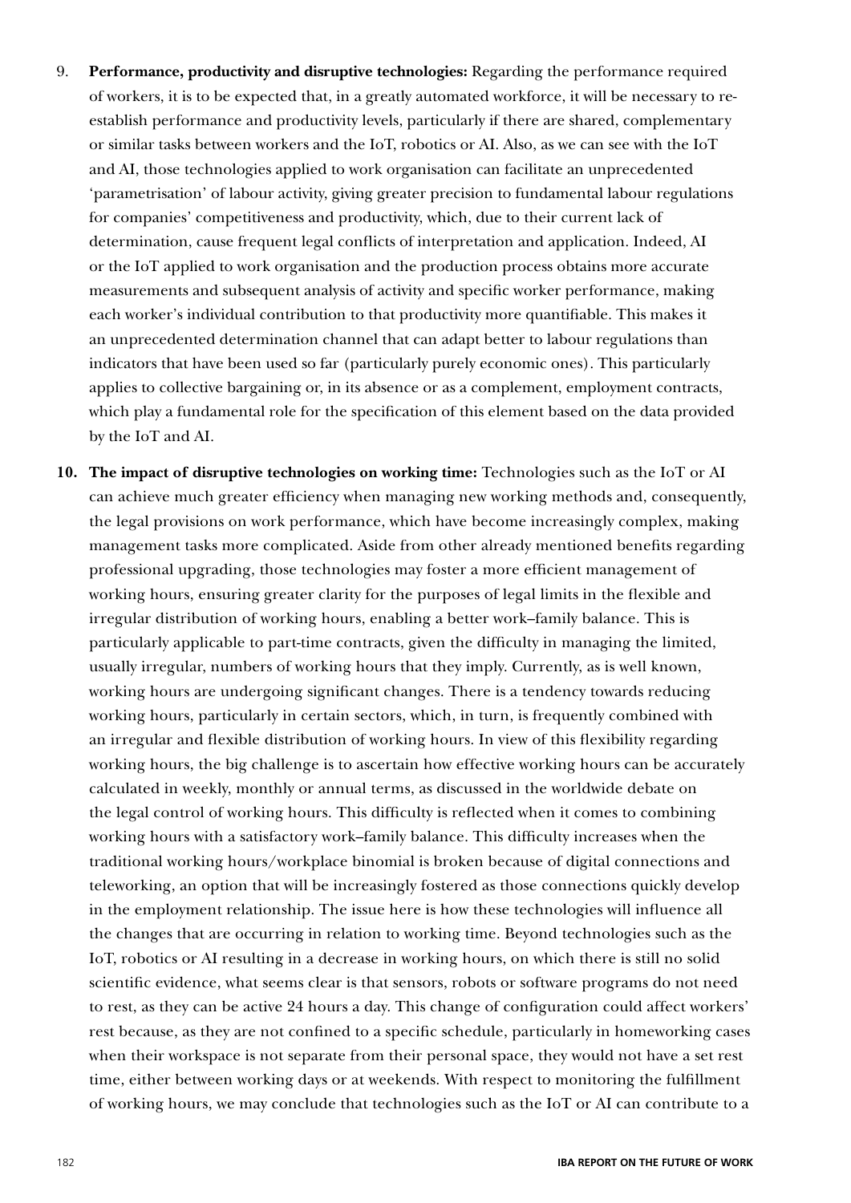9. **Performance, productivity and disruptive technologies:** Regarding the performance required of workers, it is to be expected that, in a greatly automated workforce, it will be necessary to re-establish performance and productivity levels, particularly if there are shared, complementary or similar tasks between workers and the IoT, robotics or AI. Also, as we can see with the IoT and AI, those technologies applied to work organisation can facilitate an unprecedented 'parametrisation' of labour activity, giving greater precision to fundamental labour regulations for companies' competitiveness and productivity, which, due to their current lack of determination, cause frequent legal conflicts of interpretation and application. Indeed, AI or the IoT applied to work organisation and the production process obtains more accurate measurements and subsequent analysis of activity and specific worker performance, making each worker's individual contribution to that productivity more quantifiable. This makes it an unprecedented determination channel that can adapt better to labour regulations than indicators that have been used so far (particularly purely economic ones). This particularly applies to collective bargaining or, in its absence or as a complement, employment contracts, which play a fundamental role for the specification of this element based on the data provided by the IoT and AI.

10. **The impact of disruptive technologies on working time:** Technologies such as the IoT or AI can achieve much greater efficiency when managing new working methods and, consequently, the legal provisions on work performance, which have become increasingly complex, making management tasks more complicated. Aside from other already mentioned benefits regarding professional upgrading, those technologies may foster a more efficient management of working hours, ensuring greater clarity for the purposes of legal limits in the flexible and irregular distribution of working hours, enabling a better work–family balance. This is particularly applicable to part-time contracts, given the difficulty in managing the limited, usually irregular, numbers of working hours that they imply. Currently, as is well known, working hours are undergoing significant changes. There is a tendency towards reducing working hours, particularly in certain sectors, which, in turn, is frequently combined with an irregular and flexible distribution of working hours. In view of this flexibility regarding working hours, the big challenge is to ascertain how effective working hours can be accurately calculated in weekly, monthly or annual terms, as discussed in the worldwide debate on the legal control of working hours. This difficulty is reflected when it comes to combining working hours with a satisfactory work–family balance. This difficulty increases when the traditional working hours/workplace binomial is broken because of digital connections and teleworking, an option that will be increasingly fostered as those connections quickly develop in the employment relationship. The issue here is how these technologies will influence all the changes that are occurring in relation to working time. Beyond technologies such as the IoT, robotics or AI resulting in a decrease in working hours, on which there is still no solid scientific evidence, what seems clear is that sensors, robots or software programs do not need to rest, as they can be active 24 hours a day. This change of configuration could affect workers' rest because, as they are not confined to a specific schedule, particularly in homeworking cases when their workspace is not separate from their personal space, they would not have a set rest time, either between working days or at weekends. With respect to monitoring the fulfillment of working hours, we may conclude that technologies such as the IoT or AI can contribute to a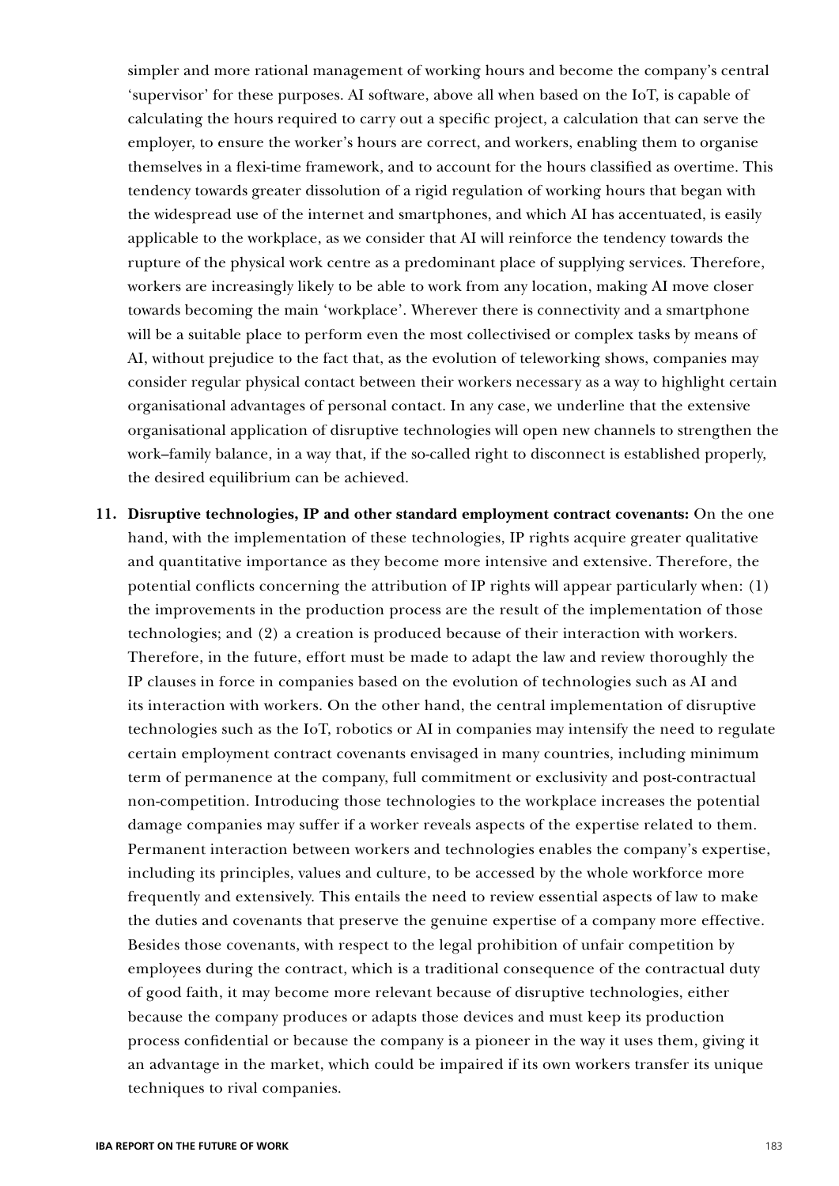simpler and more rational management of working hours and become the company's central 'supervisor' for these purposes. AI software, above all when based on the IoT, is capable of calculating the hours required to carry out a specific project, a calculation that can serve the employer, to ensure the worker's hours are correct, and workers, enabling them to organise themselves in a flexi-time framework, and to account for the hours classified as overtime. This tendency towards greater dissolution of a rigid regulation of working hours that began with the widespread use of the internet and smartphones, and which AI has accentuated, is easily applicable to the workplace, as we consider that AI will reinforce the tendency towards the rupture of the physical work centre as a predominant place of supplying services. Therefore, workers are increasingly likely to be able to work from any location, making AI move closer towards becoming the main 'workplace'. Wherever there is connectivity and a smartphone will be a suitable place to perform even the most collectivised or complex tasks by means of AI, without prejudice to the fact that, as the evolution of teleworking shows, companies may consider regular physical contact between their workers necessary as a way to highlight certain organisational advantages of personal contact. In any case, we underline that the extensive organisational application of disruptive technologies will open new channels to strengthen the work–family balance, in a way that, if the so-called right to disconnect is established properly, the desired equilibrium can be achieved.

11. **Disruptive technologies, IP and other standard employment contract covenants:** On the one hand, with the implementation of these technologies, IP rights acquire greater qualitative and quantitative importance as they become more intensive and extensive. Therefore, the potential conflicts concerning the attribution of IP rights will appear particularly when: (1) the improvements in the production process are the result of the implementation of those technologies; and (2) a creation is produced because of their interaction with workers. Therefore, in the future, effort must be made to adapt the law and review thoroughly the IP clauses in force in companies based on the evolution of technologies such as AI and its interaction with workers. On the other hand, the central implementation of disruptive technologies such as the IoT, robotics or AI in companies may intensify the need to regulate certain employment contract covenants envisaged in many countries, including minimum term of permanence at the company, full commitment or exclusivity and post-contractual non-competition. Introducing those technologies to the workplace increases the potential damage companies may suffer if a worker reveals aspects of the expertise related to them. Permanent interaction between workers and technologies enables the company's expertise, including its principles, values and culture, to be accessed by the whole workforce more frequently and extensively. This entails the need to review essential aspects of law to make the duties and covenants that preserve the genuine expertise of a company more effective. Besides those covenants, with respect to the legal prohibition of unfair competition by employees during the contract, which is a traditional consequence of the contractual duty of good faith, it may become more relevant because of disruptive technologies, either because the company produces or adapts those devices and must keep its production process confidential or because the company is a pioneer in the way it uses them, giving it an advantage in the market, which could be impaired if its own workers transfer its unique techniques to rival companies.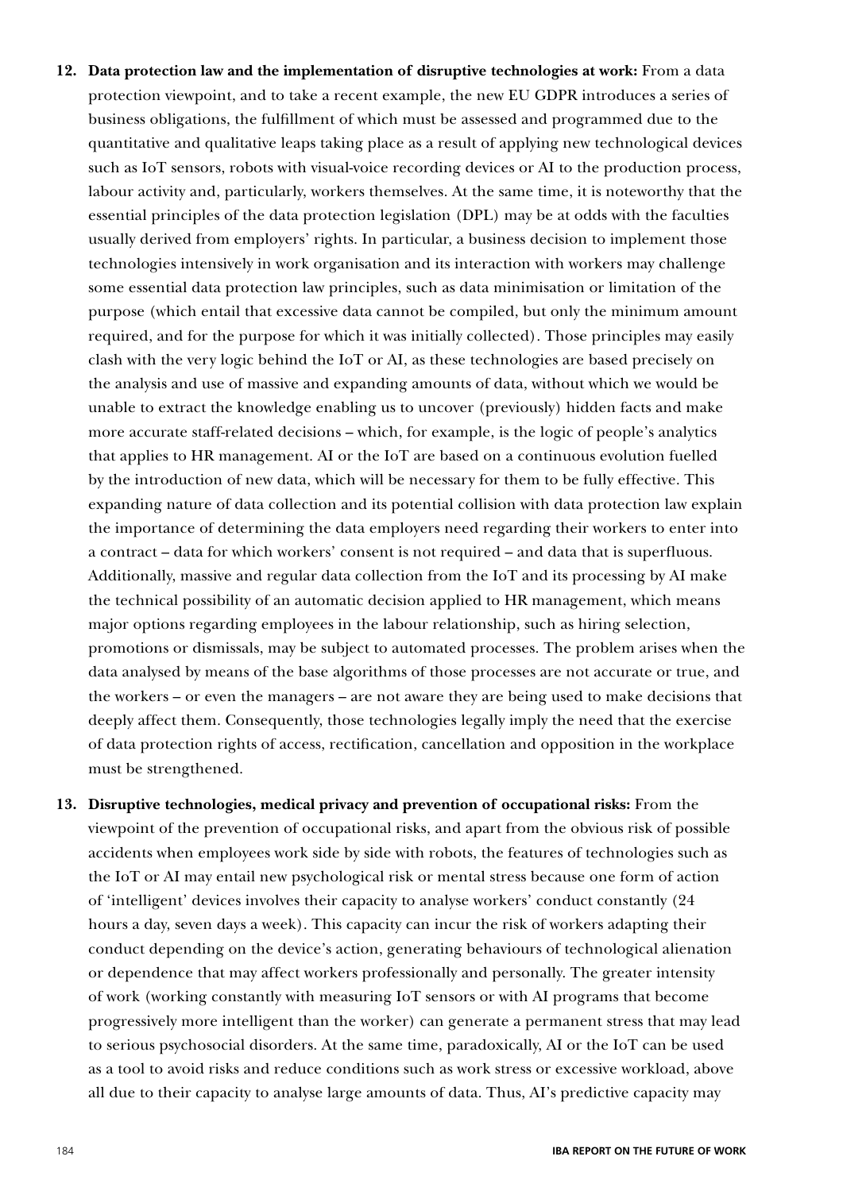12. **Data protection law and the implementation of disruptive technologies at work:** From a data protection viewpoint, and to take a recent example, the new EU GDPR introduces a series of business obligations, the fulfillment of which must be assessed and programmed due to the quantitative and qualitative leaps taking place as a result of applying new technological devices such as IoT sensors, robots with visual-voice recording devices or AI to the production process, labour activity and, particularly, workers themselves. At the same time, it is noteworthy that the essential principles of the data protection legislation (DPL) may be at odds with the faculties usually derived from employers' rights. In particular, a business decision to implement those technologies intensively in work organisation and its interaction with workers may challenge some essential data protection law principles, such as data minimisation or limitation of the purpose (which entail that excessive data cannot be compiled, but only the minimum amount required, and for the purpose for which it was initially collected). Those principles may easily clash with the very logic behind the IoT or AI, as these technologies are based precisely on the analysis and use of massive and expanding amounts of data, without which we would be unable to extract the knowledge enabling us to uncover (previously) hidden facts and make more accurate staff-related decisions – which, for example, is the logic of people's analytics that applies to HR management. AI or the IoT are based on a continuous evolution fuelled by the introduction of new data, which will be necessary for them to be fully effective. This expanding nature of data collection and its potential collision with data protection law explain the importance of determining the data employers need regarding their workers to enter into a contract – data for which workers' consent is not required – and data that is superfluous. Additionally, massive and regular data collection from the IoT and its processing by AI make the technical possibility of an automatic decision applied to HR management, which means major options regarding employees in the labour relationship, such as hiring selection, promotions or dismissals, may be subject to automated processes. The problem arises when the data analysed by means of the base algorithms of those processes are not accurate or true, and the workers – or even the managers – are not aware they are being used to make decisions that deeply affect them. Consequently, those technologies legally imply the need that the exercise of data protection rights of access, rectification, cancellation and opposition in the workplace must be strengthened.

13. **Disruptive technologies, medical privacy and prevention of occupational risks:** From the viewpoint of the prevention of occupational risks, and apart from the obvious risk of possible accidents when employees work side by side with robots, the features of technologies such as the IoT or AI may entail new psychological risk or mental stress because one form of action of 'intelligent' devices involves their capacity to analyse workers' conduct constantly (24 hours a day, seven days a week). This capacity can incur the risk of workers adapting their conduct depending on the device's action, generating behaviours of technological alienation or dependence that may affect workers professionally and personally. The greater intensity of work (working constantly with measuring IoT sensors or with AI programs that become progressively more intelligent than the worker) can generate a permanent stress that may lead to serious psychosocial disorders. At the same time, paradoxically, AI or the IoT can be used as a tool to avoid risks and reduce conditions such as work stress or excessive workload, above all due to their capacity to analyse large amounts of data. Thus, AI's predictive capacity may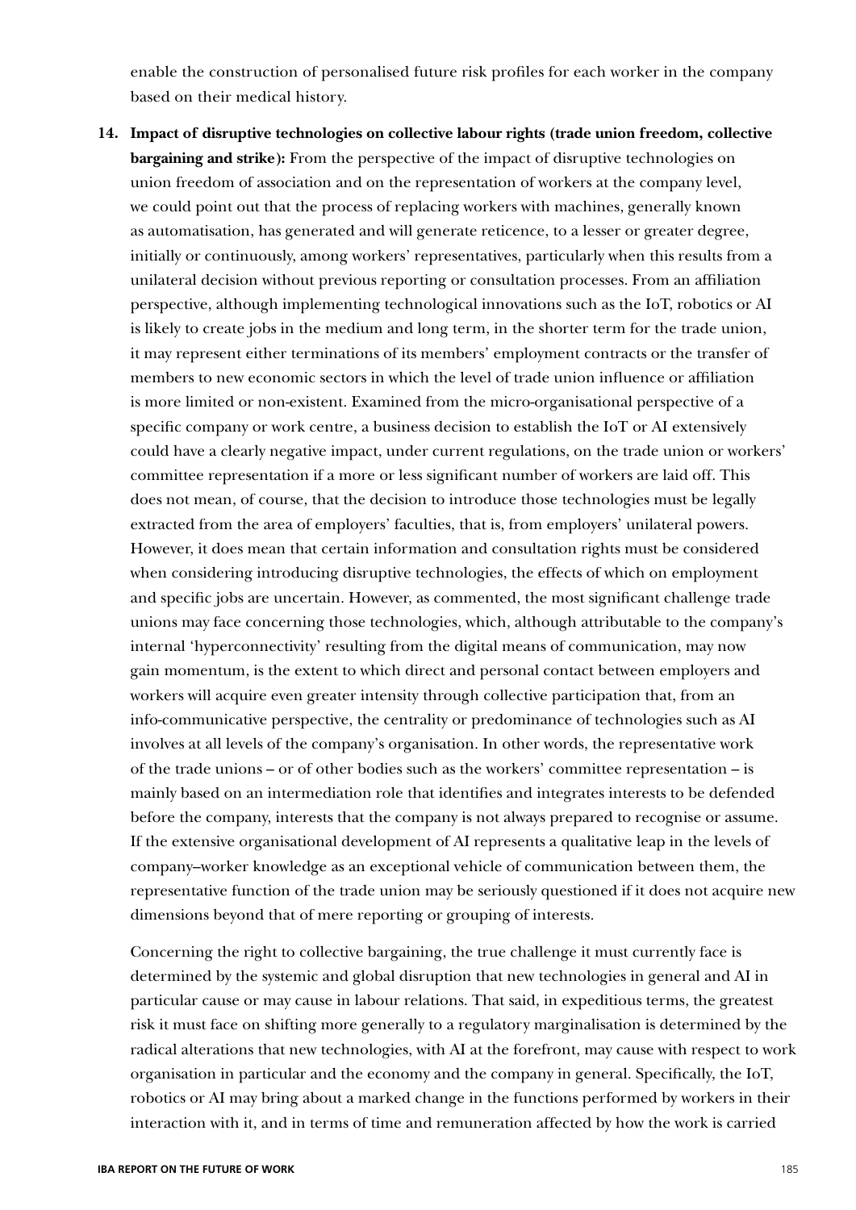enable the construction of personalised future risk profiles for each worker in the company based on their medical history.

14. **Impact of disruptive technologies on collective labour rights (trade union freedom, collective bargaining and strike):** From the perspective of the impact of disruptive technologies on union freedom of association and on the representation of workers at the company level, we could point out that the process of replacing workers with machines, generally known as automatisation, has generated and will generate reticence, to a lesser or greater degree, initially or continuously, among workers' representatives, particularly when this results from a unilateral decision without previous reporting or consultation processes. From an affiliation perspective, although implementing technological innovations such as the IoT, robotics or AI is likely to create jobs in the medium and long term, in the shorter term for the trade union, it may represent either terminations of its members' employment contracts or the transfer of members to new economic sectors in which the level of trade union influence or affiliation is more limited or non-existent. Examined from the micro-organisational perspective of a specific company or work centre, a business decision to establish the IoT or AI extensively could have a clearly negative impact, under current regulations, on the trade union or workers' committee representation if a more or less significant number of workers are laid off. This does not mean, of course, that the decision to introduce those technologies must be legally extracted from the area of employers' faculties, that is, from employers' unilateral powers. However, it does mean that certain information and consultation rights must be considered when considering introducing disruptive technologies, the effects of which on employment and specific jobs are uncertain. However, as commented, the most significant challenge trade unions may face concerning those technologies, which, although attributable to the company's internal 'hyperconnectivity' resulting from the digital means of communication, may now gain momentum, is the extent to which direct and personal contact between employers and workers will acquire even greater intensity through collective participation that, from an info-communicative perspective, the centrality or predominance of technologies such as AI involves at all levels of the company's organisation. In other words, the representative work of the trade unions – or of other bodies such as the workers' committee representation – is mainly based on an intermediation role that identifies and integrates interests to be defended before the company, interests that the company is not always prepared to recognise or assume. If the extensive organisational development of AI represents a qualitative leap in the levels of company–worker knowledge as an exceptional vehicle of communication between them, the representative function of the trade union may be seriously questioned if it does not acquire new dimensions beyond that of mere reporting or grouping of interests.

    Concerning the right to collective bargaining, the true challenge it must currently face is determined by the systemic and global disruption that new technologies in general and AI in particular cause or may cause in labour relations. That said, in expeditious terms, the greatest risk it must face on shifting more generally to a regulatory marginalisation is determined by the radical alterations that new technologies, with AI at the forefront, may cause with respect to work organisation in particular and the economy and the company in general. Specifically, the IoT, robotics or AI may bring about a marked change in the functions performed by workers in their interaction with it, and in terms of time and remuneration affected by how the work is carried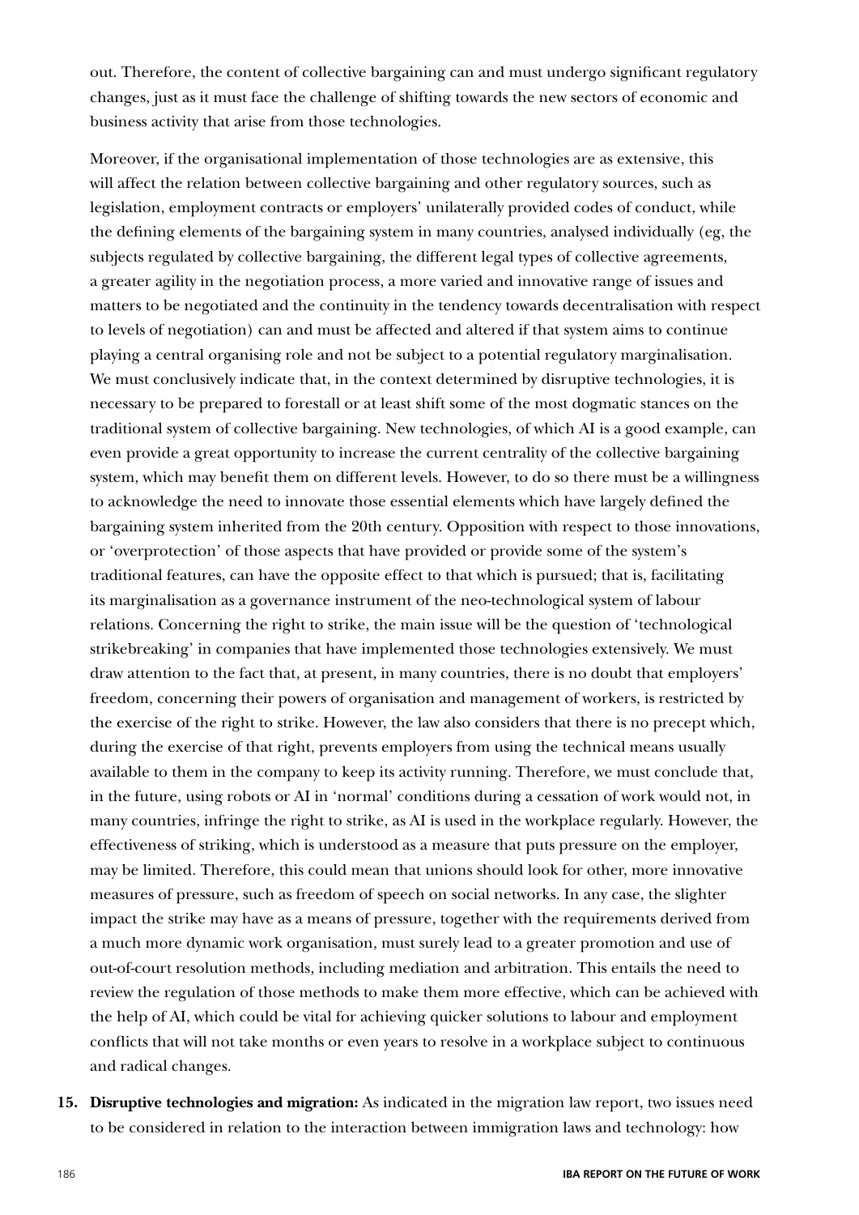out. Therefore, the content of collective bargaining can and must undergo significant regulatory changes, just as it must face the challenge of shifting towards the new sectors of economic and business activity that arise from those technologies.

Moreover, if the organisational implementation of those technologies are as extensive, this will affect the relation between collective bargaining and other regulatory sources, such as legislation, employment contracts or employers' unilaterally provided codes of conduct, while the defining elements of the bargaining system in many countries, analysed individually (eg, the subjects regulated by collective bargaining, the different legal types of collective agreements, a greater agility in the negotiation process, a more varied and innovative range of issues and matters to be negotiated and the continuity in the tendency towards decentralisation with respect to levels of negotiation) can and must be affected and altered if that system aims to continue playing a central organising role and not be subject to a potential regulatory marginalisation. We must conclusively indicate that, in the context determined by disruptive technologies, it is necessary to be prepared to forestall or at least shift some of the most dogmatic stances on the traditional system of collective bargaining. New technologies, of which AI is a good example, can even provide a great opportunity to increase the current centrality of the collective bargaining system, which may benefit them on different levels. However, to do so there must be a willingness to acknowledge the need to innovate those essential elements which have largely defined the bargaining system inherited from the 20th century. Opposition with respect to those innovations, or 'overprotection' of those aspects that have provided or provide some of the system's traditional features, can have the opposite effect to that which is pursued; that is, facilitating its marginalisation as a governance instrument of the neo-technological system of labour relations. Concerning the right to strike, the main issue will be the question of 'technological strikebreaking' in companies that have implemented those technologies extensively. We must draw attention to the fact that, at present, in many countries, there is no doubt that employers' freedom, concerning their powers of organisation and management of workers, is restricted by the exercise of the right to strike. However, the law also considers that there is no precept which, during the exercise of that right, prevents employers from using the technical means usually available to them in the company to keep its activity running. Therefore, we must conclude that, in the future, using robots or AI in 'normal' conditions during a cessation of work would not, in many countries, infringe the right to strike, as AI is used in the workplace regularly. However, the effectiveness of striking, which is understood as a measure that puts pressure on the employer, may be limited. Therefore, this could mean that unions should look for other, more innovative measures of pressure, such as freedom of speech on social networks. In any case, the slighter impact the strike may have as a means of pressure, together with the requirements derived from a much more dynamic work organisation, must surely lead to a greater promotion and use of out-of-court resolution methods, including mediation and arbitration. This entails the need to review the regulation of those methods to make them more effective, which can be achieved with the help of AI, which could be vital for achieving quicker solutions to labour and employment conflicts that will not take months or even years to resolve in a workplace subject to continuous and radical changes.

15. **Disruptive technologies and migration:** As indicated in the migration law report, two issues need to be considered in relation to the interaction between immigration laws and technology: how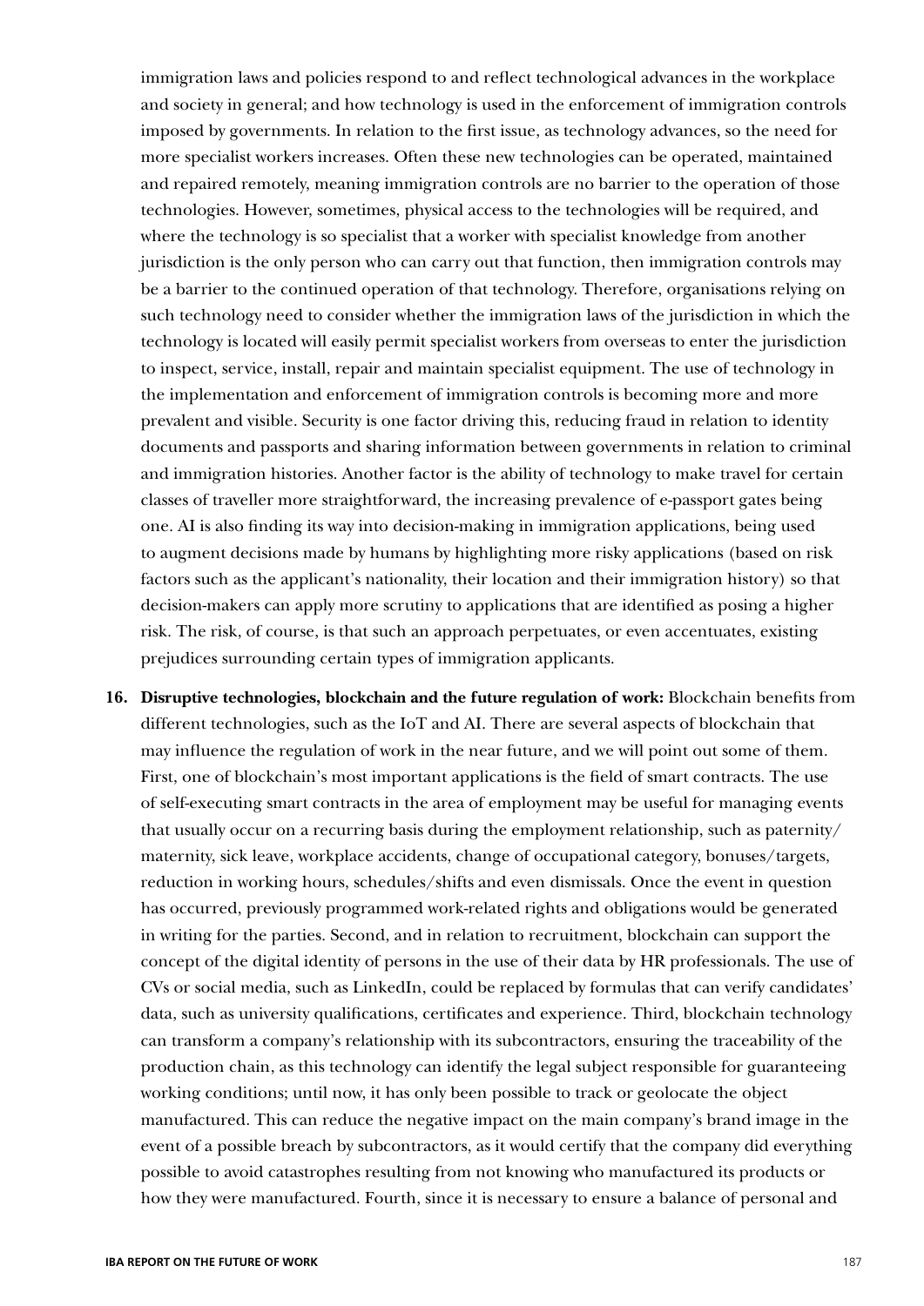immigration laws and policies respond to and reflect technological advances in the workplace and society in general; and how technology is used in the enforcement of immigration controls imposed by governments. In relation to the first issue, as technology advances, so the need for more specialist workers increases. Often these new technologies can be operated, maintained and repaired remotely, meaning immigration controls are no barrier to the operation of those technologies. However, sometimes, physical access to the technologies will be required, and where the technology is so specialist that a worker with specialist knowledge from another jurisdiction is the only person who can carry out that function, then immigration controls may be a barrier to the continued operation of that technology. Therefore, organisations relying on such technology need to consider whether the immigration laws of the jurisdiction in which the technology is located will easily permit specialist workers from overseas to enter the jurisdiction to inspect, service, install, repair and maintain specialist equipment. The use of technology in the implementation and enforcement of immigration controls is becoming more and more prevalent and visible. Security is one factor driving this, reducing fraud in relation to identity documents and passports and sharing information between governments in relation to criminal and immigration histories. Another factor is the ability of technology to make travel for certain classes of traveller more straightforward, the increasing prevalence of e-passport gates being one. AI is also finding its way into decision-making in immigration applications, being used to augment decisions made by humans by highlighting more risky applications (based on risk factors such as the applicant's nationality, their location and their immigration history) so that decision-makers can apply more scrutiny to applications that are identified as posing a higher risk. The risk, of course, is that such an approach perpetuates, or even accentuates, existing prejudices surrounding certain types of immigration applicants.

16. **Disruptive technologies, blockchain and the future regulation of work:** Blockchain benefits from different technologies, such as the IoT and AI. There are several aspects of blockchain that may influence the regulation of work in the near future, and we will point out some of them. First, one of blockchain's most important applications is the field of smart contracts. The use of self-executing smart contracts in the area of employment may be useful for managing events that usually occur on a recurring basis during the employment relationship, such as paternity/maternity, sick leave, workplace accidents, change of occupational category, bonuses/targets, reduction in working hours, schedules/shifts and even dismissals. Once the event in question has occurred, previously programmed work-related rights and obligations would be generated in writing for the parties. Second, and in relation to recruitment, blockchain can support the concept of the digital identity of persons in the use of their data by HR professionals. The use of CVs or social media, such as LinkedIn, could be replaced by formulas that can verify candidates' data, such as university qualifications, certificates and experience. Third, blockchain technology can transform a company's relationship with its subcontractors, ensuring the traceability of the production chain, as this technology can identify the legal subject responsible for guaranteeing working conditions; until now, it has only been possible to track or geolocate the object manufactured. This can reduce the negative impact on the main company's brand image in the event of a possible breach by subcontractors, as it would certify that the company did everything possible to avoid catastrophes resulting from not knowing who manufactured its products or how they were manufactured. Fourth, since it is necessary to ensure a balance of personal and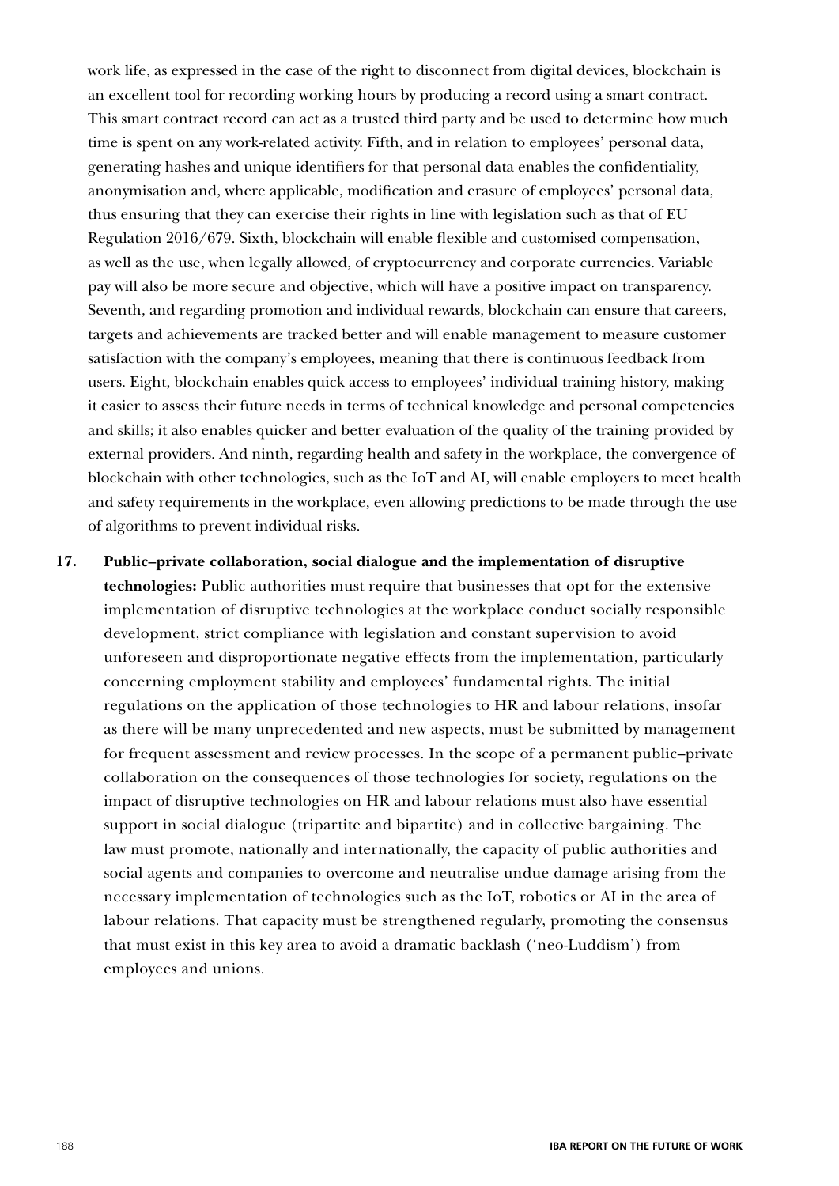work life, as expressed in the case of the right to disconnect from digital devices, blockchain is an excellent tool for recording working hours by producing a record using a smart contract. This smart contract record can act as a trusted third party and be used to determine how much time is spent on any work-related activity. Fifth, and in relation to employees' personal data, generating hashes and unique identifiers for that personal data enables the confidentiality, anonymisation and, where applicable, modification and erasure of employees' personal data, thus ensuring that they can exercise their rights in line with legislation such as that of EU Regulation 2016/679. Sixth, blockchain will enable flexible and customised compensation, as well as the use, when legally allowed, of cryptocurrency and corporate currencies. Variable pay will also be more secure and objective, which will have a positive impact on transparency. Seventh, and regarding promotion and individual rewards, blockchain can ensure that careers, targets and achievements are tracked better and will enable management to measure customer satisfaction with the company's employees, meaning that there is continuous feedback from users. Eight, blockchain enables quick access to employees' individual training history, making it easier to assess their future needs in terms of technical knowledge and personal competencies and skills; it also enables quicker and better evaluation of the quality of the training provided by external providers. And ninth, regarding health and safety in the workplace, the convergence of blockchain with other technologies, such as the IoT and AI, will enable employers to meet health and safety requirements in the workplace, even allowing predictions to be made through the use of algorithms to prevent individual risks.

17. **Public–private collaboration, social dialogue and the implementation of disruptive technologies:** Public authorities must require that businesses that opt for the extensive implementation of disruptive technologies at the workplace conduct socially responsible development, strict compliance with legislation and constant supervision to avoid unforeseen and disproportionate negative effects from the implementation, particularly concerning employment stability and employees' fundamental rights. The initial regulations on the application of those technologies to HR and labour relations, insofar as there will be many unprecedented and new aspects, must be submitted by management for frequent assessment and review processes. In the scope of a permanent public–private collaboration on the consequences of those technologies for society, regulations on the impact of disruptive technologies on HR and labour relations must also have essential support in social dialogue (tripartite and bipartite) and in collective bargaining. The law must promote, nationally and internationally, the capacity of public authorities and social agents and companies to overcome and neutralise undue damage arising from the necessary implementation of technologies such as the IoT, robotics or AI in the area of labour relations. That capacity must be strengthened regularly, promoting the consensus that must exist in this key area to avoid a dramatic backlash ('neo-Luddism') from employees and unions.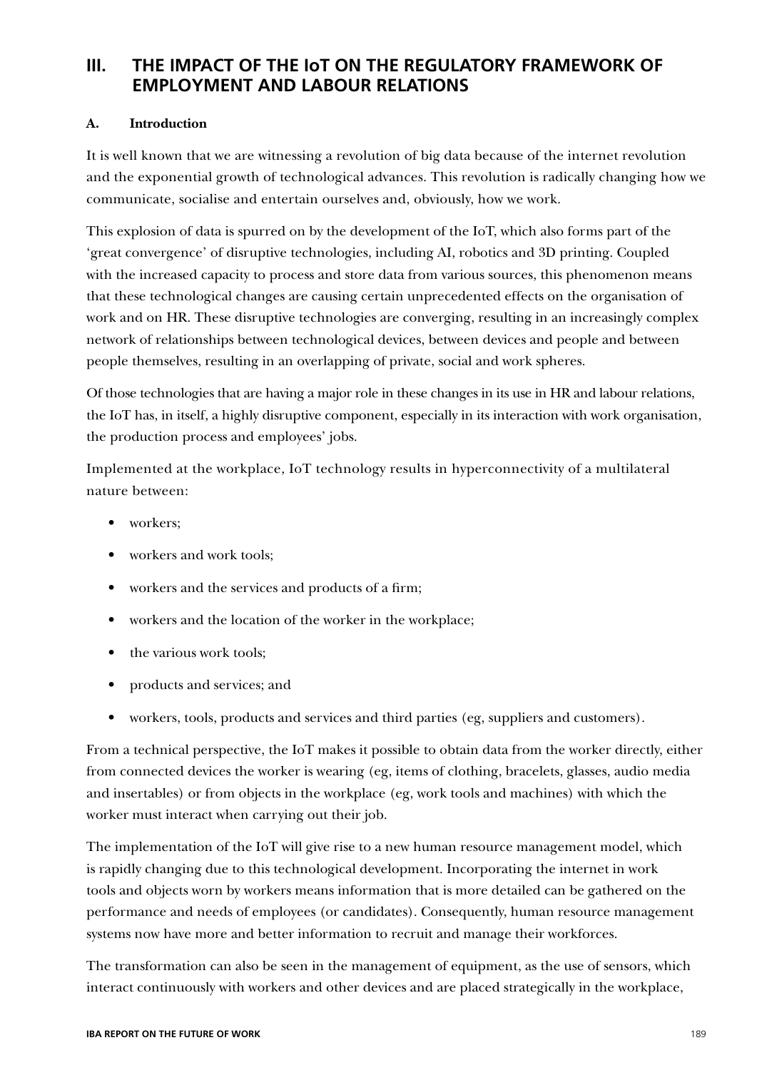## III. THE IMPACT OF THE IoT ON THE REGULATORY FRAMEWORK OF EMPLOYMENT AND LABOUR RELATIONS

### A. Introduction

It is well known that we are witnessing a revolution of big data because of the internet revolution and the exponential growth of technological advances. This revolution is radically changing how we communicate, socialise and entertain ourselves and, obviously, how we work.

This explosion of data is spurred on by the development of the IoT, which also forms part of the 'great convergence' of disruptive technologies, including AI, robotics and 3D printing. Coupled with the increased capacity to process and store data from various sources, this phenomenon means that these technological changes are causing certain unprecedented effects on the organisation of work and on HR. These disruptive technologies are converging, resulting in an increasingly complex network of relationships between technological devices, between devices and people and between people themselves, resulting in an overlapping of private, social and work spheres.

Of those technologies that are having a major role in these changes in its use in HR and labour relations, the IoT has, in itself, a highly disruptive component, especially in its interaction with work organisation, the production process and employees' jobs.

Implemented at the workplace, IoT technology results in hyperconnectivity of a multilateral nature between:

- workers;
- workers and work tools;
- workers and the services and products of a firm;
- workers and the location of the worker in the workplace;
- the various work tools;
- products and services; and
- workers, tools, products and services and third parties (eg, suppliers and customers).

From a technical perspective, the IoT makes it possible to obtain data from the worker directly, either from connected devices the worker is wearing (eg, items of clothing, bracelets, glasses, audio media and insertables) or from objects in the workplace (eg, work tools and machines) with which the worker must interact when carrying out their job.

The implementation of the IoT will give rise to a new human resource management model, which is rapidly changing due to this technological development. Incorporating the internet in work tools and objects worn by workers means information that is more detailed can be gathered on the performance and needs of employees (or candidates). Consequently, human resource management systems now have more and better information to recruit and manage their workforces.

The transformation can also be seen in the management of equipment, as the use of sensors, which interact continuously with workers and other devices and are placed strategically in the workplace,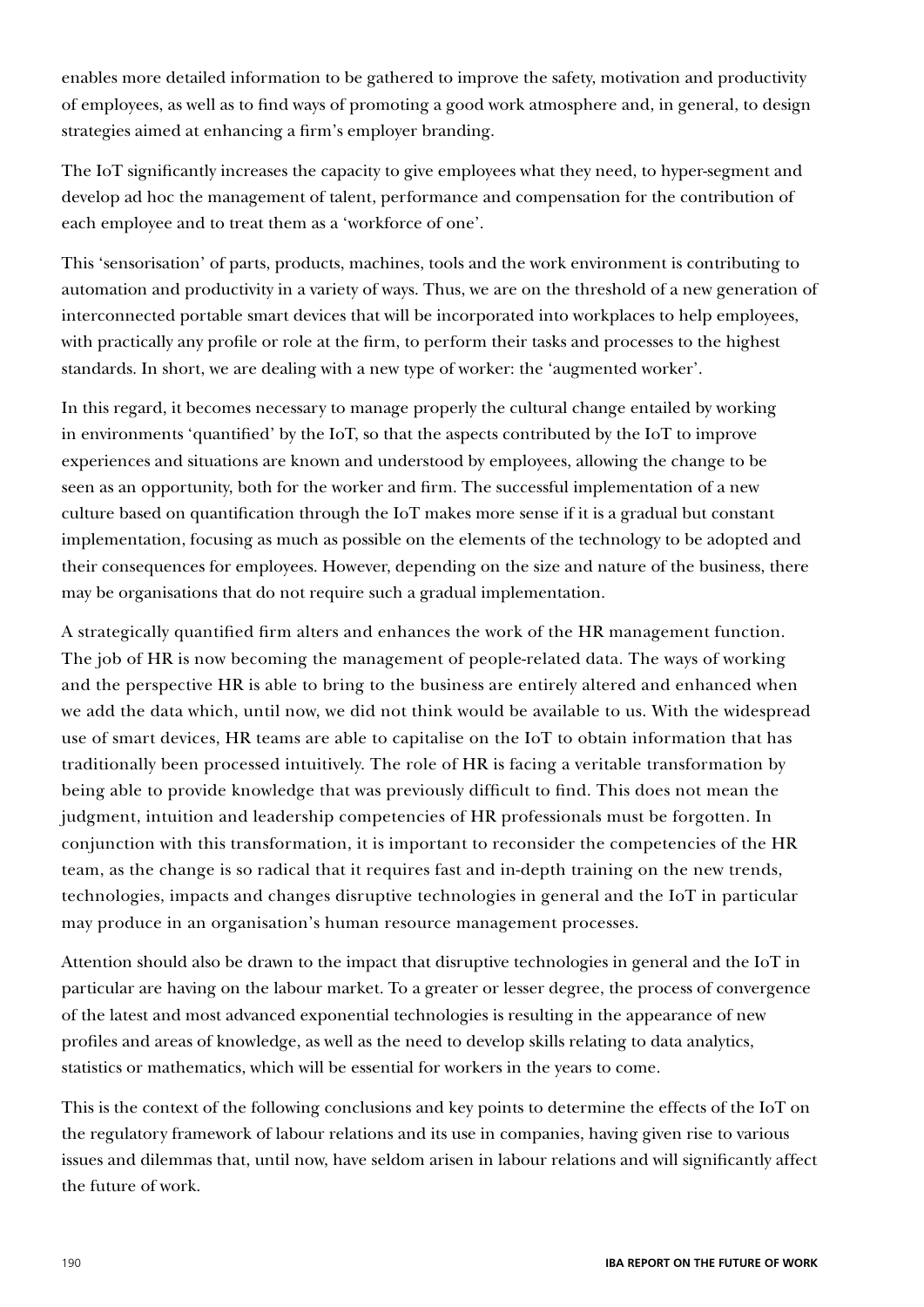enables more detailed information to be gathered to improve the safety, motivation and productivity of employees, as well as to find ways of promoting a good work atmosphere and, in general, to design strategies aimed at enhancing a firm's employer branding.

The IoT significantly increases the capacity to give employees what they need, to hyper-segment and develop ad hoc the management of talent, performance and compensation for the contribution of each employee and to treat them as a 'workforce of one'.

This 'sensorisation' of parts, products, machines, tools and the work environment is contributing to automation and productivity in a variety of ways. Thus, we are on the threshold of a new generation of interconnected portable smart devices that will be incorporated into workplaces to help employees, with practically any profile or role at the firm, to perform their tasks and processes to the highest standards. In short, we are dealing with a new type of worker: the 'augmented worker'.

In this regard, it becomes necessary to manage properly the cultural change entailed by working in environments 'quantified' by the IoT, so that the aspects contributed by the IoT to improve experiences and situations are known and understood by employees, allowing the change to be seen as an opportunity, both for the worker and firm. The successful implementation of a new culture based on quantification through the IoT makes more sense if it is a gradual but constant implementation, focusing as much as possible on the elements of the technology to be adopted and their consequences for employees. However, depending on the size and nature of the business, there may be organisations that do not require such a gradual implementation.

A strategically quantified firm alters and enhances the work of the HR management function. The job of HR is now becoming the management of people-related data. The ways of working and the perspective HR is able to bring to the business are entirely altered and enhanced when we add the data which, until now, we did not think would be available to us. With the widespread use of smart devices, HR teams are able to capitalise on the IoT to obtain information that has traditionally been processed intuitively. The role of HR is facing a veritable transformation by being able to provide knowledge that was previously difficult to find. This does not mean the judgment, intuition and leadership competencies of HR professionals must be forgotten. In conjunction with this transformation, it is important to reconsider the competencies of the HR team, as the change is so radical that it requires fast and in-depth training on the new trends, technologies, impacts and changes disruptive technologies in general and the IoT in particular may produce in an organisation's human resource management processes.

Attention should also be drawn to the impact that disruptive technologies in general and the IoT in particular are having on the labour market. To a greater or lesser degree, the process of convergence of the latest and most advanced exponential technologies is resulting in the appearance of new profiles and areas of knowledge, as well as the need to develop skills relating to data analytics, statistics or mathematics, which will be essential for workers in the years to come.

This is the context of the following conclusions and key points to determine the effects of the IoT on the regulatory framework of labour relations and its use in companies, having given rise to various issues and dilemmas that, until now, have seldom arisen in labour relations and will significantly affect the future of work.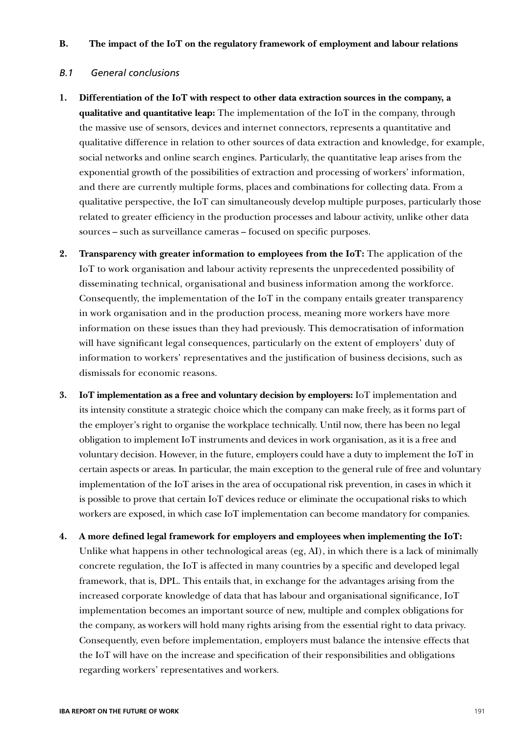## B. The impact of the IoT on the regulatory framework of employment and labour relations

### *B.1 General conclusions*

1. **Differentiation of the IoT with respect to other data extraction sources in the company, a qualitative and quantitative leap:** The implementation of the IoT in the company, through the massive use of sensors, devices and internet connectors, represents a quantitative and qualitative difference in relation to other sources of data extraction and knowledge, for example, social networks and online search engines. Particularly, the quantitative leap arises from the exponential growth of the possibilities of extraction and processing of workers' information, and there are currently multiple forms, places and combinations for collecting data. From a qualitative perspective, the IoT can simultaneously develop multiple purposes, particularly those related to greater efficiency in the production processes and labour activity, unlike other data sources – such as surveillance cameras – focused on specific purposes.

2. **Transparency with greater information to employees from the IoT:** The application of the IoT to work organisation and labour activity represents the unprecedented possibility of disseminating technical, organisational and business information among the workforce. Consequently, the implementation of the IoT in the company entails greater transparency in work organisation and in the production process, meaning more workers have more information on these issues than they had previously. This democratisation of information will have significant legal consequences, particularly on the extent of employers' duty of information to workers' representatives and the justification of business decisions, such as dismissals for economic reasons.

3. **IoT implementation as a free and voluntary decision by employers:** IoT implementation and its intensity constitute a strategic choice which the company can make freely, as it forms part of the employer's right to organise the workplace technically. Until now, there has been no legal obligation to implement IoT instruments and devices in work organisation, as it is a free and voluntary decision. However, in the future, employers could have a duty to implement the IoT in certain aspects or areas. In particular, the main exception to the general rule of free and voluntary implementation of the IoT arises in the area of occupational risk prevention, in cases in which it is possible to prove that certain IoT devices reduce or eliminate the occupational risks to which workers are exposed, in which case IoT implementation can become mandatory for companies.

4. **A more defined legal framework for employers and employees when implementing the IoT:** Unlike what happens in other technological areas (eg, AI), in which there is a lack of minimally concrete regulation, the IoT is affected in many countries by a specific and developed legal framework, that is, DPL. This entails that, in exchange for the advantages arising from the increased corporate knowledge of data that has labour and organisational significance, IoT implementation becomes an important source of new, multiple and complex obligations for the company, as workers will hold many rights arising from the essential right to data privacy. Consequently, even before implementation, employers must balance the intensive effects that the IoT will have on the increase and specification of their responsibilities and obligations regarding workers' representatives and workers.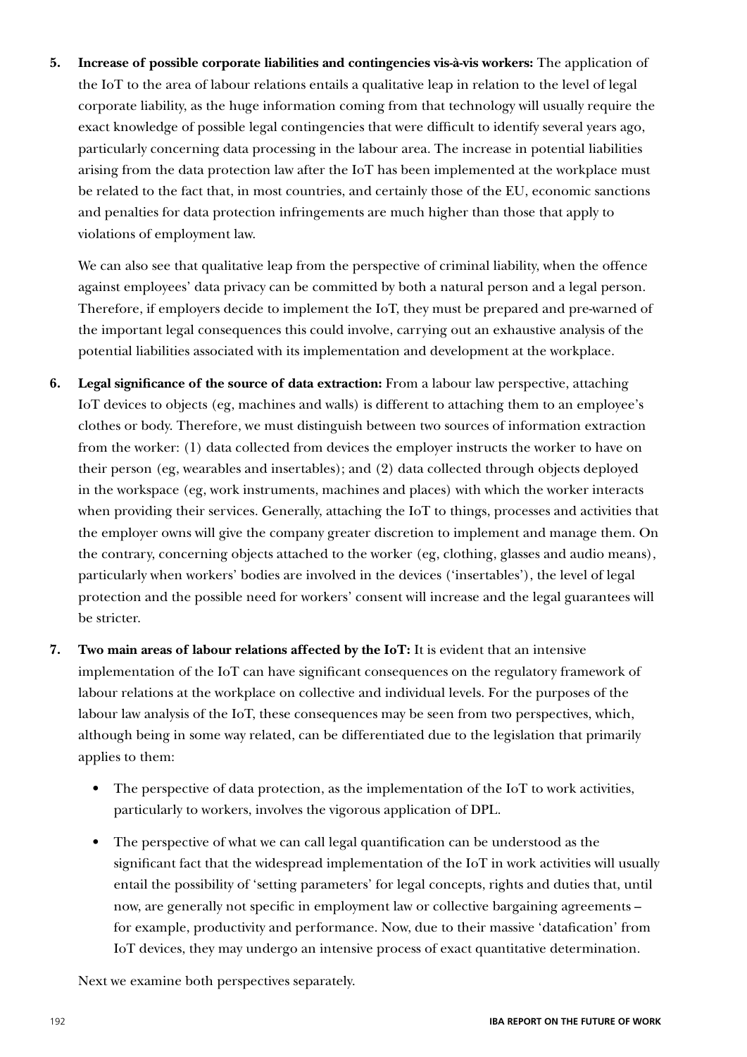5. **Increase of possible corporate liabilities and contingencies vis-à-vis workers:** The application of the IoT to the area of labour relations entails a qualitative leap in relation to the level of legal corporate liability, as the huge information coming from that technology will usually require the exact knowledge of possible legal contingencies that were difficult to identify several years ago, particularly concerning data processing in the labour area. The increase in potential liabilities arising from the data protection law after the IoT has been implemented at the workplace must be related to the fact that, in most countries, and certainly those of the EU, economic sanctions and penalties for data protection infringements are much higher than those that apply to violations of employment law.

   We can also see that qualitative leap from the perspective of criminal liability, when the offence against employees' data privacy can be committed by both a natural person and a legal person. Therefore, if employers decide to implement the IoT, they must be prepared and pre-warned of the important legal consequences this could involve, carrying out an exhaustive analysis of the potential liabilities associated with its implementation and development at the workplace.

6. **Legal significance of the source of data extraction:** From a labour law perspective, attaching IoT devices to objects (eg, machines and walls) is different to attaching them to an employee's clothes or body. Therefore, we must distinguish between two sources of information extraction from the worker: (1) data collected from devices the employer instructs the worker to have on their person (eg, wearables and insertables); and (2) data collected through objects deployed in the workspace (eg, work instruments, machines and places) with which the worker interacts when providing their services. Generally, attaching the IoT to things, processes and activities that the employer owns will give the company greater discretion to implement and manage them. On the contrary, concerning objects attached to the worker (eg, clothing, glasses and audio means), particularly when workers' bodies are involved in the devices ('insertables'), the level of legal protection and the possible need for workers' consent will increase and the legal guarantees will be stricter.

7. **Two main areas of labour relations affected by the IoT:** It is evident that an intensive implementation of the IoT can have significant consequences on the regulatory framework of labour relations at the workplace on collective and individual levels. For the purposes of the labour law analysis of the IoT, these consequences may be seen from two perspectives, which, although being in some way related, can be differentiated due to the legislation that primarily applies to them:

   - The perspective of data protection, as the implementation of the IoT to work activities, particularly to workers, involves the vigorous application of DPL.

   - The perspective of what we can call legal quantification can be understood as the significant fact that the widespread implementation of the IoT in work activities will usually entail the possibility of 'setting parameters' for legal concepts, rights and duties that, until now, are generally not specific in employment law or collective bargaining agreements – for example, productivity and performance. Now, due to their massive 'datafication' from IoT devices, they may undergo an intensive process of exact quantitative determination.

   Next we examine both perspectives separately.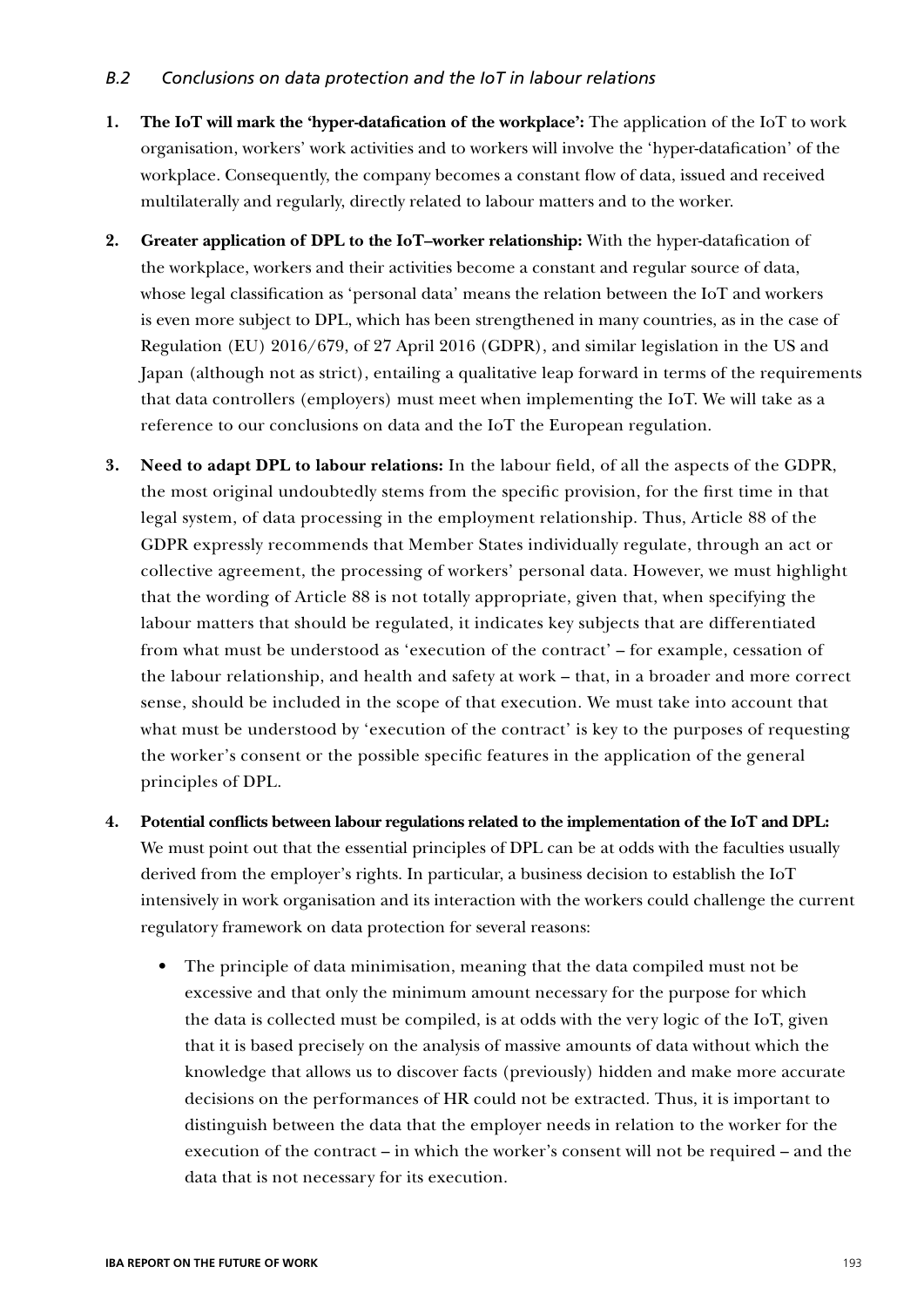### *B.2 Conclusions on data protection and the IoT in labour relations*

1. **The IoT will mark the 'hyper-datafication of the workplace':** The application of the IoT to work organisation, workers' work activities and to workers will involve the 'hyper-datafication' of the workplace. Consequently, the company becomes a constant flow of data, issued and received multilaterally and regularly, directly related to labour matters and to the worker.

2. **Greater application of DPL to the IoT–worker relationship:** With the hyper-datafication of the workplace, workers and their activities become a constant and regular source of data, whose legal classification as 'personal data' means the relation between the IoT and workers is even more subject to DPL, which has been strengthened in many countries, as in the case of Regulation (EU) 2016/679, of 27 April 2016 (GDPR), and similar legislation in the US and Japan (although not as strict), entailing a qualitative leap forward in terms of the requirements that data controllers (employers) must meet when implementing the IoT. We will take as a reference to our conclusions on data and the IoT the European regulation.

3. **Need to adapt DPL to labour relations:** In the labour field, of all the aspects of the GDPR, the most original undoubtedly stems from the specific provision, for the first time in that legal system, of data processing in the employment relationship. Thus, Article 88 of the GDPR expressly recommends that Member States individually regulate, through an act or collective agreement, the processing of workers' personal data. However, we must highlight that the wording of Article 88 is not totally appropriate, given that, when specifying the labour matters that should be regulated, it indicates key subjects that are differentiated from what must be understood as 'execution of the contract' – for example, cessation of the labour relationship, and health and safety at work – that, in a broader and more correct sense, should be included in the scope of that execution. We must take into account that what must be understood by 'execution of the contract' is key to the purposes of requesting the worker's consent or the possible specific features in the application of the general principles of DPL.

4. **Potential conflicts between labour regulations related to the implementation of the IoT and DPL:** We must point out that the essential principles of DPL can be at odds with the faculties usually derived from the employer's rights. In particular, a business decision to establish the IoT intensively in work organisation and its interaction with the workers could challenge the current regulatory framework on data protection for several reasons:

   - The principle of data minimisation, meaning that the data compiled must not be excessive and that only the minimum amount necessary for the purpose for which the data is collected must be compiled, is at odds with the very logic of the IoT, given that it is based precisely on the analysis of massive amounts of data without which the knowledge that allows us to discover facts (previously) hidden and make more accurate decisions on the performances of HR could not be extracted. Thus, it is important to distinguish between the data that the employer needs in relation to the worker for the execution of the contract – in which the worker's consent will not be required – and the data that is not necessary for its execution.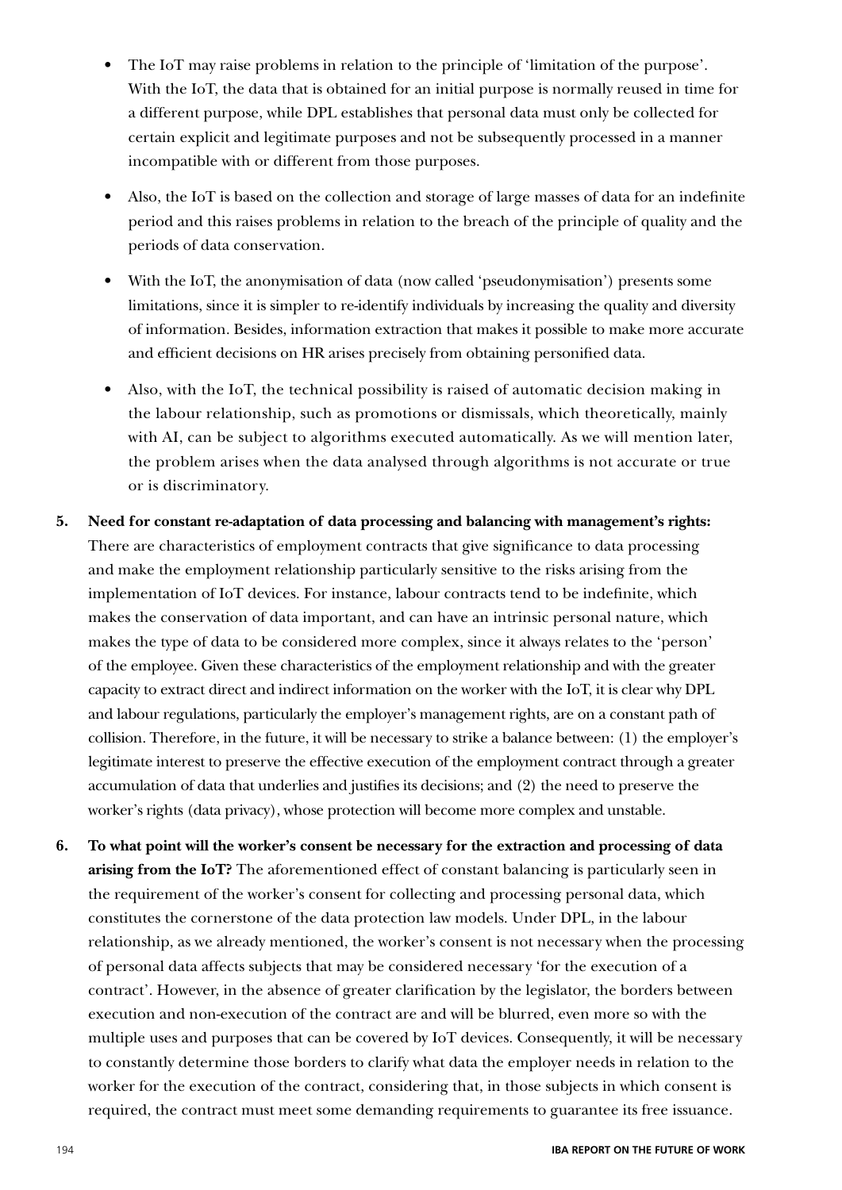- The IoT may raise problems in relation to the principle of 'limitation of the purpose'. With the IoT, the data that is obtained for an initial purpose is normally reused in time for a different purpose, while DPL establishes that personal data must only be collected for certain explicit and legitimate purposes and not be subsequently processed in a manner incompatible with or different from those purposes.

- Also, the IoT is based on the collection and storage of large masses of data for an indefinite period and this raises problems in relation to the breach of the principle of quality and the periods of data conservation.

- With the IoT, the anonymisation of data (now called 'pseudonymisation') presents some limitations, since it is simpler to re-identify individuals by increasing the quality and diversity of information. Besides, information extraction that makes it possible to make more accurate and efficient decisions on HR arises precisely from obtaining personified data.

- Also, with the IoT, the technical possibility is raised of automatic decision making in the labour relationship, such as promotions or dismissals, which theoretically, mainly with AI, can be subject to algorithms executed automatically. As we will mention later, the problem arises when the data analysed through algorithms is not accurate or true or is discriminatory.

5. **Need for constant re-adaptation of data processing and balancing with management's rights:** There are characteristics of employment contracts that give significance to data processing and make the employment relationship particularly sensitive to the risks arising from the implementation of IoT devices. For instance, labour contracts tend to be indefinite, which makes the conservation of data important, and can have an intrinsic personal nature, which makes the type of data to be considered more complex, since it always relates to the 'person' of the employee. Given these characteristics of the employment relationship and with the greater capacity to extract direct and indirect information on the worker with the IoT, it is clear why DPL and labour regulations, particularly the employer's management rights, are on a constant path of collision. Therefore, in the future, it will be necessary to strike a balance between: (1) the employer's legitimate interest to preserve the effective execution of the employment contract through a greater accumulation of data that underlies and justifies its decisions; and (2) the need to preserve the worker's rights (data privacy), whose protection will become more complex and unstable.

6. **To what point will the worker's consent be necessary for the extraction and processing of data arising from the IoT?** The aforementioned effect of constant balancing is particularly seen in the requirement of the worker's consent for collecting and processing personal data, which constitutes the cornerstone of the data protection law models. Under DPL, in the labour relationship, as we already mentioned, the worker's consent is not necessary when the processing of personal data affects subjects that may be considered necessary 'for the execution of a contract'. However, in the absence of greater clarification by the legislator, the borders between execution and non-execution of the contract are and will be blurred, even more so with the multiple uses and purposes that can be covered by IoT devices. Consequently, it will be necessary to constantly determine those borders to clarify what data the employer needs in relation to the worker for the execution of the contract, considering that, in those subjects in which consent is required, the contract must meet some demanding requirements to guarantee its free issuance.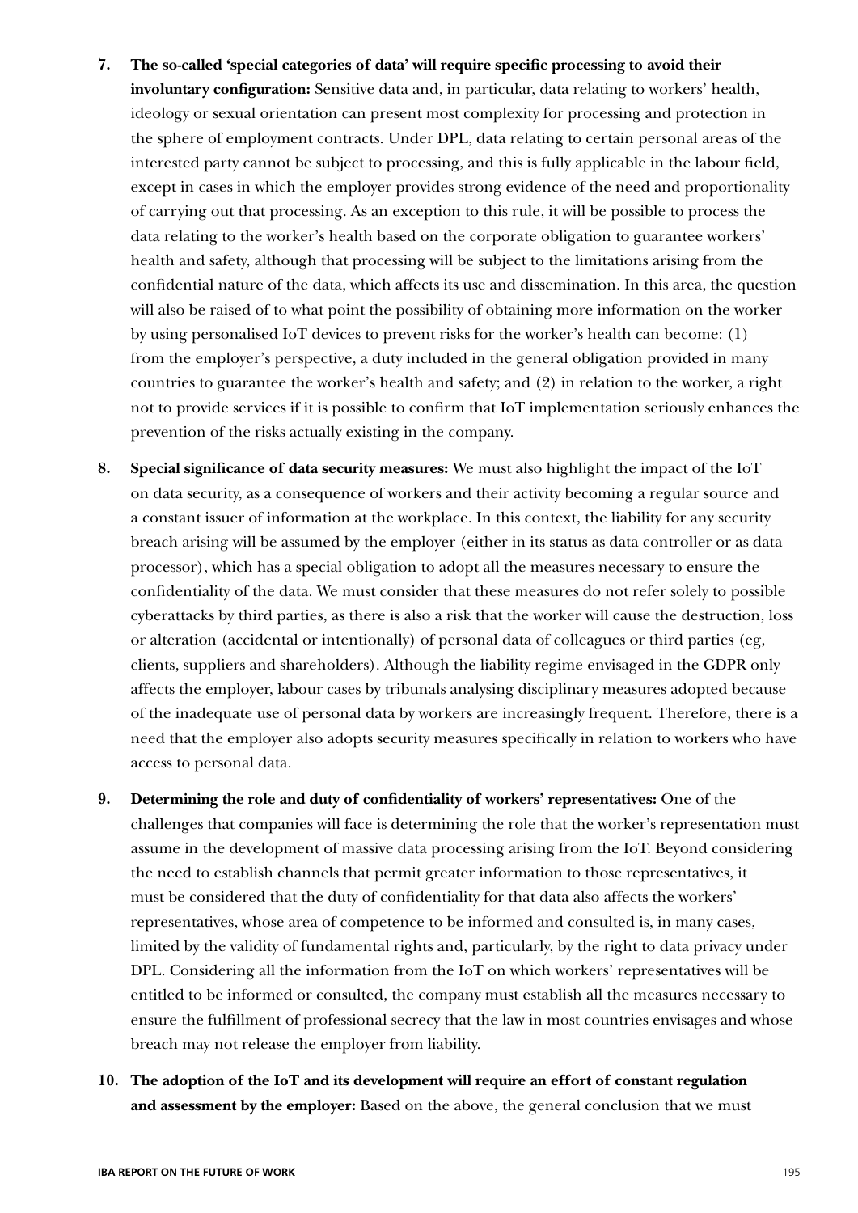7. **The so-called 'special categories of data' will require specific processing to avoid their involuntary configuration:** Sensitive data and, in particular, data relating to workers' health, ideology or sexual orientation can present most complexity for processing and protection in the sphere of employment contracts. Under DPL, data relating to certain personal areas of the interested party cannot be subject to processing, and this is fully applicable in the labour field, except in cases in which the employer provides strong evidence of the need and proportionality of carrying out that processing. As an exception to this rule, it will be possible to process the data relating to the worker's health based on the corporate obligation to guarantee workers' health and safety, although that processing will be subject to the limitations arising from the confidential nature of the data, which affects its use and dissemination. In this area, the question will also be raised of to what point the possibility of obtaining more information on the worker by using personalised IoT devices to prevent risks for the worker's health can become: (1) from the employer's perspective, a duty included in the general obligation provided in many countries to guarantee the worker's health and safety; and (2) in relation to the worker, a right not to provide services if it is possible to confirm that IoT implementation seriously enhances the prevention of the risks actually existing in the company.

8. **Special significance of data security measures:** We must also highlight the impact of the IoT on data security, as a consequence of workers and their activity becoming a regular source and a constant issuer of information at the workplace. In this context, the liability for any security breach arising will be assumed by the employer (either in its status as data controller or as data processor), which has a special obligation to adopt all the measures necessary to ensure the confidentiality of the data. We must consider that these measures do not refer solely to possible cyberattacks by third parties, as there is also a risk that the worker will cause the destruction, loss or alteration (accidental or intentionally) of personal data of colleagues or third parties (eg, clients, suppliers and shareholders). Although the liability regime envisaged in the GDPR only affects the employer, labour cases by tribunals analysing disciplinary measures adopted because of the inadequate use of personal data by workers are increasingly frequent. Therefore, there is a need that the employer also adopts security measures specifically in relation to workers who have access to personal data.

9. **Determining the role and duty of confidentiality of workers' representatives:** One of the challenges that companies will face is determining the role that the worker's representation must assume in the development of massive data processing arising from the IoT. Beyond considering the need to establish channels that permit greater information to those representatives, it must be considered that the duty of confidentiality for that data also affects the workers' representatives, whose area of competence to be informed and consulted is, in many cases, limited by the validity of fundamental rights and, particularly, by the right to data privacy under DPL. Considering all the information from the IoT on which workers' representatives will be entitled to be informed or consulted, the company must establish all the measures necessary to ensure the fulfillment of professional secrecy that the law in most countries envisages and whose breach may not release the employer from liability.

10. **The adoption of the IoT and its development will require an effort of constant regulation and assessment by the employer:** Based on the above, the general conclusion that we must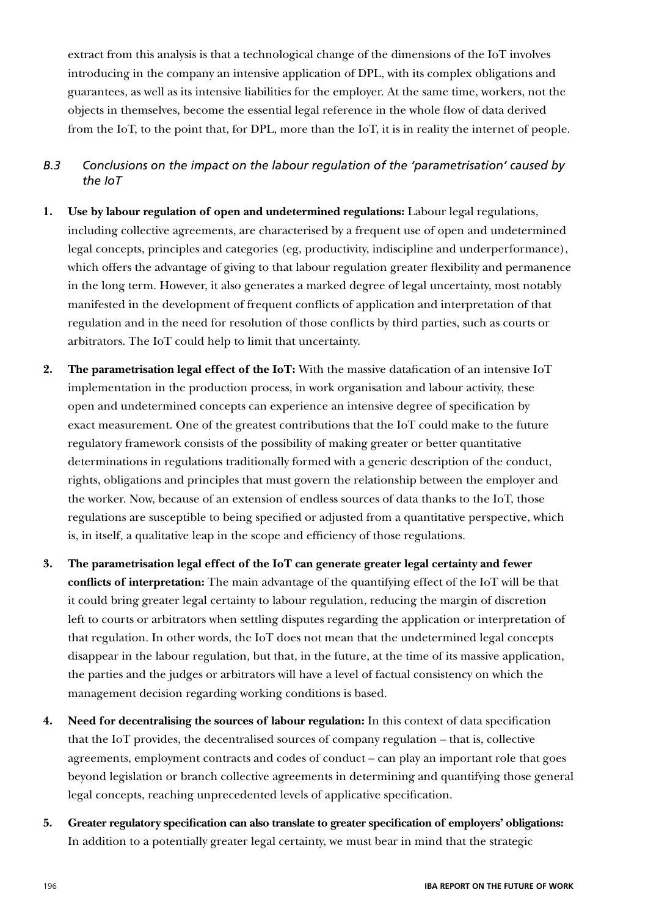extract from this analysis is that a technological change of the dimensions of the IoT involves introducing in the company an intensive application of DPL, with its complex obligations and guarantees, as well as its intensive liabilities for the employer. At the same time, workers, not the objects in themselves, become the essential legal reference in the whole flow of data derived from the IoT, to the point that, for DPL, more than the IoT, it is in reality the internet of people.

### *B.3 Conclusions on the impact on the labour regulation of the 'parametrisation' caused by the IoT*

1. **Use by labour regulation of open and undetermined regulations:** Labour legal regulations, including collective agreements, are characterised by a frequent use of open and undetermined legal concepts, principles and categories (eg, productivity, indiscipline and underperformance), which offers the advantage of giving to that labour regulation greater flexibility and permanence in the long term. However, it also generates a marked degree of legal uncertainty, most notably manifested in the development of frequent conflicts of application and interpretation of that regulation and in the need for resolution of those conflicts by third parties, such as courts or arbitrators. The IoT could help to limit that uncertainty.

2. **The parametrisation legal effect of the IoT:** With the massive datafication of an intensive IoT implementation in the production process, in work organisation and labour activity, these open and undetermined concepts can experience an intensive degree of specification by exact measurement. One of the greatest contributions that the IoT could make to the future regulatory framework consists of the possibility of making greater or better quantitative determinations in regulations traditionally formed with a generic description of the conduct, rights, obligations and principles that must govern the relationship between the employer and the worker. Now, because of an extension of endless sources of data thanks to the IoT, those regulations are susceptible to being specified or adjusted from a quantitative perspective, which is, in itself, a qualitative leap in the scope and efficiency of those regulations.

3. **The parametrisation legal effect of the IoT can generate greater legal certainty and fewer conflicts of interpretation:** The main advantage of the quantifying effect of the IoT will be that it could bring greater legal certainty to labour regulation, reducing the margin of discretion left to courts or arbitrators when settling disputes regarding the application or interpretation of that regulation. In other words, the IoT does not mean that the undetermined legal concepts disappear in the labour regulation, but that, in the future, at the time of its massive application, the parties and the judges or arbitrators will have a level of factual consistency on which the management decision regarding working conditions is based.

4. **Need for decentralising the sources of labour regulation:** In this context of data specification that the IoT provides, the decentralised sources of company regulation – that is, collective agreements, employment contracts and codes of conduct – can play an important role that goes beyond legislation or branch collective agreements in determining and quantifying those general legal concepts, reaching unprecedented levels of applicative specification.

5. **Greater regulatory specification can also translate to greater specification of employers' obligations:** In addition to a potentially greater legal certainty, we must bear in mind that the strategic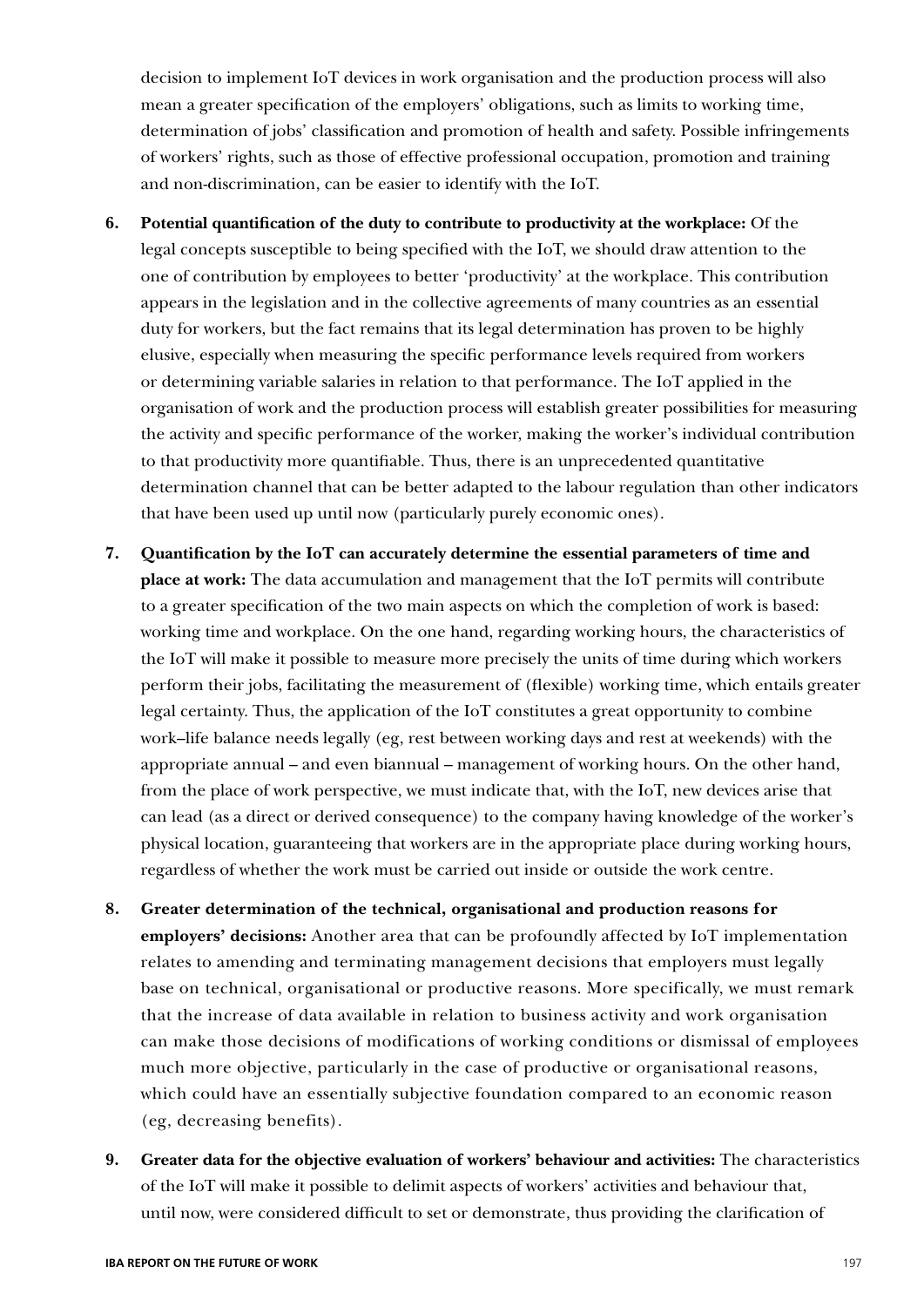decision to implement IoT devices in work organisation and the production process will also mean a greater specification of the employers' obligations, such as limits to working time, determination of jobs' classification and promotion of health and safety. Possible infringements of workers' rights, such as those of effective professional occupation, promotion and training and non-discrimination, can be easier to identify with the IoT.

6. **Potential quantification of the duty to contribute to productivity at the workplace:** Of the legal concepts susceptible to being specified with the IoT, we should draw attention to the one of contribution by employees to better 'productivity' at the workplace. This contribution appears in the legislation and in the collective agreements of many countries as an essential duty for workers, but the fact remains that its legal determination has proven to be highly elusive, especially when measuring the specific performance levels required from workers or determining variable salaries in relation to that performance. The IoT applied in the organisation of work and the production process will establish greater possibilities for measuring the activity and specific performance of the worker, making the worker's individual contribution to that productivity more quantifiable. Thus, there is an unprecedented quantitative determination channel that can be better adapted to the labour regulation than other indicators that have been used up until now (particularly purely economic ones).

7. **Quantification by the IoT can accurately determine the essential parameters of time and place at work:** The data accumulation and management that the IoT permits will contribute to a greater specification of the two main aspects on which the completion of work is based: working time and workplace. On the one hand, regarding working hours, the characteristics of the IoT will make it possible to measure more precisely the units of time during which workers perform their jobs, facilitating the measurement of (flexible) working time, which entails greater legal certainty. Thus, the application of the IoT constitutes a great opportunity to combine work–life balance needs legally (eg, rest between working days and rest at weekends) with the appropriate annual – and even biannual – management of working hours. On the other hand, from the place of work perspective, we must indicate that, with the IoT, new devices arise that can lead (as a direct or derived consequence) to the company having knowledge of the worker's physical location, guaranteeing that workers are in the appropriate place during working hours, regardless of whether the work must be carried out inside or outside the work centre.

8. **Greater determination of the technical, organisational and production reasons for employers' decisions:** Another area that can be profoundly affected by IoT implementation relates to amending and terminating management decisions that employers must legally base on technical, organisational or productive reasons. More specifically, we must remark that the increase of data available in relation to business activity and work organisation can make those decisions of modifications of working conditions or dismissal of employees much more objective, particularly in the case of productive or organisational reasons, which could have an essentially subjective foundation compared to an economic reason (eg, decreasing benefits).

9. **Greater data for the objective evaluation of workers' behaviour and activities:** The characteristics of the IoT will make it possible to delimit aspects of workers' activities and behaviour that, until now, were considered difficult to set or demonstrate, thus providing the clarification of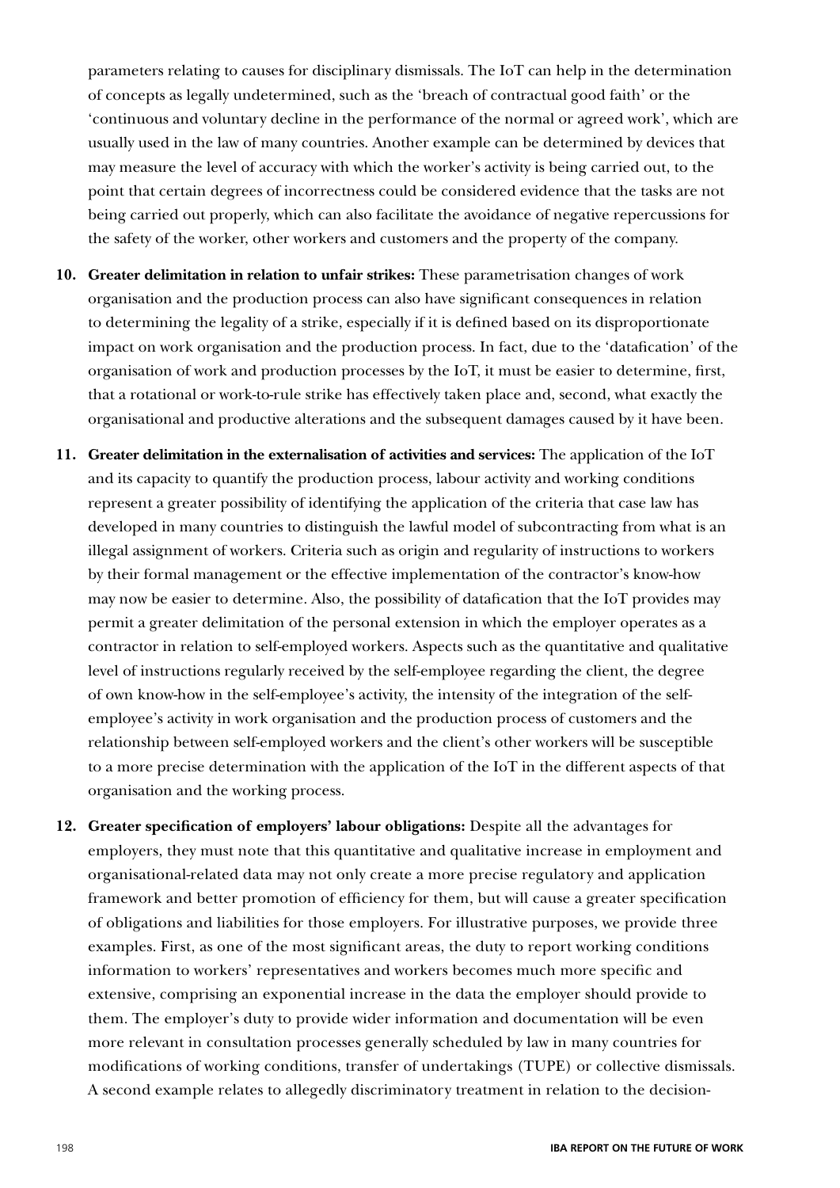parameters relating to causes for disciplinary dismissals. The IoT can help in the determination of concepts as legally undetermined, such as the 'breach of contractual good faith' or the 'continuous and voluntary decline in the performance of the normal or agreed work', which are usually used in the law of many countries. Another example can be determined by devices that may measure the level of accuracy with which the worker's activity is being carried out, to the point that certain degrees of incorrectness could be considered evidence that the tasks are not being carried out properly, which can also facilitate the avoidance of negative repercussions for the safety of the worker, other workers and customers and the property of the company.

10. **Greater delimitation in relation to unfair strikes:** These parametrisation changes of work organisation and the production process can also have significant consequences in relation to determining the legality of a strike, especially if it is defined based on its disproportionate impact on work organisation and the production process. In fact, due to the 'datafication' of the organisation of work and production processes by the IoT, it must be easier to determine, first, that a rotational or work-to-rule strike has effectively taken place and, second, what exactly the organisational and productive alterations and the subsequent damages caused by it have been.

11. **Greater delimitation in the externalisation of activities and services:** The application of the IoT and its capacity to quantify the production process, labour activity and working conditions represent a greater possibility of identifying the application of the criteria that case law has developed in many countries to distinguish the lawful model of subcontracting from what is an illegal assignment of workers. Criteria such as origin and regularity of instructions to workers by their formal management or the effective implementation of the contractor's know-how may now be easier to determine. Also, the possibility of datafication that the IoT provides may permit a greater delimitation of the personal extension in which the employer operates as a contractor in relation to self-employed workers. Aspects such as the quantitative and qualitative level of instructions regularly received by the self-employee regarding the client, the degree of own know-how in the self-employee's activity, the intensity of the integration of the self-employee's activity in work organisation and the production process of customers and the relationship between self-employed workers and the client's other workers will be susceptible to a more precise determination with the application of the IoT in the different aspects of that organisation and the working process.

12. **Greater specification of employers' labour obligations:** Despite all the advantages for employers, they must note that this quantitative and qualitative increase in employment and organisational-related data may not only create a more precise regulatory and application framework and better promotion of efficiency for them, but will cause a greater specification of obligations and liabilities for those employers. For illustrative purposes, we provide three examples. First, as one of the most significant areas, the duty to report working conditions information to workers' representatives and workers becomes much more specific and extensive, comprising an exponential increase in the data the employer should provide to them. The employer's duty to provide wider information and documentation will be even more relevant in consultation processes generally scheduled by law in many countries for modifications of working conditions, transfer of undertakings (TUPE) or collective dismissals. A second example relates to allegedly discriminatory treatment in relation to the decision-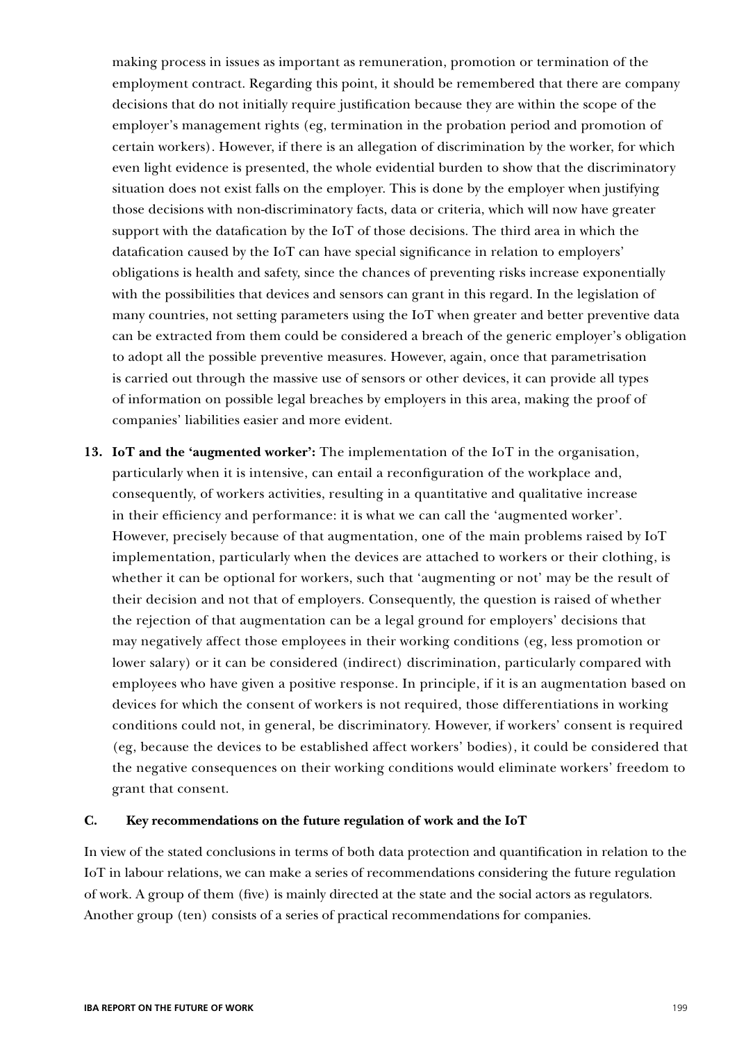making process in issues as important as remuneration, promotion or termination of the employment contract. Regarding this point, it should be remembered that there are company decisions that do not initially require justification because they are within the scope of the employer's management rights (eg, termination in the probation period and promotion of certain workers). However, if there is an allegation of discrimination by the worker, for which even light evidence is presented, the whole evidential burden to show that the discriminatory situation does not exist falls on the employer. This is done by the employer when justifying those decisions with non-discriminatory facts, data or criteria, which will now have greater support with the datafication by the IoT of those decisions. The third area in which the datafication caused by the IoT can have special significance in relation to employers' obligations is health and safety, since the chances of preventing risks increase exponentially with the possibilities that devices and sensors can grant in this regard. In the legislation of many countries, not setting parameters using the IoT when greater and better preventive data can be extracted from them could be considered a breach of the generic employer's obligation to adopt all the possible preventive measures. However, again, once that parametrisation is carried out through the massive use of sensors or other devices, it can provide all types of information on possible legal breaches by employers in this area, making the proof of companies' liabilities easier and more evident.

13. **IoT and the 'augmented worker':** The implementation of the IoT in the organisation, particularly when it is intensive, can entail a reconfiguration of the workplace and, consequently, of workers activities, resulting in a quantitative and qualitative increase in their efficiency and performance: it is what we can call the 'augmented worker'. However, precisely because of that augmentation, one of the main problems raised by IoT implementation, particularly when the devices are attached to workers or their clothing, is whether it can be optional for workers, such that 'augmenting or not' may be the result of their decision and not that of employers. Consequently, the question is raised of whether the rejection of that augmentation can be a legal ground for employers' decisions that may negatively affect those employees in their working conditions (eg, less promotion or lower salary) or it can be considered (indirect) discrimination, particularly compared with employees who have given a positive response. In principle, if it is an augmentation based on devices for which the consent of workers is not required, those differentiations in working conditions could not, in general, be discriminatory. However, if workers' consent is required (eg, because the devices to be established affect workers' bodies), it could be considered that the negative consequences on their working conditions would eliminate workers' freedom to grant that consent.

### C. Key recommendations on the future regulation of work and the IoT

In view of the stated conclusions in terms of both data protection and quantification in relation to the IoT in labour relations, we can make a series of recommendations considering the future regulation of work. A group of them (five) is mainly directed at the state and the social actors as regulators. Another group (ten) consists of a series of practical recommendations for companies.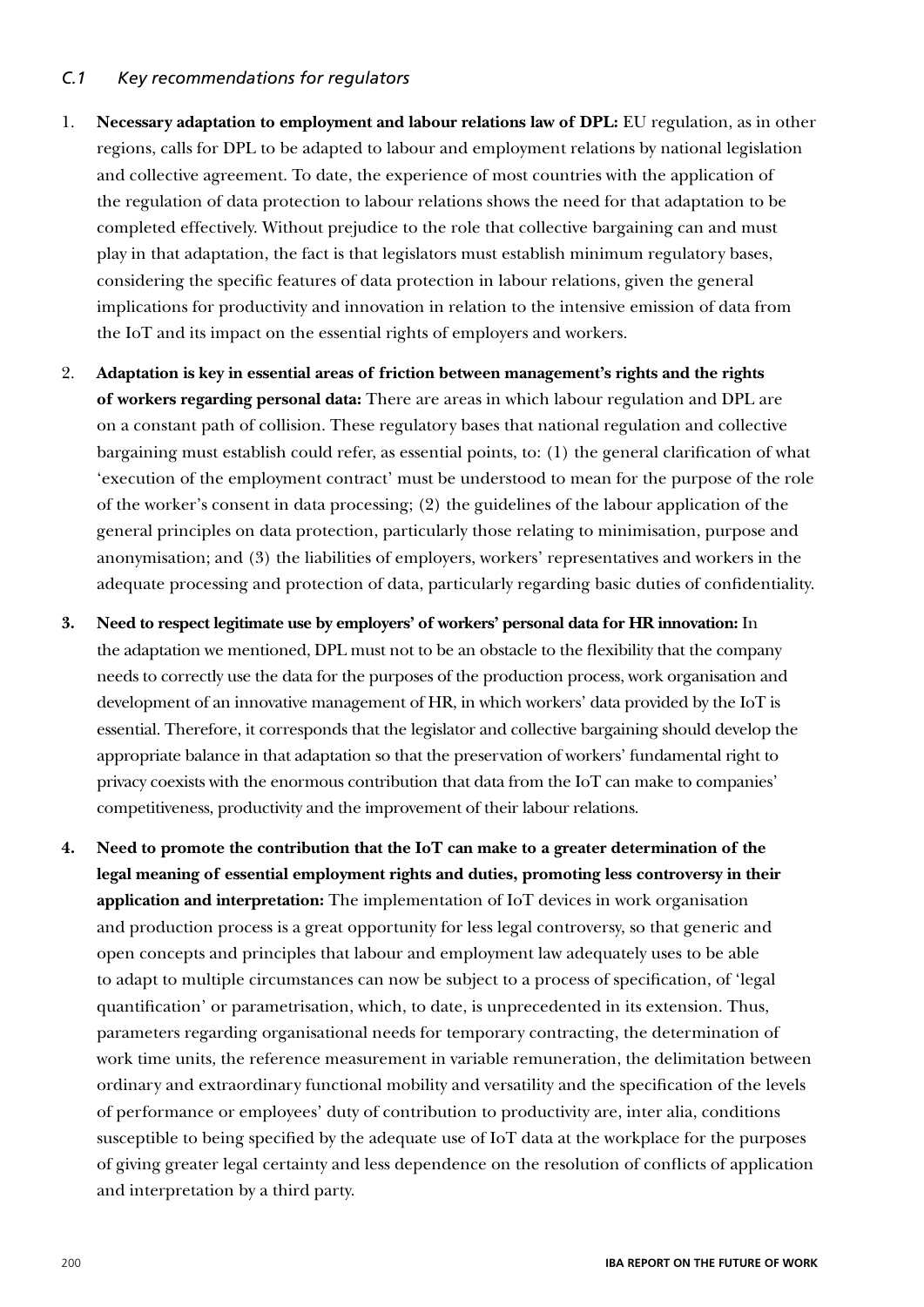### *C.1 Key recommendations for regulators*

1. **Necessary adaptation to employment and labour relations law of DPL:** EU regulation, as in other regions, calls for DPL to be adapted to labour and employment relations by national legislation and collective agreement. To date, the experience of most countries with the application of the regulation of data protection to labour relations shows the need for that adaptation to be completed effectively. Without prejudice to the role that collective bargaining can and must play in that adaptation, the fact is that legislators must establish minimum regulatory bases, considering the specific features of data protection in labour relations, given the general implications for productivity and innovation in relation to the intensive emission of data from the IoT and its impact on the essential rights of employers and workers.

2. **Adaptation is key in essential areas of friction between management's rights and the rights of workers regarding personal data:** There are areas in which labour regulation and DPL are on a constant path of collision. These regulatory bases that national regulation and collective bargaining must establish could refer, as essential points, to: (1) the general clarification of what 'execution of the employment contract' must be understood to mean for the purpose of the role of the worker's consent in data processing; (2) the guidelines of the labour application of the general principles on data protection, particularly those relating to minimisation, purpose and anonymisation; and (3) the liabilities of employers, workers' representatives and workers in the adequate processing and protection of data, particularly regarding basic duties of confidentiality.

3. **Need to respect legitimate use by employers' of workers' personal data for HR innovation:** In the adaptation we mentioned, DPL must not to be an obstacle to the flexibility that the company needs to correctly use the data for the purposes of the production process, work organisation and development of an innovative management of HR, in which workers' data provided by the IoT is essential. Therefore, it corresponds that the legislator and collective bargaining should develop the appropriate balance in that adaptation so that the preservation of workers' fundamental right to privacy coexists with the enormous contribution that data from the IoT can make to companies' competitiveness, productivity and the improvement of their labour relations.

4. **Need to promote the contribution that the IoT can make to a greater determination of the legal meaning of essential employment rights and duties, promoting less controversy in their application and interpretation:** The implementation of IoT devices in work organisation and production process is a great opportunity for less legal controversy, so that generic and open concepts and principles that labour and employment law adequately uses to be able to adapt to multiple circumstances can now be subject to a process of specification, of 'legal quantification' or parametrisation, which, to date, is unprecedented in its extension. Thus, parameters regarding organisational needs for temporary contracting, the determination of work time units, the reference measurement in variable remuneration, the delimitation between ordinary and extraordinary functional mobility and versatility and the specification of the levels of performance or employees' duty of contribution to productivity are, inter alia, conditions susceptible to being specified by the adequate use of IoT data at the workplace for the purposes of giving greater legal certainty and less dependence on the resolution of conflicts of application and interpretation by a third party.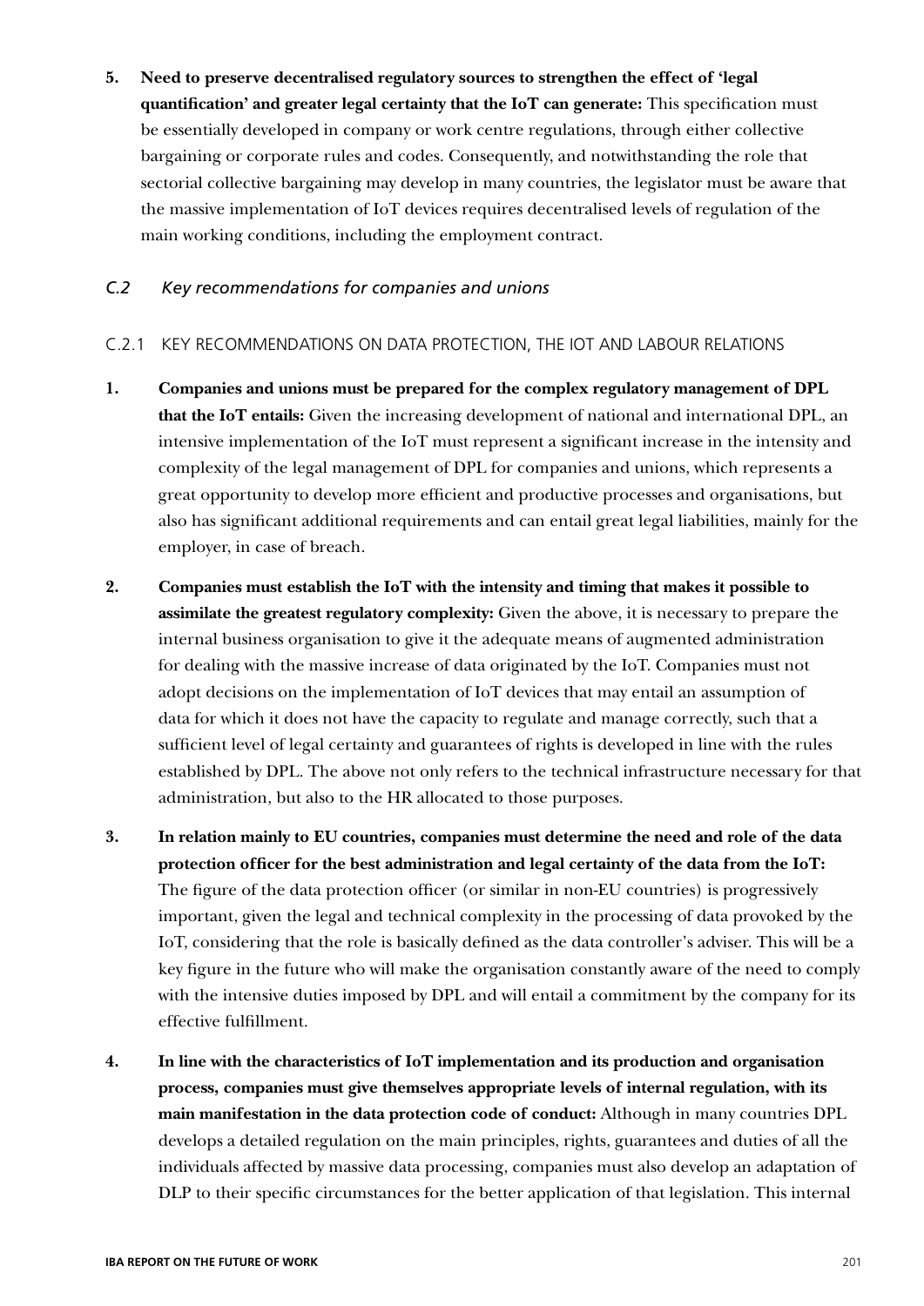5. **Need to preserve decentralised regulatory sources to strengthen the effect of 'legal quantification' and greater legal certainty that the IoT can generate:** This specification must be essentially developed in company or work centre regulations, through either collective bargaining or corporate rules and codes. Consequently, and notwithstanding the role that sectorial collective bargaining may develop in many countries, the legislator must be aware that the massive implementation of IoT devices requires decentralised levels of regulation of the main working conditions, including the employment contract.

### *C.2 Key recommendations for companies and unions*

#### C.2.1 KEY RECOMMENDATIONS ON DATA PROTECTION, THE IOT AND LABOUR RELATIONS

1. **Companies and unions must be prepared for the complex regulatory management of DPL that the IoT entails:** Given the increasing development of national and international DPL, an intensive implementation of the IoT must represent a significant increase in the intensity and complexity of the legal management of DPL for companies and unions, which represents a great opportunity to develop more efficient and productive processes and organisations, but also has significant additional requirements and can entail great legal liabilities, mainly for the employer, in case of breach.

2. **Companies must establish the IoT with the intensity and timing that makes it possible to assimilate the greatest regulatory complexity:** Given the above, it is necessary to prepare the internal business organisation to give it the adequate means of augmented administration for dealing with the massive increase of data originated by the IoT. Companies must not adopt decisions on the implementation of IoT devices that may entail an assumption of data for which it does not have the capacity to regulate and manage correctly, such that a sufficient level of legal certainty and guarantees of rights is developed in line with the rules established by DPL. The above not only refers to the technical infrastructure necessary for that administration, but also to the HR allocated to those purposes.

3. **In relation mainly to EU countries, companies must determine the need and role of the data protection officer for the best administration and legal certainty of the data from the IoT:** The figure of the data protection officer (or similar in non-EU countries) is progressively important, given the legal and technical complexity in the processing of data provoked by the IoT, considering that the role is basically defined as the data controller's adviser. This will be a key figure in the future who will make the organisation constantly aware of the need to comply with the intensive duties imposed by DPL and will entail a commitment by the company for its effective fulfillment.

4. **In line with the characteristics of IoT implementation and its production and organisation process, companies must give themselves appropriate levels of internal regulation, with its main manifestation in the data protection code of conduct:** Although in many countries DPL develops a detailed regulation on the main principles, rights, guarantees and duties of all the individuals affected by massive data processing, companies must also develop an adaptation of DLP to their specific circumstances for the better application of that legislation. This internal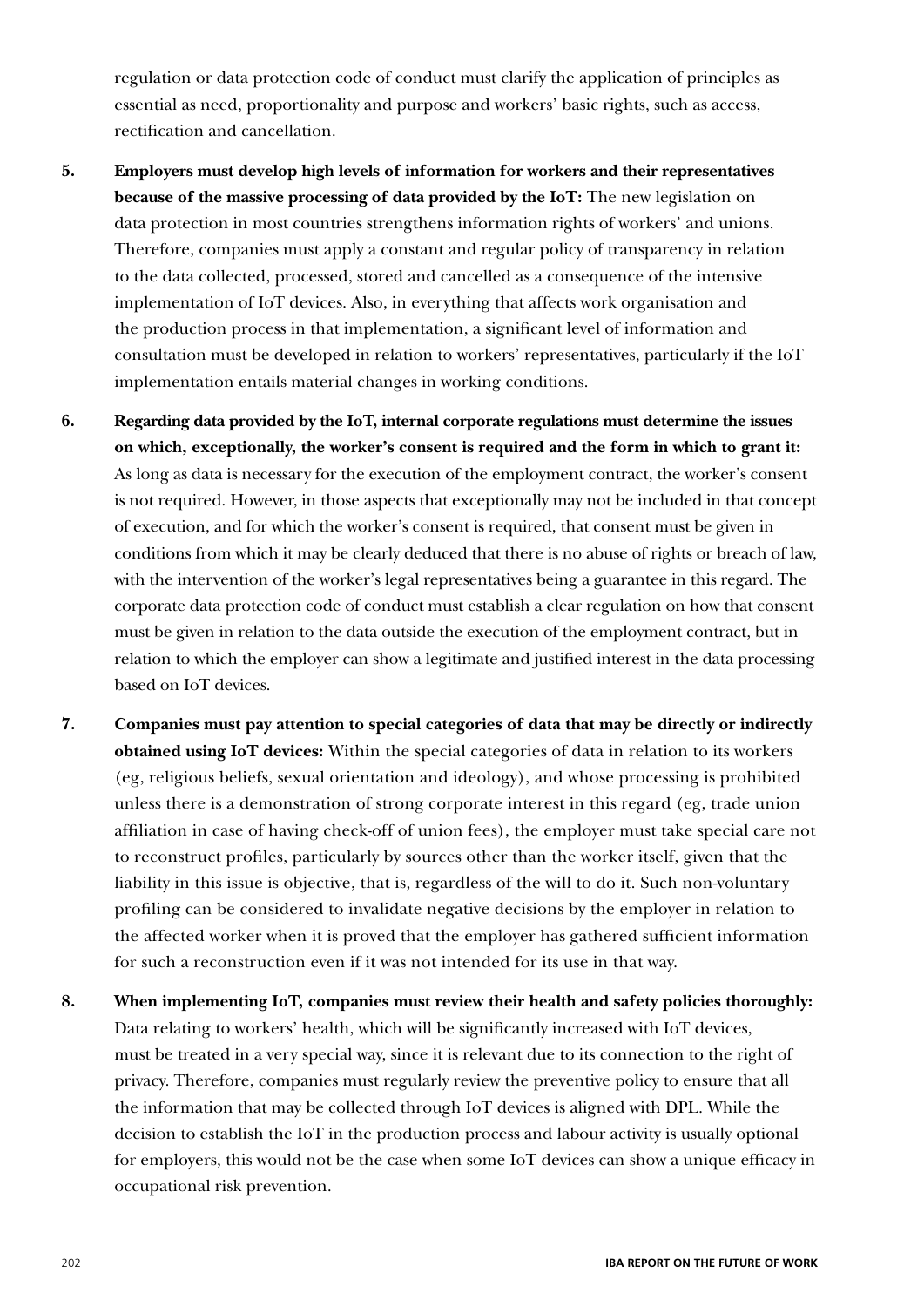regulation or data protection code of conduct must clarify the application of principles as essential as need, proportionality and purpose and workers' basic rights, such as access, rectification and cancellation.

5. **Employers must develop high levels of information for workers and their representatives because of the massive processing of data provided by the IoT:** The new legislation on data protection in most countries strengthens information rights of workers' and unions. Therefore, companies must apply a constant and regular policy of transparency in relation to the data collected, processed, stored and cancelled as a consequence of the intensive implementation of IoT devices. Also, in everything that affects work organisation and the production process in that implementation, a significant level of information and consultation must be developed in relation to workers' representatives, particularly if the IoT implementation entails material changes in working conditions.

6. **Regarding data provided by the IoT, internal corporate regulations must determine the issues on which, exceptionally, the worker's consent is required and the form in which to grant it:** As long as data is necessary for the execution of the employment contract, the worker's consent is not required. However, in those aspects that exceptionally may not be included in that concept of execution, and for which the worker's consent is required, that consent must be given in conditions from which it may be clearly deduced that there is no abuse of rights or breach of law, with the intervention of the worker's legal representatives being a guarantee in this regard. The corporate data protection code of conduct must establish a clear regulation on how that consent must be given in relation to the data outside the execution of the employment contract, but in relation to which the employer can show a legitimate and justified interest in the data processing based on IoT devices.

7. **Companies must pay attention to special categories of data that may be directly or indirectly obtained using IoT devices:** Within the special categories of data in relation to its workers (eg, religious beliefs, sexual orientation and ideology), and whose processing is prohibited unless there is a demonstration of strong corporate interest in this regard (eg, trade union affiliation in case of having check-off of union fees), the employer must take special care not to reconstruct profiles, particularly by sources other than the worker itself, given that the liability in this issue is objective, that is, regardless of the will to do it. Such non-voluntary profiling can be considered to invalidate negative decisions by the employer in relation to the affected worker when it is proved that the employer has gathered sufficient information for such a reconstruction even if it was not intended for its use in that way.

8. **When implementing IoT, companies must review their health and safety policies thoroughly:** Data relating to workers' health, which will be significantly increased with IoT devices, must be treated in a very special way, since it is relevant due to its connection to the right of privacy. Therefore, companies must regularly review the preventive policy to ensure that all the information that may be collected through IoT devices is aligned with DPL. While the decision to establish the IoT in the production process and labour activity is usually optional for employers, this would not be the case when some IoT devices can show a unique efficacy in occupational risk prevention.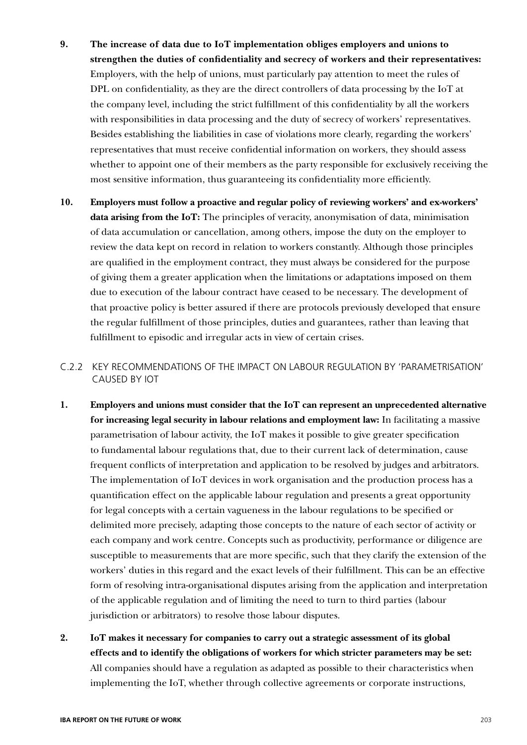9. **The increase of data due to IoT implementation obliges employers and unions to strengthen the duties of confidentiality and secrecy of workers and their representatives:** Employers, with the help of unions, must particularly pay attention to meet the rules of DPL on confidentiality, as they are the direct controllers of data processing by the IoT at the company level, including the strict fulfillment of this confidentiality by all the workers with responsibilities in data processing and the duty of secrecy of workers' representatives. Besides establishing the liabilities in case of violations more clearly, regarding the workers' representatives that must receive confidential information on workers, they should assess whether to appoint one of their members as the party responsible for exclusively receiving the most sensitive information, thus guaranteeing its confidentiality more efficiently.

10. **Employers must follow a proactive and regular policy of reviewing workers' and ex-workers' data arising from the IoT:** The principles of veracity, anonymisation of data, minimisation of data accumulation or cancellation, among others, impose the duty on the employer to review the data kept on record in relation to workers constantly. Although those principles are qualified in the employment contract, they must always be considered for the purpose of giving them a greater application when the limitations or adaptations imposed on them due to execution of the labour contract have ceased to be necessary. The development of that proactive policy is better assured if there are protocols previously developed that ensure the regular fulfillment of those principles, duties and guarantees, rather than leaving that fulfillment to episodic and irregular acts in view of certain crises.

### C.2.2 KEY RECOMMENDATIONS OF THE IMPACT ON LABOUR REGULATION BY 'PARAMETRISATION' CAUSED BY IOT

1. **Employers and unions must consider that the IoT can represent an unprecedented alternative for increasing legal security in labour relations and employment law:** In facilitating a massive parametrisation of labour activity, the IoT makes it possible to give greater specification to fundamental labour regulations that, due to their current lack of determination, cause frequent conflicts of interpretation and application to be resolved by judges and arbitrators. The implementation of IoT devices in work organisation and the production process has a quantification effect on the applicable labour regulation and presents a great opportunity for legal concepts with a certain vagueness in the labour regulations to be specified or delimited more precisely, adapting those concepts to the nature of each sector of activity or each company and work centre. Concepts such as productivity, performance or diligence are susceptible to measurements that are more specific, such that they clarify the extension of the workers' duties in this regard and the exact levels of their fulfillment. This can be an effective form of resolving intra-organisational disputes arising from the application and interpretation of the applicable regulation and of limiting the need to turn to third parties (labour jurisdiction or arbitrators) to resolve those labour disputes.

2. **IoT makes it necessary for companies to carry out a strategic assessment of its global effects and to identify the obligations of workers for which stricter parameters may be set:** All companies should have a regulation as adapted as possible to their characteristics when implementing the IoT, whether through collective agreements or corporate instructions,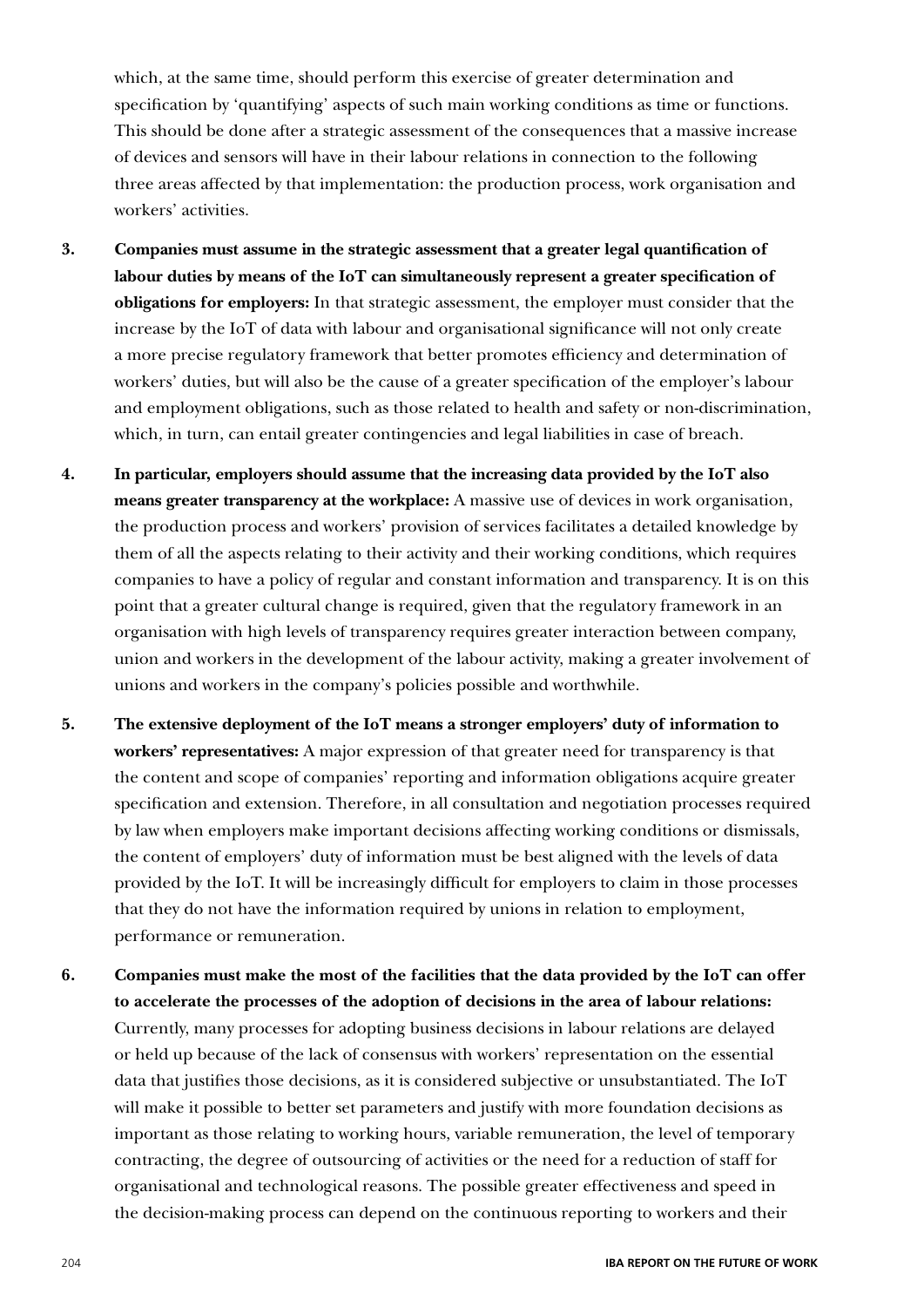which, at the same time, should perform this exercise of greater determination and specification by 'quantifying' aspects of such main working conditions as time or functions. This should be done after a strategic assessment of the consequences that a massive increase of devices and sensors will have in their labour relations in connection to the following three areas affected by that implementation: the production process, work organisation and workers' activities.

3. **Companies must assume in the strategic assessment that a greater legal quantification of labour duties by means of the IoT can simultaneously represent a greater specification of obligations for employers:** In that strategic assessment, the employer must consider that the increase by the IoT of data with labour and organisational significance will not only create a more precise regulatory framework that better promotes efficiency and determination of workers' duties, but will also be the cause of a greater specification of the employer's labour and employment obligations, such as those related to health and safety or non-discrimination, which, in turn, can entail greater contingencies and legal liabilities in case of breach.

4. **In particular, employers should assume that the increasing data provided by the IoT also means greater transparency at the workplace:** A massive use of devices in work organisation, the production process and workers' provision of services facilitates a detailed knowledge by them of all the aspects relating to their activity and their working conditions, which requires companies to have a policy of regular and constant information and transparency. It is on this point that a greater cultural change is required, given that the regulatory framework in an organisation with high levels of transparency requires greater interaction between company, union and workers in the development of the labour activity, making a greater involvement of unions and workers in the company's policies possible and worthwhile.

5. **The extensive deployment of the IoT means a stronger employers' duty of information to workers' representatives:** A major expression of that greater need for transparency is that the content and scope of companies' reporting and information obligations acquire greater specification and extension. Therefore, in all consultation and negotiation processes required by law when employers make important decisions affecting working conditions or dismissals, the content of employers' duty of information must be best aligned with the levels of data provided by the IoT. It will be increasingly difficult for employers to claim in those processes that they do not have the information required by unions in relation to employment, performance or remuneration.

6. **Companies must make the most of the facilities that the data provided by the IoT can offer to accelerate the processes of the adoption of decisions in the area of labour relations:** Currently, many processes for adopting business decisions in labour relations are delayed or held up because of the lack of consensus with workers' representation on the essential data that justifies those decisions, as it is considered subjective or unsubstantiated. The IoT will make it possible to better set parameters and justify with more foundation decisions as important as those relating to working hours, variable remuneration, the level of temporary contracting, the degree of outsourcing of activities or the need for a reduction of staff for organisational and technological reasons. The possible greater effectiveness and speed in the decision-making process can depend on the continuous reporting to workers and their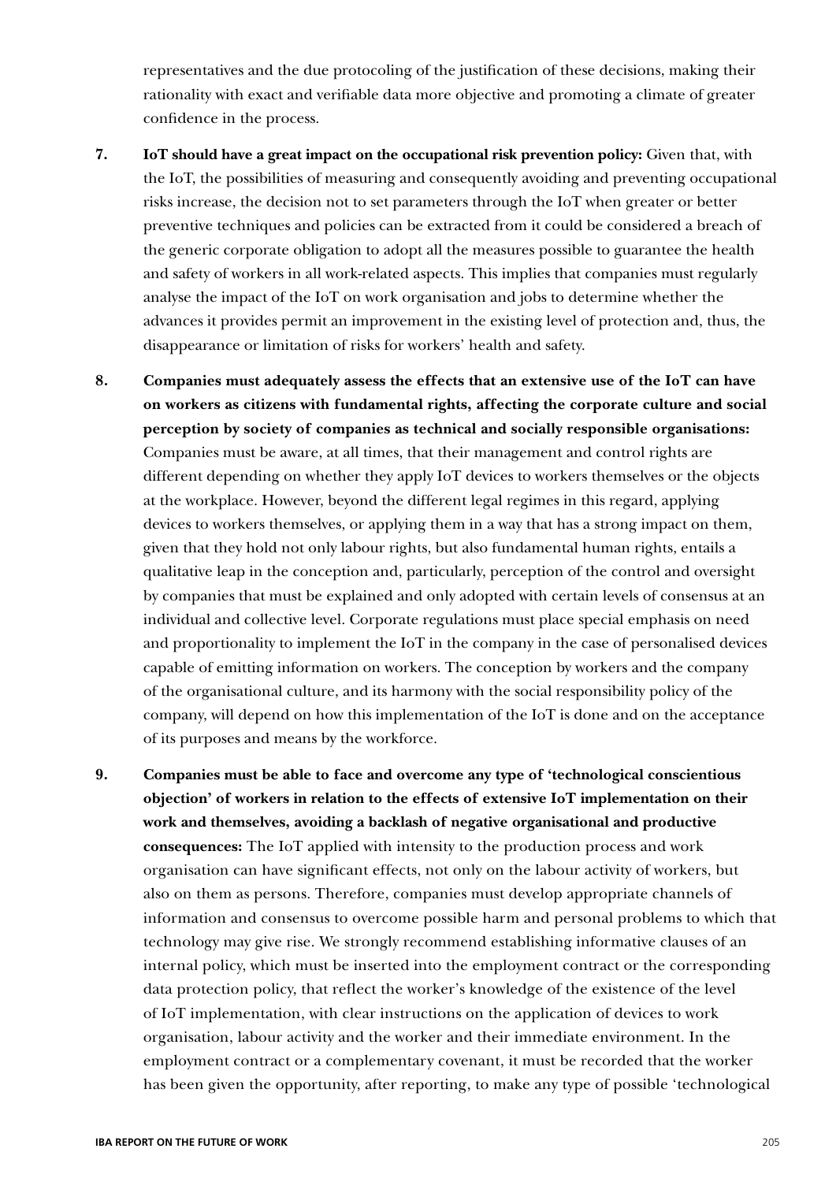representatives and the due protocoling of the justification of these decisions, making their rationality with exact and verifiable data more objective and promoting a climate of greater confidence in the process.

7. **IoT should have a great impact on the occupational risk prevention policy:** Given that, with the IoT, the possibilities of measuring and consequently avoiding and preventing occupational risks increase, the decision not to set parameters through the IoT when greater or better preventive techniques and policies can be extracted from it could be considered a breach of the generic corporate obligation to adopt all the measures possible to guarantee the health and safety of workers in all work-related aspects. This implies that companies must regularly analyse the impact of the IoT on work organisation and jobs to determine whether the advances it provides permit an improvement in the existing level of protection and, thus, the disappearance or limitation of risks for workers' health and safety.

8. **Companies must adequately assess the effects that an extensive use of the IoT can have on workers as citizens with fundamental rights, affecting the corporate culture and social perception by society of companies as technical and socially responsible organisations:** Companies must be aware, at all times, that their management and control rights are different depending on whether they apply IoT devices to workers themselves or the objects at the workplace. However, beyond the different legal regimes in this regard, applying devices to workers themselves, or applying them in a way that has a strong impact on them, given that they hold not only labour rights, but also fundamental human rights, entails a qualitative leap in the conception and, particularly, perception of the control and oversight by companies that must be explained and only adopted with certain levels of consensus at an individual and collective level. Corporate regulations must place special emphasis on need and proportionality to implement the IoT in the company in the case of personalised devices capable of emitting information on workers. The conception by workers and the company of the organisational culture, and its harmony with the social responsibility policy of the company, will depend on how this implementation of the IoT is done and on the acceptance of its purposes and means by the workforce.

9. **Companies must be able to face and overcome any type of 'technological conscientious objection' of workers in relation to the effects of extensive IoT implementation on their work and themselves, avoiding a backlash of negative organisational and productive consequences:** The IoT applied with intensity to the production process and work organisation can have significant effects, not only on the labour activity of workers, but also on them as persons. Therefore, companies must develop appropriate channels of information and consensus to overcome possible harm and personal problems to which that technology may give rise. We strongly recommend establishing informative clauses of an internal policy, which must be inserted into the employment contract or the corresponding data protection policy, that reflect the worker's knowledge of the existence of the level of IoT implementation, with clear instructions on the application of devices to work organisation, labour activity and the worker and their immediate environment. In the employment contract or a complementary covenant, it must be recorded that the worker has been given the opportunity, after reporting, to make any type of possible 'technological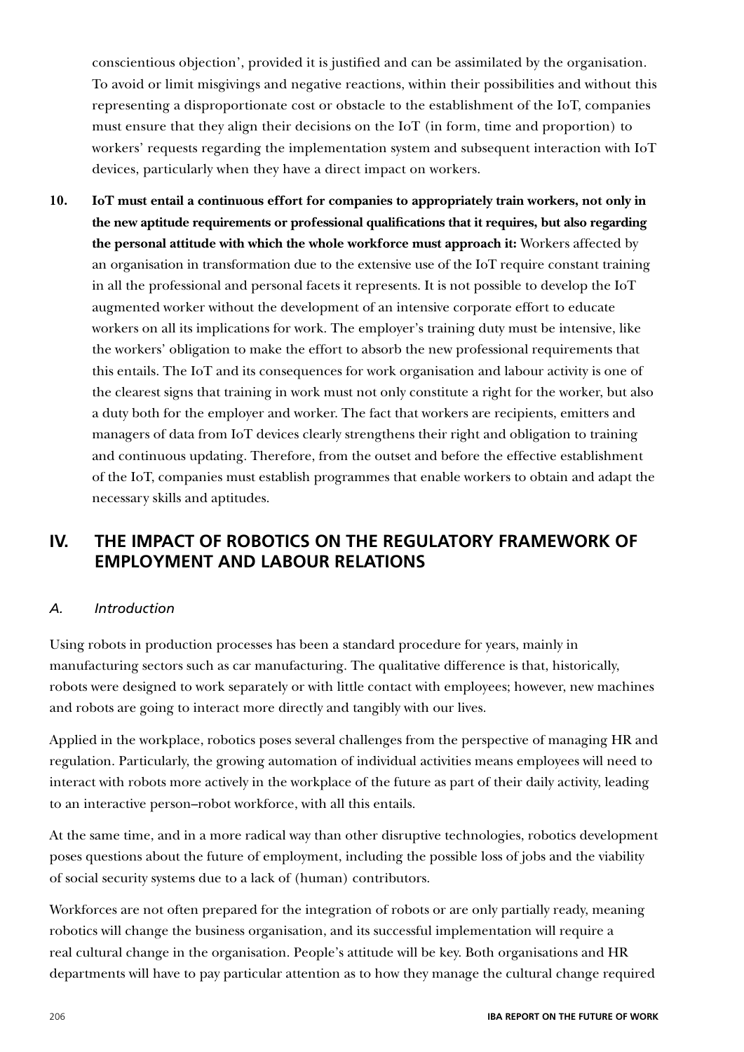conscientious objection', provided it is justified and can be assimilated by the organisation. To avoid or limit misgivings and negative reactions, within their possibilities and without this representing a disproportionate cost or obstacle to the establishment of the IoT, companies must ensure that they align their decisions on the IoT (in form, time and proportion) to workers' requests regarding the implementation system and subsequent interaction with IoT devices, particularly when they have a direct impact on workers.

10. **IoT must entail a continuous effort for companies to appropriately train workers, not only in the new aptitude requirements or professional qualifications that it requires, but also regarding the personal attitude with which the whole workforce must approach it:** Workers affected by an organisation in transformation due to the extensive use of the IoT require constant training in all the professional and personal facets it represents. It is not possible to develop the IoT augmented worker without the development of an intensive corporate effort to educate workers on all its implications for work. The employer's training duty must be intensive, like the workers' obligation to make the effort to absorb the new professional requirements that this entails. The IoT and its consequences for work organisation and labour activity is one of the clearest signs that training in work must not only constitute a right for the worker, but also a duty both for the employer and worker. The fact that workers are recipients, emitters and managers of data from IoT devices clearly strengthens their right and obligation to training and continuous updating. Therefore, from the outset and before the effective establishment of the IoT, companies must establish programmes that enable workers to obtain and adapt the necessary skills and aptitudes.

## IV. THE IMPACT OF ROBOTICS ON THE REGULATORY FRAMEWORK OF EMPLOYMENT AND LABOUR RELATIONS

### *A. Introduction*

Using robots in production processes has been a standard procedure for years, mainly in manufacturing sectors such as car manufacturing. The qualitative difference is that, historically, robots were designed to work separately or with little contact with employees; however, new machines and robots are going to interact more directly and tangibly with our lives.

Applied in the workplace, robotics poses several challenges from the perspective of managing HR and regulation. Particularly, the growing automation of individual activities means employees will need to interact with robots more actively in the workplace of the future as part of their daily activity, leading to an interactive person–robot workforce, with all this entails.

At the same time, and in a more radical way than other disruptive technologies, robotics development poses questions about the future of employment, including the possible loss of jobs and the viability of social security systems due to a lack of (human) contributors.

Workforces are not often prepared for the integration of robots or are only partially ready, meaning robotics will change the business organisation, and its successful implementation will require a real cultural change in the organisation. People's attitude will be key. Both organisations and HR departments will have to pay particular attention as to how they manage the cultural change required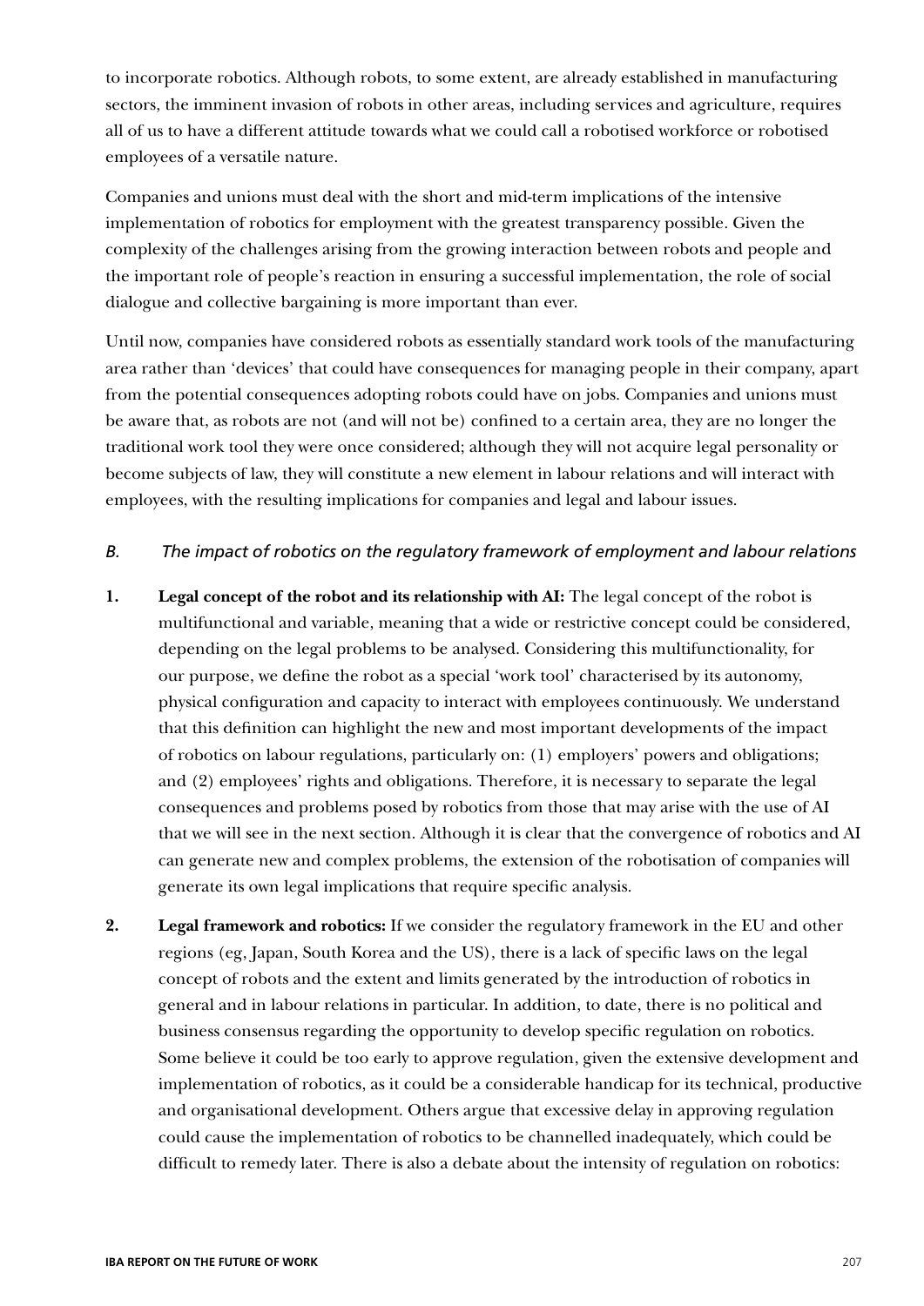to incorporate robotics. Although robots, to some extent, are already established in manufacturing sectors, the imminent invasion of robots in other areas, including services and agriculture, requires all of us to have a different attitude towards what we could call a robotised workforce or robotised employees of a versatile nature.

Companies and unions must deal with the short and mid-term implications of the intensive implementation of robotics for employment with the greatest transparency possible. Given the complexity of the challenges arising from the growing interaction between robots and people and the important role of people's reaction in ensuring a successful implementation, the role of social dialogue and collective bargaining is more important than ever.

Until now, companies have considered robots as essentially standard work tools of the manufacturing area rather than 'devices' that could have consequences for managing people in their company, apart from the potential consequences adopting robots could have on jobs. Companies and unions must be aware that, as robots are not (and will not be) confined to a certain area, they are no longer the traditional work tool they were once considered; although they will not acquire legal personality or become subjects of law, they will constitute a new element in labour relations and will interact with employees, with the resulting implications for companies and legal and labour issues.

### *B. The impact of robotics on the regulatory framework of employment and labour relations*

1. **Legal concept of the robot and its relationship with AI:** The legal concept of the robot is multifunctional and variable, meaning that a wide or restrictive concept could be considered, depending on the legal problems to be analysed. Considering this multifunctionality, for our purpose, we define the robot as a special 'work tool' characterised by its autonomy, physical configuration and capacity to interact with employees continuously. We understand that this definition can highlight the new and most important developments of the impact of robotics on labour regulations, particularly on: (1) employers' powers and obligations; and (2) employees' rights and obligations. Therefore, it is necessary to separate the legal consequences and problems posed by robotics from those that may arise with the use of AI that we will see in the next section. Although it is clear that the convergence of robotics and AI can generate new and complex problems, the extension of the robotisation of companies will generate its own legal implications that require specific analysis.

2. **Legal framework and robotics:** If we consider the regulatory framework in the EU and other regions (eg, Japan, South Korea and the US), there is a lack of specific laws on the legal concept of robots and the extent and limits generated by the introduction of robotics in general and in labour relations in particular. In addition, to date, there is no political and business consensus regarding the opportunity to develop specific regulation on robotics. Some believe it could be too early to approve regulation, given the extensive development and implementation of robotics, as it could be a considerable handicap for its technical, productive and organisational development. Others argue that excessive delay in approving regulation could cause the implementation of robotics to be channelled inadequately, which could be difficult to remedy later. There is also a debate about the intensity of regulation on robotics: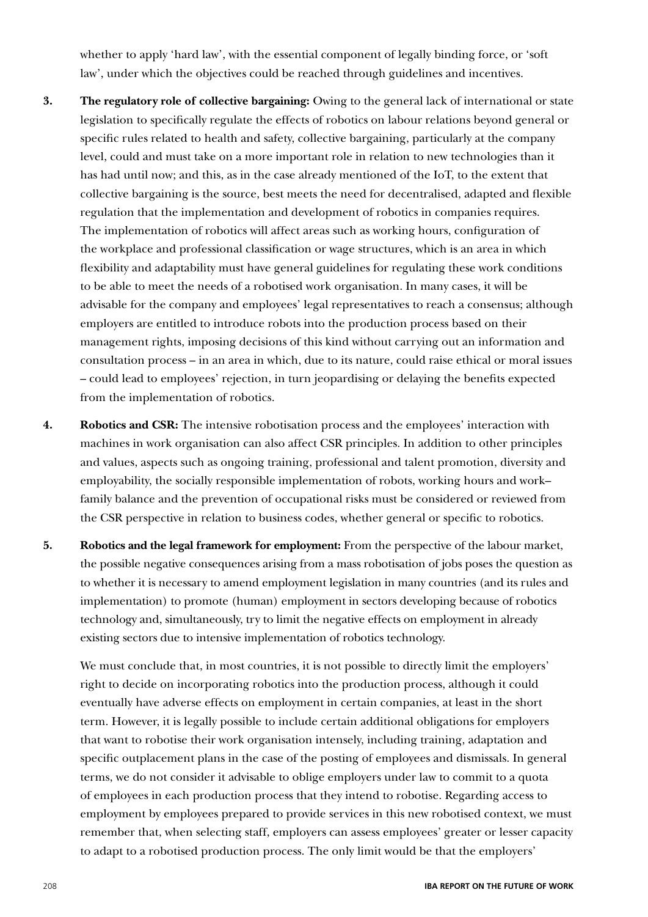whether to apply 'hard law', with the essential component of legally binding force, or 'soft law', under which the objectives could be reached through guidelines and incentives.

3. **The regulatory role of collective bargaining:** Owing to the general lack of international or state legislation to specifically regulate the effects of robotics on labour relations beyond general or specific rules related to health and safety, collective bargaining, particularly at the company level, could and must take on a more important role in relation to new technologies than it has had until now; and this, as in the case already mentioned of the IoT, to the extent that collective bargaining is the source, best meets the need for decentralised, adapted and flexible regulation that the implementation and development of robotics in companies requires. The implementation of robotics will affect areas such as working hours, configuration of the workplace and professional classification or wage structures, which is an area in which flexibility and adaptability must have general guidelines for regulating these work conditions to be able to meet the needs of a robotised work organisation. In many cases, it will be advisable for the company and employees' legal representatives to reach a consensus; although employers are entitled to introduce robots into the production process based on their management rights, imposing decisions of this kind without carrying out an information and consultation process – in an area in which, due to its nature, could raise ethical or moral issues – could lead to employees' rejection, in turn jeopardising or delaying the benefits expected from the implementation of robotics.

4. **Robotics and CSR:** The intensive robotisation process and the employees' interaction with machines in work organisation can also affect CSR principles. In addition to other principles and values, aspects such as ongoing training, professional and talent promotion, diversity and employability, the socially responsible implementation of robots, working hours and work–family balance and the prevention of occupational risks must be considered or reviewed from the CSR perspective in relation to business codes, whether general or specific to robotics.

5. **Robotics and the legal framework for employment:** From the perspective of the labour market, the possible negative consequences arising from a mass robotisation of jobs poses the question as to whether it is necessary to amend employment legislation in many countries (and its rules and implementation) to promote (human) employment in sectors developing because of robotics technology and, simultaneously, try to limit the negative effects on employment in already existing sectors due to intensive implementation of robotics technology.

   We must conclude that, in most countries, it is not possible to directly limit the employers' right to decide on incorporating robotics into the production process, although it could eventually have adverse effects on employment in certain companies, at least in the short term. However, it is legally possible to include certain additional obligations for employers that want to robotise their work organisation intensely, including training, adaptation and specific outplacement plans in the case of the posting of employees and dismissals. In general terms, we do not consider it advisable to oblige employers under law to commit to a quota of employees in each production process that they intend to robotise. Regarding access to employment by employees prepared to provide services in this new robotised context, we must remember that, when selecting staff, employers can assess employees' greater or lesser capacity to adapt to a robotised production process. The only limit would be that the employers'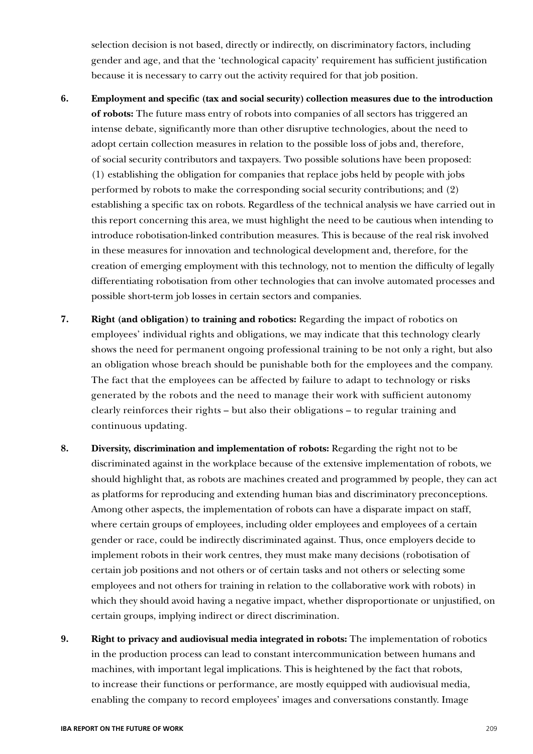selection decision is not based, directly or indirectly, on discriminatory factors, including gender and age, and that the 'technological capacity' requirement has sufficient justification because it is necessary to carry out the activity required for that job position.

6. **Employment and specific (tax and social security) collection measures due to the introduction of robots:** The future mass entry of robots into companies of all sectors has triggered an intense debate, significantly more than other disruptive technologies, about the need to adopt certain collection measures in relation to the possible loss of jobs and, therefore, of social security contributors and taxpayers. Two possible solutions have been proposed: (1) establishing the obligation for companies that replace jobs held by people with jobs performed by robots to make the corresponding social security contributions; and (2) establishing a specific tax on robots. Regardless of the technical analysis we have carried out in this report concerning this area, we must highlight the need to be cautious when intending to introduce robotisation-linked contribution measures. This is because of the real risk involved in these measures for innovation and technological development and, therefore, for the creation of emerging employment with this technology, not to mention the difficulty of legally differentiating robotisation from other technologies that can involve automated processes and possible short-term job losses in certain sectors and companies.

7. **Right (and obligation) to training and robotics:** Regarding the impact of robotics on employees' individual rights and obligations, we may indicate that this technology clearly shows the need for permanent ongoing professional training to be not only a right, but also an obligation whose breach should be punishable both for the employees and the company. The fact that the employees can be affected by failure to adapt to technology or risks generated by the robots and the need to manage their work with sufficient autonomy clearly reinforces their rights – but also their obligations – to regular training and continuous updating.

8. **Diversity, discrimination and implementation of robots:** Regarding the right not to be discriminated against in the workplace because of the extensive implementation of robots, we should highlight that, as robots are machines created and programmed by people, they can act as platforms for reproducing and extending human bias and discriminatory preconceptions. Among other aspects, the implementation of robots can have a disparate impact on staff, where certain groups of employees, including older employees and employees of a certain gender or race, could be indirectly discriminated against. Thus, once employers decide to implement robots in their work centres, they must make many decisions (robotisation of certain job positions and not others or of certain tasks and not others or selecting some employees and not others for training in relation to the collaborative work with robots) in which they should avoid having a negative impact, whether disproportionate or unjustified, on certain groups, implying indirect or direct discrimination.

9. **Right to privacy and audiovisual media integrated in robots:** The implementation of robotics in the production process can lead to constant intercommunication between humans and machines, with important legal implications. This is heightened by the fact that robots, to increase their functions or performance, are mostly equipped with audiovisual media, enabling the company to record employees' images and conversations constantly. Image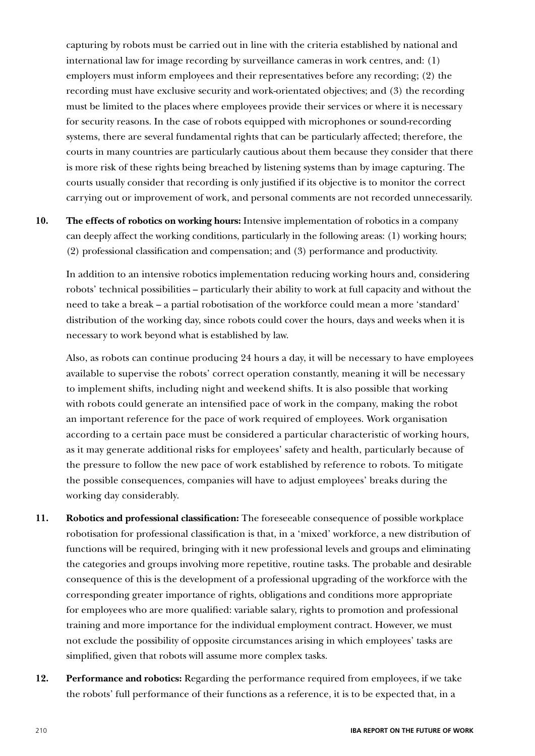capturing by robots must be carried out in line with the criteria established by national and international law for image recording by surveillance cameras in work centres, and: (1) employers must inform employees and their representatives before any recording; (2) the recording must have exclusive security and work-orientated objectives; and (3) the recording must be limited to the places where employees provide their services or where it is necessary for security reasons. In the case of robots equipped with microphones or sound-recording systems, there are several fundamental rights that can be particularly affected; therefore, the courts in many countries are particularly cautious about them because they consider that there is more risk of these rights being breached by listening systems than by image capturing. The courts usually consider that recording is only justified if its objective is to monitor the correct carrying out or improvement of work, and personal comments are not recorded unnecessarily.

10. **The effects of robotics on working hours:** Intensive implementation of robotics in a company can deeply affect the working conditions, particularly in the following areas: (1) working hours; (2) professional classification and compensation; and (3) performance and productivity.

    In addition to an intensive robotics implementation reducing working hours and, considering robots' technical possibilities – particularly their ability to work at full capacity and without the need to take a break – a partial robotisation of the workforce could mean a more 'standard' distribution of the working day, since robots could cover the hours, days and weeks when it is necessary to work beyond what is established by law.

    Also, as robots can continue producing 24 hours a day, it will be necessary to have employees available to supervise the robots' correct operation constantly, meaning it will be necessary to implement shifts, including night and weekend shifts. It is also possible that working with robots could generate an intensified pace of work in the company, making the robot an important reference for the pace of work required of employees. Work organisation according to a certain pace must be considered a particular characteristic of working hours, as it may generate additional risks for employees' safety and health, particularly because of the pressure to follow the new pace of work established by reference to robots. To mitigate the possible consequences, companies will have to adjust employees' breaks during the working day considerably.

11. **Robotics and professional classification:** The foreseeable consequence of possible workplace robotisation for professional classification is that, in a 'mixed' workforce, a new distribution of functions will be required, bringing with it new professional levels and groups and eliminating the categories and groups involving more repetitive, routine tasks. The probable and desirable consequence of this is the development of a professional upgrading of the workforce with the corresponding greater importance of rights, obligations and conditions more appropriate for employees who are more qualified: variable salary, rights to promotion and professional training and more importance for the individual employment contract. However, we must not exclude the possibility of opposite circumstances arising in which employees' tasks are simplified, given that robots will assume more complex tasks.

12. **Performance and robotics:** Regarding the performance required from employees, if we take the robots' full performance of their functions as a reference, it is to be expected that, in a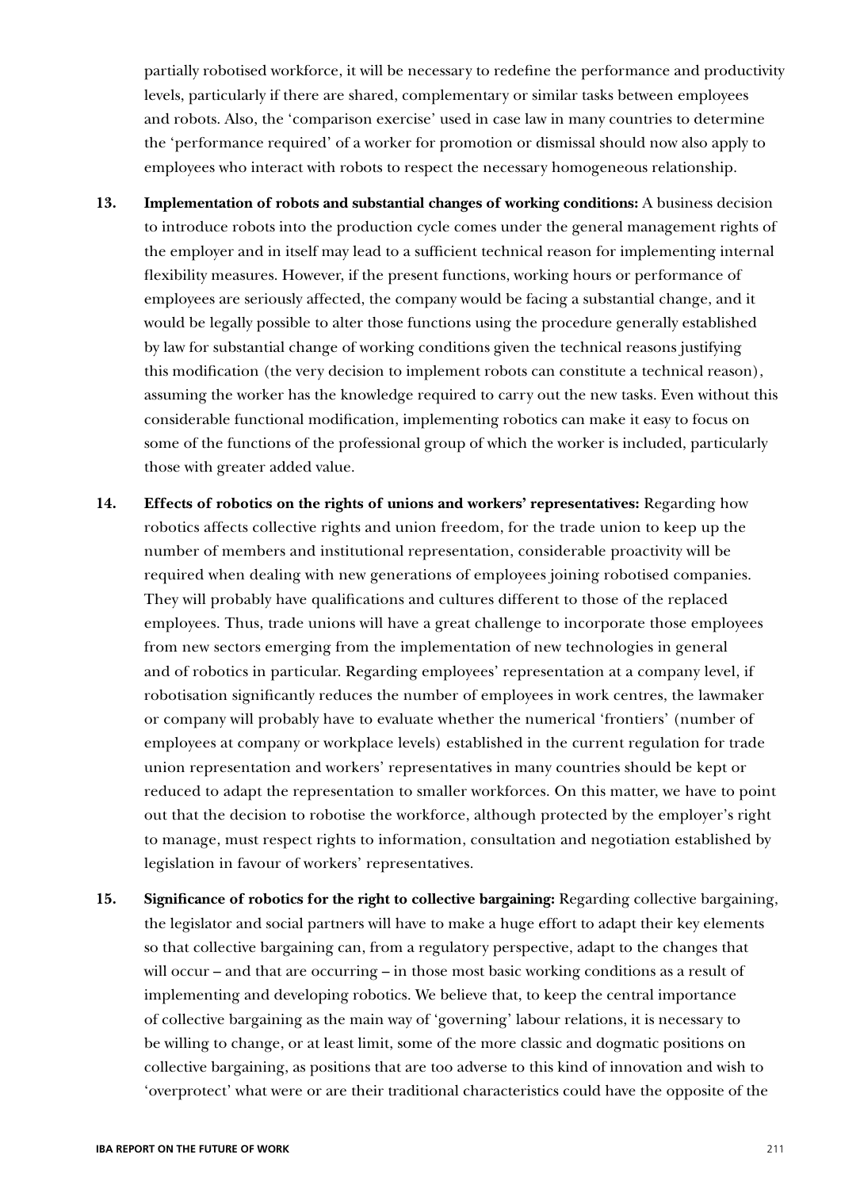partially robotised workforce, it will be necessary to redefine the performance and productivity levels, particularly if there are shared, complementary or similar tasks between employees and robots. Also, the 'comparison exercise' used in case law in many countries to determine the 'performance required' of a worker for promotion or dismissal should now also apply to employees who interact with robots to respect the necessary homogeneous relationship.

13. **Implementation of robots and substantial changes of working conditions:** A business decision to introduce robots into the production cycle comes under the general management rights of the employer and in itself may lead to a sufficient technical reason for implementing internal flexibility measures. However, if the present functions, working hours or performance of employees are seriously affected, the company would be facing a substantial change, and it would be legally possible to alter those functions using the procedure generally established by law for substantial change of working conditions given the technical reasons justifying this modification (the very decision to implement robots can constitute a technical reason), assuming the worker has the knowledge required to carry out the new tasks. Even without this considerable functional modification, implementing robotics can make it easy to focus on some of the functions of the professional group of which the worker is included, particularly those with greater added value.

14. **Effects of robotics on the rights of unions and workers' representatives:** Regarding how robotics affects collective rights and union freedom, for the trade union to keep up the number of members and institutional representation, considerable proactivity will be required when dealing with new generations of employees joining robotised companies. They will probably have qualifications and cultures different to those of the replaced employees. Thus, trade unions will have a great challenge to incorporate those employees from new sectors emerging from the implementation of new technologies in general and of robotics in particular. Regarding employees' representation at a company level, if robotisation significantly reduces the number of employees in work centres, the lawmaker or company will probably have to evaluate whether the numerical 'frontiers' (number of employees at company or workplace levels) established in the current regulation for trade union representation and workers' representatives in many countries should be kept or reduced to adapt the representation to smaller workforces. On this matter, we have to point out that the decision to robotise the workforce, although protected by the employer's right to manage, must respect rights to information, consultation and negotiation established by legislation in favour of workers' representatives.

15. **Significance of robotics for the right to collective bargaining:** Regarding collective bargaining, the legislator and social partners will have to make a huge effort to adapt their key elements so that collective bargaining can, from a regulatory perspective, adapt to the changes that will occur – and that are occurring – in those most basic working conditions as a result of implementing and developing robotics. We believe that, to keep the central importance of collective bargaining as the main way of 'governing' labour relations, it is necessary to be willing to change, or at least limit, some of the more classic and dogmatic positions on collective bargaining, as positions that are too adverse to this kind of innovation and wish to 'overprotect' what were or are their traditional characteristics could have the opposite of the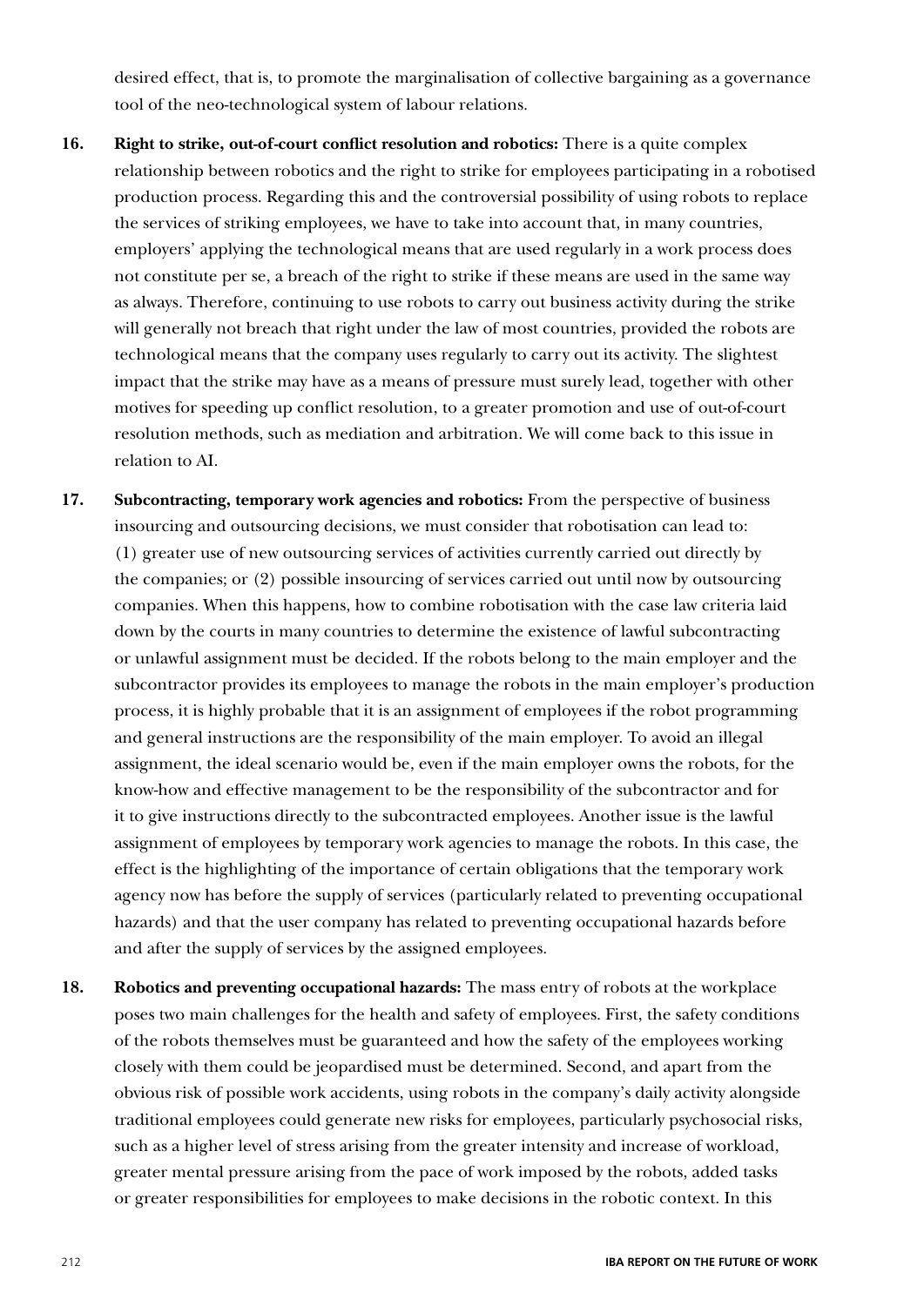desired effect, that is, to promote the marginalisation of collective bargaining as a governance tool of the neo-technological system of labour relations.

**16.** **Right to strike, out-of-court conflict resolution and robotics:** There is a quite complex relationship between robotics and the right to strike for employees participating in a robotised production process. Regarding this and the controversial possibility of using robots to replace the services of striking employees, we have to take into account that, in many countries, employers' applying the technological means that are used regularly in a work process does not constitute per se, a breach of the right to strike if these means are used in the same way as always. Therefore, continuing to use robots to carry out business activity during the strike will generally not breach that right under the law of most countries, provided the robots are technological means that the company uses regularly to carry out its activity. The slightest impact that the strike may have as a means of pressure must surely lead, together with other motives for speeding up conflict resolution, to a greater promotion and use of out-of-court resolution methods, such as mediation and arbitration. We will come back to this issue in relation to AI.

**17.** **Subcontracting, temporary work agencies and robotics:** From the perspective of business insourcing and outsourcing decisions, we must consider that robotisation can lead to: (1) greater use of new outsourcing services of activities currently carried out directly by the companies; or (2) possible insourcing of services carried out until now by outsourcing companies. When this happens, how to combine robotisation with the case law criteria laid down by the courts in many countries to determine the existence of lawful subcontracting or unlawful assignment must be decided. If the robots belong to the main employer and the subcontractor provides its employees to manage the robots in the main employer's production process, it is highly probable that it is an assignment of employees if the robot programming and general instructions are the responsibility of the main employer. To avoid an illegal assignment, the ideal scenario would be, even if the main employer owns the robots, for the know-how and effective management to be the responsibility of the subcontractor and for it to give instructions directly to the subcontracted employees. Another issue is the lawful assignment of employees by temporary work agencies to manage the robots. In this case, the effect is the highlighting of the importance of certain obligations that the temporary work agency now has before the supply of services (particularly related to preventing occupational hazards) and that the user company has related to preventing occupational hazards before and after the supply of services by the assigned employees.

**18.** **Robotics and preventing occupational hazards:** The mass entry of robots at the workplace poses two main challenges for the health and safety of employees. First, the safety conditions of the robots themselves must be guaranteed and how the safety of the employees working closely with them could be jeopardised must be determined. Second, and apart from the obvious risk of possible work accidents, using robots in the company's daily activity alongside traditional employees could generate new risks for employees, particularly psychosocial risks, such as a higher level of stress arising from the greater intensity and increase of workload, greater mental pressure arising from the pace of work imposed by the robots, added tasks or greater responsibilities for employees to make decisions in the robotic context. In this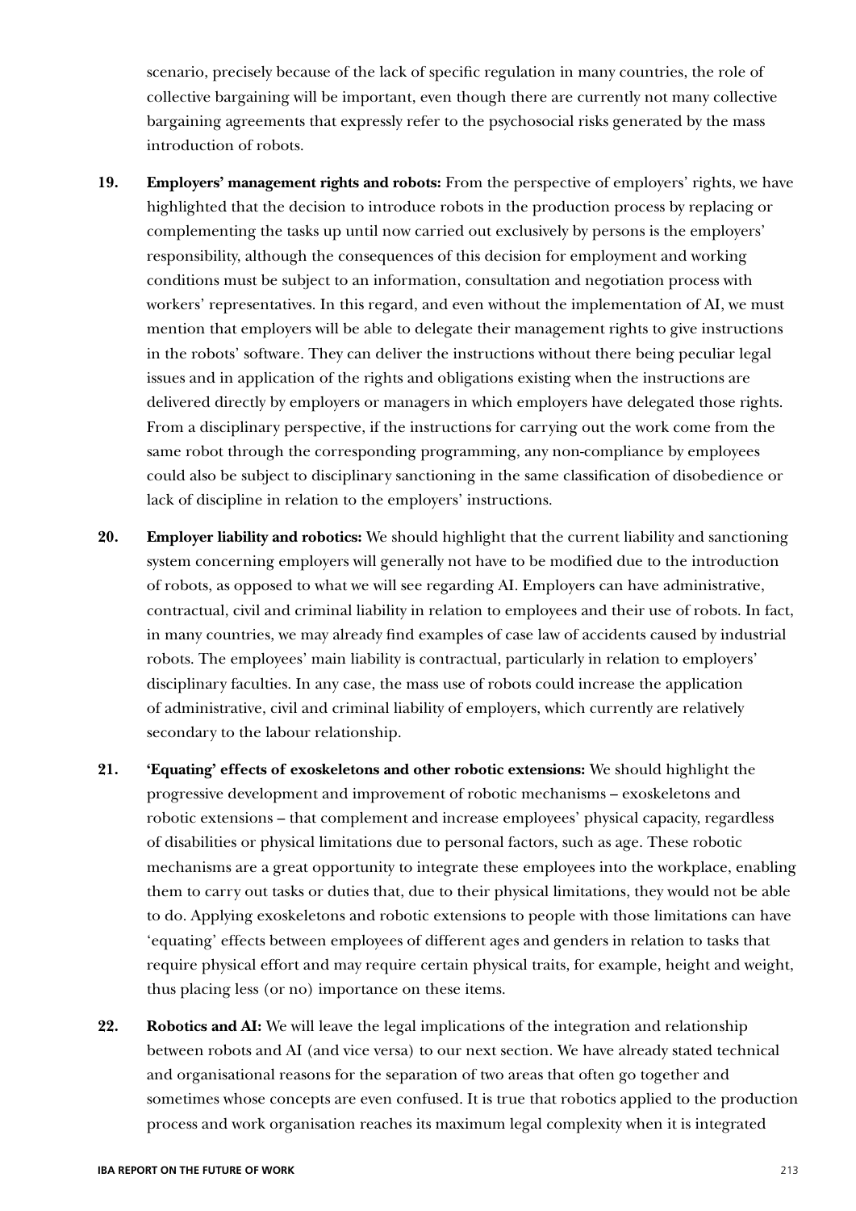scenario, precisely because of the lack of specific regulation in many countries, the role of collective bargaining will be important, even though there are currently not many collective bargaining agreements that expressly refer to the psychosocial risks generated by the mass introduction of robots.

**19. Employers' management rights and robots:** From the perspective of employers' rights, we have highlighted that the decision to introduce robots in the production process by replacing or complementing the tasks up until now carried out exclusively by persons is the employers' responsibility, although the consequences of this decision for employment and working conditions must be subject to an information, consultation and negotiation process with workers' representatives. In this regard, and even without the implementation of AI, we must mention that employers will be able to delegate their management rights to give instructions in the robots' software. They can deliver the instructions without there being peculiar legal issues and in application of the rights and obligations existing when the instructions are delivered directly by employers or managers in which employers have delegated those rights. From a disciplinary perspective, if the instructions for carrying out the work come from the same robot through the corresponding programming, any non-compliance by employees could also be subject to disciplinary sanctioning in the same classification of disobedience or lack of discipline in relation to the employers' instructions.

**20. Employer liability and robotics:** We should highlight that the current liability and sanctioning system concerning employers will generally not have to be modified due to the introduction of robots, as opposed to what we will see regarding AI. Employers can have administrative, contractual, civil and criminal liability in relation to employees and their use of robots. In fact, in many countries, we may already find examples of case law of accidents caused by industrial robots. The employees' main liability is contractual, particularly in relation to employers' disciplinary faculties. In any case, the mass use of robots could increase the application of administrative, civil and criminal liability of employers, which currently are relatively secondary to the labour relationship.

**21. 'Equating' effects of exoskeletons and other robotic extensions:** We should highlight the progressive development and improvement of robotic mechanisms – exoskeletons and robotic extensions – that complement and increase employees' physical capacity, regardless of disabilities or physical limitations due to personal factors, such as age. These robotic mechanisms are a great opportunity to integrate these employees into the workplace, enabling them to carry out tasks or duties that, due to their physical limitations, they would not be able to do. Applying exoskeletons and robotic extensions to people with those limitations can have 'equating' effects between employees of different ages and genders in relation to tasks that require physical effort and may require certain physical traits, for example, height and weight, thus placing less (or no) importance on these items.

**22. Robotics and AI:** We will leave the legal implications of the integration and relationship between robots and AI (and vice versa) to our next section. We have already stated technical and organisational reasons for the separation of two areas that often go together and sometimes whose concepts are even confused. It is true that robotics applied to the production process and work organisation reaches its maximum legal complexity when it is integrated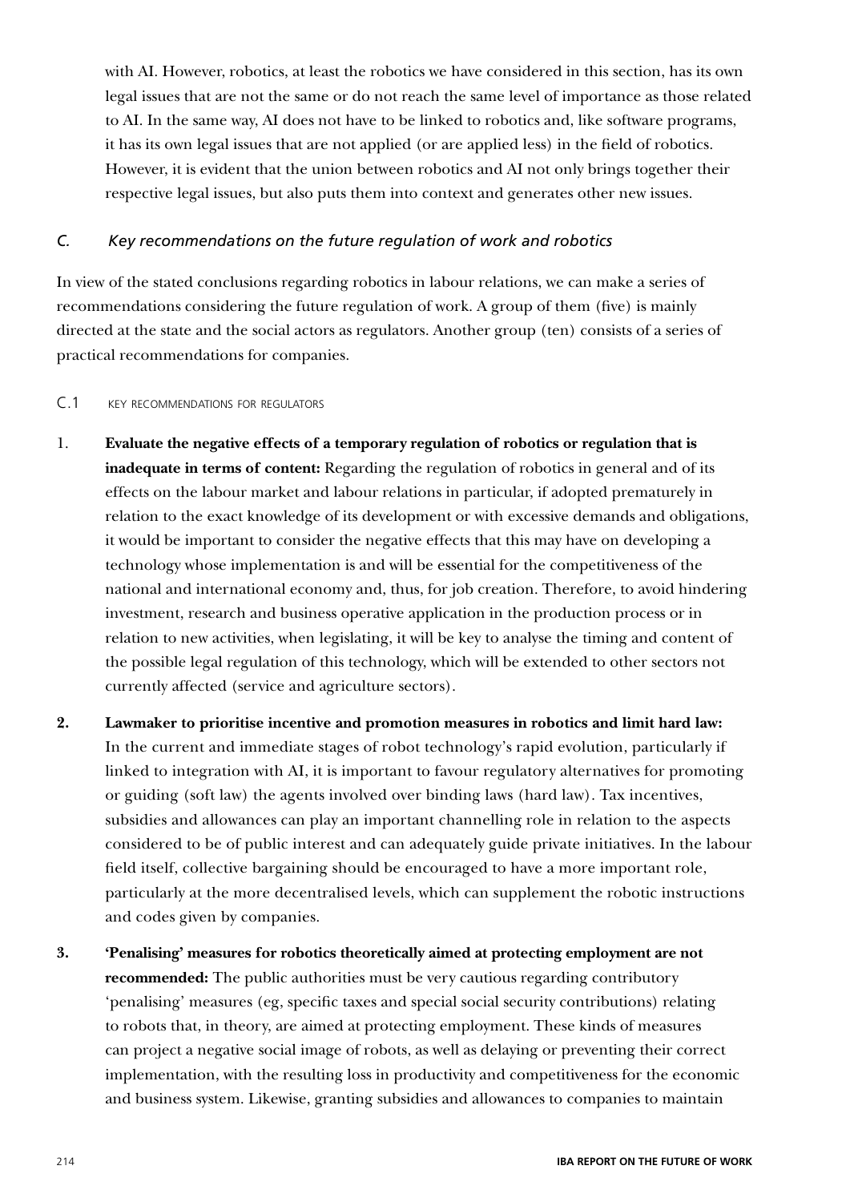with AI. However, robotics, at least the robotics we have considered in this section, has its own legal issues that are not the same or do not reach the same level of importance as those related to AI. In the same way, AI does not have to be linked to robotics and, like software programs, it has its own legal issues that are not applied (or are applied less) in the field of robotics. However, it is evident that the union between robotics and AI not only brings together their respective legal issues, but also puts them into context and generates other new issues.

### *C. Key recommendations on the future regulation of work and robotics*

In view of the stated conclusions regarding robotics in labour relations, we can make a series of recommendations considering the future regulation of work. A group of them (five) is mainly directed at the state and the social actors as regulators. Another group (ten) consists of a series of practical recommendations for companies.

#### C.1 KEY RECOMMENDATIONS FOR REGULATORS

1. **Evaluate the negative effects of a temporary regulation of robotics or regulation that is inadequate in terms of content:** Regarding the regulation of robotics in general and of its effects on the labour market and labour relations in particular, if adopted prematurely in relation to the exact knowledge of its development or with excessive demands and obligations, it would be important to consider the negative effects that this may have on developing a technology whose implementation is and will be essential for the competitiveness of the national and international economy and, thus, for job creation. Therefore, to avoid hindering investment, research and business operative application in the production process or in relation to new activities, when legislating, it will be key to analyse the timing and content of the possible legal regulation of this technology, which will be extended to other sectors not currently affected (service and agriculture sectors).

2. **Lawmaker to prioritise incentive and promotion measures in robotics and limit hard law:** In the current and immediate stages of robot technology's rapid evolution, particularly if linked to integration with AI, it is important to favour regulatory alternatives for promoting or guiding (soft law) the agents involved over binding laws (hard law). Tax incentives, subsidies and allowances can play an important channelling role in relation to the aspects considered to be of public interest and can adequately guide private initiatives. In the labour field itself, collective bargaining should be encouraged to have a more important role, particularly at the more decentralised levels, which can supplement the robotic instructions and codes given by companies.

3. **'Penalising' measures for robotics theoretically aimed at protecting employment are not recommended:** The public authorities must be very cautious regarding contributory 'penalising' measures (eg, specific taxes and special social security contributions) relating to robots that, in theory, are aimed at protecting employment. These kinds of measures can project a negative social image of robots, as well as delaying or preventing their correct implementation, with the resulting loss in productivity and competitiveness for the economic and business system. Likewise, granting subsidies and allowances to companies to maintain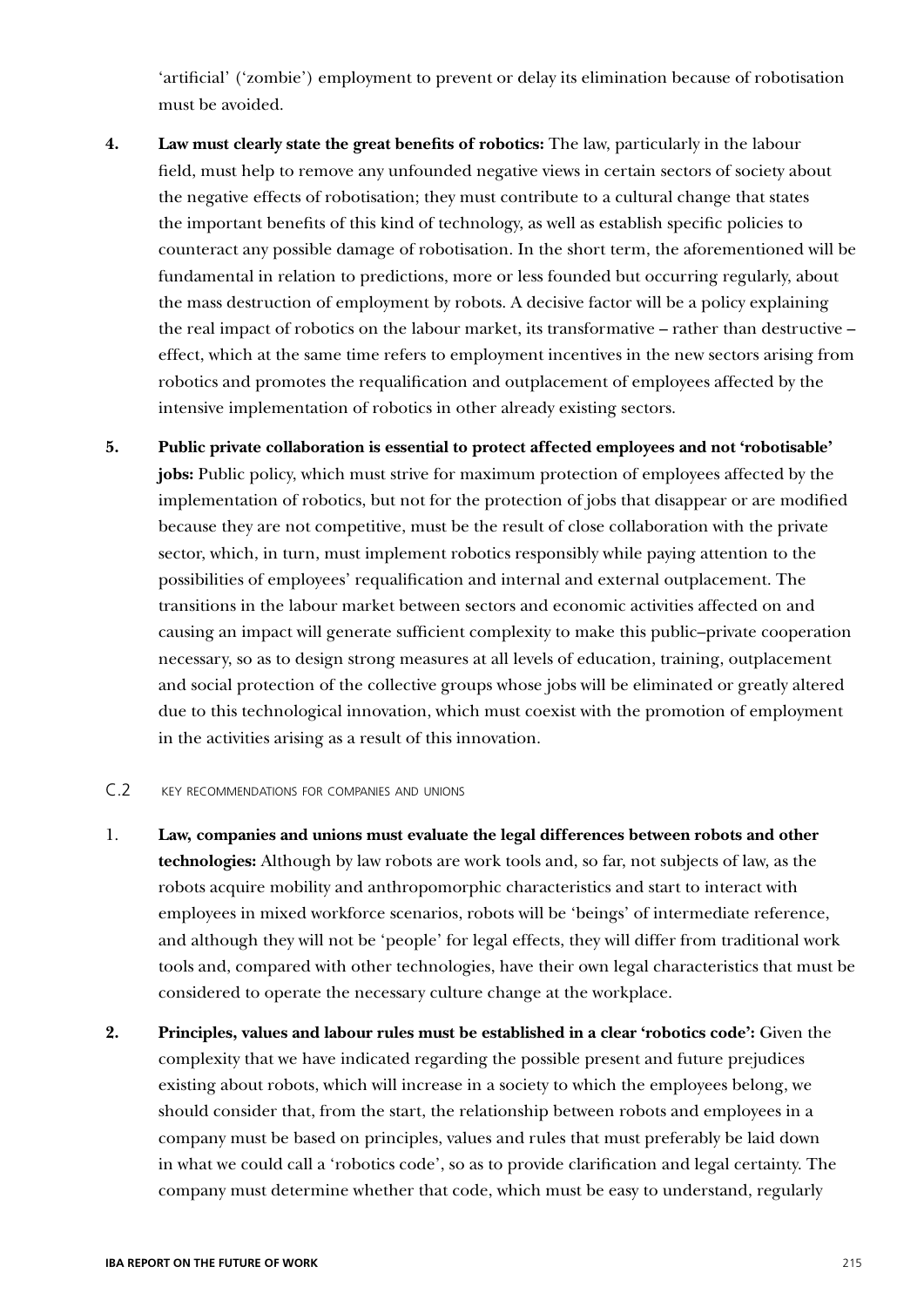'artificial' ('zombie') employment to prevent or delay its elimination because of robotisation must be avoided.

4. **Law must clearly state the great benefits of robotics:** The law, particularly in the labour field, must help to remove any unfounded negative views in certain sectors of society about the negative effects of robotisation; they must contribute to a cultural change that states the important benefits of this kind of technology, as well as establish specific policies to counteract any possible damage of robotisation. In the short term, the aforementioned will be fundamental in relation to predictions, more or less founded but occurring regularly, about the mass destruction of employment by robots. A decisive factor will be a policy explaining the real impact of robotics on the labour market, its transformative – rather than destructive – effect, which at the same time refers to employment incentives in the new sectors arising from robotics and promotes the requalification and outplacement of employees affected by the intensive implementation of robotics in other already existing sectors.

5. **Public private collaboration is essential to protect affected employees and not 'robotisable' jobs:** Public policy, which must strive for maximum protection of employees affected by the implementation of robotics, but not for the protection of jobs that disappear or are modified because they are not competitive, must be the result of close collaboration with the private sector, which, in turn, must implement robotics responsibly while paying attention to the possibilities of employees' requalification and internal and external outplacement. The transitions in the labour market between sectors and economic activities affected on and causing an impact will generate sufficient complexity to make this public–private cooperation necessary, so as to design strong measures at all levels of education, training, outplacement and social protection of the collective groups whose jobs will be eliminated or greatly altered due to this technological innovation, which must coexist with the promotion of employment in the activities arising as a result of this innovation.

### C.2 KEY RECOMMENDATIONS FOR COMPANIES AND UNIONS

1. **Law, companies and unions must evaluate the legal differences between robots and other technologies:** Although by law robots are work tools and, so far, not subjects of law, as the robots acquire mobility and anthropomorphic characteristics and start to interact with employees in mixed workforce scenarios, robots will be 'beings' of intermediate reference, and although they will not be 'people' for legal effects, they will differ from traditional work tools and, compared with other technologies, have their own legal characteristics that must be considered to operate the necessary culture change at the workplace.

2. **Principles, values and labour rules must be established in a clear 'robotics code':** Given the complexity that we have indicated regarding the possible present and future prejudices existing about robots, which will increase in a society to which the employees belong, we should consider that, from the start, the relationship between robots and employees in a company must be based on principles, values and rules that must preferably be laid down in what we could call a 'robotics code', so as to provide clarification and legal certainty. The company must determine whether that code, which must be easy to understand, regularly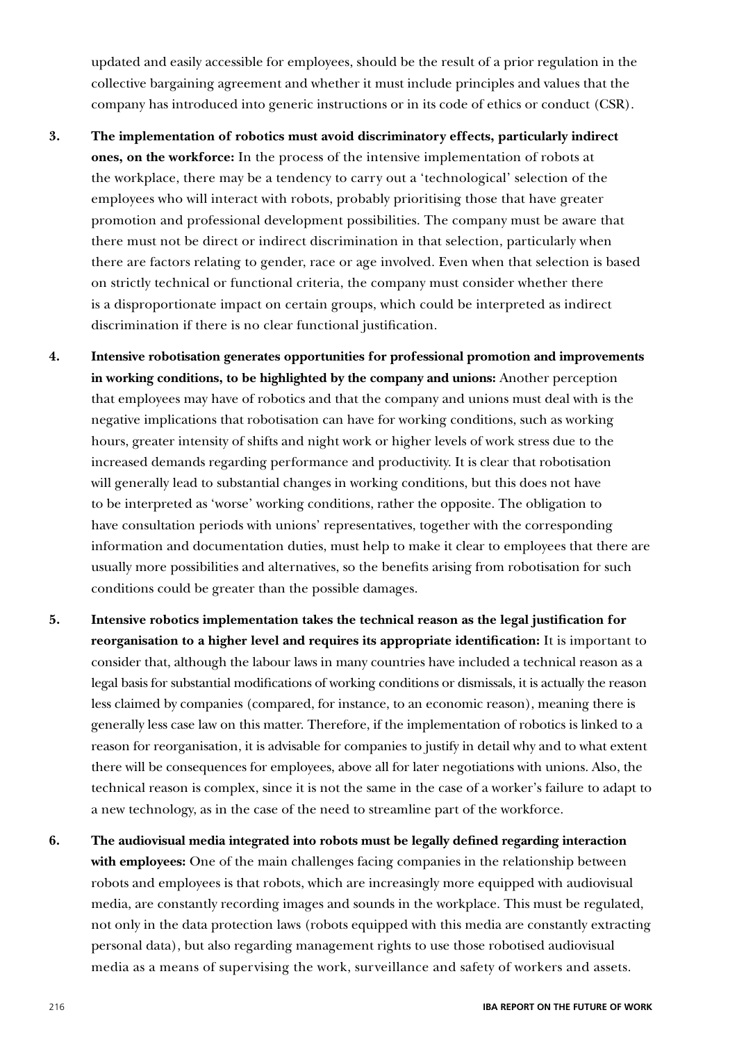updated and easily accessible for employees, should be the result of a prior regulation in the collective bargaining agreement and whether it must include principles and values that the company has introduced into generic instructions or in its code of ethics or conduct (CSR).

3. **The implementation of robotics must avoid discriminatory effects, particularly indirect ones, on the workforce:** In the process of the intensive implementation of robots at the workplace, there may be a tendency to carry out a 'technological' selection of the employees who will interact with robots, probably prioritising those that have greater promotion and professional development possibilities. The company must be aware that there must not be direct or indirect discrimination in that selection, particularly when there are factors relating to gender, race or age involved. Even when that selection is based on strictly technical or functional criteria, the company must consider whether there is a disproportionate impact on certain groups, which could be interpreted as indirect discrimination if there is no clear functional justification.

4. **Intensive robotisation generates opportunities for professional promotion and improvements in working conditions, to be highlighted by the company and unions:** Another perception that employees may have of robotics and that the company and unions must deal with is the negative implications that robotisation can have for working conditions, such as working hours, greater intensity of shifts and night work or higher levels of work stress due to the increased demands regarding performance and productivity. It is clear that robotisation will generally lead to substantial changes in working conditions, but this does not have to be interpreted as 'worse' working conditions, rather the opposite. The obligation to have consultation periods with unions' representatives, together with the corresponding information and documentation duties, must help to make it clear to employees that there are usually more possibilities and alternatives, so the benefits arising from robotisation for such conditions could be greater than the possible damages.

5. **Intensive robotics implementation takes the technical reason as the legal justification for reorganisation to a higher level and requires its appropriate identification:** It is important to consider that, although the labour laws in many countries have included a technical reason as a legal basis for substantial modifications of working conditions or dismissals, it is actually the reason less claimed by companies (compared, for instance, to an economic reason), meaning there is generally less case law on this matter. Therefore, if the implementation of robotics is linked to a reason for reorganisation, it is advisable for companies to justify in detail why and to what extent there will be consequences for employees, above all for later negotiations with unions. Also, the technical reason is complex, since it is not the same in the case of a worker's failure to adapt to a new technology, as in the case of the need to streamline part of the workforce.

6. **The audiovisual media integrated into robots must be legally defined regarding interaction with employees:** One of the main challenges facing companies in the relationship between robots and employees is that robots, which are increasingly more equipped with audiovisual media, are constantly recording images and sounds in the workplace. This must be regulated, not only in the data protection laws (robots equipped with this media are constantly extracting personal data), but also regarding management rights to use those robotised audiovisual media as a means of supervising the work, surveillance and safety of workers and assets.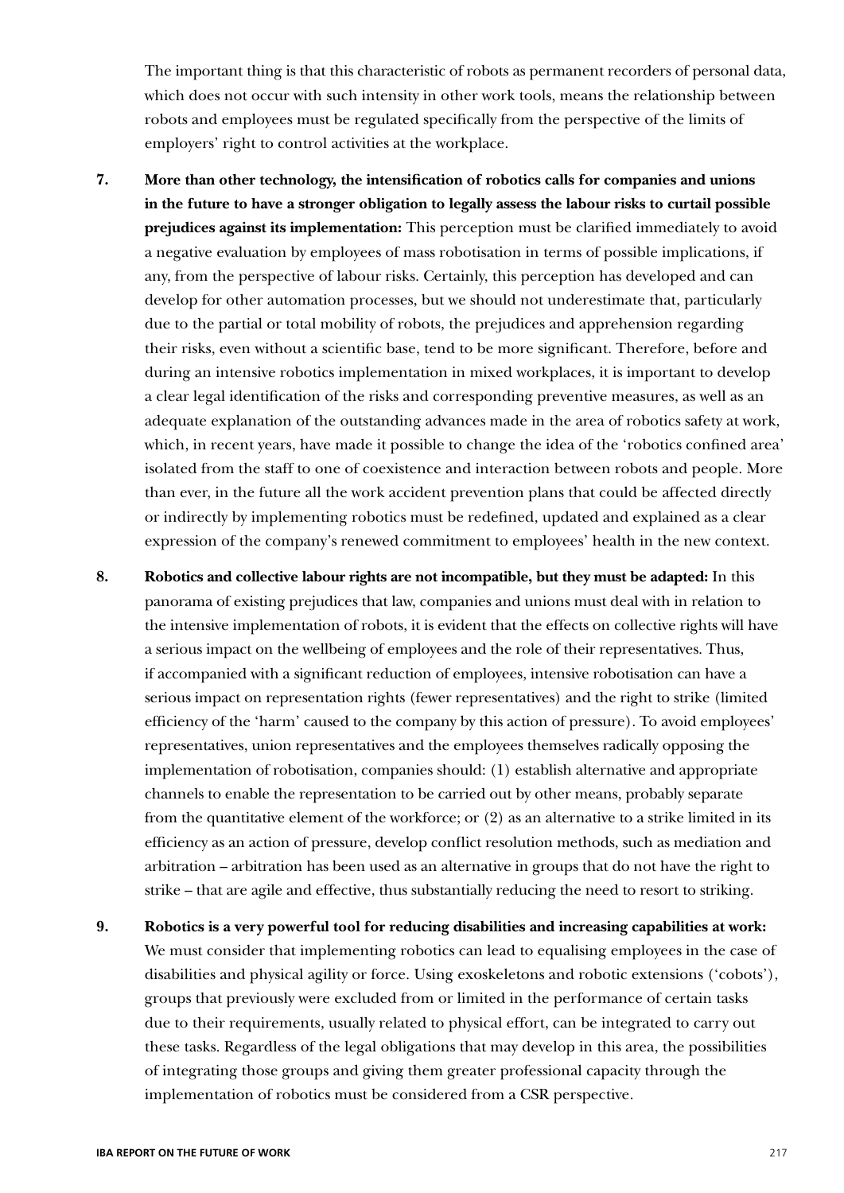The important thing is that this characteristic of robots as permanent recorders of personal data, which does not occur with such intensity in other work tools, means the relationship between robots and employees must be regulated specifically from the perspective of the limits of employers' right to control activities at the workplace.

7. **More than other technology, the intensification of robotics calls for companies and unions in the future to have a stronger obligation to legally assess the labour risks to curtail possible prejudices against its implementation:** This perception must be clarified immediately to avoid a negative evaluation by employees of mass robotisation in terms of possible implications, if any, from the perspective of labour risks. Certainly, this perception has developed and can develop for other automation processes, but we should not underestimate that, particularly due to the partial or total mobility of robots, the prejudices and apprehension regarding their risks, even without a scientific base, tend to be more significant. Therefore, before and during an intensive robotics implementation in mixed workplaces, it is important to develop a clear legal identification of the risks and corresponding preventive measures, as well as an adequate explanation of the outstanding advances made in the area of robotics safety at work, which, in recent years, have made it possible to change the idea of the 'robotics confined area' isolated from the staff to one of coexistence and interaction between robots and people. More than ever, in the future all the work accident prevention plans that could be affected directly or indirectly by implementing robotics must be redefined, updated and explained as a clear expression of the company's renewed commitment to employees' health in the new context.

8. **Robotics and collective labour rights are not incompatible, but they must be adapted:** In this panorama of existing prejudices that law, companies and unions must deal with in relation to the intensive implementation of robots, it is evident that the effects on collective rights will have a serious impact on the wellbeing of employees and the role of their representatives. Thus, if accompanied with a significant reduction of employees, intensive robotisation can have a serious impact on representation rights (fewer representatives) and the right to strike (limited efficiency of the 'harm' caused to the company by this action of pressure). To avoid employees' representatives, union representatives and the employees themselves radically opposing the implementation of robotisation, companies should: (1) establish alternative and appropriate channels to enable the representation to be carried out by other means, probably separate from the quantitative element of the workforce; or (2) as an alternative to a strike limited in its efficiency as an action of pressure, develop conflict resolution methods, such as mediation and arbitration – arbitration has been used as an alternative in groups that do not have the right to strike – that are agile and effective, thus substantially reducing the need to resort to striking.

9. **Robotics is a very powerful tool for reducing disabilities and increasing capabilities at work:** We must consider that implementing robotics can lead to equalising employees in the case of disabilities and physical agility or force. Using exoskeletons and robotic extensions ('cobots'), groups that previously were excluded from or limited in the performance of certain tasks due to their requirements, usually related to physical effort, can be integrated to carry out these tasks. Regardless of the legal obligations that may develop in this area, the possibilities of integrating those groups and giving them greater professional capacity through the implementation of robotics must be considered from a CSR perspective.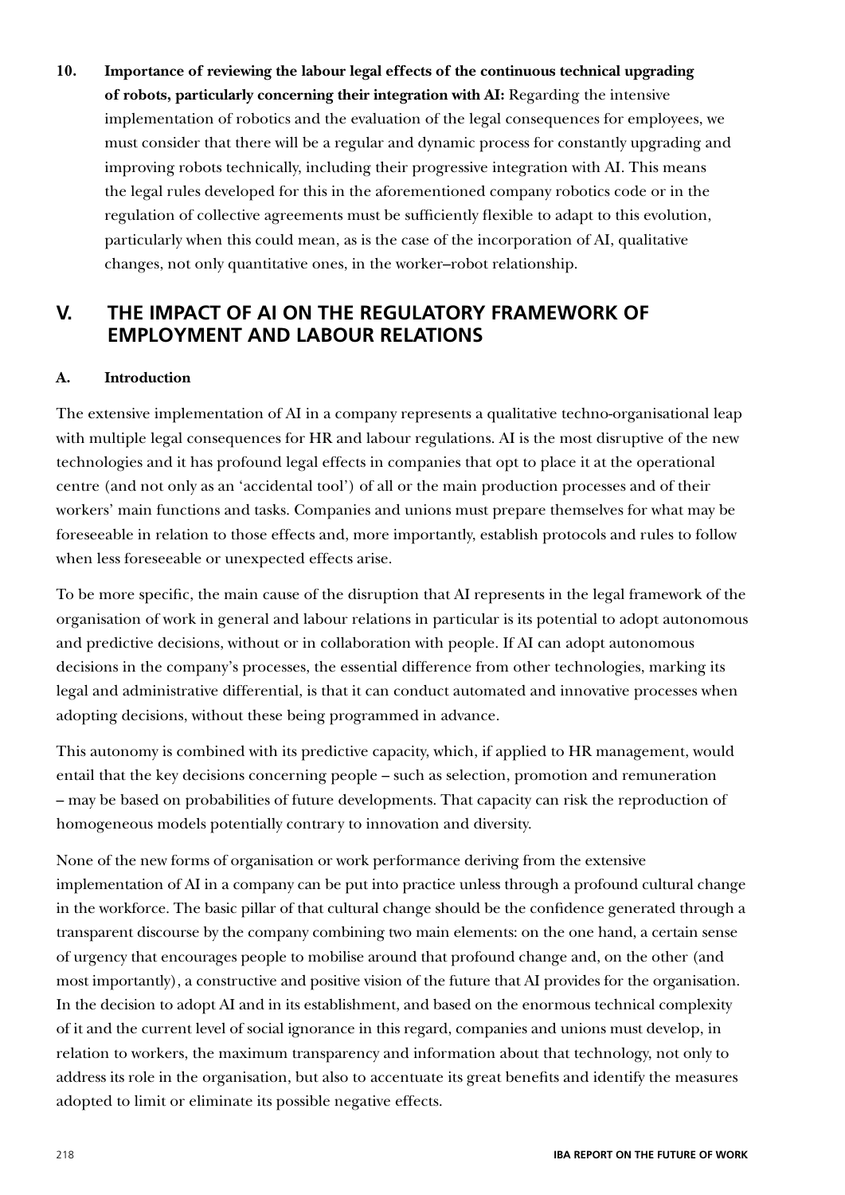10. **Importance of reviewing the labour legal effects of the continuous technical upgrading of robots, particularly concerning their integration with AI:** Regarding the intensive implementation of robotics and the evaluation of the legal consequences for employees, we must consider that there will be a regular and dynamic process for constantly upgrading and improving robots technically, including their progressive integration with AI. This means the legal rules developed for this in the aforementioned company robotics code or in the regulation of collective agreements must be sufficiently flexible to adapt to this evolution, particularly when this could mean, as is the case of the incorporation of AI, qualitative changes, not only quantitative ones, in the worker–robot relationship.

## V. THE IMPACT OF AI ON THE REGULATORY FRAMEWORK OF EMPLOYMENT AND LABOUR RELATIONS

### A. Introduction

The extensive implementation of AI in a company represents a qualitative techno-organisational leap with multiple legal consequences for HR and labour regulations. AI is the most disruptive of the new technologies and it has profound legal effects in companies that opt to place it at the operational centre (and not only as an 'accidental tool') of all or the main production processes and of their workers' main functions and tasks. Companies and unions must prepare themselves for what may be foreseeable in relation to those effects and, more importantly, establish protocols and rules to follow when less foreseeable or unexpected effects arise.

To be more specific, the main cause of the disruption that AI represents in the legal framework of the organisation of work in general and labour relations in particular is its potential to adopt autonomous and predictive decisions, without or in collaboration with people. If AI can adopt autonomous decisions in the company's processes, the essential difference from other technologies, marking its legal and administrative differential, is that it can conduct automated and innovative processes when adopting decisions, without these being programmed in advance.

This autonomy is combined with its predictive capacity, which, if applied to HR management, would entail that the key decisions concerning people – such as selection, promotion and remuneration – may be based on probabilities of future developments. That capacity can risk the reproduction of homogeneous models potentially contrary to innovation and diversity.

None of the new forms of organisation or work performance deriving from the extensive implementation of AI in a company can be put into practice unless through a profound cultural change in the workforce. The basic pillar of that cultural change should be the confidence generated through a transparent discourse by the company combining two main elements: on the one hand, a certain sense of urgency that encourages people to mobilise around that profound change and, on the other (and most importantly), a constructive and positive vision of the future that AI provides for the organisation. In the decision to adopt AI and in its establishment, and based on the enormous technical complexity of it and the current level of social ignorance in this regard, companies and unions must develop, in relation to workers, the maximum transparency and information about that technology, not only to address its role in the organisation, but also to accentuate its great benefits and identify the measures adopted to limit or eliminate its possible negative effects.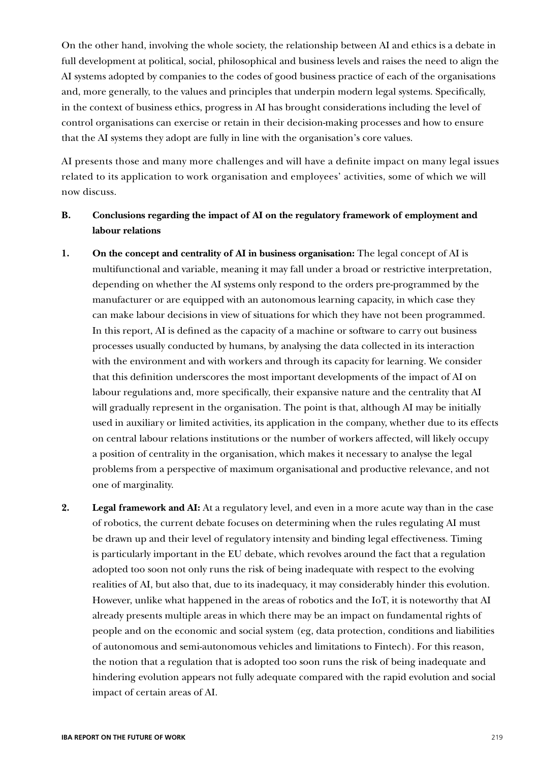On the other hand, involving the whole society, the relationship between AI and ethics is a debate in full development at political, social, philosophical and business levels and raises the need to align the AI systems adopted by companies to the codes of good business practice of each of the organisations and, more generally, to the values and principles that underpin modern legal systems. Specifically, in the context of business ethics, progress in AI has brought considerations including the level of control organisations can exercise or retain in their decision-making processes and how to ensure that the AI systems they adopt are fully in line with the organisation's core values.

AI presents those and many more challenges and will have a definite impact on many legal issues related to its application to work organisation and employees' activities, some of which we will now discuss.

## B. Conclusions regarding the impact of AI on the regulatory framework of employment and labour relations

1. **On the concept and centrality of AI in business organisation:** The legal concept of AI is multifunctional and variable, meaning it may fall under a broad or restrictive interpretation, depending on whether the AI systems only respond to the orders pre-programmed by the manufacturer or are equipped with an autonomous learning capacity, in which case they can make labour decisions in view of situations for which they have not been programmed. In this report, AI is defined as the capacity of a machine or software to carry out business processes usually conducted by humans, by analysing the data collected in its interaction with the environment and with workers and through its capacity for learning. We consider that this definition underscores the most important developments of the impact of AI on labour regulations and, more specifically, their expansive nature and the centrality that AI will gradually represent in the organisation. The point is that, although AI may be initially used in auxiliary or limited activities, its application in the company, whether due to its effects on central labour relations institutions or the number of workers affected, will likely occupy a position of centrality in the organisation, which makes it necessary to analyse the legal problems from a perspective of maximum organisational and productive relevance, and not one of marginality.

2. **Legal framework and AI:** At a regulatory level, and even in a more acute way than in the case of robotics, the current debate focuses on determining when the rules regulating AI must be drawn up and their level of regulatory intensity and binding legal effectiveness. Timing is particularly important in the EU debate, which revolves around the fact that a regulation adopted too soon not only runs the risk of being inadequate with respect to the evolving realities of AI, but also that, due to its inadequacy, it may considerably hinder this evolution. However, unlike what happened in the areas of robotics and the IoT, it is noteworthy that AI already presents multiple areas in which there may be an impact on fundamental rights of people and on the economic and social system (eg, data protection, conditions and liabilities of autonomous and semi-autonomous vehicles and limitations to Fintech). For this reason, the notion that a regulation that is adopted too soon runs the risk of being inadequate and hindering evolution appears not fully adequate compared with the rapid evolution and social impact of certain areas of AI.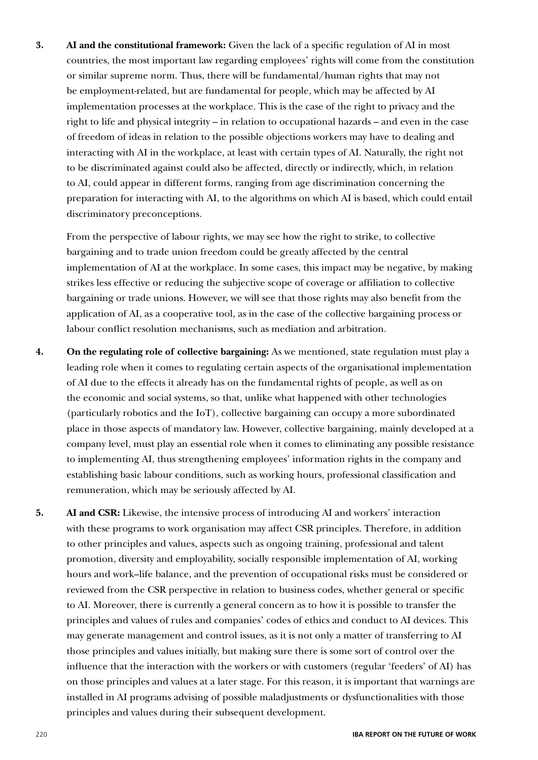3. **AI and the constitutional framework:** Given the lack of a specific regulation of AI in most countries, the most important law regarding employees' rights will come from the constitution or similar supreme norm. Thus, there will be fundamental/human rights that may not be employment-related, but are fundamental for people, which may be affected by AI implementation processes at the workplace. This is the case of the right to privacy and the right to life and physical integrity – in relation to occupational hazards – and even in the case of freedom of ideas in relation to the possible objections workers may have to dealing and interacting with AI in the workplace, at least with certain types of AI. Naturally, the right not to be discriminated against could also be affected, directly or indirectly, which, in relation to AI, could appear in different forms, ranging from age discrimination concerning the preparation for interacting with AI, to the algorithms on which AI is based, which could entail discriminatory preconceptions.

   From the perspective of labour rights, we may see how the right to strike, to collective bargaining and to trade union freedom could be greatly affected by the central implementation of AI at the workplace. In some cases, this impact may be negative, by making strikes less effective or reducing the subjective scope of coverage or affiliation to collective bargaining or trade unions. However, we will see that those rights may also benefit from the application of AI, as a cooperative tool, as in the case of the collective bargaining process or labour conflict resolution mechanisms, such as mediation and arbitration.

4. **On the regulating role of collective bargaining:** As we mentioned, state regulation must play a leading role when it comes to regulating certain aspects of the organisational implementation of AI due to the effects it already has on the fundamental rights of people, as well as on the economic and social systems, so that, unlike what happened with other technologies (particularly robotics and the IoT), collective bargaining can occupy a more subordinated place in those aspects of mandatory law. However, collective bargaining, mainly developed at a company level, must play an essential role when it comes to eliminating any possible resistance to implementing AI, thus strengthening employees' information rights in the company and establishing basic labour conditions, such as working hours, professional classification and remuneration, which may be seriously affected by AI.

5. **AI and CSR:** Likewise, the intensive process of introducing AI and workers' interaction with these programs to work organisation may affect CSR principles. Therefore, in addition to other principles and values, aspects such as ongoing training, professional and talent promotion, diversity and employability, socially responsible implementation of AI, working hours and work–life balance, and the prevention of occupational risks must be considered or reviewed from the CSR perspective in relation to business codes, whether general or specific to AI. Moreover, there is currently a general concern as to how it is possible to transfer the principles and values of rules and companies' codes of ethics and conduct to AI devices. This may generate management and control issues, as it is not only a matter of transferring to AI those principles and values initially, but making sure there is some sort of control over the influence that the interaction with the workers or with customers (regular 'feeders' of AI) has on those principles and values at a later stage. For this reason, it is important that warnings are installed in AI programs advising of possible maladjustments or dysfunctionalities with those principles and values during their subsequent development.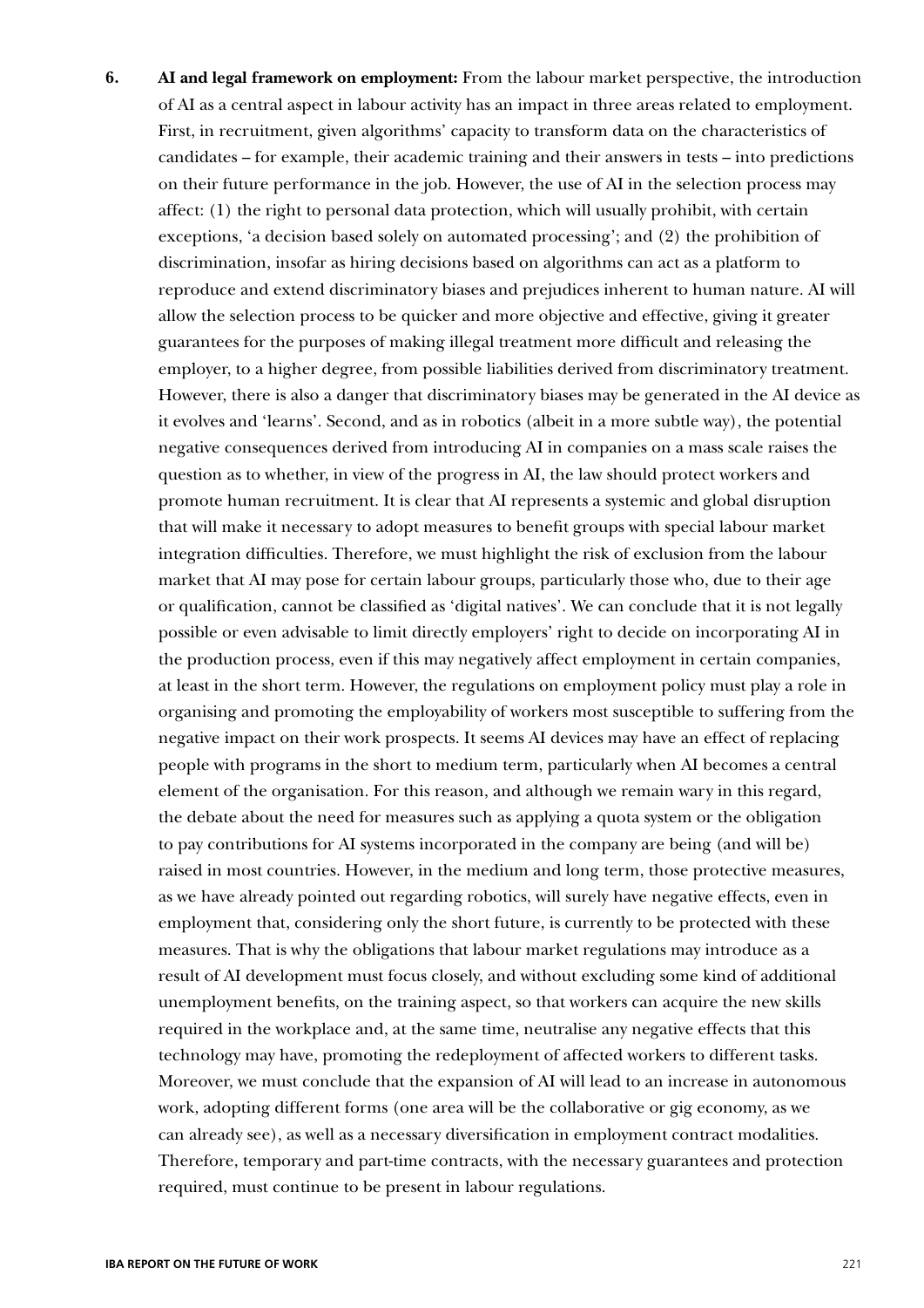6. **AI and legal framework on employment:** From the labour market perspective, the introduction of AI as a central aspect in labour activity has an impact in three areas related to employment. First, in recruitment, given algorithms' capacity to transform data on the characteristics of candidates – for example, their academic training and their answers in tests – into predictions on their future performance in the job. However, the use of AI in the selection process may affect: (1) the right to personal data protection, which will usually prohibit, with certain exceptions, 'a decision based solely on automated processing'; and (2) the prohibition of discrimination, insofar as hiring decisions based on algorithms can act as a platform to reproduce and extend discriminatory biases and prejudices inherent to human nature. AI will allow the selection process to be quicker and more objective and effective, giving it greater guarantees for the purposes of making illegal treatment more difficult and releasing the employer, to a higher degree, from possible liabilities derived from discriminatory treatment. However, there is also a danger that discriminatory biases may be generated in the AI device as it evolves and 'learns'. Second, and as in robotics (albeit in a more subtle way), the potential negative consequences derived from introducing AI in companies on a mass scale raises the question as to whether, in view of the progress in AI, the law should protect workers and promote human recruitment. It is clear that AI represents a systemic and global disruption that will make it necessary to adopt measures to benefit groups with special labour market integration difficulties. Therefore, we must highlight the risk of exclusion from the labour market that AI may pose for certain labour groups, particularly those who, due to their age or qualification, cannot be classified as 'digital natives'. We can conclude that it is not legally possible or even advisable to limit directly employers' right to decide on incorporating AI in the production process, even if this may negatively affect employment in certain companies, at least in the short term. However, the regulations on employment policy must play a role in organising and promoting the employability of workers most susceptible to suffering from the negative impact on their work prospects. It seems AI devices may have an effect of replacing people with programs in the short to medium term, particularly when AI becomes a central element of the organisation. For this reason, and although we remain wary in this regard, the debate about the need for measures such as applying a quota system or the obligation to pay contributions for AI systems incorporated in the company are being (and will be) raised in most countries. However, in the medium and long term, those protective measures, as we have already pointed out regarding robotics, will surely have negative effects, even in employment that, considering only the short future, is currently to be protected with these measures. That is why the obligations that labour market regulations may introduce as a result of AI development must focus closely, and without excluding some kind of additional unemployment benefits, on the training aspect, so that workers can acquire the new skills required in the workplace and, at the same time, neutralise any negative effects that this technology may have, promoting the redeployment of affected workers to different tasks. Moreover, we must conclude that the expansion of AI will lead to an increase in autonomous work, adopting different forms (one area will be the collaborative or gig economy, as we can already see), as well as a necessary diversification in employment contract modalities. Therefore, temporary and part-time contracts, with the necessary guarantees and protection required, must continue to be present in labour regulations.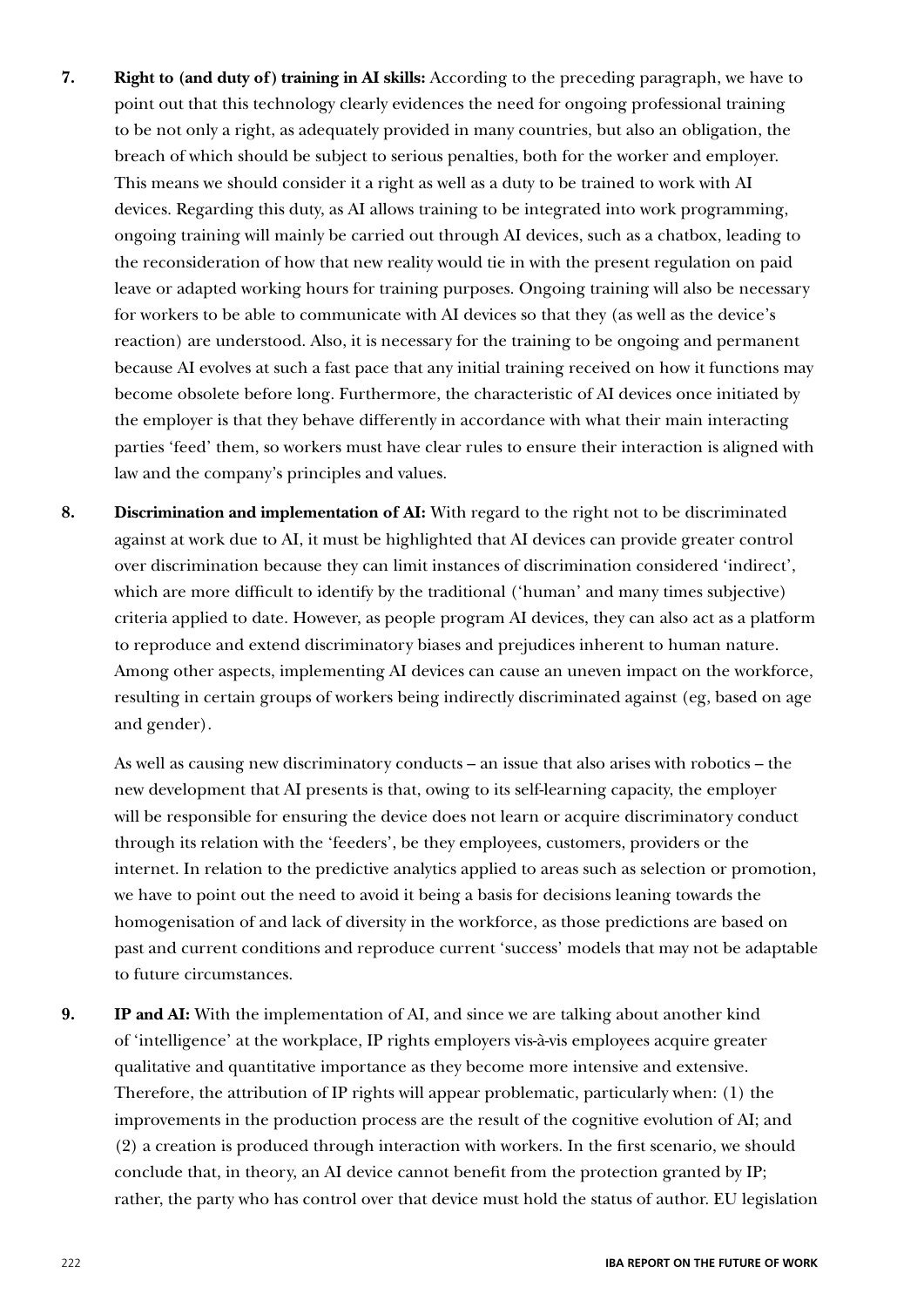7. **Right to (and duty of) training in AI skills:** According to the preceding paragraph, we have to point out that this technology clearly evidences the need for ongoing professional training to be not only a right, as adequately provided in many countries, but also an obligation, the breach of which should be subject to serious penalties, both for the worker and employer. This means we should consider it a right as well as a duty to be trained to work with AI devices. Regarding this duty, as AI allows training to be integrated into work programming, ongoing training will mainly be carried out through AI devices, such as a chatbox, leading to the reconsideration of how that new reality would tie in with the present regulation on paid leave or adapted working hours for training purposes. Ongoing training will also be necessary for workers to be able to communicate with AI devices so that they (as well as the device's reaction) are understood. Also, it is necessary for the training to be ongoing and permanent because AI evolves at such a fast pace that any initial training received on how it functions may become obsolete before long. Furthermore, the characteristic of AI devices once initiated by the employer is that they behave differently in accordance with what their main interacting parties 'feed' them, so workers must have clear rules to ensure their interaction is aligned with law and the company's principles and values.

8. **Discrimination and implementation of AI:** With regard to the right not to be discriminated against at work due to AI, it must be highlighted that AI devices can provide greater control over discrimination because they can limit instances of discrimination considered 'indirect', which are more difficult to identify by the traditional ('human' and many times subjective) criteria applied to date. However, as people program AI devices, they can also act as a platform to reproduce and extend discriminatory biases and prejudices inherent to human nature. Among other aspects, implementing AI devices can cause an uneven impact on the workforce, resulting in certain groups of workers being indirectly discriminated against (eg, based on age and gender).

   As well as causing new discriminatory conducts – an issue that also arises with robotics – the new development that AI presents is that, owing to its self-learning capacity, the employer will be responsible for ensuring the device does not learn or acquire discriminatory conduct through its relation with the 'feeders', be they employees, customers, providers or the internet. In relation to the predictive analytics applied to areas such as selection or promotion, we have to point out the need to avoid it being a basis for decisions leaning towards the homogenisation of and lack of diversity in the workforce, as those predictions are based on past and current conditions and reproduce current 'success' models that may not be adaptable to future circumstances.

9. **IP and AI:** With the implementation of AI, and since we are talking about another kind of 'intelligence' at the workplace, IP rights employers vis-à-vis employees acquire greater qualitative and quantitative importance as they become more intensive and extensive. Therefore, the attribution of IP rights will appear problematic, particularly when: (1) the improvements in the production process are the result of the cognitive evolution of AI; and (2) a creation is produced through interaction with workers. In the first scenario, we should conclude that, in theory, an AI device cannot benefit from the protection granted by IP; rather, the party who has control over that device must hold the status of author. EU legislation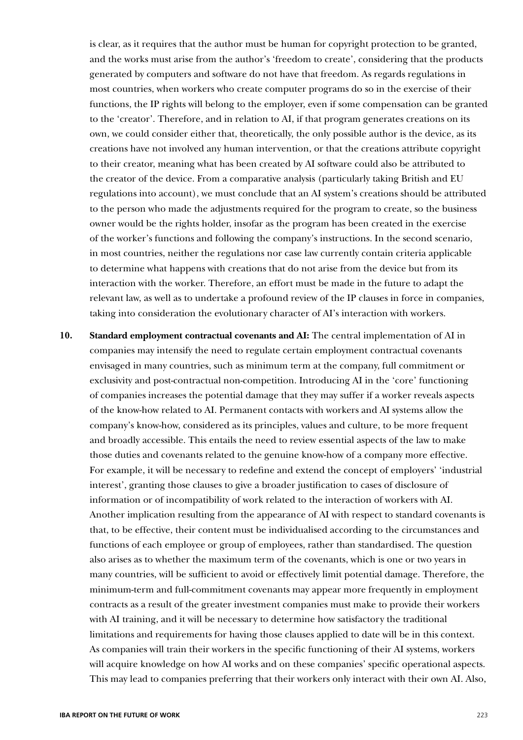is clear, as it requires that the author must be human for copyright protection to be granted, and the works must arise from the author's 'freedom to create', considering that the products generated by computers and software do not have that freedom. As regards regulations in most countries, when workers who create computer programs do so in the exercise of their functions, the IP rights will belong to the employer, even if some compensation can be granted to the 'creator'. Therefore, and in relation to AI, if that program generates creations on its own, we could consider either that, theoretically, the only possible author is the device, as its creations have not involved any human intervention, or that the creations attribute copyright to their creator, meaning what has been created by AI software could also be attributed to the creator of the device. From a comparative analysis (particularly taking British and EU regulations into account), we must conclude that an AI system's creations should be attributed to the person who made the adjustments required for the program to create, so the business owner would be the rights holder, insofar as the program has been created in the exercise of the worker's functions and following the company's instructions. In the second scenario, in most countries, neither the regulations nor case law currently contain criteria applicable to determine what happens with creations that do not arise from the device but from its interaction with the worker. Therefore, an effort must be made in the future to adapt the relevant law, as well as to undertake a profound review of the IP clauses in force in companies, taking into consideration the evolutionary character of AI's interaction with workers.

10. **Standard employment contractual covenants and AI:** The central implementation of AI in companies may intensify the need to regulate certain employment contractual covenants envisaged in many countries, such as minimum term at the company, full commitment or exclusivity and post-contractual non-competition. Introducing AI in the 'core' functioning of companies increases the potential damage that they may suffer if a worker reveals aspects of the know-how related to AI. Permanent contacts with workers and AI systems allow the company's know-how, considered as its principles, values and culture, to be more frequent and broadly accessible. This entails the need to review essential aspects of the law to make those duties and covenants related to the genuine know-how of a company more effective. For example, it will be necessary to redefine and extend the concept of employers' 'industrial interest', granting those clauses to give a broader justification to cases of disclosure of information or of incompatibility of work related to the interaction of workers with AI. Another implication resulting from the appearance of AI with respect to standard covenants is that, to be effective, their content must be individualised according to the circumstances and functions of each employee or group of employees, rather than standardised. The question also arises as to whether the maximum term of the covenants, which is one or two years in many countries, will be sufficient to avoid or effectively limit potential damage. Therefore, the minimum-term and full-commitment covenants may appear more frequently in employment contracts as a result of the greater investment companies must make to provide their workers with AI training, and it will be necessary to determine how satisfactory the traditional limitations and requirements for having those clauses applied to date will be in this context. As companies will train their workers in the specific functioning of their AI systems, workers will acquire knowledge on how AI works and on these companies' specific operational aspects. This may lead to companies preferring that their workers only interact with their own AI. Also,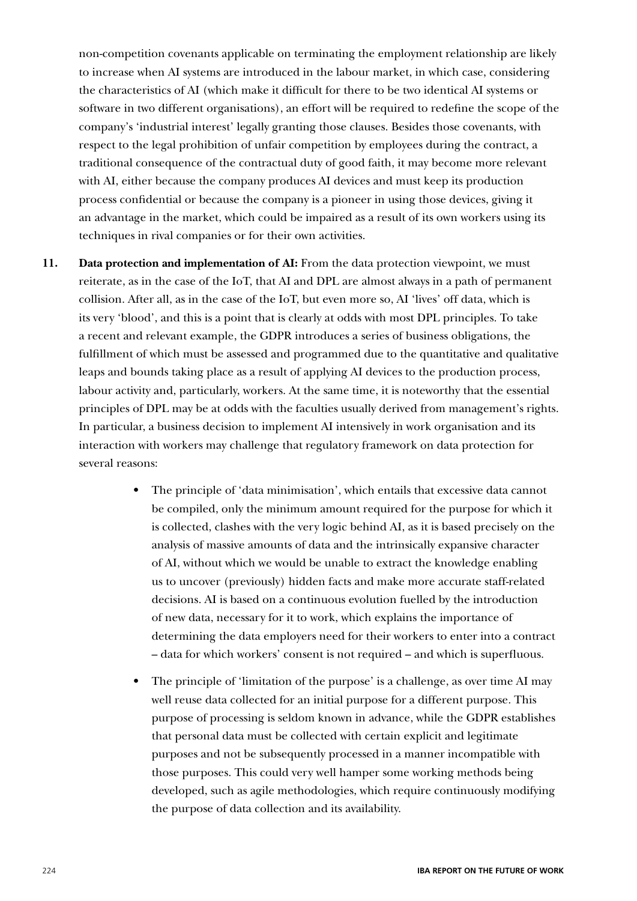non-competition covenants applicable on terminating the employment relationship are likely to increase when AI systems are introduced in the labour market, in which case, considering the characteristics of AI (which make it difficult for there to be two identical AI systems or software in two different organisations), an effort will be required to redefine the scope of the company's 'industrial interest' legally granting those clauses. Besides those covenants, with respect to the legal prohibition of unfair competition by employees during the contract, a traditional consequence of the contractual duty of good faith, it may become more relevant with AI, either because the company produces AI devices and must keep its production process confidential or because the company is a pioneer in using those devices, giving it an advantage in the market, which could be impaired as a result of its own workers using its techniques in rival companies or for their own activities.

11. **Data protection and implementation of AI:** From the data protection viewpoint, we must reiterate, as in the case of the IoT, that AI and DPL are almost always in a path of permanent collision. After all, as in the case of the IoT, but even more so, AI 'lives' off data, which is its very 'blood', and this is a point that is clearly at odds with most DPL principles. To take a recent and relevant example, the GDPR introduces a series of business obligations, the fulfillment of which must be assessed and programmed due to the quantitative and qualitative leaps and bounds taking place as a result of applying AI devices to the production process, labour activity and, particularly, workers. At the same time, it is noteworthy that the essential principles of DPL may be at odds with the faculties usually derived from management's rights. In particular, a business decision to implement AI intensively in work organisation and its interaction with workers may challenge that regulatory framework on data protection for several reasons:

    - The principle of 'data minimisation', which entails that excessive data cannot be compiled, only the minimum amount required for the purpose for which it is collected, clashes with the very logic behind AI, as it is based precisely on the analysis of massive amounts of data and the intrinsically expansive character of AI, without which we would be unable to extract the knowledge enabling us to uncover (previously) hidden facts and make more accurate staff-related decisions. AI is based on a continuous evolution fuelled by the introduction of new data, necessary for it to work, which explains the importance of determining the data employers need for their workers to enter into a contract – data for which workers' consent is not required – and which is superfluous.

    - The principle of 'limitation of the purpose' is a challenge, as over time AI may well reuse data collected for an initial purpose for a different purpose. This purpose of processing is seldom known in advance, while the GDPR establishes that personal data must be collected with certain explicit and legitimate purposes and not be subsequently processed in a manner incompatible with those purposes. This could very well hamper some working methods being developed, such as agile methodologies, which require continuously modifying the purpose of data collection and its availability.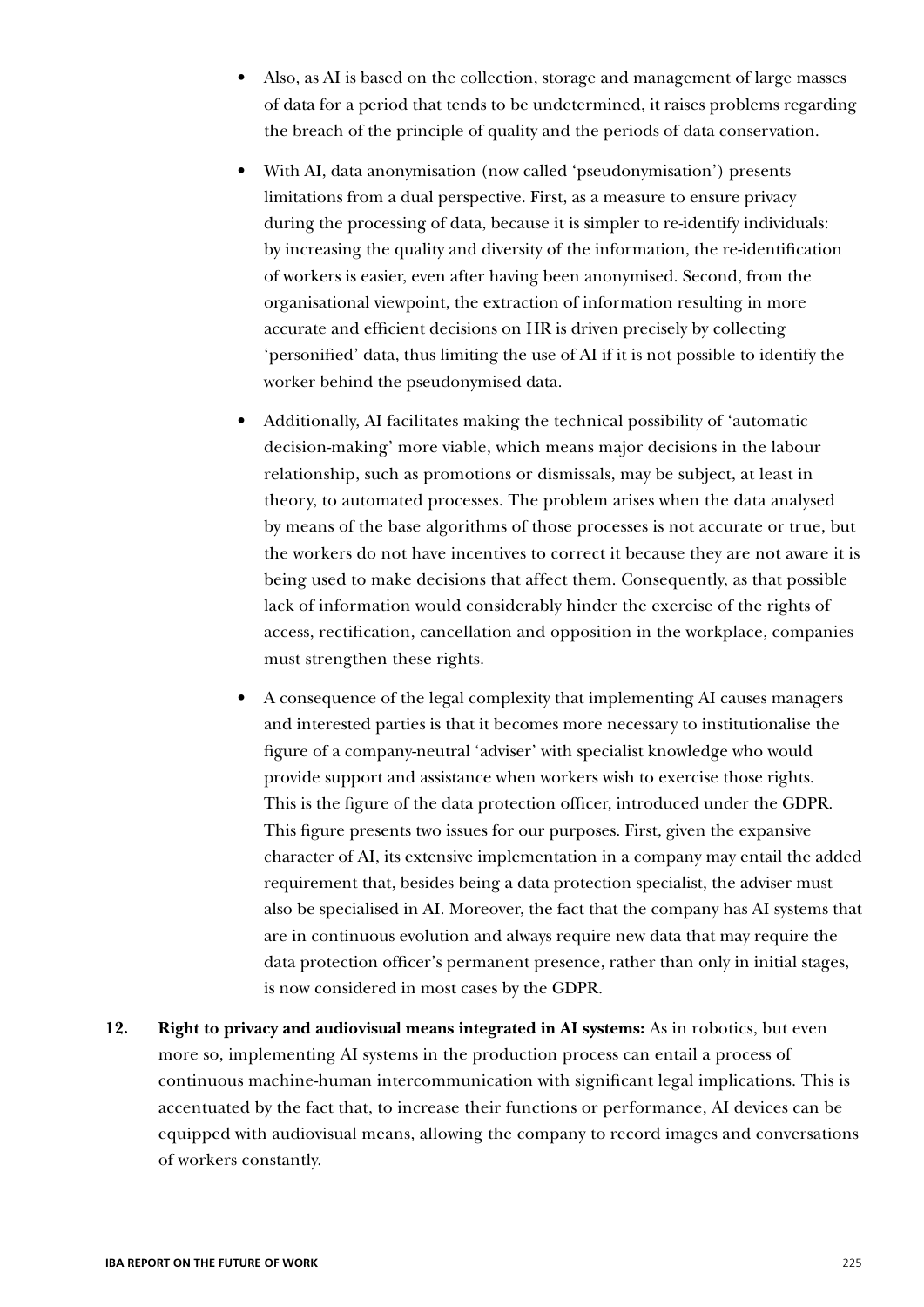- Also, as AI is based on the collection, storage and management of large masses of data for a period that tends to be undetermined, it raises problems regarding the breach of the principle of quality and the periods of data conservation.

- With AI, data anonymisation (now called 'pseudonymisation') presents limitations from a dual perspective. First, as a measure to ensure privacy during the processing of data, because it is simpler to re-identify individuals: by increasing the quality and diversity of the information, the re-identification of workers is easier, even after having been anonymised. Second, from the organisational viewpoint, the extraction of information resulting in more accurate and efficient decisions on HR is driven precisely by collecting 'personified' data, thus limiting the use of AI if it is not possible to identify the worker behind the pseudonymised data.

- Additionally, AI facilitates making the technical possibility of 'automatic decision-making' more viable, which means major decisions in the labour relationship, such as promotions or dismissals, may be subject, at least in theory, to automated processes. The problem arises when the data analysed by means of the base algorithms of those processes is not accurate or true, but the workers do not have incentives to correct it because they are not aware it is being used to make decisions that affect them. Consequently, as that possible lack of information would considerably hinder the exercise of the rights of access, rectification, cancellation and opposition in the workplace, companies must strengthen these rights.

- A consequence of the legal complexity that implementing AI causes managers and interested parties is that it becomes more necessary to institutionalise the figure of a company-neutral 'adviser' with specialist knowledge who would provide support and assistance when workers wish to exercise those rights. This is the figure of the data protection officer, introduced under the GDPR. This figure presents two issues for our purposes. First, given the expansive character of AI, its extensive implementation in a company may entail the added requirement that, besides being a data protection specialist, the adviser must also be specialised in AI. Moreover, the fact that the company has AI systems that are in continuous evolution and always require new data that may require the data protection officer's permanent presence, rather than only in initial stages, is now considered in most cases by the GDPR.

12. **Right to privacy and audiovisual means integrated in AI systems:** As in robotics, but even more so, implementing AI systems in the production process can entail a process of continuous machine-human intercommunication with significant legal implications. This is accentuated by the fact that, to increase their functions or performance, AI devices can be equipped with audiovisual means, allowing the company to record images and conversations of workers constantly.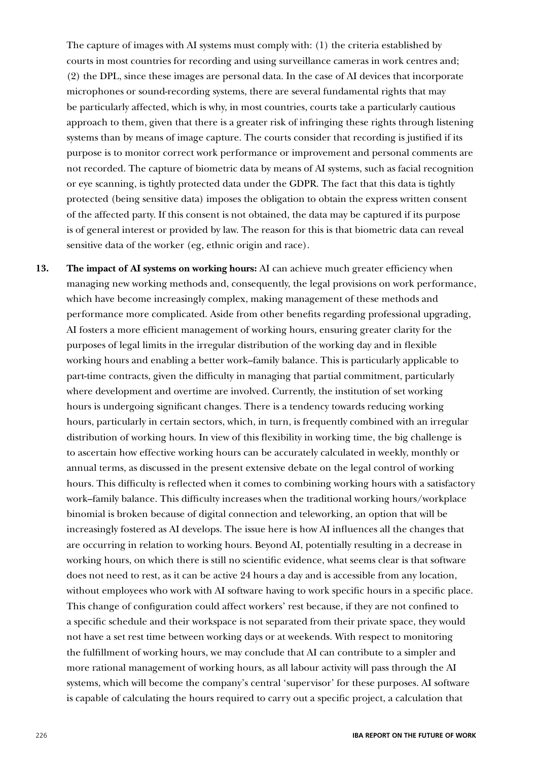The capture of images with AI systems must comply with: (1) the criteria established by courts in most countries for recording and using surveillance cameras in work centres and; (2) the DPL, since these images are personal data. In the case of AI devices that incorporate microphones or sound-recording systems, there are several fundamental rights that may be particularly affected, which is why, in most countries, courts take a particularly cautious approach to them, given that there is a greater risk of infringing these rights through listening systems than by means of image capture. The courts consider that recording is justified if its purpose is to monitor correct work performance or improvement and personal comments are not recorded. The capture of biometric data by means of AI systems, such as facial recognition or eye scanning, is tightly protected data under the GDPR. The fact that this data is tightly protected (being sensitive data) imposes the obligation to obtain the express written consent of the affected party. If this consent is not obtained, the data may be captured if its purpose is of general interest or provided by law. The reason for this is that biometric data can reveal sensitive data of the worker (eg, ethnic origin and race).

13. **The impact of AI systems on working hours:** AI can achieve much greater efficiency when managing new working methods and, consequently, the legal provisions on work performance, which have become increasingly complex, making management of these methods and performance more complicated. Aside from other benefits regarding professional upgrading, AI fosters a more efficient management of working hours, ensuring greater clarity for the purposes of legal limits in the irregular distribution of the working day and in flexible working hours and enabling a better work–family balance. This is particularly applicable to part-time contracts, given the difficulty in managing that partial commitment, particularly where development and overtime are involved. Currently, the institution of set working hours is undergoing significant changes. There is a tendency towards reducing working hours, particularly in certain sectors, which, in turn, is frequently combined with an irregular distribution of working hours. In view of this flexibility in working time, the big challenge is to ascertain how effective working hours can be accurately calculated in weekly, monthly or annual terms, as discussed in the present extensive debate on the legal control of working hours. This difficulty is reflected when it comes to combining working hours with a satisfactory work–family balance. This difficulty increases when the traditional working hours/workplace binomial is broken because of digital connection and teleworking, an option that will be increasingly fostered as AI develops. The issue here is how AI influences all the changes that are occurring in relation to working hours. Beyond AI, potentially resulting in a decrease in working hours, on which there is still no scientific evidence, what seems clear is that software does not need to rest, as it can be active 24 hours a day and is accessible from any location, without employees who work with AI software having to work specific hours in a specific place. This change of configuration could affect workers' rest because, if they are not confined to a specific schedule and their workspace is not separated from their private space, they would not have a set rest time between working days or at weekends. With respect to monitoring the fulfillment of working hours, we may conclude that AI can contribute to a simpler and more rational management of working hours, as all labour activity will pass through the AI systems, which will become the company's central 'supervisor' for these purposes. AI software is capable of calculating the hours required to carry out a specific project, a calculation that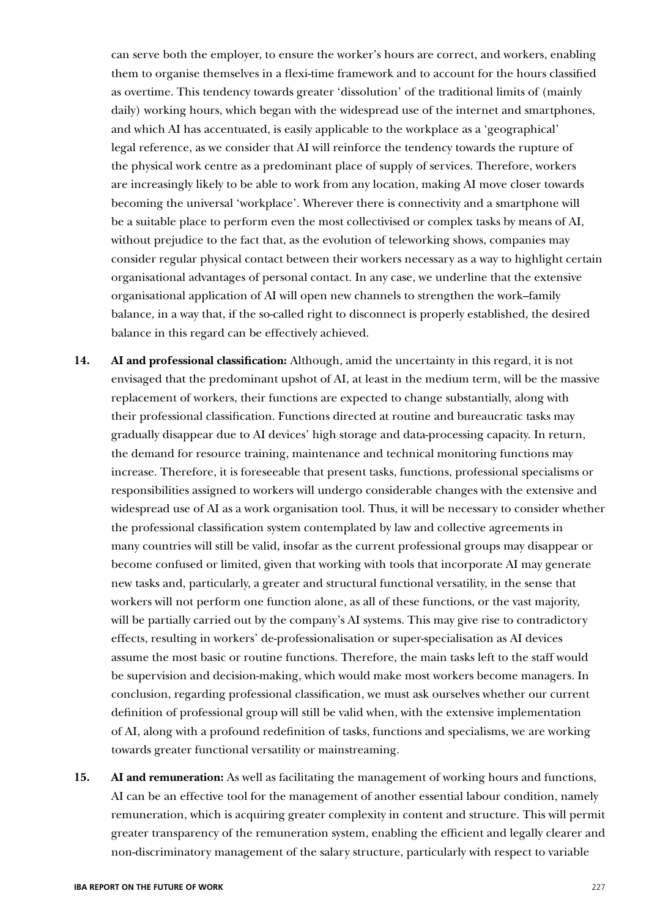can serve both the employer, to ensure the worker's hours are correct, and workers, enabling them to organise themselves in a flexi-time framework and to account for the hours classified as overtime. This tendency towards greater 'dissolution' of the traditional limits of (mainly daily) working hours, which began with the widespread use of the internet and smartphones, and which AI has accentuated, is easily applicable to the workplace as a 'geographical' legal reference, as we consider that AI will reinforce the tendency towards the rupture of the physical work centre as a predominant place of supply of services. Therefore, workers are increasingly likely to be able to work from any location, making AI move closer towards becoming the universal 'workplace'. Wherever there is connectivity and a smartphone will be a suitable place to perform even the most collectivised or complex tasks by means of AI, without prejudice to the fact that, as the evolution of teleworking shows, companies may consider regular physical contact between their workers necessary as a way to highlight certain organisational advantages of personal contact. In any case, we underline that the extensive organisational application of AI will open new channels to strengthen the work–family balance, in a way that, if the so-called right to disconnect is properly established, the desired balance in this regard can be effectively achieved.

14. **AI and professional classification:** Although, amid the uncertainty in this regard, it is not envisaged that the predominant upshot of AI, at least in the medium term, will be the massive replacement of workers, their functions are expected to change substantially, along with their professional classification. Functions directed at routine and bureaucratic tasks may gradually disappear due to AI devices' high storage and data-processing capacity. In return, the demand for resource training, maintenance and technical monitoring functions may increase. Therefore, it is foreseeable that present tasks, functions, professional specialisms or responsibilities assigned to workers will undergo considerable changes with the extensive and widespread use of AI as a work organisation tool. Thus, it will be necessary to consider whether the professional classification system contemplated by law and collective agreements in many countries will still be valid, insofar as the current professional groups may disappear or become confused or limited, given that working with tools that incorporate AI may generate new tasks and, particularly, a greater and structural functional versatility, in the sense that workers will not perform one function alone, as all of these functions, or the vast majority, will be partially carried out by the company's AI systems. This may give rise to contradictory effects, resulting in workers' de-professionalisation or super-specialisation as AI devices assume the most basic or routine functions. Therefore, the main tasks left to the staff would be supervision and decision-making, which would make most workers become managers. In conclusion, regarding professional classification, we must ask ourselves whether our current definition of professional group will still be valid when, with the extensive implementation of AI, along with a profound redefinition of tasks, functions and specialisms, we are working towards greater functional versatility or mainstreaming.

15. **AI and remuneration:** As well as facilitating the management of working hours and functions, AI can be an effective tool for the management of another essential labour condition, namely remuneration, which is acquiring greater complexity in content and structure. This will permit greater transparency of the remuneration system, enabling the efficient and legally clearer and non-discriminatory management of the salary structure, particularly with respect to variable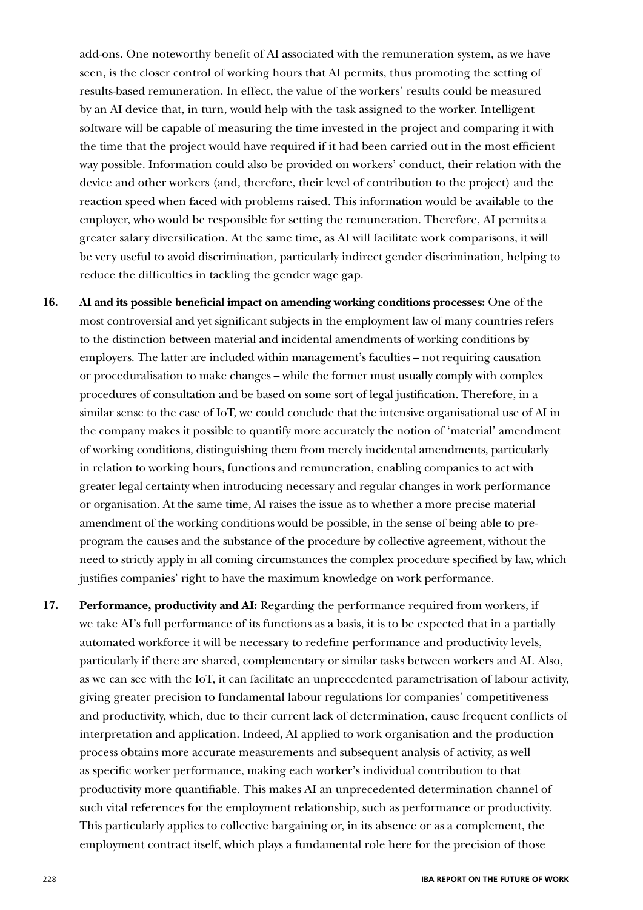add-ons. One noteworthy benefit of AI associated with the remuneration system, as we have seen, is the closer control of working hours that AI permits, thus promoting the setting of results-based remuneration. In effect, the value of the workers' results could be measured by an AI device that, in turn, would help with the task assigned to the worker. Intelligent software will be capable of measuring the time invested in the project and comparing it with the time that the project would have required if it had been carried out in the most efficient way possible. Information could also be provided on workers' conduct, their relation with the device and other workers (and, therefore, their level of contribution to the project) and the reaction speed when faced with problems raised. This information would be available to the employer, who would be responsible for setting the remuneration. Therefore, AI permits a greater salary diversification. At the same time, as AI will facilitate work comparisons, it will be very useful to avoid discrimination, particularly indirect gender discrimination, helping to reduce the difficulties in tackling the gender wage gap.

16. **AI and its possible beneficial impact on amending working conditions processes:** One of the most controversial and yet significant subjects in the employment law of many countries refers to the distinction between material and incidental amendments of working conditions by employers. The latter are included within management's faculties – not requiring causation or proceduralisation to make changes – while the former must usually comply with complex procedures of consultation and be based on some sort of legal justification. Therefore, in a similar sense to the case of IoT, we could conclude that the intensive organisational use of AI in the company makes it possible to quantify more accurately the notion of 'material' amendment of working conditions, distinguishing them from merely incidental amendments, particularly in relation to working hours, functions and remuneration, enabling companies to act with greater legal certainty when introducing necessary and regular changes in work performance or organisation. At the same time, AI raises the issue as to whether a more precise material amendment of the working conditions would be possible, in the sense of being able to pre-program the causes and the substance of the procedure by collective agreement, without the need to strictly apply in all coming circumstances the complex procedure specified by law, which justifies companies' right to have the maximum knowledge on work performance.

17. **Performance, productivity and AI:** Regarding the performance required from workers, if we take AI's full performance of its functions as a basis, it is to be expected that in a partially automated workforce it will be necessary to redefine performance and productivity levels, particularly if there are shared, complementary or similar tasks between workers and AI. Also, as we can see with the IoT, it can facilitate an unprecedented parametrisation of labour activity, giving greater precision to fundamental labour regulations for companies' competitiveness and productivity, which, due to their current lack of determination, cause frequent conflicts of interpretation and application. Indeed, AI applied to work organisation and the production process obtains more accurate measurements and subsequent analysis of activity, as well as specific worker performance, making each worker's individual contribution to that productivity more quantifiable. This makes AI an unprecedented determination channel of such vital references for the employment relationship, such as performance or productivity. This particularly applies to collective bargaining or, in its absence or as a complement, the employment contract itself, which plays a fundamental role here for the precision of those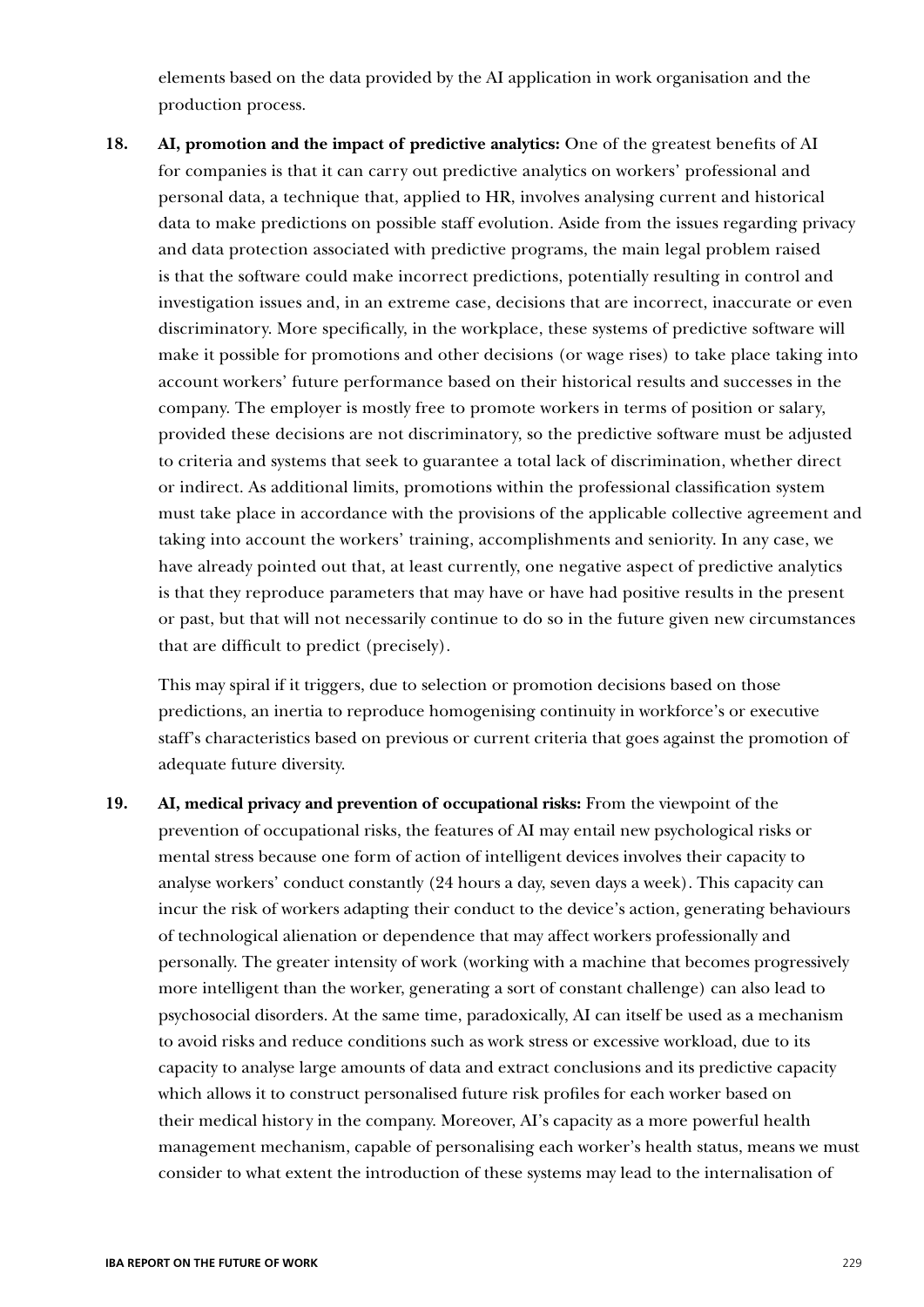elements based on the data provided by the AI application in work organisation and the production process.

18. **AI, promotion and the impact of predictive analytics:** One of the greatest benefits of AI for companies is that it can carry out predictive analytics on workers' professional and personal data, a technique that, applied to HR, involves analysing current and historical data to make predictions on possible staff evolution. Aside from the issues regarding privacy and data protection associated with predictive programs, the main legal problem raised is that the software could make incorrect predictions, potentially resulting in control and investigation issues and, in an extreme case, decisions that are incorrect, inaccurate or even discriminatory. More specifically, in the workplace, these systems of predictive software will make it possible for promotions and other decisions (or wage rises) to take place taking into account workers' future performance based on their historical results and successes in the company. The employer is mostly free to promote workers in terms of position or salary, provided these decisions are not discriminatory, so the predictive software must be adjusted to criteria and systems that seek to guarantee a total lack of discrimination, whether direct or indirect. As additional limits, promotions within the professional classification system must take place in accordance with the provisions of the applicable collective agreement and taking into account the workers' training, accomplishments and seniority. In any case, we have already pointed out that, at least currently, one negative aspect of predictive analytics is that they reproduce parameters that may have or have had positive results in the present or past, but that will not necessarily continue to do so in the future given new circumstances that are difficult to predict (precisely).

    This may spiral if it triggers, due to selection or promotion decisions based on those predictions, an inertia to reproduce homogenising continuity in workforce's or executive staff's characteristics based on previous or current criteria that goes against the promotion of adequate future diversity.

19. **AI, medical privacy and prevention of occupational risks:** From the viewpoint of the prevention of occupational risks, the features of AI may entail new psychological risks or mental stress because one form of action of intelligent devices involves their capacity to analyse workers' conduct constantly (24 hours a day, seven days a week). This capacity can incur the risk of workers adapting their conduct to the device's action, generating behaviours of technological alienation or dependence that may affect workers professionally and personally. The greater intensity of work (working with a machine that becomes progressively more intelligent than the worker, generating a sort of constant challenge) can also lead to psychosocial disorders. At the same time, paradoxically, AI can itself be used as a mechanism to avoid risks and reduce conditions such as work stress or excessive workload, due to its capacity to analyse large amounts of data and extract conclusions and its predictive capacity which allows it to construct personalised future risk profiles for each worker based on their medical history in the company. Moreover, AI's capacity as a more powerful health management mechanism, capable of personalising each worker's health status, means we must consider to what extent the introduction of these systems may lead to the internalisation of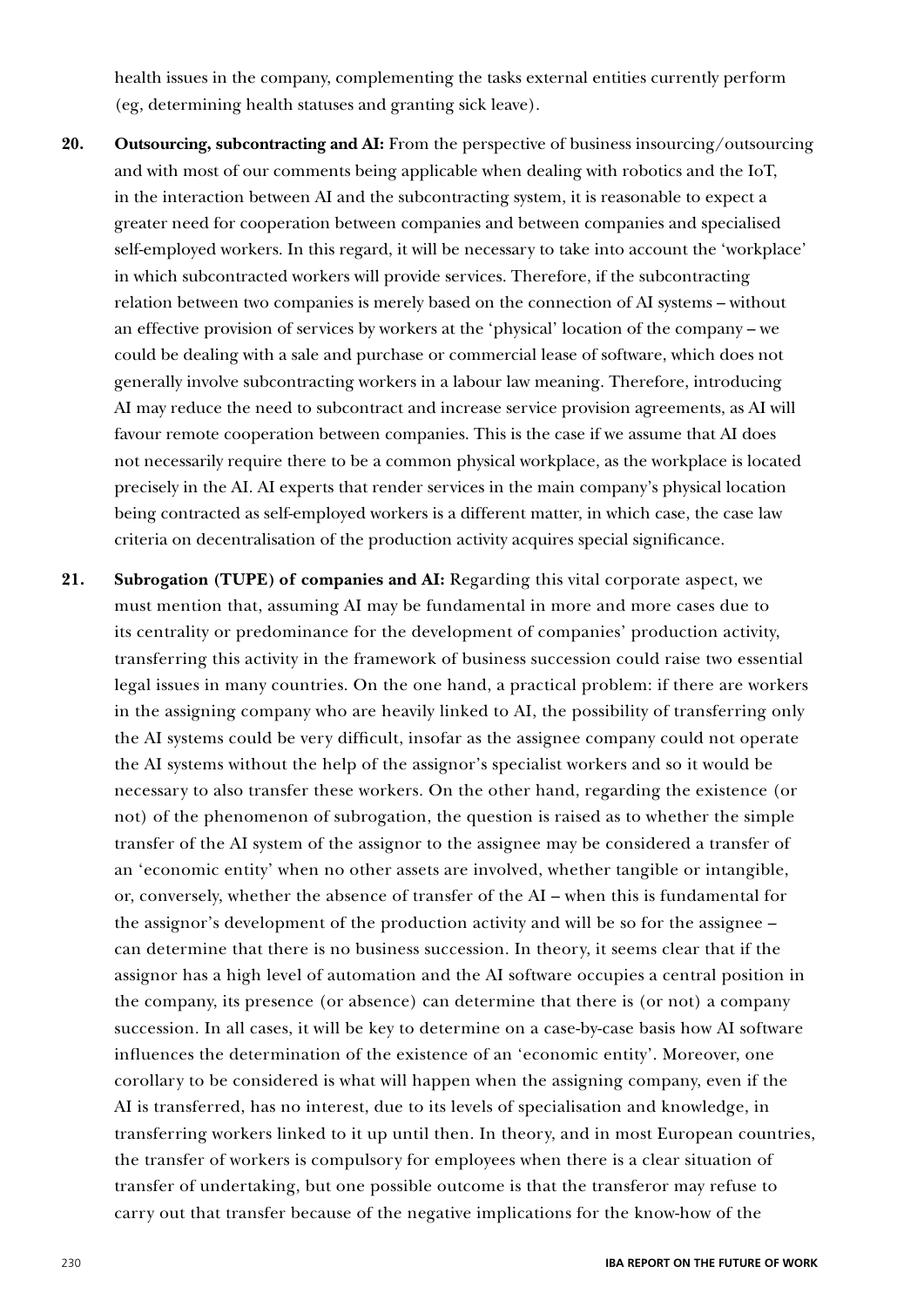health issues in the company, complementing the tasks external entities currently perform (eg, determining health statuses and granting sick leave).

20. **Outsourcing, subcontracting and AI:** From the perspective of business insourcing/outsourcing and with most of our comments being applicable when dealing with robotics and the IoT, in the interaction between AI and the subcontracting system, it is reasonable to expect a greater need for cooperation between companies and between companies and specialised self-employed workers. In this regard, it will be necessary to take into account the 'workplace' in which subcontracted workers will provide services. Therefore, if the subcontracting relation between two companies is merely based on the connection of AI systems – without an effective provision of services by workers at the 'physical' location of the company – we could be dealing with a sale and purchase or commercial lease of software, which does not generally involve subcontracting workers in a labour law meaning. Therefore, introducing AI may reduce the need to subcontract and increase service provision agreements, as AI will favour remote cooperation between companies. This is the case if we assume that AI does not necessarily require there to be a common physical workplace, as the workplace is located precisely in the AI. AI experts that render services in the main company's physical location being contracted as self-employed workers is a different matter, in which case, the case law criteria on decentralisation of the production activity acquires special significance.

21. **Subrogation (TUPE) of companies and AI:** Regarding this vital corporate aspect, we must mention that, assuming AI may be fundamental in more and more cases due to its centrality or predominance for the development of companies' production activity, transferring this activity in the framework of business succession could raise two essential legal issues in many countries. On the one hand, a practical problem: if there are workers in the assigning company who are heavily linked to AI, the possibility of transferring only the AI systems could be very difficult, insofar as the assignee company could not operate the AI systems without the help of the assignor's specialist workers and so it would be necessary to also transfer these workers. On the other hand, regarding the existence (or not) of the phenomenon of subrogation, the question is raised as to whether the simple transfer of the AI system of the assignor to the assignee may be considered a transfer of an 'economic entity' when no other assets are involved, whether tangible or intangible, or, conversely, whether the absence of transfer of the AI – when this is fundamental for the assignor's development of the production activity and will be so for the assignee – can determine that there is no business succession. In theory, it seems clear that if the assignor has a high level of automation and the AI software occupies a central position in the company, its presence (or absence) can determine that there is (or not) a company succession. In all cases, it will be key to determine on a case-by-case basis how AI software influences the determination of the existence of an 'economic entity'. Moreover, one corollary to be considered is what will happen when the assigning company, even if the AI is transferred, has no interest, due to its levels of specialisation and knowledge, in transferring workers linked to it up until then. In theory, and in most European countries, the transfer of workers is compulsory for employees when there is a clear situation of transfer of undertaking, but one possible outcome is that the transferor may refuse to carry out that transfer because of the negative implications for the know-how of the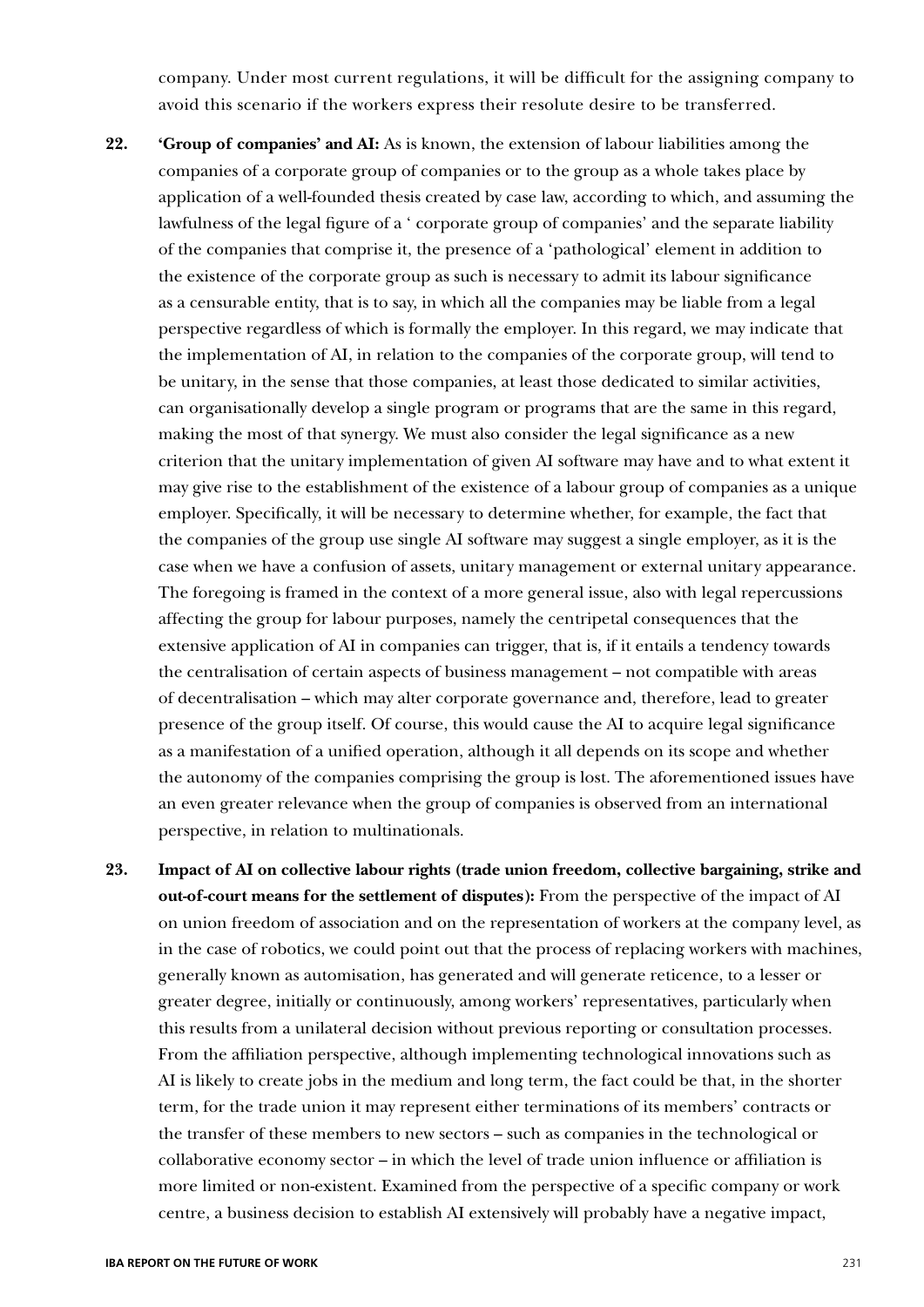company. Under most current regulations, it will be difficult for the assigning company to avoid this scenario if the workers express their resolute desire to be transferred.

22. **'Group of companies' and AI:** As is known, the extension of labour liabilities among the companies of a corporate group of companies or to the group as a whole takes place by application of a well-founded thesis created by case law, according to which, and assuming the lawfulness of the legal figure of a ' corporate group of companies' and the separate liability of the companies that comprise it, the presence of a 'pathological' element in addition to the existence of the corporate group as such is necessary to admit its labour significance as a censurable entity, that is to say, in which all the companies may be liable from a legal perspective regardless of which is formally the employer. In this regard, we may indicate that the implementation of AI, in relation to the companies of the corporate group, will tend to be unitary, in the sense that those companies, at least those dedicated to similar activities, can organisationally develop a single program or programs that are the same in this regard, making the most of that synergy. We must also consider the legal significance as a new criterion that the unitary implementation of given AI software may have and to what extent it may give rise to the establishment of the existence of a labour group of companies as a unique employer. Specifically, it will be necessary to determine whether, for example, the fact that the companies of the group use single AI software may suggest a single employer, as it is the case when we have a confusion of assets, unitary management or external unitary appearance. The foregoing is framed in the context of a more general issue, also with legal repercussions affecting the group for labour purposes, namely the centripetal consequences that the extensive application of AI in companies can trigger, that is, if it entails a tendency towards the centralisation of certain aspects of business management – not compatible with areas of decentralisation – which may alter corporate governance and, therefore, lead to greater presence of the group itself. Of course, this would cause the AI to acquire legal significance as a manifestation of a unified operation, although it all depends on its scope and whether the autonomy of the companies comprising the group is lost. The aforementioned issues have an even greater relevance when the group of companies is observed from an international perspective, in relation to multinationals.

23. **Impact of AI on collective labour rights (trade union freedom, collective bargaining, strike and out-of-court means for the settlement of disputes):** From the perspective of the impact of AI on union freedom of association and on the representation of workers at the company level, as in the case of robotics, we could point out that the process of replacing workers with machines, generally known as automisation, has generated and will generate reticence, to a lesser or greater degree, initially or continuously, among workers' representatives, particularly when this results from a unilateral decision without previous reporting or consultation processes. From the affiliation perspective, although implementing technological innovations such as AI is likely to create jobs in the medium and long term, the fact could be that, in the shorter term, for the trade union it may represent either terminations of its members' contracts or the transfer of these members to new sectors – such as companies in the technological or collaborative economy sector – in which the level of trade union influence or affiliation is more limited or non-existent. Examined from the perspective of a specific company or work centre, a business decision to establish AI extensively will probably have a negative impact,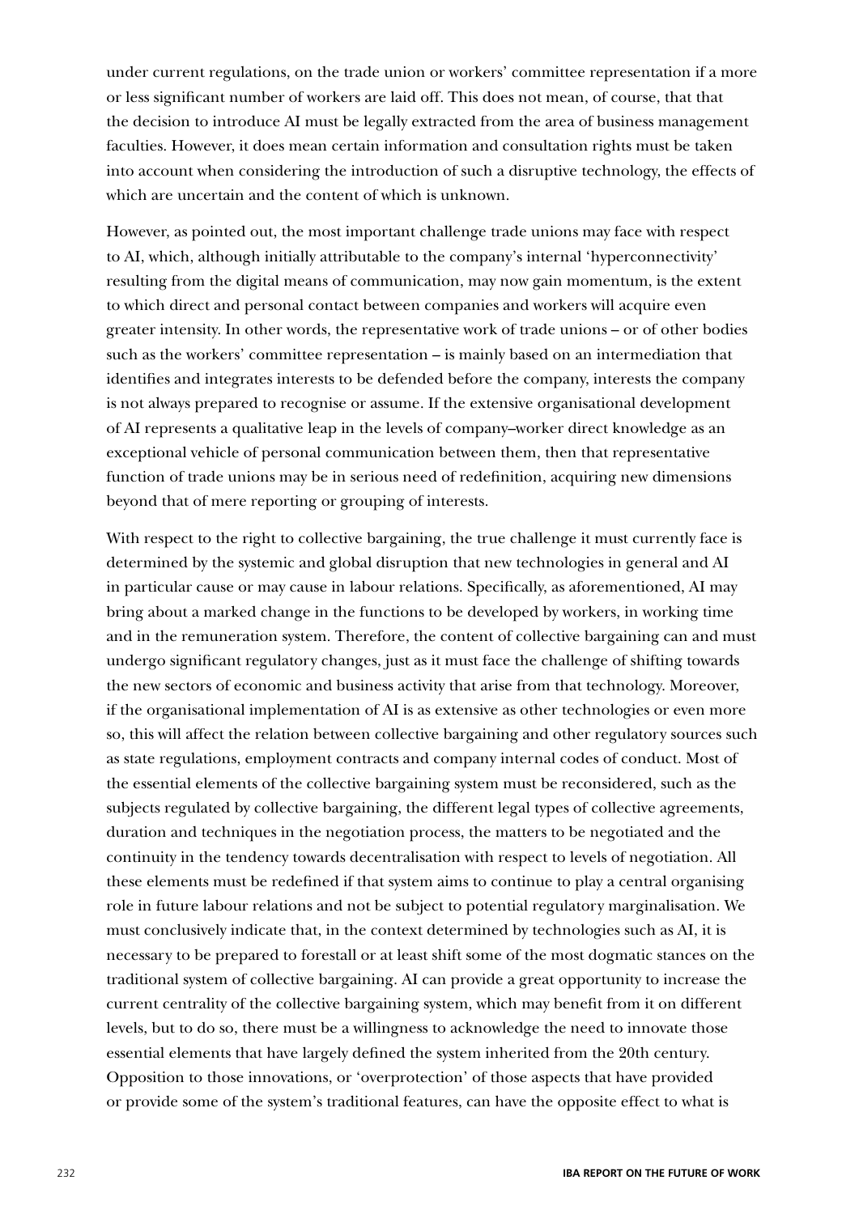under current regulations, on the trade union or workers' committee representation if a more or less significant number of workers are laid off. This does not mean, of course, that that the decision to introduce AI must be legally extracted from the area of business management faculties. However, it does mean certain information and consultation rights must be taken into account when considering the introduction of such a disruptive technology, the effects of which are uncertain and the content of which is unknown.

However, as pointed out, the most important challenge trade unions may face with respect to AI, which, although initially attributable to the company's internal 'hyperconnectivity' resulting from the digital means of communication, may now gain momentum, is the extent to which direct and personal contact between companies and workers will acquire even greater intensity. In other words, the representative work of trade unions – or of other bodies such as the workers' committee representation – is mainly based on an intermediation that identifies and integrates interests to be defended before the company, interests the company is not always prepared to recognise or assume. If the extensive organisational development of AI represents a qualitative leap in the levels of company–worker direct knowledge as an exceptional vehicle of personal communication between them, then that representative function of trade unions may be in serious need of redefinition, acquiring new dimensions beyond that of mere reporting or grouping of interests.

With respect to the right to collective bargaining, the true challenge it must currently face is determined by the systemic and global disruption that new technologies in general and AI in particular cause or may cause in labour relations. Specifically, as aforementioned, AI may bring about a marked change in the functions to be developed by workers, in working time and in the remuneration system. Therefore, the content of collective bargaining can and must undergo significant regulatory changes, just as it must face the challenge of shifting towards the new sectors of economic and business activity that arise from that technology. Moreover, if the organisational implementation of AI is as extensive as other technologies or even more so, this will affect the relation between collective bargaining and other regulatory sources such as state regulations, employment contracts and company internal codes of conduct. Most of the essential elements of the collective bargaining system must be reconsidered, such as the subjects regulated by collective bargaining, the different legal types of collective agreements, duration and techniques in the negotiation process, the matters to be negotiated and the continuity in the tendency towards decentralisation with respect to levels of negotiation. All these elements must be redefined if that system aims to continue to play a central organising role in future labour relations and not be subject to potential regulatory marginalisation. We must conclusively indicate that, in the context determined by technologies such as AI, it is necessary to be prepared to forestall or at least shift some of the most dogmatic stances on the traditional system of collective bargaining. AI can provide a great opportunity to increase the current centrality of the collective bargaining system, which may benefit from it on different levels, but to do so, there must be a willingness to acknowledge the need to innovate those essential elements that have largely defined the system inherited from the 20th century. Opposition to those innovations, or 'overprotection' of those aspects that have provided or provide some of the system's traditional features, can have the opposite effect to what is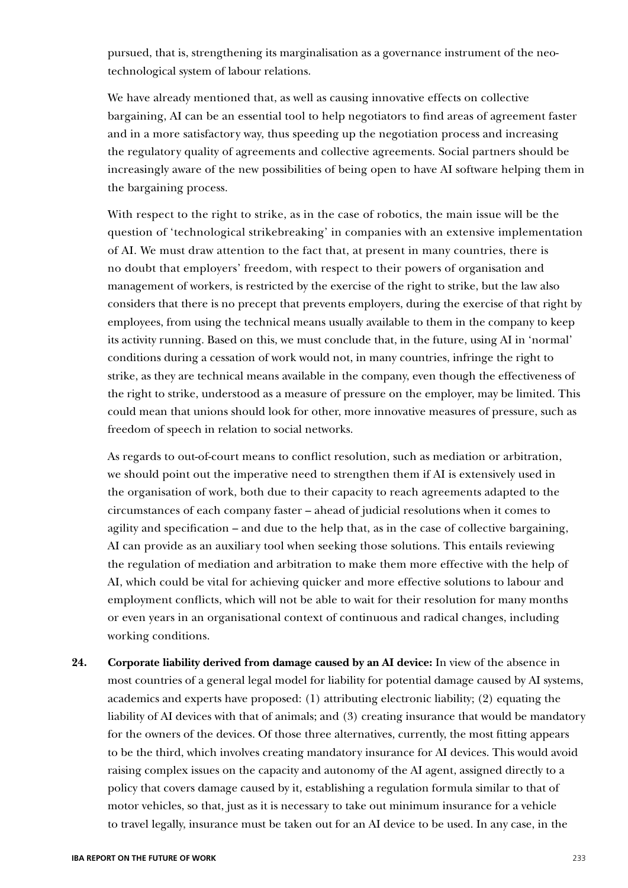pursued, that is, strengthening its marginalisation as a governance instrument of the neo-technological system of labour relations.

We have already mentioned that, as well as causing innovative effects on collective bargaining, AI can be an essential tool to help negotiators to find areas of agreement faster and in a more satisfactory way, thus speeding up the negotiation process and increasing the regulatory quality of agreements and collective agreements. Social partners should be increasingly aware of the new possibilities of being open to have AI software helping them in the bargaining process.

With respect to the right to strike, as in the case of robotics, the main issue will be the question of 'technological strikebreaking' in companies with an extensive implementation of AI. We must draw attention to the fact that, at present in many countries, there is no doubt that employers' freedom, with respect to their powers of organisation and management of workers, is restricted by the exercise of the right to strike, but the law also considers that there is no precept that prevents employers, during the exercise of that right by employees, from using the technical means usually available to them in the company to keep its activity running. Based on this, we must conclude that, in the future, using AI in 'normal' conditions during a cessation of work would not, in many countries, infringe the right to strike, as they are technical means available in the company, even though the effectiveness of the right to strike, understood as a measure of pressure on the employer, may be limited. This could mean that unions should look for other, more innovative measures of pressure, such as freedom of speech in relation to social networks.

As regards to out-of-court means to conflict resolution, such as mediation or arbitration, we should point out the imperative need to strengthen them if AI is extensively used in the organisation of work, both due to their capacity to reach agreements adapted to the circumstances of each company faster – ahead of judicial resolutions when it comes to agility and specification – and due to the help that, as in the case of collective bargaining, AI can provide as an auxiliary tool when seeking those solutions. This entails reviewing the regulation of mediation and arbitration to make them more effective with the help of AI, which could be vital for achieving quicker and more effective solutions to labour and employment conflicts, which will not be able to wait for their resolution for many months or even years in an organisational context of continuous and radical changes, including working conditions.

**24. Corporate liability derived from damage caused by an AI device:** In view of the absence in most countries of a general legal model for liability for potential damage caused by AI systems, academics and experts have proposed: (1) attributing electronic liability; (2) equating the liability of AI devices with that of animals; and (3) creating insurance that would be mandatory for the owners of the devices. Of those three alternatives, currently, the most fitting appears to be the third, which involves creating mandatory insurance for AI devices. This would avoid raising complex issues on the capacity and autonomy of the AI agent, assigned directly to a policy that covers damage caused by it, establishing a regulation formula similar to that of motor vehicles, so that, just as it is necessary to take out minimum insurance for a vehicle to travel legally, insurance must be taken out for an AI device to be used. In any case, in the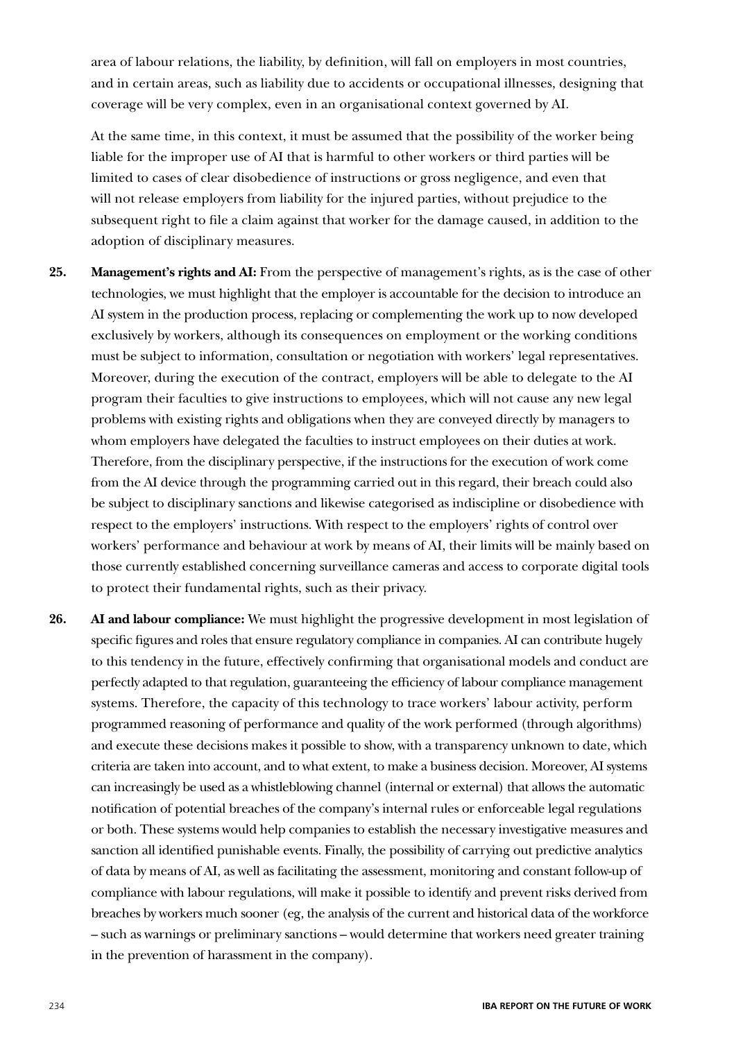area of labour relations, the liability, by definition, will fall on employers in most countries, and in certain areas, such as liability due to accidents or occupational illnesses, designing that coverage will be very complex, even in an organisational context governed by AI.

At the same time, in this context, it must be assumed that the possibility of the worker being liable for the improper use of AI that is harmful to other workers or third parties will be limited to cases of clear disobedience of instructions or gross negligence, and even that will not release employers from liability for the injured parties, without prejudice to the subsequent right to file a claim against that worker for the damage caused, in addition to the adoption of disciplinary measures.

**25. Management's rights and AI:** From the perspective of management's rights, as is the case of other technologies, we must highlight that the employer is accountable for the decision to introduce an AI system in the production process, replacing or complementing the work up to now developed exclusively by workers, although its consequences on employment or the working conditions must be subject to information, consultation or negotiation with workers' legal representatives. Moreover, during the execution of the contract, employers will be able to delegate to the AI program their faculties to give instructions to employees, which will not cause any new legal problems with existing rights and obligations when they are conveyed directly by managers to whom employers have delegated the faculties to instruct employees on their duties at work. Therefore, from the disciplinary perspective, if the instructions for the execution of work come from the AI device through the programming carried out in this regard, their breach could also be subject to disciplinary sanctions and likewise categorised as indiscipline or disobedience with respect to the employers' instructions. With respect to the employers' rights of control over workers' performance and behaviour at work by means of AI, their limits will be mainly based on those currently established concerning surveillance cameras and access to corporate digital tools to protect their fundamental rights, such as their privacy.

**26. AI and labour compliance:** We must highlight the progressive development in most legislation of specific figures and roles that ensure regulatory compliance in companies. AI can contribute hugely to this tendency in the future, effectively confirming that organisational models and conduct are perfectly adapted to that regulation, guaranteeing the efficiency of labour compliance management systems. Therefore, the capacity of this technology to trace workers' labour activity, perform programmed reasoning of performance and quality of the work performed (through algorithms) and execute these decisions makes it possible to show, with a transparency unknown to date, which criteria are taken into account, and to what extent, to make a business decision. Moreover, AI systems can increasingly be used as a whistleblowing channel (internal or external) that allows the automatic notification of potential breaches of the company's internal rules or enforceable legal regulations or both. These systems would help companies to establish the necessary investigative measures and sanction all identified punishable events. Finally, the possibility of carrying out predictive analytics of data by means of AI, as well as facilitating the assessment, monitoring and constant follow-up of compliance with labour regulations, will make it possible to identify and prevent risks derived from breaches by workers much sooner (eg, the analysis of the current and historical data of the workforce – such as warnings or preliminary sanctions – would determine that workers need greater training in the prevention of harassment in the company).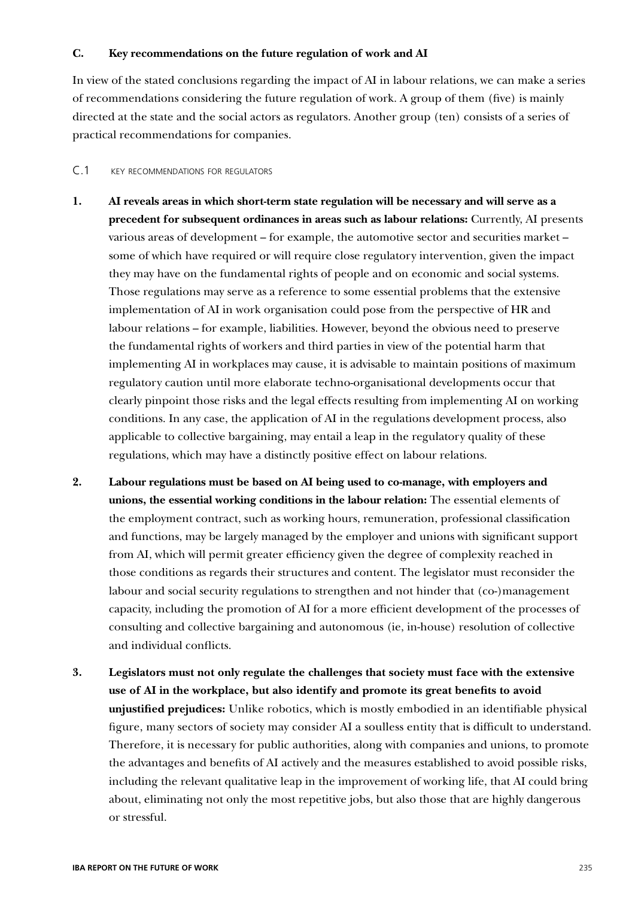### C. Key recommendations on the future regulation of work and AI

In view of the stated conclusions regarding the impact of AI in labour relations, we can make a series of recommendations considering the future regulation of work. A group of them (five) is mainly directed at the state and the social actors as regulators. Another group (ten) consists of a series of practical recommendations for companies.

#### C.1 KEY RECOMMENDATIONS FOR REGULATORS

1. **AI reveals areas in which short-term state regulation will be necessary and will serve as a precedent for subsequent ordinances in areas such as labour relations:** Currently, AI presents various areas of development – for example, the automotive sector and securities market – some of which have required or will require close regulatory intervention, given the impact they may have on the fundamental rights of people and on economic and social systems. Those regulations may serve as a reference to some essential problems that the extensive implementation of AI in work organisation could pose from the perspective of HR and labour relations – for example, liabilities. However, beyond the obvious need to preserve the fundamental rights of workers and third parties in view of the potential harm that implementing AI in workplaces may cause, it is advisable to maintain positions of maximum regulatory caution until more elaborate techno-organisational developments occur that clearly pinpoint those risks and the legal effects resulting from implementing AI on working conditions. In any case, the application of AI in the regulations development process, also applicable to collective bargaining, may entail a leap in the regulatory quality of these regulations, which may have a distinctly positive effect on labour relations.

2. **Labour regulations must be based on AI being used to co-manage, with employers and unions, the essential working conditions in the labour relation:** The essential elements of the employment contract, such as working hours, remuneration, professional classification and functions, may be largely managed by the employer and unions with significant support from AI, which will permit greater efficiency given the degree of complexity reached in those conditions as regards their structures and content. The legislator must reconsider the labour and social security regulations to strengthen and not hinder that (co-)management capacity, including the promotion of AI for a more efficient development of the processes of consulting and collective bargaining and autonomous (ie, in-house) resolution of collective and individual conflicts.

3. **Legislators must not only regulate the challenges that society must face with the extensive use of AI in the workplace, but also identify and promote its great benefits to avoid unjustified prejudices:** Unlike robotics, which is mostly embodied in an identifiable physical figure, many sectors of society may consider AI a soulless entity that is difficult to understand. Therefore, it is necessary for public authorities, along with companies and unions, to promote the advantages and benefits of AI actively and the measures established to avoid possible risks, including the relevant qualitative leap in the improvement of working life, that AI could bring about, eliminating not only the most repetitive jobs, but also those that are highly dangerous or stressful.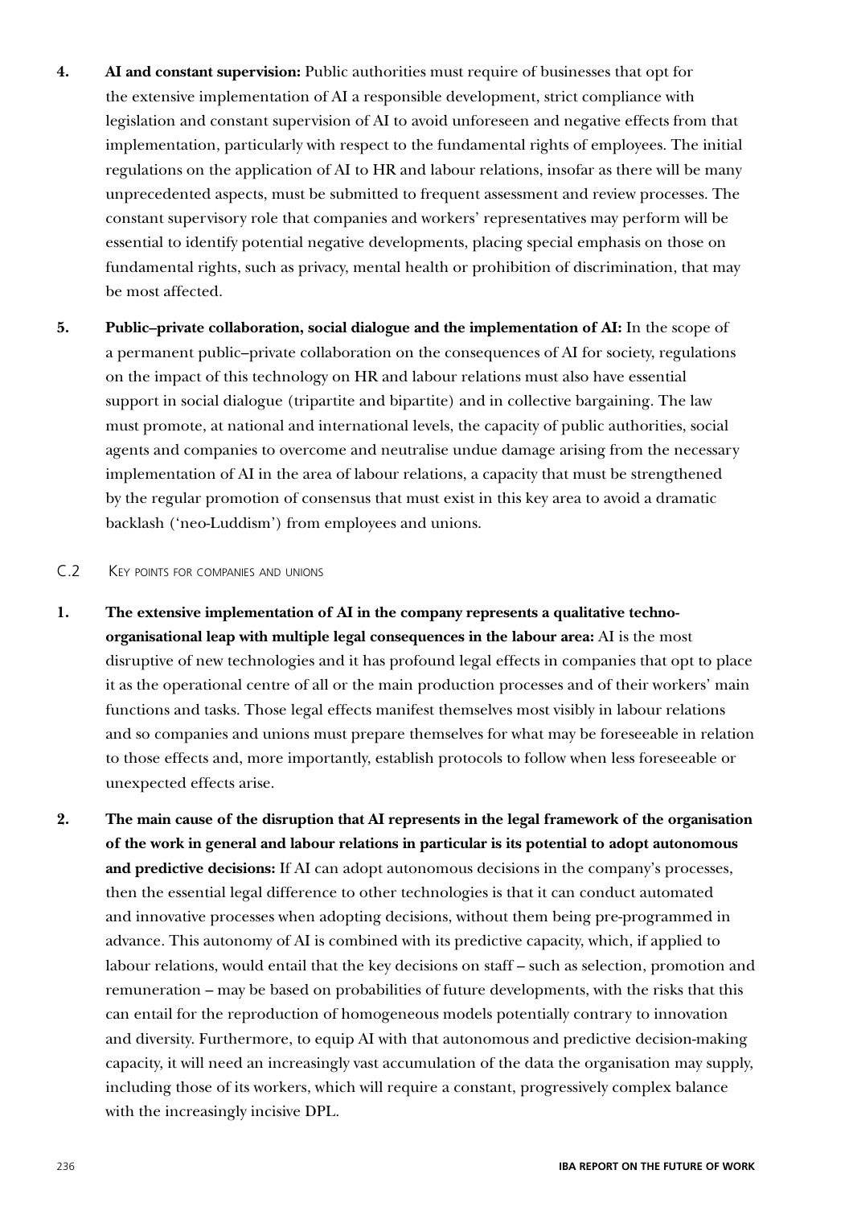4. **AI and constant supervision:** Public authorities must require of businesses that opt for the extensive implementation of AI a responsible development, strict compliance with legislation and constant supervision of AI to avoid unforeseen and negative effects from that implementation, particularly with respect to the fundamental rights of employees. The initial regulations on the application of AI to HR and labour relations, insofar as there will be many unprecedented aspects, must be submitted to frequent assessment and review processes. The constant supervisory role that companies and workers' representatives may perform will be essential to identify potential negative developments, placing special emphasis on those on fundamental rights, such as privacy, mental health or prohibition of discrimination, that may be most affected.

5. **Public–private collaboration, social dialogue and the implementation of AI:** In the scope of a permanent public–private collaboration on the consequences of AI for society, regulations on the impact of this technology on HR and labour relations must also have essential support in social dialogue (tripartite and bipartite) and in collective bargaining. The law must promote, at national and international levels, the capacity of public authorities, social agents and companies to overcome and neutralise undue damage arising from the necessary implementation of AI in the area of labour relations, a capacity that must be strengthened by the regular promotion of consensus that must exist in this key area to avoid a dramatic backlash ('neo-Luddism') from employees and unions.

### C.2 Key points for companies and unions

1. **The extensive implementation of AI in the company represents a qualitative techno-organisational leap with multiple legal consequences in the labour area:** AI is the most disruptive of new technologies and it has profound legal effects in companies that opt to place it as the operational centre of all or the main production processes and of their workers' main functions and tasks. Those legal effects manifest themselves most visibly in labour relations and so companies and unions must prepare themselves for what may be foreseeable in relation to those effects and, more importantly, establish protocols to follow when less foreseeable or unexpected effects arise.

2. **The main cause of the disruption that AI represents in the legal framework of the organisation of the work in general and labour relations in particular is its potential to adopt autonomous and predictive decisions:** If AI can adopt autonomous decisions in the company's processes, then the essential legal difference to other technologies is that it can conduct automated and innovative processes when adopting decisions, without them being pre-programmed in advance. This autonomy of AI is combined with its predictive capacity, which, if applied to labour relations, would entail that the key decisions on staff – such as selection, promotion and remuneration – may be based on probabilities of future developments, with the risks that this can entail for the reproduction of homogeneous models potentially contrary to innovation and diversity. Furthermore, to equip AI with that autonomous and predictive decision-making capacity, it will need an increasingly vast accumulation of the data the organisation may supply, including those of its workers, which will require a constant, progressively complex balance with the increasingly incisive DPL.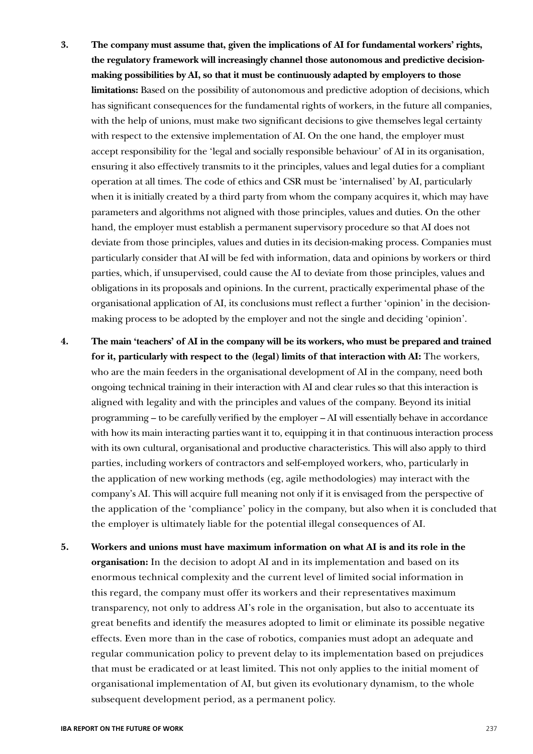3. **The company must assume that, given the implications of AI for fundamental workers' rights, the regulatory framework will increasingly channel those autonomous and predictive decision-making possibilities by AI, so that it must be continuously adapted by employers to those limitations:** Based on the possibility of autonomous and predictive adoption of decisions, which has significant consequences for the fundamental rights of workers, in the future all companies, with the help of unions, must make two significant decisions to give themselves legal certainty with respect to the extensive implementation of AI. On the one hand, the employer must accept responsibility for the 'legal and socially responsible behaviour' of AI in its organisation, ensuring it also effectively transmits to it the principles, values and legal duties for a compliant operation at all times. The code of ethics and CSR must be 'internalised' by AI, particularly when it is initially created by a third party from whom the company acquires it, which may have parameters and algorithms not aligned with those principles, values and duties. On the other hand, the employer must establish a permanent supervisory procedure so that AI does not deviate from those principles, values and duties in its decision-making process. Companies must particularly consider that AI will be fed with information, data and opinions by workers or third parties, which, if unsupervised, could cause the AI to deviate from those principles, values and obligations in its proposals and opinions. In the current, practically experimental phase of the organisational application of AI, its conclusions must reflect a further 'opinion' in the decision-making process to be adopted by the employer and not the single and deciding 'opinion'.

4. **The main 'teachers' of AI in the company will be its workers, who must be prepared and trained for it, particularly with respect to the (legal) limits of that interaction with AI:** The workers, who are the main feeders in the organisational development of AI in the company, need both ongoing technical training in their interaction with AI and clear rules so that this interaction is aligned with legality and with the principles and values of the company. Beyond its initial programming – to be carefully verified by the employer – AI will essentially behave in accordance with how its main interacting parties want it to, equipping it in that continuous interaction process with its own cultural, organisational and productive characteristics. This will also apply to third parties, including workers of contractors and self-employed workers, who, particularly in the application of new working methods (eg, agile methodologies) may interact with the company's AI. This will acquire full meaning not only if it is envisaged from the perspective of the application of the 'compliance' policy in the company, but also when it is concluded that the employer is ultimately liable for the potential illegal consequences of AI.

5. **Workers and unions must have maximum information on what AI is and its role in the organisation:** In the decision to adopt AI and in its implementation and based on its enormous technical complexity and the current level of limited social information in this regard, the company must offer its workers and their representatives maximum transparency, not only to address AI's role in the organisation, but also to accentuate its great benefits and identify the measures adopted to limit or eliminate its possible negative effects. Even more than in the case of robotics, companies must adopt an adequate and regular communication policy to prevent delay to its implementation based on prejudices that must be eradicated or at least limited. This not only applies to the initial moment of organisational implementation of AI, but given its evolutionary dynamism, to the whole subsequent development period, as a permanent policy.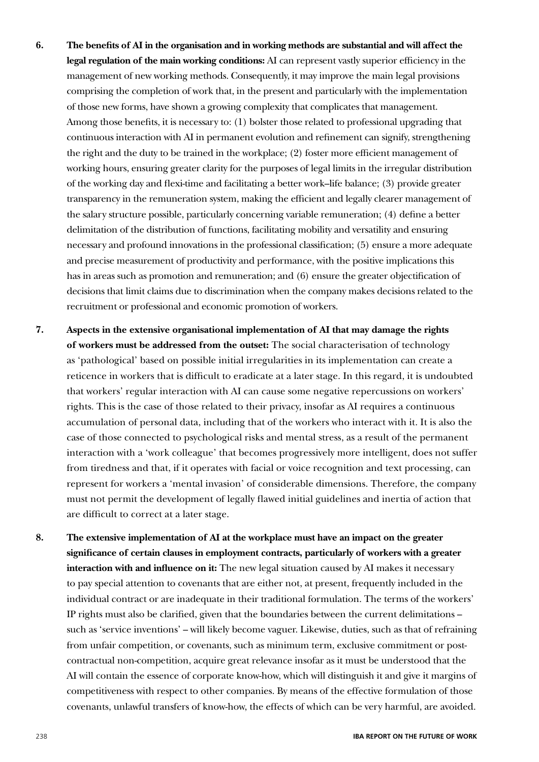6. **The benefits of AI in the organisation and in working methods are substantial and will affect the legal regulation of the main working conditions:** AI can represent vastly superior efficiency in the management of new working methods. Consequently, it may improve the main legal provisions comprising the completion of work that, in the present and particularly with the implementation of those new forms, have shown a growing complexity that complicates that management. Among those benefits, it is necessary to: (1) bolster those related to professional upgrading that continuous interaction with AI in permanent evolution and refinement can signify, strengthening the right and the duty to be trained in the workplace; (2) foster more efficient management of working hours, ensuring greater clarity for the purposes of legal limits in the irregular distribution of the working day and flexi-time and facilitating a better work–life balance; (3) provide greater transparency in the remuneration system, making the efficient and legally clearer management of the salary structure possible, particularly concerning variable remuneration; (4) define a better delimitation of the distribution of functions, facilitating mobility and versatility and ensuring necessary and profound innovations in the professional classification; (5) ensure a more adequate and precise measurement of productivity and performance, with the positive implications this has in areas such as promotion and remuneration; and (6) ensure the greater objectification of decisions that limit claims due to discrimination when the company makes decisions related to the recruitment or professional and economic promotion of workers.

7. **Aspects in the extensive organisational implementation of AI that may damage the rights of workers must be addressed from the outset:** The social characterisation of technology as 'pathological' based on possible initial irregularities in its implementation can create a reticence in workers that is difficult to eradicate at a later stage. In this regard, it is undoubted that workers' regular interaction with AI can cause some negative repercussions on workers' rights. This is the case of those related to their privacy, insofar as AI requires a continuous accumulation of personal data, including that of the workers who interact with it. It is also the case of those connected to psychological risks and mental stress, as a result of the permanent interaction with a 'work colleague' that becomes progressively more intelligent, does not suffer from tiredness and that, if it operates with facial or voice recognition and text processing, can represent for workers a 'mental invasion' of considerable dimensions. Therefore, the company must not permit the development of legally flawed initial guidelines and inertia of action that are difficult to correct at a later stage.

8. **The extensive implementation of AI at the workplace must have an impact on the greater significance of certain clauses in employment contracts, particularly of workers with a greater interaction with and influence on it:** The new legal situation caused by AI makes it necessary to pay special attention to covenants that are either not, at present, frequently included in the individual contract or are inadequate in their traditional formulation. The terms of the workers' IP rights must also be clarified, given that the boundaries between the current delimitations – such as 'service inventions' – will likely become vaguer. Likewise, duties, such as that of refraining from unfair competition, or covenants, such as minimum term, exclusive commitment or post-contractual non-competition, acquire great relevance insofar as it must be understood that the AI will contain the essence of corporate know-how, which will distinguish it and give it margins of competitiveness with respect to other companies. By means of the effective formulation of those covenants, unlawful transfers of know-how, the effects of which can be very harmful, are avoided.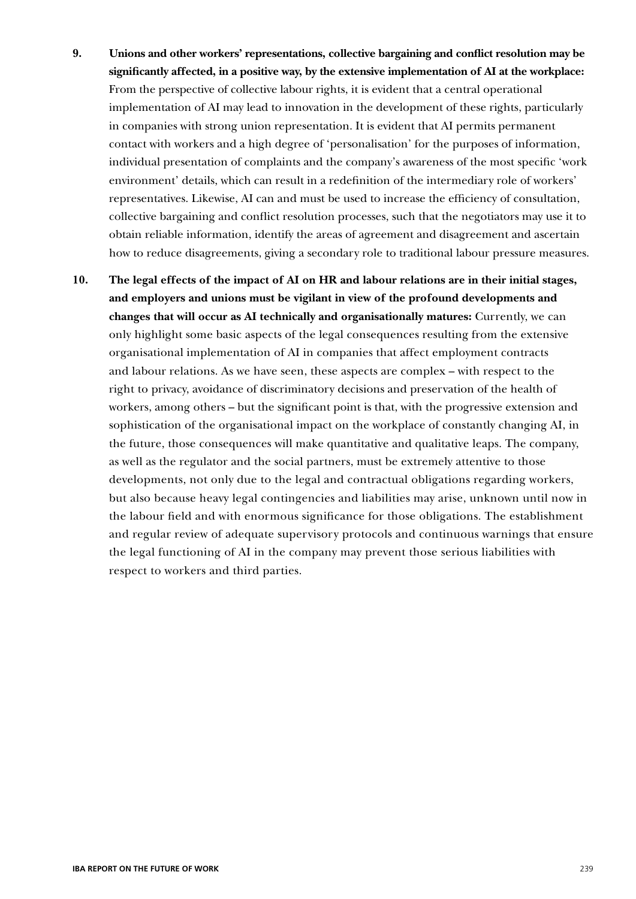9. **Unions and other workers' representations, collective bargaining and conflict resolution may be significantly affected, in a positive way, by the extensive implementation of AI at the workplace:** From the perspective of collective labour rights, it is evident that a central operational implementation of AI may lead to innovation in the development of these rights, particularly in companies with strong union representation. It is evident that AI permits permanent contact with workers and a high degree of 'personalisation' for the purposes of information, individual presentation of complaints and the company's awareness of the most specific 'work environment' details, which can result in a redefinition of the intermediary role of workers' representatives. Likewise, AI can and must be used to increase the efficiency of consultation, collective bargaining and conflict resolution processes, such that the negotiators may use it to obtain reliable information, identify the areas of agreement and disagreement and ascertain how to reduce disagreements, giving a secondary role to traditional labour pressure measures.

10. **The legal effects of the impact of AI on HR and labour relations are in their initial stages, and employers and unions must be vigilant in view of the profound developments and changes that will occur as AI technically and organisationally matures:** Currently, we can only highlight some basic aspects of the legal consequences resulting from the extensive organisational implementation of AI in companies that affect employment contracts and labour relations. As we have seen, these aspects are complex – with respect to the right to privacy, avoidance of discriminatory decisions and preservation of the health of workers, among others – but the significant point is that, with the progressive extension and sophistication of the organisational impact on the workplace of constantly changing AI, in the future, those consequences will make quantitative and qualitative leaps. The company, as well as the regulator and the social partners, must be extremely attentive to those developments, not only due to the legal and contractual obligations regarding workers, but also because heavy legal contingencies and liabilities may arise, unknown until now in the labour field and with enormous significance for those obligations. The establishment and regular review of adequate supervisory protocols and continuous warnings that ensure the legal functioning of AI in the company may prevent those serious liabilities with respect to workers and third parties.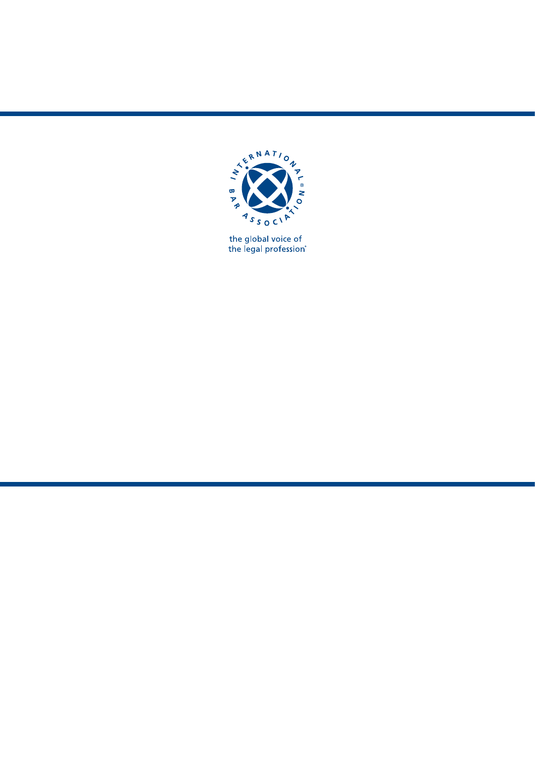the global voice of
the legal profession®